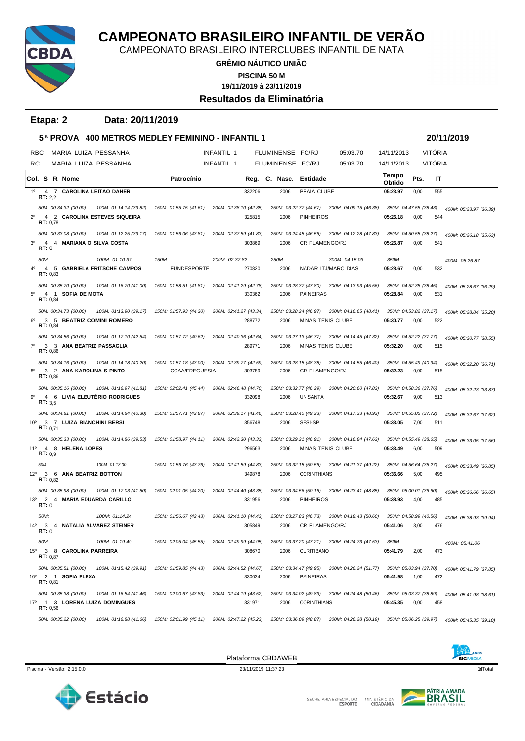# CAMPEONATO BRASILEIRO INFANTIL DE VERÃO

CAMPEONATO BRASILEIRO INTERCLUBES INFANTIL DE NATA

**GRÊMIO NÁUTICO UNIÃO**

**PISCINA 50 M**

**19/11/2019 à 23/11/2019**

**Resultados da Eliminatória**

**Etapa: 2 Data: 20/11/2019**

## 5ª PROVA 400 METROS MEDLEY FEMININO - INFANTIL 1 — 20/11/2019

| | | | | | | |
|---|---|---|---|---|---|---|
| RBC | MARIA LUIZA PESSANHA | INFANTIL 1 | FLUMINENSE FC/RJ | 05:03.70 | 14/11/2013 | VITÓRIA |
| RC | MARIA LUIZA PESSANHA | INFANTIL 1 | FLUMINENSE FC/RJ | 05:03.70 | 14/11/2013 | VITÓRIA |

| Col. | S | R | Nome | Patrocínio | Reg. | C. Nasc. | Entidade | Tempo Obtido | Pts. | IT |
|---|---|---|---|---|---|---|---|---|---|---|
| 1º | 4 | 7 | **CAROLINA LEITAO DAHER** (RT: 2,2) | | 332206 | 2006 | PRAIA CLUBE | 05:23.97 | 0,00 | 555 |
| | | | *50M: 00:34.32 (00.00) 100M: 01:14.14 (39.82) 150M: 01:55.75 (41.61) 200M: 02:38.10 (42.35) 250M: 03:22.77 (44.67) 300M: 04:09.15 (46.38) 350M: 04:47.58 (38.43) 400M: 05:23.97 (36.39)* | | | | | | | |
| 2º | 4 | 2 | **CAROLINA ESTEVES SIQUEIRA** (RT: 0,78) | | 325815 | 2006 | PINHEIROS | 05:26.18 | 0,00 | 544 |
| | | | *50M: 00:33.08 (00.00) 100M: 01:12.25 (39.17) 150M: 01:56.06 (43.81) 200M: 02:37.89 (41.83) 250M: 03:24.45 (46.56) 300M: 04:12.28 (47.83) 350M: 04:50.55 (38.27) 400M: 05:26.18 (35.63)* | | | | | | | |
| 3º | 4 | 4 | **MARIANA O SILVA COSTA** (RT: 0) | | 303869 | 2006 | CR FLAMENGO/RJ | 05:26.87 | 0,00 | 541 |
| | | | *50M: 100M: 01:10.37 150M: 200M: 02:37.82 250M: 300M: 04:15.03 350M: 400M: 05:26.87* | | | | | | | |
| 4º | 4 | 5 | **GABRIELA FRITSCHE CAMPOS** (RT: 0,83) | FUNDESPORTE | 270820 | 2006 | NADAR ITJ/MARC DIAS | 05:28.67 | 0,00 | 532 |
| | | | *50M: 00:35.70 (00.00) 100M: 01:16.70 (41.00) 150M: 01:58.51 (41.81) 200M: 02:41.29 (42.78) 250M: 03:28.37 (47.80) 300M: 04:13.93 (45.56) 350M: 04:52.38 (38.45) 400M: 05:28.67 (36.29)* | | | | | | | |
| 5º | 4 | 1 | **SOFIA DE MOTA** (RT: 0,84) | | 330362 | 2006 | PAINEIRAS | 05:28.84 | 0,00 | 531 |
| | | | *50M: 00:34.73 (00.00) 100M: 01:13.90 (39.17) 150M: 01:57.93 (44.30) 200M: 02:41.27 (43.34) 250M: 03:28.24 (46.97) 300M: 04:16.65 (48.41) 350M: 04:53.82 (37.17) 400M: 05:28.84 (35.20)* | | | | | | | |
| 6º | 3 | 5 | **BEATRIZ COMINI ROMERO** (RT: 0,84) | | 288772 | 2006 | MINAS TENIS CLUBE | 05:30.77 | 0,00 | 522 |
| | | | *50M: 00:34.56 (00.00) 100M: 01:17.10 (42.54) 150M: 01:57.72 (40.62) 200M: 02:40.36 (42.64) 250M: 03:27.13 (46.77) 300M: 04:14.45 (47.32) 350M: 04:52.22 (37.77) 400M: 05:30.77 (38.55)* | | | | | | | |
| 7º | 3 | 3 | **ANA BEATRIZ PASSAGLIA** (RT: 0,86) | | 289771 | 2006 | MINAS TENIS CLUBE | 05:32.20 | 0,00 | 515 |
| | | | *50M: 00:34.16 (00.00) 100M: 01:14.18 (40.20) 150M: 01:57.18 (43.00) 200M: 02:39.77 (42.59) 250M: 03:28.15 (48.38) 300M: 04:14.55 (46.40) 350M: 04:55.49 (40.94) 400M: 05:32.20 (36.71)* | | | | | | | |
| 8º | 3 | 2 | **ANA KAROLINA S PINTO** (RT: 0,86) | CCAA/FREGUESIA | 303789 | 2006 | CR FLAMENGO/RJ | 05:32.23 | 0,00 | 515 |
| | | | *50M: 00:35.16 (00.00) 100M: 01:16.97 (41.81) 150M: 02:02.41 (45.44) 200M: 02:46.48 (44.70) 250M: 03:32.77 (46.29) 300M: 04:20.60 (47.83) 350M: 04:58.36 (37.76) 400M: 05:32.23 (33.87)* | | | | | | | |
| 9º | 4 | 6 | **LIVIA ELEUTÉRIO RODRIGUES** (RT: 3,5) | | 332098 | 2006 | UNISANTA | 05:32.67 | 9,00 | 513 |
| | | | *50M: 00:34.81 (00.00) 100M: 01:14.84 (40.30) 150M: 01:57.71 (42.87) 200M: 02:39.17 (41.46) 250M: 03:28.40 (49.23) 300M: 04:17.33 (48.93) 350M: 04:55.05 (37.72) 400M: 05:32.67 (37.62)* | | | | | | | |
| 10º | 3 | 7 | **LUIZA BIANCHINI BERSI** (RT: 0,71) | | 356748 | 2006 | SESI-SP | 05:33.05 | 7,00 | 511 |
| | | | *50M: 00:35.33 (00.00) 100M: 01:14.86 (39.53) 150M: 01:58.97 (44.11) 200M: 02:42.30 (43.33) 250M: 03:29.21 (46.91) 300M: 04:16.84 (47.63) 350M: 04:55.49 (38.65) 400M: 05:33.05 (37.56)* | | | | | | | |
| 11º | 4 | 8 | **HELENA LOPES** (RT: 0,9) | | 296563 | 2006 | MINAS TENIS CLUBE | 05:33.49 | 6,00 | 509 |
| | | | *50M: 100M: 01:13.00 150M: 01:56.76 (43.76) 200M: 02:41.59 (44.83) 250M: 03:32.15 (50.56) 300M: 04:21.37 (49.22) 350M: 04:56.64 (35.27) 400M: 05:33.49 (36.85)* | | | | | | | |
| 12º | 3 | 6 | **ANA BEATRIZ BOTTON** (RT: 0,82) | | 349878 | 2006 | CORINTHIANS | 05:36.66 | 5,00 | 495 |
| | | | *50M: 00:35.98 (00.00) 100M: 01:17.03 (41.50) 150M: 02:01.05 (44.20) 200M: 02:44.40 (43.35) 250M: 03:34.56 (50.16) 300M: 04:23.41 (48.85) 350M: 05:00.01 (36.60) 400M: 05:36.66 (36.65)* | | | | | | | |
| 13º | 2 | 4 | **MARIA EDUARDA CARILLO** (RT: 0) | | 331956 | 2006 | PINHEIROS | 05:38.93 | 4,00 | 485 |
| | | | *50M: 100M: 01:14.24 150M: 01:56.67 (42.43) 200M: 02:41.10 (44.43) 250M: 03:27.83 (46.73) 300M: 04:18.43 (50.60) 350M: 04:58.99 (40.56) 400M: 05:38.93 (39.94)* | | | | | | | |
| 14º | 3 | 4 | **NATALIA ALVAREZ STEINER** (RT: 0) | | 305849 | 2006 | CR FLAMENGO/RJ | 05:41.06 | 3,00 | 476 |
| | | | *50M: 100M: 01:19.49 150M: 02:05.04 (45.55) 200M: 02:49.99 (44.95) 250M: 03:37.20 (47.21) 300M: 04:24.73 (47.53) 350M: 400M: 05:41.06* | | | | | | | |
| 15º | 3 | 8 | **CAROLINA PARREIRA** (RT: 0,87) | | 308670 | 2006 | CURITIBANO | 05:41.79 | 2,00 | 473 |
| | | | *50M: 00:35.51 (00.00) 100M: 01:15.42 (39.91) 150M: 01:59.85 (44.43) 200M: 02:44.52 (44.67) 250M: 03:34.47 (49.95) 300M: 04:26.24 (51.77) 350M: 05:03.94 (37.70) 400M: 05:41.79 (37.85)* | | | | | | | |
| 16º | 2 | 1 | **SOFIA FLEXA** (RT: 0,81) | | 330634 | 2006 | PAINEIRAS | 05:41.98 | 1,00 | 472 |
| | | | *50M: 00:35.38 (00.00) 100M: 01:16.84 (41.46) 150M: 02:00.67 (43.83) 200M: 02:44.19 (43.52) 250M: 03:34.02 (49.83) 300M: 04:24.48 (50.46) 350M: 05:03.37 (38.89) 400M: 05:41.98 (38.61)* | | | | | | | |
| 17º | 1 | 3 | **LORENA LUIZA DOMINGUES** (RT: 0,56) | | 331971 | 2006 | CORINTHIANS | 05:45.35 | 0,00 | 458 |
| | | | *50M: 00:35.22 (00.00) 100M: 01:16.88 (41.66) 150M: 02:01.99 (45.11) 200M: 02:47.22 (45.23) 250M: 03:36.09 (48.87) 300M: 04:26.28 (50.19) 350M: 05:06.25 (39.97) 400M: 05:45.35 (39.10)* | | | | | | | |

Plataforma CBDAWEB

Piscina - Versão: 2.15.0.0 — 23/11/2019 11:37:23 — 1rlTotal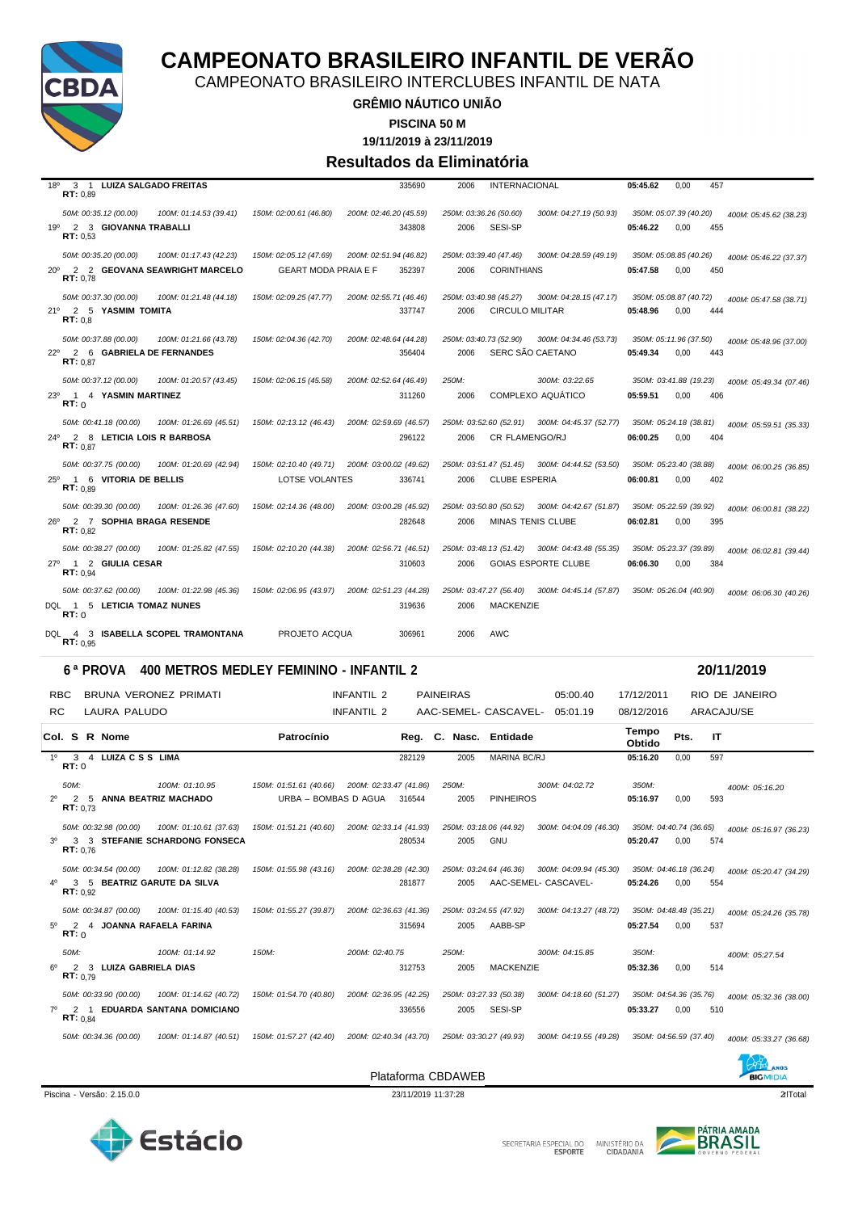# CAMPEONATO BRASILEIRO INFANTIL DE VERÃO

CAMPEONATO BRASILEIRO INTERCLUBES INFANTIL DE NATA

**GRÊMIO NÁUTICO UNIÃO**

**PISCINA 50 M**

**19/11/2019 à 23/11/2019**

## Resultados da Eliminatória

| Col. | S | R | Nome | Patrocínio | Reg. | C. Nasc. | Entidade | Tempo Obtido | Pts. | IT |
|---|---|---|---|---|---|---|---|---|---|---|
| 18º | 3 | 1 | **LUIZA SALGADO FREITAS** RT: 0,89 | | 335690 | 2006 | INTERNACIONAL | 05:45.62 | 0,00 | 457 |
| | | | 50M: 00:35.12 (00.00) 100M: 01:14.53 (39.41) 150M: 02:00.61 (46.80) 200M: 02:46.20 (45.59) 250M: 03:36.26 (50.60) 300M: 04:27.19 (50.93) 350M: 05:07.39 (40.20) 400M: 05:45.62 (38.23) | | | | | | | |
| 19º | 2 | 3 | **GIOVANNA TRABALLI** RT: 0,53 | | 343808 | 2006 | SESI-SP | 05:46.22 | 0,00 | 455 |
| | | | 50M: 00:35.20 (00.00) 100M: 01:17.43 (42.23) 150M: 02:05.12 (47.69) 200M: 02:51.94 (46.82) 250M: 03:39.40 (47.46) 300M: 04:28.59 (49.19) 350M: 05:08.85 (40.26) 400M: 05:46.22 (37.37) | | | | | | | |
| 20º | 2 | 2 | **GEOVANA SEAWRIGHT MARCELO** RT: 0,78 | GEART MODA PRAIA E F | 352397 | 2006 | CORINTHIANS | 05:47.58 | 0,00 | 450 |
| | | | 50M: 00:37.30 (00.00) 100M: 01:21.48 (44.18) 150M: 02:09.25 (47.77) 200M: 02:55.71 (46.46) 250M: 03:40.98 (45.27) 300M: 04:28.15 (47.17) 350M: 05:08.87 (40.72) 400M: 05:47.58 (38.71) | | | | | | | |
| 21º | 2 | 5 | **YASMIM TOMITA** RT: 0,8 | | 337747 | 2006 | CIRCULO MILITAR | 05:48.96 | 0,00 | 444 |
| | | | 50M: 00:37.88 (00.00) 100M: 01:21.66 (43.78) 150M: 02:04.36 (42.70) 200M: 02:48.64 (44.28) 250M: 03:40.73 (52.90) 300M: 04:34.46 (53.73) 350M: 05:11.96 (37.50) 400M: 05:48.96 (37.00) | | | | | | | |
| 22º | 2 | 6 | **GABRIELA DE FERNANDES** RT: 0,87 | | 356404 | 2006 | SERC SÃO CAETANO | 05:49.34 | 0,00 | 443 |
| | | | 50M: 00:37.12 (00.00) 100M: 01:20.57 (43.45) 150M: 02:06.15 (45.58) 200M: 02:52.64 (46.49) 250M: 300M: 03:22.65 350M: 03:41.88 (19.23) 400M: 05:49.34 (07.46) | | | | | | | |
| 23º | 1 | 4 | **YASMIN MARTINEZ** RT: 0 | | 311260 | 2006 | COMPLEXO AQUÁTICO | 05:59.51 | 0,00 | 406 |
| | | | 50M: 00:41.18 (00.00) 100M: 01:26.69 (45.51) 150M: 02:13.12 (46.43) 200M: 02:59.69 (46.57) 250M: 03:52.60 (52.91) 300M: 04:45.37 (52.77) 350M: 05:24.18 (38.81) 400M: 05:59.51 (35.33) | | | | | | | |
| 24º | 2 | 8 | **LETICIA LOIS R BARBOSA** RT: 0,87 | | 296122 | 2006 | CR FLAMENGO/RJ | 06:00.25 | 0,00 | 404 |
| | | | 50M: 00:37.75 (00.00) 100M: 01:20.69 (42.94) 150M: 02:10.40 (49.71) 200M: 03:00.02 (49.62) 250M: 03:51.47 (51.45) 300M: 04:44.52 (53.50) 350M: 05:23.40 (38.88) 400M: 06:00.25 (36.85) | | | | | | | |
| 25º | 1 | 6 | **VITORIA DE BELLIS** RT: 0,89 | LOTSE VOLANTES | 336741 | 2006 | CLUBE ESPERIA | 06:00.81 | 0,00 | 402 |
| | | | 50M: 00:39.30 (00.00) 100M: 01:26.36 (47.60) 150M: 02:14.36 (48.00) 200M: 03:00.28 (45.92) 250M: 03:50.80 (50.52) 300M: 04:42.67 (51.87) 350M: 05:22.59 (39.92) 400M: 06:00.81 (38.22) | | | | | | | |
| 26º | 2 | 7 | **SOPHIA BRAGA RESENDE** RT: 0,82 | | 282648 | 2006 | MINAS TENIS CLUBE | 06:02.81 | 0,00 | 395 |
| | | | 50M: 00:38.27 (00.00) 100M: 01:25.82 (47.55) 150M: 02:10.20 (44.38) 200M: 02:56.71 (46.51) 250M: 03:48.13 (51.42) 300M: 04:43.48 (55.35) 350M: 05:23.37 (39.89) 400M: 06:02.81 (39.44) | | | | | | | |
| 27º | 1 | 2 | **GIULIA CESAR** RT: 0,94 | | 310603 | 2006 | GOIAS ESPORTE CLUBE | 06:06.30 | 0,00 | 384 |
| | | | 50M: 00:37.62 (00.00) 100M: 01:22.98 (45.36) 150M: 02:06.95 (43.97) 200M: 02:51.23 (44.28) 250M: 03:47.27 (56.40) 300M: 04:45.14 (57.87) 350M: 05:26.04 (40.90) 400M: 06:06.30 (40.26) | | | | | | | |
| DQL | 1 | 5 | **LETICIA TOMAZ NUNES** RT: 0 | | 319636 | 2006 | MACKENZIE | | | |
| DQL | 4 | 3 | **ISABELLA SCOPEL TRAMONTANA** RT: 0,95 | PROJETO ACQUA | 306961 | 2006 | AWC | | | |

## 6ª PROVA 400 METROS MEDLEY FEMININO - INFANTIL 2 — 20/11/2019

| | | | | | | |
|---|---|---|---|---|---|---|
| RBC | BRUNA VERONEZ PRIMATI | INFANTIL 2 | PAINEIRAS | 05:00.40 | 17/12/2011 | RIO DE JANEIRO |
| RC | LAURA PALUDO | INFANTIL 2 | AAC-SEMEL- CASCAVEL- | 05:01.19 | 08/12/2016 | ARACAJU/SE |

| Col. | S | R | Nome | Patrocínio | Reg. | C. Nasc. | Entidade | Tempo Obtido | Pts. | IT |
|---|---|---|---|---|---|---|---|---|---|---|
| 1º | 3 | 4 | **LUIZA C S S LIMA** RT: 0 | | 282129 | 2005 | MARINA BC/RJ | 05:16.20 | 0,00 | 597 |
| | | | 50M: 100M: 01:10.95 150M: 01:51.61 (40.66) 200M: 02:33.47 (41.86) 250M: 300M: 04:02.72 350M: 400M: 05:16.20 | | | | | | | |
| 2º | 2 | 5 | **ANNA BEATRIZ MACHADO** RT: 0,73 | URBA – BOMBAS D AGUA | 316544 | 2005 | PINHEIROS | 05:16.97 | 0,00 | 593 |
| | | | 50M: 00:32.98 (00.00) 100M: 01:10.61 (37.63) 150M: 01:51.21 (40.60) 200M: 02:33.14 (41.93) 250M: 03:18.06 (44.92) 300M: 04:04.09 (46.30) 350M: 04:40.74 (36.65) 400M: 05:16.97 (36.23) | | | | | | | |
| 3º | 3 | 3 | **STEFANIE SCHARDONG FONSECA** RT: 0,76 | | 280534 | 2005 | GNU | 05:20.47 | 0,00 | 574 |
| | | | 50M: 00:34.54 (00.00) 100M: 01:12.82 (38.28) 150M: 01:55.98 (43.16) 200M: 02:38.28 (42.30) 250M: 03:24.64 (46.36) 300M: 04:09.94 (45.30) 350M: 04:46.18 (36.24) 400M: 05:20.47 (34.29) | | | | | | | |
| 4º | 3 | 5 | **BEATRIZ GARUTE DA SILVA** RT: 0,92 | | 281877 | 2005 | AAC-SEMEL- CASCAVEL- | 05:24.26 | 0,00 | 554 |
| | | | 50M: 00:34.87 (00.00) 100M: 01:15.40 (40.53) 150M: 01:55.27 (39.87) 200M: 02:36.63 (41.36) 250M: 03:24.55 (47.92) 300M: 04:13.27 (48.72) 350M: 04:48.48 (35.21) 400M: 05:24.26 (35.78) | | | | | | | |
| 5º | 2 | 4 | **JOANNA RAFAELA FARINA** RT: 0 | | 315694 | 2005 | AABB-SP | 05:27.54 | 0,00 | 537 |
| | | | 50M: 100M: 01:14.92 150M: 200M: 02:40.75 250M: 300M: 04:15.85 350M: 400M: 05:27.54 | | | | | | | |
| 6º | 2 | 3 | **LUIZA GABRIELA DIAS** RT: 0,79 | | 312753 | 2005 | MACKENZIE | 05:32.36 | 0,00 | 514 |
| | | | 50M: 00:33.90 (00.00) 100M: 01:14.62 (40.72) 150M: 01:54.70 (40.80) 200M: 02:36.95 (42.25) 250M: 03:27.33 (50.38) 300M: 04:18.60 (51.27) 350M: 04:54.36 (35.76) 400M: 05:32.36 (38.00) | | | | | | | |
| 7º | 2 | 1 | **EDUARDA SANTANA DOMICIANO** RT: 0,84 | | 336556 | 2005 | SESI-SP | 05:33.27 | 0,00 | 510 |
| | | | 50M: 00:34.36 (00.00) 100M: 01:14.87 (40.51) 150M: 01:57.27 (42.40) 200M: 02:40.34 (43.70) 250M: 03:30.27 (49.93) 300M: 04:19.55 (49.28) 350M: 04:56.59 (37.40) 400M: 05:33.27 (36.68) | | | | | | | |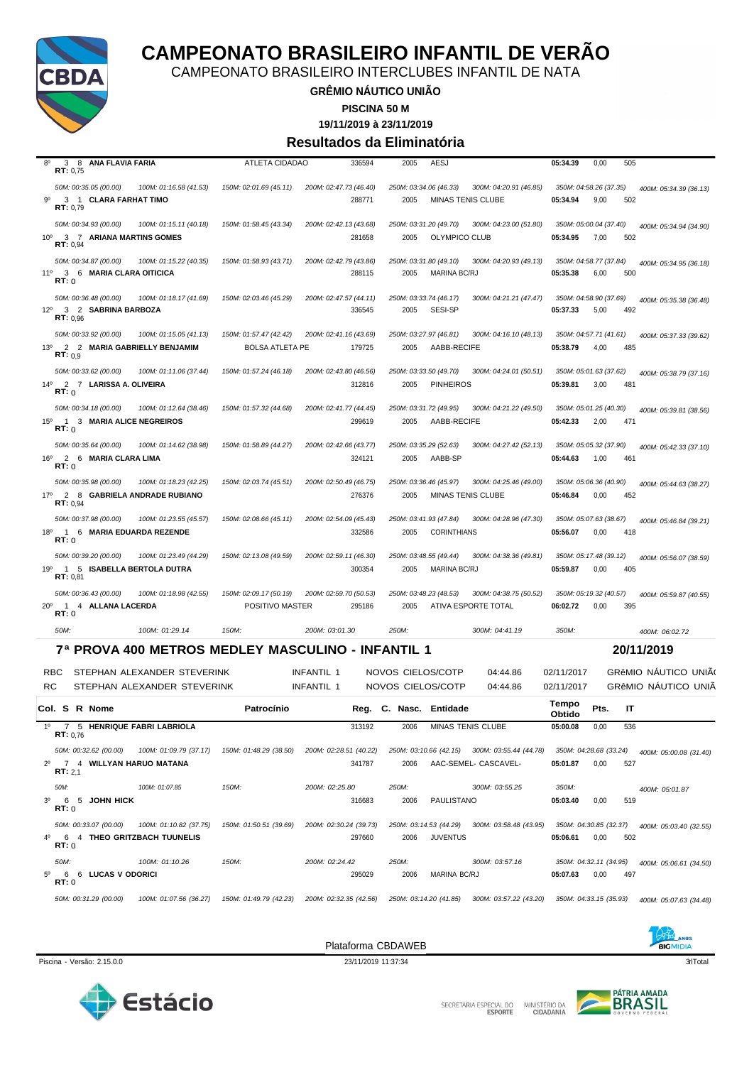# CAMPEONATO BRASILEIRO INFANTIL DE VERÃO

CAMPEONATO BRASILEIRO INTERCLUBES INFANTIL DE NATA

**GRÊMIO NÁUTICO UNIÃO**

**PISCINA 50 M**

**19/11/2019 à 23/11/2019**

## Resultados da Eliminatória

| Col. | S | R | Nome | Patrocínio | Reg. | C. Nasc. | Entidade | Tempo Obtido | Pts. | IT |
|---|---|---|---|---|---|---|---|---|---|---|
| 8º | 3 | 8 | **ANA FLAVIA FARIA** (RT: 0,75) | ATLETA CIDADAO | 336594 | 2005 | AESJ | 05:34.39 | 0,00 | 505 |
| | | | 50M: 00:35.05 (00.00) · 100M: 01:16.58 (41.53) · 150M: 02:01.69 (45.11) · 200M: 02:47.73 (46.40) · 250M: 03:34.06 (46.33) · 300M: 04:20.91 (46.85) · 350M: 04:58.26 (37.35) · 400M: 05:34.39 (36.13) | | | | | | | |
| 9º | 3 | 1 | **CLARA FARHAT TIMO** (RT: 0,79) | | 288771 | 2005 | MINAS TENIS CLUBE | 05:34.94 | 9,00 | 502 |
| | | | 50M: 00:34.93 (00.00) · 100M: 01:15.11 (40.18) · 150M: 01:58.45 (43.34) · 200M: 02:42.13 (43.68) · 250M: 03:31.20 (49.70) · 300M: 04:23.00 (51.80) · 350M: 05:00.04 (37.40) · 400M: 05:34.94 (34.90) | | | | | | | |
| 10º | 3 | 7 | **ARIANA MARTINS GOMES** (RT: 0,94) | | 281658 | 2005 | OLYMPICO CLUB | 05:34.95 | 7,00 | 502 |
| | | | 50M: 00:34.87 (00.00) · 100M: 01:15.22 (40.35) · 150M: 01:58.93 (43.71) · 200M: 02:42.79 (43.86) · 250M: 03:31.80 (49.10) · 300M: 04:20.93 (49.13) · 350M: 04:58.77 (37.84) · 400M: 05:34.95 (36.18) | | | | | | | |
| 11º | 3 | 6 | **MARIA CLARA OITICICA** (RT: 0) | | 288115 | 2005 | MARINA BC/RJ | 05:35.38 | 6,00 | 500 |
| | | | 50M: 00:36.48 (00.00) · 100M: 01:18.17 (41.69) · 150M: 02:03.46 (45.29) · 200M: 02:47.57 (44.11) · 250M: 03:33.74 (46.17) · 300M: 04:21.21 (47.47) · 350M: 04:58.90 (37.69) · 400M: 05:35.38 (36.48) | | | | | | | |
| 12º | 3 | 2 | **SABRINA BARBOZA** (RT: 0,96) | | 336545 | 2005 | SESI-SP | 05:37.33 | 5,00 | 492 |
| | | | 50M: 00:33.92 (00.00) · 100M: 01:15.05 (41.13) · 150M: 01:57.47 (42.42) · 200M: 02:41.16 (43.69) · 250M: 03:27.97 (46.81) · 300M: 04:16.10 (48.13) · 350M: 04:57.71 (41.61) · 400M: 05:37.33 (39.62) | | | | | | | |
| 13º | 2 | 2 | **MARIA GABRIELLY BENJAMIM** (RT: 0,9) | BOLSA ATLETA PE | 179725 | 2005 | AABB-RECIFE | 05:38.79 | 4,00 | 485 |
| | | | 50M: 00:33.62 (00.00) · 100M: 01:11.06 (37.44) · 150M: 01:57.24 (46.18) · 200M: 02:43.80 (46.56) · 250M: 03:33.50 (49.70) · 300M: 04:24.01 (50.51) · 350M: 05:01.63 (37.62) · 400M: 05:38.79 (37.16) | | | | | | | |
| 14º | 2 | 7 | **LARISSA A. OLIVEIRA** (RT: 0) | | 312816 | 2005 | PINHEIROS | 05:39.81 | 3,00 | 481 |
| | | | 50M: 00:34.18 (00.00) · 100M: 01:12.64 (38.46) · 150M: 01:57.32 (44.68) · 200M: 02:41.77 (44.45) · 250M: 03:31.72 (49.95) · 300M: 04:21.22 (49.50) · 350M: 05:01.25 (40.30) · 400M: 05:39.81 (38.56) | | | | | | | |
| 15º | 1 | 3 | **MARIA ALICE NEGREIROS** (RT: 0) | | 299619 | 2005 | AABB-RECIFE | 05:42.33 | 2,00 | 471 |
| | | | 50M: 00:35.64 (00.00) · 100M: 01:14.62 (38.98) · 150M: 01:58.89 (44.27) · 200M: 02:42.66 (43.77) · 250M: 03:35.29 (52.63) · 300M: 04:27.42 (52.13) · 350M: 05:05.32 (37.90) · 400M: 05:42.33 (37.10) | | | | | | | |
| 16º | 2 | 6 | **MARIA CLARA LIMA** (RT: 0) | | 324121 | 2005 | AABB-SP | 05:44.63 | 1,00 | 461 |
| | | | 50M: 00:35.98 (00.00) · 100M: 01:18.23 (42.25) · 150M: 02:03.74 (45.51) · 200M: 02:50.49 (46.75) · 250M: 03:36.46 (45.97) · 300M: 04:25.46 (49.00) · 350M: 05:06.36 (40.90) · 400M: 05:44.63 (38.27) | | | | | | | |
| 17º | 2 | 8 | **GABRIELA ANDRADE RUBIANO** (RT: 0,94) | | 276376 | 2005 | MINAS TENIS CLUBE | 05:46.84 | 0,00 | 452 |
| | | | 50M: 00:37.98 (00.00) · 100M: 01:23.55 (45.57) · 150M: 02:08.66 (45.11) · 200M: 02:54.09 (45.43) · 250M: 03:41.93 (47.84) · 300M: 04:28.96 (47.30) · 350M: 05:07.63 (38.67) · 400M: 05:46.84 (39.21) | | | | | | | |
| 18º | 1 | 6 | **MARIA EDUARDA REZENDE** (RT: 0) | | 332586 | 2005 | CORINTHIANS | 05:56.07 | 0,00 | 418 |
| | | | 50M: 00:39.20 (00.00) · 100M: 01:23.49 (44.29) · 150M: 02:13.08 (49.59) · 200M: 02:59.11 (46.30) · 250M: 03:48.55 (49.44) · 300M: 04:38.36 (49.81) · 350M: 05:17.48 (39.12) · 400M: 05:56.07 (38.59) | | | | | | | |
| 19º | 1 | 5 | **ISABELLA BERTOLA DUTRA** (RT: 0,81) | | 300354 | 2005 | MARINA BC/RJ | 05:59.87 | 0,00 | 405 |
| | | | 50M: 00:36.43 (00.00) · 100M: 01:18.98 (42.55) · 150M: 02:09.17 (50.19) · 200M: 02:59.70 (50.53) · 250M: 03:48.23 (48.53) · 300M: 04:38.75 (50.52) · 350M: 05:19.32 (40.57) · 400M: 05:59.87 (40.55) | | | | | | | |
| 20º | 1 | 4 | **ALLANA LACERDA** (RT: 0) | POSITIVO MASTER | 295186 | 2005 | ATIVA ESPORTE TOTAL | 06:02.72 | 0,00 | 395 |
| | | | 50M: · 100M: 01:29.14 · 150M: · 200M: 03:01.30 · 250M: · 300M: 04:41.19 · 350M: · 400M: 06:02.72 | | | | | | | |

## 7ª PROVA 400 METROS MEDLEY MASCULINO - INFANTIL 1 — 20/11/2019

| | | | | | | |
|---|---|---|---|---|---|---|
| RBC | STEPHAN ALEXANDER STEVERINK | INFANTIL 1 | NOVOS CIELOS/COTP | 04:44.86 | 02/11/2017 | GRêMIO NÁUTICO UNIÃ |
| RC | STEPHAN ALEXANDER STEVERINK | INFANTIL 1 | NOVOS CIELOS/COTP | 04:44.86 | 02/11/2017 | GRêMIO NÁUTICO UNIÃ |

| Col. | S | R | Nome | Patrocínio | Reg. | C. Nasc. | Entidade | Tempo Obtido | Pts. | IT |
|---|---|---|---|---|---|---|---|---|---|---|
| 1º | 7 | 5 | **HENRIQUE FABRI LABRIOLA** (RT: 0,76) | | 313192 | 2006 | MINAS TENIS CLUBE | 05:00.08 | 0,00 | 536 |
| | | | 50M: 00:32.62 (00.00) · 100M: 01:09.79 (37.17) · 150M: 01:48.29 (38.50) · 200M: 02:28.51 (40.22) · 250M: 03:10.66 (42.15) · 300M: 03:55.44 (44.78) · 350M: 04:28.68 (33.24) · 400M: 05:00.08 (31.40) | | | | | | | |
| 2º | 7 | 4 | **WILLYAN HARUO MATANA** (RT: 2,1) | | 341787 | 2006 | AAC-SEMEL- CASCAVEL- | 05:01.87 | 0,00 | 527 |
| | | | 50M: · 100M: 01:07.85 · 150M: · 200M: 02:25.80 · 250M: · 300M: 03:55.25 · 350M: · 400M: 05:01.87 | | | | | | | |
| 3º | 6 | 5 | **JOHN HICK** (RT: 0) | | 316683 | 2006 | PAULISTANO | 05:03.40 | 0,00 | 519 |
| | | | 50M: 00:33.07 (00.00) · 100M: 01:10.82 (37.75) · 150M: 01:50.51 (39.69) · 200M: 02:30.24 (39.73) · 250M: 03:14.53 (44.29) · 300M: 03:58.48 (43.95) · 350M: 04:30.85 (32.37) · 400M: 05:03.40 (32.55) | | | | | | | |
| 4º | 6 | 4 | **THEO GRITZBACH TUUNELIS** (RT: 0) | | 297660 | 2006 | JUVENTUS | 05:06.61 | 0,00 | 502 |
| | | | 50M: · 100M: 01:10.26 · 150M: · 200M: 02:24.42 · 250M: · 300M: 03:57.16 · 350M: 04:32.11 (34.95) · 400M: 05:06.61 (34.50) | | | | | | | |
| 5º | 6 | 6 | **LUCAS V ODORICI** (RT: 0) | | 295029 | 2006 | MARINA BC/RJ | 05:07.63 | 0,00 | 497 |
| | | | 50M: 00:31.29 (00.00) · 100M: 01:07.56 (36.27) · 150M: 01:49.79 (42.23) · 200M: 02:32.35 (42.56) · 250M: 03:14.20 (41.85) · 300M: 03:57.22 (43.20) · 350M: 04:33.15 (35.93) · 400M: 05:07.63 (34.48) | | | | | | | |

Plataforma CBDAWEB

Piscina - Versão: 2.15.0.0 — 23/11/2019 11:37:34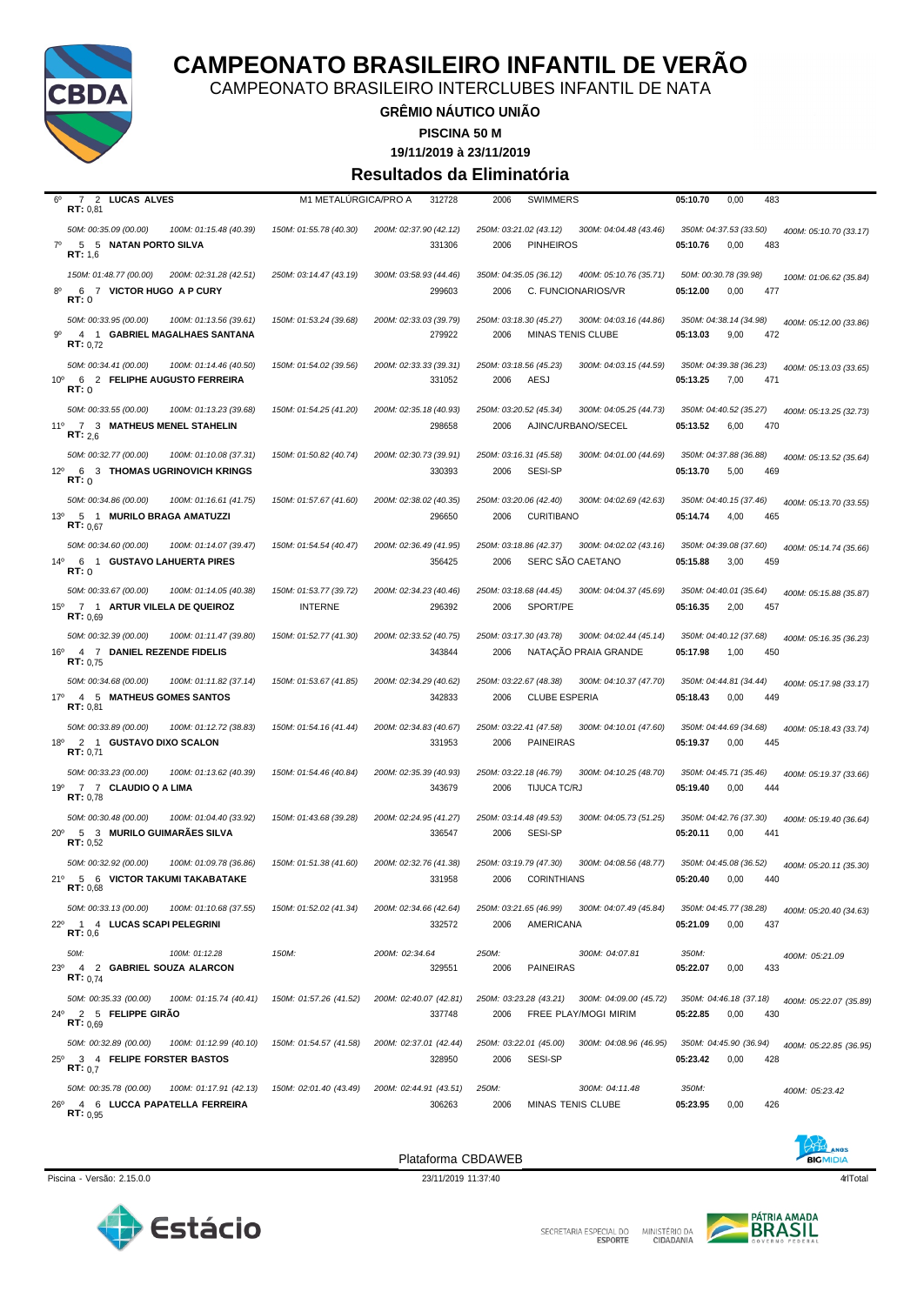# CAMPEONATO BRASILEIRO INFANTIL DE VERÃO

CAMPEONATO BRASILEIRO INTERCLUBES INFANTIL DE NATA

**GRÊMIO NÁUTICO UNIÃO**

**PISCINA 50 M**

**19/11/2019 à 23/11/2019**

## Resultados da Eliminatória

| Col. | Série | Raia | Nome | Registro | Nasc. | Clube | Tempo | Pontos | Índice |
|---|---|---|---|---|---|---|---|---|---|
| 6º | 7 | 2 | **LUCAS ALVES** (RT: 0,81) M1 METALÚRGICA/PRO A | 312728 | 2006 | SWIMMERS | **05:10.70** | 0,00 | 483 |
| | | | *50M: 00:35.09 (00.00) · 100M: 01:15.48 (40.39) · 150M: 01:55.78 (40.30) · 200M: 02:37.90 (42.12) · 250M: 03:21.02 (43.12) · 300M: 04:04.48 (43.46) · 350M: 04:37.53 (33.50) · 400M: 05:10.70 (33.17)* | | | | | | |
| 7º | 5 | 5 | **NATAN PORTO SILVA** (RT: 1,6) | 331306 | 2006 | PINHEIROS | **05:10.76** | 0,00 | 483 |
| | | | *150M: 01:48.77 (00.00) · 200M: 02:31.28 (42.51) · 250M: 03:14.47 (43.19) · 300M: 03:58.93 (44.46) · 350M: 04:35.05 (36.12) · 400M: 05:10.76 (35.71) · 50M: 00:30.78 (39.98) · 100M: 01:06.62 (35.84)* | | | | | | |
| 8º | 6 | 7 | **VICTOR HUGO A P CURY** (RT: 0) | 299603 | 2006 | C. FUNCIONARIOS/VR | **05:12.00** | 0,00 | 477 |
| | | | *50M: 00:33.95 (00.00) · 100M: 01:13.56 (39.61) · 150M: 01:53.24 (39.68) · 200M: 02:33.03 (39.79) · 250M: 03:18.30 (45.27) · 300M: 04:03.16 (44.86) · 350M: 04:38.14 (34.98) · 400M: 05:12.00 (33.86)* | | | | | | |
| 9º | 4 | 1 | **GABRIEL MAGALHAES SANTANA** (RT: 0,72) | 279922 | 2006 | MINAS TENIS CLUBE | **05:13.03** | 9,00 | 472 |
| | | | *50M: 00:34.41 (00.00) · 100M: 01:14.46 (40.50) · 150M: 01:54.02 (39.56) · 200M: 02:33.33 (39.31) · 250M: 03:18.56 (45.23) · 300M: 04:03.15 (44.59) · 350M: 04:39.38 (36.23) · 400M: 05:13.03 (33.65)* | | | | | | |
| 10º | 6 | 2 | **FELIPHE AUGUSTO FERREIRA** (RT: 0) | 331052 | 2006 | AESJ | **05:13.25** | 7,00 | 471 |
| | | | *50M: 00:33.55 (00.00) · 100M: 01:13.23 (39.68) · 150M: 01:54.25 (41.20) · 200M: 02:35.18 (40.93) · 250M: 03:20.52 (45.34) · 300M: 04:05.25 (44.73) · 350M: 04:40.52 (35.27) · 400M: 05:13.25 (32.73)* | | | | | | |
| 11º | 7 | 3 | **MATHEUS MENEL STAHELIN** (RT: 2,6) | 298658 | 2006 | AJINC/URBANO/SECEL | **05:13.52** | 6,00 | 470 |
| | | | *50M: 00:32.77 (00.00) · 100M: 01:10.08 (37.31) · 150M: 01:50.82 (40.74) · 200M: 02:30.73 (39.91) · 250M: 03:16.31 (45.58) · 300M: 04:01.00 (44.69) · 350M: 04:37.88 (36.88) · 400M: 05:13.52 (35.64)* | | | | | | |
| 12º | 6 | 3 | **THOMAS UGRINOVICH KRINGS** (RT: 0) | 330393 | 2006 | SESI-SP | **05:13.70** | 5,00 | 469 |
| | | | *50M: 00:34.86 (00.00) · 100M: 01:16.61 (41.75) · 150M: 01:57.67 (41.60) · 200M: 02:38.02 (40.35) · 250M: 03:20.06 (42.40) · 300M: 04:02.69 (42.63) · 350M: 04:40.15 (37.46) · 400M: 05:13.70 (33.55)* | | | | | | |
| 13º | 5 | 1 | **MURILO BRAGA AMATUZZI** (RT: 0,67) | 296650 | 2006 | CURITIBANO | **05:14.74** | 4,00 | 465 |
| | | | *50M: 00:34.60 (00.00) · 100M: 01:14.07 (39.47) · 150M: 01:54.54 (40.47) · 200M: 02:36.49 (41.95) · 250M: 03:18.86 (42.37) · 300M: 04:02.02 (43.16) · 350M: 04:39.08 (37.60) · 400M: 05:14.74 (35.66)* | | | | | | |
| 14º | 6 | 1 | **GUSTAVO LAHUERTA PIRES** (RT: 0) | 356425 | 2006 | SERC SÃO CAETANO | **05:15.88** | 3,00 | 459 |
| | | | *50M: 00:33.67 (00.00) · 100M: 01:14.05 (40.38) · 150M: 01:53.77 (39.72) · 200M: 02:34.23 (40.46) · 250M: 03:18.68 (44.45) · 300M: 04:04.37 (45.69) · 350M: 04:40.01 (35.64) · 400M: 05:15.88 (35.87)* | | | | | | |
| 15º | 7 | 1 | **ARTUR VILELA DE QUEIROZ** (RT: 0,69) INTERNE | 296392 | 2006 | SPORT/PE | **05:16.35** | 2,00 | 457 |
| | | | *50M: 00:32.39 (00.00) · 100M: 01:11.47 (39.80) · 150M: 01:52.77 (41.30) · 200M: 02:33.52 (40.75) · 250M: 03:17.30 (43.78) · 300M: 04:02.44 (45.14) · 350M: 04:40.12 (37.68) · 400M: 05:16.35 (36.23)* | | | | | | |
| 16º | 4 | 7 | **DANIEL REZENDE FIDELIS** (RT: 0,75) | 343844 | 2006 | NATAÇÃO PRAIA GRANDE | **05:17.98** | 1,00 | 450 |
| | | | *50M: 00:34.68 (00.00) · 100M: 01:11.82 (37.14) · 150M: 01:53.67 (41.85) · 200M: 02:34.29 (40.62) · 250M: 03:22.67 (48.38) · 300M: 04:10.37 (47.70) · 350M: 04:44.81 (34.44) · 400M: 05:17.98 (33.17)* | | | | | | |
| 17º | 4 | 5 | **MATHEUS GOMES SANTOS** (RT: 0,81) | 342833 | 2006 | CLUBE ESPERIA | **05:18.43** | 0,00 | 449 |
| | | | *50M: 00:33.89 (00.00) · 100M: 01:12.72 (38.83) · 150M: 01:54.16 (41.44) · 200M: 02:34.83 (40.67) · 250M: 03:22.41 (47.58) · 300M: 04:10.01 (47.60) · 350M: 04:44.69 (34.68) · 400M: 05:18.43 (33.74)* | | | | | | |
| 18º | 2 | 1 | **GUSTAVO DIXO SCALON** (RT: 0,71) | 331953 | 2006 | PAINEIRAS | **05:19.37** | 0,00 | 445 |
| | | | *50M: 00:33.23 (00.00) · 100M: 01:13.62 (40.39) · 150M: 01:54.46 (40.84) · 200M: 02:35.39 (40.93) · 250M: 03:22.18 (46.79) · 300M: 04:10.25 (48.70) · 350M: 04:45.71 (35.46) · 400M: 05:19.37 (33.66)* | | | | | | |
| 19º | 7 | 7 | **CLAUDIO Q A LIMA** (RT: 0,78) | 343679 | 2006 | TIJUCA TC/RJ | **05:19.40** | 0,00 | 444 |
| | | | *50M: 00:30.48 (00.00) · 100M: 01:04.40 (33.92) · 150M: 01:43.68 (39.28) · 200M: 02:24.95 (41.27) · 250M: 03:14.48 (49.53) · 300M: 04:05.73 (51.25) · 350M: 04:42.76 (37.30) · 400M: 05:19.40 (36.64)* | | | | | | |
| 20º | 5 | 3 | **MURILO GUIMARÃES SILVA** (RT: 0,52) | 336547 | 2006 | SESI-SP | **05:20.11** | 0,00 | 441 |
| | | | *50M: 00:32.92 (00.00) · 100M: 01:09.78 (36.86) · 150M: 01:51.38 (41.60) · 200M: 02:32.76 (41.38) · 250M: 03:19.79 (47.30) · 300M: 04:08.56 (48.77) · 350M: 04:45.08 (36.52) · 400M: 05:20.11 (35.30)* | | | | | | |
| 21º | 5 | 6 | **VICTOR TAKUMI TAKABATAKE** (RT: 0,68) | 331958 | 2006 | CORINTHIANS | **05:20.40** | 0,00 | 440 |
| | | | *50M: 00:33.13 (00.00) · 100M: 01:10.68 (37.55) · 150M: 01:52.02 (41.34) · 200M: 02:34.66 (42.64) · 250M: 03:21.65 (46.99) · 300M: 04:07.49 (45.84) · 350M: 04:45.77 (38.28) · 400M: 05:20.40 (34.63)* | | | | | | |
| 22º | 1 | 4 | **LUCAS SCAPI PELEGRINI** (RT: 0,6) | 332572 | 2006 | AMERICANA | **05:21.09** | 0,00 | 437 |
| | | | *50M: · 100M: 01:12.28 · 150M: · 200M: 02:34.64 · 250M: · 300M: 04:07.81 · 350M: · 400M: 05:21.09* | | | | | | |
| 23º | 4 | 2 | **GABRIEL SOUZA ALARCON** (RT: 0,74) | 329551 | 2006 | PAINEIRAS | **05:22.07** | 0,00 | 433 |
| | | | *50M: 00:35.33 (00.00) · 100M: 01:15.74 (40.41) · 150M: 01:57.26 (41.52) · 200M: 02:40.07 (42.81) · 250M: 03:23.28 (43.21) · 300M: 04:09.00 (45.72) · 350M: 04:46.18 (37.18) · 400M: 05:22.07 (35.89)* | | | | | | |
| 24º | 2 | 5 | **FELIPPE GIRÃO** (RT: 0,69) | 337748 | 2006 | FREE PLAY/MOGI MIRIM | **05:22.85** | 0,00 | 430 |
| | | | *50M: 00:32.89 (00.00) · 100M: 01:12.99 (40.10) · 150M: 01:54.57 (41.58) · 200M: 02:37.01 (42.44) · 250M: 03:22.01 (45.00) · 300M: 04:08.96 (46.95) · 350M: 04:45.90 (36.94) · 400M: 05:22.85 (36.95)* | | | | | | |
| 25º | 3 | 4 | **FELIPE FORSTER BASTOS** (RT: 0,7) | 328950 | 2006 | SESI-SP | **05:23.42** | 0,00 | 428 |
| | | | *50M: 00:35.78 (00.00) · 100M: 01:17.91 (42.13) · 150M: 02:01.40 (43.49) · 200M: 02:44.91 (43.51) · 250M: · 300M: 04:11.48 · 350M: · 400M: 05:23.42* | | | | | | |
| 26º | 4 | 6 | **LUCCA PAPATELLA FERREIRA** (RT: 0,95) | 306263 | 2006 | MINAS TENIS CLUBE | **05:23.95** | 0,00 | 426 |

Plataforma CBDAWEB

Piscina - Versão: 2.15.0.0 · 23/11/2019 11:37:40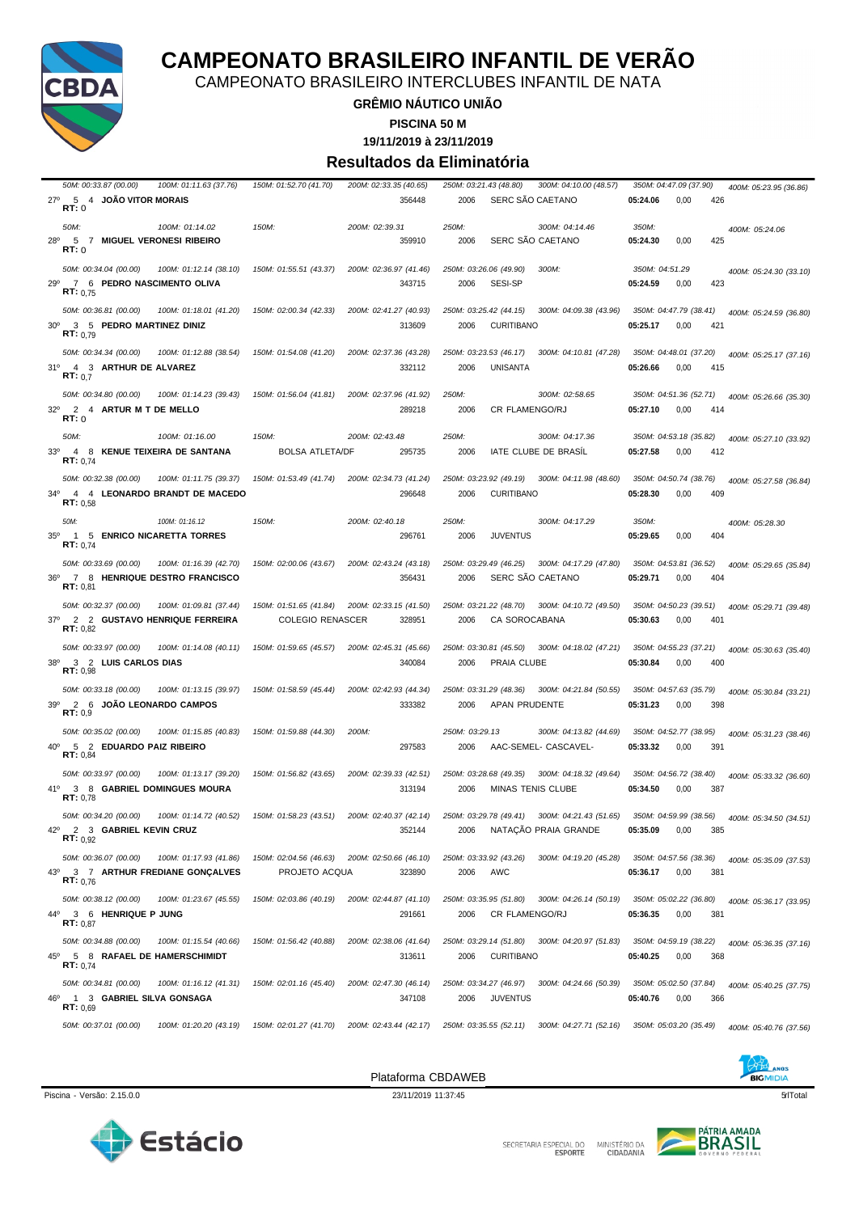# CAMPEONATO BRASILEIRO INFANTIL DE VERÃO

CAMPEONATO BRASILEIRO INTERCLUBES INFANTIL DE NATA

**GRÊMIO NÁUTICO UNIÃO**

**PISCINA 50 M**

**19/11/2019 à 23/11/2019**

## Resultados da Eliminatória

*50M: 00:33.87 (00.00) 100M: 01:11.63 (37.76) 150M: 01:52.70 (41.70) 200M: 02:33.35 (40.65) 250M: 03:21.43 (48.80) 300M: 04:10.00 (48.57) 350M: 04:47.09 (37.90) 400M: 05:23.95 (36.86)*

27º 5 4 **JOÃO VITOR MORAIS** 356448 2006 SERC SÃO CAETANO **05:24.06** 0,00 426
**RT:** 0

*50M: 100M: 01:14.02 150M: 200M: 02:39.31 250M: 300M: 04:14.46 350M: 400M: 05:24.06*

28º 5 7 **MIGUEL VERONESI RIBEIRO** 359910 2006 SERC SÃO CAETANO **05:24.30** 0,00 425
**RT:** 0

*50M: 00:34.04 (00.00) 100M: 01:12.14 (38.10) 150M: 01:55.51 (43.37) 200M: 02:36.97 (41.46) 250M: 03:26.06 (49.90) 300M: 350M: 04:51.29 400M: 05:24.30 (33.10)*

29º 7 6 **PEDRO NASCIMENTO OLIVA** 343715 2006 SESI-SP **05:24.59** 0,00 423
**RT:** 0,75

*50M: 00:36.81 (00.00) 100M: 01:18.01 (41.20) 150M: 02:00.34 (42.33) 200M: 02:41.27 (40.93) 250M: 03:25.42 (44.15) 300M: 04:09.38 (43.96) 350M: 04:47.79 (38.41) 400M: 05:24.59 (36.80)*

30º 3 5 **PEDRO MARTINEZ DINIZ** 313609 2006 CURITIBANO **05:25.17** 0,00 421
**RT:** 0,79

*50M: 00:34.34 (00.00) 100M: 01:12.88 (38.54) 150M: 01:54.08 (41.20) 200M: 02:37.36 (43.28) 250M: 03:23.53 (46.17) 300M: 04:10.81 (47.28) 350M: 04:48.01 (37.20) 400M: 05:25.17 (37.16)*

31º 4 3 **ARTHUR DE ALVAREZ** 332112 2006 UNISANTA **05:26.66** 0,00 415
**RT:** 0,7

*50M: 00:34.80 (00.00) 100M: 01:14.23 (39.43) 150M: 01:56.04 (41.81) 200M: 02:37.96 (41.92) 250M: 300M: 02:58.65 350M: 04:51.36 (52.71) 400M: 05:26.66 (35.30)*

32º 2 4 **ARTUR M T DE MELLO** 289218 2006 CR FLAMENGO/RJ **05:27.10** 0,00 414
**RT:** 0

*50M: 100M: 01:16.00 150M: 200M: 02:43.48 250M: 300M: 04:17.36 350M: 04:53.18 (35.82) 400M: 05:27.10 (33.92)*

33º 4 8 **KENUE TEIXEIRA DE SANTANA** BOLSA ATLETA/DF 295735 2006 IATE CLUBE DE BRASÍL **05:27.58** 0,00 412
**RT:** 0,74

*50M: 00:32.38 (00.00) 100M: 01:11.75 (39.37) 150M: 01:53.49 (41.74) 200M: 02:34.73 (41.24) 250M: 03:23.92 (49.19) 300M: 04:11.98 (48.60) 350M: 04:50.74 (38.76) 400M: 05:27.58 (36.84)*

34º 4 4 **LEONARDO BRANDT DE MACEDO** 296648 2006 CURITIBANO **05:28.30** 0,00 409
**RT:** 0,58

*50M: 100M: 01:16.12 150M: 200M: 02:40.18 250M: 300M: 04:17.29 350M: 400M: 05:28.30*

35º 1 5 **ENRICO NICARETTA TORRES** 296761 2006 JUVENTUS **05:29.65** 0,00 404
**RT:** 0,74

*50M: 00:33.69 (00.00) 100M: 01:16.39 (42.70) 150M: 02:00.06 (43.67) 200M: 02:43.24 (43.18) 250M: 03:29.49 (46.25) 300M: 04:17.29 (47.80) 350M: 04:53.81 (36.52) 400M: 05:29.65 (35.84)*

36º 7 8 **HENRIQUE DESTRO FRANCISCO** 356431 2006 SERC SÃO CAETANO **05:29.71** 0,00 404
**RT:** 0,81

*50M: 00:32.37 (00.00) 100M: 01:09.81 (37.44) 150M: 01:51.65 (41.84) 200M: 02:33.15 (41.50) 250M: 03:21.22 (48.70) 300M: 04:10.72 (49.50) 350M: 04:50.23 (39.51) 400M: 05:29.71 (39.48)*

37º 2 2 **GUSTAVO HENRIQUE FERREIRA** COLEGIO RENASCER 328951 2006 CA SOROCABANA **05:30.63** 0,00 401
**RT:** 0,82

*50M: 00:33.97 (00.00) 100M: 01:14.08 (40.11) 150M: 01:59.65 (45.57) 200M: 02:45.31 (45.66) 250M: 03:30.81 (45.50) 300M: 04:18.02 (47.21) 350M: 04:55.23 (37.21) 400M: 05:30.63 (35.40)*

38º 3 2 **LUIS CARLOS DIAS** 340084 2006 PRAIA CLUBE **05:30.84** 0,00 400
**RT:** 0,98

*50M: 00:33.18 (00.00) 100M: 01:13.15 (39.97) 150M: 01:58.59 (45.44) 200M: 02:42.93 (44.34) 250M: 03:31.29 (48.36) 300M: 04:21.84 (50.55) 350M: 04:57.63 (35.79) 400M: 05:30.84 (33.21)*

39º 2 6 **JOÃO LEONARDO CAMPOS** 333382 2006 APAN PRUDENTE **05:31.23** 0,00 398
**RT:** 0,9

*50M: 00:35.02 (00.00) 100M: 01:15.85 (40.83) 150M: 01:59.88 (44.30) 200M: 250M: 03:29.13 300M: 04:13.82 (44.69) 350M: 04:52.77 (38.95) 400M: 05:31.23 (38.46)*

40º 5 2 **EDUARDO PAIZ RIBEIRO** 297583 2006 AAC-SEMEL- CASCAVEL- **05:33.32** 0,00 391
**RT:** 0,84

*50M: 00:33.97 (00.00) 100M: 01:13.17 (39.20) 150M: 01:56.82 (43.65) 200M: 02:39.33 (42.51) 250M: 03:28.68 (49.35) 300M: 04:18.32 (49.64) 350M: 04:56.72 (38.40) 400M: 05:33.32 (36.60)*

41º 3 8 **GABRIEL DOMINGUES MOURA** 313194 2006 MINAS TENIS CLUBE **05:34.50** 0,00 387
**RT:** 0,78

*50M: 00:34.20 (00.00) 100M: 01:14.72 (40.52) 150M: 01:58.23 (43.51) 200M: 02:40.37 (42.14) 250M: 03:29.78 (49.41) 300M: 04:21.43 (51.65) 350M: 04:59.99 (38.56) 400M: 05:34.50 (34.51)*

42º 2 3 **GABRIEL KEVIN CRUZ** 352144 2006 NATAÇÃO PRAIA GRANDE **05:35.09** 0,00 385
**RT:** 0,92

*50M: 00:36.07 (00.00) 100M: 01:17.93 (41.86) 150M: 02:04.56 (46.63) 200M: 02:50.66 (46.10) 250M: 03:33.92 (43.26) 300M: 04:19.20 (45.28) 350M: 04:57.56 (38.36) 400M: 05:35.09 (37.53)*

43º 3 7 **ARTHUR FREDIANE GONÇALVES** PROJETO ACQUA 323890 2006 AWC **05:36.17** 0,00 381
**RT:** 0,76

*50M: 00:38.12 (00.00) 100M: 01:23.67 (45.55) 150M: 02:03.86 (40.19) 200M: 02:44.87 (41.10) 250M: 03:35.95 (51.80) 300M: 04:26.14 (50.19) 350M: 05:02.22 (36.80) 400M: 05:36.17 (33.95)*

44º 3 6 **HENRIQUE P JUNG** 291661 2006 CR FLAMENGO/RJ **05:36.35** 0,00 381
**RT:** 0,87

*50M: 00:34.88 (00.00) 100M: 01:15.54 (40.66) 150M: 01:56.42 (40.88) 200M: 02:38.06 (41.64) 250M: 03:29.14 (51.80) 300M: 04:20.97 (51.83) 350M: 04:59.19 (38.22) 400M: 05:36.35 (37.16)*

45º 5 8 **RAFAEL DE HAMERSCHIMIDT** 313611 2006 CURITIBANO **05:40.25** 0,00 368
**RT:** 0,74

*50M: 00:34.81 (00.00) 100M: 01:16.12 (41.31) 150M: 02:01.16 (45.40) 200M: 02:47.30 (46.14) 250M: 03:34.27 (46.97) 300M: 04:24.66 (50.39) 350M: 05:02.50 (37.84) 400M: 05:40.25 (37.75)*

46º 1 3 **GABRIEL SILVA GONSAGA** 347108 2006 JUVENTUS **05:40.76** 0,00 366
**RT:** 0,69

*50M: 00:37.01 (00.00) 100M: 01:20.20 (43.19) 150M: 02:01.27 (41.70) 200M: 02:43.44 (42.17) 250M: 03:35.55 (52.11) 300M: 04:27.71 (52.16) 350M: 05:03.20 (35.49) 400M: 05:40.76 (37.56)*

Plataforma CBDAWEB

Piscina - Versão: 2.15.0.0 23/11/2019 11:37:45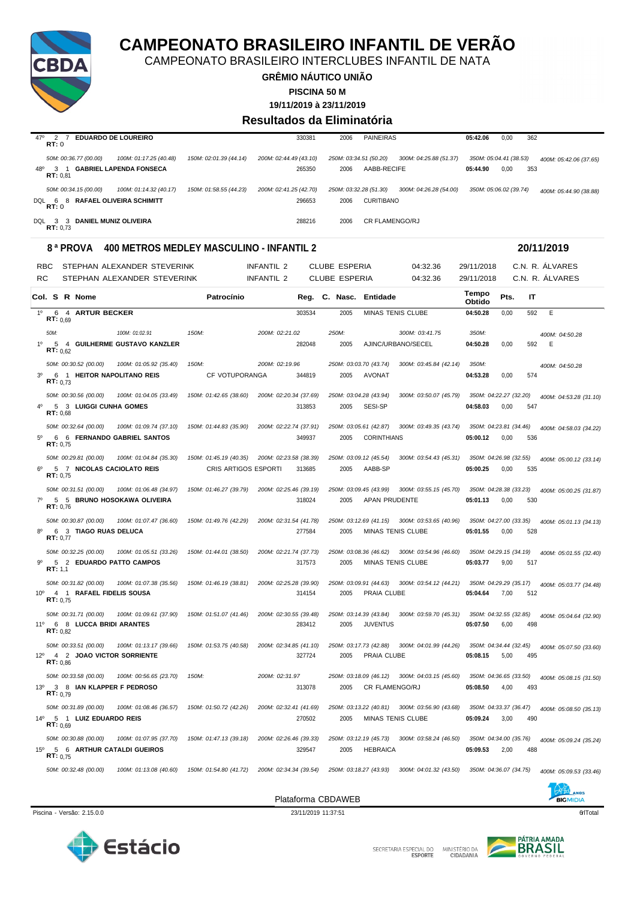# CAMPEONATO BRASILEIRO INFANTIL DE VERÃO

CAMPEONATO BRASILEIRO INTERCLUBES INFANTIL DE NATA

**GRÊMIO NÁUTICO UNIÃO**

**PISCINA 50 M**

**19/11/2019 à 23/11/2019**

## Resultados da Eliminatória

| Col. | S | R | Nome | Patrocínio | Reg. | C. Nasc. | Entidade | Tempo Obtido | Pts. | IT | |
|---|---|---|---|---|---|---|---|---|---|---|---|
| 47º | 2 | 7 | **EDUARDO DE LOUREIRO** RT: 0 | | 330381 | 2006 | PAINEIRAS | 05:42.06 | 0,00 | 362 | |
| | | | 50M: 00:36.77 (00.00) · 100M: 01:17.25 (40.48) · 150M: 02:01.39 (44.14) · 200M: 02:44.49 (43.10) · 250M: 03:34.51 (50.20) · 300M: 04:25.88 (51.37) · 350M: 05:04.41 (38.53) · 400M: 05:42.06 (37.65) | | | | | | | | |
| 48º | 3 | 1 | **GABRIEL LAPENDA FONSECA** RT: 0,81 | | 265350 | 2006 | AABB-RECIFE | 05:44.90 | 0,00 | 353 | |
| | | | 50M: 00:34.15 (00.00) · 100M: 01:14.32 (40.17) · 150M: 01:58.55 (44.23) · 200M: 02:41.25 (42.70) · 250M: 03:32.28 (51.30) · 300M: 04:26.28 (54.00) · 350M: 05:06.02 (39.74) · 400M: 05:44.90 (38.88) | | | | | | | | |
| DQL | 6 | 8 | **RAFAEL OLIVEIRA SCHIMITT** RT: 0 | | 296653 | 2006 | CURITIBANO | | | | |
| DQL | 3 | 3 | **DANIEL MUNIZ OLIVEIRA** RT: 0,73 | | 288216 | 2006 | CR FLAMENGO/RJ | | | | |

### 8ª PROVA 400 METROS MEDLEY MASCULINO - INFANTIL 2 — 20/11/2019

| | | | | | | |
|---|---|---|---|---|---|---|
| RBC | STEPHAN ALEXANDER STEVERINK | INFANTIL 2 | CLUBE ESPERIA | 04:32.36 | 29/11/2018 | C.N. R. ÁLVARES |
| RC | STEPHAN ALEXANDER STEVERINK | INFANTIL 2 | CLUBE ESPERIA | 04:32.36 | 29/11/2018 | C.N. R. ÁLVARES |

| Col. | S | R | Nome | Patrocínio | Reg. | C. Nasc. | Entidade | Tempo Obtido | Pts. | IT | |
|---|---|---|---|---|---|---|---|---|---|---|---|
| 1º | 6 | 4 | **ARTUR BECKER** RT: 0,69 | | 303534 | 2005 | MINAS TENIS CLUBE | 04:50.28 | 0,00 | 592 | E |
| | | | 50M: · 100M: 01:02.91 · 150M: · 200M: 02:21.02 · 250M: · 300M: 03:41.75 · 350M: · 400M: 04:50.28 | | | | | | | | |
| 1º | 5 | 4 | **GUILHERME GUSTAVO KANZLER** RT: 0,62 | | 282048 | 2005 | AJINC/URBANO/SECEL | 04:50.28 | 0,00 | 592 | E |
| | | | 50M: 00:30.52 (00.00) · 100M: 01:05.92 (35.40) · 150M: · 200M: 02:19.96 · 250M: 03:03.70 (43.74) · 300M: 03:45.84 (42.14) · 350M: · 400M: 04:50.28 | | | | | | | | |
| 3º | 6 | 1 | **HEITOR NAPOLITANO REIS** RT: 0,73 | CF VOTUPORANGA | 344819 | 2005 | AVONAT | 04:53.28 | 0,00 | 574 | |
| | | | 50M: 00:30.56 (00.00) · 100M: 01:04.05 (33.49) · 150M: 01:42.65 (38.60) · 200M: 02:20.34 (37.69) · 250M: 03:04.28 (43.94) · 300M: 03:50.07 (45.79) · 350M: 04:22.27 (32.20) · 400M: 04:53.28 (31.10) | | | | | | | | |
| 4º | 5 | 3 | **LUIGGI CUNHA GOMES** RT: 0,68 | | 313853 | 2005 | SESI-SP | 04:58.03 | 0,00 | 547 | |
| | | | 50M: 00:32.64 (00.00) · 100M: 01:09.74 (37.10) · 150M: 01:44.83 (35.90) · 200M: 02:22.74 (37.91) · 250M: 03:05.61 (42.87) · 300M: 03:49.35 (43.74) · 350M: 04:23.81 (34.46) · 400M: 04:58.03 (34.22) | | | | | | | | |
| 5º | 6 | 6 | **FERNANDO GABRIEL SANTOS** RT: 0,75 | | 349937 | 2005 | CORINTHIANS | 05:00.12 | 0,00 | 536 | |
| | | | 50M: 00:29.81 (00.00) · 100M: 01:04.84 (35.30) · 150M: 01:45.19 (40.35) · 200M: 02:23.58 (38.39) · 250M: 03:09.12 (45.54) · 300M: 03:54.43 (45.31) · 350M: 04:26.98 (32.55) · 400M: 05:00.12 (33.14) | | | | | | | | |
| 6º | 5 | 7 | **NICOLAS CACIOLATO REIS** RT: 0,75 | CRIS ARTIGOS ESPORTI | 313685 | 2005 | AABB-SP | 05:00.25 | 0,00 | 535 | |
| | | | 50M: 00:31.51 (00.00) · 100M: 01:06.48 (34.97) · 150M: 01:46.27 (39.79) · 200M: 02:25.46 (39.19) · 250M: 03:09.45 (43.99) · 300M: 03:55.15 (45.70) · 350M: 04:28.38 (33.23) · 400M: 05:00.25 (31.87) | | | | | | | | |
| 7º | 5 | 5 | **BRUNO HOSOKAWA OLIVEIRA** RT: 0,76 | | 318024 | 2005 | APAN PRUDENTE | 05:01.13 | 0,00 | 530 | |
| | | | 50M: 00:30.87 (00.00) · 100M: 01:07.47 (36.60) · 150M: 01:49.76 (42.29) · 200M: 02:31.54 (41.78) · 250M: 03:12.69 (41.15) · 300M: 03:53.65 (40.96) · 350M: 04:27.00 (33.35) · 400M: 05:01.13 (34.13) | | | | | | | | |
| 8º | 6 | 3 | **TIAGO RUAS DELUCA** RT: 0,77 | | 277584 | 2005 | MINAS TENIS CLUBE | 05:01.55 | 0,00 | 528 | |
| | | | 50M: 00:32.25 (00.00) · 100M: 01:05.51 (33.26) · 150M: 01:44.01 (38.50) · 200M: 02:21.74 (37.73) · 250M: 03:08.36 (46.62) · 300M: 03:54.96 (46.60) · 350M: 04:29.15 (34.19) · 400M: 05:01.55 (32.40) | | | | | | | | |
| 9º | 5 | 2 | **EDUARDO PATTO CAMPOS** RT: 1,1 | | 317573 | 2005 | MINAS TENIS CLUBE | 05:03.77 | 9,00 | 517 | |
| | | | 50M: 00:31.82 (00.00) · 100M: 01:07.38 (35.56) · 150M: 01:46.19 (38.81) · 200M: 02:25.28 (39.90) · 250M: 03:09.91 (44.63) · 300M: 03:54.12 (44.21) · 350M: 04:29.29 (35.17) · 400M: 05:03.77 (34.48) | | | | | | | | |
| 10º | 4 | 1 | **RAFAEL FIDELIS SOUSA** RT: 0,75 | | 314154 | 2005 | PRAIA CLUBE | 05:04.64 | 7,00 | 512 | |
| | | | 50M: 00:31.71 (00.00) · 100M: 01:09.61 (37.90) · 150M: 01:51.07 (41.46) · 200M: 02:30.55 (39.48) · 250M: 03:14.39 (43.84) · 300M: 03:59.70 (45.31) · 350M: 04:32.55 (32.85) · 400M: 05:04.64 (32.90) | | | | | | | | |
| 11º | 6 | 8 | **LUCCA BRIDI ARANTES** RT: 0,82 | | 283412 | 2005 | JUVENTUS | 05:07.50 | 6,00 | 498 | |
| | | | 50M: 00:33.51 (00.00) · 100M: 01:13.17 (39.66) · 150M: 01:53.75 (40.58) · 200M: 02:34.85 (41.10) · 250M: 03:17.73 (42.88) · 300M: 04:01.99 (44.26) · 350M: 04:34.44 (32.45) · 400M: 05:07.50 (33.60) | | | | | | | | |
| 12º | 4 | 2 | **JOAO VICTOR SORRIENTE** RT: 0,86 | | 327724 | 2005 | PRAIA CLUBE | 05:08.15 | 5,00 | 495 | |
| | | | 50M: 00:33.58 (00.00) · 100M: 00:56.65 (23.70) · 150M: · 200M: 02:31.97 · 250M: 03:18.09 (46.12) · 300M: 04:03.15 (45.60) · 350M: 04:36.65 (33.50) · 400M: 05:08.15 (31.50) | | | | | | | | |
| 13º | 3 | 8 | **IAN KLAPPER F PEDROSO** RT: 0,79 | | 313078 | 2005 | CR FLAMENGO/RJ | 05:08.50 | 4,00 | 493 | |
| | | | 50M: 00:31.89 (00.00) · 100M: 01:08.46 (36.57) · 150M: 01:50.72 (42.26) · 200M: 02:32.41 (41.69) · 250M: 03:13.22 (40.81) · 300M: 03:56.90 (43.68) · 350M: 04:33.37 (36.47) · 400M: 05:08.50 (35.13) | | | | | | | | |
| 14º | 5 | 1 | **LUIZ EDUARDO REIS** RT: 0,69 | | 270502 | 2005 | MINAS TENIS CLUBE | 05:09.24 | 3,00 | 490 | |
| | | | 50M: 00:30.88 (00.00) · 100M: 01:07.95 (37.70) · 150M: 01:47.13 (39.18) · 200M: 02:26.46 (39.33) · 250M: 03:12.19 (45.73) · 300M: 03:58.24 (46.50) · 350M: 04:34.00 (35.76) · 400M: 05:09.24 (35.24) | | | | | | | | |
| 15º | 5 | 6 | **ARTHUR CATALDI GUEIROS** RT: 0,75 | | 329547 | 2005 | HEBRAICA | 05:09.53 | 2,00 | 488 | |
| | | | 50M: 00:32.48 (00.00) · 100M: 01:13.08 (40.60) · 150M: 01:54.80 (41.72) · 200M: 02:34.34 (39.54) · 250M: 03:18.27 (43.93) · 300M: 04:01.32 (43.50) · 350M: 04:36.07 (34.75) · 400M: 05:09.53 (33.46) | | | | | | | | |

Plataforma CBDAWEB

Piscina - Versão: 2.15.0.0 — 23/11/2019 11:37:51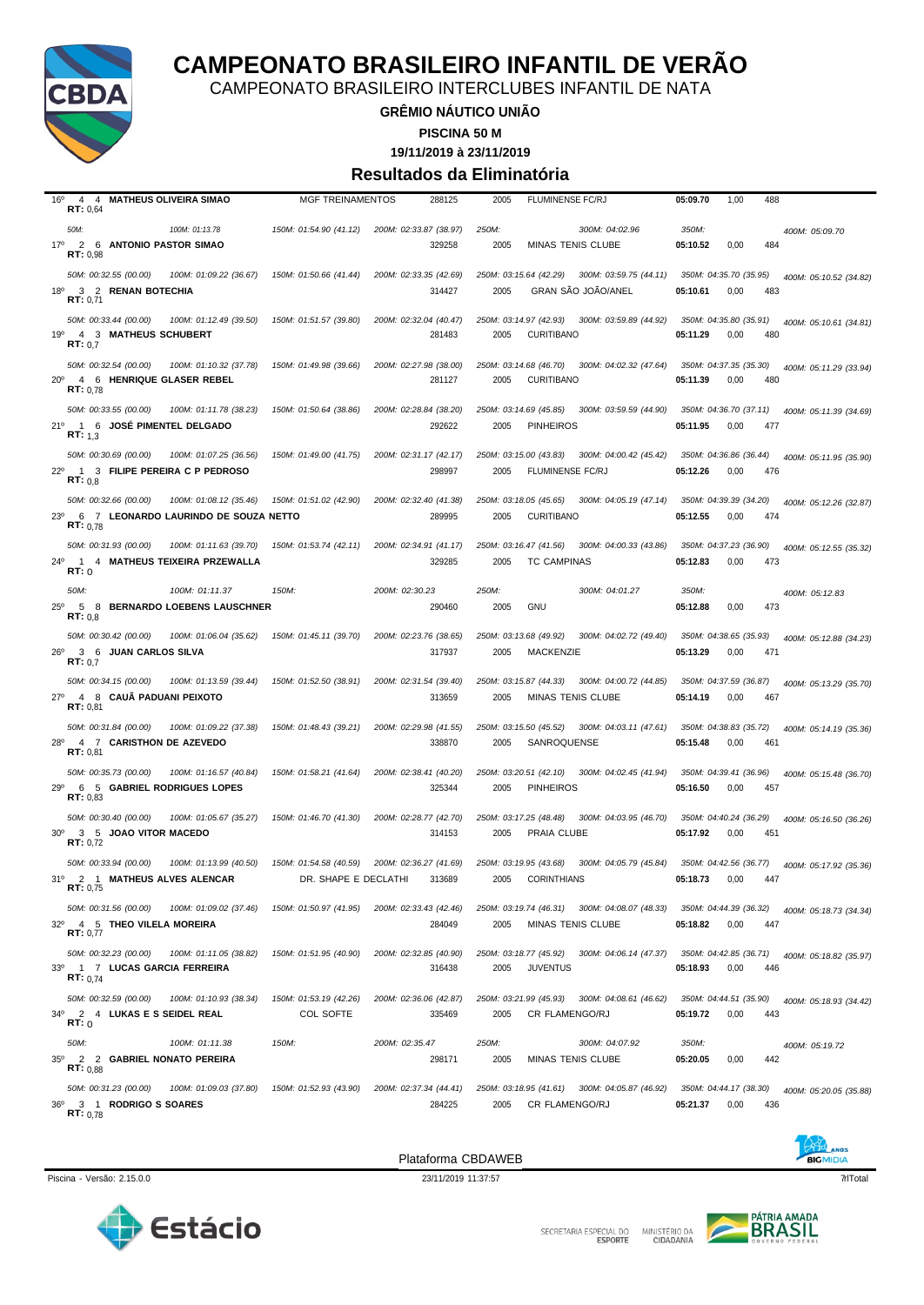# CAMPEONATO BRASILEIRO INFANTIL DE VERÃO

CAMPEONATO BRASILEIRO INTERCLUBES INFANTIL DE NATA

**GRÊMIO NÁUTICO UNIÃO**

**PISCINA 50 M**

**19/11/2019 à 23/11/2019**

## Resultados da Eliminatória

| Col | Série | Raia | Nome | Registro | Ano | Clube | Tempo | Pontos | Índice |
|---|---|---|---|---|---|---|---|---|---|
| 16º | 4 | 4 | **MATHEUS OLIVEIRA SIMAO** (MGF TREINAMENTOS) RT: 0,64 | 288125 | 2005 | FLUMINENSE FC/RJ | 05:09.70 | 1,00 | 488 |
| | | | *50M: · 100M: 01:13.78 · 150M: 01:54.90 (41.12) · 200M: 02:33.87 (38.97) · 250M: · 300M: 04:02.96 · 350M: · 400M: 05:09.70* | | | | | | |
| 17º | 2 | 6 | **ANTONIO PASTOR SIMAO** RT: 0,98 | 329258 | 2005 | MINAS TENIS CLUBE | 05:10.52 | 0,00 | 484 |
| | | | *50M: 00:32.55 (00.00) · 100M: 01:09.22 (36.67) · 150M: 01:50.66 (41.44) · 200M: 02:33.35 (42.69) · 250M: 03:15.64 (42.29) · 300M: 03:59.75 (44.11) · 350M: 04:35.70 (35.95) · 400M: 05:10.52 (34.82)* | | | | | | |
| 18º | 3 | 2 | **RENAN BOTECHIA** RT: 0,71 | 314427 | 2005 | GRAN SÃO JOÃO/ANEL | 05:10.61 | 0,00 | 483 |
| | | | *50M: 00:33.44 (00.00) · 100M: 01:12.49 (39.50) · 150M: 01:51.57 (39.80) · 200M: 02:32.04 (40.47) · 250M: 03:14.97 (42.93) · 300M: 03:59.89 (44.92) · 350M: 04:35.80 (35.91) · 400M: 05:10.61 (34.81)* | | | | | | |
| 19º | 4 | 3 | **MATHEUS SCHUBERT** RT: 0,7 | 281483 | 2005 | CURITIBANO | 05:11.29 | 0,00 | 480 |
| | | | *50M: 00:32.54 (00.00) · 100M: 01:10.32 (37.78) · 150M: 01:49.98 (39.66) · 200M: 02:27.98 (38.00) · 250M: 03:14.68 (46.70) · 300M: 04:02.32 (47.64) · 350M: 04:37.35 (35.30) · 400M: 05:11.29 (33.94)* | | | | | | |
| 20º | 4 | 6 | **HENRIQUE GLASER REBEL** RT: 0,78 | 281127 | 2005 | CURITIBANO | 05:11.39 | 0,00 | 480 |
| | | | *50M: 00:33.55 (00.00) · 100M: 01:11.78 (38.23) · 150M: 01:50.64 (38.86) · 200M: 02:28.84 (38.20) · 250M: 03:14.69 (45.85) · 300M: 03:59.59 (44.90) · 350M: 04:36.70 (37.11) · 400M: 05:11.39 (34.69)* | | | | | | |
| 21º | 1 | 6 | **JOSÉ PIMENTEL DELGADO** RT: 1,3 | 292622 | 2005 | PINHEIROS | 05:11.95 | 0,00 | 477 |
| | | | *50M: 00:30.69 (00.00) · 100M: 01:07.25 (36.56) · 150M: 01:49.00 (41.75) · 200M: 02:31.17 (42.17) · 250M: 03:15.00 (43.83) · 300M: 04:00.42 (45.42) · 350M: 04:36.86 (36.44) · 400M: 05:11.95 (35.90)* | | | | | | |
| 22º | 1 | 3 | **FILIPE PEREIRA C P PEDROSO** RT: 0,8 | 298997 | 2005 | FLUMINENSE FC/RJ | 05:12.26 | 0,00 | 476 |
| | | | *50M: 00:32.66 (00.00) · 100M: 01:08.12 (35.46) · 150M: 01:51.02 (42.90) · 200M: 02:32.40 (41.38) · 250M: 03:18.05 (45.65) · 300M: 04:05.19 (47.14) · 350M: 04:39.39 (34.20) · 400M: 05:12.26 (32.87)* | | | | | | |
| 23º | 6 | 7 | **LEONARDO LAURINDO DE SOUZA NETTO** RT: 0,78 | 289995 | 2005 | CURITIBANO | 05:12.55 | 0,00 | 474 |
| | | | *50M: 00:31.93 (00.00) · 100M: 01:11.63 (39.70) · 150M: 01:53.74 (42.11) · 200M: 02:34.91 (41.17) · 250M: 03:16.47 (41.56) · 300M: 04:00.33 (43.86) · 350M: 04:37.23 (36.90) · 400M: 05:12.55 (35.32)* | | | | | | |
| 24º | 1 | 4 | **MATHEUS TEIXEIRA PRZEWALLA** RT: 0 | 329285 | 2005 | TC CAMPINAS | 05:12.83 | 0,00 | 473 |
| | | | *50M: · 100M: 01:11.37 · 150M: · 200M: 02:30.23 · 250M: · 300M: 04:01.27 · 350M: · 400M: 05:12.83* | | | | | | |
| 25º | 5 | 8 | **BERNARDO LOEBENS LAUSCHNER** RT: 0,8 | 290460 | 2005 | GNU | 05:12.88 | 0,00 | 473 |
| | | | *50M: 00:30.42 (00.00) · 100M: 01:06.04 (35.62) · 150M: 01:45.11 (39.70) · 200M: 02:23.76 (38.65) · 250M: 03:13.68 (49.92) · 300M: 04:02.72 (49.40) · 350M: 04:38.65 (35.93) · 400M: 05:12.88 (34.23)* | | | | | | |
| 26º | 3 | 6 | **JUAN CARLOS SILVA** RT: 0,7 | 317937 | 2005 | MACKENZIE | 05:13.29 | 0,00 | 471 |
| | | | *50M: 00:34.15 (00.00) · 100M: 01:13.59 (39.44) · 150M: 01:52.50 (38.91) · 200M: 02:31.54 (39.40) · 250M: 03:15.87 (44.33) · 300M: 04:00.72 (44.85) · 350M: 04:37.59 (36.87) · 400M: 05:13.29 (35.70)* | | | | | | |
| 27º | 4 | 8 | **CAUÃ PADUANI PEIXOTO** RT: 0,81 | 313659 | 2005 | MINAS TENIS CLUBE | 05:14.19 | 0,00 | 467 |
| | | | *50M: 00:31.84 (00.00) · 100M: 01:09.22 (37.38) · 150M: 01:48.43 (39.21) · 200M: 02:29.98 (41.55) · 250M: 03:15.50 (45.52) · 300M: 04:03.11 (47.61) · 350M: 04:38.83 (35.72) · 400M: 05:14.19 (35.36)* | | | | | | |
| 28º | 4 | 7 | **CARISTHON DE AZEVEDO** RT: 0,81 | 338870 | 2005 | SANROQUENSE | 05:15.48 | 0,00 | 461 |
| | | | *50M: 00:35.73 (00.00) · 100M: 01:16.57 (40.84) · 150M: 01:58.21 (41.64) · 200M: 02:38.41 (40.20) · 250M: 03:20.51 (42.10) · 300M: 04:02.45 (41.94) · 350M: 04:39.41 (36.96) · 400M: 05:15.48 (36.70)* | | | | | | |
| 29º | 6 | 5 | **GABRIEL RODRIGUES LOPES** RT: 0,83 | 325344 | 2005 | PINHEIROS | 05:16.50 | 0,00 | 457 |
| | | | *50M: 00:30.40 (00.00) · 100M: 01:05.67 (35.27) · 150M: 01:46.70 (41.30) · 200M: 02:28.77 (42.70) · 250M: 03:17.25 (48.48) · 300M: 04:03.95 (46.70) · 350M: 04:40.24 (36.29) · 400M: 05:16.50 (36.26)* | | | | | | |
| 30º | 3 | 5 | **JOAO VITOR MACEDO** RT: 0,72 | 314153 | 2005 | PRAIA CLUBE | 05:17.92 | 0,00 | 451 |
| | | | *50M: 00:33.94 (00.00) · 100M: 01:13.99 (40.50) · 150M: 01:54.58 (40.59) · 200M: 02:36.27 (41.69) · 250M: 03:19.95 (43.68) · 300M: 04:05.79 (45.84) · 350M: 04:42.56 (36.77) · 400M: 05:17.92 (35.36)* | | | | | | |
| 31º | 2 | 1 | **MATHEUS ALVES ALENCAR** (DR. SHAPE E DECLATHI) RT: 0,75 | 313689 | 2005 | CORINTHIANS | 05:18.73 | 0,00 | 447 |
| | | | *50M: 00:31.56 (00.00) · 100M: 01:09.02 (37.46) · 150M: 01:50.97 (41.95) · 200M: 02:33.43 (42.46) · 250M: 03:19.74 (46.31) · 300M: 04:08.07 (48.33) · 350M: 04:44.39 (36.32) · 400M: 05:18.73 (34.34)* | | | | | | |
| 32º | 4 | 5 | **THEO VILELA MOREIRA** RT: 0,77 | 284049 | 2005 | MINAS TENIS CLUBE | 05:18.82 | 0,00 | 447 |
| | | | *50M: 00:32.23 (00.00) · 100M: 01:11.05 (38.82) · 150M: 01:51.95 (40.90) · 200M: 02:32.85 (40.90) · 250M: 03:18.77 (45.92) · 300M: 04:06.14 (47.37) · 350M: 04:42.85 (36.71) · 400M: 05:18.82 (35.97)* | | | | | | |
| 33º | 1 | 7 | **LUCAS GARCIA FERREIRA** RT: 0,74 | 316438 | 2005 | JUVENTUS | 05:18.93 | 0,00 | 446 |
| | | | *50M: 00:32.59 (00.00) · 100M: 01:10.93 (38.34) · 150M: 01:53.19 (42.26) · 200M: 02:36.06 (42.87) · 250M: 03:21.99 (45.93) · 300M: 04:08.61 (46.62) · 350M: 04:44.51 (35.90) · 400M: 05:18.93 (34.42)* | | | | | | |
| 34º | 2 | 4 | **LUKAS E S SEIDEL REAL** (COL SOFTE) RT: 0 | 335469 | 2005 | CR FLAMENGO/RJ | 05:19.72 | 0,00 | 443 |
| | | | *50M: · 100M: 01:11.38 · 150M: · 200M: 02:35.47 · 250M: · 300M: 04:07.92 · 350M: · 400M: 05:19.72* | | | | | | |
| 35º | 2 | 2 | **GABRIEL NONATO PEREIRA** RT: 0,88 | 298171 | 2005 | MINAS TENIS CLUBE | 05:20.05 | 0,00 | 442 |
| | | | *50M: 00:31.23 (00.00) · 100M: 01:09.03 (37.80) · 150M: 01:52.93 (43.90) · 200M: 02:37.34 (44.41) · 250M: 03:18.95 (41.61) · 300M: 04:05.87 (46.92) · 350M: 04:44.17 (38.30) · 400M: 05:20.05 (35.88)* | | | | | | |
| 36º | 3 | 1 | **RODRIGO S SOARES** RT: 0,78 | 284225 | 2005 | CR FLAMENGO/RJ | 05:21.37 | 0,00 | 436 |

Plataforma CBDAWEB

Piscina - Versão: 2.15.0.0 · 23/11/2019 11:37:57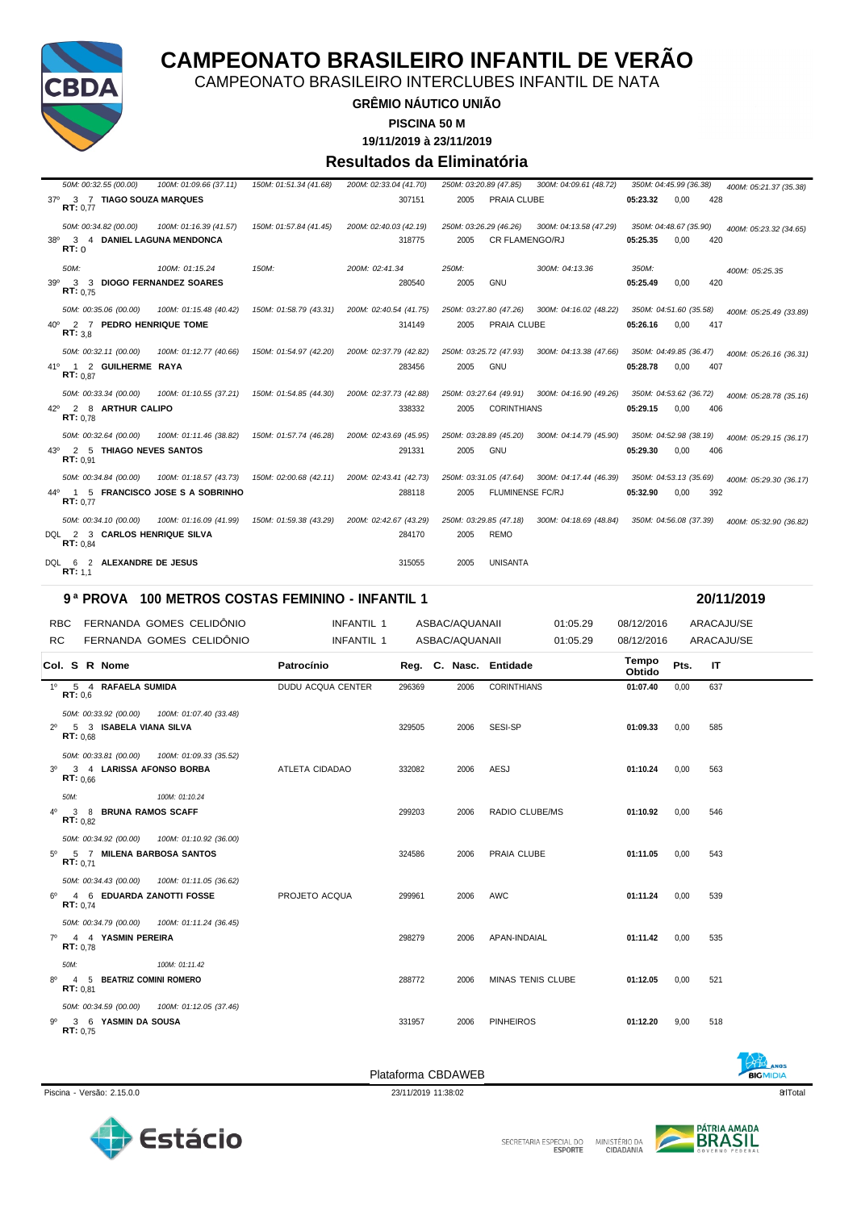# CAMPEONATO BRASILEIRO INFANTIL DE VERÃO

CAMPEONATO BRASILEIRO INTERCLUBES INFANTIL DE NATA

**GRÊMIO NÁUTICO UNIÃO**

**PISCINA 50 M**

**19/11/2019 à 23/11/2019**

## Resultados da Eliminatória

| Col. | S | R | Nome | Patrocínio | Reg. | C. Nasc. | Entidade | Tempo Obtido | Pts. | IT |
|---|---|---|---|---|---|---|---|---|---|---|
| | | | *50M: 00:32.55 (00.00) 100M: 01:09.66 (37.11) 150M: 01:51.34 (41.68) 200M: 02:33.04 (41.70) 250M: 03:20.89 (47.85) 300M: 04:09.61 (48.72) 350M: 04:45.99 (36.38) 400M: 05:21.37 (35.38)* | | | | | | | |
| 37º | 3 | 7 | **TIAGO SOUZA MARQUES** RT: 0,77 | | 307151 | 2005 | PRAIA CLUBE | 05:23.32 | 0,00 | 428 |
| | | | *50M: 00:34.82 (00.00) 100M: 01:16.39 (41.57) 150M: 01:57.84 (41.45) 200M: 02:40.03 (42.19) 250M: 03:26.29 (46.26) 300M: 04:13.58 (47.29) 350M: 04:48.67 (35.09) 400M: 05:23.32 (34.65)* | | | | | | | |
| 38º | 3 | 4 | **DANIEL LAGUNA MENDONCA** RT: 0 | | 318775 | 2005 | CR FLAMENGO/RJ | 05:25.35 | 0,00 | 420 |
| | | | *50M: 100M: 01:15.24 150M: 200M: 02:41.34 250M: 300M: 04:13.36 350M: 400M: 05:25.35* | | | | | | | |
| 39º | 3 | 3 | **DIOGO FERNANDEZ SOARES** RT: 0,75 | | 280540 | 2005 | GNU | 05:25.49 | 0,00 | 420 |
| | | | *50M: 00:35.06 (00.00) 100M: 01:15.48 (40.42) 150M: 01:58.79 (43.31) 200M: 02:40.54 (41.75) 250M: 03:27.80 (47.26) 300M: 04:16.02 (48.22) 350M: 04:51.60 (35.58) 400M: 05:25.49 (33.89)* | | | | | | | |
| 40º | 2 | 7 | **PEDRO HENRIQUE TOME** RT: 3,8 | | 314149 | 2005 | PRAIA CLUBE | 05:26.16 | 0,00 | 417 |
| | | | *50M: 00:32.11 (00.00) 100M: 01:12.77 (40.66) 150M: 01:54.97 (42.20) 200M: 02:37.79 (42.82) 250M: 03:25.72 (47.93) 300M: 04:13.38 (47.66) 350M: 04:49.85 (36.47) 400M: 05:26.16 (36.31)* | | | | | | | |
| 41º | 1 | 2 | **GUILHERME RAYA** RT: 0,87 | | 283456 | 2005 | GNU | 05:28.78 | 0,00 | 407 |
| | | | *50M: 00:33.34 (00.00) 100M: 01:10.55 (37.21) 150M: 01:54.85 (44.30) 200M: 02:37.73 (42.88) 250M: 03:27.64 (49.91) 300M: 04:16.90 (49.26) 350M: 04:53.62 (36.72) 400M: 05:28.78 (35.16)* | | | | | | | |
| 42º | 2 | 8 | **ARTHUR CALIPO** RT: 0,78 | | 338332 | 2005 | CORINTHIANS | 05:29.15 | 0,00 | 406 |
| | | | *50M: 00:32.64 (00.00) 100M: 01:11.46 (38.82) 150M: 01:57.74 (46.28) 200M: 02:43.69 (45.95) 250M: 03:28.89 (45.20) 300M: 04:14.79 (45.90) 350M: 04:52.98 (38.19) 400M: 05:29.15 (36.17)* | | | | | | | |
| 43º | 2 | 5 | **THIAGO NEVES SANTOS** RT: 0,91 | | 291331 | 2005 | GNU | 05:29.30 | 0,00 | 406 |
| | | | *50M: 00:34.84 (00.00) 100M: 01:18.57 (43.73) 150M: 02:00.68 (42.11) 200M: 02:43.41 (42.73) 250M: 03:31.05 (47.64) 300M: 04:17.44 (46.39) 350M: 04:53.13 (35.69) 400M: 05:29.30 (36.17)* | | | | | | | |
| 44º | 1 | 5 | **FRANCISCO JOSE S A SOBRINHO** RT: 0,77 | | 288118 | 2005 | FLUMINENSE FC/RJ | 05:32.90 | 0,00 | 392 |
| | | | *50M: 00:34.10 (00.00) 100M: 01:16.09 (41.99) 150M: 01:59.38 (43.29) 200M: 02:42.67 (43.29) 250M: 03:29.85 (47.18) 300M: 04:18.69 (48.84) 350M: 04:56.08 (37.39) 400M: 05:32.90 (36.82)* | | | | | | | |
| DQL | 2 | 3 | **CARLOS HENRIQUE SILVA** RT: 0,84 | | 284170 | 2005 | REMO | | | |
| DQL | 6 | 2 | **ALEXANDRE DE JESUS** RT: 1,1 | | 315055 | 2005 | UNISANTA | | | |

### 9ª PROVA 100 METROS COSTAS FEMININO - INFANTIL 1 — 20/11/2019

| | | | | | | |
|---|---|---|---|---|---|---|
| RBC | FERNANDA GOMES CELIDÔNIO | INFANTIL 1 | ASBAC/AQUANAII | 01:05.29 | 08/12/2016 | ARACAJU/SE |
| RC | FERNANDA GOMES CELIDÔNIO | INFANTIL 1 | ASBAC/AQUANAII | 01:05.29 | 08/12/2016 | ARACAJU/SE |

| Col. | S | R | Nome | Patrocínio | Reg. | C. Nasc. | Entidade | Tempo Obtido | Pts. | IT |
|---|---|---|---|---|---|---|---|---|---|---|
| 1º | 5 | 4 | **RAFAELA SUMIDA** RT: 0,6 | DUDU ACQUA CENTER | 296369 | 2006 | CORINTHIANS | 01:07.40 | 0,00 | 637 |
| | | | *50M: 00:33.92 (00.00) 100M: 01:07.40 (33.48)* | | | | | | | |
| 2º | 5 | 3 | **ISABELA VIANA SILVA** RT: 0,68 | | 329505 | 2006 | SESI-SP | 01:09.33 | 0,00 | 585 |
| | | | *50M: 00:33.81 (00.00) 100M: 01:09.33 (35.52)* | | | | | | | |
| 3º | 3 | 4 | **LARISSA AFONSO BORBA** RT: 0,66 | ATLETA CIDADAO | 332082 | 2006 | AESJ | 01:10.24 | 0,00 | 563 |
| | | | *50M: 100M: 01:10.24* | | | | | | | |
| 4º | 3 | 8 | **BRUNA RAMOS SCAFF** RT: 0,82 | | 299203 | 2006 | RADIO CLUBE/MS | 01:10.92 | 0,00 | 546 |
| | | | *50M: 00:34.92 (00.00) 100M: 01:10.92 (36.00)* | | | | | | | |
| 5º | 5 | 7 | **MILENA BARBOSA SANTOS** RT: 0,71 | | 324586 | 2006 | PRAIA CLUBE | 01:11.05 | 0,00 | 543 |
| | | | *50M: 00:34.43 (00.00) 100M: 01:11.05 (36.62)* | | | | | | | |
| 6º | 4 | 6 | **EDUARDA ZANOTTI FOSSE** RT: 0,74 | PROJETO ACQUA | 299961 | 2006 | AWC | 01:11.24 | 0,00 | 539 |
| | | | *50M: 00:34.79 (00.00) 100M: 01:11.24 (36.45)* | | | | | | | |
| 7º | 4 | 4 | **YASMIN PEREIRA** RT: 0,78 | | 298279 | 2006 | APAN-INDAIAL | 01:11.42 | 0,00 | 535 |
| | | | *50M: 100M: 01:11.42* | | | | | | | |
| 8º | 4 | 5 | **BEATRIZ COMINI ROMERO** RT: 0,81 | | 288772 | 2006 | MINAS TENIS CLUBE | 01:12.05 | 0,00 | 521 |
| | | | *50M: 00:34.59 (00.00) 100M: 01:12.05 (37.46)* | | | | | | | |
| 9º | 3 | 6 | **YASMIN DA SOUSA** RT: 0,75 | | 331957 | 2006 | PINHEIROS | 01:12.20 | 9,00 | 518 |

Plataforma CBDAWEB

Piscina - Versão: 2.15.0.0 — 23/11/2019 11:38:02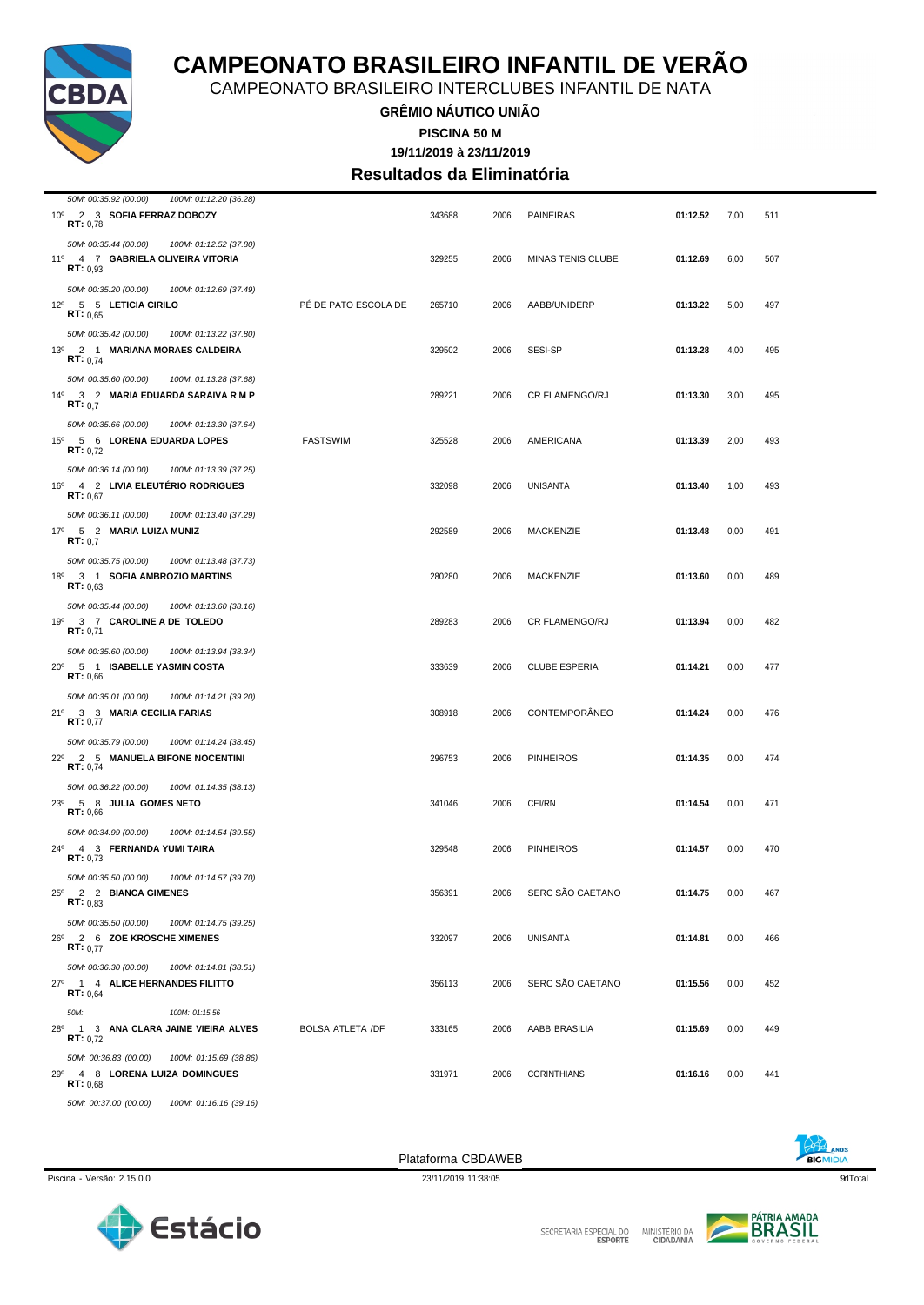# CAMPEONATO BRASILEIRO INFANTIL DE VERÃO

CAMPEONATO BRASILEIRO INTERCLUBES INFANTIL DE NATA

**GRÊMIO NÁUTICO UNIÃO**

**PISCINA 50 M**

**19/11/2019 à 23/11/2019**

## Resultados da Eliminatória

*50M: 00:35.92 (00.00) 100M: 01:12.20 (36.28)*

| Pos | Série | Raia | Nome | Equipe/Bolsa | Registro | Ano | Clube | Tempo | Pontos | Índice |
|---|---|---|---|---|---|---|---|---|---|---|
| 10º | 2 | 3 | **SOFIA FERRAZ DOBOZY** RT: 0,78 | | 343688 | 2006 | PAINEIRAS | **01:12.52** | 7,00 | 511 |
| | | | *50M: 00:35.44 (00.00) 100M: 01:12.52 (37.80)* | | | | | | | |
| 11º | 4 | 7 | **GABRIELA OLIVEIRA VITORIA** RT: 0,93 | | 329255 | 2006 | MINAS TENIS CLUBE | **01:12.69** | 6,00 | 507 |
| | | | *50M: 00:35.20 (00.00) 100M: 01:12.69 (37.49)* | | | | | | | |
| 12º | 5 | 5 | **LETICIA CIRILO** RT: 0,65 | PÉ DE PATO ESCOLA DE | 265710 | 2006 | AABB/UNIDERP | **01:13.22** | 5,00 | 497 |
| | | | *50M: 00:35.42 (00.00) 100M: 01:13.22 (37.80)* | | | | | | | |
| 13º | 2 | 1 | **MARIANA MORAES CALDEIRA** RT: 0,74 | | 329502 | 2006 | SESI-SP | **01:13.28** | 4,00 | 495 |
| | | | *50M: 00:35.60 (00.00) 100M: 01:13.28 (37.68)* | | | | | | | |
| 14º | 3 | 2 | **MARIA EDUARDA SARAIVA R M P** RT: 0,7 | | 289221 | 2006 | CR FLAMENGO/RJ | **01:13.30** | 3,00 | 495 |
| | | | *50M: 00:35.66 (00.00) 100M: 01:13.30 (37.64)* | | | | | | | |
| 15º | 5 | 6 | **LORENA EDUARDA LOPES** RT: 0,72 | FASTSWIM | 325528 | 2006 | AMERICANA | **01:13.39** | 2,00 | 493 |
| | | | *50M: 00:36.14 (00.00) 100M: 01:13.39 (37.25)* | | | | | | | |
| 16º | 4 | 2 | **LIVIA ELEUTÉRIO RODRIGUES** RT: 0,67 | | 332098 | 2006 | UNISANTA | **01:13.40** | 1,00 | 493 |
| | | | *50M: 00:36.11 (00.00) 100M: 01:13.40 (37.29)* | | | | | | | |
| 17º | 5 | 2 | **MARIA LUIZA MUNIZ** RT: 0,7 | | 292589 | 2006 | MACKENZIE | **01:13.48** | 0,00 | 491 |
| | | | *50M: 00:35.75 (00.00) 100M: 01:13.48 (37.73)* | | | | | | | |
| 18º | 3 | 1 | **SOFIA AMBROZIO MARTINS** RT: 0,63 | | 280280 | 2006 | MACKENZIE | **01:13.60** | 0,00 | 489 |
| | | | *50M: 00:35.44 (00.00) 100M: 01:13.60 (38.16)* | | | | | | | |
| 19º | 3 | 7 | **CAROLINE A DE TOLEDO** RT: 0,71 | | 289283 | 2006 | CR FLAMENGO/RJ | **01:13.94** | 0,00 | 482 |
| | | | *50M: 00:35.60 (00.00) 100M: 01:13.94 (38.34)* | | | | | | | |
| 20º | 5 | 1 | **ISABELLE YASMIN COSTA** RT: 0,66 | | 333639 | 2006 | CLUBE ESPERIA | **01:14.21** | 0,00 | 477 |
| | | | *50M: 00:35.01 (00.00) 100M: 01:14.21 (39.20)* | | | | | | | |
| 21º | 3 | 3 | **MARIA CECILIA FARIAS** RT: 0,77 | | 308918 | 2006 | CONTEMPORÂNEO | **01:14.24** | 0,00 | 476 |
| | | | *50M: 00:35.79 (00.00) 100M: 01:14.24 (38.45)* | | | | | | | |
| 22º | 2 | 5 | **MANUELA BIFONE NOCENTINI** RT: 0,74 | | 296753 | 2006 | PINHEIROS | **01:14.35** | 0,00 | 474 |
| | | | *50M: 00:36.22 (00.00) 100M: 01:14.35 (38.13)* | | | | | | | |
| 23º | 5 | 8 | **JULIA GOMES NETO** RT: 0,66 | | 341046 | 2006 | CEI/RN | **01:14.54** | 0,00 | 471 |
| | | | *50M: 00:34.99 (00.00) 100M: 01:14.54 (39.55)* | | | | | | | |
| 24º | 4 | 3 | **FERNANDA YUMI TAIRA** RT: 0,73 | | 329548 | 2006 | PINHEIROS | **01:14.57** | 0,00 | 470 |
| | | | *50M: 00:35.50 (00.00) 100M: 01:14.57 (39.70)* | | | | | | | |
| 25º | 2 | 2 | **BIANCA GIMENES** RT: 0,83 | | 356391 | 2006 | SERC SÃO CAETANO | **01:14.75** | 0,00 | 467 |
| | | | *50M: 00:35.50 (00.00) 100M: 01:14.75 (39.25)* | | | | | | | |
| 26º | 2 | 6 | **ZOE KRÖSCHE XIMENES** RT: 0,77 | | 332097 | 2006 | UNISANTA | **01:14.81** | 0,00 | 466 |
| | | | *50M: 00:36.30 (00.00) 100M: 01:14.81 (38.51)* | | | | | | | |
| 27º | 1 | 4 | **ALICE HERNANDES FILITTO** RT: 0,64 | | 356113 | 2006 | SERC SÃO CAETANO | **01:15.56** | 0,00 | 452 |
| | | | *50M: 100M: 01:15.56* | | | | | | | |
| 28º | 1 | 3 | **ANA CLARA JAIME VIEIRA ALVES** RT: 0,72 | BOLSA ATLETA /DF | 333165 | 2006 | AABB BRASILIA | **01:15.69** | 0,00 | 449 |
| | | | *50M: 00:36.83 (00.00) 100M: 01:15.69 (38.86)* | | | | | | | |
| 29º | 4 | 8 | **LORENA LUIZA DOMINGUES** RT: 0,68 | | 331971 | 2006 | CORINTHIANS | **01:16.16** | 0,00 | 441 |
| | | | *50M: 00:37.00 (00.00) 100M: 01:16.16 (39.16)* | | | | | | | |

Plataforma CBDAWEB

Piscina - Versão: 2.15.0.0 — 23/11/2019 11:38:05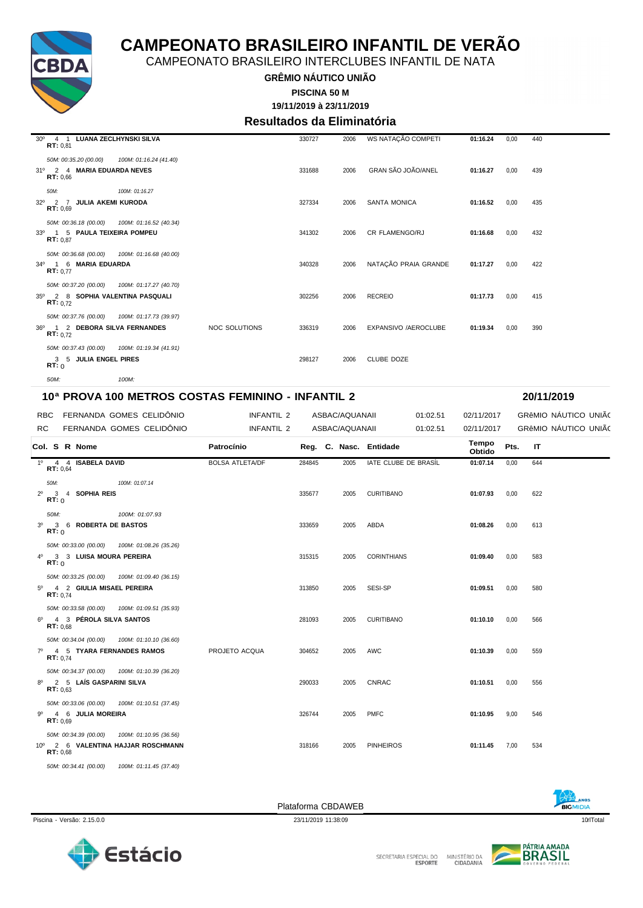# CAMPEONATO BRASILEIRO INFANTIL DE VERÃO

CAMPEONATO BRASILEIRO INTERCLUBES INFANTIL DE NATA

**GRÊMIO NÁUTICO UNIÃO**

**PISCINA 50 M**

**19/11/2019 à 23/11/2019**

## Resultados da Eliminatória

| Col. | S | R | Nome | Patrocínio | Reg. | C. Nasc. | Entidade | Tempo Obtido | Pts. | IT |
|---|---|---|---|---|---|---|---|---|---|---|
| 30º | 4 | 1 | **LUANA ZECLHYNSKI SILVA** RT: 0,81 | | 330727 | 2006 | WS NATAÇÃO COMPETI | **01:16.24** | 0,00 | 440 |
| | | | *50M: 00:35.20 (00.00) 100M: 01:16.24 (41.40)* | | | | | | | |
| 31º | 2 | 4 | **MARIA EDUARDA NEVES** RT: 0,66 | | 331688 | 2006 | GRAN SÃO JOÃO/ANEL | **01:16.27** | 0,00 | 439 |
| | | | *50M: 100M: 01:16.27* | | | | | | | |
| 32º | 2 | 7 | **JULIA AKEMI KURODA** RT: 0,69 | | 327334 | 2006 | SANTA MONICA | **01:16.52** | 0,00 | 435 |
| | | | *50M: 00:36.18 (00.00) 100M: 01:16.52 (40.34)* | | | | | | | |
| 33º | 1 | 5 | **PAULA TEIXEIRA POMPEU** RT: 0,87 | | 341302 | 2006 | CR FLAMENGO/RJ | **01:16.68** | 0,00 | 432 |
| | | | *50M: 00:36.68 (00.00) 100M: 01:16.68 (40.00)* | | | | | | | |
| 34º | 1 | 6 | **MARIA EDUARDA** RT: 0,77 | | 340328 | 2006 | NATAÇÃO PRAIA GRANDE | **01:17.27** | 0,00 | 422 |
| | | | *50M: 00:37.20 (00.00) 100M: 01:17.27 (40.70)* | | | | | | | |
| 35º | 2 | 8 | **SOPHIA VALENTINA PASQUALI** RT: 0,72 | | 302256 | 2006 | RECREIO | **01:17.73** | 0,00 | 415 |
| | | | *50M: 00:37.76 (00.00) 100M: 01:17.73 (39.97)* | | | | | | | |
| 36º | 1 | 2 | **DEBORA SILVA FERNANDES** RT: 0,72 | NOC SOLUTIONS | 336319 | 2006 | EXPANSIVO /AEROCLUBE | **01:19.34** | 0,00 | 390 |
| | | | *50M: 00:37.43 (00.00) 100M: 01:19.34 (41.91)* | | | | | | | |
| | 3 | 5 | **JULIA ENGEL PIRES** RT: 0 | | 298127 | 2006 | CLUBE DOZE | | | |
| | | | *50M: 100M:* | | | | | | | |

## 10ª PROVA 100 METROS COSTAS FEMININO - INFANTIL 2 — 20/11/2019

| | Nome | Categoria | Entidade | Tempo | Data | Local |
|---|---|---|---|---|---|---|
| RBC | FERNANDA GOMES CELIDÔNIO | INFANTIL 2 | ASBAC/AQUANAII | 01:02.51 | 02/11/2017 | GRêMIO NÁUTICO UNIÃC |
| RC | FERNANDA GOMES CELIDÔNIO | INFANTIL 2 | ASBAC/AQUANAII | 01:02.51 | 02/11/2017 | GRêMIO NÁUTICO UNIÃC |

| Col. | S | R | Nome | Patrocínio | Reg. | C. Nasc. | Entidade | Tempo Obtido | Pts. | IT |
|---|---|---|---|---|---|---|---|---|---|---|
| 1º | 4 | 4 | **ISABELA DAVID** RT: 0,64 | BOLSA ATLETA/DF | 284845 | 2005 | IATE CLUBE DE BRASÍL | **01:07.14** | 0,00 | 644 |
| | | | *50M: 100M: 01:07.14* | | | | | | | |
| 2º | 3 | 4 | **SOPHIA REIS** RT: 0 | | 335677 | 2005 | CURITIBANO | **01:07.93** | 0,00 | 622 |
| | | | *50M: 100M: 01:07.93* | | | | | | | |
| 3º | 3 | 6 | **ROBERTA DE BASTOS** RT: 0 | | 333659 | 2005 | ABDA | **01:08.26** | 0,00 | 613 |
| | | | *50M: 00:33.00 (00.00) 100M: 01:08.26 (35.26)* | | | | | | | |
| 4º | 3 | 3 | **LUISA MOURA PEREIRA** RT: 0 | | 315315 | 2005 | CORINTHIANS | **01:09.40** | 0,00 | 583 |
| | | | *50M: 00:33.25 (00.00) 100M: 01:09.40 (36.15)* | | | | | | | |
| 5º | 4 | 2 | **GIULIA MISAEL PEREIRA** RT: 0,74 | | 313850 | 2005 | SESI-SP | **01:09.51** | 0,00 | 580 |
| | | | *50M: 00:33.58 (00.00) 100M: 01:09.51 (35.93)* | | | | | | | |
| 6º | 4 | 3 | **PÉROLA SILVA SANTOS** RT: 0,68 | | 281093 | 2005 | CURITIBANO | **01:10.10** | 0,00 | 566 |
| | | | *50M: 00:34.04 (00.00) 100M: 01:10.10 (36.60)* | | | | | | | |
| 7º | 4 | 5 | **TYARA FERNANDES RAMOS** RT: 0,74 | PROJETO ACQUA | 304652 | 2005 | AWC | **01:10.39** | 0,00 | 559 |
| | | | *50M: 00:34.37 (00.00) 100M: 01:10.39 (36.20)* | | | | | | | |
| 8º | 2 | 5 | **LAÍS GASPARINI SILVA** RT: 0,63 | | 290033 | 2005 | CNRAC | **01:10.51** | 0,00 | 556 |
| | | | *50M: 00:33.06 (00.00) 100M: 01:10.51 (37.45)* | | | | | | | |
| 9º | 4 | 6 | **JULIA MOREIRA** RT: 0,69 | | 326744 | 2005 | PMFC | **01:10.95** | 9,00 | 546 |
| | | | *50M: 00:34.39 (00.00) 100M: 01:10.95 (36.56)* | | | | | | | |
| 10º | 2 | 6 | **VALENTINA HAJJAR ROSCHMANN** RT: 0,68 | | 318166 | 2005 | PINHEIROS | **01:11.45** | 7,00 | 534 |
| | | | *50M: 00:34.41 (00.00) 100M: 01:11.45 (37.40)* | | | | | | | |

Plataforma CBDAWEB

Piscina - Versão: 2.15.0.0 — 23/11/2019 11:38:09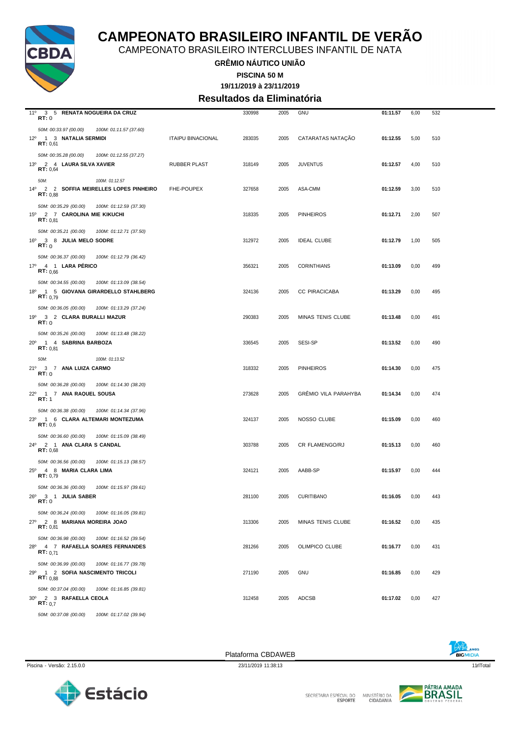# CAMPEONATO BRASILEIRO INFANTIL DE VERÃO

CAMPEONATO BRASILEIRO INTERCLUBES INFANTIL DE NATA

**GRÊMIO NÁUTICO UNIÃO**

**PISCINA 50 M**

**19/11/2019 à 23/11/2019**

## Resultados da Eliminatória

| Col | Série | Raia | Nome | Patrocínio | Registro | Ano | Clube | Tempo | Pontos | Índice |
|---|---|---|---|---|---|---|---|---|---|---|
| 11º | 3 | 5 | **RENATA NOGUEIRA DA CRUZ** RT: 0 | | 330998 | 2005 | GNU | **01:11.57** | 6,00 | 532 |
| | | | *50M: 00:33.97 (00.00) 100M: 01:11.57 (37.60)* | | | | | | | |
| 12º | 1 | 3 | **NATALIA SERMIDI** RT: 0,61 | ITAIPU BINACIONAL | 283035 | 2005 | CATARATAS NATAÇÃO | **01:12.55** | 5,00 | 510 |
| | | | *50M: 00:35.28 (00.00) 100M: 01:12.55 (37.27)* | | | | | | | |
| 13º | 2 | 4 | **LAURA SILVA XAVIER** RT: 0,64 | RUBBER PLAST | 318149 | 2005 | JUVENTUS | **01:12.57** | 4,00 | 510 |
| | | | *50M: 100M: 01:12.57* | | | | | | | |
| 14º | 2 | 2 | **SOFFIA MEIRELLES LOPES PINHEIRO** RT: 0,88 | FHE-POUPEX | 327658 | 2005 | ASA-CMM | **01:12.59** | 3,00 | 510 |
| | | | *50M: 00:35.29 (00.00) 100M: 01:12.59 (37.30)* | | | | | | | |
| 15º | 2 | 7 | **CAROLINA MIE KIKUCHI** RT: 0,81 | | 318335 | 2005 | PINHEIROS | **01:12.71** | 2,00 | 507 |
| | | | *50M: 00:35.21 (00.00) 100M: 01:12.71 (37.50)* | | | | | | | |
| 16º | 3 | 8 | **JULIA MELO SODRE** RT: 0 | | 312972 | 2005 | IDEAL CLUBE | **01:12.79** | 1,00 | 505 |
| | | | *50M: 00:36.37 (00.00) 100M: 01:12.79 (36.42)* | | | | | | | |
| 17º | 4 | 1 | **LARA PÉRICO** RT: 0,66 | | 356321 | 2005 | CORINTHIANS | **01:13.09** | 0,00 | 499 |
| | | | *50M: 00:34.55 (00.00) 100M: 01:13.09 (38.54)* | | | | | | | |
| 18º | 1 | 5 | **GIOVANA GIRARDELLO STAHLBERG** RT: 0,79 | | 324136 | 2005 | CC PIRACICABA | **01:13.29** | 0,00 | 495 |
| | | | *50M: 00:36.05 (00.00) 100M: 01:13.29 (37.24)* | | | | | | | |
| 19º | 3 | 2 | **CLARA BURALLI MAZUR** RT: 0 | | 290383 | 2005 | MINAS TENIS CLUBE | **01:13.48** | 0,00 | 491 |
| | | | *50M: 00:35.26 (00.00) 100M: 01:13.48 (38.22)* | | | | | | | |
| 20º | 1 | 4 | **SABRINA BARBOZA** RT: 0,81 | | 336545 | 2005 | SESI-SP | **01:13.52** | 0,00 | 490 |
| | | | *50M: 100M: 01:13.52* | | | | | | | |
| 21º | 3 | 7 | **ANA LUIZA CARMO** RT: 0 | | 318332 | 2005 | PINHEIROS | **01:14.30** | 0,00 | 475 |
| | | | *50M: 00:36.28 (00.00) 100M: 01:14.30 (38.20)* | | | | | | | |
| 22º | 1 | 7 | **ANA RAQUEL SOUSA** RT: 1 | | 273628 | 2005 | GRÊMIO VILA PARAHYBA | **01:14.34** | 0,00 | 474 |
| | | | *50M: 00:36.38 (00.00) 100M: 01:14.34 (37.96)* | | | | | | | |
| 23º | 1 | 6 | **CLARA ALTEMARI MONTEZUMA** RT: 0,6 | | 324137 | 2005 | NOSSO CLUBE | **01:15.09** | 0,00 | 460 |
| | | | *50M: 00:36.60 (00.00) 100M: 01:15.09 (38.49)* | | | | | | | |
| 24º | 2 | 1 | **ANA CLARA S CANDAL** RT: 0,68 | | 303788 | 2005 | CR FLAMENGO/RJ | **01:15.13** | 0,00 | 460 |
| | | | *50M: 00:36.56 (00.00) 100M: 01:15.13 (38.57)* | | | | | | | |
| 25º | 4 | 8 | **MARIA CLARA LIMA** RT: 0,79 | | 324121 | 2005 | AABB-SP | **01:15.97** | 0,00 | 444 |
| | | | *50M: 00:36.36 (00.00) 100M: 01:15.97 (39.61)* | | | | | | | |
| 26º | 3 | 1 | **JULIA SABER** RT: 0 | | 281100 | 2005 | CURITIBANO | **01:16.05** | 0,00 | 443 |
| | | | *50M: 00:36.24 (00.00) 100M: 01:16.05 (39.81)* | | | | | | | |
| 27º | 2 | 8 | **MARIANA MOREIRA JOAO** RT: 0,81 | | 313306 | 2005 | MINAS TENIS CLUBE | **01:16.52** | 0,00 | 435 |
| | | | *50M: 00:36.98 (00.00) 100M: 01:16.52 (39.54)* | | | | | | | |
| 28º | 4 | 7 | **RAFAELLA SOARES FERNANDES** RT: 0,71 | | 281266 | 2005 | OLIMPICO CLUBE | **01:16.77** | 0,00 | 431 |
| | | | *50M: 00:36.99 (00.00) 100M: 01:16.77 (39.78)* | | | | | | | |
| 29º | 1 | 2 | **SOFIA NASCIMENTO TRICOLI** RT: 0,88 | | 271190 | 2005 | GNU | **01:16.85** | 0,00 | 429 |
| | | | *50M: 00:37.04 (00.00) 100M: 01:16.85 (39.81)* | | | | | | | |
| 30º | 2 | 3 | **RAFAELLA CEOLA** RT: 0,7 | | 312458 | 2005 | ADCSB | **01:17.02** | 0,00 | 427 |
| | | | *50M: 00:37.08 (00.00) 100M: 01:17.02 (39.94)* | | | | | | | |

Plataforma CBDAWEB

Piscina - Versão: 2.15.0.0 — 23/11/2019 11:38:13 — 11rlTotal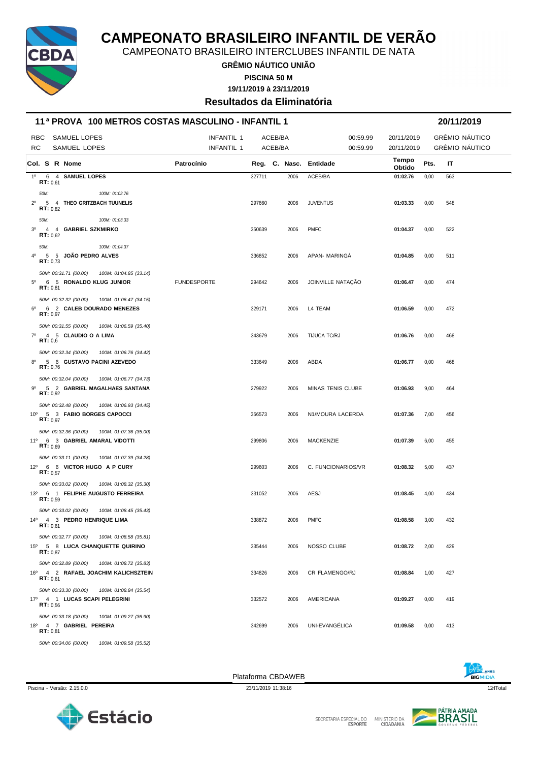# CAMPEONATO BRASILEIRO INFANTIL DE VERÃO

CAMPEONATO BRASILEIRO INTERCLUBES INFANTIL DE NATA

**GRÊMIO NÁUTICO UNIÃO**

**PISCINA 50 M**

**19/11/2019 à 23/11/2019**

## Resultados da Eliminatória

### 11ª PROVA 100 METROS COSTAS MASCULINO - INFANTIL 1 — 20/11/2019

| | | | | | | |
|---|---|---|---|---|---|---|
| RBC | SAMUEL LOPES | INFANTIL 1 | ACEB/BA | 00:59.99 | 20/11/2019 | GRÊMIO NÁUTICO |
| RC | SAMUEL LOPES | INFANTIL 1 | ACEB/BA | 00:59.99 | 20/11/2019 | GRÊMIO NÁUTICO |

| Col. | S | R | Nome | Patrocínio | Reg. | C. Nasc. | Entidade | Tempo Obtido | Pts. | IT |
|---|---|---|---|---|---|---|---|---|---|---|
| 1º | 6 | 4 | **SAMUEL LOPES** (RT: 0,61) | | 327711 | 2006 | ACEB/BA | **01:02.76** | 0,00 | 563 |
| | | | *50M: — 100M: 01:02.76* | | | | | | | |
| 2º | 5 | 4 | **THEO GRITZBACH TUUNELIS** (RT: 0,82) | | 297660 | 2006 | JUVENTUS | **01:03.33** | 0,00 | 548 |
| | | | *50M: — 100M: 01:03.33* | | | | | | | |
| 3º | 4 | 4 | **GABRIEL SZKMIRKO** (RT: 0,62) | | 350639 | 2006 | PMFC | **01:04.37** | 0,00 | 522 |
| | | | *50M: — 100M: 01:04.37* | | | | | | | |
| 4º | 5 | 5 | **JOÃO PEDRO ALVES** (RT: 0,73) | | 336852 | 2006 | APAN- MARINGÁ | **01:04.85** | 0,00 | 511 |
| | | | *50M: 00:31.71 (00.00) 100M: 01:04.85 (33.14)* | | | | | | | |
| 5º | 6 | 5 | **RONALDO KLUG JUNIOR** (RT: 0,81) | FUNDESPORTE | 294642 | 2006 | JOINVILLE NATAÇÃO | **01:06.47** | 0,00 | 474 |
| | | | *50M: 00:32.32 (00.00) 100M: 01:06.47 (34.15)* | | | | | | | |
| 6º | 6 | 2 | **CALEB DOURADO MENEZES** (RT: 0,97) | | 329171 | 2006 | L4 TEAM | **01:06.59** | 0,00 | 472 |
| | | | *50M: 00:31.55 (00.00) 100M: 01:06.59 (35.40)* | | | | | | | |
| 7º | 4 | 5 | **CLAUDIO O A LIMA** (RT: 0,6) | | 343679 | 2006 | TIJUCA TC/RJ | **01:06.76** | 0,00 | 468 |
| | | | *50M: 00:32.34 (00.00) 100M: 01:06.76 (34.42)* | | | | | | | |
| 8º | 5 | 6 | **GUSTAVO PACINI AZEVEDO** (RT: 0,76) | | 333649 | 2006 | ABDA | **01:06.77** | 0,00 | 468 |
| | | | *50M: 00:32.04 (00.00) 100M: 01:06.77 (34.73)* | | | | | | | |
| 9º | 5 | 2 | **GABRIEL MAGALHAES SANTANA** (RT: 0,92) | | 279922 | 2006 | MINAS TENIS CLUBE | **01:06.93** | 9,00 | 464 |
| | | | *50M: 00:32.48 (00.00) 100M: 01:06.93 (34.45)* | | | | | | | |
| 10º | 5 | 3 | **FABIO BORGES CAPOCCI** (RT: 0,97) | | 356573 | 2006 | N1/MOURA LACERDA | **01:07.36** | 7,00 | 456 |
| | | | *50M: 00:32.36 (00.00) 100M: 01:07.36 (35.00)* | | | | | | | |
| 11º | 6 | 3 | **GABRIEL AMARAL VIDOTTI** (RT: 0,69) | | 299806 | 2006 | MACKENZIE | **01:07.39** | 6,00 | 455 |
| | | | *50M: 00:33.11 (00.00) 100M: 01:07.39 (34.28)* | | | | | | | |
| 12º | 6 | 6 | **VICTOR HUGO A P CURY** (RT: 0,57) | | 299603 | 2006 | C. FUNCIONARIOS/VR | **01:08.32** | 5,00 | 437 |
| | | | *50M: 00:33.02 (00.00) 100M: 01:08.32 (35.30)* | | | | | | | |
| 13º | 6 | 1 | **FELIPHE AUGUSTO FERREIRA** (RT: 0,59) | | 331052 | 2006 | AESJ | **01:08.45** | 4,00 | 434 |
| | | | *50M: 00:33.02 (00.00) 100M: 01:08.45 (35.43)* | | | | | | | |
| 14º | 4 | 3 | **PEDRO HENRIQUE LIMA** (RT: 0,61) | | 338872 | 2006 | PMFC | **01:08.58** | 3,00 | 432 |
| | | | *50M: 00:32.77 (00.00) 100M: 01:08.58 (35.81)* | | | | | | | |
| 15º | 5 | 8 | **LUCA CHANQUETTE QUIRINO** (RT: 0,87) | | 335444 | 2006 | NOSSO CLUBE | **01:08.72** | 2,00 | 429 |
| | | | *50M: 00:32.89 (00.00) 100M: 01:08.72 (35.83)* | | | | | | | |
| 16º | 4 | 2 | **RAFAEL JOACHIM KALICHSZTEIN** (RT: 0,61) | | 334826 | 2006 | CR FLAMENGO/RJ | **01:08.84** | 1,00 | 427 |
| | | | *50M: 00:33.30 (00.00) 100M: 01:08.84 (35.54)* | | | | | | | |
| 17º | 4 | 1 | **LUCAS SCAPI PELEGRINI** (RT: 0,56) | | 332572 | 2006 | AMERICANA | **01:09.27** | 0,00 | 419 |
| | | | *50M: 00:33.18 (00.00) 100M: 01:09.27 (36.90)* | | | | | | | |
| 18º | 4 | 7 | **GABRIEL PEREIRA** (RT: 0,81) | | 342699 | 2006 | UNI-EVANGÉLICA | **01:09.58** | 0,00 | 413 |
| | | | *50M: 00:34.06 (00.00) 100M: 01:09.58 (35.52)* | | | | | | | |

Plataforma CBDAWEB

Piscina - Versão: 2.15.0.0 — 23/11/2019 11:38:16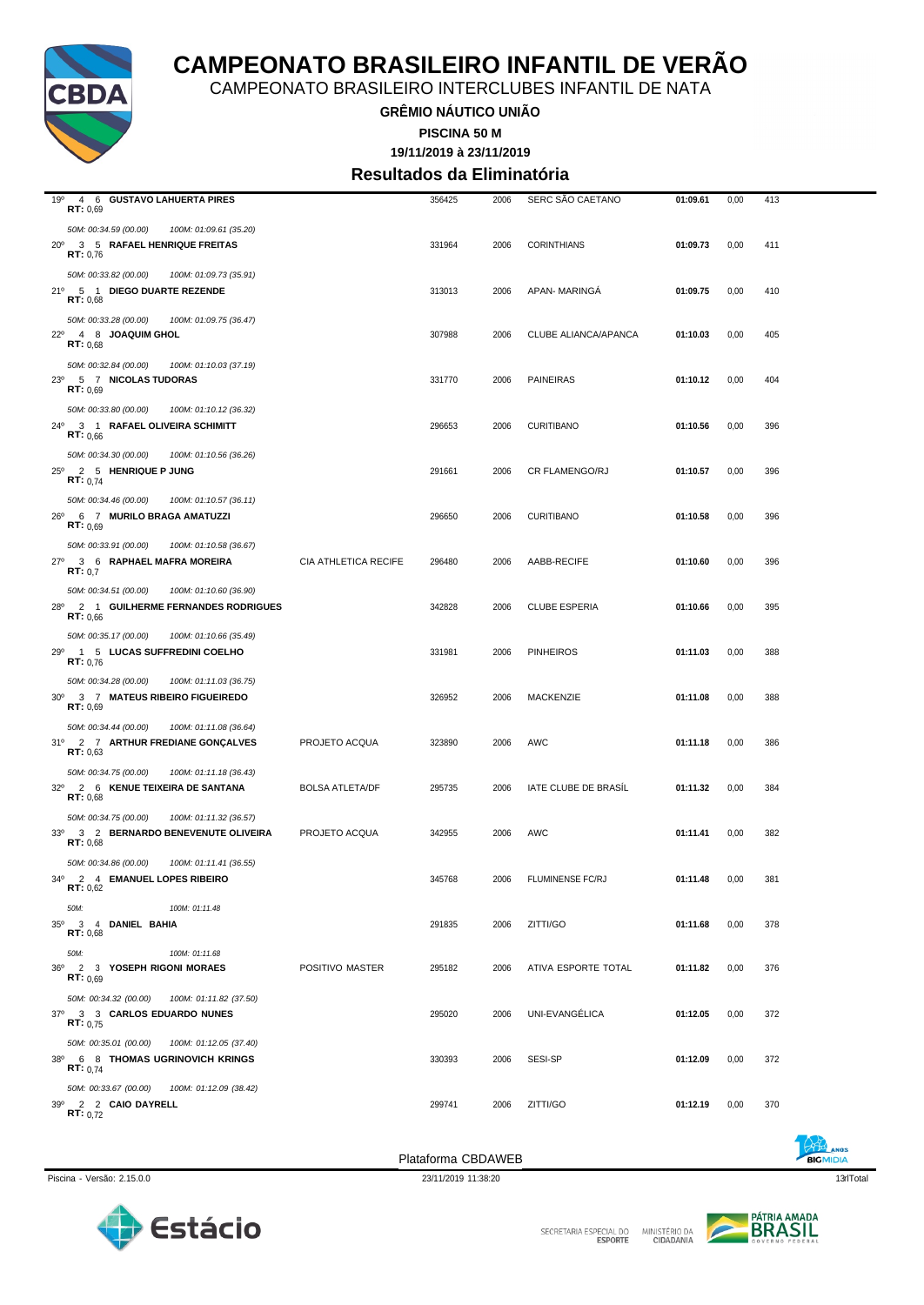# CAMPEONATO BRASILEIRO INFANTIL DE VERÃO

CAMPEONATO BRASILEIRO INTERCLUBES INFANTIL DE NATA

**GRÊMIO NÁUTICO UNIÃO**

**PISCINA 50 M**

**19/11/2019 à 23/11/2019**

## Resultados da Eliminatória

| Col | Série | Raia | Nome | | Registro | Ano | Clube | Tempo | | Pontos |
|---|---|---|---|---|---|---|---|---|---|---|
| 19º | 4 | 6 | **GUSTAVO LAHUERTA PIRES** RT: 0,69 | | 356425 | 2006 | SERC SÃO CAETANO | **01:09.61** | 0,00 | 413 |
| | | | *50M: 00:34.59 (00.00) 100M: 01:09.61 (35.20)* | | | | | | | |
| 20º | 3 | 5 | **RAFAEL HENRIQUE FREITAS** RT: 0,76 | | 331964 | 2006 | CORINTHIANS | **01:09.73** | 0,00 | 411 |
| | | | *50M: 00:33.82 (00.00) 100M: 01:09.73 (35.91)* | | | | | | | |
| 21º | 5 | 1 | **DIEGO DUARTE REZENDE** RT: 0,68 | | 313013 | 2006 | APAN- MARINGÁ | **01:09.75** | 0,00 | 410 |
| | | | *50M: 00:33.28 (00.00) 100M: 01:09.75 (36.47)* | | | | | | | |
| 22º | 4 | 8 | **JOAQUIM GHOL** RT: 0,68 | | 307988 | 2006 | CLUBE ALIANCA/APANCA | **01:10.03** | 0,00 | 405 |
| | | | *50M: 00:32.84 (00.00) 100M: 01:10.03 (37.19)* | | | | | | | |
| 23º | 5 | 7 | **NICOLAS TUDORAS** RT: 0,69 | | 331770 | 2006 | PAINEIRAS | **01:10.12** | 0,00 | 404 |
| | | | *50M: 00:33.80 (00.00) 100M: 01:10.12 (36.32)* | | | | | | | |
| 24º | 3 | 1 | **RAFAEL OLIVEIRA SCHIMITT** RT: 0,66 | | 296653 | 2006 | CURITIBANO | **01:10.56** | 0,00 | 396 |
| | | | *50M: 00:34.30 (00.00) 100M: 01:10.56 (36.26)* | | | | | | | |
| 25º | 2 | 5 | **HENRIQUE P JUNG** RT: 0,74 | | 291661 | 2006 | CR FLAMENGO/RJ | **01:10.57** | 0,00 | 396 |
| | | | *50M: 00:34.46 (00.00) 100M: 01:10.57 (36.11)* | | | | | | | |
| 26º | 6 | 7 | **MURILO BRAGA AMATUZZI** RT: 0,69 | | 296650 | 2006 | CURITIBANO | **01:10.58** | 0,00 | 396 |
| | | | *50M: 00:33.91 (00.00) 100M: 01:10.58 (36.67)* | | | | | | | |
| 27º | 3 | 6 | **RAPHAEL MAFRA MOREIRA** RT: 0,7 | CIA ATHLETICA RECIFE | 296480 | 2006 | AABB-RECIFE | **01:10.60** | 0,00 | 396 |
| | | | *50M: 00:34.51 (00.00) 100M: 01:10.60 (36.90)* | | | | | | | |
| 28º | 2 | 1 | **GUILHERME FERNANDES RODRIGUES** RT: 0,66 | | 342828 | 2006 | CLUBE ESPERIA | **01:10.66** | 0,00 | 395 |
| | | | *50M: 00:35.17 (00.00) 100M: 01:10.66 (35.49)* | | | | | | | |
| 29º | 1 | 5 | **LUCAS SUFFREDINI COELHO** RT: 0,76 | | 331981 | 2006 | PINHEIROS | **01:11.03** | 0,00 | 388 |
| | | | *50M: 00:34.28 (00.00) 100M: 01:11.03 (36.75)* | | | | | | | |
| 30º | 3 | 7 | **MATEUS RIBEIRO FIGUEIREDO** RT: 0,69 | | 326952 | 2006 | MACKENZIE | **01:11.08** | 0,00 | 388 |
| | | | *50M: 00:34.44 (00.00) 100M: 01:11.08 (36.64)* | | | | | | | |
| 31º | 2 | 7 | **ARTHUR FREDIANE GONÇALVES** RT: 0,63 | PROJETO ACQUA | 323890 | 2006 | AWC | **01:11.18** | 0,00 | 386 |
| | | | *50M: 00:34.75 (00.00) 100M: 01:11.18 (36.43)* | | | | | | | |
| 32º | 2 | 6 | **KENUE TEIXEIRA DE SANTANA** RT: 0,68 | BOLSA ATLETA/DF | 295735 | 2006 | IATE CLUBE DE BRASÍL | **01:11.32** | 0,00 | 384 |
| | | | *50M: 00:34.75 (00.00) 100M: 01:11.32 (36.57)* | | | | | | | |
| 33º | 3 | 2 | **BERNARDO BENEVENUTE OLIVEIRA** RT: 0,68 | PROJETO ACQUA | 342955 | 2006 | AWC | **01:11.41** | 0,00 | 382 |
| | | | *50M: 00:34.86 (00.00) 100M: 01:11.41 (36.55)* | | | | | | | |
| 34º | 2 | 4 | **EMANUEL LOPES RIBEIRO** RT: 0,62 | | 345768 | 2006 | FLUMINENSE FC/RJ | **01:11.48** | 0,00 | 381 |
| | | | *50M: 100M: 01:11.48* | | | | | | | |
| 35º | 3 | 4 | **DANIEL BAHIA** RT: 0,68 | | 291835 | 2006 | ZITTI/GO | **01:11.68** | 0,00 | 378 |
| | | | *50M: 100M: 01:11.68* | | | | | | | |
| 36º | 2 | 3 | **YOSEPH RIGONI MORAES** RT: 0,69 | POSITIVO MASTER | 295182 | 2006 | ATIVA ESPORTE TOTAL | **01:11.82** | 0,00 | 376 |
| | | | *50M: 00:34.32 (00.00) 100M: 01:11.82 (37.50)* | | | | | | | |
| 37º | 3 | 3 | **CARLOS EDUARDO NUNES** RT: 0,75 | | 295020 | 2006 | UNI-EVANGÉLICA | **01:12.05** | 0,00 | 372 |
| | | | *50M: 00:35.01 (00.00) 100M: 01:12.05 (37.40)* | | | | | | | |
| 38º | 6 | 8 | **THOMAS UGRINOVICH KRINGS** RT: 0,74 | | 330393 | 2006 | SESI-SP | **01:12.09** | 0,00 | 372 |
| | | | *50M: 00:33.67 (00.00) 100M: 01:12.09 (38.42)* | | | | | | | |
| 39º | 2 | 2 | **CAIO DAYRELL** RT: 0,72 | | 299741 | 2006 | ZITTI/GO | **01:12.19** | 0,00 | 370 |

Plataforma CBDAWEB

Piscina - Versão: 2.15.0.0 — 23/11/2019 11:38:20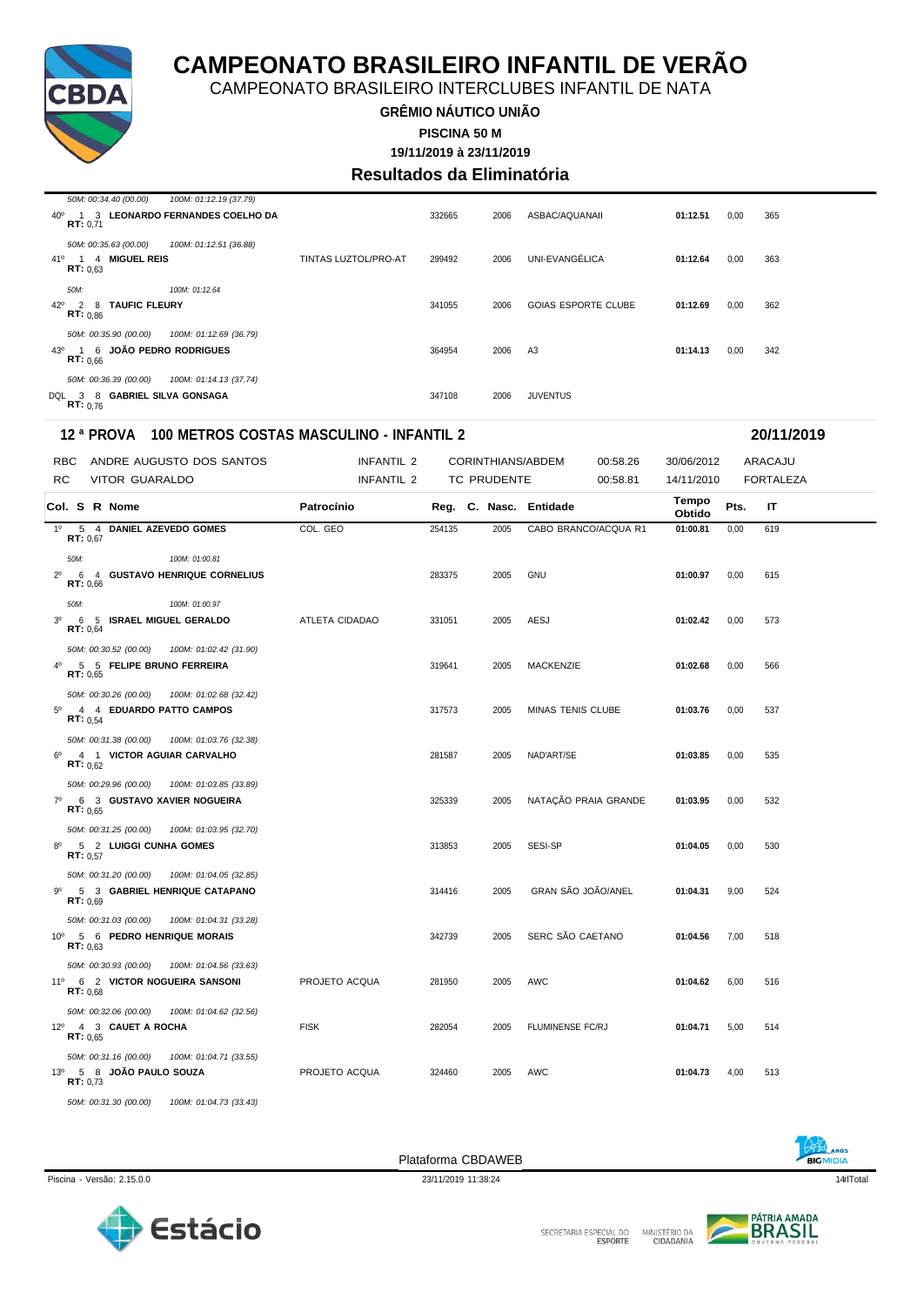# CAMPEONATO BRASILEIRO INFANTIL DE VERÃO

CAMPEONATO BRASILEIRO INTERCLUBES INFANTIL DE NATA

**GRÊMIO NÁUTICO UNIÃO**

**PISCINA 50 M**

**19/11/2019 à 23/11/2019**

## Resultados da Eliminatória

| Col. | S | R | Nome | Patrocínio | Reg. | C. Nasc. | Entidade | Tempo Obtido | Pts. | IT |
|---|---|---|---|---|---|---|---|---|---|---|
| | | | *50M: 00:34.40 (00.00) 100M: 01:12.19 (37.79)* | | | | | | | |
| 40º | 1 | 3 | **LEONARDO FERNANDES COELHO DA** RT: 0,71 | | 332665 | 2006 | ASBAC/AQUANAII | **01:12.51** | 0,00 | 365 |
| | | | *50M: 00:35.63 (00.00) 100M: 01:12.51 (36.88)* | | | | | | | |
| 41º | 1 | 4 | **MIGUEL REIS** RT: 0,63 | TINTAS LUZTOL/PRO-AT | 299492 | 2006 | UNI-EVANGÉLICA | **01:12.64** | 0,00 | 363 |
| | | | *50M: 100M: 01:12.64* | | | | | | | |
| 42º | 2 | 8 | **TAUFIC FLEURY** RT: 0,86 | | 341055 | 2006 | GOIAS ESPORTE CLUBE | **01:12.69** | 0,00 | 362 |
| | | | *50M: 00:35.90 (00.00) 100M: 01:12.69 (36.79)* | | | | | | | |
| 43º | 1 | 6 | **JOÃO PEDRO RODRIGUES** RT: 0,66 | | 364954 | 2006 | A3 | **01:14.13** | 0,00 | 342 |
| | | | *50M: 00:36.39 (00.00) 100M: 01:14.13 (37.74)* | | | | | | | |
| DQL | 3 | 8 | **GABRIEL SILVA GONSAGA** RT: 0,76 | | 347108 | 2006 | JUVENTUS | | | |

## 12 ª PROVA 100 METROS COSTAS MASCULINO - INFANTIL 2 — 20/11/2019

| | | | | | | |
|---|---|---|---|---|---|---|
| RBC | ANDRE AUGUSTO DOS SANTOS | INFANTIL 2 | CORINTHIANS/ABDEM | 00:58.26 | 30/06/2012 | ARACAJU |
| RC | VITOR GUARALDO | INFANTIL 2 | TC PRUDENTE | 00:58.81 | 14/11/2010 | FORTALEZA |

| Col. | S | R | Nome | Patrocínio | Reg. | C. Nasc. | Entidade | Tempo Obtido | Pts. | IT |
|---|---|---|---|---|---|---|---|---|---|---|
| 1º | 5 | 4 | **DANIEL AZEVEDO GOMES** RT: 0,67 | COL. GEO | 254135 | 2005 | CABO BRANCO/ACQUA R1 | **01:00.81** | 0,00 | 619 |
| | | | *50M: 100M: 01:00.81* | | | | | | | |
| 2º | 6 | 4 | **GUSTAVO HENRIQUE CORNELIUS** RT: 0,66 | | 283375 | 2005 | GNU | **01:00.97** | 0,00 | 615 |
| | | | *50M: 100M: 01:00.97* | | | | | | | |
| 3º | 6 | 5 | **ISRAEL MIGUEL GERALDO** RT: 0,64 | ATLETA CIDADAO | 331051 | 2005 | AESJ | **01:02.42** | 0,00 | 573 |
| | | | *50M: 00:30.52 (00.00) 100M: 01:02.42 (31.90)* | | | | | | | |
| 4º | 5 | 5 | **FELIPE BRUNO FERREIRA** RT: 0,65 | | 319641 | 2005 | MACKENZIE | **01:02.68** | 0,00 | 566 |
| | | | *50M: 00:30.26 (00.00) 100M: 01:02.68 (32.42)* | | | | | | | |
| 5º | 4 | 4 | **EDUARDO PATTO CAMPOS** RT: 0,54 | | 317573 | 2005 | MINAS TENIS CLUBE | **01:03.76** | 0,00 | 537 |
| | | | *50M: 00:31.38 (00.00) 100M: 01:03.76 (32.38)* | | | | | | | |
| 6º | 4 | 1 | **VICTOR AGUIAR CARVALHO** RT: 0,62 | | 281587 | 2005 | NAD'ART/SE | **01:03.85** | 0,00 | 535 |
| | | | *50M: 00:29.96 (00.00) 100M: 01:03.85 (33.89)* | | | | | | | |
| 7º | 6 | 3 | **GUSTAVO XAVIER NOGUEIRA** RT: 0,65 | | 325339 | 2005 | NATAÇÃO PRAIA GRANDE | **01:03.95** | 0,00 | 532 |
| | | | *50M: 00:31.25 (00.00) 100M: 01:03.95 (32.70)* | | | | | | | |
| 8º | 5 | 2 | **LUIGGI CUNHA GOMES** RT: 0,57 | | 313853 | 2005 | SESI-SP | **01:04.05** | 0,00 | 530 |
| | | | *50M: 00:31.20 (00.00) 100M: 01:04.05 (32.85)* | | | | | | | |
| 9º | 5 | 3 | **GABRIEL HENRIQUE CATAPANO** RT: 0,69 | | 314416 | 2005 | GRAN SÃO JOÃO/ANEL | **01:04.31** | 9,00 | 524 |
| | | | *50M: 00:31.03 (00.00) 100M: 01:04.31 (33.28)* | | | | | | | |
| 10º | 5 | 6 | **PEDRO HENRIQUE MORAIS** RT: 0,63 | | 342739 | 2005 | SERC SÃO CAETANO | **01:04.56** | 7,00 | 518 |
| | | | *50M: 00:30.93 (00.00) 100M: 01:04.56 (33.63)* | | | | | | | |
| 11º | 6 | 2 | **VICTOR NOGUEIRA SANSONI** RT: 0,68 | PROJETO ACQUA | 281950 | 2005 | AWC | **01:04.62** | 6,00 | 516 |
| | | | *50M: 00:32.06 (00.00) 100M: 01:04.62 (32.56)* | | | | | | | |
| 12º | 4 | 3 | **CAUET A ROCHA** RT: 0,65 | FISK | 282054 | 2005 | FLUMINENSE FC/RJ | **01:04.71** | 5,00 | 514 |
| | | | *50M: 00:31.16 (00.00) 100M: 01:04.71 (33.55)* | | | | | | | |
| 13º | 5 | 8 | **JOÃO PAULO SOUZA** RT: 0,73 | PROJETO ACQUA | 324460 | 2005 | AWC | **01:04.73** | 4,00 | 513 |
| | | | *50M: 00:31.30 (00.00) 100M: 01:04.73 (33.43)* | | | | | | | |

Plataforma CBDAWEB

Piscina - Versão: 2.15.0.0 — 23/11/2019 11:38:24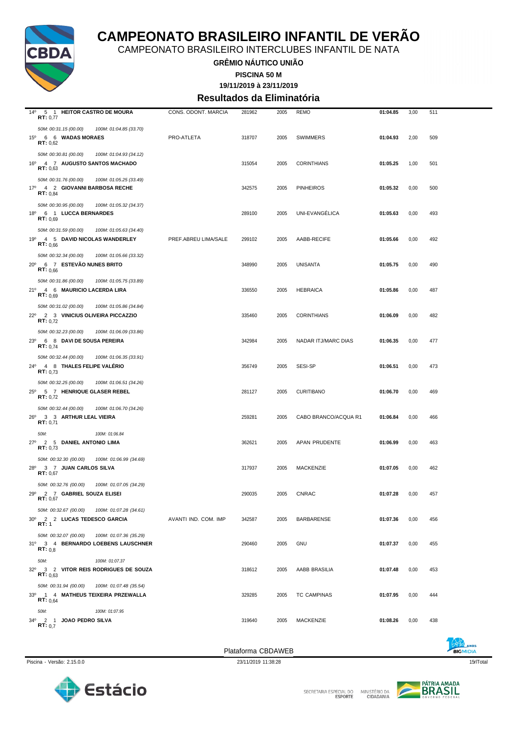# CAMPEONATO BRASILEIRO INFANTIL DE VERÃO

CAMPEONATO BRASILEIRO INTERCLUBES INFANTIL DE NATA

**GRÊMIO NÁUTICO UNIÃO**

**PISCINA 50 M**

**19/11/2019 à 23/11/2019**

## Resultados da Eliminatória

| Col | Série | Raia | Nome | Patrocínio | Registro | Ano | Clube | Tempo | Pontos | Índice |
|---|---|---|---|---|---|---|---|---|---|---|
| 14º | 5 | 1 | **HEITOR CASTRO DE MOURA** RT: 0,77 | CONS. ODONT. MARCIA | 281962 | 2005 | REMO | **01:04.85** | 3,00 | 511 |
| | | | *50M: 00:31.15 (00.00) 100M: 01:04.85 (33.70)* | | | | | | | |
| 15º | 6 | 6 | **WADAS MORAES** RT: 0,62 | PRO-ATLETA | 318707 | 2005 | SWIMMERS | **01:04.93** | 2,00 | 509 |
| | | | *50M: 00:30.81 (00.00) 100M: 01:04.93 (34.12)* | | | | | | | |
| 16º | 4 | 7 | **AUGUSTO SANTOS MACHADO** RT: 0,63 | | 315054 | 2005 | CORINTHIANS | **01:05.25** | 1,00 | 501 |
| | | | *50M: 00:31.76 (00.00) 100M: 01:05.25 (33.49)* | | | | | | | |
| 17º | 4 | 2 | **GIOVANNI BARBOSA RECHE** RT: 0,84 | | 342575 | 2005 | PINHEIROS | **01:05.32** | 0,00 | 500 |
| | | | *50M: 00:30.95 (00.00) 100M: 01:05.32 (34.37)* | | | | | | | |
| 18º | 6 | 1 | **LUCCA BERNARDES** RT: 0,69 | | 289100 | 2005 | UNI-EVANGÉLICA | **01:05.63** | 0,00 | 493 |
| | | | *50M: 00:31.59 (00.00) 100M: 01:05.63 (34.40)* | | | | | | | |
| 19º | 4 | 5 | **DAVID NICOLAS WANDERLEY** RT: 0,66 | PREF.ABREU LIMA/SALE | 299102 | 2005 | AABB-RECIFE | **01:05.66** | 0,00 | 492 |
| | | | *50M: 00:32.34 (00.00) 100M: 01:05.66 (33.32)* | | | | | | | |
| 20º | 6 | 7 | **ESTEVÃO NUNES BRITO** RT: 0,66 | | 348990 | 2005 | UNISANTA | **01:05.75** | 0,00 | 490 |
| | | | *50M: 00:31.86 (00.00) 100M: 01:05.75 (33.89)* | | | | | | | |
| 21º | 4 | 6 | **MAURICIO LACERDA LIRA** RT: 0,69 | | 336550 | 2005 | HEBRAICA | **01:05.86** | 0,00 | 487 |
| | | | *50M: 00:31.02 (00.00) 100M: 01:05.86 (34.84)* | | | | | | | |
| 22º | 2 | 3 | **VINICIUS OLIVEIRA PICCAZZIO** RT: 0,72 | | 335460 | 2005 | CORINTHIANS | **01:06.09** | 0,00 | 482 |
| | | | *50M: 00:32.23 (00.00) 100M: 01:06.09 (33.86)* | | | | | | | |
| 23º | 6 | 8 | **DAVI DE SOUSA PEREIRA** RT: 0,74 | | 342984 | 2005 | NADAR ITJ/MARC DIAS | **01:06.35** | 0,00 | 477 |
| | | | *50M: 00:32.44 (00.00) 100M: 01:06.35 (33.91)* | | | | | | | |
| 24º | 4 | 8 | **THALES FELIPE VALÉRIO** RT: 0,73 | | 356749 | 2005 | SESI-SP | **01:06.51** | 0,00 | 473 |
| | | | *50M: 00:32.25 (00.00) 100M: 01:06.51 (34.26)* | | | | | | | |
| 25º | 5 | 7 | **HENRIQUE GLASER REBEL** RT: 0,72 | | 281127 | 2005 | CURITIBANO | **01:06.70** | 0,00 | 469 |
| | | | *50M: 00:32.44 (00.00) 100M: 01:06.70 (34.26)* | | | | | | | |
| 26º | 3 | 3 | **ARTHUR LEAL VIEIRA** RT: 0,71 | | 259281 | 2005 | CABO BRANCO/ACQUA R1 | **01:06.84** | 0,00 | 466 |
| | | | *50M: 100M: 01:06.84* | | | | | | | |
| 27º | 2 | 5 | **DANIEL ANTONIO LIMA** RT: 0,73 | | 362621 | 2005 | APAN PRUDENTE | **01:06.99** | 0,00 | 463 |
| | | | *50M: 00:32.30 (00.00) 100M: 01:06.99 (34.69)* | | | | | | | |
| 28º | 3 | 7 | **JUAN CARLOS SILVA** RT: 0,67 | | 317937 | 2005 | MACKENZIE | **01:07.05** | 0,00 | 462 |
| | | | *50M: 00:32.76 (00.00) 100M: 01:07.05 (34.29)* | | | | | | | |
| 29º | 2 | 7 | **GABRIEL SOUZA ELISEI** RT: 0,67 | | 290035 | 2005 | CNRAC | **01:07.28** | 0,00 | 457 |
| | | | *50M: 00:32.67 (00.00) 100M: 01:07.28 (34.61)* | | | | | | | |
| 30º | 2 | 2 | **LUCAS TEDESCO GARCIA** RT: 1 | AVANTI IND. COM. IMP | 342587 | 2005 | BARBARENSE | **01:07.36** | 0,00 | 456 |
| | | | *50M: 00:32.07 (00.00) 100M: 01:07.36 (35.29)* | | | | | | | |
| 31º | 3 | 4 | **BERNARDO LOEBENS LAUSCHNER** RT: 0,8 | | 290460 | 2005 | GNU | **01:07.37** | 0,00 | 455 |
| | | | *50M: 100M: 01:07.37* | | | | | | | |
| 32º | 3 | 2 | **VITOR REIS RODRIGUES DE SOUZA** RT: 0,63 | | 318612 | 2005 | AABB BRASILIA | **01:07.48** | 0,00 | 453 |
| | | | *50M: 00:31.94 (00.00) 100M: 01:07.48 (35.54)* | | | | | | | |
| 33º | 1 | 4 | **MATHEUS TEIXEIRA PRZEWALLA** RT: 0,64 | | 329285 | 2005 | TC CAMPINAS | **01:07.95** | 0,00 | 444 |
| | | | *50M: 100M: 01:07.95* | | | | | | | |
| 34º | 2 | 1 | **JOAO PEDRO SILVA** RT: 0,7 | | 319640 | 2005 | MACKENZIE | **01:08.26** | 0,00 | 438 |

Plataforma CBDAWEB

Piscina - Versão: 2.15.0.0 — 23/11/2019 11:38:28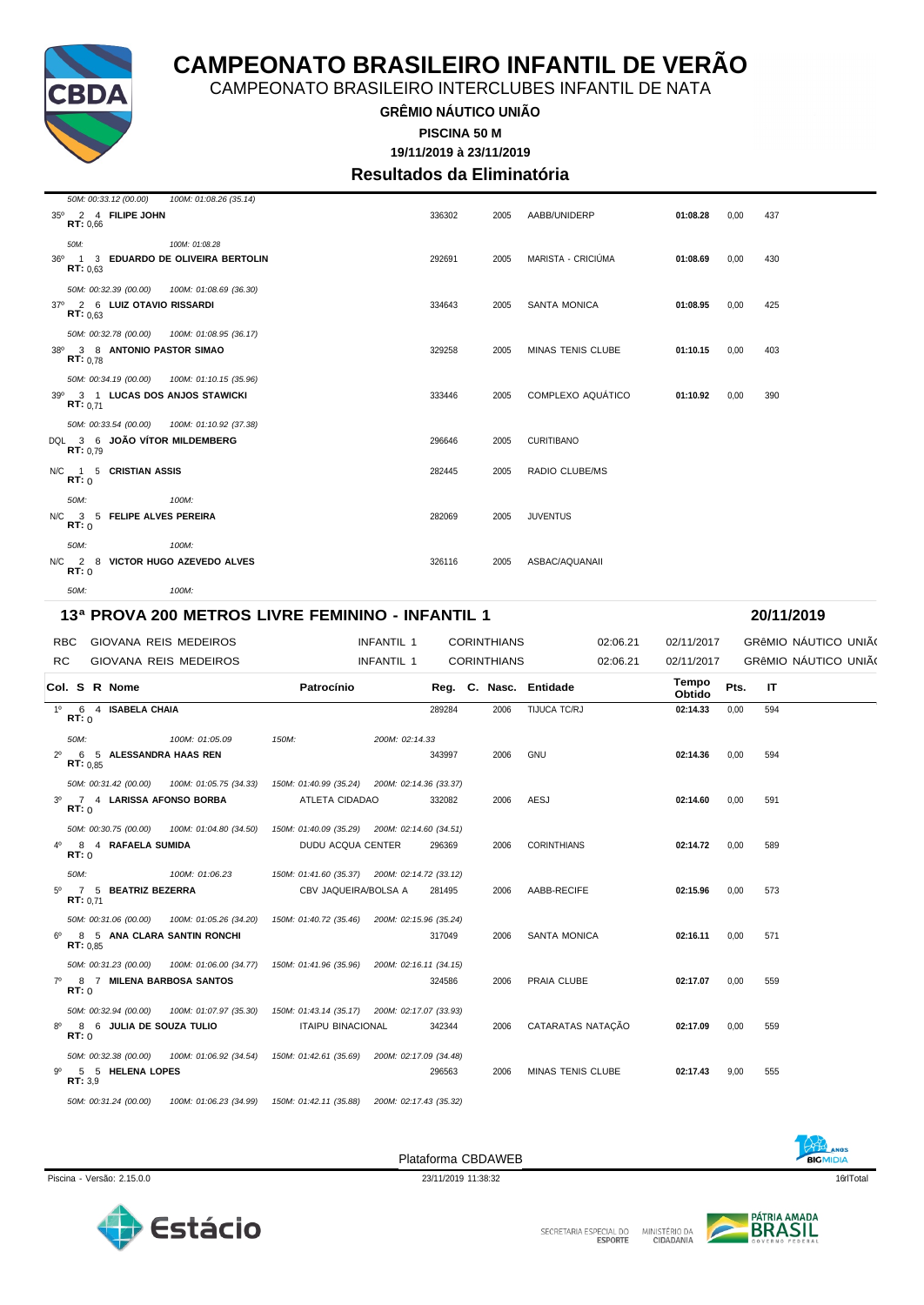# CAMPEONATO BRASILEIRO INFANTIL DE VERÃO

CAMPEONATO BRASILEIRO INTERCLUBES INFANTIL DE NATA

**GRÊMIO NÁUTICO UNIÃO**

**PISCINA 50 M**

**19/11/2019 à 23/11/2019**

## Resultados da Eliminatória

| Col. | S | R | Nome | Patrocínio | Reg. | C. Nasc. | Entidade | Tempo Obtido | Pts. | IT |
|---|---|---|---|---|---|---|---|---|---|---|
| | | | 50M: 00:33.12 (00.00) 100M: 01:08.26 (35.14) | | | | | | | |
| 35º | 2 | 4 | **FILIPE JOHN** RT: 0,66 | | 336302 | 2005 | AABB/UNIDERP | **01:08.28** | 0,00 | 437 |
| | | | 50M: 100M: 01:08.28 | | | | | | | |
| 36º | 1 | 3 | **EDUARDO DE OLIVEIRA BERTOLIN** RT: 0,63 | | 292691 | 2005 | MARISTA - CRICIÚMA | **01:08.69** | 0,00 | 430 |
| | | | 50M: 00:32.39 (00.00) 100M: 01:08.69 (36.30) | | | | | | | |
| 37º | 2 | 6 | **LUIZ OTAVIO RISSARDI** RT: 0,63 | | 334643 | 2005 | SANTA MONICA | **01:08.95** | 0,00 | 425 |
| | | | 50M: 00:32.78 (00.00) 100M: 01:08.95 (36.17) | | | | | | | |
| 38º | 3 | 8 | **ANTONIO PASTOR SIMAO** RT: 0,78 | | 329258 | 2005 | MINAS TENIS CLUBE | **01:10.15** | 0,00 | 403 |
| | | | 50M: 00:34.19 (00.00) 100M: 01:10.15 (35.96) | | | | | | | |
| 39º | 3 | 1 | **LUCAS DOS ANJOS STAWICKI** RT: 0,71 | | 333446 | 2005 | COMPLEXO AQUÁTICO | **01:10.92** | 0,00 | 390 |
| | | | 50M: 00:33.54 (00.00) 100M: 01:10.92 (37.38) | | | | | | | |
| DQL | 3 | 6 | **JOÃO VÍTOR MILDEMBERG** RT: 0,79 | | 296646 | 2005 | CURITIBANO | | | |
| N/C | 1 | 5 | **CRISTIAN ASSIS** RT: 0 | | 282445 | 2005 | RADIO CLUBE/MS | | | |
| | | | 50M: 100M: | | | | | | | |
| N/C | 3 | 5 | **FELIPE ALVES PEREIRA** RT: 0 | | 282069 | 2005 | JUVENTUS | | | |
| | | | 50M: 100M: | | | | | | | |
| N/C | 2 | 8 | **VICTOR HUGO AZEVEDO ALVES** RT: 0 | | 326116 | 2005 | ASBAC/AQUANAII | | | |
| | | | 50M: 100M: | | | | | | | |

### 13ª PROVA 200 METROS LIVRE FEMININO - INFANTIL 1 — 20/11/2019

| | | | | | | |
|---|---|---|---|---|---|---|
| RBC | GIOVANA REIS MEDEIROS | INFANTIL 1 | CORINTHIANS | 02:06.21 | 02/11/2017 | GRêMIO NÁUTICO UNIÃ |
| RC | GIOVANA REIS MEDEIROS | INFANTIL 1 | CORINTHIANS | 02:06.21 | 02/11/2017 | GRêMIO NÁUTICO UNIÃ |

| Col. | S | R | Nome | Patrocínio | Reg. | C. Nasc. | Entidade | Tempo Obtido | Pts. | IT |
|---|---|---|---|---|---|---|---|---|---|---|
| 1º | 6 | 4 | **ISABELA CHAIA** RT: 0 | | 289284 | 2006 | TIJUCA TC/RJ | **02:14.33** | 0,00 | 594 |
| | | | 50M: 100M: 01:05.09 150M: 200M: 02:14.33 | | | | | | | |
| 2º | 6 | 5 | **ALESSANDRA HAAS REN** RT: 0,85 | | 343997 | 2006 | GNU | **02:14.36** | 0,00 | 594 |
| | | | 50M: 00:31.42 (00.00) 100M: 01:05.75 (34.33) 150M: 01:40.99 (35.24) 200M: 02:14.36 (33.37) | | | | | | | |
| 3º | 7 | 4 | **LARISSA AFONSO BORBA** RT: 0 | ATLETA CIDADAO | 332082 | 2006 | AESJ | **02:14.60** | 0,00 | 591 |
| | | | 50M: 00:30.75 (00.00) 100M: 01:04.80 (34.50) 150M: 01:40.09 (35.29) 200M: 02:14.60 (34.51) | | | | | | | |
| 4º | 8 | 4 | **RAFAELA SUMIDA** RT: 0 | DUDU ACQUA CENTER | 296369 | 2006 | CORINTHIANS | **02:14.72** | 0,00 | 589 |
| | | | 50M: 100M: 01:06.23 150M: 01:41.60 (35.37) 200M: 02:14.72 (33.12) | | | | | | | |
| 5º | 7 | 5 | **BEATRIZ BEZERRA** RT: 0,71 | CBV JAQUEIRA/BOLSA A | 281495 | 2006 | AABB-RECIFE | **02:15.96** | 0,00 | 573 |
| | | | 50M: 00:31.06 (00.00) 100M: 01:05.26 (34.20) 150M: 01:40.72 (35.46) 200M: 02:15.96 (35.24) | | | | | | | |
| 6º | 8 | 5 | **ANA CLARA SANTIN RONCHI** RT: 0,85 | | 317049 | 2006 | SANTA MONICA | **02:16.11** | 0,00 | 571 |
| | | | 50M: 00:31.23 (00.00) 100M: 01:06.00 (34.77) 150M: 01:41.96 (35.96) 200M: 02:16.11 (34.15) | | | | | | | |
| 7º | 8 | 7 | **MILENA BARBOSA SANTOS** RT: 0 | | 324586 | 2006 | PRAIA CLUBE | **02:17.07** | 0,00 | 559 |
| | | | 50M: 00:32.94 (00.00) 100M: 01:07.97 (35.30) 150M: 01:43.14 (35.17) 200M: 02:17.07 (33.93) | | | | | | | |
| 8º | 8 | 6 | **JULIA DE SOUZA TULIO** RT: 0 | ITAIPU BINACIONAL | 342344 | 2006 | CATARATAS NATAÇÃO | **02:17.09** | 0,00 | 559 |
| | | | 50M: 00:32.38 (00.00) 100M: 01:06.92 (34.54) 150M: 01:42.61 (35.69) 200M: 02:17.09 (34.48) | | | | | | | |
| 9º | 5 | 5 | **HELENA LOPES** RT: 3,9 | | 296563 | 2006 | MINAS TENIS CLUBE | **02:17.43** | 9,00 | 555 |
| | | | 50M: 00:31.24 (00.00) 100M: 01:06.23 (34.99) 150M: 01:42.11 (35.88) 200M: 02:17.43 (35.32) | | | | | | | |

Plataforma CBDAWEB

Piscina - Versão: 2.15.0.0 — 23/11/2019 11:38:32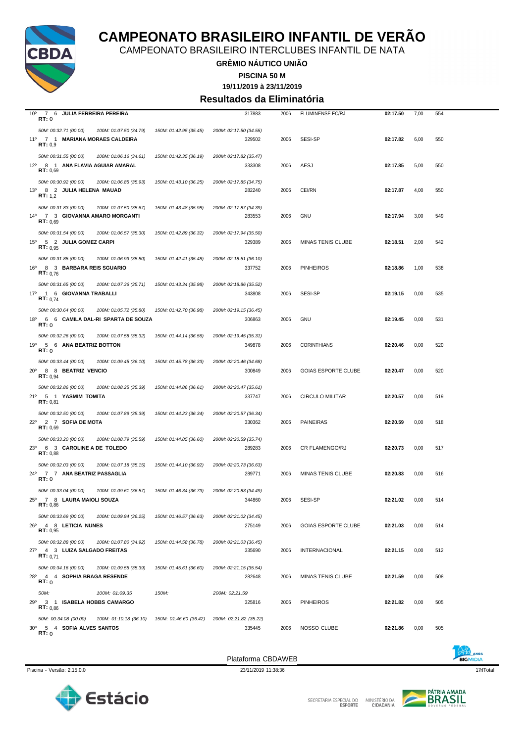# CAMPEONATO BRASILEIRO INFANTIL DE VERÃO

CAMPEONATO BRASILEIRO INTERCLUBES INFANTIL DE NATA

**GRÊMIO NÁUTICO UNIÃO**

**PISCINA 50 M**

**19/11/2019 à 23/11/2019**

## Resultados da Eliminatória

| Col. | Série | Raia | Nome | Registro | Ano | Clube | Tempo | Pontos | Índice |
|---|---|---|---|---|---|---|---|---|---|
| 10º | 7 | 6 | **JULIA FERREIRA PEREIRA** RT: 0 | 317883 | 2006 | FLUMINENSE FC/RJ | **02:17.50** | 7,00 | 554 |
| | | | *50M: 00:32.71 (00.00) 100M: 01:07.50 (34.79) 150M: 01:42.95 (35.45) 200M: 02:17.50 (34.55)* | | | | | | |
| 11º | 7 | 1 | **MARIANA MORAES CALDEIRA** RT: 0,9 | 329502 | 2006 | SESI-SP | **02:17.82** | 6,00 | 550 |
| | | | *50M: 00:31.55 (00.00) 100M: 01:06.16 (34.61) 150M: 01:42.35 (36.19) 200M: 02:17.82 (35.47)* | | | | | | |
| 12º | 8 | 1 | **ANA FLAVIA AGUIAR AMARAL** RT: 0,69 | 333308 | 2006 | AESJ | **02:17.85** | 5,00 | 550 |
| | | | *50M: 00:30.92 (00.00) 100M: 01:06.85 (35.93) 150M: 01:43.10 (36.25) 200M: 02:17.85 (34.75)* | | | | | | |
| 13º | 8 | 2 | **JULIA HELENA MAUAD** RT: 1,2 | 282240 | 2006 | CEI/RN | **02:17.87** | 4,00 | 550 |
| | | | *50M: 00:31.83 (00.00) 100M: 01:07.50 (35.67) 150M: 01:43.48 (35.98) 200M: 02:17.87 (34.39)* | | | | | | |
| 14º | 7 | 3 | **GIOVANNA AMARO MORGANTI** RT: 0,69 | 283553 | 2006 | GNU | **02:17.94** | 3,00 | 549 |
| | | | *50M: 00:31.54 (00.00) 100M: 01:06.57 (35.30) 150M: 01:42.89 (36.32) 200M: 02:17.94 (35.50)* | | | | | | |
| 15º | 5 | 2 | **JULIA GOMEZ CARPI** RT: 0,95 | 329389 | 2006 | MINAS TENIS CLUBE | **02:18.51** | 2,00 | 542 |
| | | | *50M: 00:31.85 (00.00) 100M: 01:06.93 (35.80) 150M: 01:42.41 (35.48) 200M: 02:18.51 (36.10)* | | | | | | |
| 16º | 8 | 3 | **BARBARA REIS SGUARIO** RT: 0,76 | 337752 | 2006 | PINHEIROS | **02:18.86** | 1,00 | 538 |
| | | | *50M: 00:31.65 (00.00) 100M: 01:07.36 (35.71) 150M: 01:43.34 (35.98) 200M: 02:18.86 (35.52)* | | | | | | |
| 17º | 1 | 6 | **GIOVANNA TRABALLI** RT: 0,74 | 343808 | 2006 | SESI-SP | **02:19.15** | 0,00 | 535 |
| | | | *50M: 00:30.64 (00.00) 100M: 01:05.72 (35.80) 150M: 01:42.70 (36.98) 200M: 02:19.15 (36.45)* | | | | | | |
| 18º | 6 | 6 | **CAMILA DAL-RI SPARTA DE SOUZA** RT: 0 | 306863 | 2006 | GNU | **02:19.45** | 0,00 | 531 |
| | | | *50M: 00:32.26 (00.00) 100M: 01:07.58 (35.32) 150M: 01:44.14 (36.56) 200M: 02:19.45 (35.31)* | | | | | | |
| 19º | 5 | 6 | **ANA BEATRIZ BOTTON** RT: 0 | 349878 | 2006 | CORINTHIANS | **02:20.46** | 0,00 | 520 |
| | | | *50M: 00:33.44 (00.00) 100M: 01:09.45 (36.10) 150M: 01:45.78 (36.33) 200M: 02:20.46 (34.68)* | | | | | | |
| 20º | 8 | 8 | **BEATRIZ VENCIO** RT: 0,94 | 300849 | 2006 | GOIAS ESPORTE CLUBE | **02:20.47** | 0,00 | 520 |
| | | | *50M: 00:32.86 (00.00) 100M: 01:08.25 (35.39) 150M: 01:44.86 (36.61) 200M: 02:20.47 (35.61)* | | | | | | |
| 21º | 5 | 1 | **YASMIM TOMITA** RT: 0,81 | 337747 | 2006 | CIRCULO MILITAR | **02:20.57** | 0,00 | 519 |
| | | | *50M: 00:32.50 (00.00) 100M: 01:07.89 (35.39) 150M: 01:44.23 (36.34) 200M: 02:20.57 (36.34)* | | | | | | |
| 22º | 2 | 7 | **SOFIA DE MOTA** RT: 0,69 | 330362 | 2006 | PAINEIRAS | **02:20.59** | 0,00 | 518 |
| | | | *50M: 00:33.20 (00.00) 100M: 01:08.79 (35.59) 150M: 01:44.85 (36.60) 200M: 02:20.59 (35.74)* | | | | | | |
| 23º | 6 | 3 | **CAROLINE A DE TOLEDO** RT: 0,88 | 289283 | 2006 | CR FLAMENGO/RJ | **02:20.73** | 0,00 | 517 |
| | | | *50M: 00:32.03 (00.00) 100M: 01:07.18 (35.15) 150M: 01:44.10 (36.92) 200M: 02:20.73 (36.63)* | | | | | | |
| 24º | 7 | 7 | **ANA BEATRIZ PASSAGLIA** RT: 0 | 289771 | 2006 | MINAS TENIS CLUBE | **02:20.83** | 0,00 | 516 |
| | | | *50M: 00:33.04 (00.00) 100M: 01:09.61 (36.57) 150M: 01:46.34 (36.73) 200M: 02:20.83 (34.49)* | | | | | | |
| 25º | 7 | 8 | **LAURA MAIOLI SOUZA** RT: 0,86 | 344860 | 2006 | SESI-SP | **02:21.02** | 0,00 | 514 |
| | | | *50M: 00:33.69 (00.00) 100M: 01:09.94 (36.25) 150M: 01:46.57 (36.63) 200M: 02:21.02 (34.45)* | | | | | | |
| 26º | 4 | 8 | **LETICIA NUNES** RT: 0,95 | 275149 | 2006 | GOIAS ESPORTE CLUBE | **02:21.03** | 0,00 | 514 |
| | | | *50M: 00:32.88 (00.00) 100M: 01:07.80 (34.92) 150M: 01:44.58 (36.78) 200M: 02:21.03 (36.45)* | | | | | | |
| 27º | 4 | 3 | **LUIZA SALGADO FREITAS** RT: 0,71 | 335690 | 2006 | INTERNACIONAL | **02:21.15** | 0,00 | 512 |
| | | | *50M: 00:34.16 (00.00) 100M: 01:09.55 (35.39) 150M: 01:45.61 (36.60) 200M: 02:21.15 (35.54)* | | | | | | |
| 28º | 4 | 4 | **SOPHIA BRAGA RESENDE** RT: 0 | 282648 | 2006 | MINAS TENIS CLUBE | **02:21.59** | 0,00 | 508 |
| | | | *50M: 100M: 01:09.35 150M: 200M: 02:21.59* | | | | | | |
| 29º | 3 | 1 | **ISABELA HOBBS CAMARGO** RT: 0,86 | 325816 | 2006 | PINHEIROS | **02:21.82** | 0,00 | 505 |
| | | | *50M: 00:34.08 (00.00) 100M: 01:10.18 (36.10) 150M: 01:46.60 (36.42) 200M: 02:21.82 (35.22)* | | | | | | |
| 30º | 5 | 4 | **SOFIA ALVES SANTOS** RT: 0 | 335445 | 2006 | NOSSO CLUBE | **02:21.86** | 0,00 | 505 |

Plataforma CBDAWEB

Piscina - Versão: 2.15.0.0 — 23/11/2019 11:38:36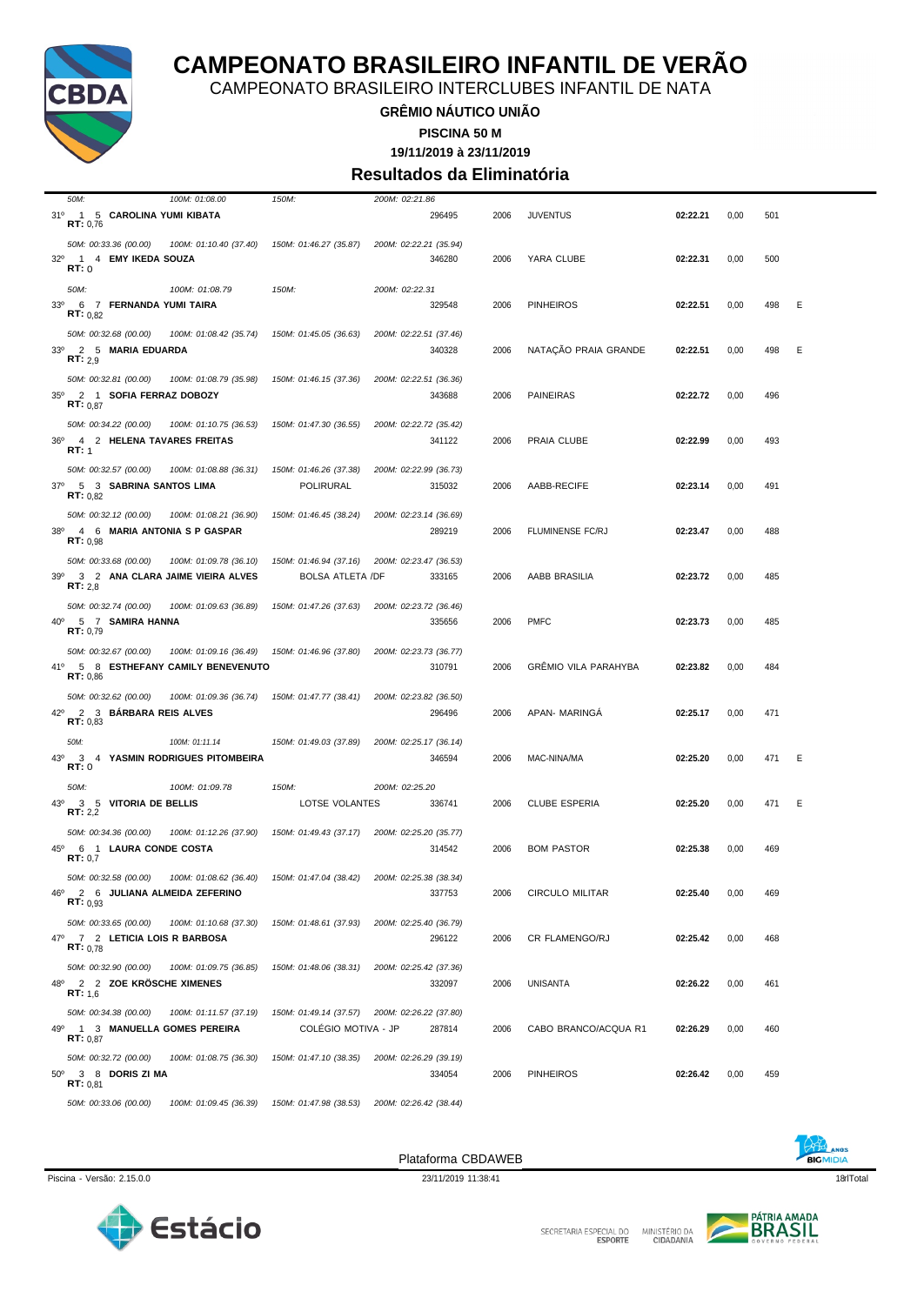# CAMPEONATO BRASILEIRO INFANTIL DE VERÃO

CAMPEONATO BRASILEIRO INTERCLUBES INFANTIL DE NATA

**GRÊMIO NÁUTICO UNIÃO**

**PISCINA 50 M**

**19/11/2019 à 23/11/2019**

## Resultados da Eliminatória

*50M: 100M: 01:08.00 150M: 200M: 02:21.86*

| Col | Série/Raia | Nome | Entidade | Registro | Ano | Clube | Tempo | | Pontos | |
|---|---|---|---|---|---|---|---|---|---|---|
| 31º | 1 5 | **CAROLINA YUMI KIBATA** RT: 0,76 | | 296495 | 2006 | JUVENTUS | **02:22.21** | 0,00 | 501 | |
| | | *50M: 00:33.36 (00.00) 100M: 01:10.40 (37.40) 150M: 01:46.27 (35.87) 200M: 02:22.21 (35.94)* | | | | | | | | |
| 32º | 1 4 | **EMY IKEDA SOUZA** RT: 0 | | 346280 | 2006 | YARA CLUBE | **02:22.31** | 0,00 | 500 | |
| | | *50M: 100M: 01:08.79 150M: 200M: 02:22.31* | | | | | | | | |
| 33º | 6 7 | **FERNANDA YUMI TAIRA** RT: 0,82 | | 329548 | 2006 | PINHEIROS | **02:22.51** | 0,00 | 498 | E |
| | | *50M: 00:32.68 (00.00) 100M: 01:08.42 (35.74) 150M: 01:45.05 (36.63) 200M: 02:22.51 (37.46)* | | | | | | | | |
| 33º | 2 5 | **MARIA EDUARDA** RT: 2,9 | | 340328 | 2006 | NATAÇÃO PRAIA GRANDE | **02:22.51** | 0,00 | 498 | E |
| | | *50M: 00:32.81 (00.00) 100M: 01:08.79 (35.98) 150M: 01:46.15 (37.36) 200M: 02:22.51 (36.36)* | | | | | | | | |
| 35º | 2 1 | **SOFIA FERRAZ DOBOZY** RT: 0,87 | | 343688 | 2006 | PAINEIRAS | **02:22.72** | 0,00 | 496 | |
| | | *50M: 00:34.22 (00.00) 100M: 01:10.75 (36.53) 150M: 01:47.30 (36.55) 200M: 02:22.72 (35.42)* | | | | | | | | |
| 36º | 4 2 | **HELENA TAVARES FREITAS** RT: 1 | | 341122 | 2006 | PRAIA CLUBE | **02:22.99** | 0,00 | 493 | |
| | | *50M: 00:32.57 (00.00) 100M: 01:08.88 (36.31) 150M: 01:46.26 (37.38) 200M: 02:22.99 (36.73)* | | | | | | | | |
| 37º | 5 3 | **SABRINA SANTOS LIMA** RT: 0,82 | POLIRURAL | 315032 | 2006 | AABB-RECIFE | **02:23.14** | 0,00 | 491 | |
| | | *50M: 00:32.12 (00.00) 100M: 01:08.21 (36.90) 150M: 01:46.45 (38.24) 200M: 02:23.14 (36.69)* | | | | | | | | |
| 38º | 4 6 | **MARIA ANTONIA S P GASPAR** RT: 0,98 | | 289219 | 2006 | FLUMINENSE FC/RJ | **02:23.47** | 0,00 | 488 | |
| | | *50M: 00:33.68 (00.00) 100M: 01:09.78 (36.10) 150M: 01:46.94 (37.16) 200M: 02:23.47 (36.53)* | | | | | | | | |
| 39º | 3 2 | **ANA CLARA JAIME VIEIRA ALVES** RT: 2,8 | BOLSA ATLETA /DF | 333165 | 2006 | AABB BRASILIA | **02:23.72** | 0,00 | 485 | |
| | | *50M: 00:32.74 (00.00) 100M: 01:09.63 (36.89) 150M: 01:47.26 (37.63) 200M: 02:23.72 (36.46)* | | | | | | | | |
| 40º | 5 7 | **SAMIRA HANNA** RT: 0,79 | | 335656 | 2006 | PMFC | **02:23.73** | 0,00 | 485 | |
| | | *50M: 00:32.67 (00.00) 100M: 01:09.16 (36.49) 150M: 01:46.96 (37.80) 200M: 02:23.73 (36.77)* | | | | | | | | |
| 41º | 5 8 | **ESTHEFANY CAMILY BENEVENUTO** RT: 0,86 | | 310791 | 2006 | GRÊMIO VILA PARAHYBA | **02:23.82** | 0,00 | 484 | |
| | | *50M: 00:32.62 (00.00) 100M: 01:09.36 (36.74) 150M: 01:47.77 (38.41) 200M: 02:23.82 (36.50)* | | | | | | | | |
| 42º | 2 3 | **BÁRBARA REIS ALVES** RT: 0,83 | | 296496 | 2006 | APAN- MARINGÁ | **02:25.17** | 0,00 | 471 | |
| | | *50M: 100M: 01:11.14 150M: 01:49.03 (37.89) 200M: 02:25.17 (36.14)* | | | | | | | | |
| 43º | 3 4 | **YASMIN RODRIGUES PITOMBEIRA** RT: 0 | | 346594 | 2006 | MAC-NINA/MA | **02:25.20** | 0,00 | 471 | E |
| | | *50M: 100M: 01:09.78 150M: 200M: 02:25.20* | | | | | | | | |
| 43º | 3 5 | **VITORIA DE BELLIS** RT: 2,2 | LOTSE VOLANTES | 336741 | 2006 | CLUBE ESPERIA | **02:25.20** | 0,00 | 471 | E |
| | | *50M: 00:34.36 (00.00) 100M: 01:12.26 (37.90) 150M: 01:49.43 (37.17) 200M: 02:25.20 (35.77)* | | | | | | | | |
| 45º | 6 1 | **LAURA CONDE COSTA** RT: 0,7 | | 314542 | 2006 | BOM PASTOR | **02:25.38** | 0,00 | 469 | |
| | | *50M: 00:32.58 (00.00) 100M: 01:08.62 (36.40) 150M: 01:47.04 (38.42) 200M: 02:25.38 (38.34)* | | | | | | | | |
| 46º | 2 6 | **JULIANA ALMEIDA ZEFERINO** RT: 0,93 | | 337753 | 2006 | CIRCULO MILITAR | **02:25.40** | 0,00 | 469 | |
| | | *50M: 00:33.65 (00.00) 100M: 01:10.68 (37.30) 150M: 01:48.61 (37.93) 200M: 02:25.40 (36.79)* | | | | | | | | |
| 47º | 7 2 | **LETICIA LOIS R BARBOSA** RT: 0,78 | | 296122 | 2006 | CR FLAMENGO/RJ | **02:25.42** | 0,00 | 468 | |
| | | *50M: 00:32.90 (00.00) 100M: 01:09.75 (36.85) 150M: 01:48.06 (38.31) 200M: 02:25.42 (37.36)* | | | | | | | | |
| 48º | 2 2 | **ZOE KRÖSCHE XIMENES** RT: 1,6 | | 332097 | 2006 | UNISANTA | **02:26.22** | 0,00 | 461 | |
| | | *50M: 00:34.38 (00.00) 100M: 01:11.57 (37.19) 150M: 01:49.14 (37.57) 200M: 02:26.22 (37.80)* | | | | | | | | |
| 49º | 1 3 | **MANUELLA GOMES PEREIRA** RT: 0,87 | COLÉGIO MOTIVA - JP | 287814 | 2006 | CABO BRANCO/ACQUA R1 | **02:26.29** | 0,00 | 460 | |
| | | *50M: 00:32.72 (00.00) 100M: 01:08.75 (36.30) 150M: 01:47.10 (38.35) 200M: 02:26.29 (39.19)* | | | | | | | | |
| 50º | 3 8 | **DORIS ZI MA** RT: 0,81 | | 334054 | 2006 | PINHEIROS | **02:26.42** | 0,00 | 459 | |
| | | *50M: 00:33.06 (00.00) 100M: 01:09.45 (36.39) 150M: 01:47.98 (38.53) 200M: 02:26.42 (38.44)* | | | | | | | | |

Plataforma CBDAWEB

Piscina - Versão: 2.15.0.0 — 23/11/2019 11:38:41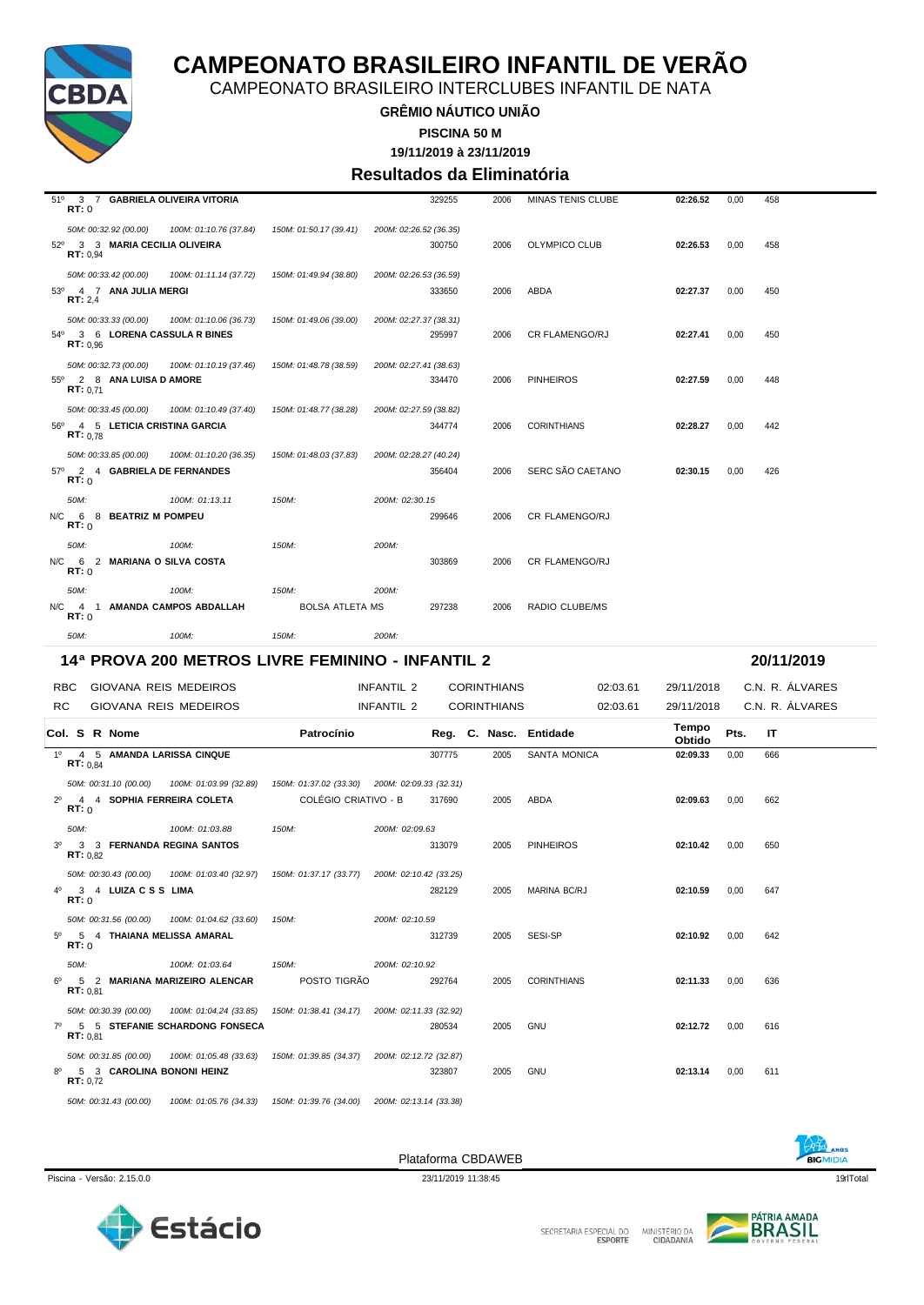# CAMPEONATO BRASILEIRO INFANTIL DE VERÃO

CAMPEONATO BRASILEIRO INTERCLUBES INFANTIL DE NATA

**GRÊMIO NÁUTICO UNIÃO**

**PISCINA 50 M**

**19/11/2019 à 23/11/2019**

## Resultados da Eliminatória

| Col. | S | R | Nome | Patrocínio | Reg. | C. | Nasc. | Entidade | Tempo Obtido | Pts. | IT |
|---|---|---|---|---|---|---|---|---|---|---|---|
| 51º | 3 | 7 | **GABRIELA OLIVEIRA VITORIA** RT: 0 | | 329255 | | 2006 | MINAS TENIS CLUBE | **02:26.52** | 0,00 | 458 |
| | | | *50M: 00:32.92 (00.00) 100M: 01:10.76 (37.84) 150M: 01:50.17 (39.41) 200M: 02:26.52 (36.35)* | | | | | | | | |
| 52º | 3 | 3 | **MARIA CECILIA OLIVEIRA** RT: 0,94 | | 300750 | | 2006 | OLYMPICO CLUB | **02:26.53** | 0,00 | 458 |
| | | | *50M: 00:33.42 (00.00) 100M: 01:11.14 (37.72) 150M: 01:49.94 (38.80) 200M: 02:26.53 (36.59)* | | | | | | | | |
| 53º | 4 | 7 | **ANA JULIA MERGI** RT: 2,4 | | 333650 | | 2006 | ABDA | **02:27.37** | 0,00 | 450 |
| | | | *50M: 00:33.33 (00.00) 100M: 01:10.06 (36.73) 150M: 01:49.06 (39.00) 200M: 02:27.37 (38.31)* | | | | | | | | |
| 54º | 3 | 6 | **LORENA CASSULA R BINES** RT: 0,96 | | 295997 | | 2006 | CR FLAMENGO/RJ | **02:27.41** | 0,00 | 450 |
| | | | *50M: 00:32.73 (00.00) 100M: 01:10.19 (37.46) 150M: 01:48.78 (38.59) 200M: 02:27.41 (38.63)* | | | | | | | | |
| 55º | 2 | 8 | **ANA LUISA D AMORE** RT: 0,71 | | 334470 | | 2006 | PINHEIROS | **02:27.59** | 0,00 | 448 |
| | | | *50M: 00:33.45 (00.00) 100M: 01:10.49 (37.40) 150M: 01:48.77 (38.28) 200M: 02:27.59 (38.82)* | | | | | | | | |
| 56º | 4 | 5 | **LETICIA CRISTINA GARCIA** RT: 0,78 | | 344774 | | 2006 | CORINTHIANS | **02:28.27** | 0,00 | 442 |
| | | | *50M: 00:33.85 (00.00) 100M: 01:10.20 (36.35) 150M: 01:48.03 (37.83) 200M: 02:28.27 (40.24)* | | | | | | | | |
| 57º | 2 | 4 | **GABRIELA DE FERNANDES** RT: 0 | | 356404 | | 2006 | SERC SÃO CAETANO | **02:30.15** | 0,00 | 426 |
| | | | *50M: 100M: 01:13.11 150M: 200M: 02:30.15* | | | | | | | | |
| N/C | 6 | 8 | **BEATRIZ M POMPEU** RT: 0 | | 299646 | | 2006 | CR FLAMENGO/RJ | | | |
| | | | *50M: 100M: 150M: 200M:* | | | | | | | | |
| N/C | 6 | 2 | **MARIANA O SILVA COSTA** RT: 0 | | 303869 | | 2006 | CR FLAMENGO/RJ | | | |
| | | | *50M: 100M: 150M: 200M:* | | | | | | | | |
| N/C | 4 | 1 | **AMANDA CAMPOS ABDALLAH** RT: 0 | BOLSA ATLETA MS | 297238 | | 2006 | RADIO CLUBE/MS | | | |
| | | | *50M: 100M: 150M: 200M:* | | | | | | | | |

## 14ª PROVA 200 METROS LIVRE FEMININO - INFANTIL 2 — 20/11/2019

| | | | | | | |
|---|---|---|---|---|---|---|
| RBC | GIOVANA REIS MEDEIROS | INFANTIL 2 | CORINTHIANS | 02:03.61 | 29/11/2018 | C.N. R. ÁLVARES |
| RC | GIOVANA REIS MEDEIROS | INFANTIL 2 | CORINTHIANS | 02:03.61 | 29/11/2018 | C.N. R. ÁLVARES |

| Col. | S | R | Nome | Patrocínio | Reg. | C. | Nasc. | Entidade | Tempo Obtido | Pts. | IT |
|---|---|---|---|---|---|---|---|---|---|---|---|
| 1º | 4 | 5 | **AMANDA LARISSA CINQUE** RT: 0,84 | | 307775 | | 2005 | SANTA MONICA | **02:09.33** | 0,00 | 666 |
| | | | *50M: 00:31.10 (00.00) 100M: 01:03.99 (32.89) 150M: 01:37.02 (33.30) 200M: 02:09.33 (32.31)* | | | | | | | | |
| 2º | 4 | 4 | **SOPHIA FERREIRA COLETA** RT: 0 | COLÉGIO CRIATIVO - B | 317690 | | 2005 | ABDA | **02:09.63** | 0,00 | 662 |
| | | | *50M: 100M: 01:03.88 150M: 200M: 02:09.63* | | | | | | | | |
| 3º | 3 | 3 | **FERNANDA REGINA SANTOS** RT: 0,82 | | 313079 | | 2005 | PINHEIROS | **02:10.42** | 0,00 | 650 |
| | | | *50M: 00:30.43 (00.00) 100M: 01:03.40 (32.97) 150M: 01:37.17 (33.77) 200M: 02:10.42 (33.25)* | | | | | | | | |
| 4º | 3 | 4 | **LUIZA C S S LIMA** RT: 0 | | 282129 | | 2005 | MARINA BC/RJ | **02:10.59** | 0,00 | 647 |
| | | | *50M: 00:31.56 (00.00) 100M: 01:04.62 (33.60) 150M: 200M: 02:10.59* | | | | | | | | |
| 5º | 5 | 4 | **THAIANA MELISSA AMARAL** RT: 0 | | 312739 | | 2005 | SESI-SP | **02:10.92** | 0,00 | 642 |
| | | | *50M: 100M: 01:03.64 150M: 200M: 02:10.92* | | | | | | | | |
| 6º | 5 | 2 | **MARIANA MARIZEIRO ALENCAR** RT: 0,81 | POSTO TIGRÃO | 292764 | | 2005 | CORINTHIANS | **02:11.33** | 0,00 | 636 |
| | | | *50M: 00:30.39 (00.00) 100M: 01:04.24 (33.85) 150M: 01:38.41 (34.17) 200M: 02:11.33 (32.92)* | | | | | | | | |
| 7º | 5 | 5 | **STEFANIE SCHARDONG FONSECA** RT: 0,81 | | 280534 | | 2005 | GNU | **02:12.72** | 0,00 | 616 |
| | | | *50M: 00:31.85 (00.00) 100M: 01:05.48 (33.63) 150M: 01:39.85 (34.37) 200M: 02:12.72 (32.87)* | | | | | | | | |
| 8º | 5 | 3 | **CAROLINA BONONI HEINZ** RT: 0,72 | | 323807 | | 2005 | GNU | **02:13.14** | 0,00 | 611 |
| | | | *50M: 00:31.43 (00.00) 100M: 01:05.76 (34.33) 150M: 01:39.76 (34.00) 200M: 02:13.14 (33.38)* | | | | | | | | |

Plataforma CBDAWEB

Piscina - Versão: 2.15.0.0 — 23/11/2019 11:38:45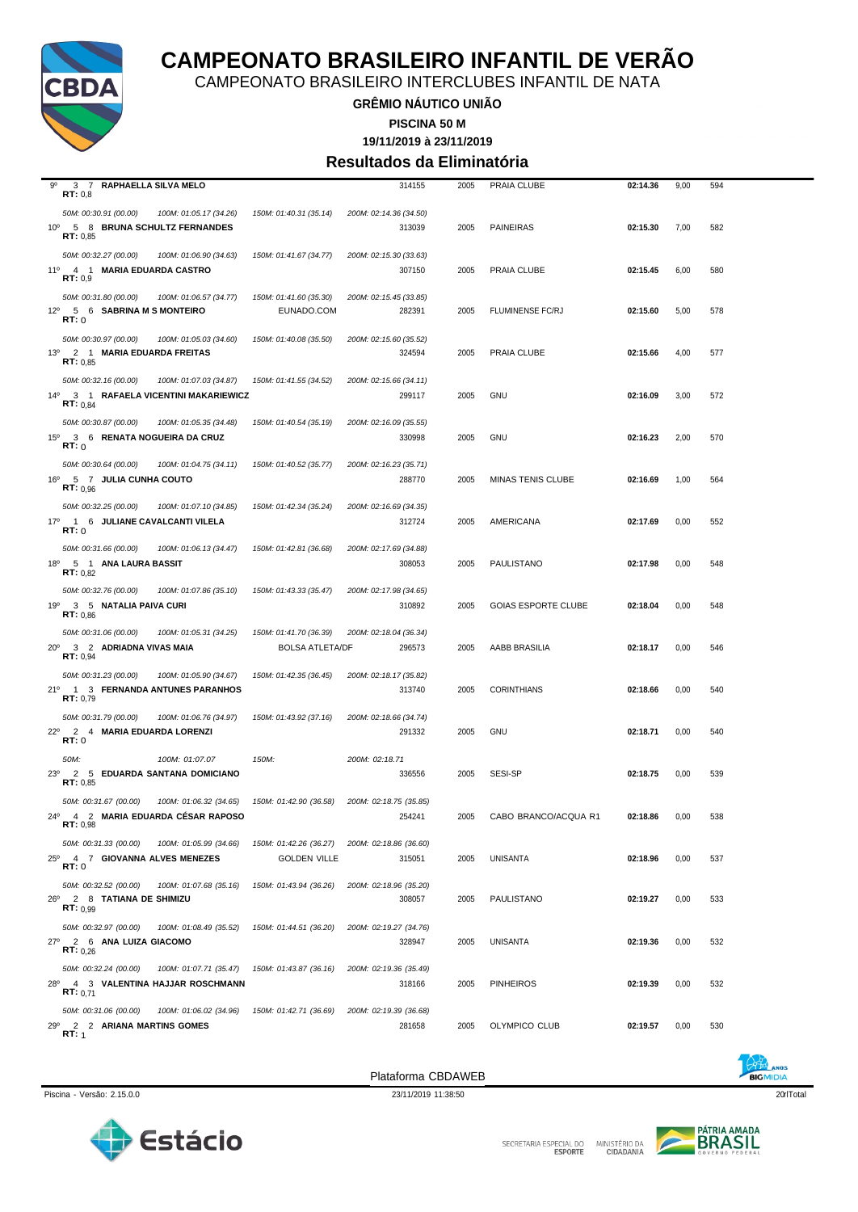# CAMPEONATO BRASILEIRO INFANTIL DE VERÃO

CAMPEONATO BRASILEIRO INTERCLUBES INFANTIL DE NATA

**GRÊMIO NÁUTICO UNIÃO**

**PISCINA 50 M**

**19/11/2019 à 23/11/2019**

## Resultados da Eliminatória

| Pos | Série | Raia | Nome | | Registro | Ano | Clube | Tempo | Pontos | Índice |
|---|---|---|---|---|---|---|---|---|---|---|
| 9º | 3 | 7 | **RAPHAELLA SILVA MELO** RT: 0,8 | | 314155 | 2005 | PRAIA CLUBE | **02:14.36** | 9,00 | 594 |
| | | | 50M: 00:30.91 (00.00) 100M: 01:05.17 (34.26) 150M: 01:40.31 (35.14) 200M: 02:14.36 (34.50) | | | | | | | |
| 10º | 5 | 8 | **BRUNA SCHULTZ FERNANDES** RT: 0,85 | | 313039 | 2005 | PAINEIRAS | **02:15.30** | 7,00 | 582 |
| | | | 50M: 00:32.27 (00.00) 100M: 01:06.90 (34.63) 150M: 01:41.67 (34.77) 200M: 02:15.30 (33.63) | | | | | | | |
| 11º | 4 | 1 | **MARIA EDUARDA CASTRO** RT: 0,9 | | 307150 | 2005 | PRAIA CLUBE | **02:15.45** | 6,00 | 580 |
| | | | 50M: 00:31.80 (00.00) 100M: 01:06.57 (34.77) 150M: 01:41.60 (35.30) 200M: 02:15.45 (33.85) | | | | | | | |
| 12º | 5 | 6 | **SABRINA M S MONTEIRO** RT: 0 | EUNADO.COM | 282391 | 2005 | FLUMINENSE FC/RJ | **02:15.60** | 5,00 | 578 |
| | | | 50M: 00:30.97 (00.00) 100M: 01:05.03 (34.60) 150M: 01:40.08 (35.50) 200M: 02:15.60 (35.52) | | | | | | | |
| 13º | 2 | 1 | **MARIA EDUARDA FREITAS** RT: 0,85 | | 324594 | 2005 | PRAIA CLUBE | **02:15.66** | 4,00 | 577 |
| | | | 50M: 00:32.16 (00.00) 100M: 01:07.03 (34.87) 150M: 01:41.55 (34.52) 200M: 02:15.66 (34.11) | | | | | | | |
| 14º | 3 | 1 | **RAFAELA VICENTINI MAKARIEWICZ** RT: 0,84 | | 299117 | 2005 | GNU | **02:16.09** | 3,00 | 572 |
| | | | 50M: 00:30.87 (00.00) 100M: 01:05.35 (34.48) 150M: 01:40.54 (35.19) 200M: 02:16.09 (35.55) | | | | | | | |
| 15º | 3 | 6 | **RENATA NOGUEIRA DA CRUZ** RT: 0 | | 330998 | 2005 | GNU | **02:16.23** | 2,00 | 570 |
| | | | 50M: 00:30.64 (00.00) 100M: 01:04.75 (34.11) 150M: 01:40.52 (35.77) 200M: 02:16.23 (35.71) | | | | | | | |
| 16º | 5 | 7 | **JULIA CUNHA COUTO** RT: 0,96 | | 288770 | 2005 | MINAS TENIS CLUBE | **02:16.69** | 1,00 | 564 |
| | | | 50M: 00:32.25 (00.00) 100M: 01:07.10 (34.85) 150M: 01:42.34 (35.24) 200M: 02:16.69 (34.35) | | | | | | | |
| 17º | 1 | 6 | **JULIANE CAVALCANTI VILELA** RT: 0 | | 312724 | 2005 | AMERICANA | **02:17.69** | 0,00 | 552 |
| | | | 50M: 00:31.66 (00.00) 100M: 01:06.13 (34.47) 150M: 01:42.81 (36.68) 200M: 02:17.69 (34.88) | | | | | | | |
| 18º | 5 | 1 | **ANA LAURA BASSIT** RT: 0,82 | | 308053 | 2005 | PAULISTANO | **02:17.98** | 0,00 | 548 |
| | | | 50M: 00:32.76 (00.00) 100M: 01:07.86 (35.10) 150M: 01:43.33 (35.47) 200M: 02:17.98 (34.65) | | | | | | | |
| 19º | 3 | 5 | **NATALIA PAIVA CURI** RT: 0,86 | | 310892 | 2005 | GOIAS ESPORTE CLUBE | **02:18.04** | 0,00 | 548 |
| | | | 50M: 00:31.06 (00.00) 100M: 01:05.31 (34.25) 150M: 01:41.70 (36.39) 200M: 02:18.04 (36.34) | | | | | | | |
| 20º | 3 | 2 | **ADRIADNA VIVAS MAIA** RT: 0,94 | BOLSA ATLETA/DF | 296573 | 2005 | AABB BRASILIA | **02:18.17** | 0,00 | 546 |
| | | | 50M: 00:31.23 (00.00) 100M: 01:05.90 (34.67) 150M: 01:42.35 (36.45) 200M: 02:18.17 (35.82) | | | | | | | |
| 21º | 1 | 3 | **FERNANDA ANTUNES PARANHOS** RT: 0,79 | | 313740 | 2005 | CORINTHIANS | **02:18.66** | 0,00 | 540 |
| | | | 50M: 00:31.79 (00.00) 100M: 01:06.76 (34.97) 150M: 01:43.92 (37.16) 200M: 02:18.66 (34.74) | | | | | | | |
| 22º | 2 | 4 | **MARIA EDUARDA LORENZI** RT: 0 | | 291332 | 2005 | GNU | **02:18.71** | 0,00 | 540 |
| | | | 50M: 100M: 01:07.07 150M: 200M: 02:18.71 | | | | | | | |
| 23º | 2 | 5 | **EDUARDA SANTANA DOMICIANO** RT: 0,85 | | 336556 | 2005 | SESI-SP | **02:18.75** | 0,00 | 539 |
| | | | 50M: 00:31.67 (00.00) 100M: 01:06.32 (34.65) 150M: 01:42.90 (36.58) 200M: 02:18.75 (35.85) | | | | | | | |
| 24º | 4 | 2 | **MARIA EDUARDA CÉSAR RAPOSO** RT: 0,98 | | 254241 | 2005 | CABO BRANCO/ACQUA R1 | **02:18.86** | 0,00 | 538 |
| | | | 50M: 00:31.33 (00.00) 100M: 01:05.99 (34.66) 150M: 01:42.26 (36.27) 200M: 02:18.86 (36.60) | | | | | | | |
| 25º | 4 | 7 | **GIOVANNA ALVES MENEZES** RT: 0 | GOLDEN VILLE | 315051 | 2005 | UNISANTA | **02:18.96** | 0,00 | 537 |
| | | | 50M: 00:32.52 (00.00) 100M: 01:07.68 (35.16) 150M: 01:43.94 (36.26) 200M: 02:18.96 (35.20) | | | | | | | |
| 26º | 2 | 8 | **TATIANA DE SHIMIZU** RT: 0,99 | | 308057 | 2005 | PAULISTANO | **02:19.27** | 0,00 | 533 |
| | | | 50M: 00:32.97 (00.00) 100M: 01:08.49 (35.52) 150M: 01:44.51 (36.20) 200M: 02:19.27 (34.76) | | | | | | | |
| 27º | 2 | 6 | **ANA LUIZA GIACOMO** RT: 0,26 | | 328947 | 2005 | UNISANTA | **02:19.36** | 0,00 | 532 |
| | | | 50M: 00:32.24 (00.00) 100M: 01:07.71 (35.47) 150M: 01:43.87 (36.16) 200M: 02:19.36 (35.49) | | | | | | | |
| 28º | 4 | 3 | **VALENTINA HAJJAR ROSCHMANN** RT: 0,71 | | 318166 | 2005 | PINHEIROS | **02:19.39** | 0,00 | 532 |
| | | | 50M: 00:31.06 (00.00) 100M: 01:06.02 (34.96) 150M: 01:42.71 (36.69) 200M: 02:19.39 (36.68) | | | | | | | |
| 29º | 2 | 2 | **ARIANA MARTINS GOMES** RT: 1 | | 281658 | 2005 | OLYMPICO CLUB | **02:19.57** | 0,00 | 530 |

Plataforma CBDAWEB

Piscina - Versão: 2.15.0.0 — 23/11/2019 11:38:50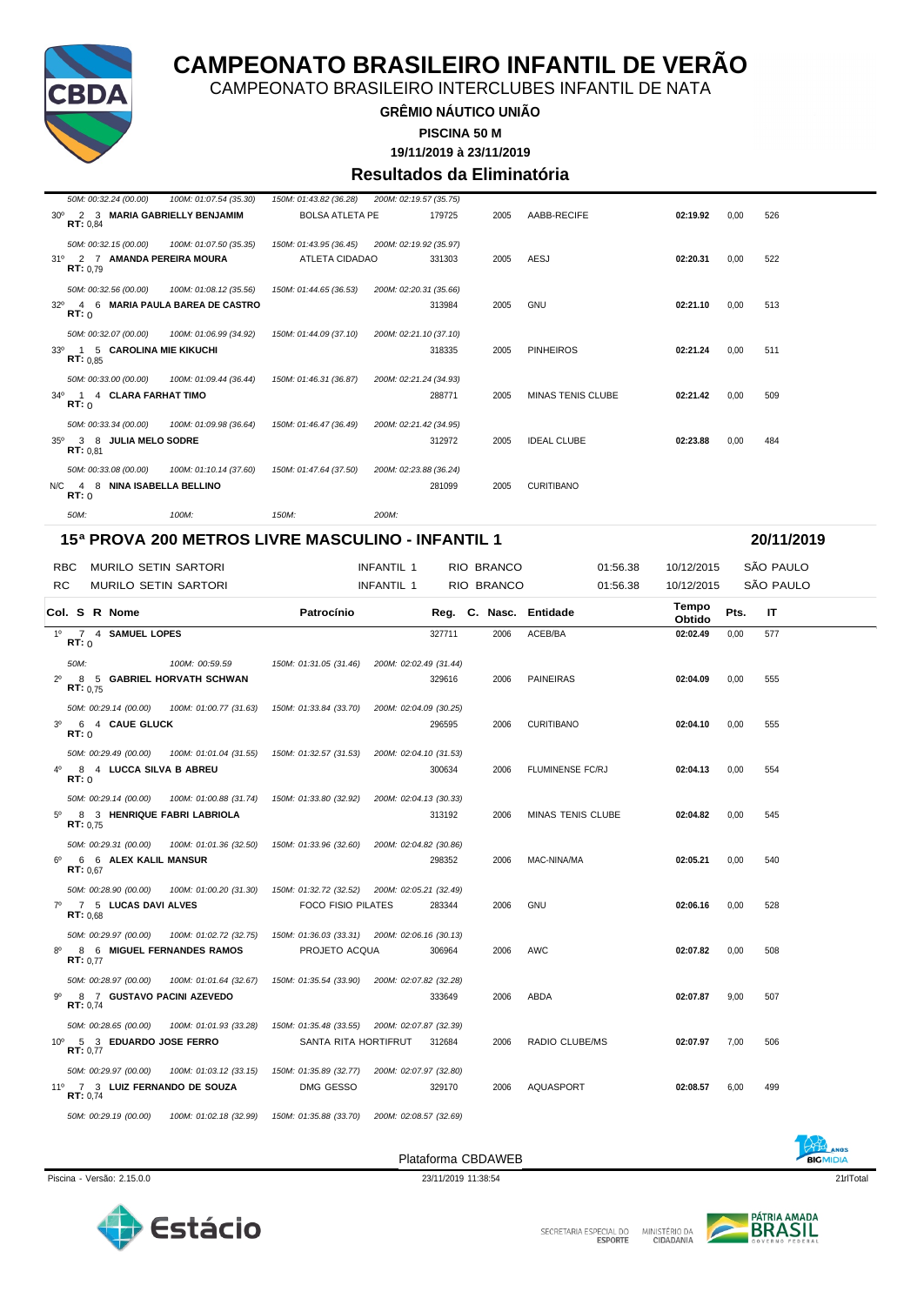# CAMPEONATO BRASILEIRO INFANTIL DE VERÃO

CAMPEONATO BRASILEIRO INTERCLUBES INFANTIL DE NATA

**GRÊMIO NÁUTICO UNIÃO**

**PISCINA 50 M**

**19/11/2019 à 23/11/2019**

## Resultados da Eliminatória

| Col. | S | R | Nome | Patrocínio | Reg. | C. Nasc. | Entidade | Tempo Obtido | Pts. | IT |
|---|---|---|---|---|---|---|---|---|---|---|
| | | | *50M: 00:32.24 (00.00) 100M: 01:07.54 (35.30) 150M: 01:43.82 (36.28) 200M: 02:19.57 (35.75)* | | | | | | | |
| 30º | 2 | 3 | **MARIA GABRIELLY BENJAMIM** RT: 0,84 | BOLSA ATLETA PE | 179725 | 2005 | AABB-RECIFE | **02:19.92** | 0,00 | 526 |
| | | | *50M: 00:32.15 (00.00) 100M: 01:07.50 (35.35) 150M: 01:43.95 (36.45) 200M: 02:19.92 (35.97)* | | | | | | | |
| 31º | 2 | 7 | **AMANDA PEREIRA MOURA** RT: 0,79 | ATLETA CIDADAO | 331303 | 2005 | AESJ | **02:20.31** | 0,00 | 522 |
| | | | *50M: 00:32.56 (00.00) 100M: 01:08.12 (35.56) 150M: 01:44.65 (36.53) 200M: 02:20.31 (35.66)* | | | | | | | |
| 32º | 4 | 6 | **MARIA PAULA BAREA DE CASTRO** RT: 0 | | 313984 | 2005 | GNU | **02:21.10** | 0,00 | 513 |
| | | | *50M: 00:32.07 (00.00) 100M: 01:06.99 (34.92) 150M: 01:44.09 (37.10) 200M: 02:21.10 (37.10)* | | | | | | | |
| 33º | 1 | 5 | **CAROLINA MIE KIKUCHI** RT: 0,85 | | 318335 | 2005 | PINHEIROS | **02:21.24** | 0,00 | 511 |
| | | | *50M: 00:33.00 (00.00) 100M: 01:09.44 (36.44) 150M: 01:46.31 (36.87) 200M: 02:21.24 (34.93)* | | | | | | | |
| 34º | 1 | 4 | **CLARA FARHAT TIMO** RT: 0 | | 288771 | 2005 | MINAS TENIS CLUBE | **02:21.42** | 0,00 | 509 |
| | | | *50M: 00:33.34 (00.00) 100M: 01:09.98 (36.64) 150M: 01:46.47 (36.49) 200M: 02:21.42 (34.95)* | | | | | | | |
| 35º | 3 | 8 | **JULIA MELO SODRE** RT: 0,81 | | 312972 | 2005 | IDEAL CLUBE | **02:23.88** | 0,00 | 484 |
| | | | *50M: 00:33.08 (00.00) 100M: 01:10.14 (37.60) 150M: 01:47.64 (37.50) 200M: 02:23.88 (36.24)* | | | | | | | |
| N/C | 4 | 8 | **NINA ISABELLA BELLINO** RT: 0 | | 281099 | 2005 | CURITIBANO | | | |
| | | | *50M: 100M: 150M: 200M:* | | | | | | | |

## 15ª PROVA 200 METROS LIVRE MASCULINO - INFANTIL 1 — 20/11/2019

| | | | | | | |
|---|---|---|---|---|---|---|
| RBC | MURILO SETIN SARTORI | INFANTIL 1 | RIO BRANCO | 01:56.38 | 10/12/2015 | SÃO PAULO |
| RC | MURILO SETIN SARTORI | INFANTIL 1 | RIO BRANCO | 01:56.38 | 10/12/2015 | SÃO PAULO |

| Col. | S | R | Nome | Patrocínio | Reg. | C. Nasc. | Entidade | Tempo Obtido | Pts. | IT |
|---|---|---|---|---|---|---|---|---|---|---|
| 1º | 7 | 4 | **SAMUEL LOPES** RT: 0 | | 327711 | 2006 | ACEB/BA | **02:02.49** | 0,00 | 577 |
| | | | *50M: 100M: 00:59.59 150M: 01:31.05 (31.46) 200M: 02:02.49 (31.44)* | | | | | | | |
| 2º | 8 | 5 | **GABRIEL HORVATH SCHWAN** RT: 0,75 | | 329616 | 2006 | PAINEIRAS | **02:04.09** | 0,00 | 555 |
| | | | *50M: 00:29.14 (00.00) 100M: 01:00.77 (31.63) 150M: 01:33.84 (33.70) 200M: 02:04.09 (30.25)* | | | | | | | |
| 3º | 6 | 4 | **CAUE GLUCK** RT: 0 | | 296595 | 2006 | CURITIBANO | **02:04.10** | 0,00 | 555 |
| | | | *50M: 00:29.49 (00.00) 100M: 01:01.04 (31.55) 150M: 01:32.57 (31.53) 200M: 02:04.10 (31.53)* | | | | | | | |
| 4º | 8 | 4 | **LUCCA SILVA B ABREU** RT: 0 | | 300634 | 2006 | FLUMINENSE FC/RJ | **02:04.13** | 0,00 | 554 |
| | | | *50M: 00:29.14 (00.00) 100M: 01:00.88 (31.74) 150M: 01:33.80 (32.92) 200M: 02:04.13 (30.33)* | | | | | | | |
| 5º | 8 | 3 | **HENRIQUE FABRI LABRIOLA** RT: 0,75 | | 313192 | 2006 | MINAS TENIS CLUBE | **02:04.82** | 0,00 | 545 |
| | | | *50M: 00:29.31 (00.00) 100M: 01:01.36 (32.50) 150M: 01:33.96 (32.60) 200M: 02:04.82 (30.86)* | | | | | | | |
| 6º | 6 | 6 | **ALEX KALIL MANSUR** RT: 0,67 | | 298352 | 2006 | MAC-NINA/MA | **02:05.21** | 0,00 | 540 |
| | | | *50M: 00:28.90 (00.00) 100M: 01:00.20 (31.30) 150M: 01:32.72 (32.52) 200M: 02:05.21 (32.49)* | | | | | | | |
| 7º | 7 | 5 | **LUCAS DAVI ALVES** RT: 0,68 | FOCO FISIO PILATES | 283344 | 2006 | GNU | **02:06.16** | 0,00 | 528 |
| | | | *50M: 00:29.97 (00.00) 100M: 01:02.72 (32.75) 150M: 01:36.03 (33.31) 200M: 02:06.16 (30.13)* | | | | | | | |
| 8º | 8 | 6 | **MIGUEL FERNANDES RAMOS** RT: 0,77 | PROJETO ACQUA | 306964 | 2006 | AWC | **02:07.82** | 0,00 | 508 |
| | | | *50M: 00:28.97 (00.00) 100M: 01:01.64 (32.67) 150M: 01:35.54 (33.90) 200M: 02:07.82 (32.28)* | | | | | | | |
| 9º | 8 | 7 | **GUSTAVO PACINI AZEVEDO** RT: 0,74 | | 333649 | 2006 | ABDA | **02:07.87** | 9,00 | 507 |
| | | | *50M: 00:28.65 (00.00) 100M: 01:01.93 (33.28) 150M: 01:35.48 (33.55) 200M: 02:07.87 (32.39)* | | | | | | | |
| 10º | 5 | 3 | **EDUARDO JOSE FERRO** RT: 0,77 | SANTA RITA HORTIFRUT | 312684 | 2006 | RADIO CLUBE/MS | **02:07.97** | 7,00 | 506 |
| | | | *50M: 00:29.97 (00.00) 100M: 01:03.12 (33.15) 150M: 01:35.89 (32.77) 200M: 02:07.97 (32.80)* | | | | | | | |
| 11º | 7 | 3 | **LUIZ FERNANDO DE SOUZA** RT: 0,74 | DMG GESSO | 329170 | 2006 | AQUASPORT | **02:08.57** | 6,00 | 499 |
| | | | *50M: 00:29.19 (00.00) 100M: 01:02.18 (32.99) 150M: 01:35.88 (33.70) 200M: 02:08.57 (32.69)* | | | | | | | |

Plataforma CBDAWEB

Piscina - Versão: 2.15.0.0 — 23/11/2019 11:38:54 — 21rlTotal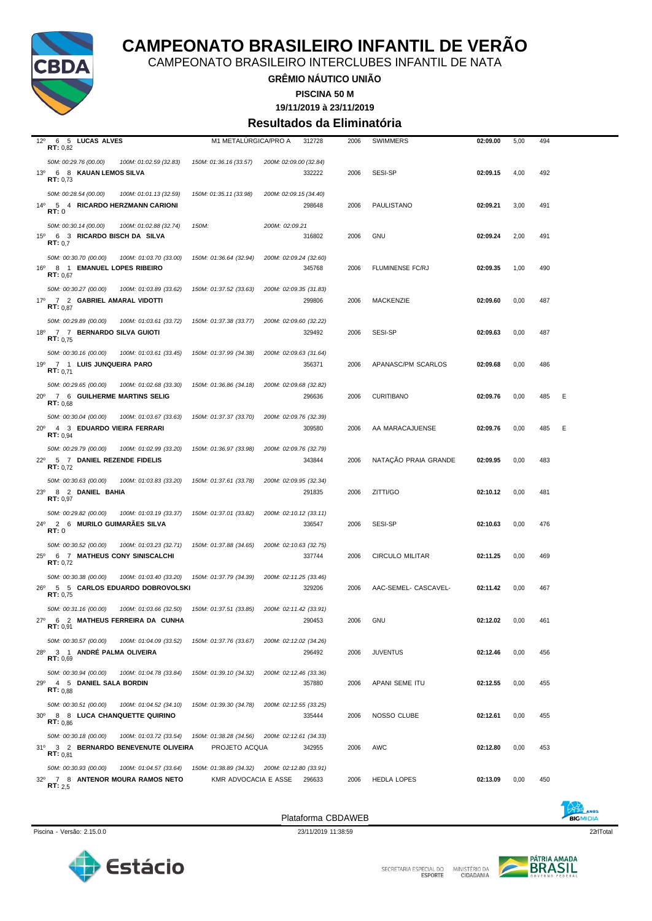# CAMPEONATO BRASILEIRO INFANTIL DE VERÃO

CAMPEONATO BRASILEIRO INTERCLUBES INFANTIL DE NATA

**GRÊMIO NÁUTICO UNIÃO**

**PISCINA 50 M**

**19/11/2019 à 23/11/2019**

## Resultados da Eliminatória

| Col | S | R | Nome | Patrocínio | Registro | Ano | Clube | Tempo | Pontos | Índice | |
|---|---|---|---|---|---|---|---|---|---|---|---|
| 12º | 6 | 5 | **LUCAS ALVES** RT: 0,82 | M1 METALÚRGICA/PRO A | 312728 | 2006 | SWIMMERS | **02:09.00** | 5,00 | 494 | |
| | | | *50M: 00:29.76 (00.00) 100M: 01:02.59 (32.83) 150M: 01:36.16 (33.57) 200M: 02:09.00 (32.84)* | | | | | | | | |
| 13º | 6 | 8 | **KAUAN LEMOS SILVA** RT: 0,73 | | 332222 | 2006 | SESI-SP | **02:09.15** | 4,00 | 492 | |
| | | | *50M: 00:28.54 (00.00) 100M: 01:01.13 (32.59) 150M: 01:35.11 (33.98) 200M: 02:09.15 (34.40)* | | | | | | | | |
| 14º | 5 | 4 | **RICARDO HERZMANN CARIONI** RT: 0 | | 298648 | 2006 | PAULISTANO | **02:09.21** | 3,00 | 491 | |
| | | | *50M: 00:30.14 (00.00) 100M: 01:02.88 (32.74) 150M: 200M: 02:09.21* | | | | | | | | |
| 15º | 6 | 3 | **RICARDO BISCH DA SILVA** RT: 0,7 | | 316802 | 2006 | GNU | **02:09.24** | 2,00 | 491 | |
| | | | *50M: 00:30.70 (00.00) 100M: 01:03.70 (33.00) 150M: 01:36.64 (32.94) 200M: 02:09.24 (32.60)* | | | | | | | | |
| 16º | 8 | 1 | **EMANUEL LOPES RIBEIRO** RT: 0,67 | | 345768 | 2006 | FLUMINENSE FC/RJ | **02:09.35** | 1,00 | 490 | |
| | | | *50M: 00:30.27 (00.00) 100M: 01:03.89 (33.62) 150M: 01:37.52 (33.63) 200M: 02:09.35 (31.83)* | | | | | | | | |
| 17º | 7 | 2 | **GABRIEL AMARAL VIDOTTI** RT: 0,87 | | 299806 | 2006 | MACKENZIE | **02:09.60** | 0,00 | 487 | |
| | | | *50M: 00:29.89 (00.00) 100M: 01:03.61 (33.72) 150M: 01:37.38 (33.77) 200M: 02:09.60 (32.22)* | | | | | | | | |
| 18º | 7 | 7 | **BERNARDO SILVA GUIOTI** RT: 0,75 | | 329492 | 2006 | SESI-SP | **02:09.63** | 0,00 | 487 | |
| | | | *50M: 00:30.16 (00.00) 100M: 01:03.61 (33.45) 150M: 01:37.99 (34.38) 200M: 02:09.63 (31.64)* | | | | | | | | |
| 19º | 7 | 1 | **LUIS JUNQUEIRA PARO** RT: 0,71 | | 356371 | 2006 | APANASC/PM SCARLOS | **02:09.68** | 0,00 | 486 | |
| | | | *50M: 00:29.65 (00.00) 100M: 01:02.68 (33.30) 150M: 01:36.86 (34.18) 200M: 02:09.68 (32.82)* | | | | | | | | |
| 20º | 7 | 6 | **GUILHERME MARTINS SELIG** RT: 0,68 | | 296636 | 2006 | CURITIBANO | **02:09.76** | 0,00 | 485 | E |
| | | | *50M: 00:30.04 (00.00) 100M: 01:03.67 (33.63) 150M: 01:37.37 (33.70) 200M: 02:09.76 (32.39)* | | | | | | | | |
| 20º | 4 | 3 | **EDUARDO VIEIRA FERRARI** RT: 0,94 | | 309580 | 2006 | AA MARACAJUENSE | **02:09.76** | 0,00 | 485 | E |
| | | | *50M: 00:29.79 (00.00) 100M: 01:02.99 (33.20) 150M: 01:36.97 (33.98) 200M: 02:09.76 (32.79)* | | | | | | | | |
| 22º | 5 | 7 | **DANIEL REZENDE FIDELIS** RT: 0,72 | | 343844 | 2006 | NATAÇÃO PRAIA GRANDE | **02:09.95** | 0,00 | 483 | |
| | | | *50M: 00:30.63 (00.00) 100M: 01:03.83 (33.20) 150M: 01:37.61 (33.78) 200M: 02:09.95 (32.34)* | | | | | | | | |
| 23º | 8 | 2 | **DANIEL BAHIA** RT: 0,97 | | 291835 | 2006 | ZITTI/GO | **02:10.12** | 0,00 | 481 | |
| | | | *50M: 00:29.82 (00.00) 100M: 01:03.19 (33.37) 150M: 01:37.01 (33.82) 200M: 02:10.12 (33.11)* | | | | | | | | |
| 24º | 2 | 6 | **MURILO GUIMARÃES SILVA** RT: 0 | | 336547 | 2006 | SESI-SP | **02:10.63** | 0,00 | 476 | |
| | | | *50M: 00:30.52 (00.00) 100M: 01:03.23 (32.71) 150M: 01:37.88 (34.65) 200M: 02:10.63 (32.75)* | | | | | | | | |
| 25º | 6 | 7 | **MATHEUS CONY SINISCALCHI** RT: 0,72 | | 337744 | 2006 | CIRCULO MILITAR | **02:11.25** | 0,00 | 469 | |
| | | | *50M: 00:30.38 (00.00) 100M: 01:03.40 (33.20) 150M: 01:37.79 (34.39) 200M: 02:11.25 (33.46)* | | | | | | | | |
| 26º | 5 | 5 | **CARLOS EDUARDO DOBROVOLSKI** RT: 0,75 | | 329206 | 2006 | AAC-SEMEL- CASCAVEL- | **02:11.42** | 0,00 | 467 | |
| | | | *50M: 00:31.16 (00.00) 100M: 01:03.66 (32.50) 150M: 01:37.51 (33.85) 200M: 02:11.42 (33.91)* | | | | | | | | |
| 27º | 6 | 2 | **MATHEUS FERREIRA DA CUNHA** RT: 0,91 | | 290453 | 2006 | GNU | **02:12.02** | 0,00 | 461 | |
| | | | *50M: 00:30.57 (00.00) 100M: 01:04.09 (33.52) 150M: 01:37.76 (33.67) 200M: 02:12.02 (34.26)* | | | | | | | | |
| 28º | 3 | 1 | **ANDRÉ PALMA OLIVEIRA** RT: 0,69 | | 296492 | 2006 | JUVENTUS | **02:12.46** | 0,00 | 456 | |
| | | | *50M: 00:30.94 (00.00) 100M: 01:04.78 (33.84) 150M: 01:39.10 (34.32) 200M: 02:12.46 (33.36)* | | | | | | | | |
| 29º | 4 | 5 | **DANIEL SALA BORDIN** RT: 0,88 | | 357880 | 2006 | APANI SEME ITU | **02:12.55** | 0,00 | 455 | |
| | | | *50M: 00:30.51 (00.00) 100M: 01:04.52 (34.10) 150M: 01:39.30 (34.78) 200M: 02:12.55 (33.25)* | | | | | | | | |
| 30º | 8 | 8 | **LUCA CHANQUETTE QUIRINO** RT: 0,86 | | 335444 | 2006 | NOSSO CLUBE | **02:12.61** | 0,00 | 455 | |
| | | | *50M: 00:30.18 (00.00) 100M: 01:03.72 (33.54) 150M: 01:38.28 (34.56) 200M: 02:12.61 (34.33)* | | | | | | | | |
| 31º | 3 | 2 | **BERNARDO BENEVENUTE OLIVEIRA** RT: 0,81 | PROJETO ACQUA | 342955 | 2006 | AWC | **02:12.80** | 0,00 | 453 | |
| | | | *50M: 00:30.93 (00.00) 100M: 01:04.57 (33.64) 150M: 01:38.89 (34.32) 200M: 02:12.80 (33.91)* | | | | | | | | |
| 32º | 7 | 8 | **ANTENOR MOURA RAMOS NETO** RT: 2,5 | KMR ADVOCACIA E ASSE | 296633 | 2006 | HEDLA LOPES | **02:13.09** | 0,00 | 450 | |

Plataforma CBDAWEB

Piscina - Versão: 2.15.0.0 — 23/11/2019 11:38:59 — 22IlTotal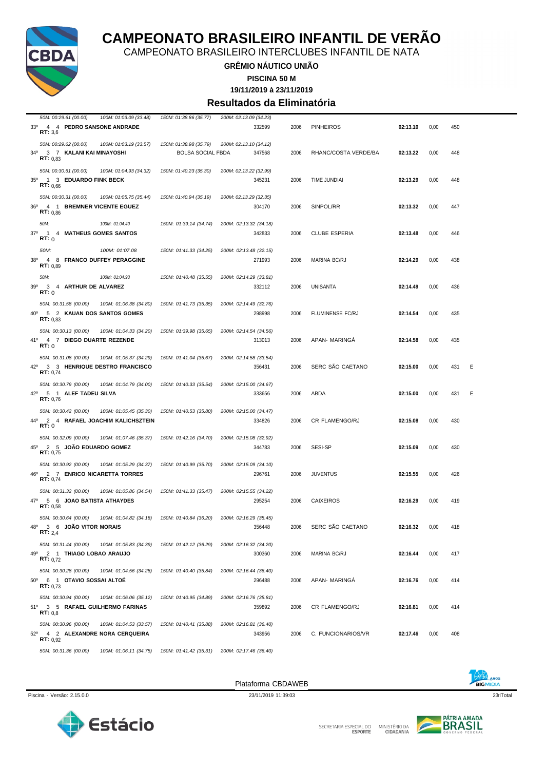# CAMPEONATO BRASILEIRO INFANTIL DE VERÃO

CAMPEONATO BRASILEIRO INTERCLUBES INFANTIL DE NATA

**GRÊMIO NÁUTICO UNIÃO**

**PISCINA 50 M**

**19/11/2019 à 23/11/2019**

## Resultados da Eliminatória

*50M: 00:29.61 (00.00) 100M: 01:03.09 (33.48) 150M: 01:38.86 (35.77) 200M: 02:13.09 (34.23)*

| Col. | Série | Raia | Nome | Registro | Ano | Clube | Tempo | | Pontos | |
|---|---|---|---|---|---|---|---|---|---|---|
| 33º | 4 | 4 | **PEDRO SANSONE ANDRADE** RT: 3,6 | 332599 | 2006 | PINHEIROS | **02:13.10** | 0,00 | 450 | |
| | | | *50M: 00:29.62 (00.00) 100M: 01:03.19 (33.57) 150M: 01:38.98 (35.79) 200M: 02:13.10 (34.12)* | | | | | | | |
| 34º | 3 | 7 | **KALANI KAI MINAYOSHI** RT: 0,83 BOLSA SOCIAL FBDA | 347568 | 2006 | RHANC/COSTA VERDE/BA | **02:13.22** | 0,00 | 448 | |
| | | | *50M: 00:30.61 (00.00) 100M: 01:04.93 (34.32) 150M: 01:40.23 (35.30) 200M: 02:13.22 (32.99)* | | | | | | | |
| 35º | 1 | 3 | **EDUARDO FINK BECK** RT: 0,66 | 345231 | 2006 | TIME JUNDIAI | **02:13.29** | 0,00 | 448 | |
| | | | *50M: 00:30.31 (00.00) 100M: 01:05.75 (35.44) 150M: 01:40.94 (35.19) 200M: 02:13.29 (32.35)* | | | | | | | |
| 36º | 4 | 1 | **BREMNER VICENTE EGUEZ** RT: 0,86 | 304170 | 2006 | SINPOL/RR | **02:13.32** | 0,00 | 447 | |
| | | | *50M: 100M: 01:04.40 150M: 01:39.14 (34.74) 200M: 02:13.32 (34.18)* | | | | | | | |
| 37º | 1 | 4 | **MATHEUS GOMES SANTOS** RT: 0 | 342833 | 2006 | CLUBE ESPERIA | **02:13.48** | 0,00 | 446 | |
| | | | *50M: 100M: 01:07.08 150M: 01:41.33 (34.25) 200M: 02:13.48 (32.15)* | | | | | | | |
| 38º | 4 | 8 | **FRANCO DUFFEY PERAGGINE** RT: 0,89 | 271993 | 2006 | MARINA BC/RJ | **02:14.29** | 0,00 | 438 | |
| | | | *50M: 100M: 01:04.93 150M: 01:40.48 (35.55) 200M: 02:14.29 (33.81)* | | | | | | | |
| 39º | 3 | 4 | **ARTHUR DE ALVAREZ** RT: 0 | 332112 | 2006 | UNISANTA | **02:14.49** | 0,00 | 436 | |
| | | | *50M: 00:31.58 (00.00) 100M: 01:06.38 (34.80) 150M: 01:41.73 (35.35) 200M: 02:14.49 (32.76)* | | | | | | | |
| 40º | 5 | 2 | **KAUAN DOS SANTOS GOMES** RT: 0,83 | 298998 | 2006 | FLUMINENSE FC/RJ | **02:14.54** | 0,00 | 435 | |
| | | | *50M: 00:30.13 (00.00) 100M: 01:04.33 (34.20) 150M: 01:39.98 (35.65) 200M: 02:14.54 (34.56)* | | | | | | | |
| 41º | 4 | 7 | **DIEGO DUARTE REZENDE** RT: 0 | 313013 | 2006 | APAN- MARINGÁ | **02:14.58** | 0,00 | 435 | |
| | | | *50M: 00:31.08 (00.00) 100M: 01:05.37 (34.29) 150M: 01:41.04 (35.67) 200M: 02:14.58 (33.54)* | | | | | | | |
| 42º | 3 | 3 | **HENRIQUE DESTRO FRANCISCO** RT: 0,74 | 356431 | 2006 | SERC SÃO CAETANO | **02:15.00** | 0,00 | 431 | E |
| | | | *50M: 00:30.79 (00.00) 100M: 01:04.79 (34.00) 150M: 01:40.33 (35.54) 200M: 02:15.00 (34.67)* | | | | | | | |
| 42º | 5 | 1 | **ALEF TADEU SILVA** RT: 0,76 | 333656 | 2006 | ABDA | **02:15.00** | 0,00 | 431 | E |
| | | | *50M: 00:30.42 (00.00) 100M: 01:05.45 (35.30) 150M: 01:40.53 (35.80) 200M: 02:15.00 (34.47)* | | | | | | | |
| 44º | 2 | 4 | **RAFAEL JOACHIM KALICHSZTEIN** RT: 0 | 334826 | 2006 | CR FLAMENGO/RJ | **02:15.08** | 0,00 | 430 | |
| | | | *50M: 00:32.09 (00.00) 100M: 01:07.46 (35.37) 150M: 01:42.16 (34.70) 200M: 02:15.08 (32.92)* | | | | | | | |
| 45º | 2 | 5 | **JOÃO EDUARDO GOMEZ** RT: 0,75 | 344783 | 2006 | SESI-SP | **02:15.09** | 0,00 | 430 | |
| | | | *50M: 00:30.92 (00.00) 100M: 01:05.29 (34.37) 150M: 01:40.99 (35.70) 200M: 02:15.09 (34.10)* | | | | | | | |
| 46º | 2 | 7 | **ENRICO NICARETTA TORRES** RT: 0,74 | 296761 | 2006 | JUVENTUS | **02:15.55** | 0,00 | 426 | |
| | | | *50M: 00:31.32 (00.00) 100M: 01:05.86 (34.54) 150M: 01:41.33 (35.47) 200M: 02:15.55 (34.22)* | | | | | | | |
| 47º | 5 | 6 | **JOAO BATISTA ATHAYDES** RT: 0,58 | 295254 | 2006 | CAIXEIROS | **02:16.29** | 0,00 | 419 | |
| | | | *50M: 00:30.64 (00.00) 100M: 01:04.82 (34.18) 150M: 01:40.84 (36.20) 200M: 02:16.29 (35.45)* | | | | | | | |
| 48º | 3 | 6 | **JOÃO VITOR MORAIS** RT: 2,4 | 356448 | 2006 | SERC SÃO CAETANO | **02:16.32** | 0,00 | 418 | |
| | | | *50M: 00:31.44 (00.00) 100M: 01:05.83 (34.39) 150M: 01:42.12 (36.29) 200M: 02:16.32 (34.20)* | | | | | | | |
| 49º | 2 | 1 | **THIAGO LOBAO ARAUJO** RT: 0,72 | 300360 | 2006 | MARINA BC/RJ | **02:16.44** | 0,00 | 417 | |
| | | | *50M: 00:30.28 (00.00) 100M: 01:04.56 (34.28) 150M: 01:40.40 (35.84) 200M: 02:16.44 (36.40)* | | | | | | | |
| 50º | 6 | 1 | **OTAVIO SOSSAI ALTOÉ** RT: 0,73 | 296488 | 2006 | APAN- MARINGÁ | **02:16.76** | 0,00 | 414 | |
| | | | *50M: 00:30.94 (00.00) 100M: 01:06.06 (35.12) 150M: 01:40.95 (34.89) 200M: 02:16.76 (35.81)* | | | | | | | |
| 51º | 3 | 5 | **RAFAEL GUILHERME FARINAS** RT: 0,8 | 359892 | 2006 | CR FLAMENGO/RJ | **02:16.81** | 0,00 | 414 | |
| | | | *50M: 00:30.96 (00.00) 100M: 01:04.53 (33.57) 150M: 01:40.41 (35.88) 200M: 02:16.81 (36.40)* | | | | | | | |
| 52º | 4 | 2 | **ALEXANDRE NORA CERQUEIRA** RT: 0,92 | 343956 | 2006 | C. FUNCIONARIOS/VR | **02:17.46** | 0,00 | 408 | |
| | | | *50M: 00:31.36 (00.00) 100M: 01:06.11 (34.75) 150M: 01:41.42 (35.31) 200M: 02:17.46 (36.40)* | | | | | | | |

Plataforma CBDAWEB

Piscina - Versão: 2.15.0.0 — 23/11/2019 11:39:03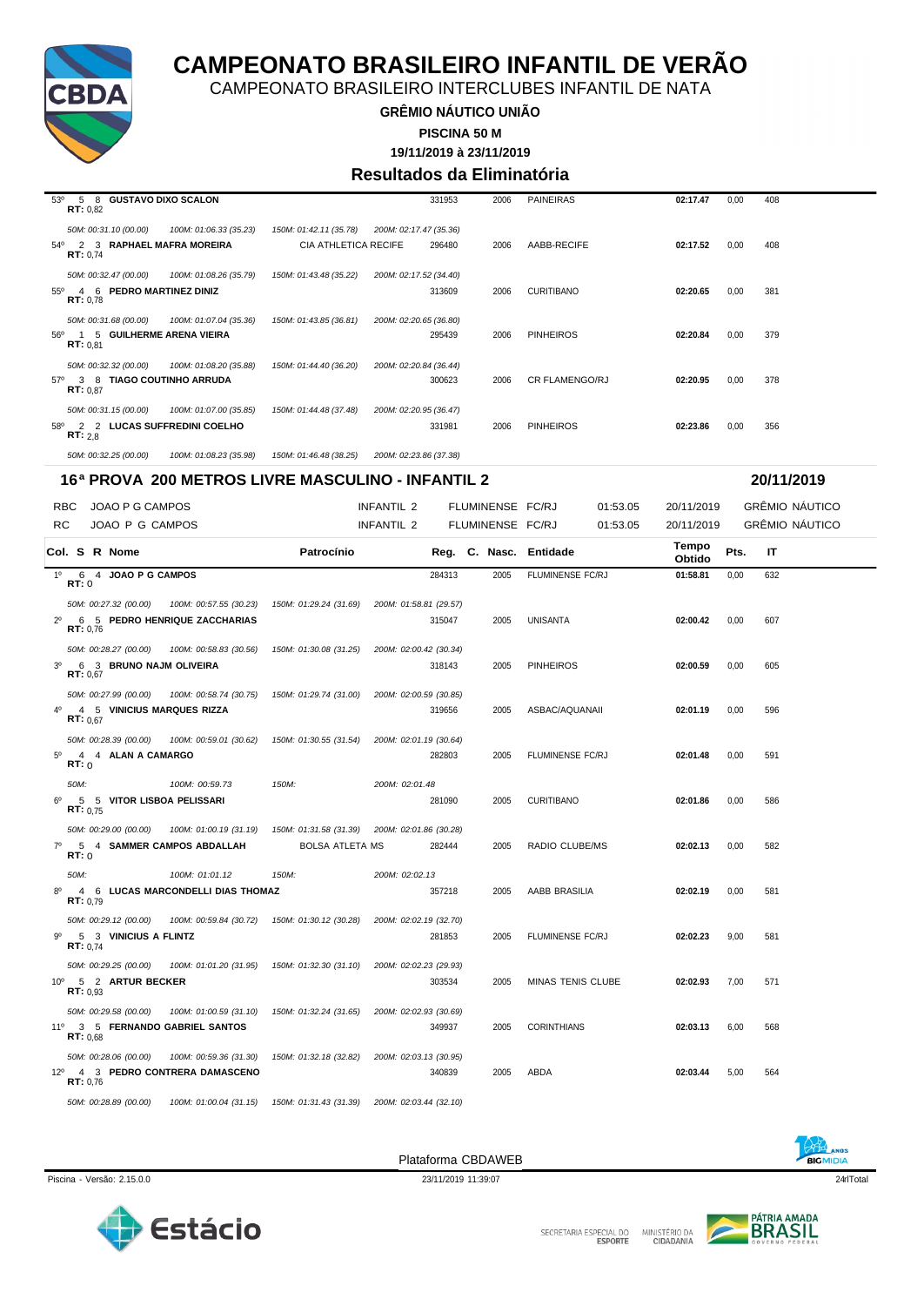# CAMPEONATO BRASILEIRO INFANTIL DE VERÃO

CAMPEONATO BRASILEIRO INTERCLUBES INFANTIL DE NATA

**GRÊMIO NÁUTICO UNIÃO**

**PISCINA 50 M**

**19/11/2019 à 23/11/2019**

## Resultados da Eliminatória

| Col. | S | R | Nome | Patrocínio | Reg. | C. Nasc. | Entidade | Tempo Obtido | Pts. | IT |
|---|---|---|---|---|---|---|---|---|---|---|
| 53º | 5 | 8 | **GUSTAVO DIXO SCALON** RT: 0,82 | | 331953 | 2006 | PAINEIRAS | **02:17.47** | 0,00 | 408 |
| | | | *50M: 00:31.10 (00.00) 100M: 01:06.33 (35.23) 150M: 01:42.11 (35.78) 200M: 02:17.47 (35.36)* | | | | | | | |
| 54º | 2 | 3 | **RAPHAEL MAFRA MOREIRA** RT: 0,74 | CIA ATHLETICA RECIFE | 296480 | 2006 | AABB-RECIFE | **02:17.52** | 0,00 | 408 |
| | | | *50M: 00:32.47 (00.00) 100M: 01:08.26 (35.79) 150M: 01:43.48 (35.22) 200M: 02:17.52 (34.40)* | | | | | | | |
| 55º | 4 | 6 | **PEDRO MARTINEZ DINIZ** RT: 0,78 | | 313609 | 2006 | CURITIBANO | **02:20.65** | 0,00 | 381 |
| | | | *50M: 00:31.68 (00.00) 100M: 01:07.04 (35.36) 150M: 01:43.85 (36.81) 200M: 02:20.65 (36.80)* | | | | | | | |
| 56º | 1 | 5 | **GUILHERME ARENA VIEIRA** RT: 0,81 | | 295439 | 2006 | PINHEIROS | **02:20.84** | 0,00 | 379 |
| | | | *50M: 00:32.32 (00.00) 100M: 01:08.20 (35.88) 150M: 01:44.40 (36.20) 200M: 02:20.84 (36.44)* | | | | | | | |
| 57º | 3 | 8 | **TIAGO COUTINHO ARRUDA** RT: 0,87 | | 300623 | 2006 | CR FLAMENGO/RJ | **02:20.95** | 0,00 | 378 |
| | | | *50M: 00:31.15 (00.00) 100M: 01:07.00 (35.85) 150M: 01:44.48 (37.48) 200M: 02:20.95 (36.47)* | | | | | | | |
| 58º | 2 | 2 | **LUCAS SUFFREDINI COELHO** RT: 2,8 | | 331981 | 2006 | PINHEIROS | **02:23.86** | 0,00 | 356 |
| | | | *50M: 00:32.25 (00.00) 100M: 01:08.23 (35.98) 150M: 01:46.48 (38.25) 200M: 02:23.86 (37.38)* | | | | | | | |

## 16ª PROVA 200 METROS LIVRE MASCULINO - INFANTIL 2 — 20/11/2019

| | | | | | | |
|---|---|---|---|---|---|---|
| RBC | JOAO P G CAMPOS | INFANTIL 2 | FLUMINENSE FC/RJ | 01:53.05 | 20/11/2019 | GRÊMIO NÁUTICO |
| RC | JOAO P G CAMPOS | INFANTIL 2 | FLUMINENSE FC/RJ | 01:53.05 | 20/11/2019 | GRÊMIO NÁUTICO |

| Col. | S | R | Nome | Patrocínio | Reg. | C. Nasc. | Entidade | Tempo Obtido | Pts. | IT |
|---|---|---|---|---|---|---|---|---|---|---|
| 1º | 6 | 4 | **JOAO P G CAMPOS** RT: 0 | | 284313 | 2005 | FLUMINENSE FC/RJ | **01:58.81** | 0,00 | 632 |
| | | | *50M: 00:27.32 (00.00) 100M: 00:57.55 (30.23) 150M: 01:29.24 (31.69) 200M: 01:58.81 (29.57)* | | | | | | | |
| 2º | 6 | 5 | **PEDRO HENRIQUE ZACCHARIAS** RT: 0,76 | | 315047 | 2005 | UNISANTA | **02:00.42** | 0,00 | 607 |
| | | | *50M: 00:28.27 (00.00) 100M: 00:58.83 (30.56) 150M: 01:30.08 (31.25) 200M: 02:00.42 (30.34)* | | | | | | | |
| 3º | 6 | 3 | **BRUNO NAJM OLIVEIRA** RT: 0,67 | | 318143 | 2005 | PINHEIROS | **02:00.59** | 0,00 | 605 |
| | | | *50M: 00:27.99 (00.00) 100M: 00:58.74 (30.75) 150M: 01:29.74 (31.00) 200M: 02:00.59 (30.85)* | | | | | | | |
| 4º | 4 | 5 | **VINICIUS MARQUES RIZZA** RT: 0,67 | | 319656 | 2005 | ASBAC/AQUANAII | **02:01.19** | 0,00 | 596 |
| | | | *50M: 00:28.39 (00.00) 100M: 00:59.01 (30.62) 150M: 01:30.55 (31.54) 200M: 02:01.19 (30.64)* | | | | | | | |
| 5º | 4 | 4 | **ALAN A CAMARGO** RT: 0 | | 282803 | 2005 | FLUMINENSE FC/RJ | **02:01.48** | 0,00 | 591 |
| | | | *50M: 100M: 00:59.73 150M: 200M: 02:01.48* | | | | | | | |
| 6º | 5 | 5 | **VITOR LISBOA PELISSARI** RT: 0,75 | | 281090 | 2005 | CURITIBANO | **02:01.86** | 0,00 | 586 |
| | | | *50M: 00:29.00 (00.00) 100M: 01:00.19 (31.19) 150M: 01:31.58 (31.39) 200M: 02:01.86 (30.28)* | | | | | | | |
| 7º | 5 | 4 | **SAMMER CAMPOS ABDALLAH** RT: 0 | BOLSA ATLETA MS | 282444 | 2005 | RADIO CLUBE/MS | **02:02.13** | 0,00 | 582 |
| | | | *50M: 100M: 01:01.12 150M: 200M: 02:02.13* | | | | | | | |
| 8º | 4 | 6 | **LUCAS MARCONDELLI DIAS THOMAZ** RT: 0,79 | | 357218 | 2005 | AABB BRASILIA | **02:02.19** | 0,00 | 581 |
| | | | *50M: 00:29.12 (00.00) 100M: 00:59.84 (30.72) 150M: 01:30.12 (30.28) 200M: 02:02.19 (32.70)* | | | | | | | |
| 9º | 5 | 3 | **VINICIUS A FLINTZ** RT: 0,74 | | 281853 | 2005 | FLUMINENSE FC/RJ | **02:02.23** | 9,00 | 581 |
| | | | *50M: 00:29.25 (00.00) 100M: 01:01.20 (31.95) 150M: 01:32.30 (31.10) 200M: 02:02.23 (29.93)* | | | | | | | |
| 10º | 5 | 2 | **ARTUR BECKER** RT: 0,93 | | 303534 | 2005 | MINAS TENIS CLUBE | **02:02.93** | 7,00 | 571 |
| | | | *50M: 00:29.58 (00.00) 100M: 01:00.59 (31.10) 150M: 01:32.24 (31.65) 200M: 02:02.93 (30.69)* | | | | | | | |
| 11º | 3 | 5 | **FERNANDO GABRIEL SANTOS** RT: 0,68 | | 349937 | 2005 | CORINTHIANS | **02:03.13** | 6,00 | 568 |
| | | | *50M: 00:28.06 (00.00) 100M: 00:59.36 (31.30) 150M: 01:32.18 (32.82) 200M: 02:03.13 (30.95)* | | | | | | | |
| 12º | 4 | 3 | **PEDRO CONTRERA DAMASCENO** RT: 0,76 | | 340839 | 2005 | ABDA | **02:03.44** | 5,00 | 564 |
| | | | *50M: 00:28.89 (00.00) 100M: 01:00.04 (31.15) 150M: 01:31.43 (31.39) 200M: 02:03.44 (32.10)* | | | | | | | |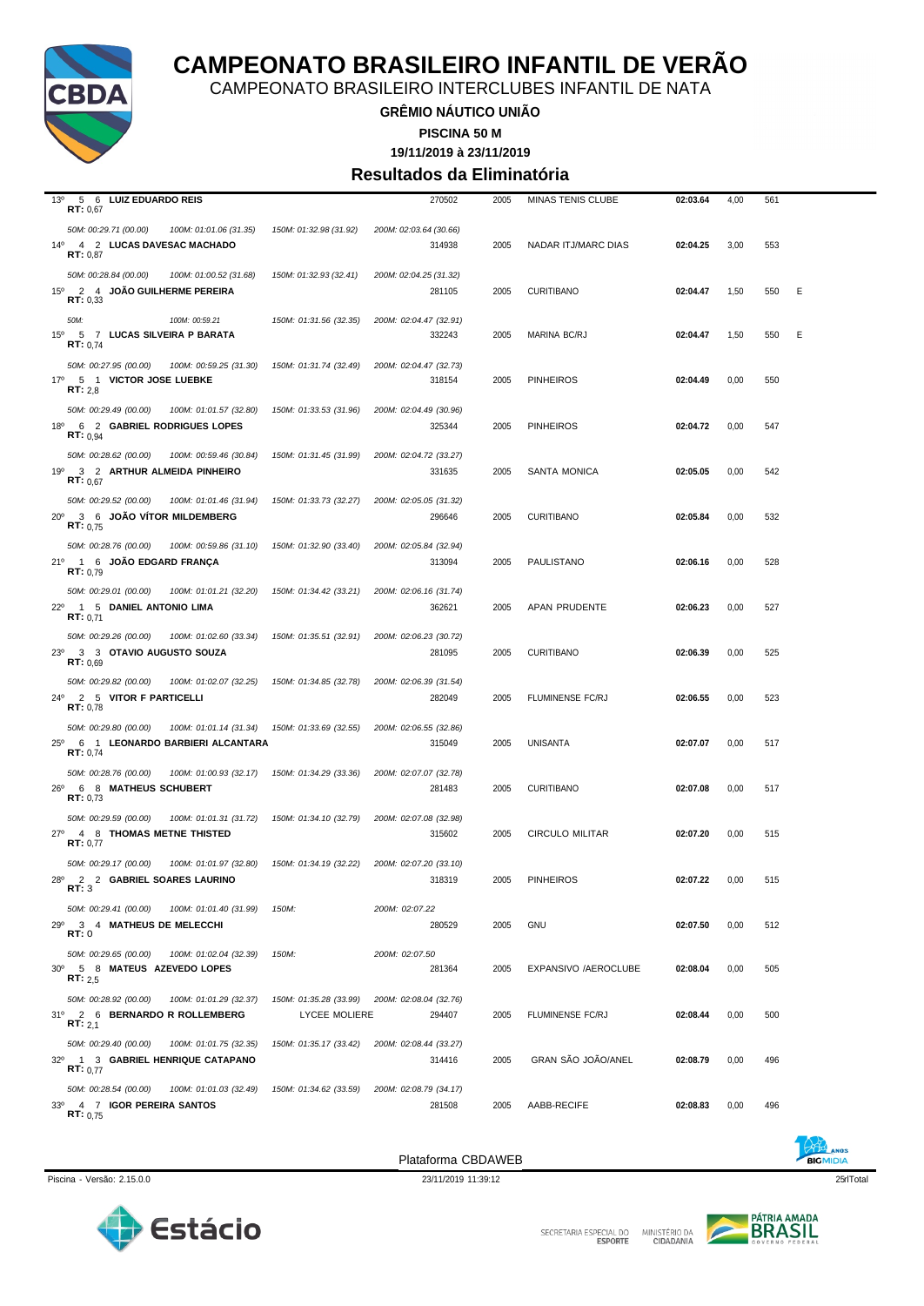# CAMPEONATO BRASILEIRO INFANTIL DE VERÃO

CAMPEONATO BRASILEIRO INTERCLUBES INFANTIL DE NATA

**GRÊMIO NÁUTICO UNIÃO**

**PISCINA 50 M**

**19/11/2019 à 23/11/2019**

## Resultados da Eliminatória

| Col. | Série | Raia | Nome | Registro | Ano | Clube | Tempo | Pontos | Índice | |
|---|---|---|---|---|---|---|---|---|---|---|
| 13º | 5 | 6 | **LUIZ EDUARDO REIS** RT: 0,67 | 270502 | 2005 | MINAS TENIS CLUBE | **02:03.64** | 4,00 | 561 | |
| | | | *50M: 00:29.71 (00.00) 100M: 01:01.06 (31.35) 150M: 01:32.98 (31.92) 200M: 02:03.64 (30.66)* | | | | | | | |
| 14º | 4 | 2 | **LUCAS DAVESAC MACHADO** RT: 0,87 | 314938 | 2005 | NADAR ITJ/MARC DIAS | **02:04.25** | 3,00 | 553 | |
| | | | *50M: 00:28.84 (00.00) 100M: 01:00.52 (31.68) 150M: 01:32.93 (32.41) 200M: 02:04.25 (31.32)* | | | | | | | |
| 15º | 2 | 4 | **JOÃO GUILHERME PEREIRA** RT: 0,33 | 281105 | 2005 | CURITIBANO | **02:04.47** | 1,50 | 550 | E |
| | | | *50M: 100M: 00:59.21 150M: 01:31.56 (32.35) 200M: 02:04.47 (32.91)* | | | | | | | |
| 15º | 5 | 7 | **LUCAS SILVEIRA P BARATA** RT: 0,74 | 332243 | 2005 | MARINA BC/RJ | **02:04.47** | 1,50 | 550 | E |
| | | | *50M: 00:27.95 (00.00) 100M: 00:59.25 (31.30) 150M: 01:31.74 (32.49) 200M: 02:04.47 (32.73)* | | | | | | | |
| 17º | 5 | 1 | **VICTOR JOSE LUEBKE** RT: 2,8 | 318154 | 2005 | PINHEIROS | **02:04.49** | 0,00 | 550 | |
| | | | *50M: 00:29.49 (00.00) 100M: 01:01.57 (32.80) 150M: 01:33.53 (31.96) 200M: 02:04.49 (30.96)* | | | | | | | |
| 18º | 6 | 2 | **GABRIEL RODRIGUES LOPES** RT: 0,94 | 325344 | 2005 | PINHEIROS | **02:04.72** | 0,00 | 547 | |
| | | | *50M: 00:28.62 (00.00) 100M: 00:59.46 (30.84) 150M: 01:31.45 (31.99) 200M: 02:04.72 (33.27)* | | | | | | | |
| 19º | 3 | 2 | **ARTHUR ALMEIDA PINHEIRO** RT: 0,67 | 331635 | 2005 | SANTA MONICA | **02:05.05** | 0,00 | 542 | |
| | | | *50M: 00:29.52 (00.00) 100M: 01:01.46 (31.94) 150M: 01:33.73 (32.27) 200M: 02:05.05 (31.32)* | | | | | | | |
| 20º | 3 | 6 | **JOÃO VÍTOR MILDEMBERG** RT: 0,75 | 296646 | 2005 | CURITIBANO | **02:05.84** | 0,00 | 532 | |
| | | | *50M: 00:28.76 (00.00) 100M: 00:59.86 (31.10) 150M: 01:32.90 (33.40) 200M: 02:05.84 (32.94)* | | | | | | | |
| 21º | 1 | 6 | **JOÃO EDGARD FRANÇA** RT: 0,79 | 313094 | 2005 | PAULISTANO | **02:06.16** | 0,00 | 528 | |
| | | | *50M: 00:29.01 (00.00) 100M: 01:01.21 (32.20) 150M: 01:34.42 (33.21) 200M: 02:06.16 (31.74)* | | | | | | | |
| 22º | 1 | 5 | **DANIEL ANTONIO LIMA** RT: 0,71 | 362621 | 2005 | APAN PRUDENTE | **02:06.23** | 0,00 | 527 | |
| | | | *50M: 00:29.26 (00.00) 100M: 01:02.60 (33.34) 150M: 01:35.51 (32.91) 200M: 02:06.23 (30.72)* | | | | | | | |
| 23º | 3 | 3 | **OTAVIO AUGUSTO SOUZA** RT: 0,69 | 281095 | 2005 | CURITIBANO | **02:06.39** | 0,00 | 525 | |
| | | | *50M: 00:29.82 (00.00) 100M: 01:02.07 (32.25) 150M: 01:34.85 (32.78) 200M: 02:06.39 (31.54)* | | | | | | | |
| 24º | 2 | 5 | **VITOR F PARTICELLI** RT: 0,78 | 282049 | 2005 | FLUMINENSE FC/RJ | **02:06.55** | 0,00 | 523 | |
| | | | *50M: 00:29.80 (00.00) 100M: 01:01.14 (31.34) 150M: 01:33.69 (32.55) 200M: 02:06.55 (32.86)* | | | | | | | |
| 25º | 6 | 1 | **LEONARDO BARBIERI ALCANTARA** RT: 0,74 | 315049 | 2005 | UNISANTA | **02:07.07** | 0,00 | 517 | |
| | | | *50M: 00:28.76 (00.00) 100M: 01:00.93 (32.17) 150M: 01:34.29 (33.36) 200M: 02:07.07 (32.78)* | | | | | | | |
| 26º | 6 | 8 | **MATHEUS SCHUBERT** RT: 0,73 | 281483 | 2005 | CURITIBANO | **02:07.08** | 0,00 | 517 | |
| | | | *50M: 00:29.59 (00.00) 100M: 01:01.31 (31.72) 150M: 01:34.10 (32.79) 200M: 02:07.08 (32.98)* | | | | | | | |
| 27º | 4 | 8 | **THOMAS METNE THISTED** RT: 0,77 | 315602 | 2005 | CIRCULO MILITAR | **02:07.20** | 0,00 | 515 | |
| | | | *50M: 00:29.17 (00.00) 100M: 01:01.97 (32.80) 150M: 01:34.19 (32.22) 200M: 02:07.20 (33.10)* | | | | | | | |
| 28º | 2 | 2 | **GABRIEL SOARES LAURINO** RT: 3 | 318319 | 2005 | PINHEIROS | **02:07.22** | 0,00 | 515 | |
| | | | *50M: 00:29.41 (00.00) 100M: 01:01.40 (31.99) 150M: 200M: 02:07.22* | | | | | | | |
| 29º | 3 | 4 | **MATHEUS DE MELECCHI** RT: 0 | 280529 | 2005 | GNU | **02:07.50** | 0,00 | 512 | |
| | | | *50M: 00:29.65 (00.00) 100M: 01:02.04 (32.39) 150M: 200M: 02:07.50* | | | | | | | |
| 30º | 5 | 8 | **MATEUS AZEVEDO LOPES** RT: 2,5 | 281364 | 2005 | EXPANSIVO /AEROCLUBE | **02:08.04** | 0,00 | 505 | |
| | | | *50M: 00:28.92 (00.00) 100M: 01:01.29 (32.37) 150M: 01:35.28 (33.99) 200M: 02:08.04 (32.76)* | | | | | | | |
| 31º | 2 | 6 | **BERNARDO R ROLLEMBERG** LYCEE MOLIERE RT: 2,1 | 294407 | 2005 | FLUMINENSE FC/RJ | **02:08.44** | 0,00 | 500 | |
| | | | *50M: 00:29.40 (00.00) 100M: 01:01.75 (32.35) 150M: 01:35.17 (33.42) 200M: 02:08.44 (33.27)* | | | | | | | |
| 32º | 1 | 3 | **GABRIEL HENRIQUE CATAPANO** RT: 0,77 | 314416 | 2005 | GRAN SÃO JOÃO/ANEL | **02:08.79** | 0,00 | 496 | |
| | | | *50M: 00:28.54 (00.00) 100M: 01:01.03 (32.49) 150M: 01:34.62 (33.59) 200M: 02:08.79 (34.17)* | | | | | | | |
| 33º | 4 | 7 | **IGOR PEREIRA SANTOS** RT: 0,75 | 281508 | 2005 | AABB-RECIFE | **02:08.83** | 0,00 | 496 | |

Plataforma CBDAWEB

Piscina - Versão: 2.15.0.0 — 23/11/2019 11:39:12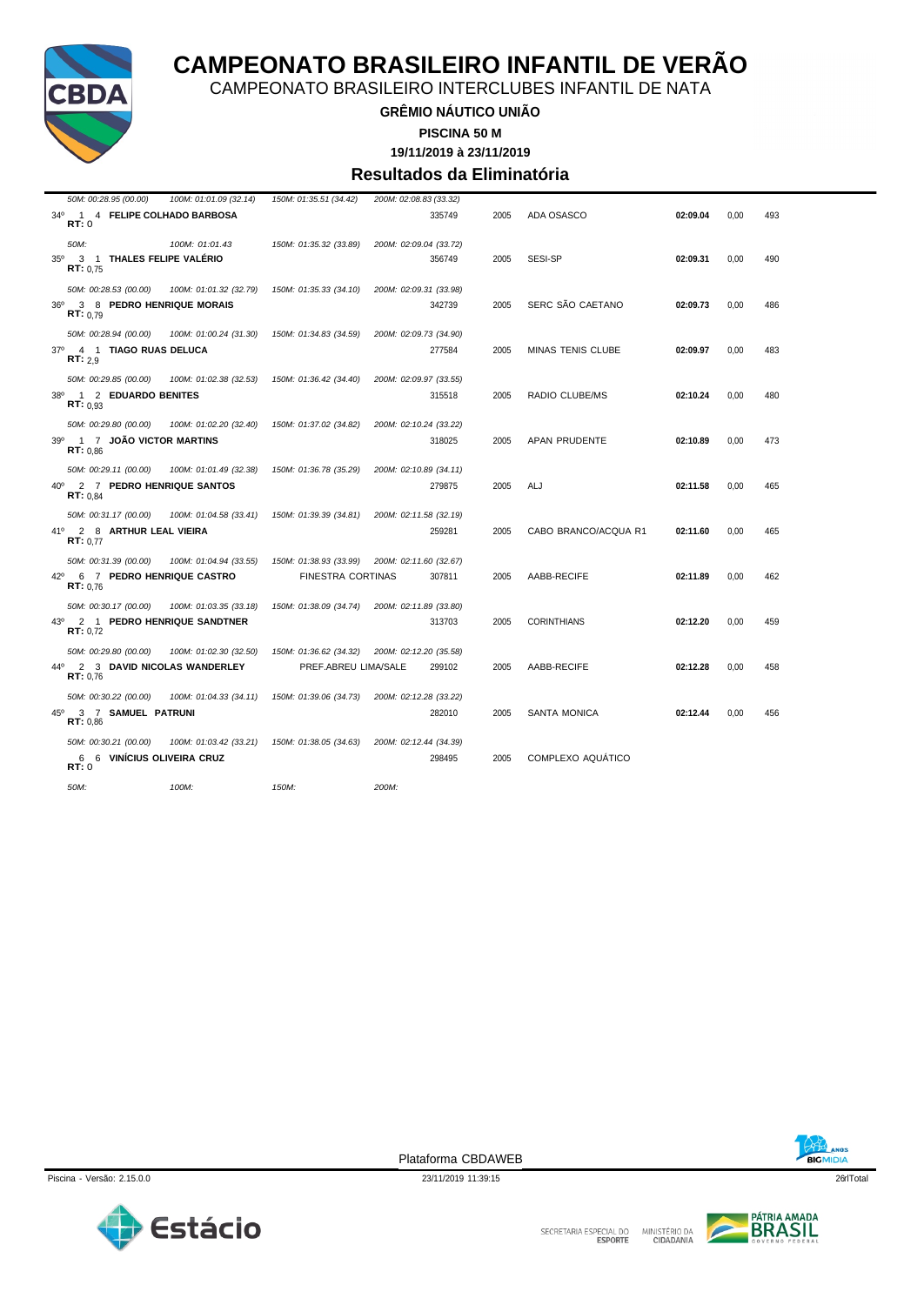# CAMPEONATO BRASILEIRO INFANTIL DE VERÃO

CAMPEONATO BRASILEIRO INTERCLUBES INFANTIL DE NATA

**GRÊMIO NÁUTICO UNIÃO**

**PISCINA 50 M**

**19/11/2019 à 23/11/2019**

## Resultados da Eliminatória

*50M: 00:28.95 (00.00) 100M: 01:01.09 (32.14) 150M: 01:35.51 (34.42) 200M: 02:08.83 (33.32)*

| Col. | S | R | Nome | | Registro | Ano | Clube | Tempo | | Pontos |
|---|---|---|---|---|---|---|---|---|---|---|
| 34º | 1 | 4 | **FELIPE COLHADO BARBOSA** | | 335749 | 2005 | ADA OSASCO | **02:09.04** | 0,00 | 493 |
| | | | **RT:** 0 | | | | | | | |
| | | | *50M: 100M: 01:01.43 150M: 01:35.32 (33.89) 200M: 02:09.04 (33.72)* | | | | | | | |
| 35º | 3 | 1 | **THALES FELIPE VALÉRIO** | | 356749 | 2005 | SESI-SP | **02:09.31** | 0,00 | 490 |
| | | | **RT:** 0,75 | | | | | | | |
| | | | *50M: 00:28.53 (00.00) 100M: 01:01.32 (32.79) 150M: 01:35.33 (34.10) 200M: 02:09.31 (33.98)* | | | | | | | |
| 36º | 3 | 8 | **PEDRO HENRIQUE MORAIS** | | 342739 | 2005 | SERC SÃO CAETANO | **02:09.73** | 0,00 | 486 |
| | | | **RT:** 0,79 | | | | | | | |
| | | | *50M: 00:28.94 (00.00) 100M: 01:00.24 (31.30) 150M: 01:34.83 (34.59) 200M: 02:09.73 (34.90)* | | | | | | | |
| 37º | 4 | 1 | **TIAGO RUAS DELUCA** | | 277584 | 2005 | MINAS TENIS CLUBE | **02:09.97** | 0,00 | 483 |
| | | | **RT:** 2,9 | | | | | | | |
| | | | *50M: 00:29.85 (00.00) 100M: 01:02.38 (32.53) 150M: 01:36.42 (34.40) 200M: 02:09.97 (33.55)* | | | | | | | |
| 38º | 1 | 2 | **EDUARDO BENITES** | | 315518 | 2005 | RADIO CLUBE/MS | **02:10.24** | 0,00 | 480 |
| | | | **RT:** 0,93 | | | | | | | |
| | | | *50M: 00:29.80 (00.00) 100M: 01:02.20 (32.40) 150M: 01:37.02 (34.82) 200M: 02:10.24 (33.22)* | | | | | | | |
| 39º | 1 | 7 | **JOÃO VICTOR MARTINS** | | 318025 | 2005 | APAN PRUDENTE | **02:10.89** | 0,00 | 473 |
| | | | **RT:** 0,86 | | | | | | | |
| | | | *50M: 00:29.11 (00.00) 100M: 01:01.49 (32.38) 150M: 01:36.78 (35.29) 200M: 02:10.89 (34.11)* | | | | | | | |
| 40º | 2 | 7 | **PEDRO HENRIQUE SANTOS** | | 279875 | 2005 | ALJ | **02:11.58** | 0,00 | 465 |
| | | | **RT:** 0,84 | | | | | | | |
| | | | *50M: 00:31.17 (00.00) 100M: 01:04.58 (33.41) 150M: 01:39.39 (34.81) 200M: 02:11.58 (32.19)* | | | | | | | |
| 41º | 2 | 8 | **ARTHUR LEAL VIEIRA** | | 259281 | 2005 | CABO BRANCO/ACQUA R1 | **02:11.60** | 0,00 | 465 |
| | | | **RT:** 0,77 | | | | | | | |
| | | | *50M: 00:31.39 (00.00) 100M: 01:04.94 (33.55) 150M: 01:38.93 (33.99) 200M: 02:11.60 (32.67)* | | | | | | | |
| 42º | 6 | 7 | **PEDRO HENRIQUE CASTRO** | FINESTRA CORTINAS | 307811 | 2005 | AABB-RECIFE | **02:11.89** | 0,00 | 462 |
| | | | **RT:** 0,76 | | | | | | | |
| | | | *50M: 00:30.17 (00.00) 100M: 01:03.35 (33.18) 150M: 01:38.09 (34.74) 200M: 02:11.89 (33.80)* | | | | | | | |
| 43º | 2 | 1 | **PEDRO HENRIQUE SANDTNER** | | 313703 | 2005 | CORINTHIANS | **02:12.20** | 0,00 | 459 |
| | | | **RT:** 0,72 | | | | | | | |
| | | | *50M: 00:29.80 (00.00) 100M: 01:02.30 (32.50) 150M: 01:36.62 (34.32) 200M: 02:12.20 (35.58)* | | | | | | | |
| 44º | 2 | 3 | **DAVID NICOLAS WANDERLEY** | PREF.ABREU LIMA/SALE | 299102 | 2005 | AABB-RECIFE | **02:12.28** | 0,00 | 458 |
| | | | **RT:** 0,76 | | | | | | | |
| | | | *50M: 00:30.22 (00.00) 100M: 01:04.33 (34.11) 150M: 01:39.06 (34.73) 200M: 02:12.28 (33.22)* | | | | | | | |
| 45º | 3 | 7 | **SAMUEL PATRUNI** | | 282010 | 2005 | SANTA MONICA | **02:12.44** | 0,00 | 456 |
| | | | **RT:** 0,86 | | | | | | | |
| | | | *50M: 00:30.21 (00.00) 100M: 01:03.42 (33.21) 150M: 01:38.05 (34.63) 200M: 02:12.44 (34.39)* | | | | | | | |
| | 6 | 6 | **VINÍCIUS OLIVEIRA CRUZ** | | 298495 | 2005 | COMPLEXO AQUÁTICO | | | |
| | | | **RT:** 0 | | | | | | | |
| | | | *50M: 100M: 150M: 200M:* | | | | | | | |

Plataforma CBDAWEB

Piscina - Versão: 2.15.0.0 — 23/11/2019 11:39:15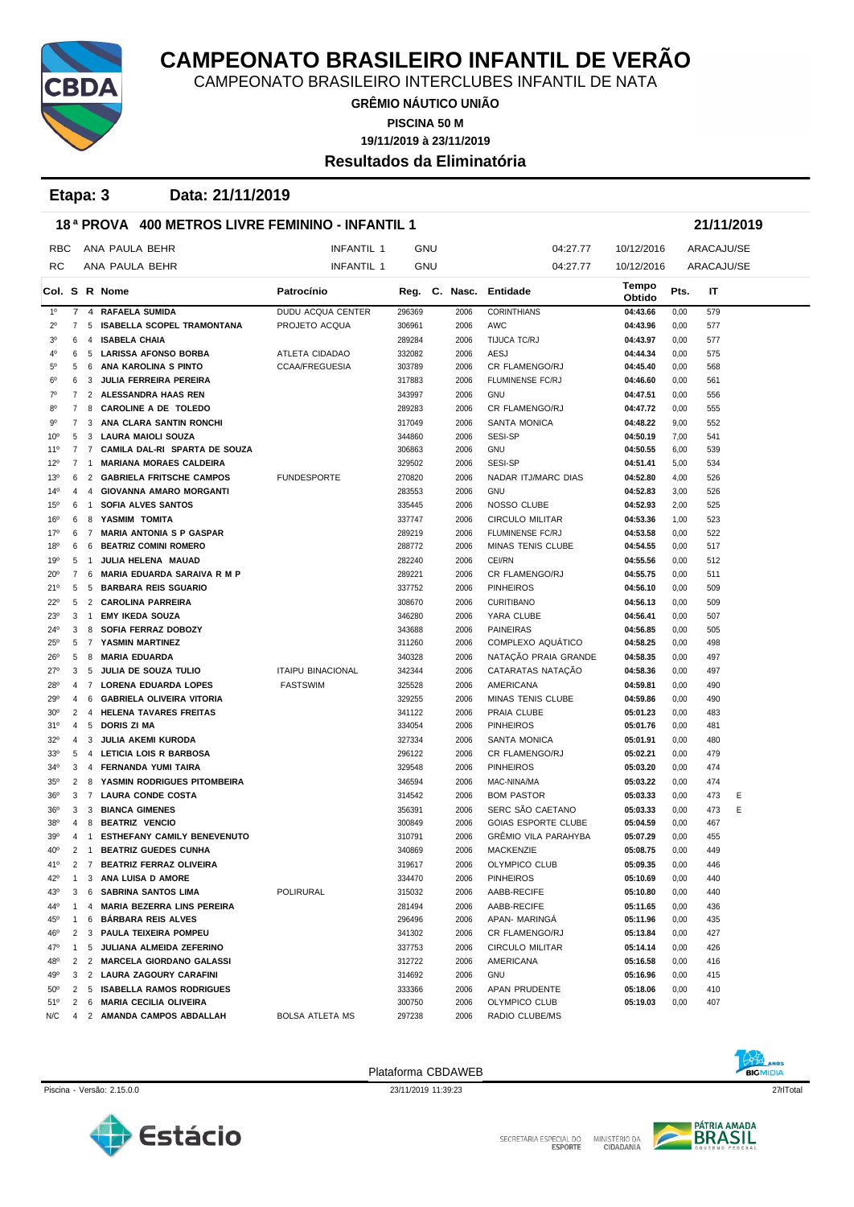# CAMPEONATO BRASILEIRO INFANTIL DE VERÃO

CAMPEONATO BRASILEIRO INTERCLUBES INFANTIL DE NATA

**GRÊMIO NÁUTICO UNIÃO**

**PISCINA 50 M**

**19/11/2019 à 23/11/2019**

## Resultados da Eliminatória

**Etapa: 3 Data: 21/11/2019**

### 18ª PROVA 400 METROS LIVRE FEMININO - INFANTIL 1 — 21/11/2019

| | | | | | |
|---|---|---|---|---|---|
| RBC | ANA PAULA BEHR | INFANTIL 1 | GNU | 04:27.77 | 10/12/2016 | ARACAJU/SE |
| RC | ANA PAULA BEHR | INFANTIL 1 | GNU | 04:27.77 | 10/12/2016 | ARACAJU/SE |

| Col. | S | R | Nome | Patrocínio | Reg. | C. Nasc. | Entidade | Tempo Obtido | Pts. | IT | |
|---|---|---|---|---|---|---|---|---|---|---|---|
| 1º | 7 | 4 | RAFAELA SUMIDA | DUDU ACQUA CENTER | 296369 | 2006 | CORINTHIANS | 04:43.66 | 0,00 | 579 | |
| 2º | 7 | 5 | ISABELLA SCOPEL TRAMONTANA | PROJETO ACQUA | 306961 | 2006 | AWC | 04:43.96 | 0,00 | 577 | |
| 3º | 6 | 4 | ISABELA CHAIA | | 289284 | 2006 | TIJUCA TC/RJ | 04:43.97 | 0,00 | 577 | |
| 4º | 6 | 5 | LARISSA AFONSO BORBA | ATLETA CIDADAO | 332082 | 2006 | AESJ | 04:44.34 | 0,00 | 575 | |
| 5º | 5 | 6 | ANA KAROLINA S PINTO | CCAA/FREGUESIA | 303789 | 2006 | CR FLAMENGO/RJ | 04:45.40 | 0,00 | 568 | |
| 6º | 6 | 3 | JULIA FERREIRA PEREIRA | | 317883 | 2006 | FLUMINENSE FC/RJ | 04:46.60 | 0,00 | 561 | |
| 7º | 7 | 2 | ALESSANDRA HAAS REN | | 343997 | 2006 | GNU | 04:47.51 | 0,00 | 556 | |
| 8º | 7 | 8 | CAROLINE A DE TOLEDO | | 289283 | 2006 | CR FLAMENGO/RJ | 04:47.72 | 0,00 | 555 | |
| 9º | 7 | 3 | ANA CLARA SANTIN RONCHI | | 317049 | 2006 | SANTA MONICA | 04:48.22 | 9,00 | 552 | |
| 10º | 5 | 3 | LAURA MAIOLI SOUZA | | 344860 | 2006 | SESI-SP | 04:50.19 | 7,00 | 541 | |
| 11º | 7 | 7 | CAMILA DAL-RI SPARTA DE SOUZA | | 306863 | 2006 | GNU | 04:50.55 | 6,00 | 539 | |
| 12º | 7 | 1 | MARIANA MORAES CALDEIRA | | 329502 | 2006 | SESI-SP | 04:51.41 | 5,00 | 534 | |
| 13º | 6 | 2 | GABRIELA FRITSCHE CAMPOS | FUNDESPORTE | 270820 | 2006 | NADAR ITJ/MARC DIAS | 04:52.80 | 4,00 | 526 | |
| 14º | 4 | 4 | GIOVANNA AMARO MORGANTI | | 283553 | 2006 | GNU | 04:52.83 | 3,00 | 526 | |
| 15º | 6 | 1 | SOFIA ALVES SANTOS | | 335445 | 2006 | NOSSO CLUBE | 04:52.93 | 2,00 | 525 | |
| 16º | 6 | 8 | YASMIM TOMITA | | 337747 | 2006 | CIRCULO MILITAR | 04:53.36 | 1,00 | 523 | |
| 17º | 6 | 7 | MARIA ANTONIA S P GASPAR | | 289219 | 2006 | FLUMINENSE FC/RJ | 04:53.58 | 0,00 | 522 | |
| 18º | 6 | 6 | BEATRIZ COMINI ROMERO | | 288772 | 2006 | MINAS TENIS CLUBE | 04:54.55 | 0,00 | 517 | |
| 19º | 5 | 1 | JULIA HELENA MAUAD | | 282240 | 2006 | CEI/RN | 04:55.56 | 0,00 | 512 | |
| 20º | 7 | 6 | MARIA EDUARDA SARAIVA R M P | | 289221 | 2006 | CR FLAMENGO/RJ | 04:55.75 | 0,00 | 511 | |
| 21º | 5 | 5 | BARBARA REIS SGUARIO | | 337752 | 2006 | PINHEIROS | 04:56.10 | 0,00 | 509 | |
| 22º | 5 | 2 | CAROLINA PARREIRA | | 308670 | 2006 | CURITIBANO | 04:56.13 | 0,00 | 509 | |
| 23º | 3 | 1 | EMY IKEDA SOUZA | | 346280 | 2006 | YARA CLUBE | 04:56.41 | 0,00 | 507 | |
| 24º | 3 | 8 | SOFIA FERRAZ DOBOZY | | 343688 | 2006 | PAINEIRAS | 04:56.85 | 0,00 | 505 | |
| 25º | 5 | 7 | YASMIN MARTINEZ | | 311260 | 2006 | COMPLEXO AQUÁTICO | 04:58.25 | 0,00 | 498 | |
| 26º | 5 | 8 | MARIA EDUARDA | | 340328 | 2006 | NATAÇÃO PRAIA GRANDE | 04:58.35 | 0,00 | 497 | |
| 27º | 3 | 5 | JULIA DE SOUZA TULIO | ITAIPU BINACIONAL | 342344 | 2006 | CATARATAS NATAÇÃO | 04:58.36 | 0,00 | 497 | |
| 28º | 4 | 7 | LORENA EDUARDA LOPES | FASTSWIM | 325528 | 2006 | AMERICANA | 04:59.81 | 0,00 | 490 | |
| 29º | 4 | 6 | GABRIELA OLIVEIRA VITORIA | | 329255 | 2006 | MINAS TENIS CLUBE | 04:59.86 | 0,00 | 490 | |
| 30º | 2 | 4 | HELENA TAVARES FREITAS | | 341122 | 2006 | PRAIA CLUBE | 05:01.23 | 0,00 | 483 | |
| 31º | 4 | 5 | DORIS ZI MA | | 334054 | 2006 | PINHEIROS | 05:01.76 | 0,00 | 481 | |
| 32º | 4 | 3 | JULIA AKEMI KURODA | | 327334 | 2006 | SANTA MONICA | 05:01.91 | 0,00 | 480 | |
| 33º | 5 | 4 | LETICIA LOIS R BARBOSA | | 296122 | 2006 | CR FLAMENGO/RJ | 05:02.21 | 0,00 | 479 | |
| 34º | 3 | 4 | FERNANDA YUMI TAIRA | | 329548 | 2006 | PINHEIROS | 05:03.20 | 0,00 | 474 | |
| 35º | 2 | 8 | YASMIN RODRIGUES PITOMBEIRA | | 346594 | 2006 | MAC-NINA/MA | 05:03.22 | 0,00 | 474 | |
| 36º | 3 | 7 | LAURA CONDE COSTA | | 314542 | 2006 | BOM PASTOR | 05:03.33 | 0,00 | 473 | E |
| 36º | 3 | 3 | BIANCA GIMENES | | 356391 | 2006 | SERC SÃO CAETANO | 05:03.33 | 0,00 | 473 | E |
| 38º | 4 | 8 | BEATRIZ VENCIO | | 300849 | 2006 | GOIAS ESPORTE CLUBE | 05:04.59 | 0,00 | 467 | |
| 39º | 4 | 1 | ESTHEFANY CAMILY BENEVENUTO | | 310791 | 2006 | GRÊMIO VILA PARAHYBA | 05:07.29 | 0,00 | 455 | |
| 40º | 2 | 1 | BEATRIZ GUEDES CUNHA | | 340869 | 2006 | MACKENZIE | 05:08.75 | 0,00 | 449 | |
| 41º | 2 | 7 | BEATRIZ TEIXEIRA OLIVEIRA | | 319617 | 2006 | OLYMPICO CLUB | 05:09.35 | 0,00 | 446 | |
| 42º | 1 | 3 | ANA LUISA D AMORE | | 334470 | 2006 | PINHEIROS | 05:10.69 | 0,00 | 440 | |
| 43º | 3 | 6 | SABRINA SANTOS LIMA | POLIRURAL | 315032 | 2006 | AABB-RECIFE | 05:10.80 | 0,00 | 440 | |
| 44º | 1 | 4 | MARIA BEZERRA LINS PEREIRA | | 281494 | 2006 | AABB-RECIFE | 05:11.65 | 0,00 | 436 | |
| 45º | 1 | 6 | BÁRBARA REIS ALVES | | 296496 | 2006 | APAN- MARINGÁ | 05:11.96 | 0,00 | 435 | |
| 46º | 2 | 3 | PAULA TEIXEIRA POMPEU | | 341302 | 2006 | CR FLAMENGO/RJ | 05:13.84 | 0,00 | 427 | |
| 47º | 1 | 5 | JULIANA ALMEIDA ZEFERINO | | 337753 | 2006 | CIRCULO MILITAR | 05:14.14 | 0,00 | 426 | |
| 48º | 2 | 2 | MARCELA GIORDANO GALASSI | | 312722 | 2006 | AMERICANA | 05:16.58 | 0,00 | 416 | |
| 49º | 3 | 2 | LAURA ZAGOURY CARAFINI | | 314692 | 2006 | GNU | 05:16.96 | 0,00 | 415 | |
| 50º | 2 | 5 | ISABELLA RAMOS RODRIGUES | | 333366 | 2006 | APAN PRUDENTE | 05:18.06 | 0,00 | 410 | |
| 51º | 2 | 6 | MARIA CECILIA OLIVEIRA | | 300750 | 2006 | OLYMPICO CLUB | 05:19.03 | 0,00 | 407 | |
| N/C | 4 | 2 | AMANDA CAMPOS ABDALLAH | BOLSA ATLETA MS | 297238 | 2006 | RADIO CLUBE/MS | | | | |

Plataforma CBDAWEB

Piscina - Versão: 2.15.0.0 — 23/11/2019 11:39:23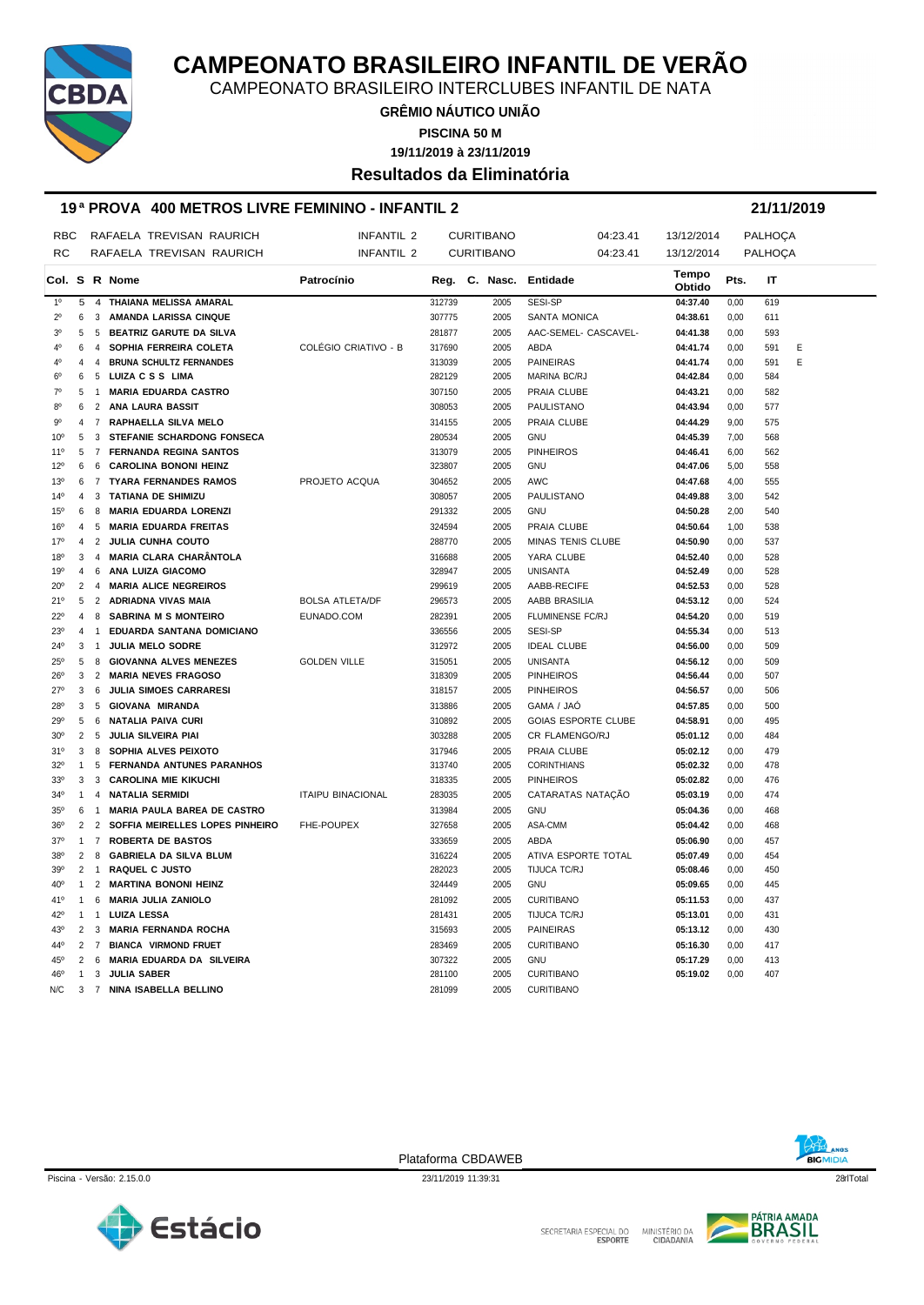# CAMPEONATO BRASILEIRO INFANTIL DE VERÃO

CAMPEONATO BRASILEIRO INTERCLUBES INFANTIL DE NATA

**GRÊMIO NÁUTICO UNIÃO**

**PISCINA 50 M**

**19/11/2019 à 23/11/2019**

## Resultados da Eliminatória

### 19ª PROVA 400 METROS LIVRE FEMININO - INFANTIL 2 — 21/11/2019

| | | | | | |
|---|---|---|---|---|---|
| RBC | RAFAELA TREVISAN RAURICH | INFANTIL 2 | CURITIBANO | 04:23.41 | 13/12/2014 PALHOÇA |
| RC | RAFAELA TREVISAN RAURICH | INFANTIL 2 | CURITIBANO | 04:23.41 | 13/12/2014 PALHOÇA |

| Col. | S | R | Nome | Patrocínio | Reg. | C. Nasc. | Entidade | Tempo Obtido | Pts. | IT | |
|---|---|---|---|---|---|---|---|---|---|---|---|
| 1º | 5 | 4 | **THAIANA MELISSA AMARAL** | | 312739 | 2005 | SESI-SP | **04:37.40** | 0,00 | 619 | |
| 2º | 6 | 3 | **AMANDA LARISSA CINQUE** | | 307775 | 2005 | SANTA MONICA | **04:38.61** | 0,00 | 611 | |
| 3º | 5 | 5 | **BEATRIZ GARUTE DA SILVA** | | 281877 | 2005 | AAC-SEMEL- CASCAVEL- | **04:41.38** | 0,00 | 593 | |
| 4º | 6 | 4 | **SOPHIA FERREIRA COLETA** | COLÉGIO CRIATIVO - B | 317690 | 2005 | ABDA | **04:41.74** | 0,00 | 591 | E |
| 4º | 4 | 4 | **BRUNA SCHULTZ FERNANDES** | | 313039 | 2005 | PAINEIRAS | **04:41.74** | 0,00 | 591 | E |
| 6º | 6 | 5 | **LUIZA C S S LIMA** | | 282129 | 2005 | MARINA BC/RJ | **04:42.84** | 0,00 | 584 | |
| 7º | 5 | 1 | **MARIA EDUARDA CASTRO** | | 307150 | 2005 | PRAIA CLUBE | **04:43.21** | 0,00 | 582 | |
| 8º | 6 | 2 | **ANA LAURA BASSIT** | | 308053 | 2005 | PAULISTANO | **04:43.94** | 0,00 | 577 | |
| 9º | 4 | 7 | **RAPHAELLA SILVA MELO** | | 314155 | 2005 | PRAIA CLUBE | **04:44.29** | 9,00 | 575 | |
| 10º | 5 | 3 | **STEFANIE SCHARDONG FONSECA** | | 280534 | 2005 | GNU | **04:45.39** | 7,00 | 568 | |
| 11º | 5 | 7 | **FERNANDA REGINA SANTOS** | | 313079 | 2005 | PINHEIROS | **04:46.41** | 6,00 | 562 | |
| 12º | 6 | 6 | **CAROLINA BONONI HEINZ** | | 323807 | 2005 | GNU | **04:47.06** | 5,00 | 558 | |
| 13º | 6 | 7 | **TYARA FERNANDES RAMOS** | PROJETO ACQUA | 304652 | 2005 | AWC | **04:47.68** | 4,00 | 555 | |
| 14º | 4 | 3 | **TATIANA DE SHIMIZU** | | 308057 | 2005 | PAULISTANO | **04:49.88** | 3,00 | 542 | |
| 15º | 6 | 8 | **MARIA EDUARDA LORENZI** | | 291332 | 2005 | GNU | **04:50.28** | 2,00 | 540 | |
| 16º | 4 | 5 | **MARIA EDUARDA FREITAS** | | 324594 | 2005 | PRAIA CLUBE | **04:50.64** | 1,00 | 538 | |
| 17º | 4 | 2 | **JULIA CUNHA COUTO** | | 288770 | 2005 | MINAS TENIS CLUBE | **04:50.90** | 0,00 | 537 | |
| 18º | 3 | 4 | **MARIA CLARA CHARÂNTOLA** | | 316688 | 2005 | YARA CLUBE | **04:52.40** | 0,00 | 528 | |
| 19º | 4 | 6 | **ANA LUIZA GIACOMO** | | 328947 | 2005 | UNISANTA | **04:52.49** | 0,00 | 528 | |
| 20º | 2 | 4 | **MARIA ALICE NEGREIROS** | | 299619 | 2005 | AABB-RECIFE | **04:52.53** | 0,00 | 528 | |
| 21º | 5 | 2 | **ADRIADNA VIVAS MAIA** | BOLSA ATLETA/DF | 296573 | 2005 | AABB BRASILIA | **04:53.12** | 0,00 | 524 | |
| 22º | 4 | 8 | **SABRINA M S MONTEIRO** | EUNADO.COM | 282391 | 2005 | FLUMINENSE FC/RJ | **04:54.20** | 0,00 | 519 | |
| 23º | 4 | 1 | **EDUARDA SANTANA DOMICIANO** | | 336556 | 2005 | SESI-SP | **04:55.34** | 0,00 | 513 | |
| 24º | 3 | 1 | **JULIA MELO SODRE** | | 312972 | 2005 | IDEAL CLUBE | **04:56.00** | 0,00 | 509 | |
| 25º | 5 | 8 | **GIOVANNA ALVES MENEZES** | GOLDEN VILLE | 315051 | 2005 | UNISANTA | **04:56.12** | 0,00 | 509 | |
| 26º | 3 | 2 | **MARIA NEVES FRAGOSO** | | 318309 | 2005 | PINHEIROS | **04:56.44** | 0,00 | 507 | |
| 27º | 3 | 6 | **JULIA SIMOES CARRARESI** | | 318157 | 2005 | PINHEIROS | **04:56.57** | 0,00 | 506 | |
| 28º | 3 | 5 | **GIOVANA MIRANDA** | | 313886 | 2005 | GAMA / JAÓ | **04:57.85** | 0,00 | 500 | |
| 29º | 5 | 6 | **NATALIA PAIVA CURI** | | 310892 | 2005 | GOIAS ESPORTE CLUBE | **04:58.91** | 0,00 | 495 | |
| 30º | 2 | 5 | **JULIA SILVEIRA PIAI** | | 303288 | 2005 | CR FLAMENGO/RJ | **05:01.12** | 0,00 | 484 | |
| 31º | 3 | 8 | **SOPHIA ALVES PEIXOTO** | | 317946 | 2005 | PRAIA CLUBE | **05:02.12** | 0,00 | 479 | |
| 32º | 1 | 5 | **FERNANDA ANTUNES PARANHOS** | | 313740 | 2005 | CORINTHIANS | **05:02.32** | 0,00 | 478 | |
| 33º | 3 | 3 | **CAROLINA MIE KIKUCHI** | | 318335 | 2005 | PINHEIROS | **05:02.82** | 0,00 | 476 | |
| 34º | 1 | 4 | **NATALIA SERMIDI** | ITAIPU BINACIONAL | 283035 | 2005 | CATARATAS NATAÇÃO | **05:03.19** | 0,00 | 474 | |
| 35º | 6 | 1 | **MARIA PAULA BAREA DE CASTRO** | | 313984 | 2005 | GNU | **05:04.36** | 0,00 | 468 | |
| 36º | 2 | 2 | **SOFFIA MEIRELLES LOPES PINHEIRO** | FHE-POUPEX | 327658 | 2005 | ASA-CMM | **05:04.42** | 0,00 | 468 | |
| 37º | 1 | 7 | **ROBERTA DE BASTOS** | | 333659 | 2005 | ABDA | **05:06.90** | 0,00 | 457 | |
| 38º | 2 | 8 | **GABRIELA DA SILVA BLUM** | | 316224 | 2005 | ATIVA ESPORTE TOTAL | **05:07.49** | 0,00 | 454 | |
| 39º | 2 | 1 | **RAQUEL C JUSTO** | | 282023 | 2005 | TIJUCA TC/RJ | **05:08.46** | 0,00 | 450 | |
| 40º | 1 | 2 | **MARTINA BONONI HEINZ** | | 324449 | 2005 | GNU | **05:09.65** | 0,00 | 445 | |
| 41º | 1 | 6 | **MARIA JULIA ZANIOLO** | | 281092 | 2005 | CURITIBANO | **05:11.53** | 0,00 | 437 | |
| 42º | 1 | 1 | **LUIZA LESSA** | | 281431 | 2005 | TIJUCA TC/RJ | **05:13.01** | 0,00 | 431 | |
| 43º | 2 | 3 | **MARIA FERNANDA ROCHA** | | 315693 | 2005 | PAINEIRAS | **05:13.12** | 0,00 | 430 | |
| 44º | 2 | 7 | **BIANCA VIRMOND FRUET** | | 283469 | 2005 | CURITIBANO | **05:16.30** | 0,00 | 417 | |
| 45º | 2 | 6 | **MARIA EDUARDA DA SILVEIRA** | | 307322 | 2005 | GNU | **05:17.29** | 0,00 | 413 | |
| 46º | 1 | 3 | **JULIA SABER** | | 281100 | 2005 | CURITIBANO | **05:19.02** | 0,00 | 407 | |
| N/C | 3 | 7 | **NINA ISABELLA BELLINO** | | 281099 | 2005 | CURITIBANO | | | | |

Plataforma CBDAWEB

Piscina - Versão: 2.15.0.0 — 23/11/2019 11:39:31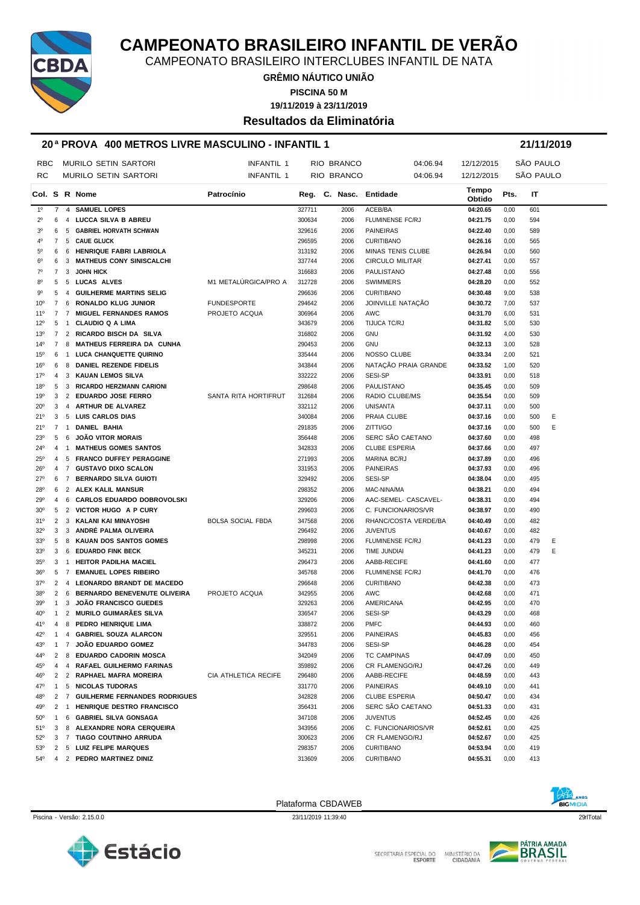# CAMPEONATO BRASILEIRO INFANTIL DE VERÃO

CAMPEONATO BRASILEIRO INTERCLUBES INFANTIL DE NATA

**GRÊMIO NÁUTICO UNIÃO**

**PISCINA 50 M**

**19/11/2019 à 23/11/2019**

## Resultados da Eliminatória

### 20ª PROVA 400 METROS LIVRE MASCULINO - INFANTIL 1 — 21/11/2019

| | | | | | |
|---|---|---|---|---|---|
| RBC | MURILO SETIN SARTORI | INFANTIL 1 | RIO BRANCO | 04:06.94 | 12/12/2015 | SÃO PAULO |
| RC | MURILO SETIN SARTORI | INFANTIL 1 | RIO BRANCO | 04:06.94 | 12/12/2015 | SÃO PAULO |

| Col. | S | R | Nome | Patrocínio | Reg. | C. Nasc. | Entidade | Tempo Obtido | Pts. | IT | |
|---|---|---|---|---|---|---|---|---|---|---|---|
| 1º | 7 | 4 | **SAMUEL LOPES** | | 327711 | 2006 | ACEB/BA | **04:20.65** | 0,00 | 601 | |
| 2º | 6 | 4 | **LUCCA SILVA B ABREU** | | 300634 | 2006 | FLUMINENSE FC/RJ | **04:21.75** | 0,00 | 594 | |
| 3º | 6 | 5 | **GABRIEL HORVATH SCHWAN** | | 329616 | 2006 | PAINEIRAS | **04:22.40** | 0,00 | 589 | |
| 4º | 7 | 5 | **CAUE GLUCK** | | 296595 | 2006 | CURITIBANO | **04:26.16** | 0,00 | 565 | |
| 5º | 6 | 6 | **HENRIQUE FABRI LABRIOLA** | | 313192 | 2006 | MINAS TENIS CLUBE | **04:26.94** | 0,00 | 560 | |
| 6º | 6 | 3 | **MATHEUS CONY SINISCALCHI** | | 337744 | 2006 | CIRCULO MILITAR | **04:27.41** | 0,00 | 557 | |
| 7º | 7 | 3 | **JOHN HICK** | | 316683 | 2006 | PAULISTANO | **04:27.48** | 0,00 | 556 | |
| 8º | 5 | 5 | **LUCAS ALVES** | M1 METALÚRGICA/PRO A | 312728 | 2006 | SWIMMERS | **04:28.20** | 0,00 | 552 | |
| 9º | 5 | 4 | **GUILHERME MARTINS SELIG** | | 296636 | 2006 | CURITIBANO | **04:30.48** | 9,00 | 538 | |
| 10º | 7 | 6 | **RONALDO KLUG JUNIOR** | FUNDESPORTE | 294642 | 2006 | JOINVILLE NATAÇÃO | **04:30.72** | 7,00 | 537 | |
| 11º | 7 | 7 | **MIGUEL FERNANDES RAMOS** | PROJETO ACQUA | 306964 | 2006 | AWC | **04:31.70** | 6,00 | 531 | |
| 12º | 5 | 1 | **CLAUDIO Q A LIMA** | | 343679 | 2006 | TIJUCA TC/RJ | **04:31.82** | 5,00 | 530 | |
| 13º | 7 | 2 | **RICARDO BISCH DA SILVA** | | 316802 | 2006 | GNU | **04:31.92** | 4,00 | 530 | |
| 14º | 7 | 8 | **MATHEUS FERREIRA DA CUNHA** | | 290453 | 2006 | GNU | **04:32.13** | 3,00 | 528 | |
| 15º | 6 | 1 | **LUCA CHANQUETTE QUIRINO** | | 335444 | 2006 | NOSSO CLUBE | **04:33.34** | 2,00 | 521 | |
| 16º | 6 | 8 | **DANIEL REZENDE FIDELIS** | | 343844 | 2006 | NATAÇÃO PRAIA GRANDE | **04:33.52** | 1,00 | 520 | |
| 17º | 4 | 3 | **KAUAN LEMOS SILVA** | | 332222 | 2006 | SESI-SP | **04:33.91** | 0,00 | 518 | |
| 18º | 5 | 3 | **RICARDO HERZMANN CARIONI** | | 298648 | 2006 | PAULISTANO | **04:35.45** | 0,00 | 509 | |
| 19º | 3 | 2 | **EDUARDO JOSE FERRO** | SANTA RITA HORTIFRUT | 312684 | 2006 | RADIO CLUBE/MS | **04:35.54** | 0,00 | 509 | |
| 20º | 3 | 4 | **ARTHUR DE ALVAREZ** | | 332112 | 2006 | UNISANTA | **04:37.11** | 0,00 | 500 | |
| 21º | 3 | 5 | **LUIS CARLOS DIAS** | | 340084 | 2006 | PRAIA CLUBE | **04:37.16** | 0,00 | 500 | E |
| 21º | 7 | 1 | **DANIEL BAHIA** | | 291835 | 2006 | ZITTI/GO | **04:37.16** | 0,00 | 500 | E |
| 23º | 5 | 6 | **JOÃO VITOR MORAIS** | | 356448 | 2006 | SERC SÃO CAETANO | **04:37.60** | 0,00 | 498 | |
| 24º | 4 | 1 | **MATHEUS GOMES SANTOS** | | 342833 | 2006 | CLUBE ESPERIA | **04:37.66** | 0,00 | 497 | |
| 25º | 4 | 5 | **FRANCO DUFFEY PERAGGINE** | | 271993 | 2006 | MARINA BC/RJ | **04:37.89** | 0,00 | 496 | |
| 26º | 4 | 7 | **GUSTAVO DIXO SCALON** | | 331953 | 2006 | PAINEIRAS | **04:37.93** | 0,00 | 496 | |
| 27º | 6 | 7 | **BERNARDO SILVA GUIOTI** | | 329492 | 2006 | SESI-SP | **04:38.04** | 0,00 | 495 | |
| 28º | 6 | 2 | **ALEX KALIL MANSUR** | | 298352 | 2006 | MAC-NINA/MA | **04:38.21** | 0,00 | 494 | |
| 29º | 4 | 6 | **CARLOS EDUARDO DOBROVOLSKI** | | 329206 | 2006 | AAC-SEMEL- CASCAVEL- | **04:38.31** | 0,00 | 494 | |
| 30º | 5 | 2 | **VICTOR HUGO A P CURY** | | 299603 | 2006 | C. FUNCIONARIOS/VR | **04:38.97** | 0,00 | 490 | |
| 31º | 2 | 3 | **KALANI KAI MINAYOSHI** | BOLSA SOCIAL FBDA | 347568 | 2006 | RHANC/COSTA VERDE/BA | **04:40.49** | 0,00 | 482 | |
| 32º | 3 | 3 | **ANDRÉ PALMA OLIVEIRA** | | 296492 | 2006 | JUVENTUS | **04:40.67** | 0,00 | 482 | |
| 33º | 5 | 8 | **KAUAN DOS SANTOS GOMES** | | 298998 | 2006 | FLUMINENSE FC/RJ | **04:41.23** | 0,00 | 479 | E |
| 33º | 3 | 6 | **EDUARDO FINK BECK** | | 345231 | 2006 | TIME JUNDIAI | **04:41.23** | 0,00 | 479 | E |
| 35º | 3 | 1 | **HEITOR PADILHA MACIEL** | | 296473 | 2006 | AABB-RECIFE | **04:41.60** | 0,00 | 477 | |
| 36º | 5 | 7 | **EMANUEL LOPES RIBEIRO** | | 345768 | 2006 | FLUMINENSE FC/RJ | **04:41.70** | 0,00 | 476 | |
| 37º | 2 | 4 | **LEONARDO BRANDT DE MACEDO** | | 296648 | 2006 | CURITIBANO | **04:42.38** | 0,00 | 473 | |
| 38º | 2 | 6 | **BERNARDO BENEVENUTE OLIVEIRA** | PROJETO ACQUA | 342955 | 2006 | AWC | **04:42.68** | 0,00 | 471 | |
| 39º | 1 | 3 | **JOÃO FRANCISCO GUEDES** | | 329263 | 2006 | AMERICANA | **04:42.95** | 0,00 | 470 | |
| 40º | 1 | 2 | **MURILO GUIMARÃES SILVA** | | 336547 | 2006 | SESI-SP | **04:43.29** | 0,00 | 468 | |
| 41º | 4 | 8 | **PEDRO HENRIQUE LIMA** | | 338872 | 2006 | PMFC | **04:44.93** | 0,00 | 460 | |
| 42º | 1 | 4 | **GABRIEL SOUZA ALARCON** | | 329551 | 2006 | PAINEIRAS | **04:45.83** | 0,00 | 456 | |
| 43º | 1 | 7 | **JOÃO EDUARDO GOMEZ** | | 344783 | 2006 | SESI-SP | **04:46.28** | 0,00 | 454 | |
| 44º | 2 | 8 | **EDUARDO CADORIN MOSCA** | | 342049 | 2006 | TC CAMPINAS | **04:47.09** | 0,00 | 450 | |
| 45º | 4 | 4 | **RAFAEL GUILHERMO FARINAS** | | 359892 | 2006 | CR FLAMENGO/RJ | **04:47.26** | 0,00 | 449 | |
| 46º | 2 | 2 | **RAPHAEL MAFRA MOREIRA** | CIA ATHLETICA RECIFE | 296480 | 2006 | AABB-RECIFE | **04:48.59** | 0,00 | 443 | |
| 47º | 1 | 5 | **NICOLAS TUDORAS** | | 331770 | 2006 | PAINEIRAS | **04:49.10** | 0,00 | 441 | |
| 48º | 2 | 7 | **GUILHERME FERNANDES RODRIGUES** | | 342828 | 2006 | CLUBE ESPERIA | **04:50.47** | 0,00 | 434 | |
| 49º | 2 | 1 | **HENRIQUE DESTRO FRANCISCO** | | 356431 | 2006 | SERC SÃO CAETANO | **04:51.33** | 0,00 | 431 | |
| 50º | 1 | 6 | **GABRIEL SILVA GONSAGA** | | 347108 | 2006 | JUVENTUS | **04:52.45** | 0,00 | 426 | |
| 51º | 3 | 8 | **ALEXANDRE NORA CERQUEIRA** | | 343956 | 2006 | C. FUNCIONARIOS/VR | **04:52.61** | 0,00 | 425 | |
| 52º | 3 | 7 | **TIAGO COUTINHO ARRUDA** | | 300623 | 2006 | CR FLAMENGO/RJ | **04:52.67** | 0,00 | 425 | |
| 53º | 2 | 5 | **LUIZ FELIPE MARQUES** | | 298357 | 2006 | CURITIBANO | **04:53.94** | 0,00 | 419 | |
| 54º | 4 | 2 | **PEDRO MARTINEZ DINIZ** | | 313609 | 2006 | CURITIBANO | **04:55.31** | 0,00 | 413 | |

Plataforma CBDAWEB

Piscina - Versão: 2.15.0.0 — 23/11/2019 11:39:40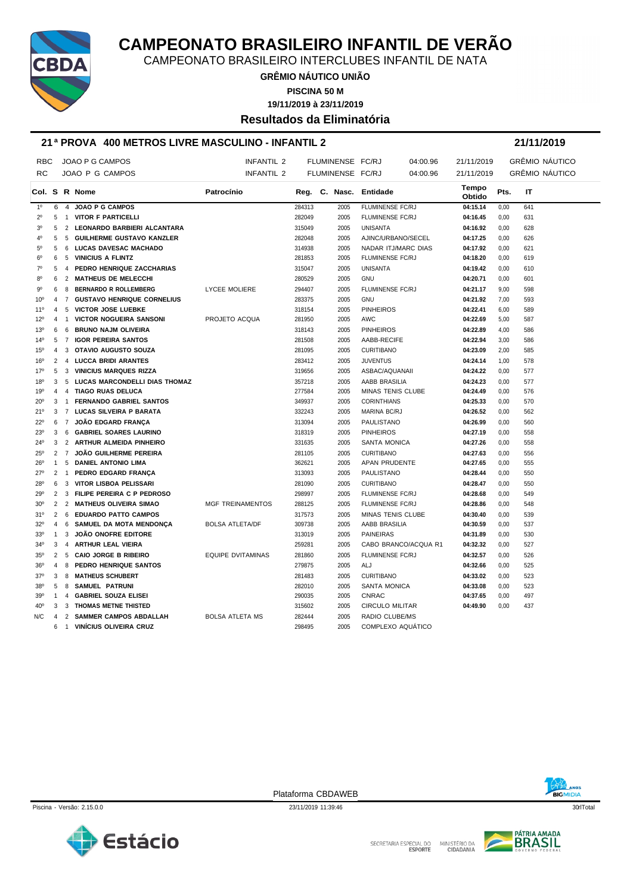# CAMPEONATO BRASILEIRO INFANTIL DE VERÃO

CAMPEONATO BRASILEIRO INTERCLUBES INFANTIL DE NATA

**GRÊMIO NÁUTICO UNIÃO**

**PISCINA 50 M**

**19/11/2019 à 23/11/2019**

## Resultados da Eliminatória

### 21ª PROVA 400 METROS LIVRE MASCULINO - INFANTIL 2 — 21/11/2019

| | | | | | | | |
|---|---|---|---|---|---|---|---|
| RBC | JOAO P G CAMPOS | INFANTIL 2 | FLUMINENSE FC/RJ | 04:00.96 | 21/11/2019 | GRÊMIO NÁUTICO |
| RC | JOAO P G CAMPOS | INFANTIL 2 | FLUMINENSE FC/RJ | 04:00.96 | 21/11/2019 | GRÊMIO NÁUTICO |

| Col. | S | R | Nome | Patrocínio | Reg. | C. Nasc. | Entidade | Tempo Obtido | Pts. | IT |
|---|---|---|---|---|---|---|---|---|---|---|
| 1º | 6 | 4 | JOAO P G CAMPOS | | 284313 | 2005 | FLUMINENSE FC/RJ | 04:15.14 | 0,00 | 641 |
| 2º | 5 | 1 | VITOR F PARTICELLI | | 282049 | 2005 | FLUMINENSE FC/RJ | 04:16.45 | 0,00 | 631 |
| 3º | 5 | 2 | LEONARDO BARBIERI ALCANTARA | | 315049 | 2005 | UNISANTA | 04:16.92 | 0,00 | 628 |
| 4º | 5 | 5 | GUILHERME GUSTAVO KANZLER | | 282048 | 2005 | AJINC/URBANO/SECEL | 04:17.25 | 0,00 | 626 |
| 5º | 5 | 6 | LUCAS DAVESAC MACHADO | | 314938 | 2005 | NADAR ITJ/MARC DIAS | 04:17.92 | 0,00 | 621 |
| 6º | 6 | 5 | VINICIUS A FLINTZ | | 281853 | 2005 | FLUMINENSE FC/RJ | 04:18.20 | 0,00 | 619 |
| 7º | 5 | 4 | PEDRO HENRIQUE ZACCHARIAS | | 315047 | 2005 | UNISANTA | 04:19.42 | 0,00 | 610 |
| 8º | 6 | 2 | MATHEUS DE MELECCHI | | 280529 | 2005 | GNU | 04:20.71 | 0,00 | 601 |
| 9º | 6 | 8 | BERNARDO R ROLLEMBERG | LYCEE MOLIERE | 294407 | 2005 | FLUMINENSE FC/RJ | 04:21.17 | 9,00 | 598 |
| 10º | 4 | 7 | GUSTAVO HENRIQUE CORNELIUS | | 283375 | 2005 | GNU | 04:21.92 | 7,00 | 593 |
| 11º | 4 | 5 | VICTOR JOSE LUEBKE | | 318154 | 2005 | PINHEIROS | 04:22.41 | 6,00 | 589 |
| 12º | 4 | 1 | VICTOR NOGUEIRA SANSONI | PROJETO ACQUA | 281950 | 2005 | AWC | 04:22.69 | 5,00 | 587 |
| 13º | 6 | 6 | BRUNO NAJM OLIVEIRA | | 318143 | 2005 | PINHEIROS | 04:22.89 | 4,00 | 586 |
| 14º | 5 | 7 | IGOR PEREIRA SANTOS | | 281508 | 2005 | AABB-RECIFE | 04:22.94 | 3,00 | 586 |
| 15º | 4 | 3 | OTAVIO AUGUSTO SOUZA | | 281095 | 2005 | CURITIBANO | 04:23.09 | 2,00 | 585 |
| 16º | 2 | 4 | LUCCA BRIDI ARANTES | | 283412 | 2005 | JUVENTUS | 04:24.14 | 1,00 | 578 |
| 17º | 5 | 3 | VINICIUS MARQUES RIZZA | | 319656 | 2005 | ASBAC/AQUANAII | 04:24.22 | 0,00 | 577 |
| 18º | 3 | 5 | LUCAS MARCONDELLI DIAS THOMAZ | | 357218 | 2005 | AABB BRASILIA | 04:24.23 | 0,00 | 577 |
| 19º | 4 | 4 | TIAGO RUAS DELUCA | | 277584 | 2005 | MINAS TENIS CLUBE | 04:24.49 | 0,00 | 576 |
| 20º | 3 | 1 | FERNANDO GABRIEL SANTOS | | 349937 | 2005 | CORINTHIANS | 04:25.33 | 0,00 | 570 |
| 21º | 3 | 7 | LUCAS SILVEIRA P BARATA | | 332243 | 2005 | MARINA BC/RJ | 04:26.52 | 0,00 | 562 |
| 22º | 6 | 7 | JOÃO EDGARD FRANÇA | | 313094 | 2005 | PAULISTANO | 04:26.99 | 0,00 | 560 |
| 23º | 3 | 6 | GABRIEL SOARES LAURINO | | 318319 | 2005 | PINHEIROS | 04:27.19 | 0,00 | 558 |
| 24º | 3 | 2 | ARTHUR ALMEIDA PINHEIRO | | 331635 | 2005 | SANTA MONICA | 04:27.26 | 0,00 | 558 |
| 25º | 2 | 7 | JOÃO GUILHERME PEREIRA | | 281105 | 2005 | CURITIBANO | 04:27.63 | 0,00 | 556 |
| 26º | 1 | 5 | DANIEL ANTONIO LIMA | | 362621 | 2005 | APAN PRUDENTE | 04:27.65 | 0,00 | 555 |
| 27º | 2 | 1 | PEDRO EDGARD FRANÇA | | 313093 | 2005 | PAULISTANO | 04:28.44 | 0,00 | 550 |
| 28º | 6 | 3 | VITOR LISBOA PELISSARI | | 281090 | 2005 | CURITIBANO | 04:28.47 | 0,00 | 550 |
| 29º | 2 | 3 | FILIPE PEREIRA C P PEDROSO | | 298997 | 2005 | FLUMINENSE FC/RJ | 04:28.68 | 0,00 | 549 |
| 30º | 2 | 2 | MATHEUS OLIVEIRA SIMAO | MGF TREINAMENTOS | 288125 | 2005 | FLUMINENSE FC/RJ | 04:28.86 | 0,00 | 548 |
| 31º | 2 | 6 | EDUARDO PATTO CAMPOS | | 317573 | 2005 | MINAS TENIS CLUBE | 04:30.40 | 0,00 | 539 |
| 32º | 4 | 6 | SAMUEL DA MOTA MENDONÇA | BOLSA ATLETA/DF | 309738 | 2005 | AABB BRASILIA | 04:30.59 | 0,00 | 537 |
| 33º | 1 | 3 | JOÃO ONOFRE EDITORE | | 313019 | 2005 | PAINEIRAS | 04:31.89 | 0,00 | 530 |
| 34º | 3 | 4 | ARTHUR LEAL VIEIRA | | 259281 | 2005 | CABO BRANCO/ACQUA R1 | 04:32.32 | 0,00 | 527 |
| 35º | 2 | 5 | CAIO JORGE B RIBEIRO | EQUIPE DVITAMINAS | 281860 | 2005 | FLUMINENSE FC/RJ | 04:32.57 | 0,00 | 526 |
| 36º | 4 | 8 | PEDRO HENRIQUE SANTOS | | 279875 | 2005 | ALJ | 04:32.66 | 0,00 | 525 |
| 37º | 3 | 8 | MATHEUS SCHUBERT | | 281483 | 2005 | CURITIBANO | 04:33.02 | 0,00 | 523 |
| 38º | 5 | 8 | SAMUEL PATRUNI | | 282010 | 2005 | SANTA MONICA | 04:33.08 | 0,00 | 523 |
| 39º | 1 | 4 | GABRIEL SOUZA ELISEI | | 290035 | 2005 | CNRAC | 04:37.65 | 0,00 | 497 |
| 40º | 3 | 3 | THOMAS METNE THISTED | | 315602 | 2005 | CIRCULO MILITAR | 04:49.90 | 0,00 | 437 |
| N/C | 4 | 2 | SAMMER CAMPOS ABDALLAH | BOLSA ATLETA MS | 282444 | 2005 | RADIO CLUBE/MS | | | |
| | 6 | 1 | VINÍCIUS OLIVEIRA CRUZ | | 298495 | 2005 | COMPLEXO AQUÁTICO | | | |

Plataforma CBDAWEB

Piscina - Versão: 2.15.0.0 — 23/11/2019 11:39:46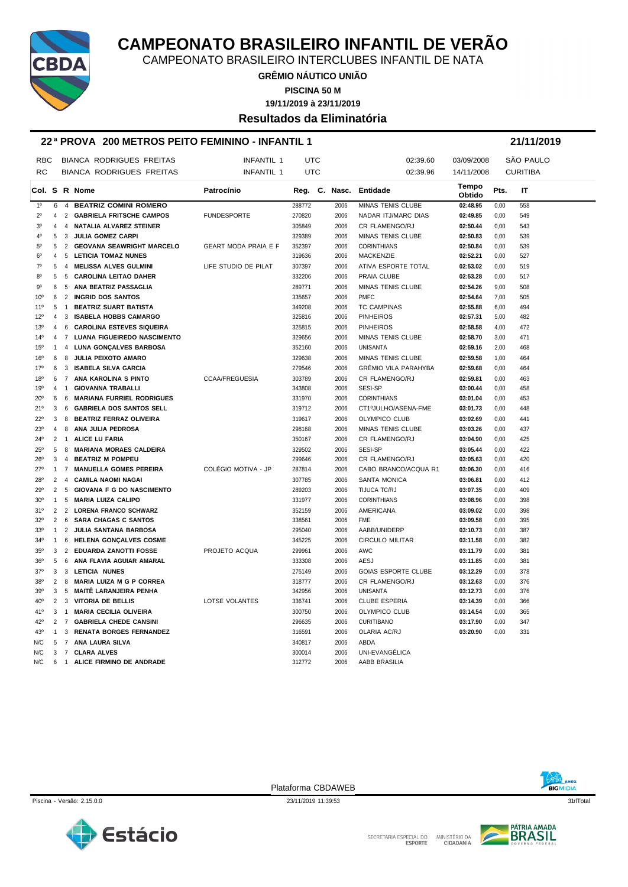# CAMPEONATO BRASILEIRO INFANTIL DE VERÃO

CAMPEONATO BRASILEIRO INTERCLUBES INFANTIL DE NATA

**GRÊMIO NÁUTICO UNIÃO**

**PISCINA 50 M**

**19/11/2019 à 23/11/2019**

## Resultados da Eliminatória

### 22ª PROVA 200 METROS PEITO FEMININO - INFANTIL 1 — 21/11/2019

| | | | | | |
|---|---|---|---|---|---|
| RBC | BIANCA RODRIGUES FREITAS | INFANTIL 1 | UTC | 02:39.60 | 03/09/2008 | SÃO PAULO |
| RC | BIANCA RODRIGUES FREITAS | INFANTIL 1 | UTC | 02:39.96 | 14/11/2008 | CURITIBA |

| Col. | S | R | Nome | Patrocínio | Reg. | C. Nasc. | Entidade | Tempo Obtido | Pts. | IT |
|---|---|---|---|---|---|---|---|---|---|---|
| 1º | 6 | 4 | **BEATRIZ COMINI ROMERO** | | 288772 | 2006 | MINAS TENIS CLUBE | **02:48.95** | 0,00 | 558 |
| 2º | 4 | 2 | **GABRIELA FRITSCHE CAMPOS** | FUNDESPORTE | 270820 | 2006 | NADAR ITJ/MARC DIAS | **02:49.85** | 0,00 | 549 |
| 3º | 4 | 4 | **NATALIA ALVAREZ STEINER** | | 305849 | 2006 | CR FLAMENGO/RJ | **02:50.44** | 0,00 | 543 |
| 4º | 5 | 3 | **JULIA GOMEZ CARPI** | | 329389 | 2006 | MINAS TENIS CLUBE | **02:50.83** | 0,00 | 539 |
| 5º | 5 | 2 | **GEOVANA SEAWRIGHT MARCELO** | GEART MODA PRAIA E F | 352397 | 2006 | CORINTHIANS | **02:50.84** | 0,00 | 539 |
| 6º | 4 | 5 | **LETICIA TOMAZ NUNES** | | 319636 | 2006 | MACKENZIE | **02:52.21** | 0,00 | 527 |
| 7º | 5 | 4 | **MELISSA ALVES GULMINI** | LIFE STUDIO DE PILAT | 307397 | 2006 | ATIVA ESPORTE TOTAL | **02:53.02** | 0,00 | 519 |
| 8º | 5 | 5 | **CAROLINA LEITAO DAHER** | | 332206 | 2006 | PRAIA CLUBE | **02:53.28** | 0,00 | 517 |
| 9º | 6 | 5 | **ANA BEATRIZ PASSAGLIA** | | 289771 | 2006 | MINAS TENIS CLUBE | **02:54.26** | 9,00 | 508 |
| 10º | 6 | 2 | **INGRID DOS SANTOS** | | 335657 | 2006 | PMFC | **02:54.64** | 7,00 | 505 |
| 11º | 5 | 1 | **BEATRIZ SUART BATISTA** | | 349208 | 2006 | TC CAMPINAS | **02:55.88** | 6,00 | 494 |
| 12º | 4 | 3 | **ISABELA HOBBS CAMARGO** | | 325816 | 2006 | PINHEIROS | **02:57.31** | 5,00 | 482 |
| 13º | 4 | 6 | **CAROLINA ESTEVES SIQUEIRA** | | 325815 | 2006 | PINHEIROS | **02:58.58** | 4,00 | 472 |
| 14º | 4 | 7 | **LUANA FIGUEIREDO NASCIMENTO** | | 329656 | 2006 | MINAS TENIS CLUBE | **02:58.70** | 3,00 | 471 |
| 15º | 1 | 4 | **LUNA GONÇALVES BARBOSA** | | 352160 | 2006 | UNISANTA | **02:59.16** | 2,00 | 468 |
| 16º | 6 | 8 | **JULIA PEIXOTO AMARO** | | 329638 | 2006 | MINAS TENIS CLUBE | **02:59.58** | 1,00 | 464 |
| 17º | 6 | 3 | **ISABELA SILVA GARCIA** | | 279546 | 2006 | GRÊMIO VILA PARAHYBA | **02:59.68** | 0,00 | 464 |
| 18º | 6 | 7 | **ANA KAROLINA S PINTO** | CCAA/FREGUESIA | 303789 | 2006 | CR FLAMENGO/RJ | **02:59.81** | 0,00 | 463 |
| 19º | 4 | 1 | **GIOVANNA TRABALLI** | | 343808 | 2006 | SESI-SP | **03:00.44** | 0,00 | 458 |
| 20º | 6 | 6 | **MARIANA FURRIEL RODRIGUES** | | 331970 | 2006 | CORINTHIANS | **03:01.04** | 0,00 | 453 |
| 21º | 3 | 6 | **GABRIELA DOS SANTOS SELL** | | 319712 | 2006 | CT1ºJULHO/ASENA-FME | **03:01.73** | 0,00 | 448 |
| 22º | 3 | 8 | **BEATRIZ FERRAZ OLIVEIRA** | | 319617 | 2006 | OLYMPICO CLUB | **03:02.69** | 0,00 | 441 |
| 23º | 4 | 8 | **ANA JULIA PEDROSA** | | 298168 | 2006 | MINAS TENIS CLUBE | **03:03.26** | 0,00 | 437 |
| 24º | 2 | 1 | **ALICE LU FARIA** | | 350167 | 2006 | CR FLAMENGO/RJ | **03:04.90** | 0,00 | 425 |
| 25º | 5 | 8 | **MARIANA MORAES CALDEIRA** | | 329502 | 2006 | SESI-SP | **03:05.44** | 0,00 | 422 |
| 26º | 3 | 4 | **BEATRIZ M POMPEU** | | 299646 | 2006 | CR FLAMENGO/RJ | **03:05.63** | 0,00 | 420 |
| 27º | 1 | 7 | **MANUELLA GOMES PEREIRA** | COLÉGIO MOTIVA - JP | 287814 | 2006 | CABO BRANCO/ACQUA R1 | **03:06.30** | 0,00 | 416 |
| 28º | 2 | 4 | **CAMILA NAOMI NAGAI** | | 307785 | 2006 | SANTA MONICA | **03:06.81** | 0,00 | 412 |
| 29º | 2 | 5 | **GIOVANA F G DO NASCIMENTO** | | 289203 | 2006 | TIJUCA TC/RJ | **03:07.35** | 0,00 | 409 |
| 30º | 1 | 5 | **MARIA LUIZA CALIPO** | | 331977 | 2006 | CORINTHIANS | **03:08.96** | 0,00 | 398 |
| 31º | 2 | 2 | **LORENA FRANCO SCHWARZ** | | 352159 | 2006 | AMERICANA | **03:09.02** | 0,00 | 398 |
| 32º | 2 | 6 | **SARA CHAGAS C SANTOS** | | 338561 | 2006 | FME | **03:09.58** | 0,00 | 395 |
| 33º | 1 | 2 | **JULIA SANTANA BARBOSA** | | 295040 | 2006 | AABB/UNIDERP | **03:10.73** | 0,00 | 387 |
| 34º | 1 | 6 | **HELENA GONÇALVES COSME** | | 345225 | 2006 | CIRCULO MILITAR | **03:11.58** | 0,00 | 382 |
| 35º | 3 | 2 | **EDUARDA ZANOTTI FOSSE** | PROJETO ACQUA | 299961 | 2006 | AWC | **03:11.79** | 0,00 | 381 |
| 36º | 5 | 6 | **ANA FLAVIA AGUIAR AMARAL** | | 333308 | 2006 | AESJ | **03:11.85** | 0,00 | 381 |
| 37º | 3 | 3 | **LETICIA NUNES** | | 275149 | 2006 | GOIAS ESPORTE CLUBE | **03:12.29** | 0,00 | 378 |
| 38º | 2 | 8 | **MARIA LUIZA M G P CORREA** | | 318777 | 2006 | CR FLAMENGO/RJ | **03:12.63** | 0,00 | 376 |
| 39º | 3 | 5 | **MAITÊ LARANJEIRA PENHA** | | 342956 | 2006 | UNISANTA | **03:12.73** | 0,00 | 376 |
| 40º | 2 | 3 | **VITORIA DE BELLIS** | LOTSE VOLANTES | 336741 | 2006 | CLUBE ESPERIA | **03:14.39** | 0,00 | 366 |
| 41º | 3 | 1 | **MARIA CECILIA OLIVEIRA** | | 300750 | 2006 | OLYMPICO CLUB | **03:14.54** | 0,00 | 365 |
| 42º | 2 | 7 | **GABRIELA CHEDE CANSINI** | | 296635 | 2006 | CURITIBANO | **03:17.90** | 0,00 | 347 |
| 43º | 1 | 3 | **RENATA BORGES FERNANDEZ** | | 316591 | 2006 | OLARIA AC/RJ | **03:20.90** | 0,00 | 331 |
| N/C | 5 | 7 | **ANA LAURA SILVA** | | 340817 | 2006 | ABDA | | | |
| N/C | 3 | 7 | **CLARA ALVES** | | 300014 | 2006 | UNI-EVANGÉLICA | | | |
| N/C | 6 | 1 | **ALICE FIRMINO DE ANDRADE** | | 312772 | 2006 | AABB BRASILIA | | | |

Plataforma CBDAWEB

Piscina - Versão: 2.15.0.0 — 23/11/2019 11:39:53 — 31rlTotal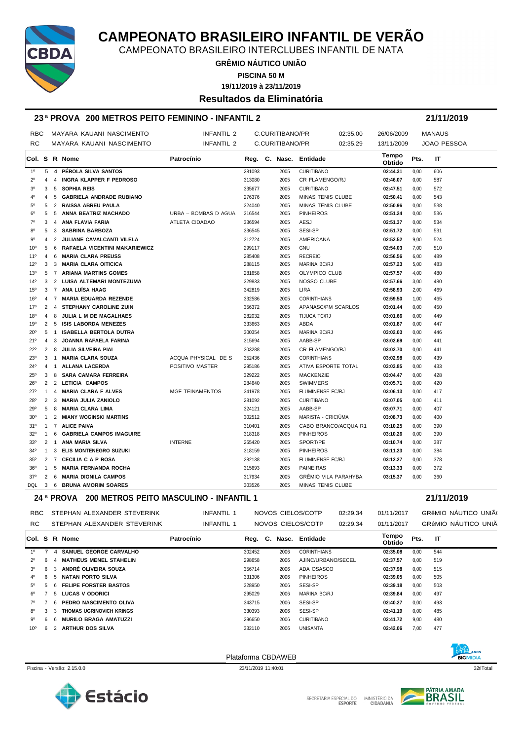# CAMPEONATO BRASILEIRO INFANTIL DE VERÃO

CAMPEONATO BRASILEIRO INTERCLUBES INFANTIL DE NATA

**GRÊMIO NÁUTICO UNIÃO**

**PISCINA 50 M**

**19/11/2019 à 23/11/2019**

## Resultados da Eliminatória

### 23ª PROVA 200 METROS PEITO FEMININO - INFANTIL 2 — 21/11/2019

| | | | | | | |
|---|---|---|---|---|---|---|
| RBC | MAYARA KAUANI NASCIMENTO | INFANTIL 2 | C.CURITIBANO/PR | 02:35.00 | 26/06/2009 | MANAUS |
| RC | MAYARA KAUANI NASCIMENTO | INFANTIL 2 | C.CURITIBANO/PR | 02:35.29 | 13/11/2009 | JOAO PESSOA |

| Col. | S | R | Nome | Patrocínio | Reg. | C. | Nasc. | Entidade | Tempo Obtido | Pts. | IT |
|---|---|---|---|---|---|---|---|---|---|---|---|
| 1º | 5 | 4 | PÉROLA SILVA SANTOS | | 281093 | | 2005 | CURITIBANO | 02:44.31 | 0,00 | 606 |
| 2º | 4 | 4 | INGRA KLAPPER F PEDROSO | | 313080 | | 2005 | CR FLAMENGO/RJ | 02:46.07 | 0,00 | 587 |
| 3º | 3 | 5 | SOPHIA REIS | | 335677 | | 2005 | CURITIBANO | 02:47.51 | 0,00 | 572 |
| 4º | 4 | 5 | GABRIELA ANDRADE RUBIANO | | 276376 | | 2005 | MINAS TENIS CLUBE | 02:50.41 | 0,00 | 543 |
| 5º | 5 | 2 | RAISSA ABREU PAULA | | 324040 | | 2005 | MINAS TENIS CLUBE | 02:50.96 | 0,00 | 538 |
| 6º | 5 | 5 | ANNA BEATRIZ MACHADO | URBA – BOMBAS D AGUA | 316544 | | 2005 | PINHEIROS | 02:51.24 | 0,00 | 536 |
| 7º | 3 | 4 | ANA FLAVIA FARIA | ATLETA CIDADAO | 336594 | | 2005 | AESJ | 02:51.37 | 0,00 | 534 |
| 8º | 5 | 3 | SABRINA BARBOZA | | 336545 | | 2005 | SESI-SP | 02:51.72 | 0,00 | 531 |
| 9º | 4 | 2 | JULIANE CAVALCANTI VILELA | | 312724 | | 2005 | AMERICANA | 02:52.52 | 9,00 | 524 |
| 10º | 5 | 6 | RAFAELA VICENTINI MAKARIEWICZ | | 299117 | | 2005 | GNU | 02:54.03 | 7,00 | 510 |
| 11º | 4 | 6 | MARIA CLARA PREUSS | | 285408 | | 2005 | RECREIO | 02:56.56 | 6,00 | 489 |
| 12º | 3 | 3 | MARIA CLARA OITICICA | | 288115 | | 2005 | MARINA BC/RJ | 02:57.23 | 5,00 | 483 |
| 13º | 5 | 7 | ARIANA MARTINS GOMES | | 281658 | | 2005 | OLYMPICO CLUB | 02:57.57 | 4,00 | 480 |
| 14º | 3 | 2 | LUISA ALTEMARI MONTEZUMA | | 329833 | | 2005 | NOSSO CLUBE | 02:57.66 | 3,00 | 480 |
| 15º | 3 | 7 | ANA LUÍSA HAAG | | 342819 | | 2005 | LIRA | 02:58.93 | 2,00 | 469 |
| 16º | 4 | 7 | MARIA EDUARDA REZENDE | | 332586 | | 2005 | CORINTHIANS | 02:59.50 | 1,00 | 465 |
| 17º | 2 | 4 | STEPHANY CAROLINE ZUIN | | 356372 | | 2005 | APANASC/PM SCARLOS | 03:01.44 | 0,00 | 450 |
| 18º | 4 | 8 | JULIA L M DE MAGALHAES | | 282032 | | 2005 | TIJUCA TC/RJ | 03:01.66 | 0,00 | 449 |
| 19º | 2 | 5 | ISIS LABORDA MENEZES | | 333663 | | 2005 | ABDA | 03:01.87 | 0,00 | 447 |
| 20º | 5 | 1 | ISABELLA BERTOLA DUTRA | | 300354 | | 2005 | MARINA BC/RJ | 03:02.03 | 0,00 | 446 |
| 21º | 4 | 3 | JOANNA RAFAELA FARINA | | 315694 | | 2005 | AABB-SP | 03:02.69 | 0,00 | 441 |
| 22º | 2 | 8 | JULIA SILVEIRA PIAI | | 303288 | | 2005 | CR FLAMENGO/RJ | 03:02.70 | 0,00 | 441 |
| 23º | 3 | 1 | MARIA CLARA SOUZA | ACQUA PHYSICAL DE S | 352436 | | 2005 | CORINTHIANS | 03:02.98 | 0,00 | 439 |
| 24º | 4 | 1 | ALLANA LACERDA | POSITIVO MASTER | 295186 | | 2005 | ATIVA ESPORTE TOTAL | 03:03.85 | 0,00 | 433 |
| 25º | 3 | 8 | SARA CAMARA FERREIRA | | 329222 | | 2005 | MACKENZIE | 03:04.47 | 0,00 | 428 |
| 26º | 2 | 2 | LETICIA CAMPOS | | 284640 | | 2005 | SWIMMERS | 03:05.71 | 0,00 | 420 |
| 27º | 1 | 4 | MARIA CLARA F ALVES | MGF TEINAMENTOS | 341978 | | 2005 | FLUMINENSE FC/RJ | 03:06.13 | 0,00 | 417 |
| 28º | 2 | 3 | MARIA JULIA ZANIOLO | | 281092 | | 2005 | CURITIBANO | 03:07.05 | 0,00 | 411 |
| 29º | 5 | 8 | MARIA CLARA LIMA | | 324121 | | 2005 | AABB-SP | 03:07.71 | 0,00 | 407 |
| 30º | 1 | 2 | MIANY WOGINSKI MARTINS | | 302512 | | 2005 | MARISTA - CRICIÚMA | 03:08.73 | 0,00 | 400 |
| 31º | 1 | 7 | ALICE PAIVA | | 310401 | | 2005 | CABO BRANCO/ACQUA R1 | 03:10.25 | 0,00 | 390 |
| 32º | 1 | 6 | GABRIELA CAMPOS IMAGUIRE | | 318318 | | 2005 | PINHEIROS | 03:10.26 | 0,00 | 390 |
| 33º | 2 | 1 | ANA MARIA SILVA | INTERNE | 265420 | | 2005 | SPORT/PE | 03:10.74 | 0,00 | 387 |
| 34º | 1 | 3 | ELIS MONTENEGRO SUZUKI | | 318159 | | 2005 | PINHEIROS | 03:11.23 | 0,00 | 384 |
| 35º | 2 | 7 | CECILIA C A P ROSA | | 282138 | | 2005 | FLUMINENSE FC/RJ | 03:12.27 | 0,00 | 378 |
| 36º | 1 | 5 | MARIA FERNANDA ROCHA | | 315693 | | 2005 | PAINEIRAS | 03:13.33 | 0,00 | 372 |
| 37º | 2 | 6 | MARIA DIONILA CAMPOS | | 317934 | | 2005 | GRÊMIO VILA PARAHYBA | 03:15.37 | 0,00 | 360 |
| DQL | 3 | 6 | BRUNA AMORIM SOARES | | 303526 | | 2005 | MINAS TENIS CLUBE | | | |

### 24ª PROVA 200 METROS PEITO MASCULINO - INFANTIL 1 — 21/11/2019

| | | | | | | |
|---|---|---|---|---|---|---|
| RBC | STEPHAN ALEXANDER STEVERINK | INFANTIL 1 | NOVOS CIELOS/COTP | 02:29.34 | 01/11/2017 | GRêMIO NÁUTICO UNIÃ( |
| RC | STEPHAN ALEXANDER STEVERINK | INFANTIL 1 | NOVOS CIELOS/COTP | 02:29.34 | 01/11/2017 | GRêMIO NÁUTICO UNIÃ |

| Col. | S | R | Nome | Patrocínio | Reg. | C. | Nasc. | Entidade | Tempo Obtido | Pts. | IT |
|---|---|---|---|---|---|---|---|---|---|---|---|
| 1º | 7 | 4 | SAMUEL GEORGE CARVALHO | | 302452 | | 2006 | CORINTHIANS | 02:35.08 | 0,00 | 544 |
| 2º | 6 | 4 | MATHEUS MENEL STAHELIN | | 298658 | | 2006 | AJINC/URBANO/SECEL | 02:37.57 | 0,00 | 519 |
| 3º | 6 | 3 | ANDRÉ OLIVEIRA SOUZA | | 356714 | | 2006 | ADA OSASCO | 02:37.98 | 0,00 | 515 |
| 4º | 6 | 5 | NATAN PORTO SILVA | | 331306 | | 2006 | PINHEIROS | 02:39.05 | 0,00 | 505 |
| 5º | 5 | 6 | FELIPE FORSTER BASTOS | | 328950 | | 2006 | SESI-SP | 02:39.18 | 0,00 | 503 |
| 6º | 7 | 5 | LUCAS V ODORICI | | 295029 | | 2006 | MARINA BC/RJ | 02:39.84 | 0,00 | 497 |
| 7º | 7 | 6 | PEDRO NASCIMENTO OLIVA | | 343715 | | 2006 | SESI-SP | 02:40.27 | 0,00 | 493 |
| 8º | 3 | 3 | THOMAS UGRINOVICH KRINGS | | 330393 | | 2006 | SESI-SP | 02:41.19 | 0,00 | 485 |
| 9º | 6 | 6 | MURILO BRAGA AMATUZZI | | 296650 | | 2006 | CURITIBANO | 02:41.72 | 9,00 | 480 |
| 10º | 6 | 2 | ARTHUR DOS SILVA | | 332110 | | 2006 | UNISANTA | 02:42.06 | 7,00 | 477 |

Plataforma CBDAWEB

Piscina - Versão: 2.15.0.0 — 23/11/2019 11:40:01 — 32lTotal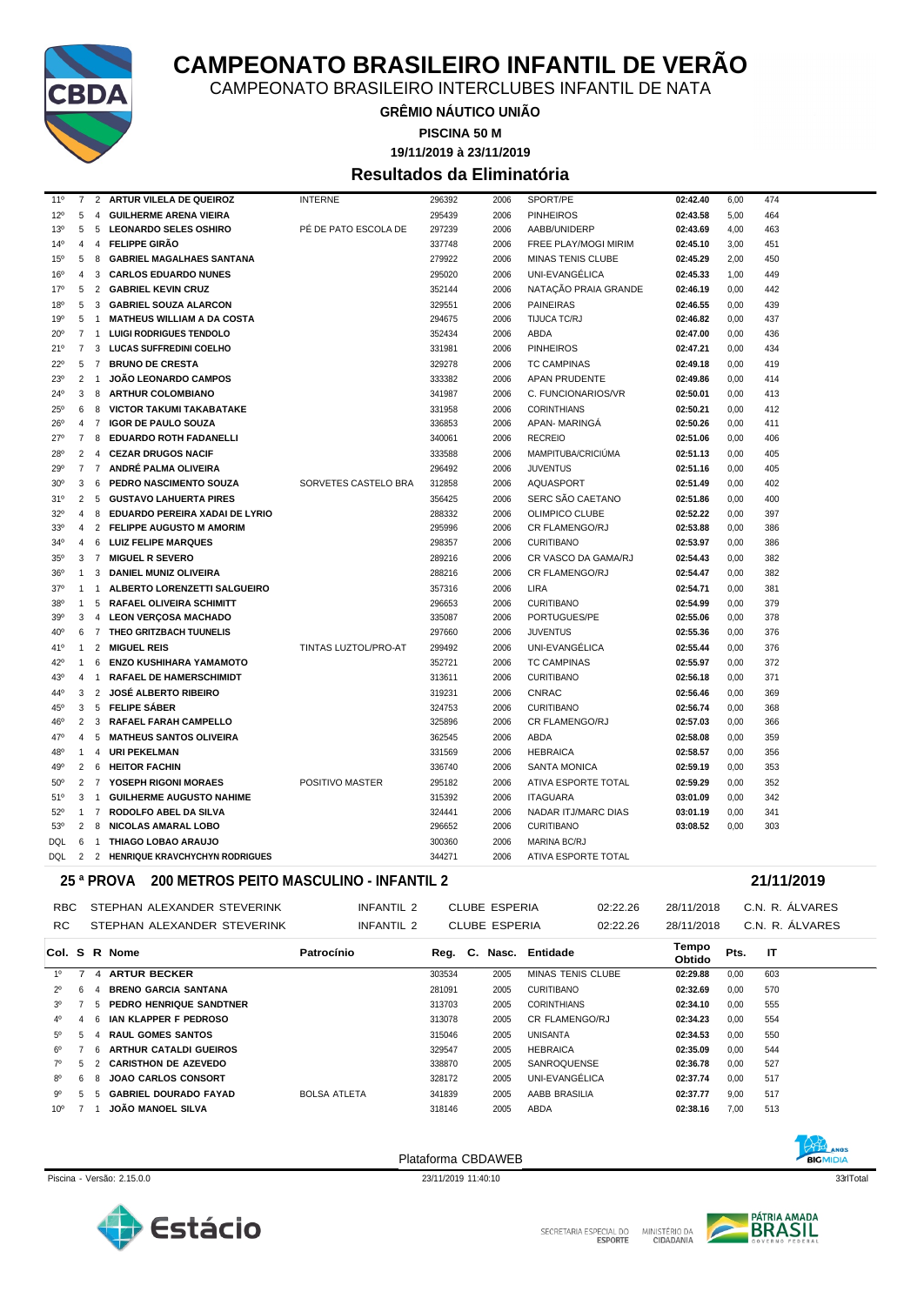# CAMPEONATO BRASILEIRO INFANTIL DE VERÃO

CAMPEONATO BRASILEIRO INTERCLUBES INFANTIL DE NATA

**GRÊMIO NÁUTICO UNIÃO**

**PISCINA 50 M**

**19/11/2019 à 23/11/2019**

## Resultados da Eliminatória

| Col. | S | R | Nome | Patrocínio | Reg. | Nasc. | Entidade | Tempo Obtido | Pts. | IT |
|---|---|---|---|---|---|---|---|---|---|---|
| 11º | 7 | 2 | ARTUR VILELA DE QUEIROZ | INTERNE | 296392 | 2006 | SPORT/PE | 02:42.40 | 6,00 | 474 |
| 12º | 5 | 4 | GUILHERME ARENA VIEIRA | | 295439 | 2006 | PINHEIROS | 02:43.58 | 5,00 | 464 |
| 13º | 5 | 5 | LEONARDO SELES OSHIRO | PÉ DE PATO ESCOLA DE | 297239 | 2006 | AABB/UNIDERP | 02:43.69 | 4,00 | 463 |
| 14º | 4 | 4 | FELIPPE GIRÃO | | 337748 | 2006 | FREE PLAY/MOGI MIRIM | 02:45.10 | 3,00 | 451 |
| 15º | 5 | 8 | GABRIEL MAGALHAES SANTANA | | 279922 | 2006 | MINAS TENIS CLUBE | 02:45.29 | 2,00 | 450 |
| 16º | 4 | 3 | CARLOS EDUARDO NUNES | | 295020 | 2006 | UNI-EVANGÉLICA | 02:45.33 | 1,00 | 449 |
| 17º | 5 | 2 | GABRIEL KEVIN CRUZ | | 352144 | 2006 | NATAÇÃO PRAIA GRANDE | 02:46.19 | 0,00 | 442 |
| 18º | 5 | 3 | GABRIEL SOUZA ALARCON | | 329551 | 2006 | PAINEIRAS | 02:46.55 | 0,00 | 439 |
| 19º | 5 | 1 | MATHEUS WILLIAM A DA COSTA | | 294675 | 2006 | TIJUCA TC/RJ | 02:46.82 | 0,00 | 437 |
| 20º | 7 | 1 | LUIGI RODRIGUES TENDOLO | | 352434 | 2006 | ABDA | 02:47.00 | 0,00 | 436 |
| 21º | 7 | 3 | LUCAS SUFFREDINI COELHO | | 331981 | 2006 | PINHEIROS | 02:47.21 | 0,00 | 434 |
| 22º | 5 | 7 | BRUNO DE CRESTA | | 329278 | 2006 | TC CAMPINAS | 02:49.18 | 0,00 | 419 |
| 23º | 2 | 1 | JOÃO LEONARDO CAMPOS | | 333382 | 2006 | APAN PRUDENTE | 02:49.86 | 0,00 | 414 |
| 24º | 3 | 8 | ARTHUR COLOMBIANO | | 341987 | 2006 | C. FUNCIONARIOS/VR | 02:50.01 | 0,00 | 413 |
| 25º | 6 | 8 | VICTOR TAKUMI TAKABATAKE | | 331958 | 2006 | CORINTHIANS | 02:50.21 | 0,00 | 412 |
| 26º | 4 | 7 | IGOR DE PAULO SOUZA | | 336853 | 2006 | APAN- MARINGÁ | 02:50.26 | 0,00 | 411 |
| 27º | 7 | 8 | EDUARDO ROTH FADANELLI | | 340061 | 2006 | RECREIO | 02:51.06 | 0,00 | 406 |
| 28º | 2 | 4 | CEZAR DRUGOS NACIF | | 333588 | 2006 | MAMPITUBA/CRICIÚMA | 02:51.13 | 0,00 | 405 |
| 29º | 7 | 7 | ANDRÉ PALMA OLIVEIRA | | 296492 | 2006 | JUVENTUS | 02:51.16 | 0,00 | 405 |
| 30º | 3 | 6 | PEDRO NASCIMENTO SOUZA | SORVETES CASTELO BRA | 312858 | 2006 | AQUASPORT | 02:51.49 | 0,00 | 402 |
| 31º | 2 | 5 | GUSTAVO LAHUERTA PIRES | | 356425 | 2006 | SERC SÃO CAETANO | 02:51.86 | 0,00 | 400 |
| 32º | 4 | 8 | EDUARDO PEREIRA XADAI DE LYRIO | | 288332 | 2006 | OLIMPICO CLUBE | 02:52.22 | 0,00 | 397 |
| 33º | 4 | 2 | FELIPPE AUGUSTO M AMORIM | | 295996 | 2006 | CR FLAMENGO/RJ | 02:53.88 | 0,00 | 386 |
| 34º | 4 | 6 | LUIZ FELIPE MARQUES | | 298357 | 2006 | CURITIBANO | 02:53.97 | 0,00 | 386 |
| 35º | 3 | 7 | MIGUEL R SEVERO | | 289216 | 2006 | CR VASCO DA GAMA/RJ | 02:54.43 | 0,00 | 382 |
| 36º | 1 | 3 | DANIEL MUNIZ OLIVEIRA | | 288216 | 2006 | CR FLAMENGO/RJ | 02:54.47 | 0,00 | 382 |
| 37º | 1 | 1 | ALBERTO LORENZETTI SALGUEIRO | | 357316 | 2006 | LIRA | 02:54.71 | 0,00 | 381 |
| 38º | 1 | 5 | RAFAEL OLIVEIRA SCHIMITT | | 296653 | 2006 | CURITIBANO | 02:54.99 | 0,00 | 379 |
| 39º | 3 | 4 | LEON VERÇOSA MACHADO | | 335087 | 2006 | PORTUGUES/PE | 02:55.06 | 0,00 | 378 |
| 40º | 6 | 7 | THEO GRITZBACH TUUNELIS | | 297660 | 2006 | JUVENTUS | 02:55.36 | 0,00 | 376 |
| 41º | 1 | 2 | MIGUEL REIS | TINTAS LUZTOL/PRO-AT | 299492 | 2006 | UNI-EVANGÉLICA | 02:55.44 | 0,00 | 376 |
| 42º | 1 | 6 | ENZO KUSHIHARA YAMAMOTO | | 352721 | 2006 | TC CAMPINAS | 02:55.97 | 0,00 | 372 |
| 43º | 4 | 1 | RAFAEL DE HAMERSCHIMIDT | | 313611 | 2006 | CURITIBANO | 02:56.18 | 0,00 | 371 |
| 44º | 3 | 2 | JOSÉ ALBERTO RIBEIRO | | 319231 | 2006 | CNRAC | 02:56.46 | 0,00 | 369 |
| 45º | 3 | 5 | FELIPE SÁBER | | 324753 | 2006 | CURITIBANO | 02:56.74 | 0,00 | 368 |
| 46º | 2 | 3 | RAFAEL FARAH CAMPELLO | | 325896 | 2006 | CR FLAMENGO/RJ | 02:57.03 | 0,00 | 366 |
| 47º | 4 | 5 | MATHEUS SANTOS OLIVEIRA | | 362545 | 2006 | ABDA | 02:58.08 | 0,00 | 359 |
| 48º | 1 | 4 | URI PEKELMAN | | 331569 | 2006 | HEBRAICA | 02:58.57 | 0,00 | 356 |
| 49º | 2 | 6 | HEITOR FACHIN | | 336740 | 2006 | SANTA MONICA | 02:59.19 | 0,00 | 353 |
| 50º | 2 | 7 | YOSEPH RIGONI MORAES | POSITIVO MASTER | 295182 | 2006 | ATIVA ESPORTE TOTAL | 02:59.29 | 0,00 | 352 |
| 51º | 3 | 1 | GUILHERME AUGUSTO NAHIME | | 315392 | 2006 | ITAGUARA | 03:01.09 | 0,00 | 342 |
| 52º | 1 | 7 | RODOLFO ABEL DA SILVA | | 324441 | 2006 | NADAR ITJ/MARC DIAS | 03:01.19 | 0,00 | 341 |
| 53º | 2 | 8 | NICOLAS AMARAL LOBO | | 296652 | 2006 | CURITIBANO | 03:08.52 | 0,00 | 303 |
| DQL | 6 | 1 | THIAGO LOBAO ARAUJO | | 300360 | 2006 | MARINA BC/RJ | | | |
| DQL | 2 | 2 | HENRIQUE KRAVCHYCHYN RODRIGUES | | 344271 | 2006 | ATIVA ESPORTE TOTAL | | | |

## 25 ª PROVA 200 METROS PEITO MASCULINO - INFANTIL 2 — 21/11/2019

| | | | | | | |
|---|---|---|---|---|---|---|
| RBC | STEPHAN ALEXANDER STEVERINK | INFANTIL 2 | CLUBE ESPERIA | 02:22.26 | 28/11/2018 | C.N. R. ÁLVARES |
| RC | STEPHAN ALEXANDER STEVERINK | INFANTIL 2 | CLUBE ESPERIA | 02:22.26 | 28/11/2018 | C.N. R. ÁLVARES |

| Col. | S | R | Nome | Patrocínio | Reg. | C. Nasc. | Entidade | Tempo Obtido | Pts. | IT |
|---|---|---|---|---|---|---|---|---|---|---|
| 1º | 7 | 4 | ARTUR BECKER | | 303534 | 2005 | MINAS TENIS CLUBE | 02:29.88 | 0,00 | 603 |
| 2º | 6 | 4 | BRENO GARCIA SANTANA | | 281091 | 2005 | CURITIBANO | 02:32.69 | 0,00 | 570 |
| 3º | 7 | 5 | PEDRO HENRIQUE SANDTNER | | 313703 | 2005 | CORINTHIANS | 02:34.10 | 0,00 | 555 |
| 4º | 4 | 6 | IAN KLAPPER F PEDROSO | | 313078 | 2005 | CR FLAMENGO/RJ | 02:34.23 | 0,00 | 554 |
| 5º | 5 | 4 | RAUL GOMES SANTOS | | 315046 | 2005 | UNISANTA | 02:34.53 | 0,00 | 550 |
| 6º | 7 | 6 | ARTHUR CATALDI GUEIROS | | 329547 | 2005 | HEBRAICA | 02:35.09 | 0,00 | 544 |
| 7º | 5 | 2 | CARISTHON DE AZEVEDO | | 338870 | 2005 | SANROQUENSE | 02:36.78 | 0,00 | 527 |
| 8º | 6 | 8 | JOAO CARLOS CONSORT | | 328172 | 2005 | UNI-EVANGÉLICA | 02:37.74 | 0,00 | 517 |
| 9º | 5 | 5 | GABRIEL DOURADO FAYAD | BOLSA ATLETA | 341839 | 2005 | AABB BRASILIA | 02:37.77 | 9,00 | 517 |
| 10º | 7 | 1 | JOÃO MANOEL SILVA | | 318146 | 2005 | ABDA | 02:38.16 | 7,00 | 513 |

Plataforma CBDAWEB

Piscina - Versão: 2.15.0.0 — 23/11/2019 11:40:10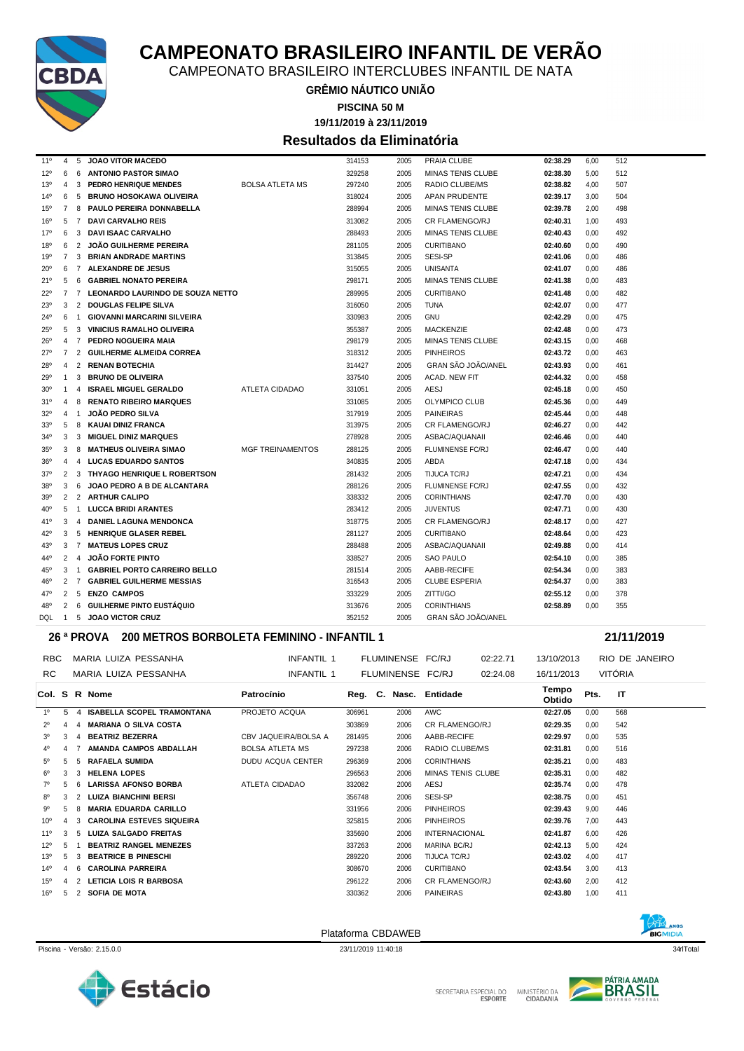# CAMPEONATO BRASILEIRO INFANTIL DE VERÃO

CAMPEONATO BRASILEIRO INTERCLUBES INFANTIL DE NATA

**GRÊMIO NÁUTICO UNIÃO**

**PISCINA 50 M**

**19/11/2019 à 23/11/2019**

## Resultados da Eliminatória

| Col. | S | R | Nome | Patrocínio | Reg. | Nasc. | Entidade | Tempo Obtido | Pts. | IT |
|---|---|---|---|---|---|---|---|---|---|---|
| 11º | 4 | 5 | **JOAO VITOR MACEDO** | | 314153 | 2005 | PRAIA CLUBE | **02:38.29** | 6,00 | 512 |
| 12º | 6 | 6 | **ANTONIO PASTOR SIMAO** | | 329258 | 2005 | MINAS TENIS CLUBE | **02:38.30** | 5,00 | 512 |
| 13º | 4 | 3 | **PEDRO HENRIQUE MENDES** | BOLSA ATLETA MS | 297240 | 2005 | RADIO CLUBE/MS | **02:38.82** | 4,00 | 507 |
| 14º | 6 | 5 | **BRUNO HOSOKAWA OLIVEIRA** | | 318024 | 2005 | APAN PRUDENTE | **02:39.17** | 3,00 | 504 |
| 15º | 7 | 8 | **PAULO PEREIRA DONNABELLA** | | 288994 | 2005 | MINAS TENIS CLUBE | **02:39.78** | 2,00 | 498 |
| 16º | 5 | 7 | **DAVI CARVALHO REIS** | | 313082 | 2005 | CR FLAMENGO/RJ | **02:40.31** | 1,00 | 493 |
| 17º | 6 | 3 | **DAVI ISAAC CARVALHO** | | 288493 | 2005 | MINAS TENIS CLUBE | **02:40.43** | 0,00 | 492 |
| 18º | 6 | 2 | **JOÃO GUILHERME PEREIRA** | | 281105 | 2005 | CURITIBANO | **02:40.60** | 0,00 | 490 |
| 19º | 7 | 3 | **BRIAN ANDRADE MARTINS** | | 313845 | 2005 | SESI-SP | **02:41.06** | 0,00 | 486 |
| 20º | 6 | 7 | **ALEXANDRE DE JESUS** | | 315055 | 2005 | UNISANTA | **02:41.07** | 0,00 | 486 |
| 21º | 5 | 6 | **GABRIEL NONATO PEREIRA** | | 298171 | 2005 | MINAS TENIS CLUBE | **02:41.38** | 0,00 | 483 |
| 22º | 7 | 7 | **LEONARDO LAURINDO DE SOUZA NETTO** | | 289995 | 2005 | CURITIBANO | **02:41.48** | 0,00 | 482 |
| 23º | 3 | 2 | **DOUGLAS FELIPE SILVA** | | 316050 | 2005 | TUNA | **02:42.07** | 0,00 | 477 |
| 24º | 6 | 1 | **GIOVANNI MARCARINI SILVEIRA** | | 330983 | 2005 | GNU | **02:42.29** | 0,00 | 475 |
| 25º | 5 | 3 | **VINICIUS RAMALHO OLIVEIRA** | | 355387 | 2005 | MACKENZIE | **02:42.48** | 0,00 | 473 |
| 26º | 4 | 7 | **PEDRO NOGUEIRA MAIA** | | 298179 | 2005 | MINAS TENIS CLUBE | **02:43.15** | 0,00 | 468 |
| 27º | 7 | 2 | **GUILHERME ALMEIDA CORREA** | | 318312 | 2005 | PINHEIROS | **02:43.72** | 0,00 | 463 |
| 28º | 4 | 2 | **RENAN BOTECHIA** | | 314427 | 2005 | GRAN SÃO JOÃO/ANEL | **02:43.93** | 0,00 | 461 |
| 29º | 1 | 3 | **BRUNO DE OLIVEIRA** | | 337540 | 2005 | ACAD. NEW FIT | **02:44.32** | 0,00 | 458 |
| 30º | 1 | 4 | **ISRAEL MIGUEL GERALDO** | ATLETA CIDADAO | 331051 | 2005 | AESJ | **02:45.18** | 0,00 | 450 |
| 31º | 4 | 8 | **RENATO RIBEIRO MARQUES** | | 331085 | 2005 | OLYMPICO CLUB | **02:45.36** | 0,00 | 449 |
| 32º | 4 | 1 | **JOÃO PEDRO SILVA** | | 317919 | 2005 | PAINEIRAS | **02:45.44** | 0,00 | 448 |
| 33º | 5 | 8 | **KAUAI DINIZ FRANCA** | | 313975 | 2005 | CR FLAMENGO/RJ | **02:46.27** | 0,00 | 442 |
| 34º | 3 | 3 | **MIGUEL DINIZ MARQUES** | | 278928 | 2005 | ASBAC/AQUANAII | **02:46.46** | 0,00 | 440 |
| 35º | 3 | 8 | **MATHEUS OLIVEIRA SIMAO** | MGF TREINAMENTOS | 288125 | 2005 | FLUMINENSE FC/RJ | **02:46.47** | 0,00 | 440 |
| 36º | 4 | 4 | **LUCAS EDUARDO SANTOS** | | 340835 | 2005 | ABDA | **02:47.18** | 0,00 | 434 |
| 37º | 2 | 3 | **THYAGO HENRIQUE L ROBERTSON** | | 281432 | 2005 | TIJUCA TC/RJ | **02:47.21** | 0,00 | 434 |
| 38º | 3 | 6 | **JOAO PEDRO A B DE ALCANTARA** | | 288126 | 2005 | FLUMINENSE FC/RJ | **02:47.55** | 0,00 | 432 |
| 39º | 2 | 2 | **ARTHUR CALIPO** | | 338332 | 2005 | CORINTHIANS | **02:47.70** | 0,00 | 430 |
| 40º | 5 | 1 | **LUCCA BRIDI ARANTES** | | 283412 | 2005 | JUVENTUS | **02:47.71** | 0,00 | 430 |
| 41º | 3 | 4 | **DANIEL LAGUNA MENDONCA** | | 318775 | 2005 | CR FLAMENGO/RJ | **02:48.17** | 0,00 | 427 |
| 42º | 3 | 5 | **HENRIQUE GLASER REBEL** | | 281127 | 2005 | CURITIBANO | **02:48.64** | 0,00 | 423 |
| 43º | 3 | 7 | **MATEUS LOPES CRUZ** | | 288488 | 2005 | ASBAC/AQUANAII | **02:49.88** | 0,00 | 414 |
| 44º | 2 | 4 | **JOÃO FORTE PINTO** | | 338527 | 2005 | SAO PAULO | **02:54.10** | 0,00 | 385 |
| 45º | 3 | 1 | **GABRIEL PORTO CARREIRO BELLO** | | 281514 | 2005 | AABB-RECIFE | **02:54.34** | 0,00 | 383 |
| 46º | 2 | 7 | **GABRIEL GUILHERME MESSIAS** | | 316543 | 2005 | CLUBE ESPERIA | **02:54.37** | 0,00 | 383 |
| 47º | 2 | 5 | **ENZO CAMPOS** | | 333229 | 2005 | ZITTI/GO | **02:55.12** | 0,00 | 378 |
| 48º | 2 | 6 | **GUILHERME PINTO EUSTÁQUIO** | | 313676 | 2005 | CORINTHIANS | **02:58.89** | 0,00 | 355 |
| DQL | 1 | 5 | **JOAO VICTOR CRUZ** | | 352152 | 2005 | GRAN SÃO JOÃO/ANEL | | | |

### 26 ª PROVA 200 METROS BORBOLETA FEMININO - INFANTIL 1 — 21/11/2019

| | | | | | | |
|---|---|---|---|---|---|---|
| RBC | MARIA LUIZA PESSANHA | INFANTIL 1 | FLUMINENSE FC/RJ | 02:22.71 | 13/10/2013 | RIO DE JANEIRO |
| RC | MARIA LUIZA PESSANHA | INFANTIL 1 | FLUMINENSE FC/RJ | 02:24.08 | 16/11/2013 | VITÓRIA |

| Col. | S | R | Nome | Patrocínio | Reg. | C. Nasc. | Entidade | Tempo Obtido | Pts. | IT |
|---|---|---|---|---|---|---|---|---|---|---|
| 1º | 5 | 4 | **ISABELLA SCOPEL TRAMONTANA** | PROJETO ACQUA | 306961 | 2006 | AWC | **02:27.05** | 0,00 | 568 |
| 2º | 4 | 4 | **MARIANA O SILVA COSTA** | | 303869 | 2006 | CR FLAMENGO/RJ | **02:29.35** | 0,00 | 542 |
| 3º | 3 | 4 | **BEATRIZ BEZERRA** | CBV JAQUEIRA/BOLSA A | 281495 | 2006 | AABB-RECIFE | **02:29.97** | 0,00 | 535 |
| 4º | 4 | 7 | **AMANDA CAMPOS ABDALLAH** | BOLSA ATLETA MS | 297238 | 2006 | RADIO CLUBE/MS | **02:31.81** | 0,00 | 516 |
| 5º | 5 | 5 | **RAFAELA SUMIDA** | DUDU ACQUA CENTER | 296369 | 2006 | CORINTHIANS | **02:35.21** | 0,00 | 483 |
| 6º | 3 | 3 | **HELENA LOPES** | | 296563 | 2006 | MINAS TENIS CLUBE | **02:35.31** | 0,00 | 482 |
| 7º | 5 | 6 | **LARISSA AFONSO BORBA** | ATLETA CIDADAO | 332082 | 2006 | AESJ | **02:35.74** | 0,00 | 478 |
| 8º | 3 | 2 | **LUIZA BIANCHINI BERSI** | | 356748 | 2006 | SESI-SP | **02:38.75** | 0,00 | 451 |
| 9º | 5 | 8 | **MARIA EDUARDA CARILLO** | | 331956 | 2006 | PINHEIROS | **02:39.43** | 9,00 | 446 |
| 10º | 4 | 3 | **CAROLINA ESTEVES SIQUEIRA** | | 325815 | 2006 | PINHEIROS | **02:39.76** | 7,00 | 443 |
| 11º | 3 | 5 | **LUIZA SALGADO FREITAS** | | 335690 | 2006 | INTERNACIONAL | **02:41.87** | 6,00 | 426 |
| 12º | 5 | 1 | **BEATRIZ RANGEL MENEZES** | | 337263 | 2006 | MARINA BC/RJ | **02:42.13** | 5,00 | 424 |
| 13º | 5 | 3 | **BEATRICE B PINESCHI** | | 289220 | 2006 | TIJUCA TC/RJ | **02:43.02** | 4,00 | 417 |
| 14º | 4 | 6 | **CAROLINA PARREIRA** | | 308670 | 2006 | CURITIBANO | **02:43.54** | 3,00 | 413 |
| 15º | 4 | 2 | **LETICIA LOIS R BARBOSA** | | 296122 | 2006 | CR FLAMENGO/RJ | **02:43.60** | 2,00 | 412 |
| 16º | 5 | 2 | **SOFIA DE MOTA** | | 330362 | 2006 | PAINEIRAS | **02:43.80** | 1,00 | 411 |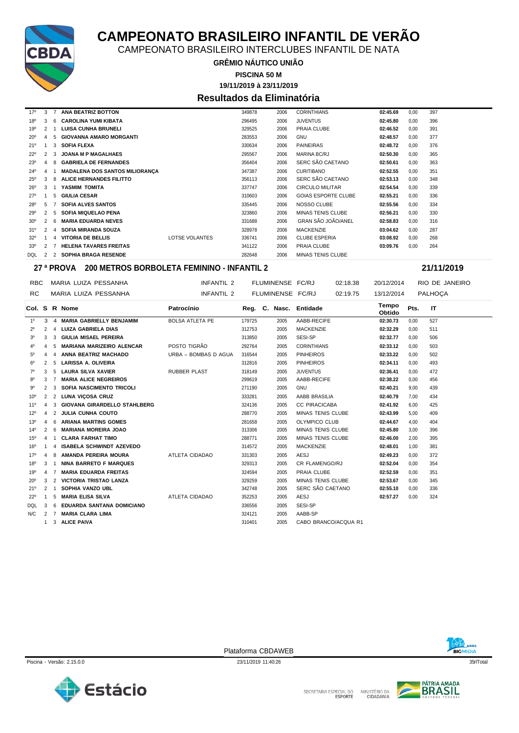# CAMPEONATO BRASILEIRO INFANTIL DE VERÃO

CAMPEONATO BRASILEIRO INTERCLUBES INFANTIL DE NATA

**GRÊMIO NÁUTICO UNIÃO**

**PISCINA 50 M**

**19/11/2019 à 23/11/2019**

## Resultados da Eliminatória

| Col. | S | R | Nome | Patrocínio | Reg. | C. Nasc. | Entidade | Tempo Obtido | Pts. | IT |
|---|---|---|---|---|---|---|---|---|---|---|
| 17º | 3 | 7 | **ANA BEATRIZ BOTTON** | | 349878 | 2006 | CORINTHIANS | **02:45.69** | 0,00 | 397 |
| 18º | 3 | 6 | **CAROLINA YUMI KIBATA** | | 296495 | 2006 | JUVENTUS | **02:45.80** | 0,00 | 396 |
| 19º | 2 | 1 | **LUISA CUNHA BRUNELI** | | 329525 | 2006 | PRAIA CLUBE | **02:46.52** | 0,00 | 391 |
| 20º | 4 | 5 | **GIOVANNA AMARO MORGANTI** | | 283553 | 2006 | GNU | **02:48.57** | 0,00 | 377 |
| 21º | 1 | 3 | **SOFIA FLEXA** | | 330634 | 2006 | PAINEIRAS | **02:48.72** | 0,00 | 376 |
| 22º | 2 | 3 | **JOANA M P MAGALHAES** | | 295567 | 2006 | MARINA BC/RJ | **02:50.30** | 0,00 | 365 |
| 23º | 4 | 8 | **GABRIELA DE FERNANDES** | | 356404 | 2006 | SERC SÃO CAETANO | **02:50.61** | 0,00 | 363 |
| 24º | 4 | 1 | **MADALENA DOS SANTOS MILIORANÇA** | | 347387 | 2006 | CURITIBANO | **02:52.55** | 0,00 | 351 |
| 25º | 3 | 8 | **ALICE HERNANDES FILITTO** | | 356113 | 2006 | SERC SÃO CAETANO | **02:53.13** | 0,00 | 348 |
| 26º | 3 | 1 | **YASMIM TOMITA** | | 337747 | 2006 | CIRCULO MILITAR | **02:54.54** | 0,00 | 339 |
| 27º | 1 | 5 | **GIULIA CESAR** | | 310603 | 2006 | GOIAS ESPORTE CLUBE | **02:55.21** | 0,00 | 336 |
| 28º | 5 | 7 | **SOFIA ALVES SANTOS** | | 335445 | 2006 | NOSSO CLUBE | **02:55.56** | 0,00 | 334 |
| 29º | 2 | 5 | **SOFIA MIQUELAO PENA** | | 323860 | 2006 | MINAS TENIS CLUBE | **02:56.21** | 0,00 | 330 |
| 30º | 2 | 6 | **MARIA EDUARDA NEVES** | | 331688 | 2006 | GRAN SÃO JOÃO/ANEL | **02:58.83** | 0,00 | 316 |
| 31º | 2 | 4 | **SOFIA MIRANDA SOUZA** | | 328978 | 2006 | MACKENZIE | **03:04.62** | 0,00 | 287 |
| 32º | 1 | 4 | **VITORIA DE BELLIS** | LOTSE VOLANTES | 336741 | 2006 | CLUBE ESPERIA | **03:08.92** | 0,00 | 268 |
| 33º | 2 | 7 | **HELENA TAVARES FREITAS** | | 341122 | 2006 | PRAIA CLUBE | **03:09.76** | 0,00 | 264 |
| DQL | 2 | 2 | **SOPHIA BRAGA RESENDE** | | 282648 | 2006 | MINAS TENIS CLUBE | | | |

### 27 ª PROVA 200 METROS BORBOLETA FEMININO - INFANTIL 2 — 21/11/2019

| | | | | | | | |
|---|---|---|---|---|---|---|---|
| RBC | MARIA LUIZA PESSANHA | INFANTIL 2 | FLUMINENSE | FC/RJ | 02:18.38 | 20/12/2014 | RIO DE JANEIRO |
| RC | MARIA LUIZA PESSANHA | INFANTIL 2 | FLUMINENSE | FC/RJ | 02:19.75 | 13/12/2014 | PALHOÇA |

| Col. | S | R | Nome | Patrocínio | Reg. | C. Nasc. | Entidade | Tempo Obtido | Pts. | IT |
|---|---|---|---|---|---|---|---|---|---|---|
| 1º | 3 | 4 | **MARIA GABRIELLY BENJAMIM** | BOLSA ATLETA PE | 179725 | 2005 | AABB-RECIFE | **02:30.73** | 0,00 | 527 |
| 2º | 2 | 4 | **LUIZA GABRIELA DIAS** | | 312753 | 2005 | MACKENZIE | **02:32.29** | 0,00 | 511 |
| 3º | 3 | 3 | **GIULIA MISAEL PEREIRA** | | 313850 | 2005 | SESI-SP | **02:32.77** | 0,00 | 506 |
| 4º | 4 | 5 | **MARIANA MARIZEIRO ALENCAR** | POSTO TIGRÃO | 292764 | 2005 | CORINTHIANS | **02:33.12** | 0,00 | 503 |
| 5º | 4 | 4 | **ANNA BEATRIZ MACHADO** | URBA – BOMBAS D AGUA | 316544 | 2005 | PINHEIROS | **02:33.22** | 0,00 | 502 |
| 6º | 2 | 5 | **LARISSA A. OLIVEIRA** | | 312816 | 2005 | PINHEIROS | **02:34.11** | 0,00 | 493 |
| 7º | 3 | 5 | **LAURA SILVA XAVIER** | RUBBER PLAST | 318149 | 2005 | JUVENTUS | **02:36.41** | 0,00 | 472 |
| 8º | 3 | 7 | **MARIA ALICE NEGREIROS** | | 299619 | 2005 | AABB-RECIFE | **02:38.22** | 0,00 | 456 |
| 9º | 2 | 3 | **SOFIA NASCIMENTO TRICOLI** | | 271190 | 2005 | GNU | **02:40.21** | 9,00 | 439 |
| 10º | 2 | 2 | **LUNA VIÇOSA CRUZ** | | 333281 | 2005 | AABB BRASILIA | **02:40.79** | 7,00 | 434 |
| 11º | 4 | 3 | **GIOVANA GIRARDELLO STAHLBERG** | | 324136 | 2005 | CC PIRACICABA | **02:41.92** | 6,00 | 425 |
| 12º | 4 | 2 | **JULIA CUNHA COUTO** | | 288770 | 2005 | MINAS TENIS CLUBE | **02:43.99** | 5,00 | 409 |
| 13º | 4 | 6 | **ARIANA MARTINS GOMES** | | 281658 | 2005 | OLYMPICO CLUB | **02:44.67** | 4,00 | 404 |
| 14º | 2 | 6 | **MARIANA MOREIRA JOAO** | | 313306 | 2005 | MINAS TENIS CLUBE | **02:45.80** | 3,00 | 396 |
| 15º | 4 | 1 | **CLARA FARHAT TIMO** | | 288771 | 2005 | MINAS TENIS CLUBE | **02:46.00** | 2,00 | 395 |
| 16º | 1 | 4 | **ISABELA SCHWINDT AZEVEDO** | | 314572 | 2005 | MACKENZIE | **02:48.01** | 1,00 | 381 |
| 17º | 4 | 8 | **AMANDA PEREIRA MOURA** | ATLETA CIDADAO | 331303 | 2005 | AESJ | **02:49.23** | 0,00 | 372 |
| 18º | 3 | 1 | **NINA BARRETO F MARQUES** | | 329313 | 2005 | CR FLAMENGO/RJ | **02:52.04** | 0,00 | 354 |
| 19º | 4 | 7 | **MARIA EDUARDA FREITAS** | | 324594 | 2005 | PRAIA CLUBE | **02:52.59** | 0,00 | 351 |
| 20º | 3 | 2 | **VICTORIA TRISTAO LANZA** | | 329259 | 2005 | MINAS TENIS CLUBE | **02:53.67** | 0,00 | 345 |
| 21º | 2 | 1 | **SOPHIA VANZO UBL** | | 342748 | 2005 | SERC SÃO CAETANO | **02:55.10** | 0,00 | 336 |
| 22º | 1 | 5 | **MARIA ELISA SILVA** | ATLETA CIDADAO | 352253 | 2005 | AESJ | **02:57.27** | 0,00 | 324 |
| DQL | 3 | 6 | **EDUARDA SANTANA DOMICIANO** | | 336556 | 2005 | SESI-SP | | | |
| N/C | 2 | 7 | **MARIA CLARA LIMA** | | 324121 | 2005 | AABB-SP | | | |
| | 1 | 3 | **ALICE PAIVA** | | 310401 | 2005 | CABO BRANCO/ACQUA R1 | | | |

Plataforma CBDAWEB

Piscina - Versão: 2.15.0.0 — 23/11/2019 11:40:26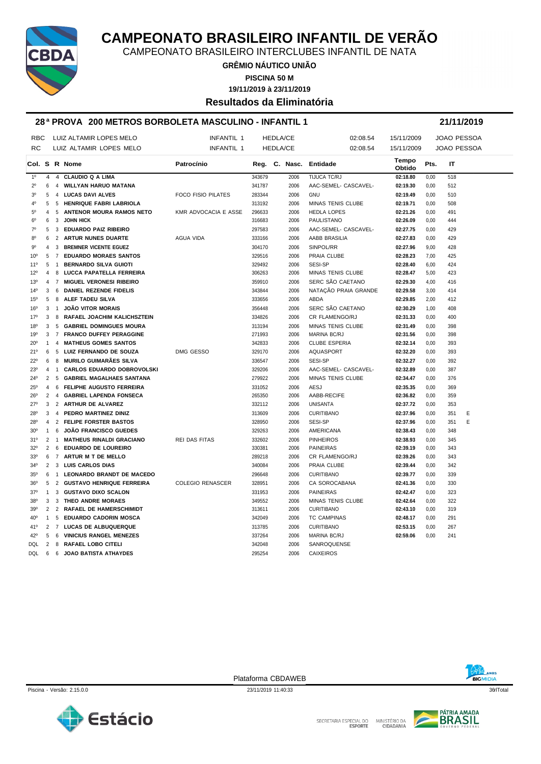# CAMPEONATO BRASILEIRO INFANTIL DE VERÃO

CAMPEONATO BRASILEIRO INTERCLUBES INFANTIL DE NATA

**GRÊMIO NÁUTICO UNIÃO**

**PISCINA 50 M**

**19/11/2019 à 23/11/2019**

## Resultados da Eliminatória

### 28ª PROVA 200 METROS BORBOLETA MASCULINO - INFANTIL 1 — 21/11/2019

| | | | | | |
|---|---|---|---|---|---|
| RBC | LUIZ ALTAMIR LOPES MELO | INFANTIL 1 | HEDLA/CE | 02:08.54 | 15/11/2009 | JOAO PESSOA |
| RC | LUIZ ALTAMIR LOPES MELO | INFANTIL 1 | HEDLA/CE | 02:08.54 | 15/11/2009 | JOAO PESSOA |

| Col. | S | R | Nome | Patrocínio | Reg. | C. Nasc. | Entidade | Tempo Obtido | Pts. | IT | |
|---|---|---|---|---|---|---|---|---|---|---|---|
| 1º | 4 | 4 | CLAUDIO Q A LIMA | | 343679 | 2006 | TIJUCA TC/RJ | 02:18.80 | 0,00 | 518 | |
| 2º | 6 | 4 | WILLYAN HARUO MATANA | | 341787 | 2006 | AAC-SEMEL- CASCAVEL- | 02:19.30 | 0,00 | 512 | |
| 3º | 5 | 4 | LUCAS DAVI ALVES | FOCO FISIO PILATES | 283344 | 2006 | GNU | 02:19.49 | 0,00 | 510 | |
| 4º | 5 | 5 | HENRIQUE FABRI LABRIOLA | | 313192 | 2006 | MINAS TENIS CLUBE | 02:19.71 | 0,00 | 508 | |
| 5º | 4 | 5 | ANTENOR MOURA RAMOS NETO | KMR ADVOCACIA E ASSE | 296633 | 2006 | HEDLA LOPES | 02:21.26 | 0,00 | 491 | |
| 6º | 6 | 3 | JOHN HICK | | 316683 | 2006 | PAULISTANO | 02:26.09 | 0,00 | 444 | |
| 7º | 5 | 3 | EDUARDO PAIZ RIBEIRO | | 297583 | 2006 | AAC-SEMEL- CASCAVEL- | 02:27.75 | 0,00 | 429 | |
| 8º | 6 | 2 | ARTUR NUNES DUARTE | AGUA VIDA | 333166 | 2006 | AABB BRASILIA | 02:27.83 | 0,00 | 429 | |
| 9º | 4 | 3 | BREMNER VICENTE EGUEZ | | 304170 | 2006 | SINPOL/RR | 02:27.96 | 9,00 | 428 | |
| 10º | 5 | 7 | EDUARDO MORAES SANTOS | | 329516 | 2006 | PRAIA CLUBE | 02:28.23 | 7,00 | 425 | |
| 11º | 5 | 1 | BERNARDO SILVA GUIOTI | | 329492 | 2006 | SESI-SP | 02:28.40 | 6,00 | 424 | |
| 12º | 4 | 8 | LUCCA PAPATELLA FERREIRA | | 306263 | 2006 | MINAS TENIS CLUBE | 02:28.47 | 5,00 | 423 | |
| 13º | 4 | 7 | MIGUEL VERONESI RIBEIRO | | 359910 | 2006 | SERC SÃO CAETANO | 02:29.30 | 4,00 | 416 | |
| 14º | 3 | 6 | DANIEL REZENDE FIDELIS | | 343844 | 2006 | NATAÇÃO PRAIA GRANDE | 02:29.58 | 3,00 | 414 | |
| 15º | 5 | 8 | ALEF TADEU SILVA | | 333656 | 2006 | ABDA | 02:29.85 | 2,00 | 412 | |
| 16º | 3 | 1 | JOÃO VITOR MORAIS | | 356448 | 2006 | SERC SÃO CAETANO | 02:30.29 | 1,00 | 408 | |
| 17º | 3 | 8 | RAFAEL JOACHIM KALICHSZTEIN | | 334826 | 2006 | CR FLAMENGO/RJ | 02:31.33 | 0,00 | 400 | |
| 18º | 3 | 5 | GABRIEL DOMINGUES MOURA | | 313194 | 2006 | MINAS TENIS CLUBE | 02:31.49 | 0,00 | 398 | |
| 19º | 3 | 7 | FRANCO DUFFEY PERAGGINE | | 271993 | 2006 | MARINA BC/RJ | 02:31.56 | 0,00 | 398 | |
| 20º | 1 | 4 | MATHEUS GOMES SANTOS | | 342833 | 2006 | CLUBE ESPERIA | 02:32.14 | 0,00 | 393 | |
| 21º | 6 | 5 | LUIZ FERNANDO DE SOUZA | DMG GESSO | 329170 | 2006 | AQUASPORT | 02:32.20 | 0,00 | 393 | |
| 22º | 6 | 8 | MURILO GUIMARÃES SILVA | | 336547 | 2006 | SESI-SP | 02:32.27 | 0,00 | 392 | |
| 23º | 4 | 1 | CARLOS EDUARDO DOBROVOLSKI | | 329206 | 2006 | AAC-SEMEL- CASCAVEL- | 02:32.89 | 0,00 | 387 | |
| 24º | 2 | 5 | GABRIEL MAGALHAES SANTANA | | 279922 | 2006 | MINAS TENIS CLUBE | 02:34.47 | 0,00 | 376 | |
| 25º | 4 | 6 | FELIPHE AUGUSTO FERREIRA | | 331052 | 2006 | AESJ | 02:35.35 | 0,00 | 369 | |
| 26º | 2 | 4 | GABRIEL LAPENDA FONSECA | | 265350 | 2006 | AABB-RECIFE | 02:36.82 | 0,00 | 359 | |
| 27º | 3 | 2 | ARTHUR DE ALVAREZ | | 332112 | 2006 | UNISANTA | 02:37.72 | 0,00 | 353 | |
| 28º | 3 | 4 | PEDRO MARTINEZ DINIZ | | 313609 | 2006 | CURITIBANO | 02:37.96 | 0,00 | 351 | E |
| 28º | 4 | 2 | FELIPE FORSTER BASTOS | | 328950 | 2006 | SESI-SP | 02:37.96 | 0,00 | 351 | E |
| 30º | 1 | 6 | JOÃO FRANCISCO GUEDES | | 329263 | 2006 | AMERICANA | 02:38.43 | 0,00 | 348 | |
| 31º | 2 | 1 | MATHEUS RINALDI GRACIANO | REI DAS FITAS | 332602 | 2006 | PINHEIROS | 02:38.93 | 0,00 | 345 | |
| 32º | 2 | 6 | EDUARDO DE LOUREIRO | | 330381 | 2006 | PAINEIRAS | 02:39.19 | 0,00 | 343 | |
| 33º | 6 | 7 | ARTUR M T DE MELLO | | 289218 | 2006 | CR FLAMENGO/RJ | 02:39.26 | 0,00 | 343 | |
| 34º | 2 | 3 | LUIS CARLOS DIAS | | 340084 | 2006 | PRAIA CLUBE | 02:39.44 | 0,00 | 342 | |
| 35º | 6 | 1 | LEONARDO BRANDT DE MACEDO | | 296648 | 2006 | CURITIBANO | 02:39.77 | 0,00 | 339 | |
| 36º | 5 | 2 | GUSTAVO HENRIQUE FERREIRA | COLEGIO RENASCER | 328951 | 2006 | CA SOROCABANA | 02:41.36 | 0,00 | 330 | |
| 37º | 1 | 3 | GUSTAVO DIXO SCALON | | 331953 | 2006 | PAINEIRAS | 02:42.47 | 0,00 | 323 | |
| 38º | 3 | 3 | THEO ANDRE MORAES | | 349552 | 2006 | MINAS TENIS CLUBE | 02:42.64 | 0,00 | 322 | |
| 39º | 2 | 2 | RAFAEL DE HAMERSCHIMIDT | | 313611 | 2006 | CURITIBANO | 02:43.10 | 0,00 | 319 | |
| 40º | 1 | 5 | EDUARDO CADORIN MOSCA | | 342049 | 2006 | TC CAMPINAS | 02:48.17 | 0,00 | 291 | |
| 41º | 2 | 7 | LUCAS DE ALBUQUERQUE | | 313785 | 2006 | CURITIBANO | 02:53.15 | 0,00 | 267 | |
| 42º | 5 | 6 | VINICIUS RANGEL MENEZES | | 337264 | 2006 | MARINA BC/RJ | 02:59.06 | 0,00 | 241 | |
| DQL | 2 | 8 | RAFAEL LOBO CITELI | | 342048 | 2006 | SANROQUENSE | | | | |
| DQL | 6 | 6 | JOAO BATISTA ATHAYDES | | 295254 | 2006 | CAIXEIROS | | | | |

Plataforma CBDAWEB

Piscina - Versão: 2.15.0.0 — 23/11/2019 11:40:33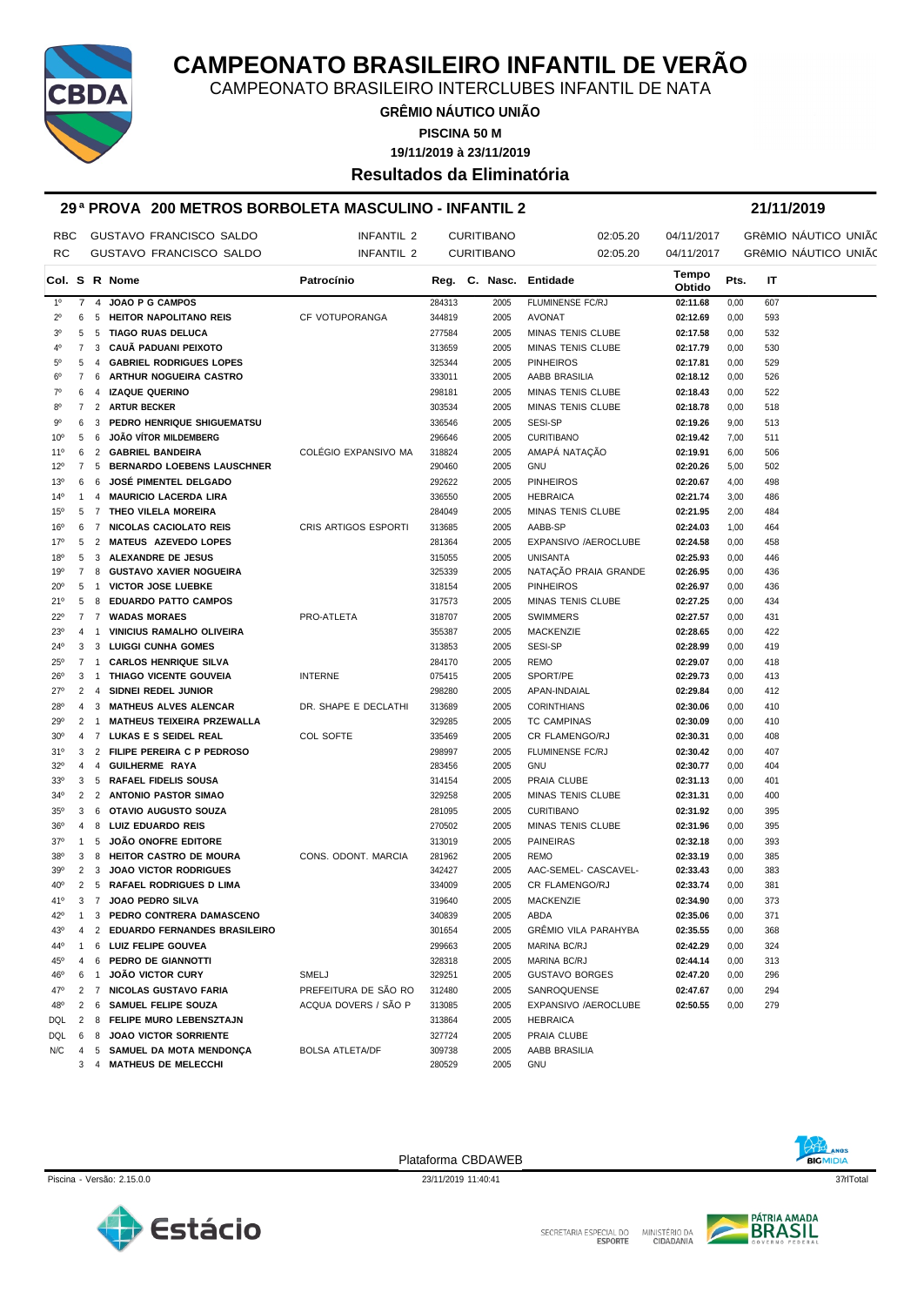# CAMPEONATO BRASILEIRO INFANTIL DE VERÃO

CAMPEONATO BRASILEIRO INTERCLUBES INFANTIL DE NATA

**GRÊMIO NÁUTICO UNIÃO**

**PISCINA 50 M**

**19/11/2019 à 23/11/2019**

## Resultados da Eliminatória

### 29ª PROVA 200 METROS BORBOLETA MASCULINO - INFANTIL 2 — 21/11/2019

| | | | | | |
|---|---|---|---|---|---|
| RBC | GUSTAVO FRANCISCO SALDO | INFANTIL 2 | CURITIBANO | 02:05.20 | 04/11/2017 | GRêMIO NÁUTICO UNIÃC |
| RC | GUSTAVO FRANCISCO SALDO | INFANTIL 2 | CURITIBANO | 02:05.20 | 04/11/2017 | GRêMIO NÁUTICO UNIÃC |

| Col. | S | R | Nome | Patrocínio | Reg. | C. Nasc. | Entidade | Tempo Obtido | Pts. | IT |
|---|---|---|---|---|---|---|---|---|---|---|
| 1º | 7 | 4 | JOAO P G CAMPOS | | 284313 | 2005 | FLUMINENSE FC/RJ | 02:11.68 | 0,00 | 607 |
| 2º | 6 | 5 | HEITOR NAPOLITANO REIS | CF VOTUPORANGA | 344819 | 2005 | AVONAT | 02:12.69 | 0,00 | 593 |
| 3º | 5 | 5 | TIAGO RUAS DELUCA | | 277584 | 2005 | MINAS TENIS CLUBE | 02:17.58 | 0,00 | 532 |
| 4º | 7 | 3 | CAUÃ PADUANI PEIXOTO | | 313659 | 2005 | MINAS TENIS CLUBE | 02:17.79 | 0,00 | 530 |
| 5º | 5 | 4 | GABRIEL RODRIGUES LOPES | | 325344 | 2005 | PINHEIROS | 02:17.81 | 0,00 | 529 |
| 6º | 7 | 6 | ARTHUR NOGUEIRA CASTRO | | 333011 | 2005 | AABB BRASILIA | 02:18.12 | 0,00 | 526 |
| 7º | 6 | 4 | IZAQUE QUERINO | | 298181 | 2005 | MINAS TENIS CLUBE | 02:18.43 | 0,00 | 522 |
| 8º | 7 | 2 | ARTUR BECKER | | 303534 | 2005 | MINAS TENIS CLUBE | 02:18.78 | 0,00 | 518 |
| 9º | 6 | 3 | PEDRO HENRIQUE SHIGUEMATSU | | 336546 | 2005 | SESI-SP | 02:19.26 | 9,00 | 513 |
| 10º | 5 | 6 | JOÃO VÍTOR MILDEMBERG | | 296646 | 2005 | CURITIBANO | 02:19.42 | 7,00 | 511 |
| 11º | 6 | 2 | GABRIEL BANDEIRA | COLÉGIO EXPANSIVO MA | 318824 | 2005 | AMAPÁ NATAÇÃO | 02:19.91 | 6,00 | 506 |
| 12º | 7 | 5 | BERNARDO LOEBENS LAUSCHNER | | 290460 | 2005 | GNU | 02:20.26 | 5,00 | 502 |
| 13º | 6 | 6 | JOSÉ PIMENTEL DELGADO | | 292622 | 2005 | PINHEIROS | 02:20.67 | 4,00 | 498 |
| 14º | 1 | 4 | MAURICIO LACERDA LIRA | | 336550 | 2005 | HEBRAICA | 02:21.74 | 3,00 | 486 |
| 15º | 5 | 7 | THEO VILELA MOREIRA | | 284049 | 2005 | MINAS TENIS CLUBE | 02:21.95 | 2,00 | 484 |
| 16º | 6 | 7 | NICOLAS CACIOLATO REIS | CRIS ARTIGOS ESPORTI | 313685 | 2005 | AABB-SP | 02:24.03 | 1,00 | 464 |
| 17º | 5 | 2 | MATEUS AZEVEDO LOPES | | 281364 | 2005 | EXPANSIVO /AEROCLUBE | 02:24.58 | 0,00 | 458 |
| 18º | 5 | 3 | ALEXANDRE DE JESUS | | 315055 | 2005 | UNISANTA | 02:25.93 | 0,00 | 446 |
| 19º | 7 | 8 | GUSTAVO XAVIER NOGUEIRA | | 325339 | 2005 | NATAÇÃO PRAIA GRANDE | 02:26.95 | 0,00 | 436 |
| 20º | 5 | 1 | VICTOR JOSE LUEBKE | | 318154 | 2005 | PINHEIROS | 02:26.97 | 0,00 | 436 |
| 21º | 5 | 8 | EDUARDO PATTO CAMPOS | | 317573 | 2005 | MINAS TENIS CLUBE | 02:27.25 | 0,00 | 434 |
| 22º | 7 | 7 | WADAS MORAES | PRO-ATLETA | 318707 | 2005 | SWIMMERS | 02:27.57 | 0,00 | 431 |
| 23º | 4 | 1 | VINICIUS RAMALHO OLIVEIRA | | 355387 | 2005 | MACKENZIE | 02:28.65 | 0,00 | 422 |
| 24º | 3 | 3 | LUIGGI CUNHA GOMES | | 313853 | 2005 | SESI-SP | 02:28.99 | 0,00 | 419 |
| 25º | 7 | 1 | CARLOS HENRIQUE SILVA | | 284170 | 2005 | REMO | 02:29.07 | 0,00 | 418 |
| 26º | 3 | 1 | THIAGO VICENTE GOUVEIA | INTERNE | 075415 | 2005 | SPORT/PE | 02:29.73 | 0,00 | 413 |
| 27º | 2 | 4 | SIDNEI REDEL JUNIOR | | 298280 | 2005 | APAN-INDAIAL | 02:29.84 | 0,00 | 412 |
| 28º | 4 | 3 | MATHEUS ALVES ALENCAR | DR. SHAPE E DECLATHI | 313689 | 2005 | CORINTHIANS | 02:30.06 | 0,00 | 410 |
| 29º | 2 | 1 | MATHEUS TEIXEIRA PRZEWALLA | | 329285 | 2005 | TC CAMPINAS | 02:30.09 | 0,00 | 410 |
| 30º | 4 | 7 | LUKAS E S SEIDEL REAL | COL SOFTE | 335469 | 2005 | CR FLAMENGO/RJ | 02:30.31 | 0,00 | 408 |
| 31º | 3 | 2 | FILIPE PEREIRA C P PEDROSO | | 298997 | 2005 | FLUMINENSE FC/RJ | 02:30.42 | 0,00 | 407 |
| 32º | 4 | 4 | GUILHERME RAYA | | 283456 | 2005 | GNU | 02:30.77 | 0,00 | 404 |
| 33º | 3 | 5 | RAFAEL FIDELIS SOUSA | | 314154 | 2005 | PRAIA CLUBE | 02:31.13 | 0,00 | 401 |
| 34º | 2 | 2 | ANTONIO PASTOR SIMAO | | 329258 | 2005 | MINAS TENIS CLUBE | 02:31.31 | 0,00 | 400 |
| 35º | 3 | 6 | OTAVIO AUGUSTO SOUZA | | 281095 | 2005 | CURITIBANO | 02:31.92 | 0,00 | 395 |
| 36º | 4 | 8 | LUIZ EDUARDO REIS | | 270502 | 2005 | MINAS TENIS CLUBE | 02:31.96 | 0,00 | 395 |
| 37º | 1 | 5 | JOÃO ONOFRE EDITORE | | 313019 | 2005 | PAINEIRAS | 02:32.18 | 0,00 | 393 |
| 38º | 3 | 8 | HEITOR CASTRO DE MOURA | CONS. ODONT. MARCIA | 281962 | 2005 | REMO | 02:33.19 | 0,00 | 385 |
| 39º | 2 | 3 | JOAO VICTOR RODRIGUES | | 342427 | 2005 | AAC-SEMEL- CASCAVEL- | 02:33.43 | 0,00 | 383 |
| 40º | 2 | 5 | RAFAEL RODRIGUES D LIMA | | 334009 | 2005 | CR FLAMENGO/RJ | 02:33.74 | 0,00 | 381 |
| 41º | 3 | 7 | JOAO PEDRO SILVA | | 319640 | 2005 | MACKENZIE | 02:34.90 | 0,00 | 373 |
| 42º | 1 | 3 | PEDRO CONTRERA DAMASCENO | | 340839 | 2005 | ABDA | 02:35.06 | 0,00 | 371 |
| 43º | 4 | 2 | EDUARDO FERNANDES BRASILEIRO | | 301654 | 2005 | GRÊMIO VILA PARAHYBA | 02:35.55 | 0,00 | 368 |
| 44º | 1 | 6 | LUIZ FELIPE GOUVEA | | 299663 | 2005 | MARINA BC/RJ | 02:42.29 | 0,00 | 324 |
| 45º | 4 | 6 | PEDRO DE GIANNOTTI | | 328318 | 2005 | MARINA BC/RJ | 02:44.14 | 0,00 | 313 |
| 46º | 6 | 1 | JOÃO VICTOR CURY | SMELJ | 329251 | 2005 | GUSTAVO BORGES | 02:47.20 | 0,00 | 296 |
| 47º | 2 | 7 | NICOLAS GUSTAVO FARIA | PREFEITURA DE SÃO RO | 312480 | 2005 | SANROQUENSE | 02:47.67 | 0,00 | 294 |
| 48º | 2 | 6 | SAMUEL FELIPE SOUZA | ACQUA DOVERS / SÃO P | 313085 | 2005 | EXPANSIVO /AEROCLUBE | 02:50.55 | 0,00 | 279 |
| DQL | 2 | 8 | FELIPE MURO LEBENSZTAJN | | 313864 | 2005 | HEBRAICA | | | |
| DQL | 6 | 8 | JOAO VICTOR SORRIENTE | | 327724 | 2005 | PRAIA CLUBE | | | |
| N/C | 4 | 5 | SAMUEL DA MOTA MENDONÇA | BOLSA ATLETA/DF | 309738 | 2005 | AABB BRASILIA | | | |
| | 3 | 4 | MATHEUS DE MELECCHI | | 280529 | 2005 | GNU | | | |

Plataforma CBDAWEB

Piscina - Versão: 2.15.0.0 — 23/11/2019 11:40:41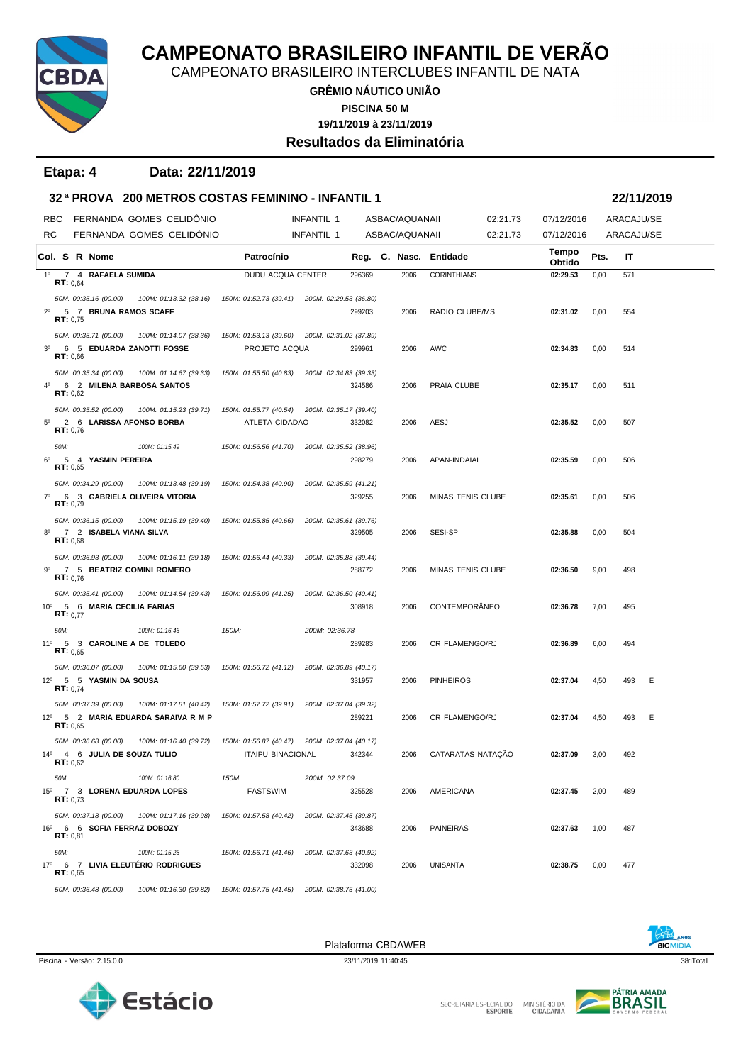# CAMPEONATO BRASILEIRO INFANTIL DE VERÃO

CAMPEONATO BRASILEIRO INTERCLUBES INFANTIL DE NATA

**GRÊMIO NÁUTICO UNIÃO**

**PISCINA 50 M**

**19/11/2019 à 23/11/2019**

## Resultados da Eliminatória

**Etapa: 4** **Data: 22/11/2019**

### 32ª PROVA 200 METROS COSTAS FEMININO - INFANTIL 1 — 22/11/2019

| | | | | | | | |
|---|---|---|---|---|---|---|---|
| RBC | FERNANDA GOMES CELIDÔNIO | INFANTIL 1 | ASBAC/AQUANAII | 02:21.73 | 07/12/2016 | ARACAJU/SE |
| RC | FERNANDA GOMES CELIDÔNIO | INFANTIL 1 | ASBAC/AQUANAII | 02:21.73 | 07/12/2016 | ARACAJU/SE |

| Col. | S | R | Nome | Patrocínio | Reg. | C. Nasc. | Entidade | Tempo Obtido | Pts. | IT | |
|---|---|---|---|---|---|---|---|---|---|---|---|
| 1º | 7 | 4 | **RAFAELA SUMIDA** RT: 0,64 | DUDU ACQUA CENTER | 296369 | 2006 | CORINTHIANS | **02:29.53** | 0,00 | 571 | |
| | | | *50M: 00:35.16 (00.00) 100M: 01:13.32 (38.16) 150M: 01:52.73 (39.41) 200M: 02:29.53 (36.80)* | | | | | | | | |
| 2º | 5 | 7 | **BRUNA RAMOS SCAFF** RT: 0,75 | | 299203 | 2006 | RADIO CLUBE/MS | **02:31.02** | 0,00 | 554 | |
| | | | *50M: 00:35.71 (00.00) 100M: 01:14.07 (38.36) 150M: 01:53.13 (39.60) 200M: 02:31.02 (37.89)* | | | | | | | | |
| 3º | 6 | 5 | **EDUARDA ZANOTTI FOSSE** RT: 0,66 | PROJETO ACQUA | 299961 | 2006 | AWC | **02:34.83** | 0,00 | 514 | |
| | | | *50M: 00:35.34 (00.00) 100M: 01:14.67 (39.33) 150M: 01:55.50 (40.83) 200M: 02:34.83 (39.33)* | | | | | | | | |
| 4º | 6 | 2 | **MILENA BARBOSA SANTOS** RT: 0,62 | | 324586 | 2006 | PRAIA CLUBE | **02:35.17** | 0,00 | 511 | |
| | | | *50M: 00:35.52 (00.00) 100M: 01:15.23 (39.71) 150M: 01:55.77 (40.54) 200M: 02:35.17 (39.40)* | | | | | | | | |
| 5º | 2 | 6 | **LARISSA AFONSO BORBA** RT: 0,76 | ATLETA CIDADAO | 332082 | 2006 | AESJ | **02:35.52** | 0,00 | 507 | |
| | | | *50M: 100M: 01:15.49 150M: 01:56.56 (41.70) 200M: 02:35.52 (38.96)* | | | | | | | | |
| 6º | 5 | 4 | **YASMIN PEREIRA** RT: 0,65 | | 298279 | 2006 | APAN-INDAIAL | **02:35.59** | 0,00 | 506 | |
| | | | *50M: 00:34.29 (00.00) 100M: 01:13.48 (39.19) 150M: 01:54.38 (40.90) 200M: 02:35.59 (41.21)* | | | | | | | | |
| 7º | 6 | 3 | **GABRIELA OLIVEIRA VITORIA** RT: 0,79 | | 329255 | 2006 | MINAS TENIS CLUBE | **02:35.61** | 0,00 | 506 | |
| | | | *50M: 00:36.15 (00.00) 100M: 01:15.19 (39.40) 150M: 01:55.85 (40.66) 200M: 02:35.61 (39.76)* | | | | | | | | |
| 8º | 7 | 2 | **ISABELA VIANA SILVA** RT: 0,68 | | 329505 | 2006 | SESI-SP | **02:35.88** | 0,00 | 504 | |
| | | | *50M: 00:36.93 (00.00) 100M: 01:16.11 (39.18) 150M: 01:56.44 (40.33) 200M: 02:35.88 (39.44)* | | | | | | | | |
| 9º | 7 | 5 | **BEATRIZ COMINI ROMERO** RT: 0,76 | | 288772 | 2006 | MINAS TENIS CLUBE | **02:36.50** | 9,00 | 498 | |
| | | | *50M: 00:35.41 (00.00) 100M: 01:14.84 (39.43) 150M: 01:56.09 (41.25) 200M: 02:36.50 (40.41)* | | | | | | | | |
| 10º | 5 | 6 | **MARIA CECILIA FARIAS** RT: 0,77 | | 308918 | 2006 | CONTEMPORÂNEO | **02:36.78** | 7,00 | 495 | |
| | | | *50M: 100M: 01:16.46 150M: 200M: 02:36.78* | | | | | | | | |
| 11º | 5 | 3 | **CAROLINE A DE TOLEDO** RT: 0,65 | | 289283 | 2006 | CR FLAMENGO/RJ | **02:36.89** | 6,00 | 494 | |
| | | | *50M: 00:36.07 (00.00) 100M: 01:15.60 (39.53) 150M: 01:56.72 (41.12) 200M: 02:36.89 (40.17)* | | | | | | | | |
| 12º | 5 | 5 | **YASMIN DA SOUSA** RT: 0,74 | | 331957 | 2006 | PINHEIROS | **02:37.04** | 4,50 | 493 | E |
| | | | *50M: 00:37.39 (00.00) 100M: 01:17.81 (40.42) 150M: 01:57.72 (39.91) 200M: 02:37.04 (39.32)* | | | | | | | | |
| 12º | 5 | 2 | **MARIA EDUARDA SARAIVA R M P** RT: 0,65 | | 289221 | 2006 | CR FLAMENGO/RJ | **02:37.04** | 4,50 | 493 | E |
| | | | *50M: 00:36.68 (00.00) 100M: 01:16.40 (39.72) 150M: 01:56.87 (40.47) 200M: 02:37.04 (40.17)* | | | | | | | | |
| 14º | 4 | 6 | **JULIA DE SOUZA TULIO** RT: 0,62 | ITAIPU BINACIONAL | 342344 | 2006 | CATARATAS NATAÇÃO | **02:37.09** | 3,00 | 492 | |
| | | | *50M: 100M: 01:16.80 150M: 200M: 02:37.09* | | | | | | | | |
| 15º | 7 | 3 | **LORENA EDUARDA LOPES** RT: 0,73 | FASTSWIM | 325528 | 2006 | AMERICANA | **02:37.45** | 2,00 | 489 | |
| | | | *50M: 00:37.18 (00.00) 100M: 01:17.16 (39.98) 150M: 01:57.58 (40.42) 200M: 02:37.45 (39.87)* | | | | | | | | |
| 16º | 6 | 6 | **SOFIA FERRAZ DOBOZY** RT: 0,81 | | 343688 | 2006 | PAINEIRAS | **02:37.63** | 1,00 | 487 | |
| | | | *50M: 100M: 01:15.25 150M: 01:56.71 (41.46) 200M: 02:37.63 (40.92)* | | | | | | | | |
| 17º | 6 | 7 | **LIVIA ELEUTÉRIO RODRIGUES** RT: 0,65 | | 332098 | 2006 | UNISANTA | **02:38.75** | 0,00 | 477 | |
| | | | *50M: 00:36.48 (00.00) 100M: 01:16.30 (39.82) 150M: 01:57.75 (41.45) 200M: 02:38.75 (41.00)* | | | | | | | | |

Plataforma CBDAWEB

Piscina - Versão: 2.15.0.0 — 23/11/2019 11:40:45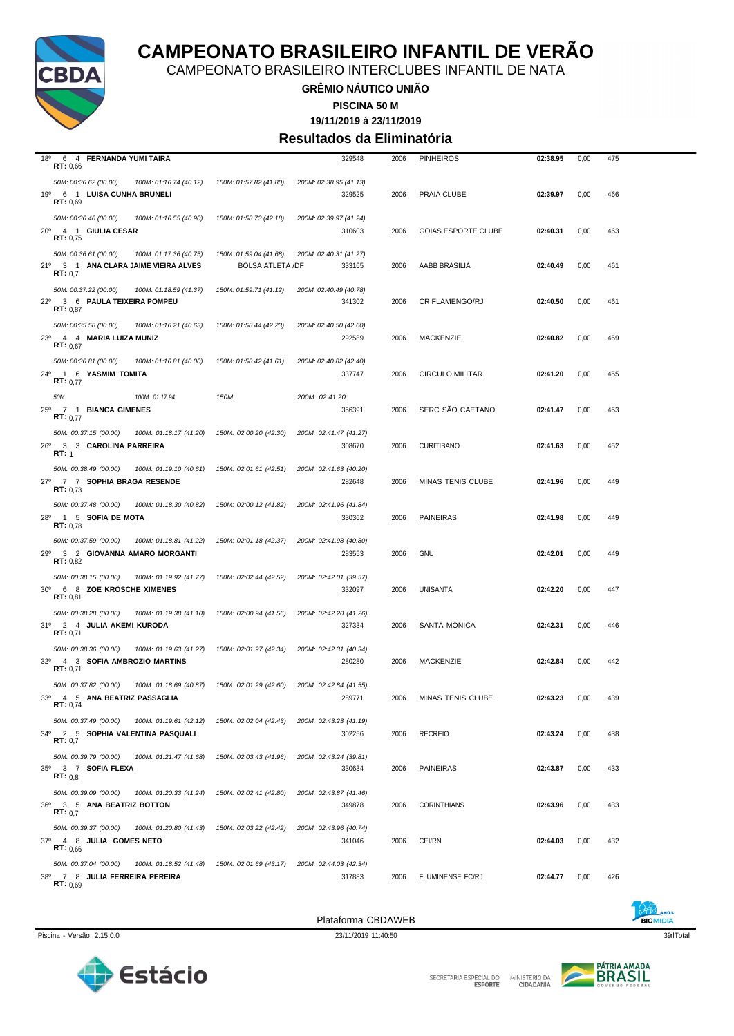# CAMPEONATO BRASILEIRO INFANTIL DE VERÃO

CAMPEONATO BRASILEIRO INTERCLUBES INFANTIL DE NATA

**GRÊMIO NÁUTICO UNIÃO**

**PISCINA 50 M**

**19/11/2019 à 23/11/2019**

## Resultados da Eliminatória

| Pos | Série | Raia | Nome | | Registro | Ano | Clube | Tempo | | Pontos |
|---|---|---|---|---|---|---|---|---|---|---|
| 18º | 6 | 4 | **FERNANDA YUMI TAIRA** RT: 0,66 | | 329548 | 2006 | PINHEIROS | **02:38.95** | 0,00 | 475 |
| | | | *50M: 00:36.62 (00.00) 100M: 01:16.74 (40.12) 150M: 01:57.82 (41.80) 200M: 02:38.95 (41.13)* | | | | | | | |
| 19º | 6 | 1 | **LUISA CUNHA BRUNELI** RT: 0,69 | | 329525 | 2006 | PRAIA CLUBE | **02:39.97** | 0,00 | 466 |
| | | | *50M: 00:36.46 (00.00) 100M: 01:16.55 (40.90) 150M: 01:58.73 (42.18) 200M: 02:39.97 (41.24)* | | | | | | | |
| 20º | 4 | 1 | **GIULIA CESAR** RT: 0,75 | | 310603 | 2006 | GOIAS ESPORTE CLUBE | **02:40.31** | 0,00 | 463 |
| | | | *50M: 00:36.61 (00.00) 100M: 01:17.36 (40.75) 150M: 01:59.04 (41.68) 200M: 02:40.31 (41.27)* | | | | | | | |
| 21º | 3 | 1 | **ANA CLARA JAIME VIEIRA ALVES** RT: 0,7 | BOLSA ATLETA /DF | 333165 | 2006 | AABB BRASILIA | **02:40.49** | 0,00 | 461 |
| | | | *50M: 00:37.22 (00.00) 100M: 01:18.59 (41.37) 150M: 01:59.71 (41.12) 200M: 02:40.49 (40.78)* | | | | | | | |
| 22º | 3 | 6 | **PAULA TEIXEIRA POMPEU** RT: 0,87 | | 341302 | 2006 | CR FLAMENGO/RJ | **02:40.50** | 0,00 | 461 |
| | | | *50M: 00:35.58 (00.00) 100M: 01:16.21 (40.63) 150M: 01:58.44 (42.23) 200M: 02:40.50 (42.60)* | | | | | | | |
| 23º | 4 | 4 | **MARIA LUIZA MUNIZ** RT: 0,67 | | 292589 | 2006 | MACKENZIE | **02:40.82** | 0,00 | 459 |
| | | | *50M: 00:36.81 (00.00) 100M: 01:16.81 (40.00) 150M: 01:58.42 (41.61) 200M: 02:40.82 (42.40)* | | | | | | | |
| 24º | 1 | 6 | **YASMIM TOMITA** RT: 0,77 | | 337747 | 2006 | CIRCULO MILITAR | **02:41.20** | 0,00 | 455 |
| | | | *50M: 100M: 01:17.94 150M: 200M: 02:41.20* | | | | | | | |
| 25º | 7 | 1 | **BIANCA GIMENES** RT: 0,77 | | 356391 | 2006 | SERC SÃO CAETANO | **02:41.47** | 0,00 | 453 |
| | | | *50M: 00:37.15 (00.00) 100M: 01:18.17 (41.20) 150M: 02:00.20 (42.30) 200M: 02:41.47 (41.27)* | | | | | | | |
| 26º | 3 | 3 | **CAROLINA PARREIRA** RT: 1 | | 308670 | 2006 | CURITIBANO | **02:41.63** | 0,00 | 452 |
| | | | *50M: 00:38.49 (00.00) 100M: 01:19.10 (40.61) 150M: 02:01.61 (42.51) 200M: 02:41.63 (40.20)* | | | | | | | |
| 27º | 7 | 7 | **SOPHIA BRAGA RESENDE** RT: 0,73 | | 282648 | 2006 | MINAS TENIS CLUBE | **02:41.96** | 0,00 | 449 |
| | | | *50M: 00:37.48 (00.00) 100M: 01:18.30 (40.82) 150M: 02:00.12 (41.82) 200M: 02:41.96 (41.84)* | | | | | | | |
| 28º | 1 | 5 | **SOFIA DE MOTA** RT: 0,78 | | 330362 | 2006 | PAINEIRAS | **02:41.98** | 0,00 | 449 |
| | | | *50M: 00:37.59 (00.00) 100M: 01:18.81 (41.22) 150M: 02:01.18 (42.37) 200M: 02:41.98 (40.80)* | | | | | | | |
| 29º | 3 | 2 | **GIOVANNA AMARO MORGANTI** RT: 0,82 | | 283553 | 2006 | GNU | **02:42.01** | 0,00 | 449 |
| | | | *50M: 00:38.15 (00.00) 100M: 01:19.92 (41.77) 150M: 02:02.44 (42.52) 200M: 02:42.01 (39.57)* | | | | | | | |
| 30º | 6 | 8 | **ZOE KRÖSCHE XIMENES** RT: 0,81 | | 332097 | 2006 | UNISANTA | **02:42.20** | 0,00 | 447 |
| | | | *50M: 00:38.28 (00.00) 100M: 01:19.38 (41.10) 150M: 02:00.94 (41.56) 200M: 02:42.20 (41.26)* | | | | | | | |
| 31º | 2 | 4 | **JULIA AKEMI KURODA** RT: 0,71 | | 327334 | 2006 | SANTA MONICA | **02:42.31** | 0,00 | 446 |
| | | | *50M: 00:38.36 (00.00) 100M: 01:19.63 (41.27) 150M: 02:01.97 (42.34) 200M: 02:42.31 (40.34)* | | | | | | | |
| 32º | 4 | 3 | **SOFIA AMBROZIO MARTINS** RT: 0,71 | | 280280 | 2006 | MACKENZIE | **02:42.84** | 0,00 | 442 |
| | | | *50M: 00:37.82 (00.00) 100M: 01:18.69 (40.87) 150M: 02:01.29 (42.60) 200M: 02:42.84 (41.55)* | | | | | | | |
| 33º | 4 | 5 | **ANA BEATRIZ PASSAGLIA** RT: 0,74 | | 289771 | 2006 | MINAS TENIS CLUBE | **02:43.23** | 0,00 | 439 |
| | | | *50M: 00:37.49 (00.00) 100M: 01:19.61 (42.12) 150M: 02:02.04 (42.43) 200M: 02:43.23 (41.19)* | | | | | | | |
| 34º | 2 | 5 | **SOPHIA VALENTINA PASQUALI** RT: 0,7 | | 302256 | 2006 | RECREIO | **02:43.24** | 0,00 | 438 |
| | | | *50M: 00:39.79 (00.00) 100M: 01:21.47 (41.68) 150M: 02:03.43 (41.96) 200M: 02:43.24 (39.81)* | | | | | | | |
| 35º | 3 | 7 | **SOFIA FLEXA** RT: 0,8 | | 330634 | 2006 | PAINEIRAS | **02:43.87** | 0,00 | 433 |
| | | | *50M: 00:39.09 (00.00) 100M: 01:20.33 (41.24) 150M: 02:02.41 (42.80) 200M: 02:43.87 (41.46)* | | | | | | | |
| 36º | 3 | 5 | **ANA BEATRIZ BOTTON** RT: 0,7 | | 349878 | 2006 | CORINTHIANS | **02:43.96** | 0,00 | 433 |
| | | | *50M: 00:39.37 (00.00) 100M: 01:20.80 (41.43) 150M: 02:03.22 (42.42) 200M: 02:43.96 (40.74)* | | | | | | | |
| 37º | 4 | 8 | **JULIA GOMES NETO** RT: 0,66 | | 341046 | 2006 | CEI/RN | **02:44.03** | 0,00 | 432 |
| | | | *50M: 00:37.04 (00.00) 100M: 01:18.52 (41.48) 150M: 02:01.69 (43.17) 200M: 02:44.03 (42.34)* | | | | | | | |
| 38º | 7 | 8 | **JULIA FERREIRA PEREIRA** RT: 0,69 | | 317883 | 2006 | FLUMINENSE FC/RJ | **02:44.77** | 0,00 | 426 |

Plataforma CBDAWEB

Piscina - Versão: 2.15.0.0 — 23/11/2019 11:40:50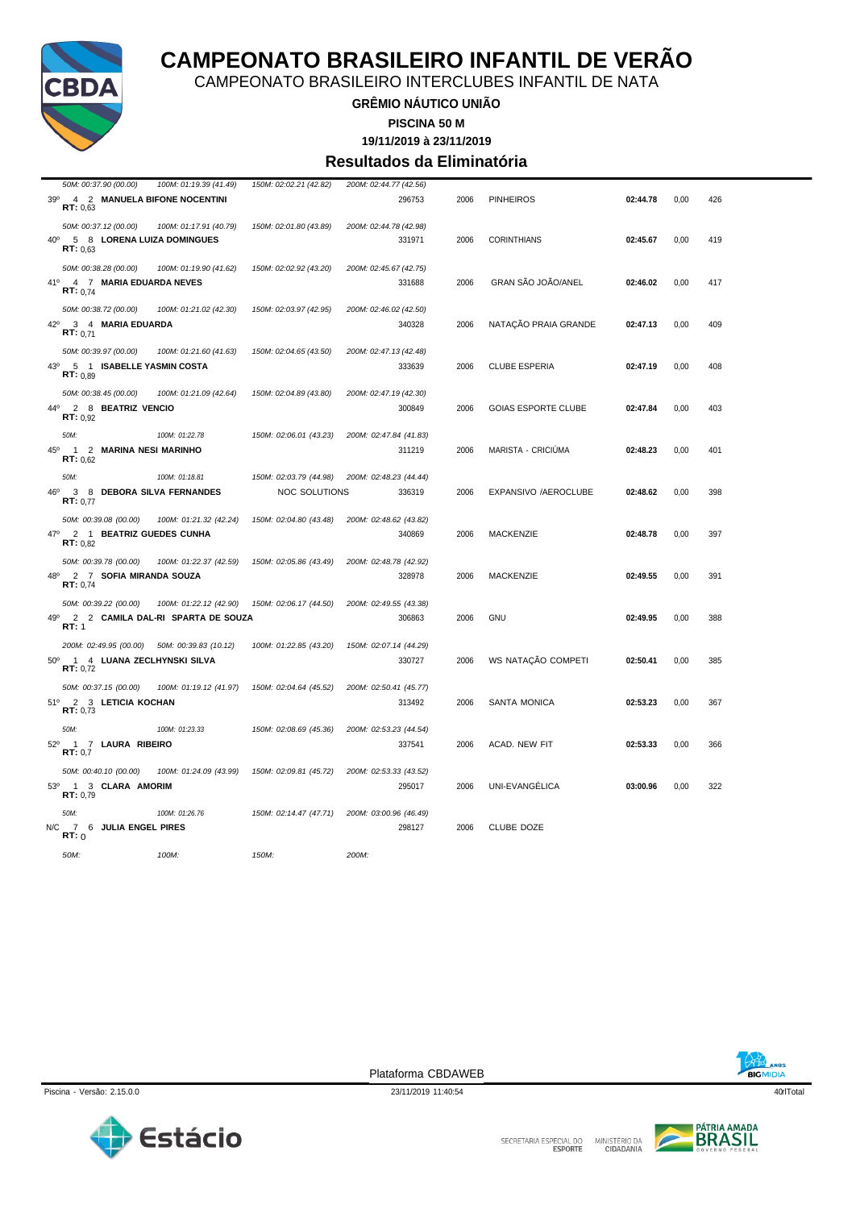# CAMPEONATO BRASILEIRO INFANTIL DE VERÃO

CAMPEONATO BRASILEIRO INTERCLUBES INFANTIL DE NATA

**GRÊMIO NÁUTICO UNIÃO**

**PISCINA 50 M**

**19/11/2019 à 23/11/2019**

## Resultados da Eliminatória

*50M: 00:37.90 (00.00) 100M: 01:19.39 (41.49) 150M: 02:02.21 (42.82) 200M: 02:44.77 (42.56)*

39º 4 2 **MANUELA BIFONE NOCENTINI** 296753 2006 PINHEIROS **02:44.78** 0,00 426
**RT:** 0,63

*50M: 00:37.12 (00.00) 100M: 01:17.91 (40.79) 150M: 02:01.80 (43.89) 200M: 02:44.78 (42.98)*

40º 5 8 **LORENA LUIZA DOMINGUES** 331971 2006 CORINTHIANS **02:45.67** 0,00 419
**RT:** 0,63

*50M: 00:38.28 (00.00) 100M: 01:19.90 (41.62) 150M: 02:02.92 (43.20) 200M: 02:45.67 (42.75)*

41º 4 7 **MARIA EDUARDA NEVES** 331688 2006 GRAN SÃO JOÃO/ANEL **02:46.02** 0,00 417
**RT:** 0,74

*50M: 00:38.72 (00.00) 100M: 01:21.02 (42.30) 150M: 02:03.97 (42.95) 200M: 02:46.02 (42.50)*

42º 3 4 **MARIA EDUARDA** 340328 2006 NATAÇÃO PRAIA GRANDE **02:47.13** 0,00 409
**RT:** 0,71

*50M: 00:39.97 (00.00) 100M: 01:21.60 (41.63) 150M: 02:04.65 (43.50) 200M: 02:47.13 (42.48)*

43º 5 1 **ISABELLE YASMIN COSTA** 333639 2006 CLUBE ESPERIA **02:47.19** 0,00 408
**RT:** 0,89

*50M: 00:38.45 (00.00) 100M: 01:21.09 (42.64) 150M: 02:04.89 (43.80) 200M: 02:47.19 (42.30)*

44º 2 8 **BEATRIZ VENCIO** 300849 2006 GOIAS ESPORTE CLUBE **02:47.84** 0,00 403
**RT:** 0,92

*50M: 100M: 01:22.78 150M: 02:06.01 (43.23) 200M: 02:47.84 (41.83)*

45º 1 2 **MARINA NESI MARINHO** 311219 2006 MARISTA - CRICIÚMA **02:48.23** 0,00 401
**RT:** 0,62

*50M: 100M: 01:18.81 150M: 02:03.79 (44.98) 200M: 02:48.23 (44.44)*

46º 3 8 **DEBORA SILVA FERNANDES** NOC SOLUTIONS 336319 2006 EXPANSIVO /AEROCLUBE **02:48.62** 0,00 398
**RT:** 0,77

*50M: 00:39.08 (00.00) 100M: 01:21.32 (42.24) 150M: 02:04.80 (43.48) 200M: 02:48.62 (43.82)*

47º 2 1 **BEATRIZ GUEDES CUNHA** 340869 2006 MACKENZIE **02:48.78** 0,00 397
**RT:** 0,82

*50M: 00:39.78 (00.00) 100M: 01:22.37 (42.59) 150M: 02:05.86 (43.49) 200M: 02:48.78 (42.92)*

48º 2 7 **SOFIA MIRANDA SOUZA** 328978 2006 MACKENZIE **02:49.55** 0,00 391
**RT:** 0,74

*50M: 00:39.22 (00.00) 100M: 01:22.12 (42.90) 150M: 02:06.17 (44.50) 200M: 02:49.55 (43.38)*

49º 2 2 **CAMILA DAL-RI SPARTA DE SOUZA** 306863 2006 GNU **02:49.95** 0,00 388
**RT:** 1

*200M: 02:49.95 (00.00) 50M: 00:39.83 (10.12) 100M: 01:22.85 (43.20) 150M: 02:07.14 (44.29)*

50º 1 4 **LUANA ZECLHYNSKI SILVA** 330727 2006 WS NATAÇÃO COMPETI **02:50.41** 0,00 385
**RT:** 0,72

*50M: 00:37.15 (00.00) 100M: 01:19.12 (41.97) 150M: 02:04.64 (45.52) 200M: 02:50.41 (45.77)*

51º 2 3 **LETICIA KOCHAN** 313492 2006 SANTA MONICA **02:53.23** 0,00 367
**RT:** 0,73

*50M: 100M: 01:23.33 150M: 02:08.69 (45.36) 200M: 02:53.23 (44.54)*

52º 1 7 **LAURA RIBEIRO** 337541 2006 ACAD. NEW FIT **02:53.33** 0,00 366
**RT:** 0,7

*50M: 00:40.10 (00.00) 100M: 01:24.09 (43.99) 150M: 02:09.81 (45.72) 200M: 02:53.33 (43.52)*

53º 1 3 **CLARA AMORIM** 295017 2006 UNI-EVANGÉLICA **03:00.96** 0,00 322
**RT:** 0,79

*50M: 100M: 01:26.76 150M: 02:14.47 (47.71) 200M: 03:00.96 (46.49)*

N/C 7 6 **JULIA ENGEL PIRES** 298127 2006 CLUBE DOZE
**RT:** 0

*50M: 100M: 150M: 200M:*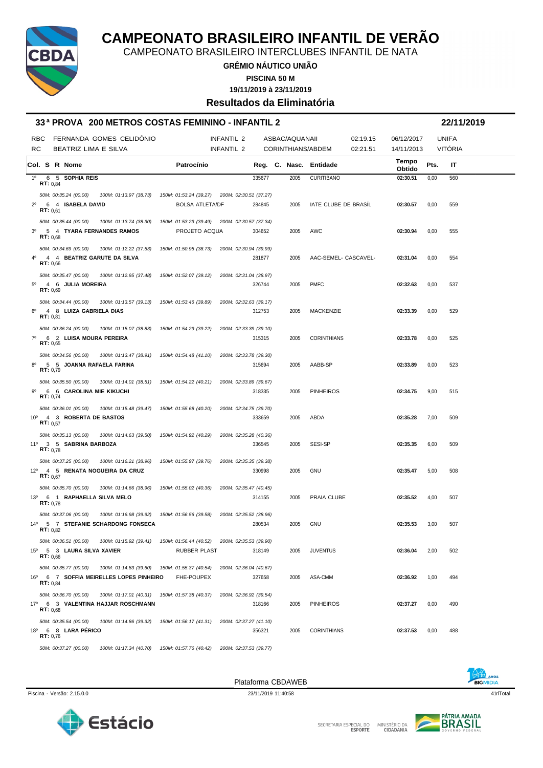# CAMPEONATO BRASILEIRO INFANTIL DE VERÃO

CAMPEONATO BRASILEIRO INTERCLUBES INFANTIL DE NATA

**GRÊMIO NÁUTICO UNIÃO**

**PISCINA 50 M**

**19/11/2019 à 23/11/2019**

## Resultados da Eliminatória

### 33ª PROVA 200 METROS COSTAS FEMININO - INFANTIL 2 — 22/11/2019

| | | | | | | |
|---|---|---|---|---|---|---|
| RBC | FERNANDA GOMES CELIDÔNIO | INFANTIL 2 | ASBAC/AQUANAII | 02:19.15 | 06/12/2017 | UNIFA |
| RC | BEATRIZ LIMA E SILVA | INFANTIL 2 | CORINTHIANS/ABDEM | 02:21.51 | 14/11/2013 | VITÓRIA |

| Col. | S | R | Nome | Patrocínio | Reg. | C. Nasc. | Entidade | Tempo Obtido | Pts. | IT |
|---|---|---|---|---|---|---|---|---|---|---|
| 1º | 6 | 5 | **SOPHIA REIS** RT: 0,84 | | 335677 | 2005 | CURITIBANO | 02:30.51 | 0,00 | 560 |
| | | | *50M: 00:35.24 (00.00) 100M: 01:13.97 (38.73) 150M: 01:53.24 (39.27) 200M: 02:30.51 (37.27)* | | | | | | | |
| 2º | 6 | 4 | **ISABELA DAVID** RT: 0,61 | BOLSA ATLETA/DF | 284845 | 2005 | IATE CLUBE DE BRASÍL | 02:30.57 | 0,00 | 559 |
| | | | *50M: 00:35.44 (00.00) 100M: 01:13.74 (38.30) 150M: 01:53.23 (39.49) 200M: 02:30.57 (37.34)* | | | | | | | |
| 3º | 5 | 4 | **TYARA FERNANDES RAMOS** RT: 0,68 | PROJETO ACQUA | 304652 | 2005 | AWC | 02:30.94 | 0,00 | 555 |
| | | | *50M: 00:34.69 (00.00) 100M: 01:12.22 (37.53) 150M: 01:50.95 (38.73) 200M: 02:30.94 (39.99)* | | | | | | | |
| 4º | 4 | 4 | **BEATRIZ GARUTE DA SILVA** RT: 0,66 | | 281877 | 2005 | AAC-SEMEL- CASCAVEL- | 02:31.04 | 0,00 | 554 |
| | | | *50M: 00:35.47 (00.00) 100M: 01:12.95 (37.48) 150M: 01:52.07 (39.12) 200M: 02:31.04 (38.97)* | | | | | | | |
| 5º | 4 | 6 | **JULIA MOREIRA** RT: 0,69 | | 326744 | 2005 | PMFC | 02:32.63 | 0,00 | 537 |
| | | | *50M: 00:34.44 (00.00) 100M: 01:13.57 (39.13) 150M: 01:53.46 (39.89) 200M: 02:32.63 (39.17)* | | | | | | | |
| 6º | 4 | 8 | **LUIZA GABRIELA DIAS** RT: 0,81 | | 312753 | 2005 | MACKENZIE | 02:33.39 | 0,00 | 529 |
| | | | *50M: 00:36.24 (00.00) 100M: 01:15.07 (38.83) 150M: 01:54.29 (39.22) 200M: 02:33.39 (39.10)* | | | | | | | |
| 7º | 6 | 2 | **LUISA MOURA PEREIRA** RT: 0,65 | | 315315 | 2005 | CORINTHIANS | 02:33.78 | 0,00 | 525 |
| | | | *50M: 00:34.56 (00.00) 100M: 01:13.47 (38.91) 150M: 01:54.48 (41.10) 200M: 02:33.78 (39.30)* | | | | | | | |
| 8º | 5 | 5 | **JOANNA RAFAELA FARINA** RT: 0,79 | | 315694 | 2005 | AABB-SP | 02:33.89 | 0,00 | 523 |
| | | | *50M: 00:35.50 (00.00) 100M: 01:14.01 (38.51) 150M: 01:54.22 (40.21) 200M: 02:33.89 (39.67)* | | | | | | | |
| 9º | 6 | 6 | **CAROLINA MIE KIKUCHI** RT: 0,74 | | 318335 | 2005 | PINHEIROS | 02:34.75 | 9,00 | 515 |
| | | | *50M: 00:36.01 (00.00) 100M: 01:15.48 (39.47) 150M: 01:55.68 (40.20) 200M: 02:34.75 (39.70)* | | | | | | | |
| 10º | 4 | 3 | **ROBERTA DE BASTOS** RT: 0,57 | | 333659 | 2005 | ABDA | 02:35.28 | 7,00 | 509 |
| | | | *50M: 00:35.13 (00.00) 100M: 01:14.63 (39.50) 150M: 01:54.92 (40.29) 200M: 02:35.28 (40.36)* | | | | | | | |
| 11º | 3 | 5 | **SABRINA BARBOZA** RT: 0,78 | | 336545 | 2005 | SESI-SP | 02:35.35 | 6,00 | 509 |
| | | | *50M: 00:37.25 (00.00) 100M: 01:16.21 (38.96) 150M: 01:55.97 (39.76) 200M: 02:35.35 (39.38)* | | | | | | | |
| 12º | 4 | 5 | **RENATA NOGUEIRA DA CRUZ** RT: 0,67 | | 330998 | 2005 | GNU | 02:35.47 | 5,00 | 508 |
| | | | *50M: 00:35.70 (00.00) 100M: 01:14.66 (38.96) 150M: 01:55.02 (40.36) 200M: 02:35.47 (40.45)* | | | | | | | |
| 13º | 6 | 1 | **RAPHAELLA SILVA MELO** RT: 0,78 | | 314155 | 2005 | PRAIA CLUBE | 02:35.52 | 4,00 | 507 |
| | | | *50M: 00:37.06 (00.00) 100M: 01:16.98 (39.92) 150M: 01:56.56 (39.58) 200M: 02:35.52 (38.96)* | | | | | | | |
| 14º | 5 | 7 | **STEFANIE SCHARDONG FONSECA** RT: 0,82 | | 280534 | 2005 | GNU | 02:35.53 | 3,00 | 507 |
| | | | *50M: 00:36.51 (00.00) 100M: 01:15.92 (39.41) 150M: 01:56.44 (40.52) 200M: 02:35.53 (39.90)* | | | | | | | |
| 15º | 5 | 3 | **LAURA SILVA XAVIER** RT: 0,66 | RUBBER PLAST | 318149 | 2005 | JUVENTUS | 02:36.04 | 2,00 | 502 |
| | | | *50M: 00:35.77 (00.00) 100M: 01:14.83 (39.60) 150M: 01:55.37 (40.54) 200M: 02:36.04 (40.67)* | | | | | | | |
| 16º | 6 | 7 | **SOFFIA MEIRELLES LOPES PINHEIRO** RT: 0,84 | FHE-POUPEX | 327658 | 2005 | ASA-CMM | 02:36.92 | 1,00 | 494 |
| | | | *50M: 00:36.70 (00.00) 100M: 01:17.01 (40.31) 150M: 01:57.38 (40.37) 200M: 02:36.92 (39.54)* | | | | | | | |
| 17º | 6 | 3 | **VALENTINA HAJJAR ROSCHMANN** RT: 0,68 | | 318166 | 2005 | PINHEIROS | 02:37.27 | 0,00 | 490 |
| | | | *50M: 00:35.54 (00.00) 100M: 01:14.86 (39.32) 150M: 01:56.17 (41.31) 200M: 02:37.27 (41.10)* | | | | | | | |
| 18º | 6 | 8 | **LARA PÉRICO** RT: 0,76 | | 356321 | 2005 | CORINTHIANS | 02:37.53 | 0,00 | 488 |
| | | | *50M: 00:37.27 (00.00) 100M: 01:17.34 (40.70) 150M: 01:57.76 (40.42) 200M: 02:37.53 (39.77)* | | | | | | | |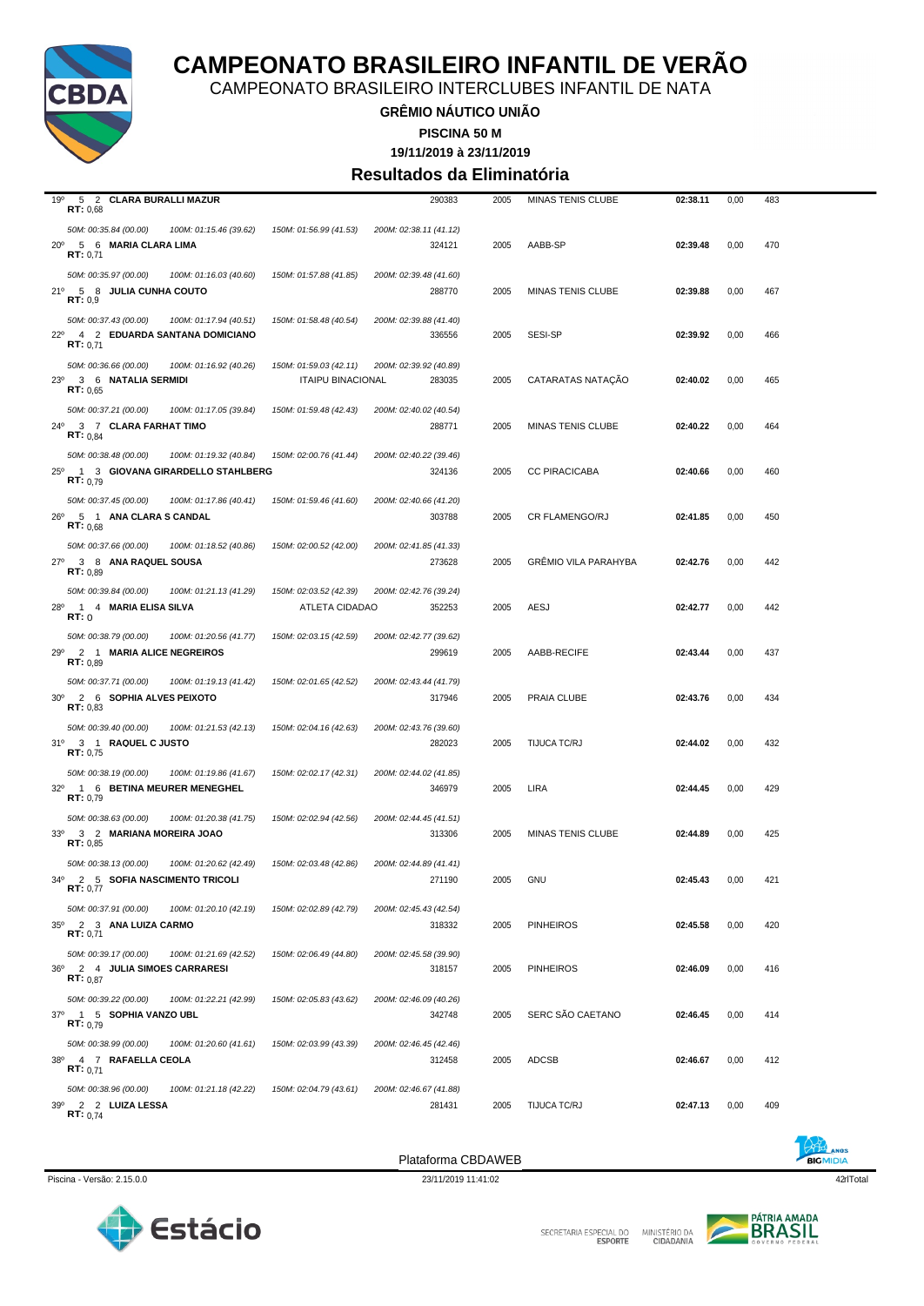# CAMPEONATO BRASILEIRO INFANTIL DE VERÃO

CAMPEONATO BRASILEIRO INTERCLUBES INFANTIL DE NATA

**GRÊMIO NÁUTICO UNIÃO**

**PISCINA 50 M**

**19/11/2019 à 23/11/2019**

## Resultados da Eliminatória

| Col. | Série | Raia | Nome | Registro | Ano | Clube | Tempo | Pontos | Índice |
|---|---|---|---|---|---|---|---|---|---|
| 19º | 5 | 2 | **CLARA BURALLI MAZUR** RT: 0,68 | 290383 | 2005 | MINAS TENIS CLUBE | **02:38.11** | 0,00 | 483 |
| | | | *50M: 00:35.84 (00.00) 100M: 01:15.46 (39.62) 150M: 01:56.99 (41.53) 200M: 02:38.11 (41.12)* | | | | | | |
| 20º | 5 | 6 | **MARIA CLARA LIMA** RT: 0,71 | 324121 | 2005 | AABB-SP | **02:39.48** | 0,00 | 470 |
| | | | *50M: 00:35.97 (00.00) 100M: 01:16.03 (40.60) 150M: 01:57.88 (41.85) 200M: 02:39.48 (41.60)* | | | | | | |
| 21º | 5 | 8 | **JULIA CUNHA COUTO** RT: 0,9 | 288770 | 2005 | MINAS TENIS CLUBE | **02:39.88** | 0,00 | 467 |
| | | | *50M: 00:37.43 (00.00) 100M: 01:17.94 (40.51) 150M: 01:58.48 (40.54) 200M: 02:39.88 (41.40)* | | | | | | |
| 22º | 4 | 2 | **EDUARDA SANTANA DOMICIANO** RT: 0,71 | 336556 | 2005 | SESI-SP | **02:39.92** | 0,00 | 466 |
| | | | *50M: 00:36.66 (00.00) 100M: 01:16.92 (40.26) 150M: 01:59.03 (42.11) 200M: 02:39.92 (40.89)* | | | | | | |
| 23º | 3 | 6 | **NATALIA SERMIDI** RT: 0,65 — ITAIPU BINACIONAL | 283035 | 2005 | CATARATAS NATAÇÃO | **02:40.02** | 0,00 | 465 |
| | | | *50M: 00:37.21 (00.00) 100M: 01:17.05 (39.84) 150M: 01:59.48 (42.43) 200M: 02:40.02 (40.54)* | | | | | | |
| 24º | 3 | 7 | **CLARA FARHAT TIMO** RT: 0,84 | 288771 | 2005 | MINAS TENIS CLUBE | **02:40.22** | 0,00 | 464 |
| | | | *50M: 00:38.48 (00.00) 100M: 01:19.32 (40.84) 150M: 02:00.76 (41.44) 200M: 02:40.22 (39.46)* | | | | | | |
| 25º | 1 | 3 | **GIOVANA GIRARDELLO STAHLBERG** RT: 0,79 | 324136 | 2005 | CC PIRACICABA | **02:40.66** | 0,00 | 460 |
| | | | *50M: 00:37.45 (00.00) 100M: 01:17.86 (40.41) 150M: 01:59.46 (41.60) 200M: 02:40.66 (41.20)* | | | | | | |
| 26º | 5 | 1 | **ANA CLARA S CANDAL** RT: 0,68 | 303788 | 2005 | CR FLAMENGO/RJ | **02:41.85** | 0,00 | 450 |
| | | | *50M: 00:37.66 (00.00) 100M: 01:18.52 (40.86) 150M: 02:00.52 (42.00) 200M: 02:41.85 (41.33)* | | | | | | |
| 27º | 3 | 8 | **ANA RAQUEL SOUSA** RT: 0,89 | 273628 | 2005 | GRÊMIO VILA PARAHYBA | **02:42.76** | 0,00 | 442 |
| | | | *50M: 00:39.84 (00.00) 100M: 01:21.13 (41.29) 150M: 02:03.52 (42.39) 200M: 02:42.76 (39.24)* | | | | | | |
| 28º | 1 | 4 | **MARIA ELISA SILVA** RT: 0 — ATLETA CIDADAO | 352253 | 2005 | AESJ | **02:42.77** | 0,00 | 442 |
| | | | *50M: 00:38.79 (00.00) 100M: 01:20.56 (41.77) 150M: 02:03.15 (42.59) 200M: 02:42.77 (39.62)* | | | | | | |
| 29º | 2 | 1 | **MARIA ALICE NEGREIROS** RT: 0,89 | 299619 | 2005 | AABB-RECIFE | **02:43.44** | 0,00 | 437 |
| | | | *50M: 00:37.71 (00.00) 100M: 01:19.13 (41.42) 150M: 02:01.65 (42.52) 200M: 02:43.44 (41.79)* | | | | | | |
| 30º | 2 | 6 | **SOPHIA ALVES PEIXOTO** RT: 0,83 | 317946 | 2005 | PRAIA CLUBE | **02:43.76** | 0,00 | 434 |
| | | | *50M: 00:39.40 (00.00) 100M: 01:21.53 (42.13) 150M: 02:04.16 (42.63) 200M: 02:43.76 (39.60)* | | | | | | |
| 31º | 3 | 1 | **RAQUEL C JUSTO** RT: 0,75 | 282023 | 2005 | TIJUCA TC/RJ | **02:44.02** | 0,00 | 432 |
| | | | *50M: 00:38.19 (00.00) 100M: 01:19.86 (41.67) 150M: 02:02.17 (42.31) 200M: 02:44.02 (41.85)* | | | | | | |
| 32º | 1 | 6 | **BETINA MEURER MENEGHEL** RT: 0,79 | 346979 | 2005 | LIRA | **02:44.45** | 0,00 | 429 |
| | | | *50M: 00:38.63 (00.00) 100M: 01:20.38 (41.75) 150M: 02:02.94 (42.56) 200M: 02:44.45 (41.51)* | | | | | | |
| 33º | 3 | 2 | **MARIANA MOREIRA JOAO** RT: 0,85 | 313306 | 2005 | MINAS TENIS CLUBE | **02:44.89** | 0,00 | 425 |
| | | | *50M: 00:38.13 (00.00) 100M: 01:20.62 (42.49) 150M: 02:03.48 (42.86) 200M: 02:44.89 (41.41)* | | | | | | |
| 34º | 2 | 5 | **SOFIA NASCIMENTO TRICOLI** RT: 0,77 | 271190 | 2005 | GNU | **02:45.43** | 0,00 | 421 |
| | | | *50M: 00:37.91 (00.00) 100M: 01:20.10 (42.19) 150M: 02:02.89 (42.79) 200M: 02:45.43 (42.54)* | | | | | | |
| 35º | 2 | 3 | **ANA LUIZA CARMO** RT: 0,71 | 318332 | 2005 | PINHEIROS | **02:45.58** | 0,00 | 420 |
| | | | *50M: 00:39.17 (00.00) 100M: 01:21.69 (42.52) 150M: 02:06.49 (44.80) 200M: 02:45.58 (39.90)* | | | | | | |
| 36º | 2 | 4 | **JULIA SIMOES CARRARESI** RT: 0,87 | 318157 | 2005 | PINHEIROS | **02:46.09** | 0,00 | 416 |
| | | | *50M: 00:39.22 (00.00) 100M: 01:22.21 (42.99) 150M: 02:05.83 (43.62) 200M: 02:46.09 (40.26)* | | | | | | |
| 37º | 1 | 5 | **SOPHIA VANZO UBL** RT: 0,79 | 342748 | 2005 | SERC SÃO CAETANO | **02:46.45** | 0,00 | 414 |
| | | | *50M: 00:38.99 (00.00) 100M: 01:20.60 (41.61) 150M: 02:03.99 (43.39) 200M: 02:46.45 (42.46)* | | | | | | |
| 38º | 4 | 7 | **RAFAELLA CEOLA** RT: 0,71 | 312458 | 2005 | ADCSB | **02:46.67** | 0,00 | 412 |
| | | | *50M: 00:38.96 (00.00) 100M: 01:21.18 (42.22) 150M: 02:04.79 (43.61) 200M: 02:46.67 (41.88)* | | | | | | |
| 39º | 2 | 2 | **LUIZA LESSA** RT: 0,74 | 281431 | 2005 | TIJUCA TC/RJ | **02:47.13** | 0,00 | 409 |

Plataforma CBDAWEB

Piscina - Versão: 2.15.0.0 — 23/11/2019 11:41:02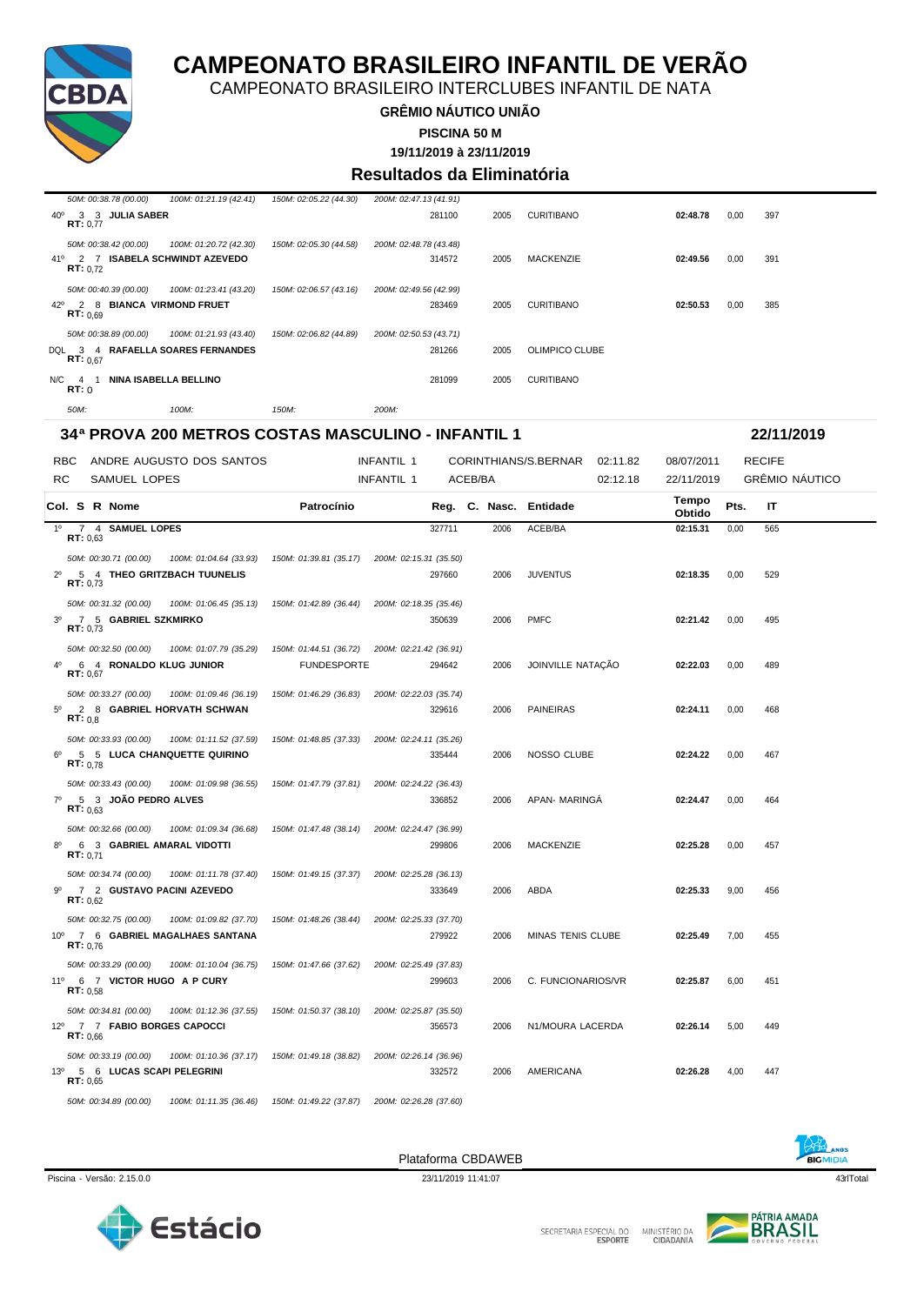# CAMPEONATO BRASILEIRO INFANTIL DE VERÃO

CAMPEONATO BRASILEIRO INTERCLUBES INFANTIL DE NATA

**GRÊMIO NÁUTICO UNIÃO**

**PISCINA 50 M**

**19/11/2019 à 23/11/2019**

### Resultados da Eliminatória

| Col. | S | R | Nome | Patrocínio | Reg. | C. Nasc. | Entidade | Tempo Obtido | Pts. | IT |
|---|---|---|---|---|---|---|---|---|---|---|
| | | | *50M: 00:38.78 (00.00) 100M: 01:21.19 (42.41) 150M: 02:05.22 (44.30) 200M: 02:47.13 (41.91)* | | | | | | | |
| 40º | 3 | 3 | **JULIA SABER** RT: 0,77 | | 281100 | 2005 | CURITIBANO | **02:48.78** | 0,00 | 397 |
| | | | *50M: 00:38.42 (00.00) 100M: 01:20.72 (42.30) 150M: 02:05.30 (44.58) 200M: 02:48.78 (43.48)* | | | | | | | |
| 41º | 2 | 7 | **ISABELA SCHWINDT AZEVEDO** RT: 0,72 | | 314572 | 2005 | MACKENZIE | **02:49.56** | 0,00 | 391 |
| | | | *50M: 00:40.39 (00.00) 100M: 01:23.41 (43.20) 150M: 02:06.57 (43.16) 200M: 02:49.56 (42.99)* | | | | | | | |
| 42º | 2 | 8 | **BIANCA VIRMOND FRUET** RT: 0,69 | | 283469 | 2005 | CURITIBANO | **02:50.53** | 0,00 | 385 |
| | | | *50M: 00:38.89 (00.00) 100M: 01:21.93 (43.40) 150M: 02:06.82 (44.89) 200M: 02:50.53 (43.71)* | | | | | | | |
| DQL | 3 | 4 | **RAFAELLA SOARES FERNANDES** RT: 0,67 | | 281266 | 2005 | OLIMPICO CLUBE | | | |
| N/C | 4 | 1 | **NINA ISABELLA BELLINO** RT: 0 | | 281099 | 2005 | CURITIBANO | | | |
| | | | *50M: 100M: 150M: 200M:* | | | | | | | |

## 34ª PROVA 200 METROS COSTAS MASCULINO - INFANTIL 1 — 22/11/2019

| | | | | | | |
|---|---|---|---|---|---|---|
| RBC | ANDRE AUGUSTO DOS SANTOS | INFANTIL 1 | CORINTHIANS/S.BERNAR | 02:11.82 | 08/07/2011 | RECIFE |
| RC | SAMUEL LOPES | INFANTIL 1 | ACEB/BA | 02:12.18 | 22/11/2019 | GRÊMIO NÁUTICO |

| Col. | S | R | Nome | Patrocínio | Reg. | C. Nasc. | Entidade | Tempo Obtido | Pts. | IT |
|---|---|---|---|---|---|---|---|---|---|---|
| 1º | 7 | 4 | **SAMUEL LOPES** RT: 0,63 | | 327711 | 2006 | ACEB/BA | **02:15.31** | 0,00 | 565 |
| | | | *50M: 00:30.71 (00.00) 100M: 01:04.64 (33.93) 150M: 01:39.81 (35.17) 200M: 02:15.31 (35.50)* | | | | | | | |
| 2º | 5 | 4 | **THEO GRITZBACH TUUNELIS** RT: 0,73 | | 297660 | 2006 | JUVENTUS | **02:18.35** | 0,00 | 529 |
| | | | *50M: 00:31.32 (00.00) 100M: 01:06.45 (35.13) 150M: 01:42.89 (36.44) 200M: 02:18.35 (35.46)* | | | | | | | |
| 3º | 7 | 5 | **GABRIEL SZKMIRKO** RT: 0,73 | | 350639 | 2006 | PMFC | **02:21.42** | 0,00 | 495 |
| | | | *50M: 00:32.50 (00.00) 100M: 01:07.79 (35.29) 150M: 01:44.51 (36.72) 200M: 02:21.42 (36.91)* | | | | | | | |
| 4º | 6 | 4 | **RONALDO KLUG JUNIOR** RT: 0,67 | FUNDESPORTE | 294642 | 2006 | JOINVILLE NATAÇÃO | **02:22.03** | 0,00 | 489 |
| | | | *50M: 00:33.27 (00.00) 100M: 01:09.46 (36.19) 150M: 01:46.29 (36.83) 200M: 02:22.03 (35.74)* | | | | | | | |
| 5º | 2 | 8 | **GABRIEL HORVATH SCHWAN** RT: 0,8 | | 329616 | 2006 | PAINEIRAS | **02:24.11** | 0,00 | 468 |
| | | | *50M: 00:33.93 (00.00) 100M: 01:11.52 (37.59) 150M: 01:48.85 (37.33) 200M: 02:24.11 (35.26)* | | | | | | | |
| 6º | 5 | 5 | **LUCA CHANQUETTE QUIRINO** RT: 0,78 | | 335444 | 2006 | NOSSO CLUBE | **02:24.22** | 0,00 | 467 |
| | | | *50M: 00:33.43 (00.00) 100M: 01:09.98 (36.55) 150M: 01:47.79 (37.81) 200M: 02:24.22 (36.43)* | | | | | | | |
| 7º | 5 | 3 | **JOÃO PEDRO ALVES** RT: 0,63 | | 336852 | 2006 | APAN- MARINGÁ | **02:24.47** | 0,00 | 464 |
| | | | *50M: 00:32.66 (00.00) 100M: 01:09.34 (36.68) 150M: 01:47.48 (38.14) 200M: 02:24.47 (36.99)* | | | | | | | |
| 8º | 6 | 3 | **GABRIEL AMARAL VIDOTTI** RT: 0,71 | | 299806 | 2006 | MACKENZIE | **02:25.28** | 0,00 | 457 |
| | | | *50M: 00:34.74 (00.00) 100M: 01:11.78 (37.40) 150M: 01:49.15 (37.37) 200M: 02:25.28 (36.13)* | | | | | | | |
| 9º | 7 | 2 | **GUSTAVO PACINI AZEVEDO** RT: 0,62 | | 333649 | 2006 | ABDA | **02:25.33** | 9,00 | 456 |
| | | | *50M: 00:32.75 (00.00) 100M: 01:09.82 (37.70) 150M: 01:48.26 (38.44) 200M: 02:25.33 (37.70)* | | | | | | | |
| 10º | 7 | 6 | **GABRIEL MAGALHAES SANTANA** RT: 0,76 | | 279922 | 2006 | MINAS TENIS CLUBE | **02:25.49** | 7,00 | 455 |
| | | | *50M: 00:33.29 (00.00) 100M: 01:10.04 (36.75) 150M: 01:47.66 (37.62) 200M: 02:25.49 (37.83)* | | | | | | | |
| 11º | 6 | 7 | **VICTOR HUGO A P CURY** RT: 0,58 | | 299603 | 2006 | C. FUNCIONARIOS/VR | **02:25.87** | 6,00 | 451 |
| | | | *50M: 00:34.81 (00.00) 100M: 01:12.36 (37.55) 150M: 01:50.37 (38.10) 200M: 02:25.87 (35.50)* | | | | | | | |
| 12º | 7 | 7 | **FABIO BORGES CAPOCCI** RT: 0,66 | | 356573 | 2006 | N1/MOURA LACERDA | **02:26.14** | 5,00 | 449 |
| | | | *50M: 00:33.19 (00.00) 100M: 01:10.36 (37.17) 150M: 01:49.18 (38.82) 200M: 02:26.14 (36.96)* | | | | | | | |
| 13º | 5 | 6 | **LUCAS SCAPI PELEGRINI** RT: 0,65 | | 332572 | 2006 | AMERICANA | **02:26.28** | 4,00 | 447 |
| | | | *50M: 00:34.89 (00.00) 100M: 01:11.35 (36.46) 150M: 01:49.22 (37.87) 200M: 02:26.28 (37.60)* | | | | | | | |

Plataforma CBDAWEB

Piscina - Versão: 2.15.0.0 — 23/11/2019 11:41:07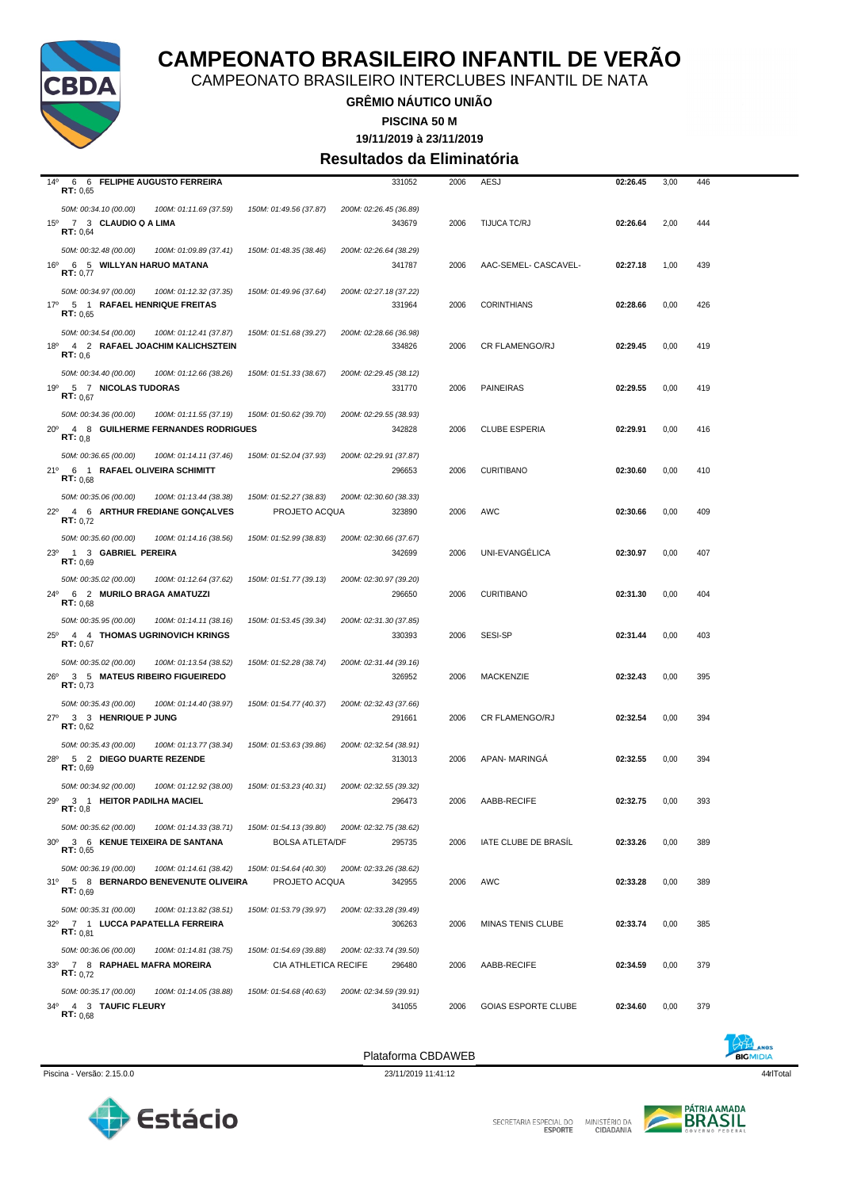# CAMPEONATO BRASILEIRO INFANTIL DE VERÃO

CAMPEONATO BRASILEIRO INTERCLUBES INFANTIL DE NATA

**GRÊMIO NÁUTICO UNIÃO**

**PISCINA 50 M**

**19/11/2019 à 23/11/2019**

## Resultados da Eliminatória

| Col. | Série | Raia | Nome | Equipe/Projeto | Registro | Ano | Clube | Tempo | Pontos | Índice |
|---|---|---|---|---|---|---|---|---|---|---|
| 14º | 6 | 6 | **FELIPHE AUGUSTO FERREIRA** (RT: 0,65) | | 331052 | 2006 | AESJ | **02:26.45** | 3,00 | 446 |
| | | | *50M: 00:34.10 (00.00) · 100M: 01:11.69 (37.59) · 150M: 01:49.56 (37.87) · 200M: 02:26.45 (36.89)* | | | | | | | |
| 15º | 7 | 3 | **CLAUDIO Q A LIMA** (RT: 0,64) | | 343679 | 2006 | TIJUCA TC/RJ | **02:26.64** | 2,00 | 444 |
| | | | *50M: 00:32.48 (00.00) · 100M: 01:09.89 (37.41) · 150M: 01:48.35 (38.46) · 200M: 02:26.64 (38.29)* | | | | | | | |
| 16º | 6 | 5 | **WILLYAN HARUO MATANA** (RT: 0,77) | | 341787 | 2006 | AAC-SEMEL- CASCAVEL- | **02:27.18** | 1,00 | 439 |
| | | | *50M: 00:34.97 (00.00) · 100M: 01:12.32 (37.35) · 150M: 01:49.96 (37.64) · 200M: 02:27.18 (37.22)* | | | | | | | |
| 17º | 5 | 1 | **RAFAEL HENRIQUE FREITAS** (RT: 0,65) | | 331964 | 2006 | CORINTHIANS | **02:28.66** | 0,00 | 426 |
| | | | *50M: 00:34.54 (00.00) · 100M: 01:12.41 (37.87) · 150M: 01:51.68 (39.27) · 200M: 02:28.66 (36.98)* | | | | | | | |
| 18º | 4 | 2 | **RAFAEL JOACHIM KALICHSZTEIN** (RT: 0,6) | | 334826 | 2006 | CR FLAMENGO/RJ | **02:29.45** | 0,00 | 419 |
| | | | *50M: 00:34.40 (00.00) · 100M: 01:12.66 (38.26) · 150M: 01:51.33 (38.67) · 200M: 02:29.45 (38.12)* | | | | | | | |
| 19º | 5 | 7 | **NICOLAS TUDORAS** (RT: 0,67) | | 331770 | 2006 | PAINEIRAS | **02:29.55** | 0,00 | 419 |
| | | | *50M: 00:34.36 (00.00) · 100M: 01:11.55 (37.19) · 150M: 01:50.62 (39.70) · 200M: 02:29.55 (38.93)* | | | | | | | |
| 20º | 4 | 8 | **GUILHERME FERNANDES RODRIGUES** (RT: 0,8) | | 342828 | 2006 | CLUBE ESPERIA | **02:29.91** | 0,00 | 416 |
| | | | *50M: 00:36.65 (00.00) · 100M: 01:14.11 (37.46) · 150M: 01:52.04 (37.93) · 200M: 02:29.91 (37.87)* | | | | | | | |
| 21º | 6 | 1 | **RAFAEL OLIVEIRA SCHIMITT** (RT: 0,68) | | 296653 | 2006 | CURITIBANO | **02:30.60** | 0,00 | 410 |
| | | | *50M: 00:35.06 (00.00) · 100M: 01:13.44 (38.38) · 150M: 01:52.27 (38.83) · 200M: 02:30.60 (38.33)* | | | | | | | |
| 22º | 4 | 6 | **ARTHUR FREDIANE GONÇALVES** (RT: 0,72) | PROJETO ACQUA | 323890 | 2006 | AWC | **02:30.66** | 0,00 | 409 |
| | | | *50M: 00:35.60 (00.00) · 100M: 01:14.16 (38.56) · 150M: 01:52.99 (38.83) · 200M: 02:30.66 (37.67)* | | | | | | | |
| 23º | 1 | 3 | **GABRIEL PEREIRA** (RT: 0,69) | | 342699 | 2006 | UNI-EVANGÉLICA | **02:30.97** | 0,00 | 407 |
| | | | *50M: 00:35.02 (00.00) · 100M: 01:12.64 (37.62) · 150M: 01:51.77 (39.13) · 200M: 02:30.97 (39.20)* | | | | | | | |
| 24º | 6 | 2 | **MURILO BRAGA AMATUZZI** (RT: 0,68) | | 296650 | 2006 | CURITIBANO | **02:31.30** | 0,00 | 404 |
| | | | *50M: 00:35.95 (00.00) · 100M: 01:14.11 (38.16) · 150M: 01:53.45 (39.34) · 200M: 02:31.30 (37.85)* | | | | | | | |
| 25º | 4 | 4 | **THOMAS UGRINOVICH KRINGS** (RT: 0,67) | | 330393 | 2006 | SESI-SP | **02:31.44** | 0,00 | 403 |
| | | | *50M: 00:35.02 (00.00) · 100M: 01:13.54 (38.52) · 150M: 01:52.28 (38.74) · 200M: 02:31.44 (39.16)* | | | | | | | |
| 26º | 3 | 5 | **MATEUS RIBEIRO FIGUEIREDO** (RT: 0,73) | | 326952 | 2006 | MACKENZIE | **02:32.43** | 0,00 | 395 |
| | | | *50M: 00:35.43 (00.00) · 100M: 01:14.40 (38.97) · 150M: 01:54.77 (40.37) · 200M: 02:32.43 (37.66)* | | | | | | | |
| 27º | 3 | 3 | **HENRIQUE P JUNG** (RT: 0,62) | | 291661 | 2006 | CR FLAMENGO/RJ | **02:32.54** | 0,00 | 394 |
| | | | *50M: 00:35.43 (00.00) · 100M: 01:13.77 (38.34) · 150M: 01:53.63 (39.86) · 200M: 02:32.54 (38.91)* | | | | | | | |
| 28º | 5 | 2 | **DIEGO DUARTE REZENDE** (RT: 0,69) | | 313013 | 2006 | APAN- MARINGÁ | **02:32.55** | 0,00 | 394 |
| | | | *50M: 00:34.92 (00.00) · 100M: 01:12.92 (38.00) · 150M: 01:53.23 (40.31) · 200M: 02:32.55 (39.32)* | | | | | | | |
| 29º | 3 | 1 | **HEITOR PADILHA MACIEL** (RT: 0,8) | | 296473 | 2006 | AABB-RECIFE | **02:32.75** | 0,00 | 393 |
| | | | *50M: 00:35.62 (00.00) · 100M: 01:14.33 (38.71) · 150M: 01:54.13 (39.80) · 200M: 02:32.75 (38.62)* | | | | | | | |
| 30º | 3 | 6 | **KENUE TEIXEIRA DE SANTANA** (RT: 0,65) | BOLSA ATLETA/DF | 295735 | 2006 | IATE CLUBE DE BRASÍL | **02:33.26** | 0,00 | 389 |
| | | | *50M: 00:36.19 (00.00) · 100M: 01:14.61 (38.42) · 150M: 01:54.64 (40.30) · 200M: 02:33.26 (38.62)* | | | | | | | |
| 31º | 5 | 8 | **BERNARDO BENEVENUTE OLIVEIRA** (RT: 0,69) | PROJETO ACQUA | 342955 | 2006 | AWC | **02:33.28** | 0,00 | 389 |
| | | | *50M: 00:35.31 (00.00) · 100M: 01:13.82 (38.51) · 150M: 01:53.79 (39.97) · 200M: 02:33.28 (39.49)* | | | | | | | |
| 32º | 7 | 1 | **LUCCA PAPATELLA FERREIRA** (RT: 0,81) | | 306263 | 2006 | MINAS TENIS CLUBE | **02:33.74** | 0,00 | 385 |
| | | | *50M: 00:36.06 (00.00) · 100M: 01:14.81 (38.75) · 150M: 01:54.69 (39.88) · 200M: 02:33.74 (39.50)* | | | | | | | |
| 33º | 7 | 8 | **RAPHAEL MAFRA MOREIRA** (RT: 0,72) | CIA ATHLETICA RECIFE | 296480 | 2006 | AABB-RECIFE | **02:34.59** | 0,00 | 379 |
| | | | *50M: 00:35.17 (00.00) · 100M: 01:14.05 (38.88) · 150M: 01:54.68 (40.63) · 200M: 02:34.59 (39.91)* | | | | | | | |
| 34º | 4 | 3 | **TAUFIC FLEURY** (RT: 0,68) | | 341055 | 2006 | GOIAS ESPORTE CLUBE | **02:34.60** | 0,00 | 379 |

Plataforma CBDAWEB

Piscina - Versão: 2.15.0.0 · 23/11/2019 11:41:12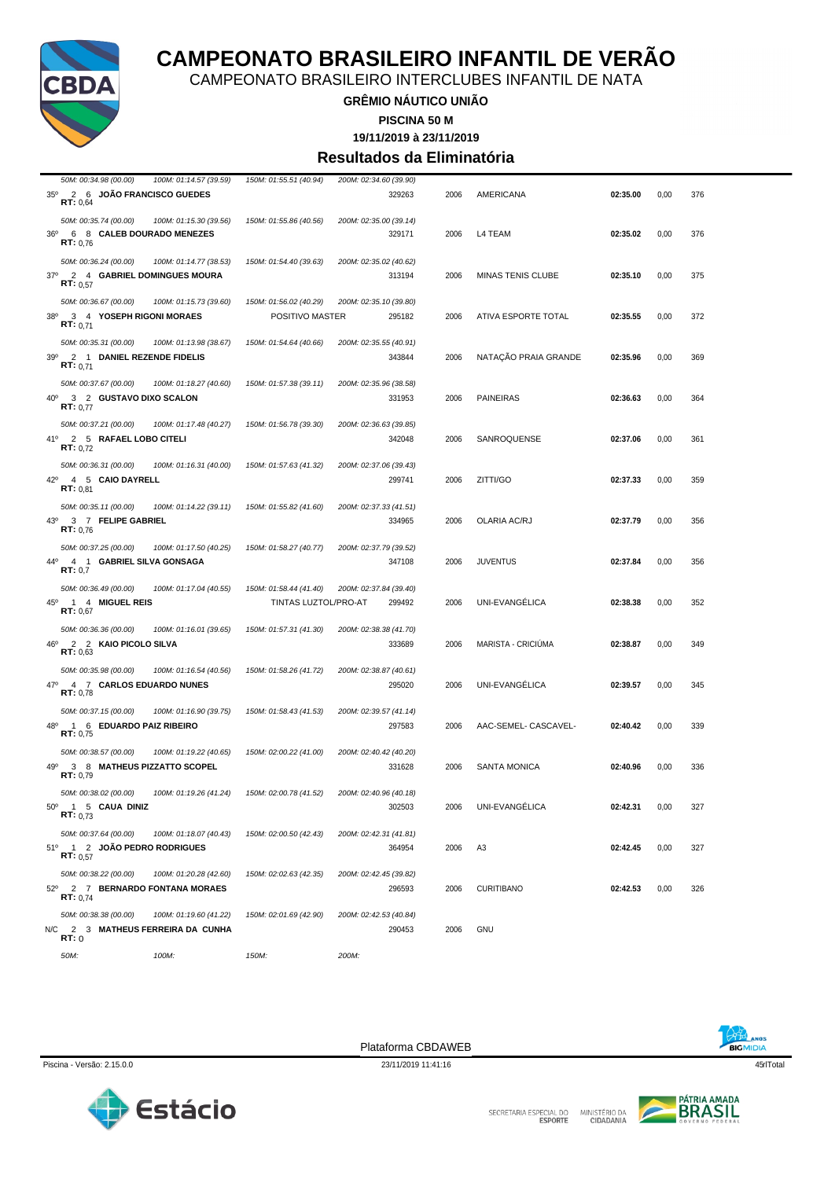# CAMPEONATO BRASILEIRO INFANTIL DE VERÃO

CAMPEONATO BRASILEIRO INTERCLUBES INFANTIL DE NATA

**GRÊMIO NÁUTICO UNIÃO**

**PISCINA 50 M**

**19/11/2019 à 23/11/2019**

## Resultados da Eliminatória

| Col. | Série | Raia | Nome | Registro | Ano | Entidade | Tempo | Pts | Índice |
|---|---|---|---|---|---|---|---|---|---|
| | | | *50M: 00:34.98 (00.00) 100M: 01:14.57 (39.59) 150M: 01:55.51 (40.94) 200M: 02:34.60 (39.90)* | | | | | | |
| 35º | 2 | 6 | **JOÃO FRANCISCO GUEDES** RT: 0,64 | 329263 | 2006 | AMERICANA | **02:35.00** | 0,00 | 376 |
| | | | *50M: 00:35.74 (00.00) 100M: 01:15.30 (39.56) 150M: 01:55.86 (40.56) 200M: 02:35.00 (39.14)* | | | | | | |
| 36º | 6 | 8 | **CALEB DOURADO MENEZES** RT: 0,76 | 329171 | 2006 | L4 TEAM | **02:35.02** | 0,00 | 376 |
| | | | *50M: 00:36.24 (00.00) 100M: 01:14.77 (38.53) 150M: 01:54.40 (39.63) 200M: 02:35.02 (40.62)* | | | | | | |
| 37º | 2 | 4 | **GABRIEL DOMINGUES MOURA** RT: 0,57 | 313194 | 2006 | MINAS TENIS CLUBE | **02:35.10** | 0,00 | 375 |
| | | | *50M: 00:36.67 (00.00) 100M: 01:15.73 (39.60) 150M: 01:56.02 (40.29) 200M: 02:35.10 (39.80)* | | | | | | |
| 38º | 3 | 4 | **YOSEPH RIGONI MORAES** RT: 0,71 POSITIVO MASTER | 295182 | 2006 | ATIVA ESPORTE TOTAL | **02:35.55** | 0,00 | 372 |
| | | | *50M: 00:35.31 (00.00) 100M: 01:13.98 (38.67) 150M: 01:54.64 (40.66) 200M: 02:35.55 (40.91)* | | | | | | |
| 39º | 2 | 1 | **DANIEL REZENDE FIDELIS** RT: 0,71 | 343844 | 2006 | NATAÇÃO PRAIA GRANDE | **02:35.96** | 0,00 | 369 |
| | | | *50M: 00:37.67 (00.00) 100M: 01:18.27 (40.60) 150M: 01:57.38 (39.11) 200M: 02:35.96 (38.58)* | | | | | | |
| 40º | 3 | 2 | **GUSTAVO DIXO SCALON** RT: 0,77 | 331953 | 2006 | PAINEIRAS | **02:36.63** | 0,00 | 364 |
| | | | *50M: 00:37.21 (00.00) 100M: 01:17.48 (40.27) 150M: 01:56.78 (39.30) 200M: 02:36.63 (39.85)* | | | | | | |
| 41º | 2 | 5 | **RAFAEL LOBO CITELI** RT: 0,72 | 342048 | 2006 | SANROQUENSE | **02:37.06** | 0,00 | 361 |
| | | | *50M: 00:36.31 (00.00) 100M: 01:16.31 (40.00) 150M: 01:57.63 (41.32) 200M: 02:37.06 (39.43)* | | | | | | |
| 42º | 4 | 5 | **CAIO DAYRELL** RT: 0,81 | 299741 | 2006 | ZITTI/GO | **02:37.33** | 0,00 | 359 |
| | | | *50M: 00:35.11 (00.00) 100M: 01:14.22 (39.11) 150M: 01:55.82 (41.60) 200M: 02:37.33 (41.51)* | | | | | | |
| 43º | 3 | 7 | **FELIPE GABRIEL** RT: 0,76 | 334965 | 2006 | OLARIA AC/RJ | **02:37.79** | 0,00 | 356 |
| | | | *50M: 00:37.25 (00.00) 100M: 01:17.50 (40.25) 150M: 01:58.27 (40.77) 200M: 02:37.79 (39.52)* | | | | | | |
| 44º | 4 | 1 | **GABRIEL SILVA GONSAGA** RT: 0,7 | 347108 | 2006 | JUVENTUS | **02:37.84** | 0,00 | 356 |
| | | | *50M: 00:36.49 (00.00) 100M: 01:17.04 (40.55) 150M: 01:58.44 (41.40) 200M: 02:37.84 (39.40)* | | | | | | |
| 45º | 1 | 4 | **MIGUEL REIS** RT: 0,67 TINTAS LUZTOL/PRO-AT | 299492 | 2006 | UNI-EVANGÉLICA | **02:38.38** | 0,00 | 352 |
| | | | *50M: 00:36.36 (00.00) 100M: 01:16.01 (39.65) 150M: 01:57.31 (41.30) 200M: 02:38.38 (41.70)* | | | | | | |
| 46º | 2 | 2 | **KAIO PICOLO SILVA** RT: 0,63 | 333689 | 2006 | MARISTA - CRICIÚMA | **02:38.87** | 0,00 | 349 |
| | | | *50M: 00:35.98 (00.00) 100M: 01:16.54 (40.56) 150M: 01:58.26 (41.72) 200M: 02:38.87 (40.61)* | | | | | | |
| 47º | 4 | 7 | **CARLOS EDUARDO NUNES** RT: 0,78 | 295020 | 2006 | UNI-EVANGÉLICA | **02:39.57** | 0,00 | 345 |
| | | | *50M: 00:37.15 (00.00) 100M: 01:16.90 (39.75) 150M: 01:58.43 (41.53) 200M: 02:39.57 (41.14)* | | | | | | |
| 48º | 1 | 6 | **EDUARDO PAIZ RIBEIRO** RT: 0,75 | 297583 | 2006 | AAC-SEMEL- CASCAVEL- | **02:40.42** | 0,00 | 339 |
| | | | *50M: 00:38.57 (00.00) 100M: 01:19.22 (40.65) 150M: 02:00.22 (41.00) 200M: 02:40.42 (40.20)* | | | | | | |
| 49º | 3 | 8 | **MATHEUS PIZZATTO SCOPEL** RT: 0,79 | 331628 | 2006 | SANTA MONICA | **02:40.96** | 0,00 | 336 |
| | | | *50M: 00:38.02 (00.00) 100M: 01:19.26 (41.24) 150M: 02:00.78 (41.52) 200M: 02:40.96 (40.18)* | | | | | | |
| 50º | 1 | 5 | **CAUA DINIZ** RT: 0,73 | 302503 | 2006 | UNI-EVANGÉLICA | **02:42.31** | 0,00 | 327 |
| | | | *50M: 00:37.64 (00.00) 100M: 01:18.07 (40.43) 150M: 02:00.50 (42.43) 200M: 02:42.31 (41.81)* | | | | | | |
| 51º | 1 | 2 | **JOÃO PEDRO RODRIGUES** RT: 0,57 | 364954 | 2006 | A3 | **02:42.45** | 0,00 | 327 |
| | | | *50M: 00:38.22 (00.00) 100M: 01:20.28 (42.60) 150M: 02:02.63 (42.35) 200M: 02:42.45 (39.82)* | | | | | | |
| 52º | 2 | 7 | **BERNARDO FONTANA MORAES** RT: 0,74 | 296593 | 2006 | CURITIBANO | **02:42.53** | 0,00 | 326 |
| | | | *50M: 00:38.38 (00.00) 100M: 01:19.60 (41.22) 150M: 02:01.69 (42.90) 200M: 02:42.53 (40.84)* | | | | | | |
| N/C | 2 | 3 | **MATHEUS FERREIRA DA CUNHA** RT: 0 | 290453 | 2006 | GNU | | | |
| | | | *50M: 100M: 150M: 200M:* | | | | | | |

Plataforma CBDAWEB

Piscina - Versão: 2.15.0.0 — 23/11/2019 11:41:16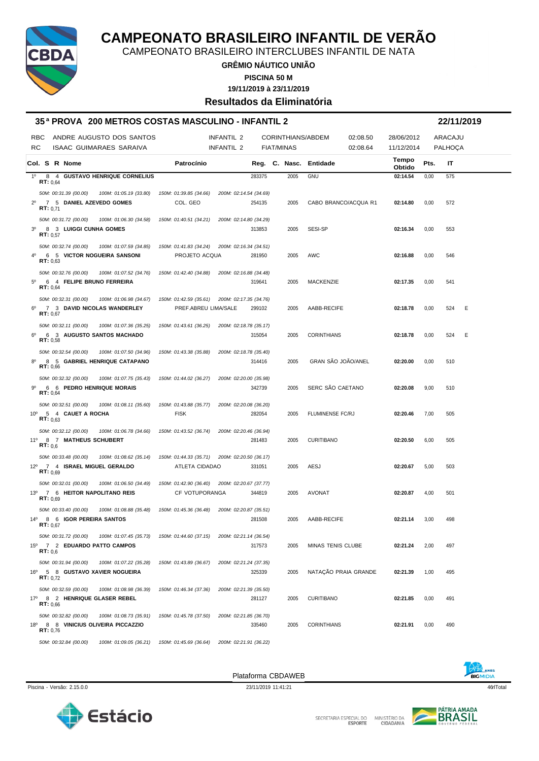# CAMPEONATO BRASILEIRO INFANTIL DE VERÃO

CAMPEONATO BRASILEIRO INTERCLUBES INFANTIL DE NATA

**GRÊMIO NÁUTICO UNIÃO**

**PISCINA 50 M**

**19/11/2019 à 23/11/2019**

## Resultados da Eliminatória

### 35ª PROVA 200 METROS COSTAS MASCULINO - INFANTIL 2 — 22/11/2019

| | Nome | Categoria | Entidade | Tempo | Data | Local |
|---|---|---|---|---|---|---|
| RBC | ANDRE AUGUSTO DOS SANTOS | INFANTIL 2 | CORINTHIANS/ABDEM | 02:08.50 | 28/06/2012 | ARACAJU |
| RC | ISAAC GUIMARAES SARAIVA | INFANTIL 2 | FIAT/MINAS | 02:08.64 | 11/12/2014 | PALHOÇA |

| Col. | S | R | Nome | Patrocínio | Reg. | C. Nasc. | Entidade | Tempo Obtido | Pts. | IT | |
|---|---|---|---|---|---|---|---|---|---|---|---|
| 1º | 8 | 4 | **GUSTAVO HENRIQUE CORNELIUS** (RT: 0,64) | | 283375 | 2005 | GNU | 02:14.54 | 0,00 | 575 | |
| | | | *50M: 00:31.39 (00.00) 100M: 01:05.19 (33.80) 150M: 01:39.85 (34.66) 200M: 02:14.54 (34.69)* | | | | | | | | |
| 2º | 7 | 5 | **DANIEL AZEVEDO GOMES** (RT: 0,71) | COL. GEO | 254135 | 2005 | CABO BRANCO/ACQUA R1 | 02:14.80 | 0,00 | 572 | |
| | | | *50M: 00:31.72 (00.00) 100M: 01:06.30 (34.58) 150M: 01:40.51 (34.21) 200M: 02:14.80 (34.29)* | | | | | | | | |
| 3º | 8 | 3 | **LUIGGI CUNHA GOMES** (RT: 0,57) | | 313853 | 2005 | SESI-SP | 02:16.34 | 0,00 | 553 | |
| | | | *50M: 00:32.74 (00.00) 100M: 01:07.59 (34.85) 150M: 01:41.83 (34.24) 200M: 02:16.34 (34.51)* | | | | | | | | |
| 4º | 6 | 5 | **VICTOR NOGUEIRA SANSONI** (RT: 0,63) | PROJETO ACQUA | 281950 | 2005 | AWC | 02:16.88 | 0,00 | 546 | |
| | | | *50M: 00:32.76 (00.00) 100M: 01:07.52 (34.76) 150M: 01:42.40 (34.88) 200M: 02:16.88 (34.48)* | | | | | | | | |
| 5º | 6 | 4 | **FELIPE BRUNO FERREIRA** (RT: 0,64) | | 319641 | 2005 | MACKENZIE | 02:17.35 | 0,00 | 541 | |
| | | | *50M: 00:32.31 (00.00) 100M: 01:06.98 (34.67) 150M: 01:42.59 (35.61) 200M: 02:17.35 (34.76)* | | | | | | | | |
| 6º | 7 | 3 | **DAVID NICOLAS WANDERLEY** (RT: 0,67) | PREF.ABREU LIMA/SALE | 299102 | 2005 | AABB-RECIFE | 02:18.78 | 0,00 | 524 | E |
| | | | *50M: 00:32.11 (00.00) 100M: 01:07.36 (35.25) 150M: 01:43.61 (36.25) 200M: 02:18.78 (35.17)* | | | | | | | | |
| 6º | 6 | 3 | **AUGUSTO SANTOS MACHADO** (RT: 0,58) | | 315054 | 2005 | CORINTHIANS | 02:18.78 | 0,00 | 524 | E |
| | | | *50M: 00:32.54 (00.00) 100M: 01:07.50 (34.96) 150M: 01:43.38 (35.88) 200M: 02:18.78 (35.40)* | | | | | | | | |
| 8º | 8 | 5 | **GABRIEL HENRIQUE CATAPANO** (RT: 0,66) | | 314416 | 2005 | GRAN SÃO JOÃO/ANEL | 02:20.00 | 0,00 | 510 | |
| | | | *50M: 00:32.32 (00.00) 100M: 01:07.75 (35.43) 150M: 01:44.02 (36.27) 200M: 02:20.00 (35.98)* | | | | | | | | |
| 9º | 6 | 6 | **PEDRO HENRIQUE MORAIS** (RT: 0,64) | | 342739 | 2005 | SERC SÃO CAETANO | 02:20.08 | 9,00 | 510 | |
| | | | *50M: 00:32.51 (00.00) 100M: 01:08.11 (35.60) 150M: 01:43.88 (35.77) 200M: 02:20.08 (36.20)* | | | | | | | | |
| 10º | 5 | 4 | **CAUET A ROCHA** (RT: 0,63) | FISK | 282054 | 2005 | FLUMINENSE FC/RJ | 02:20.46 | 7,00 | 505 | |
| | | | *50M: 00:32.12 (00.00) 100M: 01:06.78 (34.66) 150M: 01:43.52 (36.74) 200M: 02:20.46 (36.94)* | | | | | | | | |
| 11º | 8 | 7 | **MATHEUS SCHUBERT** (RT: 0,6) | | 281483 | 2005 | CURITIBANO | 02:20.50 | 6,00 | 505 | |
| | | | *50M: 00:33.48 (00.00) 100M: 01:08.62 (35.14) 150M: 01:44.33 (35.71) 200M: 02:20.50 (36.17)* | | | | | | | | |
| 12º | 7 | 4 | **ISRAEL MIGUEL GERALDO** (RT: 0,69) | ATLETA CIDADAO | 331051 | 2005 | AESJ | 02:20.67 | 5,00 | 503 | |
| | | | *50M: 00:32.01 (00.00) 100M: 01:06.50 (34.49) 150M: 01:42.90 (36.40) 200M: 02:20.67 (37.77)* | | | | | | | | |
| 13º | 7 | 6 | **HEITOR NAPOLITANO REIS** (RT: 0,69) | CF VOTUPORANGA | 344819 | 2005 | AVONAT | 02:20.87 | 4,00 | 501 | |
| | | | *50M: 00:33.40 (00.00) 100M: 01:08.88 (35.48) 150M: 01:45.36 (36.48) 200M: 02:20.87 (35.51)* | | | | | | | | |
| 14º | 8 | 6 | **IGOR PEREIRA SANTOS** (RT: 0,67) | | 281508 | 2005 | AABB-RECIFE | 02:21.14 | 3,00 | 498 | |
| | | | *50M: 00:31.72 (00.00) 100M: 01:07.45 (35.73) 150M: 01:44.60 (37.15) 200M: 02:21.14 (36.54)* | | | | | | | | |
| 15º | 7 | 2 | **EDUARDO PATTO CAMPOS** (RT: 0,6) | | 317573 | 2005 | MINAS TENIS CLUBE | 02:21.24 | 2,00 | 497 | |
| | | | *50M: 00:31.94 (00.00) 100M: 01:07.22 (35.28) 150M: 01:43.89 (36.67) 200M: 02:21.24 (37.35)* | | | | | | | | |
| 16º | 5 | 8 | **GUSTAVO XAVIER NOGUEIRA** (RT: 0,72) | | 325339 | 2005 | NATAÇÃO PRAIA GRANDE | 02:21.39 | 1,00 | 495 | |
| | | | *50M: 00:32.59 (00.00) 100M: 01:08.98 (36.39) 150M: 01:46.34 (37.36) 200M: 02:21.39 (35.50)* | | | | | | | | |
| 17º | 8 | 2 | **HENRIQUE GLASER REBEL** (RT: 0,66) | | 281127 | 2005 | CURITIBANO | 02:21.85 | 0,00 | 491 | |
| | | | *50M: 00:32.82 (00.00) 100M: 01:08.73 (35.91) 150M: 01:45.78 (37.50) 200M: 02:21.85 (36.70)* | | | | | | | | |
| 18º | 8 | 8 | **VINICIUS OLIVEIRA PICCAZZIO** (RT: 0,76) | | 335460 | 2005 | CORINTHIANS | 02:21.91 | 0,00 | 490 | |
| | | | *50M: 00:32.84 (00.00) 100M: 01:09.05 (36.21) 150M: 01:45.69 (36.64) 200M: 02:21.91 (36.22)* | | | | | | | | |

Plataforma CBDAWEB

Piscina - Versão: 2.15.0.0 — 23/11/2019 11:41:21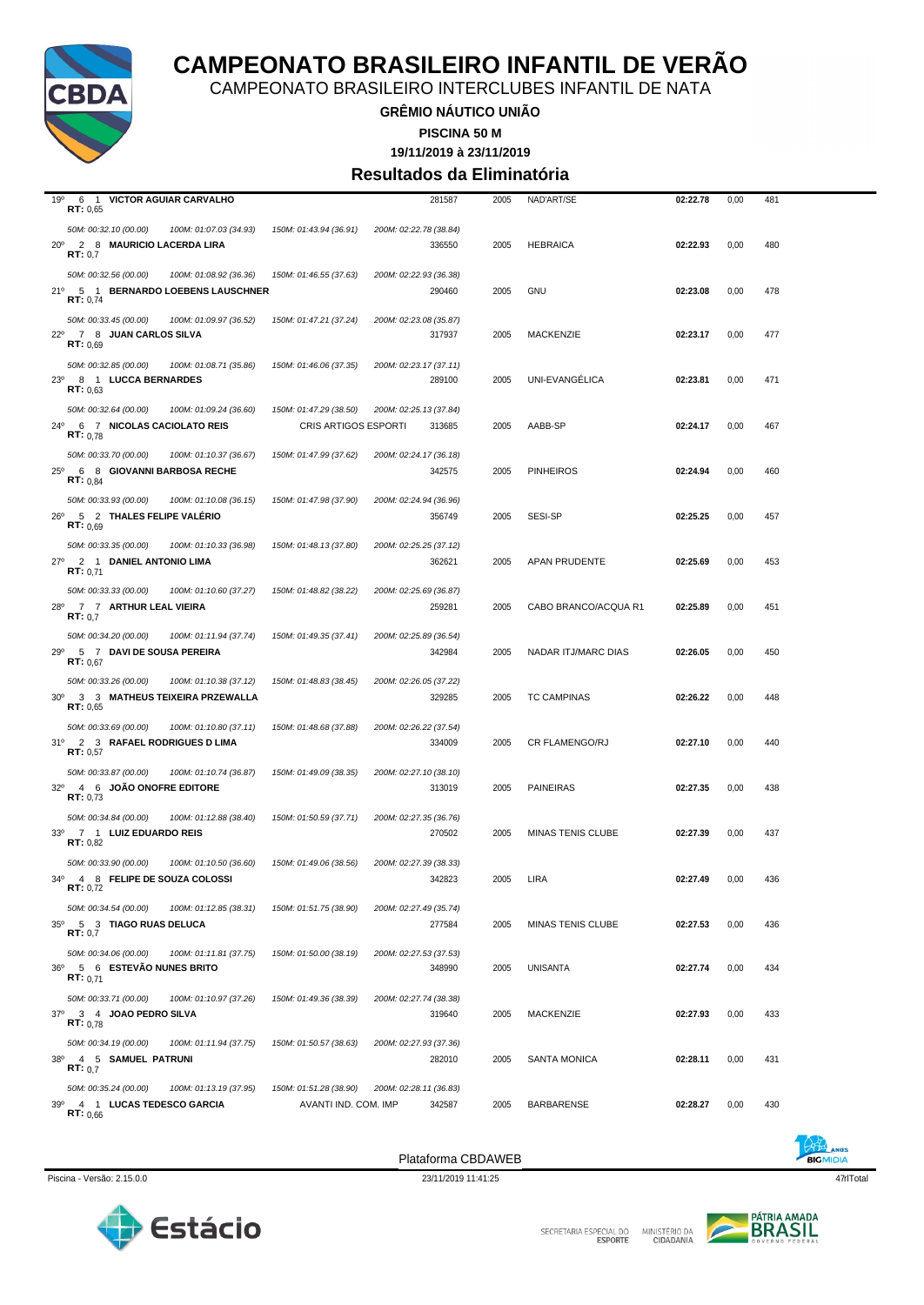# CAMPEONATO BRASILEIRO INFANTIL DE VERÃO

CAMPEONATO BRASILEIRO INTERCLUBES INFANTIL DE NATA

**GRÊMIO NÁUTICO UNIÃO**

**PISCINA 50 M**

**19/11/2019 à 23/11/2019**

## Resultados da Eliminatória

| Col. | Série | Raia | Nome | Patrocínio | Registro | Nasc. | Clube | Tempo | Pontos Índice | Pontos |
|---|---|---|---|---|---|---|---|---|---|---|
| 19º | 6 | 1 | **VICTOR AGUIAR CARVALHO** RT: 0,65 | | 281587 | 2005 | NAD'ART/SE | **02:22.78** | 0,00 | 481 |
| | | | *50M: 00:32.10 (00.00) 100M: 01:07.03 (34.93) 150M: 01:43.94 (36.91) 200M: 02:22.78 (38.84)* | | | | | | | |
| 20º | 2 | 8 | **MAURICIO LACERDA LIRA** RT: 0,7 | | 336550 | 2005 | HEBRAICA | **02:22.93** | 0,00 | 480 |
| | | | *50M: 00:32.56 (00.00) 100M: 01:08.92 (36.36) 150M: 01:46.55 (37.63) 200M: 02:22.93 (36.38)* | | | | | | | |
| 21º | 5 | 1 | **BERNARDO LOEBENS LAUSCHNER** RT: 0,74 | | 290460 | 2005 | GNU | **02:23.08** | 0,00 | 478 |
| | | | *50M: 00:33.45 (00.00) 100M: 01:09.97 (36.52) 150M: 01:47.21 (37.24) 200M: 02:23.08 (35.87)* | | | | | | | |
| 22º | 7 | 8 | **JUAN CARLOS SILVA** RT: 0,69 | | 317937 | 2005 | MACKENZIE | **02:23.17** | 0,00 | 477 |
| | | | *50M: 00:32.85 (00.00) 100M: 01:08.71 (35.86) 150M: 01:46.06 (37.35) 200M: 02:23.17 (37.11)* | | | | | | | |
| 23º | 8 | 1 | **LUCCA BERNARDES** RT: 0,63 | | 289100 | 2005 | UNI-EVANGÉLICA | **02:23.81** | 0,00 | 471 |
| | | | *50M: 00:32.64 (00.00) 100M: 01:09.24 (36.60) 150M: 01:47.29 (38.50) 200M: 02:25.13 (37.84)* | | | | | | | |
| 24º | 6 | 7 | **NICOLAS CACIOLATO REIS** RT: 0,78 | CRIS ARTIGOS ESPORTI | 313685 | 2005 | AABB-SP | **02:24.17** | 0,00 | 467 |
| | | | *50M: 00:33.70 (00.00) 100M: 01:10.37 (36.67) 150M: 01:47.99 (37.62) 200M: 02:24.17 (36.18)* | | | | | | | |
| 25º | 6 | 8 | **GIOVANNI BARBOSA RECHE** RT: 0,84 | | 342575 | 2005 | PINHEIROS | **02:24.94** | 0,00 | 460 |
| | | | *50M: 00:33.93 (00.00) 100M: 01:10.08 (36.15) 150M: 01:47.98 (37.90) 200M: 02:24.94 (36.96)* | | | | | | | |
| 26º | 5 | 2 | **THALES FELIPE VALÉRIO** RT: 0,69 | | 356749 | 2005 | SESI-SP | **02:25.25** | 0,00 | 457 |
| | | | *50M: 00:33.35 (00.00) 100M: 01:10.33 (36.98) 150M: 01:48.13 (37.80) 200M: 02:25.25 (37.12)* | | | | | | | |
| 27º | 2 | 1 | **DANIEL ANTONIO LIMA** RT: 0,71 | | 362621 | 2005 | APAN PRUDENTE | **02:25.69** | 0,00 | 453 |
| | | | *50M: 00:33.33 (00.00) 100M: 01:10.60 (37.27) 150M: 01:48.82 (38.22) 200M: 02:25.69 (36.87)* | | | | | | | |
| 28º | 7 | 7 | **ARTHUR LEAL VIEIRA** RT: 0,7 | | 259281 | 2005 | CABO BRANCO/ACQUA R1 | **02:25.89** | 0,00 | 451 |
| | | | *50M: 00:34.20 (00.00) 100M: 01:11.94 (37.74) 150M: 01:49.35 (37.41) 200M: 02:25.89 (36.54)* | | | | | | | |
| 29º | 5 | 7 | **DAVI DE SOUSA PEREIRA** RT: 0,67 | | 342984 | 2005 | NADAR ITJ/MARC DIAS | **02:26.05** | 0,00 | 450 |
| | | | *50M: 00:33.26 (00.00) 100M: 01:10.38 (37.12) 150M: 01:48.83 (38.45) 200M: 02:26.05 (37.22)* | | | | | | | |
| 30º | 3 | 3 | **MATHEUS TEIXEIRA PRZEWALLA** RT: 0,65 | | 329285 | 2005 | TC CAMPINAS | **02:26.22** | 0,00 | 448 |
| | | | *50M: 00:33.69 (00.00) 100M: 01:10.80 (37.11) 150M: 01:48.68 (37.88) 200M: 02:26.22 (37.54)* | | | | | | | |
| 31º | 2 | 3 | **RAFAEL RODRIGUES D LIMA** RT: 0,57 | | 334009 | 2005 | CR FLAMENGO/RJ | **02:27.10** | 0,00 | 440 |
| | | | *50M: 00:33.87 (00.00) 100M: 01:10.74 (36.87) 150M: 01:49.09 (38.35) 200M: 02:27.10 (38.10)* | | | | | | | |
| 32º | 4 | 6 | **JOÃO ONOFRE EDITORE** RT: 0,73 | | 313019 | 2005 | PAINEIRAS | **02:27.35** | 0,00 | 438 |
| | | | *50M: 00:34.84 (00.00) 100M: 01:12.88 (38.40) 150M: 01:50.59 (37.71) 200M: 02:27.35 (36.76)* | | | | | | | |
| 33º | 7 | 1 | **LUIZ EDUARDO REIS** RT: 0,82 | | 270502 | 2005 | MINAS TENIS CLUBE | **02:27.39** | 0,00 | 437 |
| | | | *50M: 00:33.90 (00.00) 100M: 01:10.50 (36.60) 150M: 01:49.06 (38.56) 200M: 02:27.39 (38.33)* | | | | | | | |
| 34º | 4 | 8 | **FELIPE DE SOUZA COLOSSI** RT: 0,72 | | 342823 | 2005 | LIRA | **02:27.49** | 0,00 | 436 |
| | | | *50M: 00:34.54 (00.00) 100M: 01:12.85 (38.31) 150M: 01:51.75 (38.90) 200M: 02:27.49 (35.74)* | | | | | | | |
| 35º | 5 | 3 | **TIAGO RUAS DELUCA** RT: 0,7 | | 277584 | 2005 | MINAS TENIS CLUBE | **02:27.53** | 0,00 | 436 |
| | | | *50M: 00:34.06 (00.00) 100M: 01:11.81 (37.75) 150M: 01:50.00 (38.19) 200M: 02:27.53 (37.53)* | | | | | | | |
| 36º | 5 | 6 | **ESTEVÃO NUNES BRITO** RT: 0,71 | | 348990 | 2005 | UNISANTA | **02:27.74** | 0,00 | 434 |
| | | | *50M: 00:33.71 (00.00) 100M: 01:10.97 (37.26) 150M: 01:49.36 (38.39) 200M: 02:27.74 (38.38)* | | | | | | | |
| 37º | 3 | 4 | **JOAO PEDRO SILVA** RT: 0,78 | | 319640 | 2005 | MACKENZIE | **02:27.93** | 0,00 | 433 |
| | | | *50M: 00:34.19 (00.00) 100M: 01:11.94 (37.75) 150M: 01:50.57 (38.63) 200M: 02:27.93 (37.36)* | | | | | | | |
| 38º | 4 | 5 | **SAMUEL PATRUNI** RT: 0,7 | | 282010 | 2005 | SANTA MONICA | **02:28.11** | 0,00 | 431 |
| | | | *50M: 00:35.24 (00.00) 100M: 01:13.19 (37.95) 150M: 01:51.28 (38.90) 200M: 02:28.11 (36.83)* | | | | | | | |
| 39º | 4 | 1 | **LUCAS TEDESCO GARCIA** RT: 0,66 | AVANTI IND. COM. IMP | 342587 | 2005 | BARBARENSE | **02:28.27** | 0,00 | 430 |

Plataforma CBDAWEB

Piscina - Versão: 2.15.0.0 — 23/11/2019 11:41:25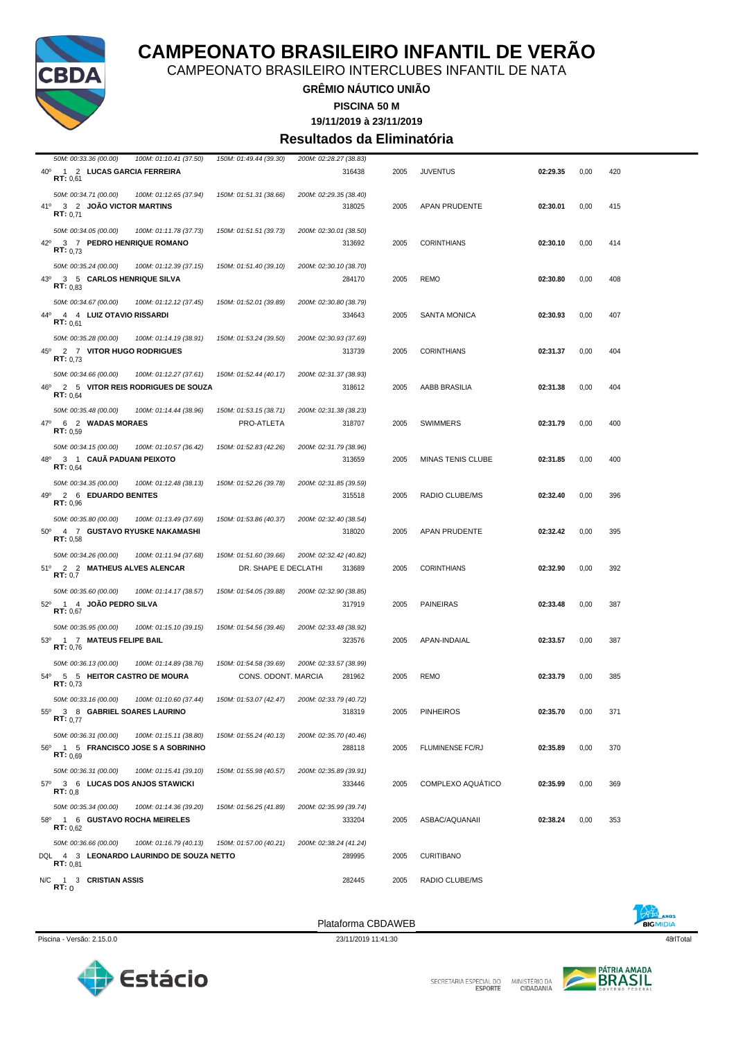# CAMPEONATO BRASILEIRO INFANTIL DE VERÃO

CAMPEONATO BRASILEIRO INTERCLUBES INFANTIL DE NATA

**GRÊMIO NÁUTICO UNIÃO**

**PISCINA 50 M**

**19/11/2019 à 23/11/2019**

## Resultados da Eliminatória

| Pos | Série | Raia | Nome | Patrocínio | Registro | Ano | Clube | Tempo | Pontos | Índice |
|---|---|---|---|---|---|---|---|---|---|---|
| | | | *50M: 00:33.36 (00.00) 100M: 01:10.41 (37.50) 150M: 01:49.44 (39.30) 200M: 02:28.27 (38.83)* | | | | | | | |
| 40º | 1 | 2 | **LUCAS GARCIA FERREIRA** (RT: 0,61) | | 316438 | 2005 | JUVENTUS | **02:29.35** | 0,00 | 420 |
| | | | *50M: 00:34.71 (00.00) 100M: 01:12.65 (37.94) 150M: 01:51.31 (38.66) 200M: 02:29.35 (38.40)* | | | | | | | |
| 41º | 3 | 2 | **JOÃO VICTOR MARTINS** (RT: 0,71) | | 318025 | 2005 | APAN PRUDENTE | **02:30.01** | 0,00 | 415 |
| | | | *50M: 00:34.05 (00.00) 100M: 01:11.78 (37.73) 150M: 01:51.51 (39.73) 200M: 02:30.01 (38.50)* | | | | | | | |
| 42º | 3 | 7 | **PEDRO HENRIQUE ROMANO** (RT: 0,73) | | 313692 | 2005 | CORINTHIANS | **02:30.10** | 0,00 | 414 |
| | | | *50M: 00:35.24 (00.00) 100M: 01:12.39 (37.15) 150M: 01:51.40 (39.10) 200M: 02:30.10 (38.70)* | | | | | | | |
| 43º | 3 | 5 | **CARLOS HENRIQUE SILVA** (RT: 0,83) | | 284170 | 2005 | REMO | **02:30.80** | 0,00 | 408 |
| | | | *50M: 00:34.67 (00.00) 100M: 01:12.12 (37.45) 150M: 01:52.01 (39.89) 200M: 02:30.80 (38.79)* | | | | | | | |
| 44º | 4 | 4 | **LUIZ OTAVIO RISSARDI** (RT: 0,61) | | 334643 | 2005 | SANTA MONICA | **02:30.93** | 0,00 | 407 |
| | | | *50M: 00:35.28 (00.00) 100M: 01:14.19 (38.91) 150M: 01:53.24 (39.50) 200M: 02:30.93 (37.69)* | | | | | | | |
| 45º | 2 | 7 | **VITOR HUGO RODRIGUES** (RT: 0,73) | | 313739 | 2005 | CORINTHIANS | **02:31.37** | 0,00 | 404 |
| | | | *50M: 00:34.66 (00.00) 100M: 01:12.27 (37.61) 150M: 01:52.44 (40.17) 200M: 02:31.37 (38.93)* | | | | | | | |
| 46º | 2 | 5 | **VITOR REIS RODRIGUES DE SOUZA** (RT: 0,64) | | 318612 | 2005 | AABB BRASILIA | **02:31.38** | 0,00 | 404 |
| | | | *50M: 00:35.48 (00.00) 100M: 01:14.44 (38.96) 150M: 01:53.15 (38.71) 200M: 02:31.38 (38.23)* | | | | | | | |
| 47º | 6 | 2 | **WADAS MORAES** (RT: 0,59) | PRO-ATLETA | 318707 | 2005 | SWIMMERS | **02:31.79** | 0,00 | 400 |
| | | | *50M: 00:34.15 (00.00) 100M: 01:10.57 (36.42) 150M: 01:52.83 (42.26) 200M: 02:31.79 (38.96)* | | | | | | | |
| 48º | 3 | 1 | **CAUÃ PADUANI PEIXOTO** (RT: 0,64) | | 313659 | 2005 | MINAS TENIS CLUBE | **02:31.85** | 0,00 | 400 |
| | | | *50M: 00:34.35 (00.00) 100M: 01:12.48 (38.13) 150M: 01:52.26 (39.78) 200M: 02:31.85 (39.59)* | | | | | | | |
| 49º | 2 | 6 | **EDUARDO BENITES** (RT: 0,96) | | 315518 | 2005 | RADIO CLUBE/MS | **02:32.40** | 0,00 | 396 |
| | | | *50M: 00:35.80 (00.00) 100M: 01:13.49 (37.69) 150M: 01:53.86 (40.37) 200M: 02:32.40 (38.54)* | | | | | | | |
| 50º | 4 | 7 | **GUSTAVO RYUSKE NAKAMASHI** (RT: 0,58) | | 318020 | 2005 | APAN PRUDENTE | **02:32.42** | 0,00 | 395 |
| | | | *50M: 00:34.26 (00.00) 100M: 01:11.94 (37.68) 150M: 01:51.60 (39.66) 200M: 02:32.42 (40.82)* | | | | | | | |
| 51º | 2 | 2 | **MATHEUS ALVES ALENCAR** (RT: 0,7) | DR. SHAPE E DECLATHI | 313689 | 2005 | CORINTHIANS | **02:32.90** | 0,00 | 392 |
| | | | *50M: 00:35.60 (00.00) 100M: 01:14.17 (38.57) 150M: 01:54.05 (39.88) 200M: 02:32.90 (38.85)* | | | | | | | |
| 52º | 1 | 4 | **JOÃO PEDRO SILVA** (RT: 0,67) | | 317919 | 2005 | PAINEIRAS | **02:33.48** | 0,00 | 387 |
| | | | *50M: 00:35.95 (00.00) 100M: 01:15.10 (39.15) 150M: 01:54.56 (39.46) 200M: 02:33.48 (38.92)* | | | | | | | |
| 53º | 1 | 7 | **MATEUS FELIPE BAIL** (RT: 0,76) | | 323576 | 2005 | APAN-INDAIAL | **02:33.57** | 0,00 | 387 |
| | | | *50M: 00:36.13 (00.00) 100M: 01:14.89 (38.76) 150M: 01:54.58 (39.69) 200M: 02:33.57 (38.99)* | | | | | | | |
| 54º | 5 | 5 | **HEITOR CASTRO DE MOURA** (RT: 0,73) | CONS. ODONT. MARCIA | 281962 | 2005 | REMO | **02:33.79** | 0,00 | 385 |
| | | | *50M: 00:33.16 (00.00) 100M: 01:10.60 (37.44) 150M: 01:53.07 (42.47) 200M: 02:33.79 (40.72)* | | | | | | | |
| 55º | 3 | 8 | **GABRIEL SOARES LAURINO** (RT: 0,77) | | 318319 | 2005 | PINHEIROS | **02:35.70** | 0,00 | 371 |
| | | | *50M: 00:36.31 (00.00) 100M: 01:15.11 (38.80) 150M: 01:55.24 (40.13) 200M: 02:35.70 (40.46)* | | | | | | | |
| 56º | 1 | 5 | **FRANCISCO JOSE S A SOBRINHO** (RT: 0,69) | | 288118 | 2005 | FLUMINENSE FC/RJ | **02:35.89** | 0,00 | 370 |
| | | | *50M: 00:36.31 (00.00) 100M: 01:15.41 (39.10) 150M: 01:55.98 (40.57) 200M: 02:35.89 (39.91)* | | | | | | | |
| 57º | 3 | 6 | **LUCAS DOS ANJOS STAWICKI** (RT: 0,8) | | 333446 | 2005 | COMPLEXO AQUÁTICO | **02:35.99** | 0,00 | 369 |
| | | | *50M: 00:35.34 (00.00) 100M: 01:14.36 (39.20) 150M: 01:56.25 (41.89) 200M: 02:35.99 (39.74)* | | | | | | | |
| 58º | 1 | 6 | **GUSTAVO ROCHA MEIRELES** (RT: 0,62) | | 333204 | 2005 | ASBAC/AQUANAII | **02:38.24** | 0,00 | 353 |
| | | | *50M: 00:36.66 (00.00) 100M: 01:16.79 (40.13) 150M: 01:57.00 (40.21) 200M: 02:38.24 (41.24)* | | | | | | | |
| DQL | 4 | 3 | **LEONARDO LAURINDO DE SOUZA NETTO** (RT: 0,81) | | 289995 | 2005 | CURITIBANO | | | |
| N/C | 1 | 3 | **CRISTIAN ASSIS** (RT: 0) | | 282445 | 2005 | RADIO CLUBE/MS | | | |

Plataforma CBDAWEB

Piscina - Versão: 2.15.0.0 — 23/11/2019 11:41:30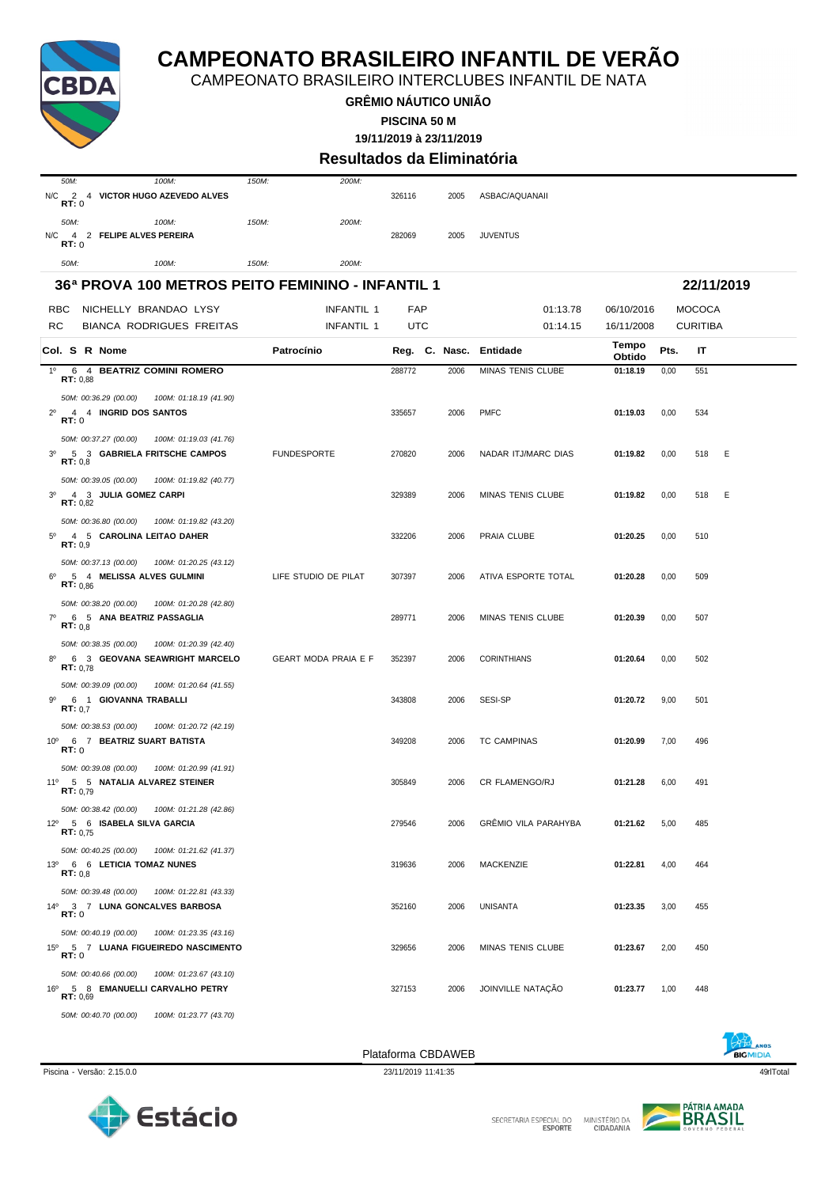# CAMPEONATO BRASILEIRO INFANTIL DE VERÃO

CAMPEONATO BRASILEIRO INTERCLUBES INFANTIL DE NATA

**GRÊMIO NÁUTICO UNIÃO**

**PISCINA 50 M**

**19/11/2019 à 23/11/2019**

### Resultados da Eliminatória

*50M: 100M: 150M: 200M:*

N/C 2 4 **VICTOR HUGO AZEVEDO ALVES** 326116 2005 ASBAC/AQUANAII
**RT:** 0

*50M: 100M: 150M: 200M:*

N/C 4 2 **FELIPE ALVES PEREIRA** 282069 2005 JUVENTUS
**RT:** 0

*50M: 100M: 150M: 200M:*

## 36ª PROVA 100 METROS PEITO FEMININO - INFANTIL 1 — 22/11/2019

| | | | | | | |
|---|---|---|---|---|---|---|
| RBC | NICHELLY BRANDAO LYSY | INFANTIL 1 | FAP | 01:13.78 | 06/10/2016 | MOCOCA |
| RC | BIANCA RODRIGUES FREITAS | INFANTIL 1 | UTC | 01:14.15 | 16/11/2008 | CURITIBA |

| Col. | S | R | Nome | Patrocínio | Reg. | C. | Nasc. | Entidade | Tempo Obtido | Pts. | IT | |
|---|---|---|---|---|---|---|---|---|---|---|---|---|
| 1º | 6 | 4 | **BEATRIZ COMINI ROMERO** RT: 0,88 | | 288772 | | 2006 | MINAS TENIS CLUBE | **01:18.19** | 0,00 | 551 | |
| | | | *50M: 00:36.29 (00.00) 100M: 01:18.19 (41.90)* | | | | | | | | | |
| 2º | 4 | 4 | **INGRID DOS SANTOS** RT: 0 | | 335657 | | 2006 | PMFC | **01:19.03** | 0,00 | 534 | |
| | | | *50M: 00:37.27 (00.00) 100M: 01:19.03 (41.76)* | | | | | | | | | |
| 3º | 5 | 3 | **GABRIELA FRITSCHE CAMPOS** RT: 0,8 | FUNDESPORTE | 270820 | | 2006 | NADAR ITJ/MARC DIAS | **01:19.82** | 0,00 | 518 | E |
| | | | *50M: 00:39.05 (00.00) 100M: 01:19.82 (40.77)* | | | | | | | | | |
| 3º | 4 | 3 | **JULIA GOMEZ CARPI** RT: 0,82 | | 329389 | | 2006 | MINAS TENIS CLUBE | **01:19.82** | 0,00 | 518 | E |
| | | | *50M: 00:36.80 (00.00) 100M: 01:19.82 (43.20)* | | | | | | | | | |
| 5º | 4 | 5 | **CAROLINA LEITAO DAHER** RT: 0,9 | | 332206 | | 2006 | PRAIA CLUBE | **01:20.25** | 0,00 | 510 | |
| | | | *50M: 00:37.13 (00.00) 100M: 01:20.25 (43.12)* | | | | | | | | | |
| 6º | 5 | 4 | **MELISSA ALVES GULMINI** RT: 0,86 | LIFE STUDIO DE PILAT | 307397 | | 2006 | ATIVA ESPORTE TOTAL | **01:20.28** | 0,00 | 509 | |
| | | | *50M: 00:38.20 (00.00) 100M: 01:20.28 (42.80)* | | | | | | | | | |
| 7º | 6 | 5 | **ANA BEATRIZ PASSAGLIA** RT: 0,8 | | 289771 | | 2006 | MINAS TENIS CLUBE | **01:20.39** | 0,00 | 507 | |
| | | | *50M: 00:38.35 (00.00) 100M: 01:20.39 (42.40)* | | | | | | | | | |
| 8º | 6 | 3 | **GEOVANA SEAWRIGHT MARCELO** RT: 0,78 | GEART MODA PRAIA E F | 352397 | | 2006 | CORINTHIANS | **01:20.64** | 0,00 | 502 | |
| | | | *50M: 00:39.09 (00.00) 100M: 01:20.64 (41.55)* | | | | | | | | | |
| 9º | 6 | 1 | **GIOVANNA TRABALLI** RT: 0,7 | | 343808 | | 2006 | SESI-SP | **01:20.72** | 9,00 | 501 | |
| | | | *50M: 00:38.53 (00.00) 100M: 01:20.72 (42.19)* | | | | | | | | | |
| 10º | 6 | 7 | **BEATRIZ SUART BATISTA** RT: 0 | | 349208 | | 2006 | TC CAMPINAS | **01:20.99** | 7,00 | 496 | |
| | | | *50M: 00:39.08 (00.00) 100M: 01:20.99 (41.91)* | | | | | | | | | |
| 11º | 5 | 5 | **NATALIA ALVAREZ STEINER** RT: 0,79 | | 305849 | | 2006 | CR FLAMENGO/RJ | **01:21.28** | 6,00 | 491 | |
| | | | *50M: 00:38.42 (00.00) 100M: 01:21.28 (42.86)* | | | | | | | | | |
| 12º | 5 | 6 | **ISABELA SILVA GARCIA** RT: 0,75 | | 279546 | | 2006 | GRÊMIO VILA PARAHYBA | **01:21.62** | 5,00 | 485 | |
| | | | *50M: 00:40.25 (00.00) 100M: 01:21.62 (41.37)* | | | | | | | | | |
| 13º | 6 | 6 | **LETICIA TOMAZ NUNES** RT: 0,8 | | 319636 | | 2006 | MACKENZIE | **01:22.81** | 4,00 | 464 | |
| | | | *50M: 00:39.48 (00.00) 100M: 01:22.81 (43.33)* | | | | | | | | | |
| 14º | 3 | 7 | **LUNA GONCALVES BARBOSA** RT: 0 | | 352160 | | 2006 | UNISANTA | **01:23.35** | 3,00 | 455 | |
| | | | *50M: 00:40.19 (00.00) 100M: 01:23.35 (43.16)* | | | | | | | | | |
| 15º | 5 | 7 | **LUANA FIGUEIREDO NASCIMENTO** RT: 0 | | 329656 | | 2006 | MINAS TENIS CLUBE | **01:23.67** | 2,00 | 450 | |
| | | | *50M: 00:40.66 (00.00) 100M: 01:23.67 (43.10)* | | | | | | | | | |
| 16º | 5 | 8 | **EMANUELLI CARVALHO PETRY** RT: 0,69 | | 327153 | | 2006 | JOINVILLE NATAÇÃO | **01:23.77** | 1,00 | 448 | |
| | | | *50M: 00:40.70 (00.00) 100M: 01:23.77 (43.70)* | | | | | | | | | |

Plataforma CBDAWEB

Piscina - Versão: 2.15.0.0 — 23/11/2019 11:41:35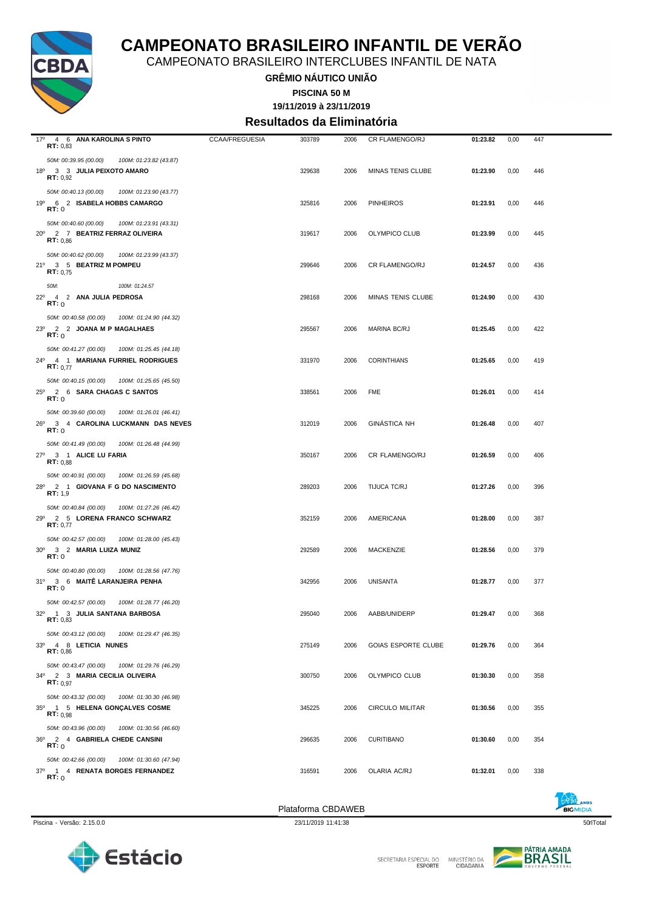# CAMPEONATO BRASILEIRO INFANTIL DE VERÃO

CAMPEONATO BRASILEIRO INTERCLUBES INFANTIL DE NATA

**GRÊMIO NÁUTICO UNIÃO**

**PISCINA 50 M**

**19/11/2019 à 23/11/2019**

## Resultados da Eliminatória

| Col | Série | Raia | Nome | | Registro | Nasc. | Clube | Tempo | | Pontos |
|---|---|---|---|---|---|---|---|---|---|---|
| 17º | 4 | 6 | **ANA KAROLINA S PINTO** (RT: 0,83) | CCAA/FREGUESIA | 303789 | 2006 | CR FLAMENGO/RJ | **01:23.82** | 0,00 | 447 |
| | | | *50M: 00:39.95 (00.00) 100M: 01:23.82 (43.87)* | | | | | | | |
| 18º | 3 | 3 | **JULIA PEIXOTO AMARO** (RT: 0,92) | | 329638 | 2006 | MINAS TENIS CLUBE | **01:23.90** | 0,00 | 446 |
| | | | *50M: 00:40.13 (00.00) 100M: 01:23.90 (43.77)* | | | | | | | |
| 19º | 6 | 2 | **ISABELA HOBBS CAMARGO** (RT: 0) | | 325816 | 2006 | PINHEIROS | **01:23.91** | 0,00 | 446 |
| | | | *50M: 00:40.60 (00.00) 100M: 01:23.91 (43.31)* | | | | | | | |
| 20º | 2 | 7 | **BEATRIZ FERRAZ OLIVEIRA** (RT: 0,86) | | 319617 | 2006 | OLYMPICO CLUB | **01:23.99** | 0,00 | 445 |
| | | | *50M: 00:40.62 (00.00) 100M: 01:23.99 (43.37)* | | | | | | | |
| 21º | 3 | 5 | **BEATRIZ M POMPEU** (RT: 0,75) | | 299646 | 2006 | CR FLAMENGO/RJ | **01:24.57** | 0,00 | 436 |
| | | | *50M: 100M: 01:24.57* | | | | | | | |
| 22º | 4 | 2 | **ANA JULIA PEDROSA** (RT: 0) | | 298168 | 2006 | MINAS TENIS CLUBE | **01:24.90** | 0,00 | 430 |
| | | | *50M: 00:40.58 (00.00) 100M: 01:24.90 (44.32)* | | | | | | | |
| 23º | 2 | 2 | **JOANA M P MAGALHAES** (RT: 0) | | 295567 | 2006 | MARINA BC/RJ | **01:25.45** | 0,00 | 422 |
| | | | *50M: 00:41.27 (00.00) 100M: 01:25.45 (44.18)* | | | | | | | |
| 24º | 4 | 1 | **MARIANA FURRIEL RODRIGUES** (RT: 0,77) | | 331970 | 2006 | CORINTHIANS | **01:25.65** | 0,00 | 419 |
| | | | *50M: 00:40.15 (00.00) 100M: 01:25.65 (45.50)* | | | | | | | |
| 25º | 2 | 6 | **SARA CHAGAS C SANTOS** (RT: 0) | | 338561 | 2006 | FME | **01:26.01** | 0,00 | 414 |
| | | | *50M: 00:39.60 (00.00) 100M: 01:26.01 (46.41)* | | | | | | | |
| 26º | 3 | 4 | **CAROLINA LUCKMANN DAS NEVES** (RT: 0) | | 312019 | 2006 | GINÁSTICA NH | **01:26.48** | 0,00 | 407 |
| | | | *50M: 00:41.49 (00.00) 100M: 01:26.48 (44.99)* | | | | | | | |
| 27º | 3 | 1 | **ALICE LU FARIA** (RT: 0,88) | | 350167 | 2006 | CR FLAMENGO/RJ | **01:26.59** | 0,00 | 406 |
| | | | *50M: 00:40.91 (00.00) 100M: 01:26.59 (45.68)* | | | | | | | |
| 28º | 2 | 1 | **GIOVANA F G DO NASCIMENTO** (RT: 1,9) | | 289203 | 2006 | TIJUCA TC/RJ | **01:27.26** | 0,00 | 396 |
| | | | *50M: 00:40.84 (00.00) 100M: 01:27.26 (46.42)* | | | | | | | |
| 29º | 2 | 5 | **LORENA FRANCO SCHWARZ** (RT: 0,77) | | 352159 | 2006 | AMERICANA | **01:28.00** | 0,00 | 387 |
| | | | *50M: 00:42.57 (00.00) 100M: 01:28.00 (45.43)* | | | | | | | |
| 30º | 3 | 2 | **MARIA LUIZA MUNIZ** (RT: 0) | | 292589 | 2006 | MACKENZIE | **01:28.56** | 0,00 | 379 |
| | | | *50M: 00:40.80 (00.00) 100M: 01:28.56 (47.76)* | | | | | | | |
| 31º | 3 | 6 | **MAITÊ LARANJEIRA PENHA** (RT: 0) | | 342956 | 2006 | UNISANTA | **01:28.77** | 0,00 | 377 |
| | | | *50M: 00:42.57 (00.00) 100M: 01:28.77 (46.20)* | | | | | | | |
| 32º | 1 | 3 | **JULIA SANTANA BARBOSA** (RT: 0,83) | | 295040 | 2006 | AABB/UNIDERP | **01:29.47** | 0,00 | 368 |
| | | | *50M: 00:43.12 (00.00) 100M: 01:29.47 (46.35)* | | | | | | | |
| 33º | 4 | 8 | **LETICIA NUNES** (RT: 0,86) | | 275149 | 2006 | GOIAS ESPORTE CLUBE | **01:29.76** | 0,00 | 364 |
| | | | *50M: 00:43.47 (00.00) 100M: 01:29.76 (46.29)* | | | | | | | |
| 34º | 2 | 3 | **MARIA CECILIA OLIVEIRA** (RT: 0,97) | | 300750 | 2006 | OLYMPICO CLUB | **01:30.30** | 0,00 | 358 |
| | | | *50M: 00:43.32 (00.00) 100M: 01:30.30 (46.98)* | | | | | | | |
| 35º | 1 | 5 | **HELENA GONÇALVES COSME** (RT: 0,98) | | 345225 | 2006 | CIRCULO MILITAR | **01:30.56** | 0,00 | 355 |
| | | | *50M: 00:43.96 (00.00) 100M: 01:30.56 (46.60)* | | | | | | | |
| 36º | 2 | 4 | **GABRIELA CHEDE CANSINI** (RT: 0) | | 296635 | 2006 | CURITIBANO | **01:30.60** | 0,00 | 354 |
| | | | *50M: 00:42.66 (00.00) 100M: 01:30.60 (47.94)* | | | | | | | |
| 37º | 1 | 4 | **RENATA BORGES FERNANDEZ** (RT: 0) | | 316591 | 2006 | OLARIA AC/RJ | **01:32.01** | 0,00 | 338 |

Plataforma CBDAWEB

Piscina - Versão: 2.15.0.0 — 23/11/2019 11:41:38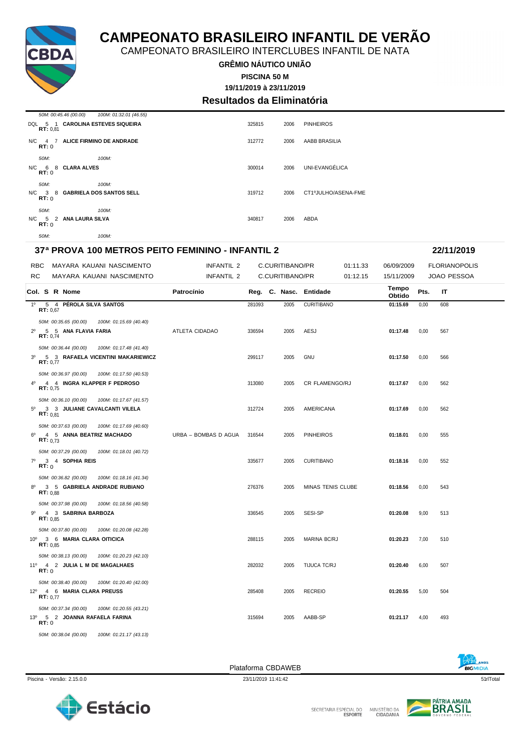# CAMPEONATO BRASILEIRO INFANTIL DE VERÃO

CAMPEONATO BRASILEIRO INTERCLUBES INFANTIL DE NATA

**GRÊMIO NÁUTICO UNIÃO**

**PISCINA 50 M**

**19/11/2019 à 23/11/2019**

## Resultados da Eliminatória

| Col. | S | R | Nome | Patrocínio | Reg. | C. Nasc. | Entidade | Tempo Obtido | Pts. | IT |
|---|---|---|---|---|---|---|---|---|---|---|
| | | | *50M: 00:45.46 (00.00) 100M: 01:32.01 (46.55)* | | | | | | | |
| DQL | 5 | 1 | **CAROLINA ESTEVES SIQUEIRA** RT: 0,81 | | 325815 | 2006 | PINHEIROS | | | |
| N/C | 4 | 7 | **ALICE FIRMINO DE ANDRADE** RT: 0 | | 312772 | 2006 | AABB BRASILIA | | | |
| | | | *50M: 100M:* | | | | | | | |
| N/C | 6 | 8 | **CLARA ALVES** RT: 0 | | 300014 | 2006 | UNI-EVANGÉLICA | | | |
| | | | *50M: 100M:* | | | | | | | |
| N/C | 3 | 8 | **GABRIELA DOS SANTOS SELL** RT: 0 | | 319712 | 2006 | CT1ºJULHO/ASENA-FME | | | |
| | | | *50M: 100M:* | | | | | | | |
| N/C | 5 | 2 | **ANA LAURA SILVA** RT: 0 | | 340817 | 2006 | ABDA | | | |
| | | | *50M: 100M:* | | | | | | | |

## 37ª PROVA 100 METROS PEITO FEMININO - INFANTIL 2 — 22/11/2019

| | | | | | | |
|---|---|---|---|---|---|---|
| RBC | MAYARA KAUANI NASCIMENTO | INFANTIL 2 | C.CURITIBANO/PR | 01:11.33 | 06/09/2009 | FLORIANOPOLIS |
| RC | MAYARA KAUANI NASCIMENTO | INFANTIL 2 | C.CURITIBANO/PR | 01:12.15 | 15/11/2009 | JOAO PESSOA |

| Col. | S | R | Nome | Patrocínio | Reg. | C. Nasc. | Entidade | Tempo Obtido | Pts. | IT |
|---|---|---|---|---|---|---|---|---|---|---|
| 1º | 5 | 4 | **PÉROLA SILVA SANTOS** RT: 0,67 | | 281093 | 2005 | CURITIBANO | 01:15.69 | 0,00 | 608 |
| | | | *50M: 00:35.65 (00.00) 100M: 01:15.69 (40.40)* | | | | | | | |
| 2º | 5 | 5 | **ANA FLAVIA FARIA** RT: 0,74 | ATLETA CIDADAO | 336594 | 2005 | AESJ | 01:17.48 | 0,00 | 567 |
| | | | *50M: 00:36.44 (00.00) 100M: 01:17.48 (41.40)* | | | | | | | |
| 3º | 5 | 3 | **RAFAELA VICENTINI MAKARIEWICZ** RT: 0,77 | | 299117 | 2005 | GNU | 01:17.50 | 0,00 | 566 |
| | | | *50M: 00:36.97 (00.00) 100M: 01:17.50 (40.53)* | | | | | | | |
| 4º | 4 | 4 | **INGRA KLAPPER F PEDROSO** RT: 0,75 | | 313080 | 2005 | CR FLAMENGO/RJ | 01:17.67 | 0,00 | 562 |
| | | | *50M: 00:36.10 (00.00) 100M: 01:17.67 (41.57)* | | | | | | | |
| 5º | 3 | 3 | **JULIANE CAVALCANTI VILELA** RT: 0,81 | | 312724 | 2005 | AMERICANA | 01:17.69 | 0,00 | 562 |
| | | | *50M: 00:37.63 (00.00) 100M: 01:17.69 (40.60)* | | | | | | | |
| 6º | 4 | 5 | **ANNA BEATRIZ MACHADO** RT: 0,73 | URBA – BOMBAS D AGUA | 316544 | 2005 | PINHEIROS | 01:18.01 | 0,00 | 555 |
| | | | *50M: 00:37.29 (00.00) 100M: 01:18.01 (40.72)* | | | | | | | |
| 7º | 3 | 4 | **SOPHIA REIS** RT: 0 | | 335677 | 2005 | CURITIBANO | 01:18.16 | 0,00 | 552 |
| | | | *50M: 00:36.82 (00.00) 100M: 01:18.16 (41.34)* | | | | | | | |
| 8º | 3 | 5 | **GABRIELA ANDRADE RUBIANO** RT: 0,88 | | 276376 | 2005 | MINAS TENIS CLUBE | 01:18.56 | 0,00 | 543 |
| | | | *50M: 00:37.98 (00.00) 100M: 01:18.56 (40.58)* | | | | | | | |
| 9º | 4 | 3 | **SABRINA BARBOZA** RT: 0,85 | | 336545 | 2005 | SESI-SP | 01:20.08 | 9,00 | 513 |
| | | | *50M: 00:37.80 (00.00) 100M: 01:20.08 (42.28)* | | | | | | | |
| 10º | 3 | 6 | **MARIA CLARA OITICICA** RT: 0,85 | | 288115 | 2005 | MARINA BC/RJ | 01:20.23 | 7,00 | 510 |
| | | | *50M: 00:38.13 (00.00) 100M: 01:20.23 (42.10)* | | | | | | | |
| 11º | 4 | 2 | **JULIA L M DE MAGALHAES** RT: 0 | | 282032 | 2005 | TIJUCA TC/RJ | 01:20.40 | 6,00 | 507 |
| | | | *50M: 00:38.40 (00.00) 100M: 01:20.40 (42.00)* | | | | | | | |
| 12º | 4 | 6 | **MARIA CLARA PREUSS** RT: 0,77 | | 285408 | 2005 | RECREIO | 01:20.55 | 5,00 | 504 |
| | | | *50M: 00:37.34 (00.00) 100M: 01:20.55 (43.21)* | | | | | | | |
| 13º | 5 | 2 | **JOANNA RAFAELA FARINA** RT: 0 | | 315694 | 2005 | AABB-SP | 01:21.17 | 4,00 | 493 |
| | | | *50M: 00:38.04 (00.00) 100M: 01:21.17 (43.13)* | | | | | | | |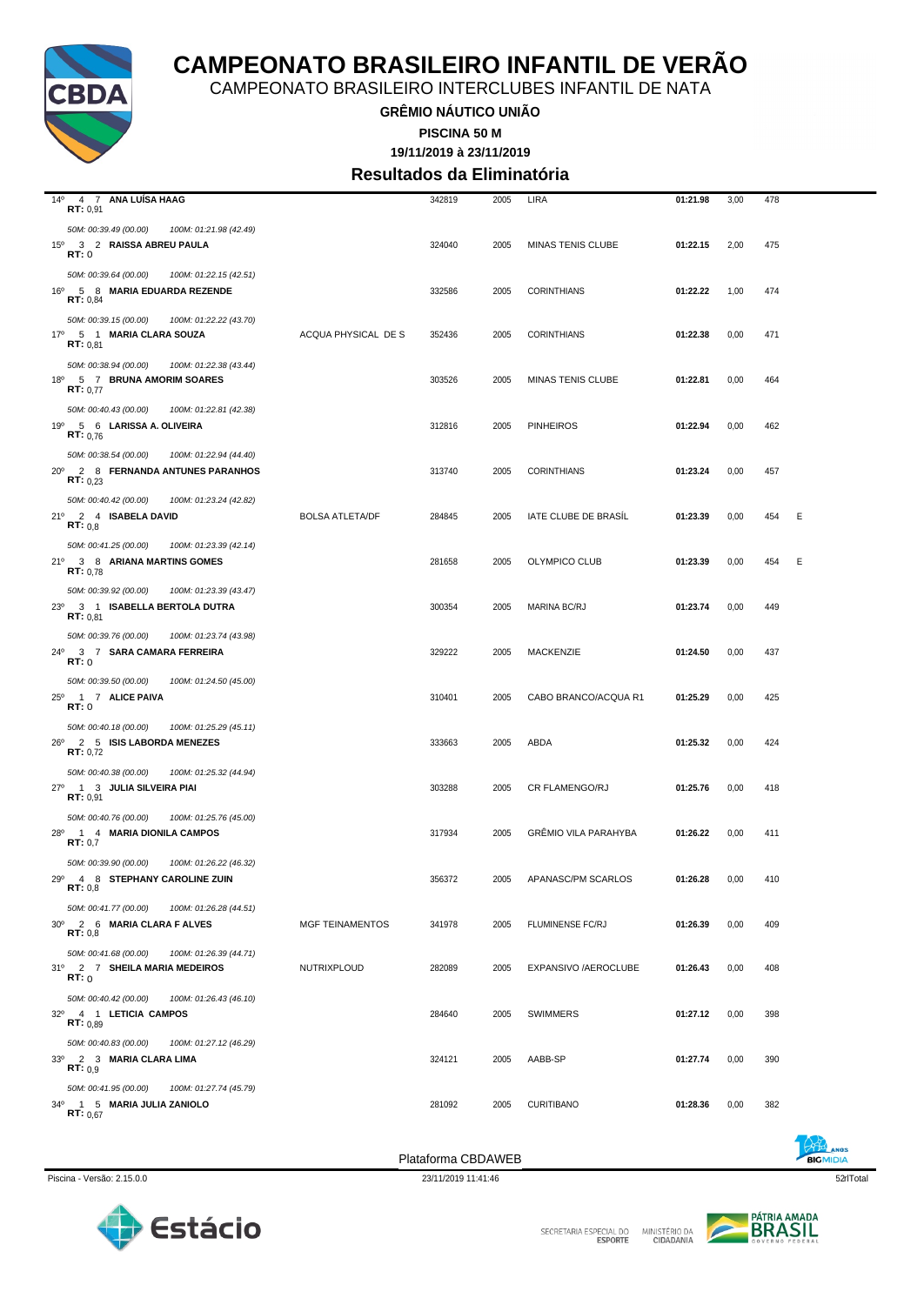# CAMPEONATO BRASILEIRO INFANTIL DE VERÃO

CAMPEONATO BRASILEIRO INTERCLUBES INFANTIL DE NATA

**GRÊMIO NÁUTICO UNIÃO**

**PISCINA 50 M**

**19/11/2019 à 23/11/2019**

## Resultados da Eliminatória

| Col. | S | R | Nome | Patrocínio | Registro | Ano | Clube | Tempo | Pontos | Índice | |
|---|---|---|---|---|---|---|---|---|---|---|---|
| 14º | 4 | 7 | **ANA LUÍSA HAAG** RT: 0,91 | | 342819 | 2005 | LIRA | **01:21.98** | 3,00 | 478 | |
| | | | *50M: 00:39.49 (00.00) 100M: 01:21.98 (42.49)* | | | | | | | | |
| 15º | 3 | 2 | **RAISSA ABREU PAULA** RT: 0 | | 324040 | 2005 | MINAS TENIS CLUBE | **01:22.15** | 2,00 | 475 | |
| | | | *50M: 00:39.64 (00.00) 100M: 01:22.15 (42.51)* | | | | | | | | |
| 16º | 5 | 8 | **MARIA EDUARDA REZENDE** RT: 0,84 | | 332586 | 2005 | CORINTHIANS | **01:22.22** | 1,00 | 474 | |
| | | | *50M: 00:39.15 (00.00) 100M: 01:22.22 (43.70)* | | | | | | | | |
| 17º | 5 | 1 | **MARIA CLARA SOUZA** RT: 0,81 | ACQUA PHYSICAL DE S | 352436 | 2005 | CORINTHIANS | **01:22.38** | 0,00 | 471 | |
| | | | *50M: 00:38.94 (00.00) 100M: 01:22.38 (43.44)* | | | | | | | | |
| 18º | 5 | 7 | **BRUNA AMORIM SOARES** RT: 0,77 | | 303526 | 2005 | MINAS TENIS CLUBE | **01:22.81** | 0,00 | 464 | |
| | | | *50M: 00:40.43 (00.00) 100M: 01:22.81 (42.38)* | | | | | | | | |
| 19º | 5 | 6 | **LARISSA A. OLIVEIRA** RT: 0,76 | | 312816 | 2005 | PINHEIROS | **01:22.94** | 0,00 | 462 | |
| | | | *50M: 00:38.54 (00.00) 100M: 01:22.94 (44.40)* | | | | | | | | |
| 20º | 2 | 8 | **FERNANDA ANTUNES PARANHOS** RT: 0,23 | | 313740 | 2005 | CORINTHIANS | **01:23.24** | 0,00 | 457 | |
| | | | *50M: 00:40.42 (00.00) 100M: 01:23.24 (42.82)* | | | | | | | | |
| 21º | 2 | 4 | **ISABELA DAVID** RT: 0,8 | BOLSA ATLETA/DF | 284845 | 2005 | IATE CLUBE DE BRASÍL | **01:23.39** | 0,00 | 454 | E |
| | | | *50M: 00:41.25 (00.00) 100M: 01:23.39 (42.14)* | | | | | | | | |
| 21º | 3 | 8 | **ARIANA MARTINS GOMES** RT: 0,78 | | 281658 | 2005 | OLYMPICO CLUB | **01:23.39** | 0,00 | 454 | E |
| | | | *50M: 00:39.92 (00.00) 100M: 01:23.39 (43.47)* | | | | | | | | |
| 23º | 3 | 1 | **ISABELLA BERTOLA DUTRA** RT: 0,81 | | 300354 | 2005 | MARINA BC/RJ | **01:23.74** | 0,00 | 449 | |
| | | | *50M: 00:39.76 (00.00) 100M: 01:23.74 (43.98)* | | | | | | | | |
| 24º | 3 | 7 | **SARA CAMARA FERREIRA** RT: 0 | | 329222 | 2005 | MACKENZIE | **01:24.50** | 0,00 | 437 | |
| | | | *50M: 00:39.50 (00.00) 100M: 01:24.50 (45.00)* | | | | | | | | |
| 25º | 1 | 7 | **ALICE PAIVA** RT: 0 | | 310401 | 2005 | CABO BRANCO/ACQUA R1 | **01:25.29** | 0,00 | 425 | |
| | | | *50M: 00:40.18 (00.00) 100M: 01:25.29 (45.11)* | | | | | | | | |
| 26º | 2 | 5 | **ISIS LABORDA MENEZES** RT: 0,72 | | 333663 | 2005 | ABDA | **01:25.32** | 0,00 | 424 | |
| | | | *50M: 00:40.38 (00.00) 100M: 01:25.32 (44.94)* | | | | | | | | |
| 27º | 1 | 3 | **JULIA SILVEIRA PIAI** RT: 0,91 | | 303288 | 2005 | CR FLAMENGO/RJ | **01:25.76** | 0,00 | 418 | |
| | | | *50M: 00:40.76 (00.00) 100M: 01:25.76 (45.00)* | | | | | | | | |
| 28º | 1 | 4 | **MARIA DIONILA CAMPOS** RT: 0,7 | | 317934 | 2005 | GRÊMIO VILA PARAHYBA | **01:26.22** | 0,00 | 411 | |
| | | | *50M: 00:39.90 (00.00) 100M: 01:26.22 (46.32)* | | | | | | | | |
| 29º | 4 | 8 | **STEPHANY CAROLINE ZUIN** RT: 0,8 | | 356372 | 2005 | APANASC/PM SCARLOS | **01:26.28** | 0,00 | 410 | |
| | | | *50M: 00:41.77 (00.00) 100M: 01:26.28 (44.51)* | | | | | | | | |
| 30º | 2 | 6 | **MARIA CLARA F ALVES** RT: 0,8 | MGF TEINAMENTOS | 341978 | 2005 | FLUMINENSE FC/RJ | **01:26.39** | 0,00 | 409 | |
| | | | *50M: 00:41.68 (00.00) 100M: 01:26.39 (44.71)* | | | | | | | | |
| 31º | 2 | 7 | **SHEILA MARIA MEDEIROS** RT: 0 | NUTRIXPLOUD | 282089 | 2005 | EXPANSIVO /AEROCLUBE | **01:26.43** | 0,00 | 408 | |
| | | | *50M: 00:40.42 (00.00) 100M: 01:26.43 (46.10)* | | | | | | | | |
| 32º | 4 | 1 | **LETICIA CAMPOS** RT: 0,89 | | 284640 | 2005 | SWIMMERS | **01:27.12** | 0,00 | 398 | |
| | | | *50M: 00:40.83 (00.00) 100M: 01:27.12 (46.29)* | | | | | | | | |
| 33º | 2 | 3 | **MARIA CLARA LIMA** RT: 0,9 | | 324121 | 2005 | AABB-SP | **01:27.74** | 0,00 | 390 | |
| | | | *50M: 00:41.95 (00.00) 100M: 01:27.74 (45.79)* | | | | | | | | |
| 34º | 1 | 5 | **MARIA JULIA ZANIOLO** RT: 0,67 | | 281092 | 2005 | CURITIBANO | **01:28.36** | 0,00 | 382 | |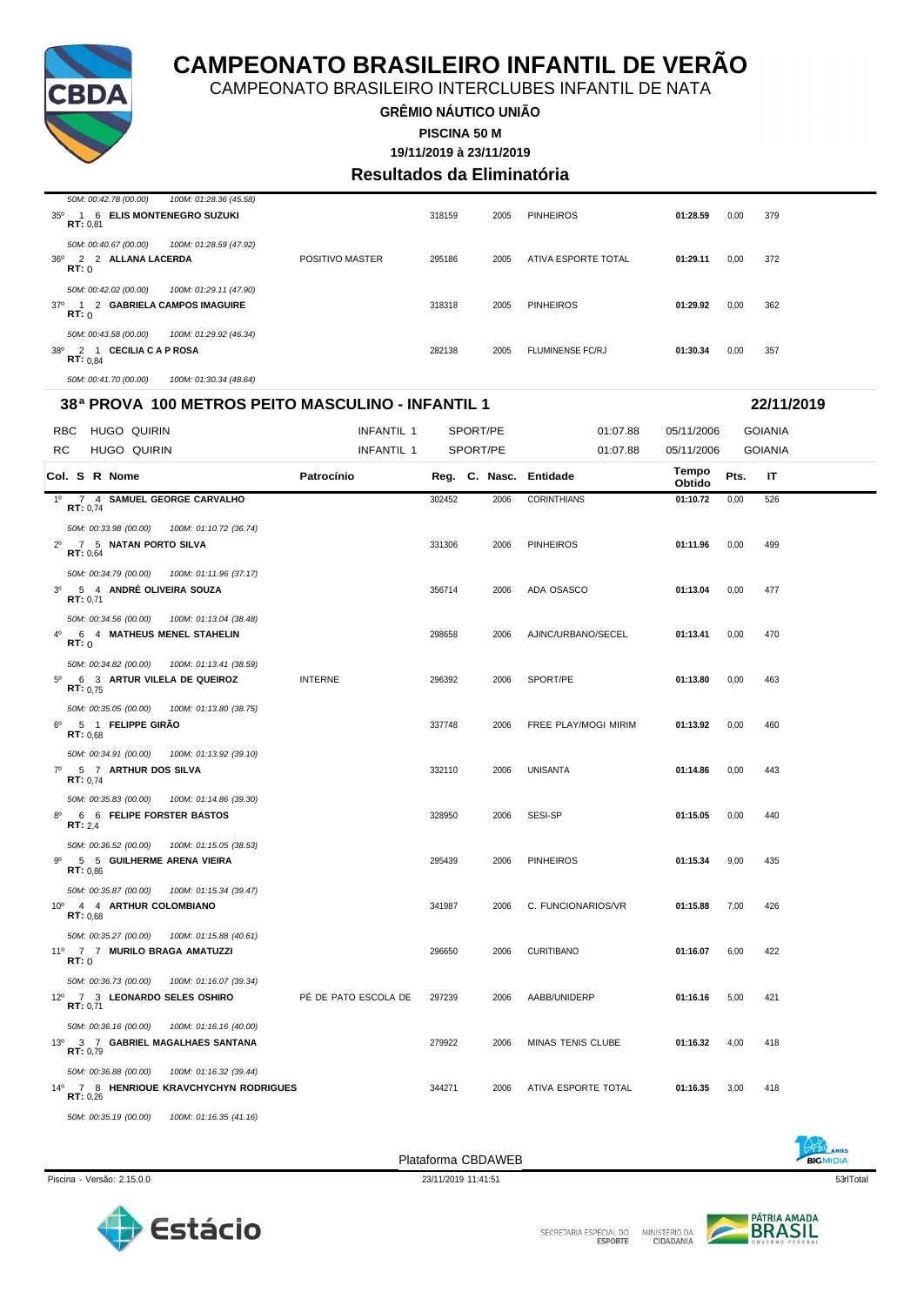# CAMPEONATO BRASILEIRO INFANTIL DE VERÃO

CAMPEONATO BRASILEIRO INTERCLUBES INFANTIL DE NATA

**GRÊMIO NÁUTICO UNIÃO**

**PISCINA 50 M**

**19/11/2019 à 23/11/2019**

## Resultados da Eliminatória

*50M: 00:42.78 (00.00) 100M: 01:28.36 (45.58)*

| Col. | S | R | Nome | Patrocínio | Reg. | C. Nasc. | Entidade | Tempo Obtido | Pts. | IT |
|---|---|---|---|---|---|---|---|---|---|---|
| 35º | 1 | 6 | **ELIS MONTENEGRO SUZUKI** RT: 0,81 | | 318159 | 2005 | PINHEIROS | 01:28.59 | 0,00 | 379 |
| | | | *50M: 00:40.67 (00.00) 100M: 01:28.59 (47.92)* | | | | | | | |
| 36º | 2 | 2 | **ALLANA LACERDA** RT: 0 | POSITIVO MASTER | 295186 | 2005 | ATIVA ESPORTE TOTAL | 01:29.11 | 0,00 | 372 |
| | | | *50M: 00:42.02 (00.00) 100M: 01:29.11 (47.90)* | | | | | | | |
| 37º | 1 | 2 | **GABRIELA CAMPOS IMAGUIRE** RT: 0 | | 318318 | 2005 | PINHEIROS | 01:29.92 | 0,00 | 362 |
| | | | *50M: 00:43.58 (00.00) 100M: 01:29.92 (46.34)* | | | | | | | |
| 38º | 2 | 1 | **CECILIA C A P ROSA** RT: 0,84 | | 282138 | 2005 | FLUMINENSE FC/RJ | 01:30.34 | 0,00 | 357 |
| | | | *50M: 00:41.70 (00.00) 100M: 01:30.34 (48.64)* | | | | | | | |

## 38ª PROVA 100 METROS PEITO MASCULINO - INFANTIL 1 — 22/11/2019

| | | | | | | |
|---|---|---|---|---|---|---|
| RBC | HUGO QUIRIN | INFANTIL 1 | SPORT/PE | 01:07.88 | 05/11/2006 | GOIANIA |
| RC | HUGO QUIRIN | INFANTIL 1 | SPORT/PE | 01:07.88 | 05/11/2006 | GOIANIA |

| Col. | S | R | Nome | Patrocínio | Reg. | C. Nasc. | Entidade | Tempo Obtido | Pts. | IT |
|---|---|---|---|---|---|---|---|---|---|---|
| 1º | 7 | 4 | **SAMUEL GEORGE CARVALHO** RT: 0,74 | | 302452 | 2006 | CORINTHIANS | 01:10.72 | 0,00 | 526 |
| | | | *50M: 00:33.98 (00.00) 100M: 01:10.72 (36.74)* | | | | | | | |
| 2º | 7 | 5 | **NATAN PORTO SILVA** RT: 0,64 | | 331306 | 2006 | PINHEIROS | 01:11.96 | 0,00 | 499 |
| | | | *50M: 00:34.79 (00.00) 100M: 01:11.96 (37.17)* | | | | | | | |
| 3º | 5 | 4 | **ANDRÉ OLIVEIRA SOUZA** RT: 0,71 | | 356714 | 2006 | ADA OSASCO | 01:13.04 | 0,00 | 477 |
| | | | *50M: 00:34.56 (00.00) 100M: 01:13.04 (38.48)* | | | | | | | |
| 4º | 6 | 4 | **MATHEUS MENEL STAHELIN** RT: 0 | | 298658 | 2006 | AJINC/URBANO/SECEL | 01:13.41 | 0,00 | 470 |
| | | | *50M: 00:34.82 (00.00) 100M: 01:13.41 (38.59)* | | | | | | | |
| 5º | 6 | 3 | **ARTUR VILELA DE QUEIROZ** RT: 0,75 | INTERNE | 296392 | 2006 | SPORT/PE | 01:13.80 | 0,00 | 463 |
| | | | *50M: 00:35.05 (00.00) 100M: 01:13.80 (38.75)* | | | | | | | |
| 6º | 5 | 1 | **FELIPPE GIRÃO** RT: 0,68 | | 337748 | 2006 | FREE PLAY/MOGI MIRIM | 01:13.92 | 0,00 | 460 |
| | | | *50M: 00:34.91 (00.00) 100M: 01:13.92 (39.10)* | | | | | | | |
| 7º | 5 | 7 | **ARTHUR DOS SILVA** RT: 0,74 | | 332110 | 2006 | UNISANTA | 01:14.86 | 0,00 | 443 |
| | | | *50M: 00:35.83 (00.00) 100M: 01:14.86 (39.30)* | | | | | | | |
| 8º | 6 | 6 | **FELIPE FORSTER BASTOS** RT: 2,4 | | 328950 | 2006 | SESI-SP | 01:15.05 | 0,00 | 440 |
| | | | *50M: 00:36.52 (00.00) 100M: 01:15.05 (38.53)* | | | | | | | |
| 9º | 5 | 5 | **GUILHERME ARENA VIEIRA** RT: 0,86 | | 295439 | 2006 | PINHEIROS | 01:15.34 | 9,00 | 435 |
| | | | *50M: 00:35.87 (00.00) 100M: 01:15.34 (39.47)* | | | | | | | |
| 10º | 4 | 4 | **ARTHUR COLOMBIANO** RT: 0,68 | | 341987 | 2006 | C. FUNCIONARIOS/VR | 01:15.88 | 7,00 | 426 |
| | | | *50M: 00:35.27 (00.00) 100M: 01:15.88 (40.61)* | | | | | | | |
| 11º | 7 | 7 | **MURILO BRAGA AMATUZZI** RT: 0 | | 296650 | 2006 | CURITIBANO | 01:16.07 | 6,00 | 422 |
| | | | *50M: 00:36.73 (00.00) 100M: 01:16.07 (39.34)* | | | | | | | |
| 12º | 7 | 3 | **LEONARDO SELES OSHIRO** RT: 0,71 | PÉ DE PATO ESCOLA DE | 297239 | 2006 | AABB/UNIDERP | 01:16.16 | 5,00 | 421 |
| | | | *50M: 00:36.16 (00.00) 100M: 01:16.16 (40.00)* | | | | | | | |
| 13º | 3 | 7 | **GABRIEL MAGALHAES SANTANA** RT: 0,79 | | 279922 | 2006 | MINAS TENIS CLUBE | 01:16.32 | 4,00 | 418 |
| | | | *50M: 00:36.88 (00.00) 100M: 01:16.32 (39.44)* | | | | | | | |
| 14º | 7 | 8 | **HENRIOUE KRAVCHYCHYN RODRIGUES** RT: 0,26 | | 344271 | 2006 | ATIVA ESPORTE TOTAL | 01:16.35 | 3,00 | 418 |
| | | | *50M: 00:35.19 (00.00) 100M: 01:16.35 (41.16)* | | | | | | | |

Plataforma CBDAWEB

Piscina - Versão: 2.15.0.0 — 23/11/2019 11:41:51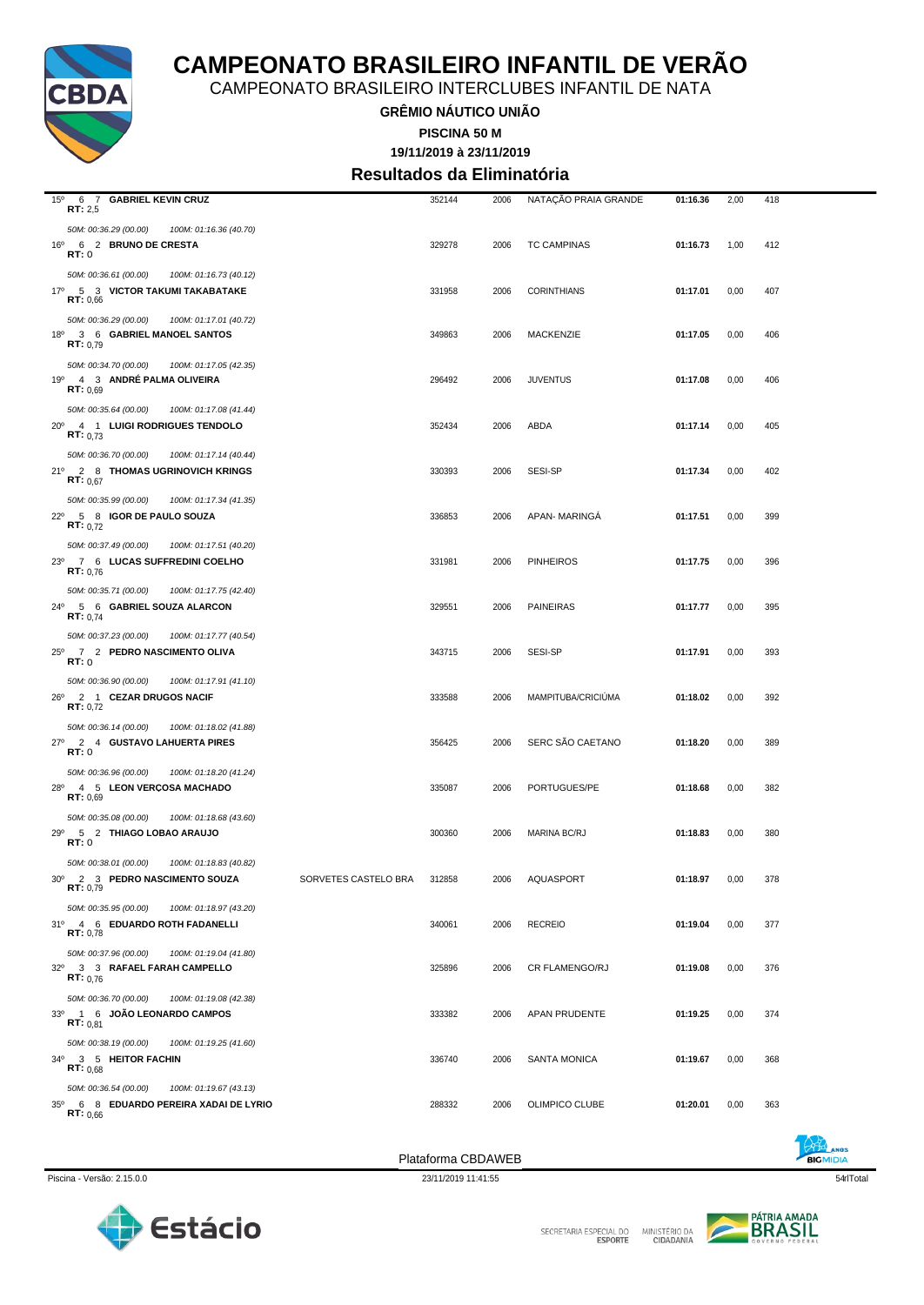# CAMPEONATO BRASILEIRO INFANTIL DE VERÃO

CAMPEONATO BRASILEIRO INTERCLUBES INFANTIL DE NATA

**GRÊMIO NÁUTICO UNIÃO**

**PISCINA 50 M**

**19/11/2019 à 23/11/2019**

## Resultados da Eliminatória

| Col. | S | R | Nome | | Registro | Ano | Clube | Tempo | Pontos | Índice |
|---|---|---|---|---|---|---|---|---|---|---|
| 15º | 6 | 7 | **GABRIEL KEVIN CRUZ** RT: 2,5 | | 352144 | 2006 | NATAÇÃO PRAIA GRANDE | **01:16.36** | 2,00 | 418 |
| | | | *50M: 00:36.29 (00.00) 100M: 01:16.36 (40.70)* | | | | | | | |
| 16º | 6 | 2 | **BRUNO DE CRESTA** RT: 0 | | 329278 | 2006 | TC CAMPINAS | **01:16.73** | 1,00 | 412 |
| | | | *50M: 00:36.61 (00.00) 100M: 01:16.73 (40.12)* | | | | | | | |
| 17º | 5 | 3 | **VICTOR TAKUMI TAKABATAKE** RT: 0,66 | | 331958 | 2006 | CORINTHIANS | **01:17.01** | 0,00 | 407 |
| | | | *50M: 00:36.29 (00.00) 100M: 01:17.01 (40.72)* | | | | | | | |
| 18º | 3 | 6 | **GABRIEL MANOEL SANTOS** RT: 0,79 | | 349863 | 2006 | MACKENZIE | **01:17.05** | 0,00 | 406 |
| | | | *50M: 00:34.70 (00.00) 100M: 01:17.05 (42.35)* | | | | | | | |
| 19º | 4 | 3 | **ANDRÉ PALMA OLIVEIRA** RT: 0,69 | | 296492 | 2006 | JUVENTUS | **01:17.08** | 0,00 | 406 |
| | | | *50M: 00:35.64 (00.00) 100M: 01:17.08 (41.44)* | | | | | | | |
| 20º | 4 | 1 | **LUIGI RODRIGUES TENDOLO** RT: 0,73 | | 352434 | 2006 | ABDA | **01:17.14** | 0,00 | 405 |
| | | | *50M: 00:36.70 (00.00) 100M: 01:17.14 (40.44)* | | | | | | | |
| 21º | 2 | 8 | **THOMAS UGRINOVICH KRINGS** RT: 0,67 | | 330393 | 2006 | SESI-SP | **01:17.34** | 0,00 | 402 |
| | | | *50M: 00:35.99 (00.00) 100M: 01:17.34 (41.35)* | | | | | | | |
| 22º | 5 | 8 | **IGOR DE PAULO SOUZA** RT: 0,72 | | 336853 | 2006 | APAN- MARINGÁ | **01:17.51** | 0,00 | 399 |
| | | | *50M: 00:37.49 (00.00) 100M: 01:17.51 (40.20)* | | | | | | | |
| 23º | 7 | 6 | **LUCAS SUFFREDINI COELHO** RT: 0,76 | | 331981 | 2006 | PINHEIROS | **01:17.75** | 0,00 | 396 |
| | | | *50M: 00:35.71 (00.00) 100M: 01:17.75 (42.40)* | | | | | | | |
| 24º | 5 | 6 | **GABRIEL SOUZA ALARCON** RT: 0,74 | | 329551 | 2006 | PAINEIRAS | **01:17.77** | 0,00 | 395 |
| | | | *50M: 00:37.23 (00.00) 100M: 01:17.77 (40.54)* | | | | | | | |
| 25º | 7 | 2 | **PEDRO NASCIMENTO OLIVA** RT: 0 | | 343715 | 2006 | SESI-SP | **01:17.91** | 0,00 | 393 |
| | | | *50M: 00:36.90 (00.00) 100M: 01:17.91 (41.10)* | | | | | | | |
| 26º | 2 | 1 | **CEZAR DRUGOS NACIF** RT: 0,72 | | 333588 | 2006 | MAMPITUBA/CRICIÚMA | **01:18.02** | 0,00 | 392 |
| | | | *50M: 00:36.14 (00.00) 100M: 01:18.02 (41.88)* | | | | | | | |
| 27º | 2 | 4 | **GUSTAVO LAHUERTA PIRES** RT: 0 | | 356425 | 2006 | SERC SÃO CAETANO | **01:18.20** | 0,00 | 389 |
| | | | *50M: 00:36.96 (00.00) 100M: 01:18.20 (41.24)* | | | | | | | |
| 28º | 4 | 5 | **LEON VERÇOSA MACHADO** RT: 0,69 | | 335087 | 2006 | PORTUGUES/PE | **01:18.68** | 0,00 | 382 |
| | | | *50M: 00:35.08 (00.00) 100M: 01:18.68 (43.60)* | | | | | | | |
| 29º | 5 | 2 | **THIAGO LOBAO ARAUJO** RT: 0 | | 300360 | 2006 | MARINA BC/RJ | **01:18.83** | 0,00 | 380 |
| | | | *50M: 00:38.01 (00.00) 100M: 01:18.83 (40.82)* | | | | | | | |
| 30º | 2 | 3 | **PEDRO NASCIMENTO SOUZA** RT: 0,79 | SORVETES CASTELO BRA | 312858 | 2006 | AQUASPORT | **01:18.97** | 0,00 | 378 |
| | | | *50M: 00:35.95 (00.00) 100M: 01:18.97 (43.20)* | | | | | | | |
| 31º | 4 | 6 | **EDUARDO ROTH FADANELLI** RT: 0,78 | | 340061 | 2006 | RECREIO | **01:19.04** | 0,00 | 377 |
| | | | *50M: 00:37.96 (00.00) 100M: 01:19.04 (41.80)* | | | | | | | |
| 32º | 3 | 3 | **RAFAEL FARAH CAMPELLO** RT: 0,76 | | 325896 | 2006 | CR FLAMENGO/RJ | **01:19.08** | 0,00 | 376 |
| | | | *50M: 00:36.70 (00.00) 100M: 01:19.08 (42.38)* | | | | | | | |
| 33º | 1 | 6 | **JOÃO LEONARDO CAMPOS** RT: 0,81 | | 333382 | 2006 | APAN PRUDENTE | **01:19.25** | 0,00 | 374 |
| | | | *50M: 00:38.19 (00.00) 100M: 01:19.25 (41.60)* | | | | | | | |
| 34º | 3 | 5 | **HEITOR FACHIN** RT: 0,68 | | 336740 | 2006 | SANTA MONICA | **01:19.67** | 0,00 | 368 |
| | | | *50M: 00:36.54 (00.00) 100M: 01:19.67 (43.13)* | | | | | | | |
| 35º | 6 | 8 | **EDUARDO PEREIRA XADAI DE LYRIO** RT: 0,66 | | 288332 | 2006 | OLIMPICO CLUBE | **01:20.01** | 0,00 | 363 |

Plataforma CBDAWEB

Piscina - Versão: 2.15.0.0 — 23/11/2019 11:41:55 — 54rlTotal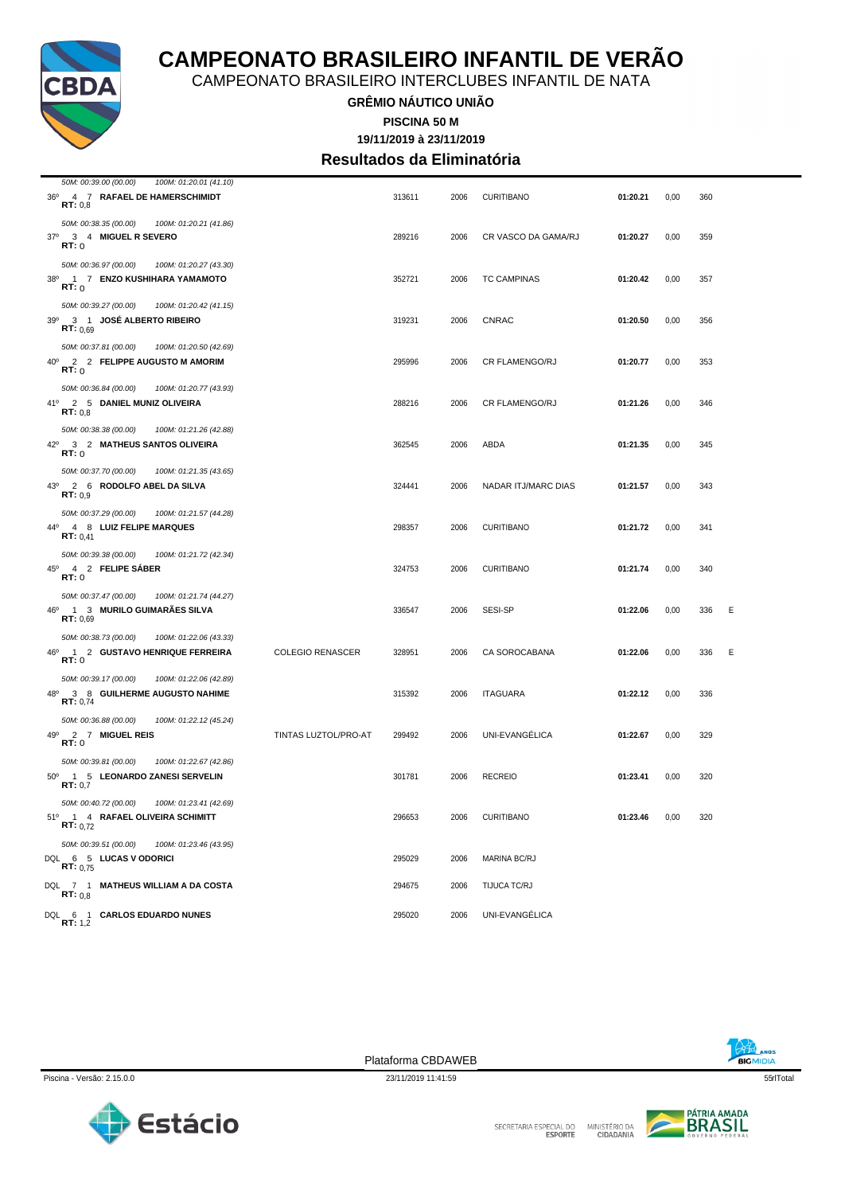# CAMPEONATO BRASILEIRO INFANTIL DE VERÃO

CAMPEONATO BRASILEIRO INTERCLUBES INFANTIL DE NATA

**GRÊMIO NÁUTICO UNIÃO**

**PISCINA 50 M**

**19/11/2019 à 23/11/2019**

## Resultados da Eliminatória

*50M: 00:39.00 (00.00) 100M: 01:20.01 (41.10)*

| Col. | Série | Raia | Nome | Equipe 2 | Registro | Ano | Equipe | Tempo | | Pontos | |
|---|---|---|---|---|---|---|---|---|---|---|---|
| 36º | 4 | 7 | **RAFAEL DE HAMERSCHIMIDT** RT: 0,8 | | 313611 | 2006 | CURITIBANO | **01:20.21** | 0,00 | 360 | |
| | | | *50M: 00:38.35 (00.00) 100M: 01:20.21 (41.86)* | | | | | | | | |
| 37º | 3 | 4 | **MIGUEL R SEVERO** RT: 0 | | 289216 | 2006 | CR VASCO DA GAMA/RJ | **01:20.27** | 0,00 | 359 | |
| | | | *50M: 00:36.97 (00.00) 100M: 01:20.27 (43.30)* | | | | | | | | |
| 38º | 1 | 7 | **ENZO KUSHIHARA YAMAMOTO** RT: 0 | | 352721 | 2006 | TC CAMPINAS | **01:20.42** | 0,00 | 357 | |
| | | | *50M: 00:39.27 (00.00) 100M: 01:20.42 (41.15)* | | | | | | | | |
| 39º | 3 | 1 | **JOSÉ ALBERTO RIBEIRO** RT: 0,69 | | 319231 | 2006 | CNRAC | **01:20.50** | 0,00 | 356 | |
| | | | *50M: 00:37.81 (00.00) 100M: 01:20.50 (42.69)* | | | | | | | | |
| 40º | 2 | 2 | **FELIPPE AUGUSTO M AMORIM** RT: 0 | | 295996 | 2006 | CR FLAMENGO/RJ | **01:20.77** | 0,00 | 353 | |
| | | | *50M: 00:36.84 (00.00) 100M: 01:20.77 (43.93)* | | | | | | | | |
| 41º | 2 | 5 | **DANIEL MUNIZ OLIVEIRA** RT: 0,8 | | 288216 | 2006 | CR FLAMENGO/RJ | **01:21.26** | 0,00 | 346 | |
| | | | *50M: 00:38.38 (00.00) 100M: 01:21.26 (42.88)* | | | | | | | | |
| 42º | 3 | 2 | **MATHEUS SANTOS OLIVEIRA** RT: 0 | | 362545 | 2006 | ABDA | **01:21.35** | 0,00 | 345 | |
| | | | *50M: 00:37.70 (00.00) 100M: 01:21.35 (43.65)* | | | | | | | | |
| 43º | 2 | 6 | **RODOLFO ABEL DA SILVA** RT: 0,9 | | 324441 | 2006 | NADAR ITJ/MARC DIAS | **01:21.57** | 0,00 | 343 | |
| | | | *50M: 00:37.29 (00.00) 100M: 01:21.57 (44.28)* | | | | | | | | |
| 44º | 4 | 8 | **LUIZ FELIPE MARQUES** RT: 0,41 | | 298357 | 2006 | CURITIBANO | **01:21.72** | 0,00 | 341 | |
| | | | *50M: 00:39.38 (00.00) 100M: 01:21.72 (42.34)* | | | | | | | | |
| 45º | 4 | 2 | **FELIPE SÁBER** RT: 0 | | 324753 | 2006 | CURITIBANO | **01:21.74** | 0,00 | 340 | |
| | | | *50M: 00:37.47 (00.00) 100M: 01:21.74 (44.27)* | | | | | | | | |
| 46º | 1 | 3 | **MURILO GUIMARÃES SILVA** RT: 0,69 | | 336547 | 2006 | SESI-SP | **01:22.06** | 0,00 | 336 | E |
| | | | *50M: 00:38.73 (00.00) 100M: 01:22.06 (43.33)* | | | | | | | | |
| 46º | 1 | 2 | **GUSTAVO HENRIQUE FERREIRA** RT: 0 | COLEGIO RENASCER | 328951 | 2006 | CA SOROCABANA | **01:22.06** | 0,00 | 336 | E |
| | | | *50M: 00:39.17 (00.00) 100M: 01:22.06 (42.89)* | | | | | | | | |
| 48º | 3 | 8 | **GUILHERME AUGUSTO NAHIME** RT: 0,74 | | 315392 | 2006 | ITAGUARA | **01:22.12** | 0,00 | 336 | |
| | | | *50M: 00:36.88 (00.00) 100M: 01:22.12 (45.24)* | | | | | | | | |
| 49º | 2 | 7 | **MIGUEL REIS** RT: 0 | TINTAS LUZTOL/PRO-AT | 299492 | 2006 | UNI-EVANGÉLICA | **01:22.67** | 0,00 | 329 | |
| | | | *50M: 00:39.81 (00.00) 100M: 01:22.67 (42.86)* | | | | | | | | |
| 50º | 1 | 5 | **LEONARDO ZANESI SERVELIN** RT: 0,7 | | 301781 | 2006 | RECREIO | **01:23.41** | 0,00 | 320 | |
| | | | *50M: 00:40.72 (00.00) 100M: 01:23.41 (42.69)* | | | | | | | | |
| 51º | 1 | 4 | **RAFAEL OLIVEIRA SCHIMITT** RT: 0,72 | | 296653 | 2006 | CURITIBANO | **01:23.46** | 0,00 | 320 | |
| | | | *50M: 00:39.51 (00.00) 100M: 01:23.46 (43.95)* | | | | | | | | |
| DQL | 6 | 5 | **LUCAS V ODORICI** RT: 0,75 | | 295029 | 2006 | MARINA BC/RJ | | | | |
| DQL | 7 | 1 | **MATHEUS WILLIAM A DA COSTA** RT: 0,8 | | 294675 | 2006 | TIJUCA TC/RJ | | | | |
| DQL | 6 | 1 | **CARLOS EDUARDO NUNES** RT: 1,2 | | 295020 | 2006 | UNI-EVANGÉLICA | | | | |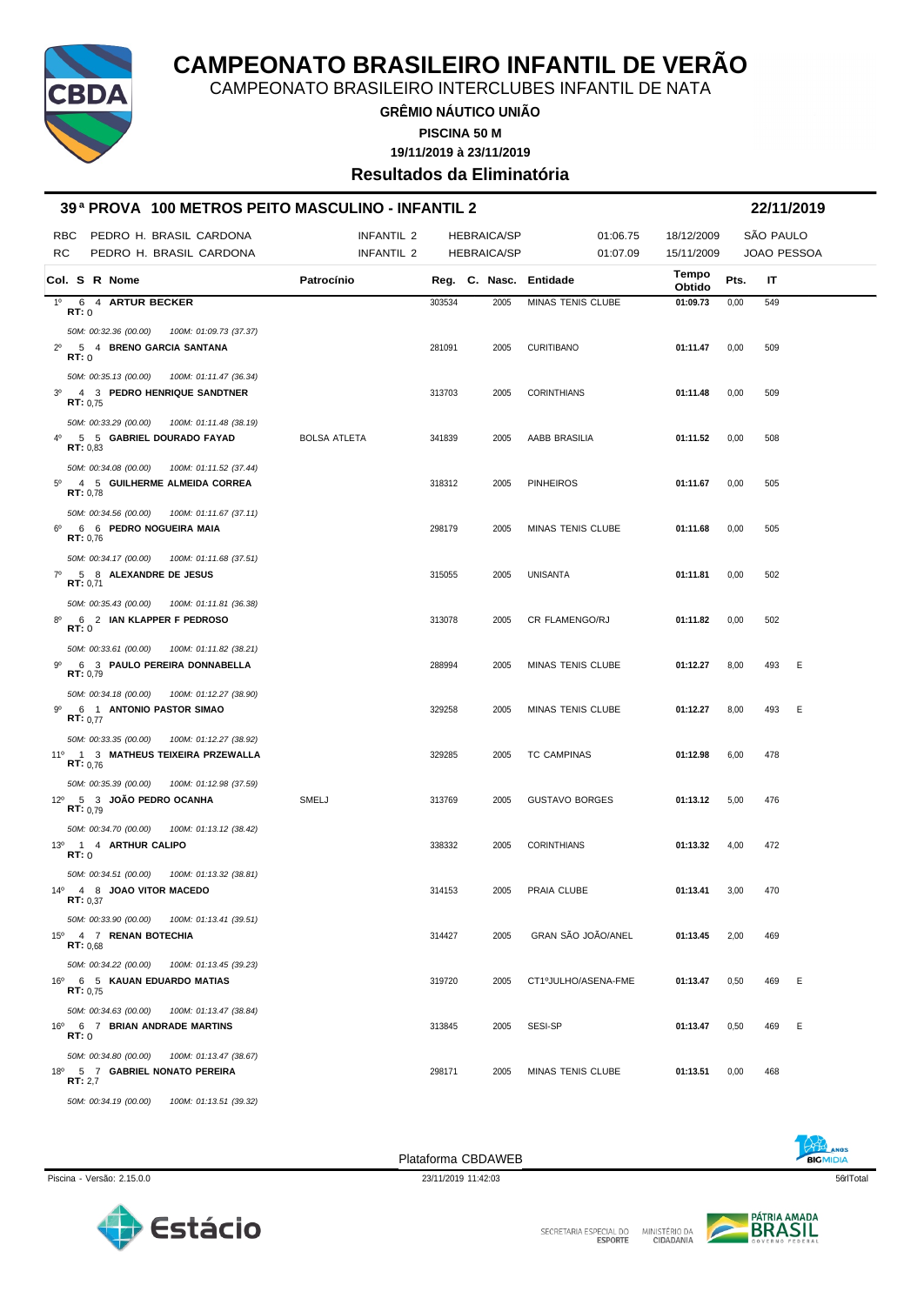# CAMPEONATO BRASILEIRO INFANTIL DE VERÃO

CAMPEONATO BRASILEIRO INTERCLUBES INFANTIL DE NATA

**GRÊMIO NÁUTICO UNIÃO**

**PISCINA 50 M**

**19/11/2019 à 23/11/2019**

## Resultados da Eliminatória

### 39ª PROVA 100 METROS PEITO MASCULINO - INFANTIL 2 — 22/11/2019

| | | | | | | | |
|---|---|---|---|---|---|---|---|
| RBC | PEDRO H. BRASIL CARDONA | INFANTIL 2 | HEBRAICA/SP | 01:06.75 | 18/12/2009 | SÃO PAULO |
| RC | PEDRO H. BRASIL CARDONA | INFANTIL 2 | HEBRAICA/SP | 01:07.09 | 15/11/2009 | JOAO PESSOA |

| Col. | S | R | Nome | Patrocínio | Reg. | C. Nasc. | Entidade | Tempo Obtido | Pts. | IT | |
|---|---|---|---|---|---|---|---|---|---|---|---|
| 1º | 6 | 4 | **ARTUR BECKER** RT: 0 | | 303534 | 2005 | MINAS TENIS CLUBE | **01:09.73** | 0,00 | 549 | |
| | | | *50M: 00:32.36 (00.00) 100M: 01:09.73 (37.37)* | | | | | | | | |
| 2º | 5 | 4 | **BRENO GARCIA SANTANA** RT: 0 | | 281091 | 2005 | CURITIBANO | **01:11.47** | 0,00 | 509 | |
| | | | *50M: 00:35.13 (00.00) 100M: 01:11.47 (36.34)* | | | | | | | | |
| 3º | 4 | 3 | **PEDRO HENRIQUE SANDTNER** RT: 0,75 | | 313703 | 2005 | CORINTHIANS | **01:11.48** | 0,00 | 509 | |
| | | | *50M: 00:33.29 (00.00) 100M: 01:11.48 (38.19)* | | | | | | | | |
| 4º | 5 | 5 | **GABRIEL DOURADO FAYAD** RT: 0,83 | BOLSA ATLETA | 341839 | 2005 | AABB BRASILIA | **01:11.52** | 0,00 | 508 | |
| | | | *50M: 00:34.08 (00.00) 100M: 01:11.52 (37.44)* | | | | | | | | |
| 5º | 4 | 5 | **GUILHERME ALMEIDA CORREA** RT: 0,78 | | 318312 | 2005 | PINHEIROS | **01:11.67** | 0,00 | 505 | |
| | | | *50M: 00:34.56 (00.00) 100M: 01:11.67 (37.11)* | | | | | | | | |
| 6º | 6 | 6 | **PEDRO NOGUEIRA MAIA** RT: 0,76 | | 298179 | 2005 | MINAS TENIS CLUBE | **01:11.68** | 0,00 | 505 | |
| | | | *50M: 00:34.17 (00.00) 100M: 01:11.68 (37.51)* | | | | | | | | |
| 7º | 5 | 8 | **ALEXANDRE DE JESUS** RT: 0,71 | | 315055 | 2005 | UNISANTA | **01:11.81** | 0,00 | 502 | |
| | | | *50M: 00:35.43 (00.00) 100M: 01:11.81 (36.38)* | | | | | | | | |
| 8º | 6 | 2 | **IAN KLAPPER F PEDROSO** RT: 0 | | 313078 | 2005 | CR FLAMENGO/RJ | **01:11.82** | 0,00 | 502 | |
| | | | *50M: 00:33.61 (00.00) 100M: 01:11.82 (38.21)* | | | | | | | | |
| 9º | 6 | 3 | **PAULO PEREIRA DONNABELLA** RT: 0,79 | | 288994 | 2005 | MINAS TENIS CLUBE | **01:12.27** | 8,00 | 493 | E |
| | | | *50M: 00:34.18 (00.00) 100M: 01:12.27 (38.90)* | | | | | | | | |
| 9º | 6 | 1 | **ANTONIO PASTOR SIMAO** RT: 0,77 | | 329258 | 2005 | MINAS TENIS CLUBE | **01:12.27** | 8,00 | 493 | E |
| | | | *50M: 00:33.35 (00.00) 100M: 01:12.27 (38.92)* | | | | | | | | |
| 11º | 1 | 3 | **MATHEUS TEIXEIRA PRZEWALLA** RT: 0,76 | | 329285 | 2005 | TC CAMPINAS | **01:12.98** | 6,00 | 478 | |
| | | | *50M: 00:35.39 (00.00) 100M: 01:12.98 (37.59)* | | | | | | | | |
| 12º | 5 | 3 | **JOÃO PEDRO OCANHA** RT: 0,79 | SMELJ | 313769 | 2005 | GUSTAVO BORGES | **01:13.12** | 5,00 | 476 | |
| | | | *50M: 00:34.70 (00.00) 100M: 01:13.12 (38.42)* | | | | | | | | |
| 13º | 1 | 4 | **ARTHUR CALIPO** RT: 0 | | 338332 | 2005 | CORINTHIANS | **01:13.32** | 4,00 | 472 | |
| | | | *50M: 00:34.51 (00.00) 100M: 01:13.32 (38.81)* | | | | | | | | |
| 14º | 4 | 8 | **JOAO VITOR MACEDO** RT: 0,37 | | 314153 | 2005 | PRAIA CLUBE | **01:13.41** | 3,00 | 470 | |
| | | | *50M: 00:33.90 (00.00) 100M: 01:13.41 (39.51)* | | | | | | | | |
| 15º | 4 | 7 | **RENAN BOTECHIA** RT: 0,68 | | 314427 | 2005 | GRAN SÃO JOÃO/ANEL | **01:13.45** | 2,00 | 469 | |
| | | | *50M: 00:34.22 (00.00) 100M: 01:13.45 (39.23)* | | | | | | | | |
| 16º | 6 | 5 | **KAUAN EDUARDO MATIAS** RT: 0,75 | | 319720 | 2005 | CT1ºJULHO/ASENA-FME | **01:13.47** | 0,50 | 469 | E |
| | | | *50M: 00:34.63 (00.00) 100M: 01:13.47 (38.84)* | | | | | | | | |
| 16º | 6 | 7 | **BRIAN ANDRADE MARTINS** RT: 0 | | 313845 | 2005 | SESI-SP | **01:13.47** | 0,50 | 469 | E |
| | | | *50M: 00:34.80 (00.00) 100M: 01:13.47 (38.67)* | | | | | | | | |
| 18º | 5 | 7 | **GABRIEL NONATO PEREIRA** RT: 2,7 | | 298171 | 2005 | MINAS TENIS CLUBE | **01:13.51** | 0,00 | 468 | |
| | | | *50M: 00:34.19 (00.00) 100M: 01:13.51 (39.32)* | | | | | | | | |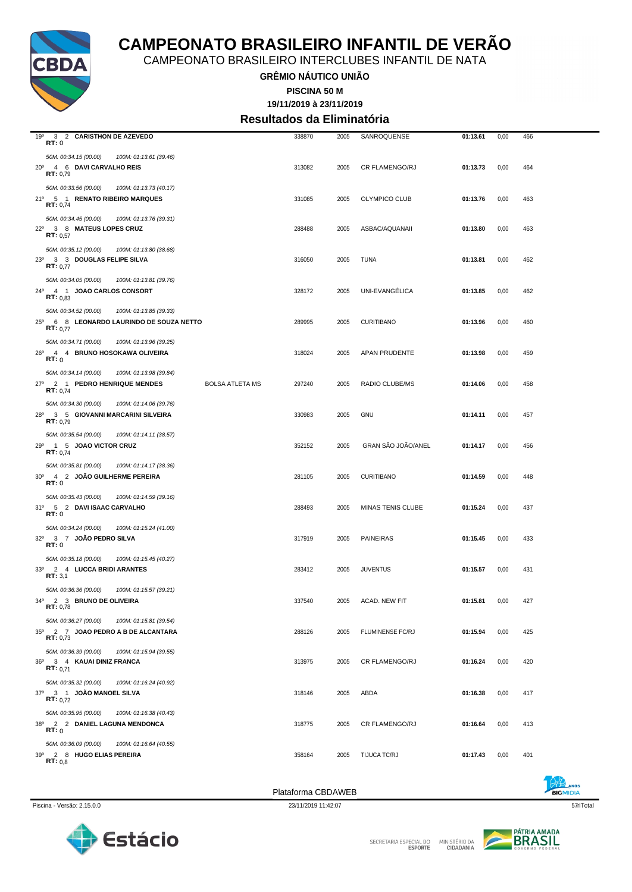# CAMPEONATO BRASILEIRO INFANTIL DE VERÃO

CAMPEONATO BRASILEIRO INTERCLUBES INFANTIL DE NATA

**GRÊMIO NÁUTICO UNIÃO**

**PISCINA 50 M**

**19/11/2019 à 23/11/2019**

## Resultados da Eliminatória

| Col | Série | Raia | Nome | | Registro | Ano | Clube | Tempo | | Pontos |
|---|---|---|---|---|---|---|---|---|---|---|
| 19º | 3 | 2 | **CARISTHON DE AZEVEDO** RT: 0 | | 338870 | 2005 | SANROQUENSE | 01:13.61 | 0,00 | 466 |
| | | | *50M: 00:34.15 (00.00) 100M: 01:13.61 (39.46)* | | | | | | | |
| 20º | 4 | 6 | **DAVI CARVALHO REIS** RT: 0,79 | | 313082 | 2005 | CR FLAMENGO/RJ | 01:13.73 | 0,00 | 464 |
| | | | *50M: 00:33.56 (00.00) 100M: 01:13.73 (40.17)* | | | | | | | |
| 21º | 5 | 1 | **RENATO RIBEIRO MARQUES** RT: 0,74 | | 331085 | 2005 | OLYMPICO CLUB | 01:13.76 | 0,00 | 463 |
| | | | *50M: 00:34.45 (00.00) 100M: 01:13.76 (39.31)* | | | | | | | |
| 22º | 3 | 8 | **MATEUS LOPES CRUZ** RT: 0,57 | | 288488 | 2005 | ASBAC/AQUANAII | 01:13.80 | 0,00 | 463 |
| | | | *50M: 00:35.12 (00.00) 100M: 01:13.80 (38.68)* | | | | | | | |
| 23º | 3 | 3 | **DOUGLAS FELIPE SILVA** RT: 0,77 | | 316050 | 2005 | TUNA | 01:13.81 | 0,00 | 462 |
| | | | *50M: 00:34.05 (00.00) 100M: 01:13.81 (39.76)* | | | | | | | |
| 24º | 4 | 1 | **JOAO CARLOS CONSORT** RT: 0,83 | | 328172 | 2005 | UNI-EVANGÉLICA | 01:13.85 | 0,00 | 462 |
| | | | *50M: 00:34.52 (00.00) 100M: 01:13.85 (39.33)* | | | | | | | |
| 25º | 6 | 8 | **LEONARDO LAURINDO DE SOUZA NETTO** RT: 0,77 | | 289995 | 2005 | CURITIBANO | 01:13.96 | 0,00 | 460 |
| | | | *50M: 00:34.71 (00.00) 100M: 01:13.96 (39.25)* | | | | | | | |
| 26º | 4 | 4 | **BRUNO HOSOKAWA OLIVEIRA** RT: 0 | | 318024 | 2005 | APAN PRUDENTE | 01:13.98 | 0,00 | 459 |
| | | | *50M: 00:34.14 (00.00) 100M: 01:13.98 (39.84)* | | | | | | | |
| 27º | 2 | 1 | **PEDRO HENRIQUE MENDES** RT: 0,74 | BOLSA ATLETA MS | 297240 | 2005 | RADIO CLUBE/MS | 01:14.06 | 0,00 | 458 |
| | | | *50M: 00:34.30 (00.00) 100M: 01:14.06 (39.76)* | | | | | | | |
| 28º | 3 | 5 | **GIOVANNI MARCARINI SILVEIRA** RT: 0,79 | | 330983 | 2005 | GNU | 01:14.11 | 0,00 | 457 |
| | | | *50M: 00:35.54 (00.00) 100M: 01:14.11 (38.57)* | | | | | | | |
| 29º | 1 | 5 | **JOAO VICTOR CRUZ** RT: 0,74 | | 352152 | 2005 | GRAN SÃO JOÃO/ANEL | 01:14.17 | 0,00 | 456 |
| | | | *50M: 00:35.81 (00.00) 100M: 01:14.17 (38.36)* | | | | | | | |
| 30º | 4 | 2 | **JOÃO GUILHERME PEREIRA** RT: 0 | | 281105 | 2005 | CURITIBANO | 01:14.59 | 0,00 | 448 |
| | | | *50M: 00:35.43 (00.00) 100M: 01:14.59 (39.16)* | | | | | | | |
| 31º | 5 | 2 | **DAVI ISAAC CARVALHO** RT: 0 | | 288493 | 2005 | MINAS TENIS CLUBE | 01:15.24 | 0,00 | 437 |
| | | | *50M: 00:34.24 (00.00) 100M: 01:15.24 (41.00)* | | | | | | | |
| 32º | 3 | 7 | **JOÃO PEDRO SILVA** RT: 0 | | 317919 | 2005 | PAINEIRAS | 01:15.45 | 0,00 | 433 |
| | | | *50M: 00:35.18 (00.00) 100M: 01:15.45 (40.27)* | | | | | | | |
| 33º | 2 | 4 | **LUCCA BRIDI ARANTES** RT: 3,1 | | 283412 | 2005 | JUVENTUS | 01:15.57 | 0,00 | 431 |
| | | | *50M: 00:36.36 (00.00) 100M: 01:15.57 (39.21)* | | | | | | | |
| 34º | 2 | 3 | **BRUNO DE OLIVEIRA** RT: 0,78 | | 337540 | 2005 | ACAD. NEW FIT | 01:15.81 | 0,00 | 427 |
| | | | *50M: 00:36.27 (00.00) 100M: 01:15.81 (39.54)* | | | | | | | |
| 35º | 2 | 7 | **JOAO PEDRO A B DE ALCANTARA** RT: 0,73 | | 288126 | 2005 | FLUMINENSE FC/RJ | 01:15.94 | 0,00 | 425 |
| | | | *50M: 00:36.39 (00.00) 100M: 01:15.94 (39.55)* | | | | | | | |
| 36º | 3 | 4 | **KAUAI DINIZ FRANCA** RT: 0,71 | | 313975 | 2005 | CR FLAMENGO/RJ | 01:16.24 | 0,00 | 420 |
| | | | *50M: 00:35.32 (00.00) 100M: 01:16.24 (40.92)* | | | | | | | |
| 37º | 3 | 1 | **JOÃO MANOEL SILVA** RT: 0,72 | | 318146 | 2005 | ABDA | 01:16.38 | 0,00 | 417 |
| | | | *50M: 00:35.95 (00.00) 100M: 01:16.38 (40.43)* | | | | | | | |
| 38º | 2 | 2 | **DANIEL LAGUNA MENDONCA** RT: 0 | | 318775 | 2005 | CR FLAMENGO/RJ | 01:16.64 | 0,00 | 413 |
| | | | *50M: 00:36.09 (00.00) 100M: 01:16.64 (40.55)* | | | | | | | |
| 39º | 2 | 8 | **HUGO ELIAS PEREIRA** RT: 0,8 | | 358164 | 2005 | TIJUCA TC/RJ | 01:17.43 | 0,00 | 401 |

Plataforma CBDAWEB

Piscina - Versão: 2.15.0.0 | 23/11/2019 11:42:07 | 57rlTotal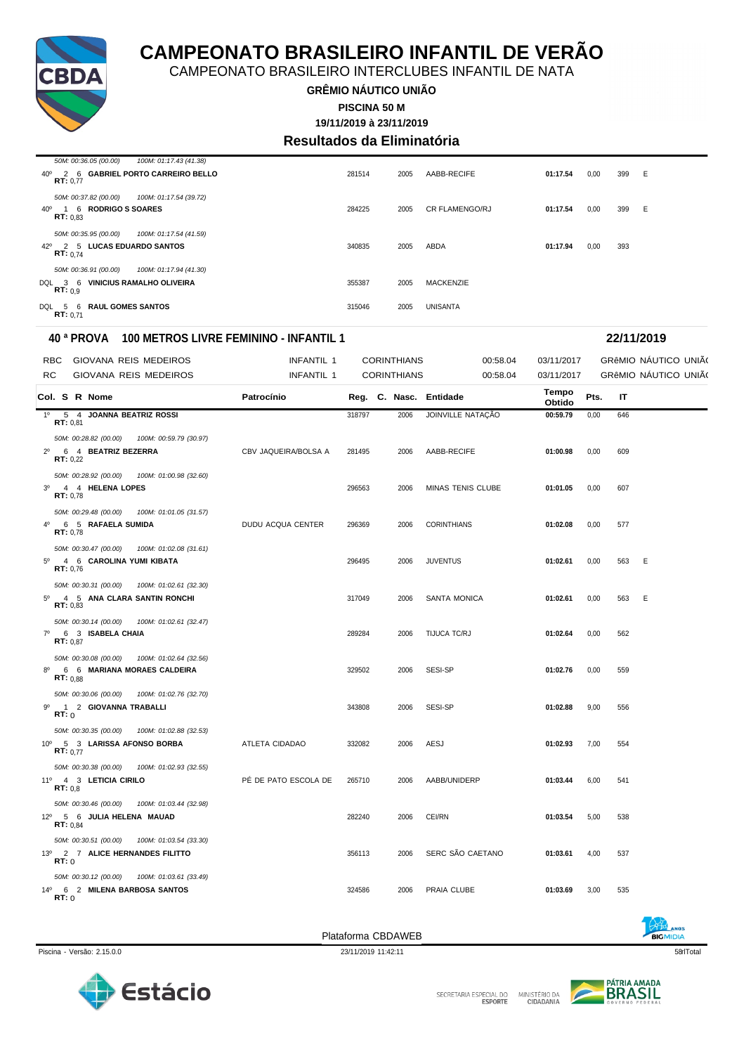# CAMPEONATO BRASILEIRO INFANTIL DE VERÃO

CAMPEONATO BRASILEIRO INTERCLUBES INFANTIL DE NATA

**GRÊMIO NÁUTICO UNIÃO**

**PISCINA 50 M**

**19/11/2019 à 23/11/2019**

## Resultados da Eliminatória

| Col. | S | R | Nome | Patrocínio | Reg. | C. Nasc. | Entidade | Tempo Obtido | Pts. | IT | |
|---|---|---|---|---|---|---|---|---|---|---|---|
| | | | *50M: 00:36.05 (00.00) 100M: 01:17.43 (41.38)* | | | | | | | | |
| 40º | 2 | 6 | **GABRIEL PORTO CARREIRO BELLO** RT: 0,77 | | 281514 | 2005 | AABB-RECIFE | **01:17.54** | 0,00 | 399 | E |
| | | | *50M: 00:37.82 (00.00) 100M: 01:17.54 (39.72)* | | | | | | | | |
| 40º | 1 | 6 | **RODRIGO S SOARES** RT: 0,83 | | 284225 | 2005 | CR FLAMENGO/RJ | **01:17.54** | 0,00 | 399 | E |
| | | | *50M: 00:35.95 (00.00) 100M: 01:17.54 (41.59)* | | | | | | | | |
| 42º | 2 | 5 | **LUCAS EDUARDO SANTOS** RT: 0,74 | | 340835 | 2005 | ABDA | **01:17.94** | 0,00 | 393 | |
| | | | *50M: 00:36.91 (00.00) 100M: 01:17.94 (41.30)* | | | | | | | | |
| DQL | 3 | 6 | **VINICIUS RAMALHO OLIVEIRA** RT: 0,9 | | 355387 | 2005 | MACKENZIE | | | | |
| DQL | 5 | 6 | **RAUL GOMES SANTOS** RT: 0,71 | | 315046 | 2005 | UNISANTA | | | | |

### 40 ª PROVA 100 METROS LIVRE FEMININO - INFANTIL 1 — 22/11/2019

| | | | | | | |
|---|---|---|---|---|---|---|
| RBC | GIOVANA REIS MEDEIROS | INFANTIL 1 | CORINTHIANS | 00:58.04 | 03/11/2017 | GRêMIO NÁUTICO UNIÃ |
| RC | GIOVANA REIS MEDEIROS | INFANTIL 1 | CORINTHIANS | 00:58.04 | 03/11/2017 | GRêMIO NÁUTICO UNIÃ |

| Col. | S | R | Nome | Patrocínio | Reg. | C. Nasc. | Entidade | Tempo Obtido | Pts. | IT | |
|---|---|---|---|---|---|---|---|---|---|---|---|
| 1º | 5 | 4 | **JOANNA BEATRIZ ROSSI** RT: 0,81 | | 318797 | 2006 | JOINVILLE NATAÇÃO | **00:59.79** | 0,00 | 646 | |
| | | | *50M: 00:28.82 (00.00) 100M: 00:59.79 (30.97)* | | | | | | | | |
| 2º | 6 | 4 | **BEATRIZ BEZERRA** RT: 0,22 | CBV JAQUEIRA/BOLSA A | 281495 | 2006 | AABB-RECIFE | **01:00.98** | 0,00 | 609 | |
| | | | *50M: 00:28.92 (00.00) 100M: 01:00.98 (32.60)* | | | | | | | | |
| 3º | 4 | 4 | **HELENA LOPES** RT: 0,78 | | 296563 | 2006 | MINAS TENIS CLUBE | **01:01.05** | 0,00 | 607 | |
| | | | *50M: 00:29.48 (00.00) 100M: 01:01.05 (31.57)* | | | | | | | | |
| 4º | 6 | 5 | **RAFAELA SUMIDA** RT: 0,78 | DUDU ACQUA CENTER | 296369 | 2006 | CORINTHIANS | **01:02.08** | 0,00 | 577 | |
| | | | *50M: 00:30.47 (00.00) 100M: 01:02.08 (31.61)* | | | | | | | | |
| 5º | 4 | 6 | **CAROLINA YUMI KIBATA** RT: 0,76 | | 296495 | 2006 | JUVENTUS | **01:02.61** | 0,00 | 563 | E |
| | | | *50M: 00:30.31 (00.00) 100M: 01:02.61 (32.30)* | | | | | | | | |
| 5º | 4 | 5 | **ANA CLARA SANTIN RONCHI** RT: 0,83 | | 317049 | 2006 | SANTA MONICA | **01:02.61** | 0,00 | 563 | E |
| | | | *50M: 00:30.14 (00.00) 100M: 01:02.61 (32.47)* | | | | | | | | |
| 7º | 6 | 3 | **ISABELA CHAIA** RT: 0,87 | | 289284 | 2006 | TIJUCA TC/RJ | **01:02.64** | 0,00 | 562 | |
| | | | *50M: 00:30.08 (00.00) 100M: 01:02.64 (32.56)* | | | | | | | | |
| 8º | 6 | 6 | **MARIANA MORAES CALDEIRA** RT: 0,88 | | 329502 | 2006 | SESI-SP | **01:02.76** | 0,00 | 559 | |
| | | | *50M: 00:30.06 (00.00) 100M: 01:02.76 (32.70)* | | | | | | | | |
| 9º | 1 | 2 | **GIOVANNA TRABALLI** RT: 0 | | 343808 | 2006 | SESI-SP | **01:02.88** | 9,00 | 556 | |
| | | | *50M: 00:30.35 (00.00) 100M: 01:02.88 (32.53)* | | | | | | | | |
| 10º | 5 | 3 | **LARISSA AFONSO BORBA** RT: 0,77 | ATLETA CIDADAO | 332082 | 2006 | AESJ | **01:02.93** | 7,00 | 554 | |
| | | | *50M: 00:30.38 (00.00) 100M: 01:02.93 (32.55)* | | | | | | | | |
| 11º | 4 | 3 | **LETICIA CIRILO** RT: 0,8 | PÉ DE PATO ESCOLA DE | 265710 | 2006 | AABB/UNIDERP | **01:03.44** | 6,00 | 541 | |
| | | | *50M: 00:30.46 (00.00) 100M: 01:03.44 (32.98)* | | | | | | | | |
| 12º | 5 | 6 | **JULIA HELENA MAUAD** RT: 0,84 | | 282240 | 2006 | CEI/RN | **01:03.54** | 5,00 | 538 | |
| | | | *50M: 00:30.51 (00.00) 100M: 01:03.54 (33.30)* | | | | | | | | |
| 13º | 2 | 7 | **ALICE HERNANDES FILITTO** RT: 0 | | 356113 | 2006 | SERC SÃO CAETANO | **01:03.61** | 4,00 | 537 | |
| | | | *50M: 00:30.12 (00.00) 100M: 01:03.61 (33.49)* | | | | | | | | |
| 14º | 6 | 2 | **MILENA BARBOSA SANTOS** RT: 0 | | 324586 | 2006 | PRAIA CLUBE | **01:03.69** | 3,00 | 535 | |

Plataforma CBDAWEB

Piscina - Versão: 2.15.0.0 — 23/11/2019 11:42:11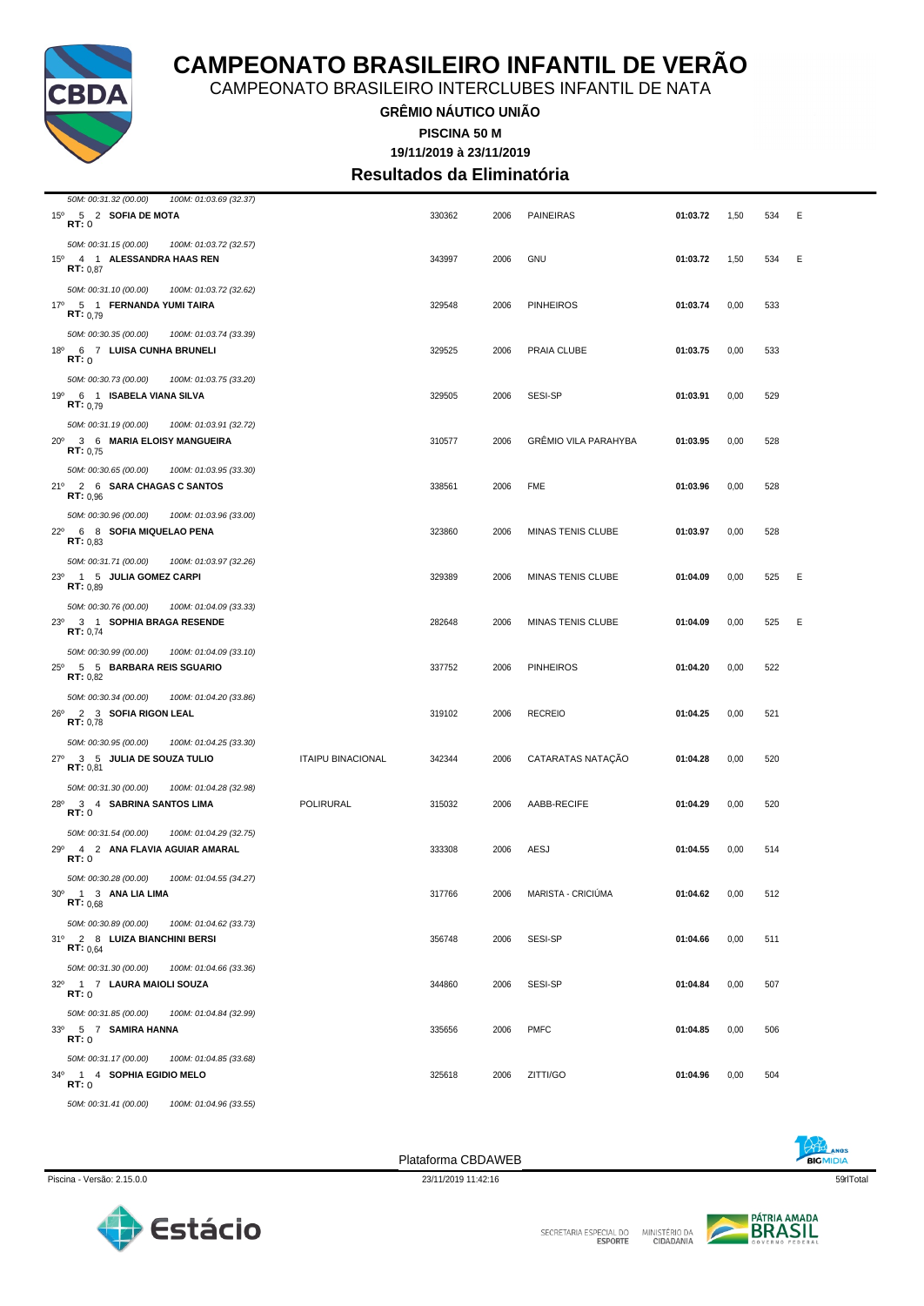# CAMPEONATO BRASILEIRO INFANTIL DE VERÃO

CAMPEONATO BRASILEIRO INTERCLUBES INFANTIL DE NATA

**GRÊMIO NÁUTICO UNIÃO**

**PISCINA 50 M**

**19/11/2019 à 23/11/2019**

## Resultados da Eliminatória

*50M: 00:31.32 (00.00) 100M: 01:03.69 (32.37)*

| Col | Série | Raia | Nome | Entidade | Registro | Ano | Clube | Tempo | Pontos | Índice | Obs |
|---|---|---|---|---|---|---|---|---|---|---|---|
| 15º | 5 | 2 | **SOFIA DE MOTA** RT: 0 | | 330362 | 2006 | PAINEIRAS | **01:03.72** | 1,50 | 534 | E |
| | | | *50M: 00:31.15 (00.00) 100M: 01:03.72 (32.57)* | | | | | | | | |
| 15º | 4 | 1 | **ALESSANDRA HAAS REN** RT: 0,87 | | 343997 | 2006 | GNU | **01:03.72** | 1,50 | 534 | E |
| | | | *50M: 00:31.10 (00.00) 100M: 01:03.72 (32.62)* | | | | | | | | |
| 17º | 5 | 1 | **FERNANDA YUMI TAIRA** RT: 0,79 | | 329548 | 2006 | PINHEIROS | **01:03.74** | 0,00 | 533 | |
| | | | *50M: 00:30.35 (00.00) 100M: 01:03.74 (33.39)* | | | | | | | | |
| 18º | 6 | 7 | **LUISA CUNHA BRUNELI** RT: 0 | | 329525 | 2006 | PRAIA CLUBE | **01:03.75** | 0,00 | 533 | |
| | | | *50M: 00:30.73 (00.00) 100M: 01:03.75 (33.20)* | | | | | | | | |
| 19º | 6 | 1 | **ISABELA VIANA SILVA** RT: 0,79 | | 329505 | 2006 | SESI-SP | **01:03.91** | 0,00 | 529 | |
| | | | *50M: 00:31.19 (00.00) 100M: 01:03.91 (32.72)* | | | | | | | | |
| 20º | 3 | 6 | **MARIA ELOISY MANGUEIRA** RT: 0,75 | | 310577 | 2006 | GRÊMIO VILA PARAHYBA | **01:03.95** | 0,00 | 528 | |
| | | | *50M: 00:30.65 (00.00) 100M: 01:03.95 (33.30)* | | | | | | | | |
| 21º | 2 | 6 | **SARA CHAGAS C SANTOS** RT: 0,96 | | 338561 | 2006 | FME | **01:03.96** | 0,00 | 528 | |
| | | | *50M: 00:30.96 (00.00) 100M: 01:03.96 (33.00)* | | | | | | | | |
| 22º | 6 | 8 | **SOFIA MIQUELAO PENA** RT: 0,83 | | 323860 | 2006 | MINAS TENIS CLUBE | **01:03.97** | 0,00 | 528 | |
| | | | *50M: 00:31.71 (00.00) 100M: 01:03.97 (32.26)* | | | | | | | | |
| 23º | 1 | 5 | **JULIA GOMEZ CARPI** RT: 0,89 | | 329389 | 2006 | MINAS TENIS CLUBE | **01:04.09** | 0,00 | 525 | E |
| | | | *50M: 00:30.76 (00.00) 100M: 01:04.09 (33.33)* | | | | | | | | |
| 23º | 3 | 1 | **SOPHIA BRAGA RESENDE** RT: 0,74 | | 282648 | 2006 | MINAS TENIS CLUBE | **01:04.09** | 0,00 | 525 | E |
| | | | *50M: 00:30.99 (00.00) 100M: 01:04.09 (33.10)* | | | | | | | | |
| 25º | 5 | 5 | **BARBARA REIS SGUARIO** RT: 0,82 | | 337752 | 2006 | PINHEIROS | **01:04.20** | 0,00 | 522 | |
| | | | *50M: 00:30.34 (00.00) 100M: 01:04.20 (33.86)* | | | | | | | | |
| 26º | 2 | 3 | **SOFIA RIGON LEAL** RT: 0,78 | | 319102 | 2006 | RECREIO | **01:04.25** | 0,00 | 521 | |
| | | | *50M: 00:30.95 (00.00) 100M: 01:04.25 (33.30)* | | | | | | | | |
| 27º | 3 | 5 | **JULIA DE SOUZA TULIO** RT: 0,81 | ITAIPU BINACIONAL | 342344 | 2006 | CATARATAS NATAÇÃO | **01:04.28** | 0,00 | 520 | |
| | | | *50M: 00:31.30 (00.00) 100M: 01:04.28 (32.98)* | | | | | | | | |
| 28º | 3 | 4 | **SABRINA SANTOS LIMA** RT: 0 | POLIRURAL | 315032 | 2006 | AABB-RECIFE | **01:04.29** | 0,00 | 520 | |
| | | | *50M: 00:31.54 (00.00) 100M: 01:04.29 (32.75)* | | | | | | | | |
| 29º | 4 | 2 | **ANA FLAVIA AGUIAR AMARAL** RT: 0 | | 333308 | 2006 | AESJ | **01:04.55** | 0,00 | 514 | |
| | | | *50M: 00:30.28 (00.00) 100M: 01:04.55 (34.27)* | | | | | | | | |
| 30º | 1 | 3 | **ANA LIA LIMA** RT: 0,68 | | 317766 | 2006 | MARISTA - CRICIÚMA | **01:04.62** | 0,00 | 512 | |
| | | | *50M: 00:30.89 (00.00) 100M: 01:04.62 (33.73)* | | | | | | | | |
| 31º | 2 | 8 | **LUIZA BIANCHINI BERSI** RT: 0,64 | | 356748 | 2006 | SESI-SP | **01:04.66** | 0,00 | 511 | |
| | | | *50M: 00:31.30 (00.00) 100M: 01:04.66 (33.36)* | | | | | | | | |
| 32º | 1 | 7 | **LAURA MAIOLI SOUZA** RT: 0 | | 344860 | 2006 | SESI-SP | **01:04.84** | 0,00 | 507 | |
| | | | *50M: 00:31.85 (00.00) 100M: 01:04.84 (32.99)* | | | | | | | | |
| 33º | 5 | 7 | **SAMIRA HANNA** RT: 0 | | 335656 | 2006 | PMFC | **01:04.85** | 0,00 | 506 | |
| | | | *50M: 00:31.17 (00.00) 100M: 01:04.85 (33.68)* | | | | | | | | |
| 34º | 1 | 4 | **SOPHIA EGIDIO MELO** RT: 0 | | 325618 | 2006 | ZITTI/GO | **01:04.96** | 0,00 | 504 | |
| | | | *50M: 00:31.41 (00.00) 100M: 01:04.96 (33.55)* | | | | | | | | |

Plataforma CBDAWEB

Piscina - Versão: 2.15.0.0 — 23/11/2019 11:42:16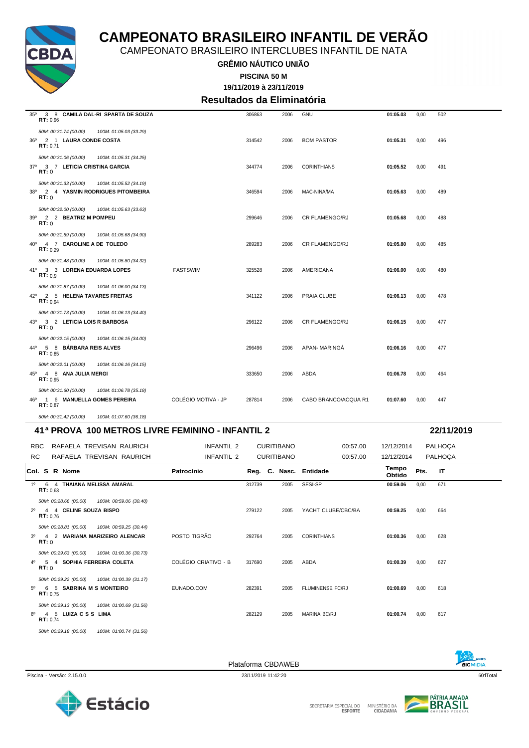# CAMPEONATO BRASILEIRO INFANTIL DE VERÃO

CAMPEONATO BRASILEIRO INTERCLUBES INFANTIL DE NATA

**GRÊMIO NÁUTICO UNIÃO**

**PISCINA 50 M**

**19/11/2019 à 23/11/2019**

## Resultados da Eliminatória

| Col. S R Nome | Patrocínio | Reg. | C. Nasc. | Entidade | Tempo Obtido | Pts. | IT |
|---|---|---|---|---|---|---|---|
| 35º 3 8 **CAMILA DAL-RI SPARTA DE SOUZA** RT: 0,96 | | 306863 | 2006 | GNU | **01:05.03** | 0,00 | 502 |
| *50M: 00:31.74 (00.00) 100M: 01:05.03 (33.29)* | | | | | | | |
| 36º 2 1 **LAURA CONDE COSTA** RT: 0,71 | | 314542 | 2006 | BOM PASTOR | **01:05.31** | 0,00 | 496 |
| *50M: 00:31.06 (00.00) 100M: 01:05.31 (34.25)* | | | | | | | |
| 37º 3 7 **LETICIA CRISTINA GARCIA** RT: 0 | | 344774 | 2006 | CORINTHIANS | **01:05.52** | 0,00 | 491 |
| *50M: 00:31.33 (00.00) 100M: 01:05.52 (34.19)* | | | | | | | |
| 38º 2 4 **YASMIN RODRIGUES PITOMBEIRA** RT: 0 | | 346594 | 2006 | MAC-NINA/MA | **01:05.63** | 0,00 | 489 |
| *50M: 00:32.00 (00.00) 100M: 01:05.63 (33.63)* | | | | | | | |
| 39º 2 2 **BEATRIZ M POMPEU** RT: 0 | | 299646 | 2006 | CR FLAMENGO/RJ | **01:05.68** | 0,00 | 488 |
| *50M: 00:31.59 (00.00) 100M: 01:05.68 (34.90)* | | | | | | | |
| 40º 4 7 **CAROLINE A DE TOLEDO** RT: 0,29 | | 289283 | 2006 | CR FLAMENGO/RJ | **01:05.80** | 0,00 | 485 |
| *50M: 00:31.48 (00.00) 100M: 01:05.80 (34.32)* | | | | | | | |
| 41º 3 3 **LORENA EDUARDA LOPES** RT: 0,9 | FASTSWIM | 325528 | 2006 | AMERICANA | **01:06.00** | 0,00 | 480 |
| *50M: 00:31.87 (00.00) 100M: 01:06.00 (34.13)* | | | | | | | |
| 42º 2 5 **HELENA TAVARES FREITAS** RT: 0,94 | | 341122 | 2006 | PRAIA CLUBE | **01:06.13** | 0,00 | 478 |
| *50M: 00:31.73 (00.00) 100M: 01:06.13 (34.40)* | | | | | | | |
| 43º 3 2 **LETICIA LOIS R BARBOSA** RT: 0 | | 296122 | 2006 | CR FLAMENGO/RJ | **01:06.15** | 0,00 | 477 |
| *50M: 00:32.15 (00.00) 100M: 01:06.15 (34.00)* | | | | | | | |
| 44º 5 8 **BÁRBARA REIS ALVES** RT: 0,85 | | 296496 | 2006 | APAN- MARINGÁ | **01:06.16** | 0,00 | 477 |
| *50M: 00:32.01 (00.00) 100M: 01:06.16 (34.15)* | | | | | | | |
| 45º 4 8 **ANA JULIA MERGI** RT: 0,95 | | 333650 | 2006 | ABDA | **01:06.78** | 0,00 | 464 |
| *50M: 00:31.60 (00.00) 100M: 01:06.78 (35.18)* | | | | | | | |
| 46º 1 6 **MANUELLA GOMES PEREIRA** RT: 0,87 | COLÉGIO MOTIVA - JP | 287814 | 2006 | CABO BRANCO/ACQUA R1 | **01:07.60** | 0,00 | 447 |
| *50M: 00:31.42 (00.00) 100M: 01:07.60 (36.18)* | | | | | | | |

## 41ª PROVA 100 METROS LIVRE FEMININO - INFANTIL 2 — 22/11/2019

| | | | | | | |
|---|---|---|---|---|---|---|
| RBC | RAFAELA TREVISAN RAURICH | INFANTIL 2 | CURITIBANO | 00:57.00 | 12/12/2014 | PALHOÇA |
| RC | RAFAELA TREVISAN RAURICH | INFANTIL 2 | CURITIBANO | 00:57.00 | 12/12/2014 | PALHOÇA |

| Col. S R Nome | Patrocínio | Reg. | C. Nasc. | Entidade | Tempo Obtido | Pts. | IT |
|---|---|---|---|---|---|---|---|
| 1º 6 4 **THAIANA MELISSA AMARAL** RT: 0,63 | | 312739 | 2005 | SESI-SP | **00:59.06** | 0,00 | 671 |
| *50M: 00:28.66 (00.00) 100M: 00:59.06 (30.40)* | | | | | | | |
| 2º 4 4 **CELINE SOUZA BISPO** RT: 0,76 | | 279122 | 2005 | YACHT CLUBE/CBC/BA | **00:59.25** | 0,00 | 664 |
| *50M: 00:28.81 (00.00) 100M: 00:59.25 (30.44)* | | | | | | | |
| 3º 4 2 **MARIANA MARIZEIRO ALENCAR** RT: 0 | POSTO TIGRÃO | 292764 | 2005 | CORINTHIANS | **01:00.36** | 0,00 | 628 |
| *50M: 00:29.63 (00.00) 100M: 01:00.36 (30.73)* | | | | | | | |
| 4º 5 4 **SOPHIA FERREIRA COLETA** RT: 0 | COLÉGIO CRIATIVO - B | 317690 | 2005 | ABDA | **01:00.39** | 0,00 | 627 |
| *50M: 00:29.22 (00.00) 100M: 01:00.39 (31.17)* | | | | | | | |
| 5º 6 5 **SABRINA M S MONTEIRO** RT: 0,75 | EUNADO.COM | 282391 | 2005 | FLUMINENSE FC/RJ | **01:00.69** | 0,00 | 618 |
| *50M: 00:29.13 (00.00) 100M: 01:00.69 (31.56)* | | | | | | | |
| 6º 4 5 **LUIZA C S S LIMA** RT: 0,74 | | 282129 | 2005 | MARINA BC/RJ | **01:00.74** | 0,00 | 617 |
| *50M: 00:29.18 (00.00) 100M: 01:00.74 (31.56)* | | | | | | | |

Plataforma CBDAWEB

Piscina - Versão: 2.15.0.0 — 23/11/2019 11:42:20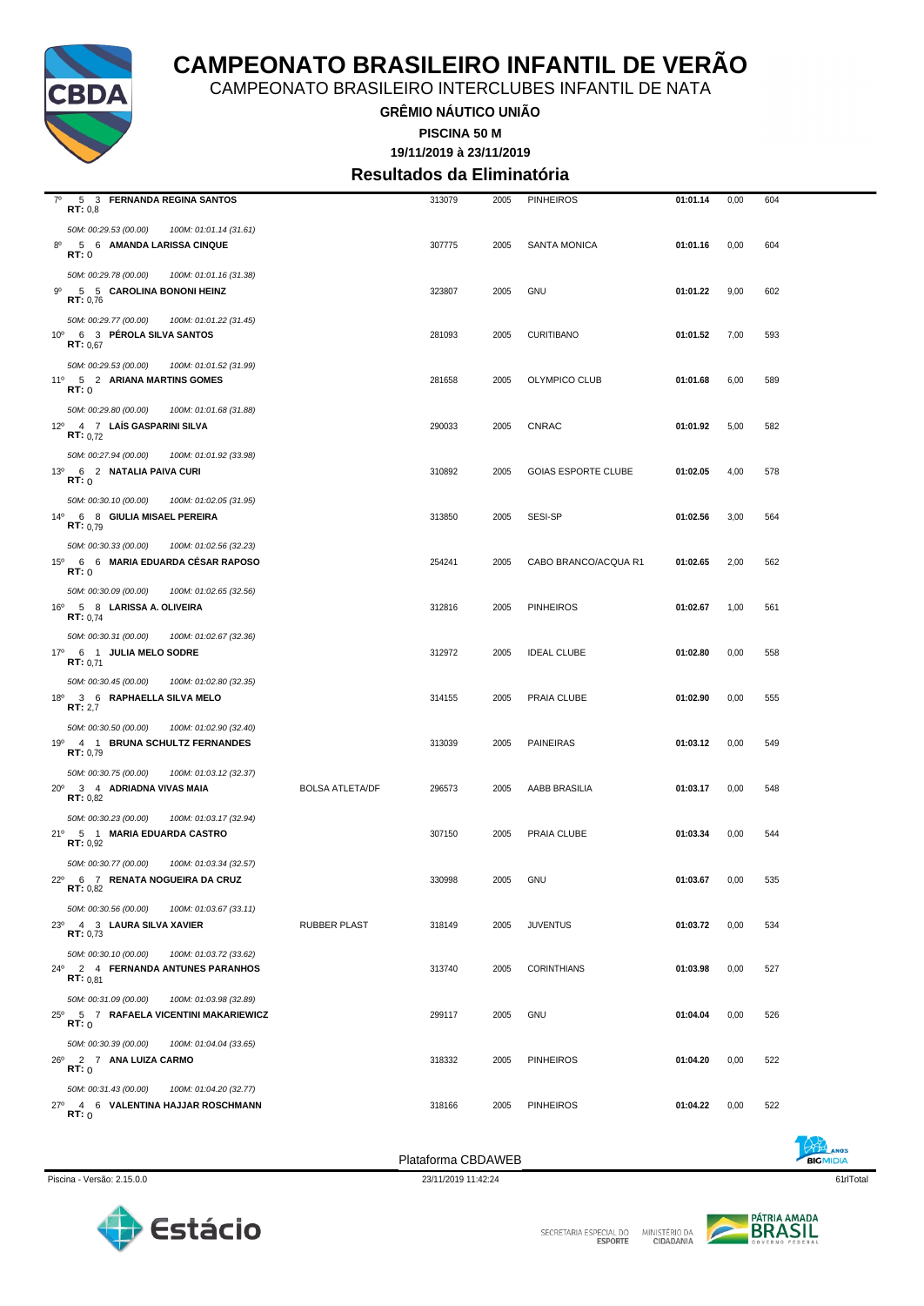# CAMPEONATO BRASILEIRO INFANTIL DE VERÃO

CAMPEONATO BRASILEIRO INTERCLUBES INFANTIL DE NATA

**GRÊMIO NÁUTICO UNIÃO**

**PISCINA 50 M**

**19/11/2019 à 23/11/2019**

## Resultados da Eliminatória

| Col | Série | Raia | Nome | Patrocínio | Registro | Ano | Clube | Tempo | Pontos | Índice |
|---|---|---|---|---|---|---|---|---|---|---|
| 7º | 5 | 3 | **FERNANDA REGINA SANTOS** RT: 0,8 | | 313079 | 2005 | PINHEIROS | **01:01.14** | 0,00 | 604 |
| | | | *50M: 00:29.53 (00.00) 100M: 01:01.14 (31.61)* | | | | | | | |
| 8º | 5 | 6 | **AMANDA LARISSA CINQUE** RT: 0 | | 307775 | 2005 | SANTA MONICA | **01:01.16** | 0,00 | 604 |
| | | | *50M: 00:29.78 (00.00) 100M: 01:01.16 (31.38)* | | | | | | | |
| 9º | 5 | 5 | **CAROLINA BONONI HEINZ** RT: 0,76 | | 323807 | 2005 | GNU | **01:01.22** | 9,00 | 602 |
| | | | *50M: 00:29.77 (00.00) 100M: 01:01.22 (31.45)* | | | | | | | |
| 10º | 6 | 3 | **PÉROLA SILVA SANTOS** RT: 0,67 | | 281093 | 2005 | CURITIBANO | **01:01.52** | 7,00 | 593 |
| | | | *50M: 00:29.53 (00.00) 100M: 01:01.52 (31.99)* | | | | | | | |
| 11º | 5 | 2 | **ARIANA MARTINS GOMES** RT: 0 | | 281658 | 2005 | OLYMPICO CLUB | **01:01.68** | 6,00 | 589 |
| | | | *50M: 00:29.80 (00.00) 100M: 01:01.68 (31.88)* | | | | | | | |
| 12º | 4 | 7 | **LAÍS GASPARINI SILVA** RT: 0,72 | | 290033 | 2005 | CNRAC | **01:01.92** | 5,00 | 582 |
| | | | *50M: 00:27.94 (00.00) 100M: 01:01.92 (33.98)* | | | | | | | |
| 13º | 6 | 2 | **NATALIA PAIVA CURI** RT: 0 | | 310892 | 2005 | GOIAS ESPORTE CLUBE | **01:02.05** | 4,00 | 578 |
| | | | *50M: 00:30.10 (00.00) 100M: 01:02.05 (31.95)* | | | | | | | |
| 14º | 6 | 8 | **GIULIA MISAEL PEREIRA** RT: 0,79 | | 313850 | 2005 | SESI-SP | **01:02.56** | 3,00 | 564 |
| | | | *50M: 00:30.33 (00.00) 100M: 01:02.56 (32.23)* | | | | | | | |
| 15º | 6 | 6 | **MARIA EDUARDA CÉSAR RAPOSO** RT: 0 | | 254241 | 2005 | CABO BRANCO/ACQUA R1 | **01:02.65** | 2,00 | 562 |
| | | | *50M: 00:30.09 (00.00) 100M: 01:02.65 (32.56)* | | | | | | | |
| 16º | 5 | 8 | **LARISSA A. OLIVEIRA** RT: 0,74 | | 312816 | 2005 | PINHEIROS | **01:02.67** | 1,00 | 561 |
| | | | *50M: 00:30.31 (00.00) 100M: 01:02.67 (32.36)* | | | | | | | |
| 17º | 6 | 1 | **JULIA MELO SODRE** RT: 0,71 | | 312972 | 2005 | IDEAL CLUBE | **01:02.80** | 0,00 | 558 |
| | | | *50M: 00:30.45 (00.00) 100M: 01:02.80 (32.35)* | | | | | | | |
| 18º | 3 | 6 | **RAPHAELLA SILVA MELO** RT: 2,7 | | 314155 | 2005 | PRAIA CLUBE | **01:02.90** | 0,00 | 555 |
| | | | *50M: 00:30.50 (00.00) 100M: 01:02.90 (32.40)* | | | | | | | |
| 19º | 4 | 1 | **BRUNA SCHULTZ FERNANDES** RT: 0,79 | | 313039 | 2005 | PAINEIRAS | **01:03.12** | 0,00 | 549 |
| | | | *50M: 00:30.75 (00.00) 100M: 01:03.12 (32.37)* | | | | | | | |
| 20º | 3 | 4 | **ADRIADNA VIVAS MAIA** RT: 0,82 | BOLSA ATLETA/DF | 296573 | 2005 | AABB BRASILIA | **01:03.17** | 0,00 | 548 |
| | | | *50M: 00:30.23 (00.00) 100M: 01:03.17 (32.94)* | | | | | | | |
| 21º | 5 | 1 | **MARIA EDUARDA CASTRO** RT: 0,92 | | 307150 | 2005 | PRAIA CLUBE | **01:03.34** | 0,00 | 544 |
| | | | *50M: 00:30.77 (00.00) 100M: 01:03.34 (32.57)* | | | | | | | |
| 22º | 6 | 7 | **RENATA NOGUEIRA DA CRUZ** RT: 0,82 | | 330998 | 2005 | GNU | **01:03.67** | 0,00 | 535 |
| | | | *50M: 00:30.56 (00.00) 100M: 01:03.67 (33.11)* | | | | | | | |
| 23º | 4 | 3 | **LAURA SILVA XAVIER** RT: 0,73 | RUBBER PLAST | 318149 | 2005 | JUVENTUS | **01:03.72** | 0,00 | 534 |
| | | | *50M: 00:30.10 (00.00) 100M: 01:03.72 (33.62)* | | | | | | | |
| 24º | 2 | 4 | **FERNANDA ANTUNES PARANHOS** RT: 0,81 | | 313740 | 2005 | CORINTHIANS | **01:03.98** | 0,00 | 527 |
| | | | *50M: 00:31.09 (00.00) 100M: 01:03.98 (32.89)* | | | | | | | |
| 25º | 5 | 7 | **RAFAELA VICENTINI MAKARIEWICZ** RT: 0 | | 299117 | 2005 | GNU | **01:04.04** | 0,00 | 526 |
| | | | *50M: 00:30.39 (00.00) 100M: 01:04.04 (33.65)* | | | | | | | |
| 26º | 2 | 7 | **ANA LUIZA CARMO** RT: 0 | | 318332 | 2005 | PINHEIROS | **01:04.20** | 0,00 | 522 |
| | | | *50M: 00:31.43 (00.00) 100M: 01:04.20 (32.77)* | | | | | | | |
| 27º | 4 | 6 | **VALENTINA HAJJAR ROSCHMANN** RT: 0 | | 318166 | 2005 | PINHEIROS | **01:04.22** | 0,00 | 522 |

Plataforma CBDAWEB

Piscina - Versão: 2.15.0.0 — 23/11/2019 11:42:24 — 61rlTotal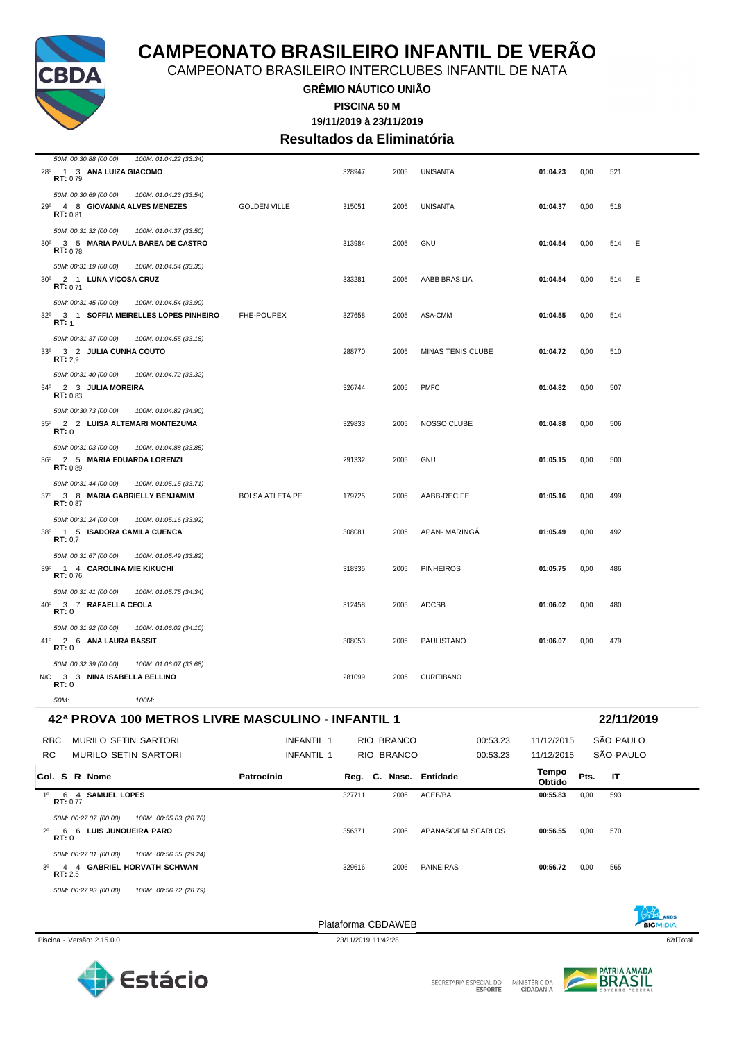# CAMPEONATO BRASILEIRO INFANTIL DE VERÃO

CAMPEONATO BRASILEIRO INTERCLUBES INFANTIL DE NATA

**GRÊMIO NÁUTICO UNIÃO**

**PISCINA 50 M**

**19/11/2019 à 23/11/2019**

## Resultados da Eliminatória

| Col. | S | R | Nome | Patrocínio | Reg. | C. Nasc. | Entidade | Tempo Obtido | Pts. | IT | |
|---|---|---|---|---|---|---|---|---|---|---|---|
| | | | *50M: 00:30.88 (00.00) 100M: 01:04.22 (33.34)* | | | | | | | | |
| 28º | 1 | 3 | **ANA LUIZA GIACOMO** RT: 0,79 | | 328947 | 2005 | UNISANTA | **01:04.23** | 0,00 | 521 | |
| | | | *50M: 00:30.69 (00.00) 100M: 01:04.23 (33.54)* | | | | | | | | |
| 29º | 4 | 8 | **GIOVANNA ALVES MENEZES** RT: 0,81 | GOLDEN VILLE | 315051 | 2005 | UNISANTA | **01:04.37** | 0,00 | 518 | |
| | | | *50M: 00:31.32 (00.00) 100M: 01:04.37 (33.50)* | | | | | | | | |
| 30º | 3 | 5 | **MARIA PAULA BAREA DE CASTRO** RT: 0,78 | | 313984 | 2005 | GNU | **01:04.54** | 0,00 | 514 | E |
| | | | *50M: 00:31.19 (00.00) 100M: 01:04.54 (33.35)* | | | | | | | | |
| 30º | 2 | 1 | **LUNA VIÇOSA CRUZ** RT: 0,71 | | 333281 | 2005 | AABB BRASILIA | **01:04.54** | 0,00 | 514 | E |
| | | | *50M: 00:31.45 (00.00) 100M: 01:04.54 (33.90)* | | | | | | | | |
| 32º | 3 | 1 | **SOFFIA MEIRELLES LOPES PINHEIRO** RT: 1 | FHE-POUPEX | 327658 | 2005 | ASA-CMM | **01:04.55** | 0,00 | 514 | |
| | | | *50M: 00:31.37 (00.00) 100M: 01:04.55 (33.18)* | | | | | | | | |
| 33º | 3 | 2 | **JULIA CUNHA COUTO** RT: 2,9 | | 288770 | 2005 | MINAS TENIS CLUBE | **01:04.72** | 0,00 | 510 | |
| | | | *50M: 00:31.40 (00.00) 100M: 01:04.72 (33.32)* | | | | | | | | |
| 34º | 2 | 3 | **JULIA MOREIRA** RT: 0,83 | | 326744 | 2005 | PMFC | **01:04.82** | 0,00 | 507 | |
| | | | *50M: 00:30.73 (00.00) 100M: 01:04.82 (34.90)* | | | | | | | | |
| 35º | 2 | 2 | **LUISA ALTEMARI MONTEZUMA** RT: 0 | | 329833 | 2005 | NOSSO CLUBE | **01:04.88** | 0,00 | 506 | |
| | | | *50M: 00:31.03 (00.00) 100M: 01:04.88 (33.85)* | | | | | | | | |
| 36º | 2 | 5 | **MARIA EDUARDA LORENZI** RT: 0,89 | | 291332 | 2005 | GNU | **01:05.15** | 0,00 | 500 | |
| | | | *50M: 00:31.44 (00.00) 100M: 01:05.15 (33.71)* | | | | | | | | |
| 37º | 3 | 8 | **MARIA GABRIELLY BENJAMIM** RT: 0,87 | BOLSA ATLETA PE | 179725 | 2005 | AABB-RECIFE | **01:05.16** | 0,00 | 499 | |
| | | | *50M: 00:31.24 (00.00) 100M: 01:05.16 (33.92)* | | | | | | | | |
| 38º | 1 | 5 | **ISADORA CAMILA CUENCA** RT: 0,7 | | 308081 | 2005 | APAN- MARINGÁ | **01:05.49** | 0,00 | 492 | |
| | | | *50M: 00:31.67 (00.00) 100M: 01:05.49 (33.82)* | | | | | | | | |
| 39º | 1 | 4 | **CAROLINA MIE KIKUCHI** RT: 0,76 | | 318335 | 2005 | PINHEIROS | **01:05.75** | 0,00 | 486 | |
| | | | *50M: 00:31.41 (00.00) 100M: 01:05.75 (34.34)* | | | | | | | | |
| 40º | 3 | 7 | **RAFAELLA CEOLA** RT: 0 | | 312458 | 2005 | ADCSB | **01:06.02** | 0,00 | 480 | |
| | | | *50M: 00:31.92 (00.00) 100M: 01:06.02 (34.10)* | | | | | | | | |
| 41º | 2 | 6 | **ANA LAURA BASSIT** RT: 0 | | 308053 | 2005 | PAULISTANO | **01:06.07** | 0,00 | 479 | |
| | | | *50M: 00:32.39 (00.00) 100M: 01:06.07 (33.68)* | | | | | | | | |
| N/C | 3 | 3 | **NINA ISABELLA BELLINO** RT: 0 | | 281099 | 2005 | CURITIBANO | | | | |
| | | | *50M: 100M:* | | | | | | | | |

## 42ª PROVA 100 METROS LIVRE MASCULINO - INFANTIL 1 — 22/11/2019

| | | | | | | |
|---|---|---|---|---|---|---|
| RBC | MURILO SETIN SARTORI | INFANTIL 1 | RIO BRANCO | 00:53.23 | 11/12/2015 | SÃO PAULO |
| RC | MURILO SETIN SARTORI | INFANTIL 1 | RIO BRANCO | 00:53.23 | 11/12/2015 | SÃO PAULO |

| Col. | S | R | Nome | Patrocínio | Reg. | C. Nasc. | Entidade | Tempo Obtido | Pts. | IT |
|---|---|---|---|---|---|---|---|---|---|---|
| 1º | 6 | 4 | **SAMUEL LOPES** RT: 0,77 | | 327711 | 2006 | ACEB/BA | **00:55.83** | 0,00 | 593 |
| | | | *50M: 00:27.07 (00.00) 100M: 00:55.83 (28.76)* | | | | | | | |
| 2º | 6 | 6 | **LUIS JUNQUEIRA PARO** RT: 0 | | 356371 | 2006 | APANASC/PM SCARLOS | **00:56.55** | 0,00 | 570 |
| | | | *50M: 00:27.31 (00.00) 100M: 00:56.55 (29.24)* | | | | | | | |
| 3º | 4 | 4 | **GABRIEL HORVATH SCHWAN** RT: 2,5 | | 329616 | 2006 | PAINEIRAS | **00:56.72** | 0,00 | 565 |
| | | | *50M: 00:27.93 (00.00) 100M: 00:56.72 (28.79)* | | | | | | | |

Plataforma CBDAWEB

Piscina - Versão: 2.15.0.0 — 23/11/2019 11:42:28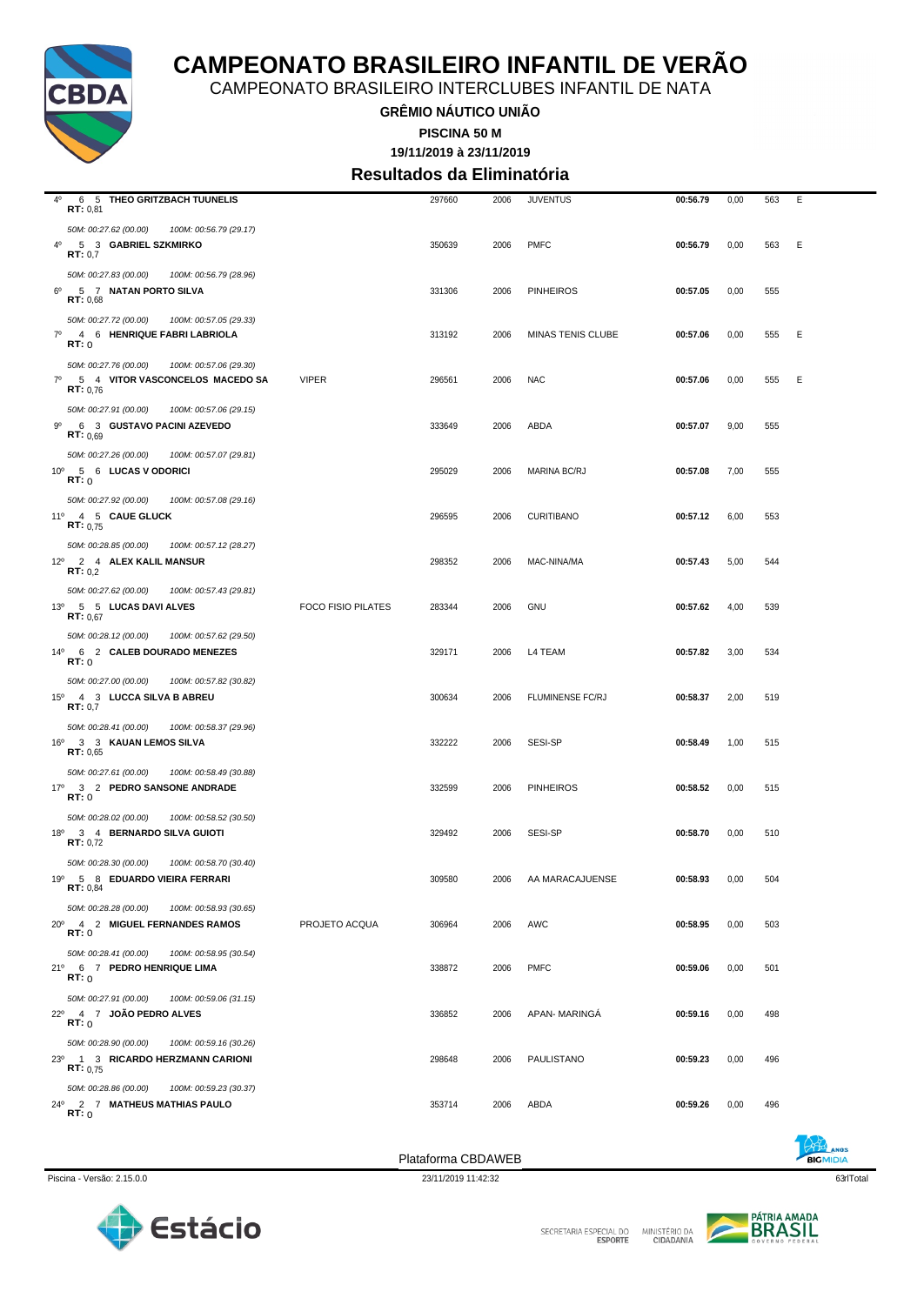# CAMPEONATO BRASILEIRO INFANTIL DE VERÃO

CAMPEONATO BRASILEIRO INTERCLUBES INFANTIL DE NATA

**GRÊMIO NÁUTICO UNIÃO**

**PISCINA 50 M**

**19/11/2019 à 23/11/2019**

## Resultados da Eliminatória

| Col. | S | R | Nome | Equipe | Registro | Ano | Clube | Tempo | Pts | Índice | |
|---|---|---|---|---|---|---|---|---|---|---|---|
| 4º | 6 | 5 | **THEO GRITZBACH TUUNELIS** RT: 0,81 | | 297660 | 2006 | JUVENTUS | **00:56.79** | 0,00 | 563 | E |
| | | | *50M: 00:27.62 (00.00) 100M: 00:56.79 (29.17)* | | | | | | | | |
| 4º | 5 | 3 | **GABRIEL SZKMIRKO** RT: 0,7 | | 350639 | 2006 | PMFC | **00:56.79** | 0,00 | 563 | E |
| | | | *50M: 00:27.83 (00.00) 100M: 00:56.79 (28.96)* | | | | | | | | |
| 6º | 5 | 7 | **NATAN PORTO SILVA** RT: 0,68 | | 331306 | 2006 | PINHEIROS | **00:57.05** | 0,00 | 555 | |
| | | | *50M: 00:27.72 (00.00) 100M: 00:57.05 (29.33)* | | | | | | | | |
| 7º | 4 | 6 | **HENRIQUE FABRI LABRIOLA** RT: 0 | | 313192 | 2006 | MINAS TENIS CLUBE | **00:57.06** | 0,00 | 555 | E |
| | | | *50M: 00:27.76 (00.00) 100M: 00:57.06 (29.30)* | | | | | | | | |
| 7º | 5 | 4 | **VITOR VASCONCELOS MACEDO SA** RT: 0,76 | VIPER | 296561 | 2006 | NAC | **00:57.06** | 0,00 | 555 | E |
| | | | *50M: 00:27.91 (00.00) 100M: 00:57.06 (29.15)* | | | | | | | | |
| 9º | 6 | 3 | **GUSTAVO PACINI AZEVEDO** RT: 0,69 | | 333649 | 2006 | ABDA | **00:57.07** | 9,00 | 555 | |
| | | | *50M: 00:27.26 (00.00) 100M: 00:57.07 (29.81)* | | | | | | | | |
| 10º | 5 | 6 | **LUCAS V ODORICI** RT: 0 | | 295029 | 2006 | MARINA BC/RJ | **00:57.08** | 7,00 | 555 | |
| | | | *50M: 00:27.92 (00.00) 100M: 00:57.08 (29.16)* | | | | | | | | |
| 11º | 4 | 5 | **CAUE GLUCK** RT: 0,75 | | 296595 | 2006 | CURITIBANO | **00:57.12** | 6,00 | 553 | |
| | | | *50M: 00:28.85 (00.00) 100M: 00:57.12 (28.27)* | | | | | | | | |
| 12º | 2 | 4 | **ALEX KALIL MANSUR** RT: 0,2 | | 298352 | 2006 | MAC-NINA/MA | **00:57.43** | 5,00 | 544 | |
| | | | *50M: 00:27.62 (00.00) 100M: 00:57.43 (29.81)* | | | | | | | | |
| 13º | 5 | 5 | **LUCAS DAVI ALVES** RT: 0,67 | FOCO FISIO PILATES | 283344 | 2006 | GNU | **00:57.62** | 4,00 | 539 | |
| | | | *50M: 00:28.12 (00.00) 100M: 00:57.62 (29.50)* | | | | | | | | |
| 14º | 6 | 2 | **CALEB DOURADO MENEZES** RT: 0 | | 329171 | 2006 | L4 TEAM | **00:57.82** | 3,00 | 534 | |
| | | | *50M: 00:27.00 (00.00) 100M: 00:57.82 (30.82)* | | | | | | | | |
| 15º | 4 | 3 | **LUCCA SILVA B ABREU** RT: 0,7 | | 300634 | 2006 | FLUMINENSE FC/RJ | **00:58.37** | 2,00 | 519 | |
| | | | *50M: 00:28.41 (00.00) 100M: 00:58.37 (29.96)* | | | | | | | | |
| 16º | 3 | 3 | **KAUAN LEMOS SILVA** RT: 0,65 | | 332222 | 2006 | SESI-SP | **00:58.49** | 1,00 | 515 | |
| | | | *50M: 00:27.61 (00.00) 100M: 00:58.49 (30.88)* | | | | | | | | |
| 17º | 3 | 2 | **PEDRO SANSONE ANDRADE** RT: 0 | | 332599 | 2006 | PINHEIROS | **00:58.52** | 0,00 | 515 | |
| | | | *50M: 00:28.02 (00.00) 100M: 00:58.52 (30.50)* | | | | | | | | |
| 18º | 3 | 4 | **BERNARDO SILVA GUIOTI** RT: 0,72 | | 329492 | 2006 | SESI-SP | **00:58.70** | 0,00 | 510 | |
| | | | *50M: 00:28.30 (00.00) 100M: 00:58.70 (30.40)* | | | | | | | | |
| 19º | 5 | 8 | **EDUARDO VIEIRA FERRARI** RT: 0,84 | | 309580 | 2006 | AA MARACAJUENSE | **00:58.93** | 0,00 | 504 | |
| | | | *50M: 00:28.28 (00.00) 100M: 00:58.93 (30.65)* | | | | | | | | |
| 20º | 4 | 2 | **MIGUEL FERNANDES RAMOS** RT: 0 | PROJETO ACQUA | 306964 | 2006 | AWC | **00:58.95** | 0,00 | 503 | |
| | | | *50M: 00:28.41 (00.00) 100M: 00:58.95 (30.54)* | | | | | | | | |
| 21º | 6 | 7 | **PEDRO HENRIQUE LIMA** RT: 0 | | 338872 | 2006 | PMFC | **00:59.06** | 0,00 | 501 | |
| | | | *50M: 00:27.91 (00.00) 100M: 00:59.06 (31.15)* | | | | | | | | |
| 22º | 4 | 7 | **JOÃO PEDRO ALVES** RT: 0 | | 336852 | 2006 | APAN- MARINGÁ | **00:59.16** | 0,00 | 498 | |
| | | | *50M: 00:28.90 (00.00) 100M: 00:59.16 (30.26)* | | | | | | | | |
| 23º | 1 | 3 | **RICARDO HERZMANN CARIONI** RT: 0,75 | | 298648 | 2006 | PAULISTANO | **00:59.23** | 0,00 | 496 | |
| | | | *50M: 00:28.86 (00.00) 100M: 00:59.23 (30.37)* | | | | | | | | |
| 24º | 2 | 7 | **MATHEUS MATHIAS PAULO** RT: 0 | | 353714 | 2006 | ABDA | **00:59.26** | 0,00 | 496 | |

Plataforma CBDAWEB

Piscina - Versão: 2.15.0.0 — 23/11/2019 11:42:32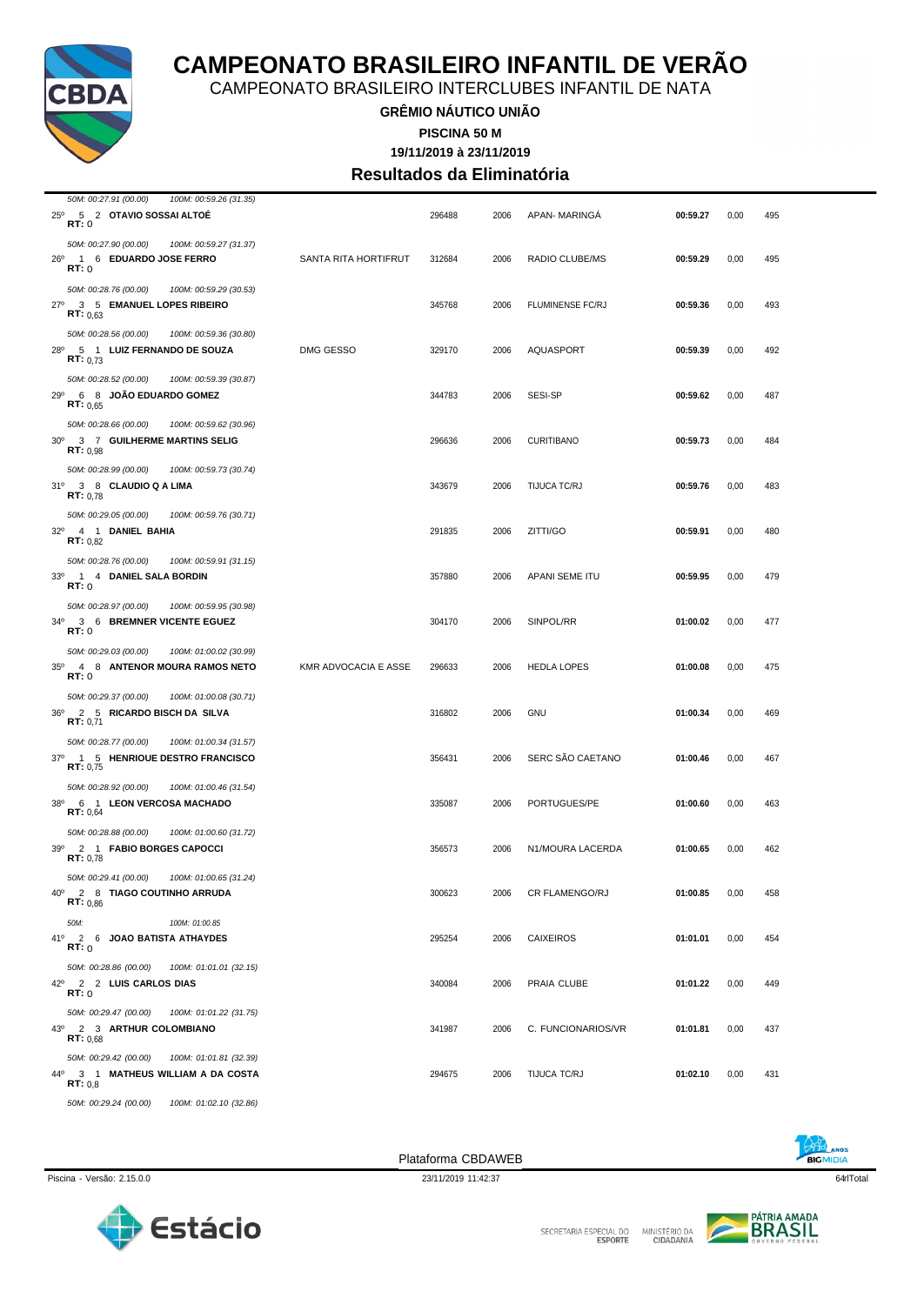# CAMPEONATO BRASILEIRO INFANTIL DE VERÃO

CAMPEONATO BRASILEIRO INTERCLUBES INFANTIL DE NATA

**GRÊMIO NÁUTICO UNIÃO**

**PISCINA 50 M**

**19/11/2019 à 23/11/2019**

## Resultados da Eliminatória

*50M: 00:27.91 (00.00) 100M: 00:59.26 (31.35)*

| Pos | Série | Raia | Nome | Patrocínio | Registro | Ano | Clube | Tempo | | Pontos |
|---|---|---|---|---|---|---|---|---|---|---|
| 25º | 5 | 2 | **OTAVIO SOSSAI ALTOÉ** RT: 0 | | 296488 | 2006 | APAN- MARINGÁ | **00:59.27** | 0,00 | 495 |
| | | | *50M: 00:27.90 (00.00) 100M: 00:59.27 (31.37)* | | | | | | | |
| 26º | 1 | 6 | **EDUARDO JOSE FERRO** RT: 0 | SANTA RITA HORTIFRUT | 312684 | 2006 | RADIO CLUBE/MS | **00:59.29** | 0,00 | 495 |
| | | | *50M: 00:28.76 (00.00) 100M: 00:59.29 (30.53)* | | | | | | | |
| 27º | 3 | 5 | **EMANUEL LOPES RIBEIRO** RT: 0,63 | | 345768 | 2006 | FLUMINENSE FC/RJ | **00:59.36** | 0,00 | 493 |
| | | | *50M: 00:28.56 (00.00) 100M: 00:59.36 (30.80)* | | | | | | | |
| 28º | 5 | 1 | **LUIZ FERNANDO DE SOUZA** RT: 0,73 | DMG GESSO | 329170 | 2006 | AQUASPORT | **00:59.39** | 0,00 | 492 |
| | | | *50M: 00:28.52 (00.00) 100M: 00:59.39 (30.87)* | | | | | | | |
| 29º | 6 | 8 | **JOÃO EDUARDO GOMEZ** RT: 0,65 | | 344783 | 2006 | SESI-SP | **00:59.62** | 0,00 | 487 |
| | | | *50M: 00:28.66 (00.00) 100M: 00:59.62 (30.96)* | | | | | | | |
| 30º | 3 | 7 | **GUILHERME MARTINS SELIG** RT: 0,98 | | 296636 | 2006 | CURITIBANO | **00:59.73** | 0,00 | 484 |
| | | | *50M: 00:28.99 (00.00) 100M: 00:59.73 (30.74)* | | | | | | | |
| 31º | 3 | 8 | **CLAUDIO Q A LIMA** RT: 0,78 | | 343679 | 2006 | TIJUCA TC/RJ | **00:59.76** | 0,00 | 483 |
| | | | *50M: 00:29.05 (00.00) 100M: 00:59.76 (30.71)* | | | | | | | |
| 32º | 4 | 1 | **DANIEL BAHIA** RT: 0,82 | | 291835 | 2006 | ZITTI/GO | **00:59.91** | 0,00 | 480 |
| | | | *50M: 00:28.76 (00.00) 100M: 00:59.91 (31.15)* | | | | | | | |
| 33º | 1 | 4 | **DANIEL SALA BORDIN** RT: 0 | | 357880 | 2006 | APANI SEME ITU | **00:59.95** | 0,00 | 479 |
| | | | *50M: 00:28.97 (00.00) 100M: 00:59.95 (30.98)* | | | | | | | |
| 34º | 3 | 6 | **BREMNER VICENTE EGUEZ** RT: 0 | | 304170 | 2006 | SINPOL/RR | **01:00.02** | 0,00 | 477 |
| | | | *50M: 00:29.03 (00.00) 100M: 01:00.02 (30.99)* | | | | | | | |
| 35º | 4 | 8 | **ANTENOR MOURA RAMOS NETO** RT: 0 | KMR ADVOCACIA E ASSE | 296633 | 2006 | HEDLA LOPES | **01:00.08** | 0,00 | 475 |
| | | | *50M: 00:29.37 (00.00) 100M: 01:00.08 (30.71)* | | | | | | | |
| 36º | 2 | 5 | **RICARDO BISCH DA SILVA** RT: 0,71 | | 316802 | 2006 | GNU | **01:00.34** | 0,00 | 469 |
| | | | *50M: 00:28.77 (00.00) 100M: 01:00.34 (31.57)* | | | | | | | |
| 37º | 1 | 5 | **HENRIQUE DESTRO FRANCISCO** RT: 0,75 | | 356431 | 2006 | SERC SÃO CAETANO | **01:00.46** | 0,00 | 467 |
| | | | *50M: 00:28.92 (00.00) 100M: 01:00.46 (31.54)* | | | | | | | |
| 38º | 6 | 1 | **LEON VERCOSA MACHADO** RT: 0,64 | | 335087 | 2006 | PORTUGUES/PE | **01:00.60** | 0,00 | 463 |
| | | | *50M: 00:28.88 (00.00) 100M: 01:00.60 (31.72)* | | | | | | | |
| 39º | 2 | 1 | **FABIO BORGES CAPOCCI** RT: 0,78 | | 356573 | 2006 | N1/MOURA LACERDA | **01:00.65** | 0,00 | 462 |
| | | | *50M: 00:29.41 (00.00) 100M: 01:00.65 (31.24)* | | | | | | | |
| 40º | 2 | 8 | **TIAGO COUTINHO ARRUDA** RT: 0,86 | | 300623 | 2006 | CR FLAMENGO/RJ | **01:00.85** | 0,00 | 458 |
| | | | *50M: 100M: 01:00.85* | | | | | | | |
| 41º | 2 | 6 | **JOAO BATISTA ATHAYDES** RT: 0 | | 295254 | 2006 | CAIXEIROS | **01:01.01** | 0,00 | 454 |
| | | | *50M: 00:28.86 (00.00) 100M: 01:01.01 (32.15)* | | | | | | | |
| 42º | 2 | 2 | **LUIS CARLOS DIAS** RT: 0 | | 340084 | 2006 | PRAIA CLUBE | **01:01.22** | 0,00 | 449 |
| | | | *50M: 00:29.47 (00.00) 100M: 01:01.22 (31.75)* | | | | | | | |
| 43º | 2 | 3 | **ARTHUR COLOMBIANO** RT: 0,68 | | 341987 | 2006 | C. FUNCIONARIOS/VR | **01:01.81** | 0,00 | 437 |
| | | | *50M: 00:29.42 (00.00) 100M: 01:01.81 (32.39)* | | | | | | | |
| 44º | 3 | 1 | **MATHEUS WILLIAM A DA COSTA** RT: 0,8 | | 294675 | 2006 | TIJUCA TC/RJ | **01:02.10** | 0,00 | 431 |
| | | | *50M: 00:29.24 (00.00) 100M: 01:02.10 (32.86)* | | | | | | | |

Plataforma CBDAWEB

Piscina - Versão: 2.15.0.0 — 23/11/2019 11:42:37 — 64rlTotal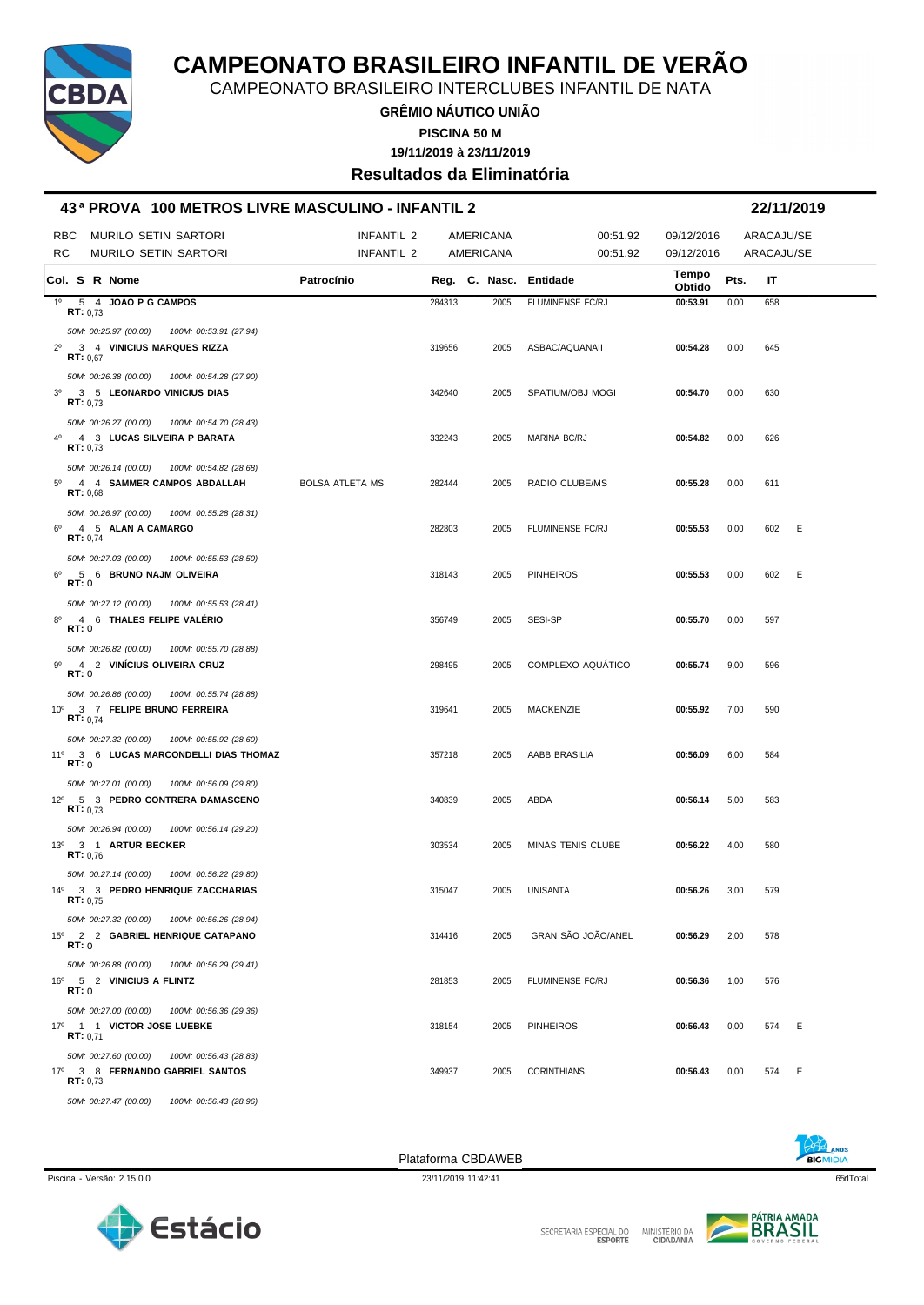# CAMPEONATO BRASILEIRO INFANTIL DE VERÃO

CAMPEONATO BRASILEIRO INTERCLUBES INFANTIL DE NATA

**GRÊMIO NÁUTICO UNIÃO**

**PISCINA 50 M**

**19/11/2019 à 23/11/2019**

**Resultados da Eliminatória**

## 43ª PROVA 100 METROS LIVRE MASCULINO - INFANTIL 2 — 22/11/2019

| | | | | | | |
|---|---|---|---|---|---|---|
| RBC | MURILO SETIN SARTORI | INFANTIL 2 | AMERICANA | 00:51.92 | 09/12/2016 | ARACAJU/SE |
| RC | MURILO SETIN SARTORI | INFANTIL 2 | AMERICANA | 00:51.92 | 09/12/2016 | ARACAJU/SE |

| Col. | S | R | Nome | Patrocínio | Reg. | C. Nasc. | Entidade | Tempo Obtido | Pts. | IT | |
|---|---|---|---|---|---|---|---|---|---|---|---|
| 1º | 5 | 4 | **JOAO P G CAMPOS** RT: 0,73 | | 284313 | 2005 | FLUMINENSE FC/RJ | **00:53.91** | 0,00 | 658 | |
| | | | *50M: 00:25.97 (00.00) 100M: 00:53.91 (27.94)* | | | | | | | | |
| 2º | 3 | 4 | **VINICIUS MARQUES RIZZA** RT: 0,67 | | 319656 | 2005 | ASBAC/AQUANAII | **00:54.28** | 0,00 | 645 | |
| | | | *50M: 00:26.38 (00.00) 100M: 00:54.28 (27.90)* | | | | | | | | |
| 3º | 3 | 5 | **LEONARDO VINICIUS DIAS** RT: 0,73 | | 342640 | 2005 | SPATIUM/OBJ MOGI | **00:54.70** | 0,00 | 630 | |
| | | | *50M: 00:26.27 (00.00) 100M: 00:54.70 (28.43)* | | | | | | | | |
| 4º | 4 | 3 | **LUCAS SILVEIRA P BARATA** RT: 0,73 | | 332243 | 2005 | MARINA BC/RJ | **00:54.82** | 0,00 | 626 | |
| | | | *50M: 00:26.14 (00.00) 100M: 00:54.82 (28.68)* | | | | | | | | |
| 5º | 4 | 4 | **SAMMER CAMPOS ABDALLAH** RT: 0,68 | BOLSA ATLETA MS | 282444 | 2005 | RADIO CLUBE/MS | **00:55.28** | 0,00 | 611 | |
| | | | *50M: 00:26.97 (00.00) 100M: 00:55.28 (28.31)* | | | | | | | | |
| 6º | 4 | 5 | **ALAN A CAMARGO** RT: 0,74 | | 282803 | 2005 | FLUMINENSE FC/RJ | **00:55.53** | 0,00 | 602 | E |
| | | | *50M: 00:27.03 (00.00) 100M: 00:55.53 (28.50)* | | | | | | | | |
| 6º | 5 | 6 | **BRUNO NAJM OLIVEIRA** RT: 0 | | 318143 | 2005 | PINHEIROS | **00:55.53** | 0,00 | 602 | E |
| | | | *50M: 00:27.12 (00.00) 100M: 00:55.53 (28.41)* | | | | | | | | |
| 8º | 4 | 6 | **THALES FELIPE VALÉRIO** RT: 0 | | 356749 | 2005 | SESI-SP | **00:55.70** | 0,00 | 597 | |
| | | | *50M: 00:26.82 (00.00) 100M: 00:55.70 (28.88)* | | | | | | | | |
| 9º | 4 | 2 | **VINÍCIUS OLIVEIRA CRUZ** RT: 0 | | 298495 | 2005 | COMPLEXO AQUÁTICO | **00:55.74** | 9,00 | 596 | |
| | | | *50M: 00:26.86 (00.00) 100M: 00:55.74 (28.88)* | | | | | | | | |
| 10º | 3 | 7 | **FELIPE BRUNO FERREIRA** RT: 0,74 | | 319641 | 2005 | MACKENZIE | **00:55.92** | 7,00 | 590 | |
| | | | *50M: 00:27.32 (00.00) 100M: 00:55.92 (28.60)* | | | | | | | | |
| 11º | 3 | 6 | **LUCAS MARCONDELLI DIAS THOMAZ** RT: 0 | | 357218 | 2005 | AABB BRASILIA | **00:56.09** | 6,00 | 584 | |
| | | | *50M: 00:27.01 (00.00) 100M: 00:56.09 (29.80)* | | | | | | | | |
| 12º | 5 | 3 | **PEDRO CONTRERA DAMASCENO** RT: 0,73 | | 340839 | 2005 | ABDA | **00:56.14** | 5,00 | 583 | |
| | | | *50M: 00:26.94 (00.00) 100M: 00:56.14 (29.20)* | | | | | | | | |
| 13º | 3 | 1 | **ARTUR BECKER** RT: 0,76 | | 303534 | 2005 | MINAS TENIS CLUBE | **00:56.22** | 4,00 | 580 | |
| | | | *50M: 00:27.14 (00.00) 100M: 00:56.22 (29.80)* | | | | | | | | |
| 14º | 3 | 3 | **PEDRO HENRIQUE ZACCHARIAS** RT: 0,75 | | 315047 | 2005 | UNISANTA | **00:56.26** | 3,00 | 579 | |
| | | | *50M: 00:27.32 (00.00) 100M: 00:56.26 (28.94)* | | | | | | | | |
| 15º | 2 | 2 | **GABRIEL HENRIQUE CATAPANO** RT: 0 | | 314416 | 2005 | GRAN SÃO JOÃO/ANEL | **00:56.29** | 2,00 | 578 | |
| | | | *50M: 00:26.88 (00.00) 100M: 00:56.29 (29.41)* | | | | | | | | |
| 16º | 5 | 2 | **VINICIUS A FLINTZ** RT: 0 | | 281853 | 2005 | FLUMINENSE FC/RJ | **00:56.36** | 1,00 | 576 | |
| | | | *50M: 00:27.00 (00.00) 100M: 00:56.36 (29.36)* | | | | | | | | |
| 17º | 1 | 1 | **VICTOR JOSE LUEBKE** RT: 0,71 | | 318154 | 2005 | PINHEIROS | **00:56.43** | 0,00 | 574 | E |
| | | | *50M: 00:27.60 (00.00) 100M: 00:56.43 (28.83)* | | | | | | | | |
| 17º | 3 | 8 | **FERNANDO GABRIEL SANTOS** RT: 0,73 | | 349937 | 2005 | CORINTHIANS | **00:56.43** | 0,00 | 574 | E |
| | | | *50M: 00:27.47 (00.00) 100M: 00:56.43 (28.96)* | | | | | | | | |

Plataforma CBDAWEB

Piscina - Versão: 2.15.0.0 — 23/11/2019 11:42:41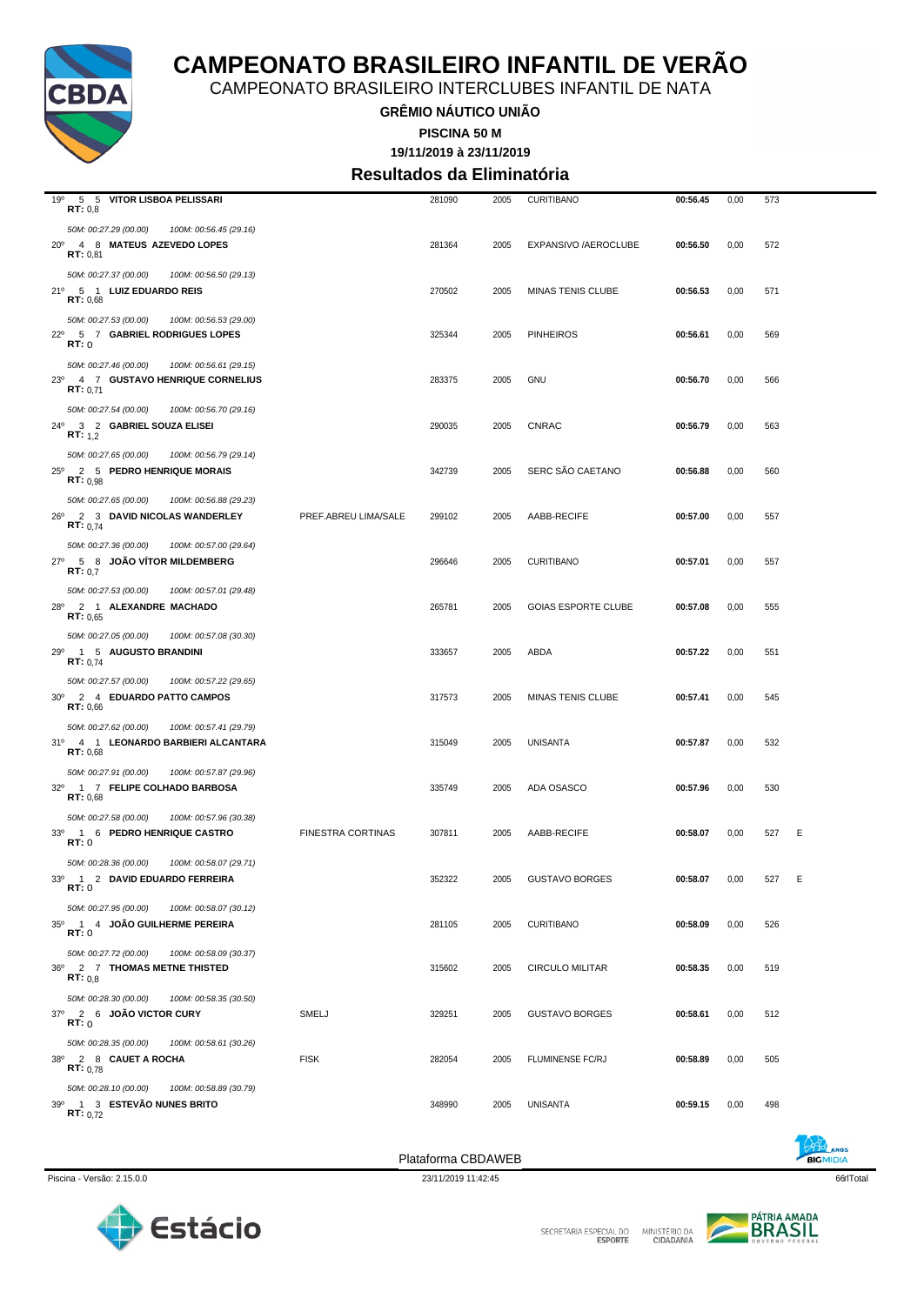# CAMPEONATO BRASILEIRO INFANTIL DE VERÃO

CAMPEONATO BRASILEIRO INTERCLUBES INFANTIL DE NATA

**GRÊMIO NÁUTICO UNIÃO**

**PISCINA 50 M**

**19/11/2019 à 23/11/2019**

## Resultados da Eliminatória

| Col | Série | Raia | Nome | Patrocínio | Registro | Ano | Entidade | Tempo | | Pontos | |
|---|---|---|---|---|---|---|---|---|---|---|---|
| 19º | 5 | 5 | **VITOR LISBOA PELISSARI** RT: 0,8 | | 281090 | 2005 | CURITIBANO | **00:56.45** | 0,00 | 573 | |
| | | | *50M: 00:27.29 (00.00) 100M: 00:56.45 (29.16)* | | | | | | | | |
| 20º | 4 | 8 | **MATEUS AZEVEDO LOPES** RT: 0,81 | | 281364 | 2005 | EXPANSIVO /AEROCLUBE | **00:56.50** | 0,00 | 572 | |
| | | | *50M: 00:27.37 (00.00) 100M: 00:56.50 (29.13)* | | | | | | | | |
| 21º | 5 | 1 | **LUIZ EDUARDO REIS** RT: 0,68 | | 270502 | 2005 | MINAS TENIS CLUBE | **00:56.53** | 0,00 | 571 | |
| | | | *50M: 00:27.53 (00.00) 100M: 00:56.53 (29.00)* | | | | | | | | |
| 22º | 5 | 7 | **GABRIEL RODRIGUES LOPES** RT: 0 | | 325344 | 2005 | PINHEIROS | **00:56.61** | 0,00 | 569 | |
| | | | *50M: 00:27.46 (00.00) 100M: 00:56.61 (29.15)* | | | | | | | | |
| 23º | 4 | 7 | **GUSTAVO HENRIQUE CORNELIUS** RT: 0,71 | | 283375 | 2005 | GNU | **00:56.70** | 0,00 | 566 | |
| | | | *50M: 00:27.54 (00.00) 100M: 00:56.70 (29.16)* | | | | | | | | |
| 24º | 3 | 2 | **GABRIEL SOUZA ELISEI** RT: 1,2 | | 290035 | 2005 | CNRAC | **00:56.79** | 0,00 | 563 | |
| | | | *50M: 00:27.65 (00.00) 100M: 00:56.79 (29.14)* | | | | | | | | |
| 25º | 2 | 5 | **PEDRO HENRIQUE MORAIS** RT: 0,98 | | 342739 | 2005 | SERC SÃO CAETANO | **00:56.88** | 0,00 | 560 | |
| | | | *50M: 00:27.65 (00.00) 100M: 00:56.88 (29.23)* | | | | | | | | |
| 26º | 2 | 3 | **DAVID NICOLAS WANDERLEY** RT: 0,74 | PREF.ABREU LIMA/SALE | 299102 | 2005 | AABB-RECIFE | **00:57.00** | 0,00 | 557 | |
| | | | *50M: 00:27.36 (00.00) 100M: 00:57.00 (29.64)* | | | | | | | | |
| 27º | 5 | 8 | **JOÃO VÍTOR MILDEMBERG** RT: 0,7 | | 296646 | 2005 | CURITIBANO | **00:57.01** | 0,00 | 557 | |
| | | | *50M: 00:27.53 (00.00) 100M: 00:57.01 (29.48)* | | | | | | | | |
| 28º | 2 | 1 | **ALEXANDRE MACHADO** RT: 0,65 | | 265781 | 2005 | GOIAS ESPORTE CLUBE | **00:57.08** | 0,00 | 555 | |
| | | | *50M: 00:27.05 (00.00) 100M: 00:57.08 (30.30)* | | | | | | | | |
| 29º | 1 | 5 | **AUGUSTO BRANDINI** RT: 0,74 | | 333657 | 2005 | ABDA | **00:57.22** | 0,00 | 551 | |
| | | | *50M: 00:27.57 (00.00) 100M: 00:57.22 (29.65)* | | | | | | | | |
| 30º | 2 | 4 | **EDUARDO PATTO CAMPOS** RT: 0,66 | | 317573 | 2005 | MINAS TENIS CLUBE | **00:57.41** | 0,00 | 545 | |
| | | | *50M: 00:27.62 (00.00) 100M: 00:57.41 (29.79)* | | | | | | | | |
| 31º | 4 | 1 | **LEONARDO BARBIERI ALCANTARA** RT: 0,68 | | 315049 | 2005 | UNISANTA | **00:57.87** | 0,00 | 532 | |
| | | | *50M: 00:27.91 (00.00) 100M: 00:57.87 (29.96)* | | | | | | | | |
| 32º | 1 | 7 | **FELIPE COLHADO BARBOSA** RT: 0,68 | | 335749 | 2005 | ADA OSASCO | **00:57.96** | 0,00 | 530 | |
| | | | *50M: 00:27.58 (00.00) 100M: 00:57.96 (30.38)* | | | | | | | | |
| 33º | 1 | 6 | **PEDRO HENRIQUE CASTRO** RT: 0 | FINESTRA CORTINAS | 307811 | 2005 | AABB-RECIFE | **00:58.07** | 0,00 | 527 | E |
| | | | *50M: 00:28.36 (00.00) 100M: 00:58.07 (29.71)* | | | | | | | | |
| 33º | 1 | 2 | **DAVID EDUARDO FERREIRA** RT: 0 | | 352322 | 2005 | GUSTAVO BORGES | **00:58.07** | 0,00 | 527 | E |
| | | | *50M: 00:27.95 (00.00) 100M: 00:58.07 (30.12)* | | | | | | | | |
| 35º | 1 | 4 | **JOÃO GUILHERME PEREIRA** RT: 0 | | 281105 | 2005 | CURITIBANO | **00:58.09** | 0,00 | 526 | |
| | | | *50M: 00:27.72 (00.00) 100M: 00:58.09 (30.37)* | | | | | | | | |
| 36º | 2 | 7 | **THOMAS METNE THISTED** RT: 0,8 | | 315602 | 2005 | CIRCULO MILITAR | **00:58.35** | 0,00 | 519 | |
| | | | *50M: 00:28.30 (00.00) 100M: 00:58.35 (30.50)* | | | | | | | | |
| 37º | 2 | 6 | **JOÃO VICTOR CURY** RT: 0 | SMELJ | 329251 | 2005 | GUSTAVO BORGES | **00:58.61** | 0,00 | 512 | |
| | | | *50M: 00:28.35 (00.00) 100M: 00:58.61 (30.26)* | | | | | | | | |
| 38º | 2 | 8 | **CAUET A ROCHA** RT: 0,78 | FISK | 282054 | 2005 | FLUMINENSE FC/RJ | **00:58.89** | 0,00 | 505 | |
| | | | *50M: 00:28.10 (00.00) 100M: 00:58.89 (30.79)* | | | | | | | | |
| 39º | 1 | 3 | **ESTEVÃO NUNES BRITO** RT: 0,72 | | 348990 | 2005 | UNISANTA | **00:59.15** | 0,00 | 498 | |

Plataforma CBDAWEB

Piscina - Versão: 2.15.0.0 — 23/11/2019 11:42:45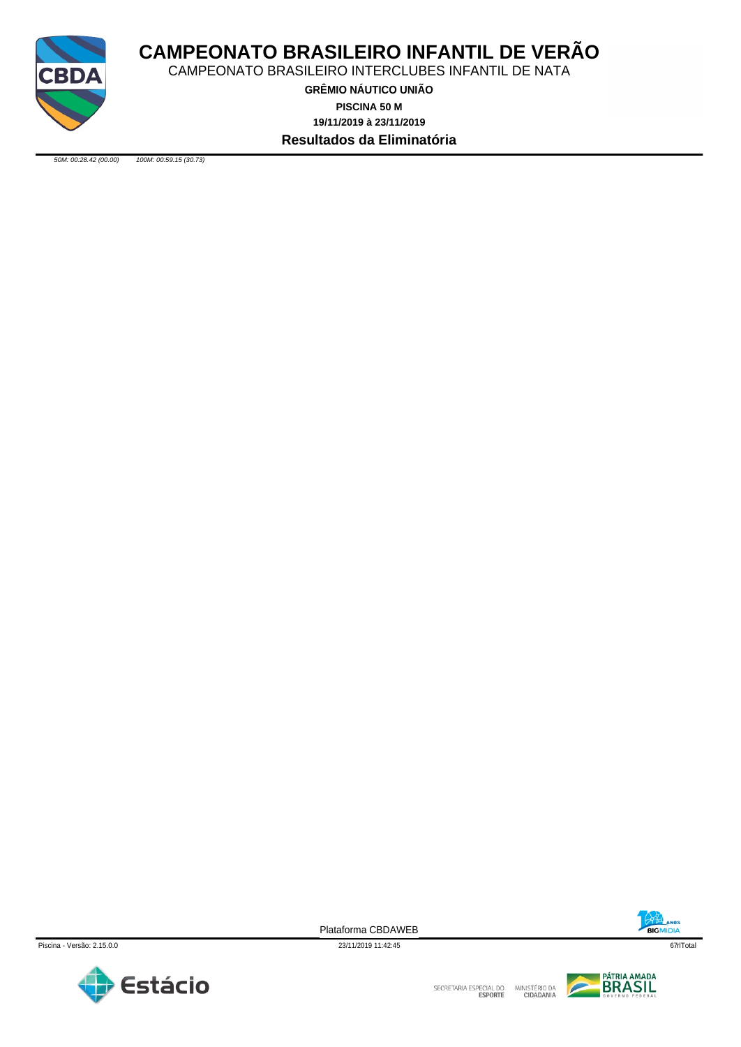# CAMPEONATO BRASILEIRO INFANTIL DE VERÃO

CAMPEONATO BRASILEIRO INTERCLUBES INFANTIL DE NATA

**GRÊMIO NÁUTICO UNIÃO**

**PISCINA 50 M**

**19/11/2019 à 23/11/2019**

**Resultados da Eliminatória**

*50M: 00:28.42 (00.00)* *100M: 00:59.15 (30.73)*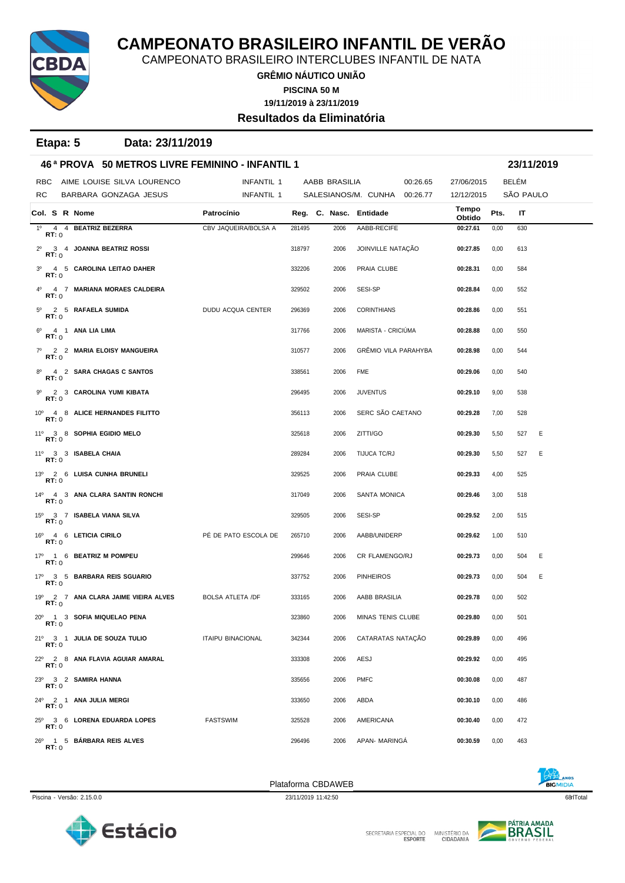# CAMPEONATO BRASILEIRO INFANTIL DE VERÃO

CAMPEONATO BRASILEIRO INTERCLUBES INFANTIL DE NATA

**GRÊMIO NÁUTICO UNIÃO**

**PISCINA 50 M**

**19/11/2019 à 23/11/2019**

**Resultados da Eliminatória**

**Etapa: 5 Data: 23/11/2019**

## 46ª PROVA 50 METROS LIVRE FEMININO - INFANTIL 1 — 23/11/2019

| | | | | | | |
|---|---|---|---|---|---|---|
| RBC | AIME LOUISE SILVA LOURENCO | INFANTIL 1 | AABB BRASILIA | 00:26.65 | 27/06/2015 | BELÉM |
| RC | BARBARA GONZAGA JESUS | INFANTIL 1 | SALESIANOS/M. CUNHA | 00:26.77 | 12/12/2015 | SÃO PAULO |

| Col. | S | R | Nome | Patrocínio | Reg. | C. | Nasc. | Entidade | Tempo Obtido | Pts. | IT | |
|---|---|---|---|---|---|---|---|---|---|---|---|---|
| 1º | 4 | 4 | **BEATRIZ BEZERRA** RT: 0 | CBV JAQUEIRA/BOLSA A | 281495 | | 2006 | AABB-RECIFE | **00:27.61** | 0,00 | 630 | |
| 2º | 3 | 4 | **JOANNA BEATRIZ ROSSI** RT: 0 | | 318797 | | 2006 | JOINVILLE NATAÇÃO | **00:27.85** | 0,00 | 613 | |
| 3º | 4 | 5 | **CAROLINA LEITAO DAHER** RT: 0 | | 332206 | | 2006 | PRAIA CLUBE | **00:28.31** | 0,00 | 584 | |
| 4º | 4 | 7 | **MARIANA MORAES CALDEIRA** RT: 0 | | 329502 | | 2006 | SESI-SP | **00:28.84** | 0,00 | 552 | |
| 5º | 2 | 5 | **RAFAELA SUMIDA** RT: 0 | DUDU ACQUA CENTER | 296369 | | 2006 | CORINTHIANS | **00:28.86** | 0,00 | 551 | |
| 6º | 4 | 1 | **ANA LIA LIMA** RT: 0 | | 317766 | | 2006 | MARISTA - CRICIÚMA | **00:28.88** | 0,00 | 550 | |
| 7º | 2 | 2 | **MARIA ELOISY MANGUEIRA** RT: 0 | | 310577 | | 2006 | GRÊMIO VILA PARAHYBA | **00:28.98** | 0,00 | 544 | |
| 8º | 4 | 2 | **SARA CHAGAS C SANTOS** RT: 0 | | 338561 | | 2006 | FME | **00:29.06** | 0,00 | 540 | |
| 9º | 2 | 3 | **CAROLINA YUMI KIBATA** RT: 0 | | 296495 | | 2006 | JUVENTUS | **00:29.10** | 9,00 | 538 | |
| 10º | 4 | 8 | **ALICE HERNANDES FILITTO** RT: 0 | | 356113 | | 2006 | SERC SÃO CAETANO | **00:29.28** | 7,00 | 528 | |
| 11º | 3 | 8 | **SOPHIA EGIDIO MELO** RT: 0 | | 325618 | | 2006 | ZITTI/GO | **00:29.30** | 5,50 | 527 | E |
| 11º | 3 | 3 | **ISABELA CHAIA** RT: 0 | | 289284 | | 2006 | TIJUCA TC/RJ | **00:29.30** | 5,50 | 527 | E |
| 13º | 2 | 6 | **LUISA CUNHA BRUNELI** RT: 0 | | 329525 | | 2006 | PRAIA CLUBE | **00:29.33** | 4,00 | 525 | |
| 14º | 4 | 3 | **ANA CLARA SANTIN RONCHI** RT: 0 | | 317049 | | 2006 | SANTA MONICA | **00:29.46** | 3,00 | 518 | |
| 15º | 3 | 7 | **ISABELA VIANA SILVA** RT: 0 | | 329505 | | 2006 | SESI-SP | **00:29.52** | 2,00 | 515 | |
| 16º | 4 | 6 | **LETICIA CIRILO** RT: 0 | PÉ DE PATO ESCOLA DE | 265710 | | 2006 | AABB/UNIDERP | **00:29.62** | 1,00 | 510 | |
| 17º | 1 | 6 | **BEATRIZ M POMPEU** RT: 0 | | 299646 | | 2006 | CR FLAMENGO/RJ | **00:29.73** | 0,00 | 504 | E |
| 17º | 3 | 5 | **BARBARA REIS SGUARIO** RT: 0 | | 337752 | | 2006 | PINHEIROS | **00:29.73** | 0,00 | 504 | E |
| 19º | 2 | 7 | **ANA CLARA JAIME VIEIRA ALVES** RT: 0 | BOLSA ATLETA /DF | 333165 | | 2006 | AABB BRASILIA | **00:29.78** | 0,00 | 502 | |
| 20º | 1 | 3 | **SOFIA MIQUELAO PENA** RT: 0 | | 323860 | | 2006 | MINAS TENIS CLUBE | **00:29.80** | 0,00 | 501 | |
| 21º | 3 | 1 | **JULIA DE SOUZA TULIO** RT: 0 | ITAIPU BINACIONAL | 342344 | | 2006 | CATARATAS NATAÇÃO | **00:29.89** | 0,00 | 496 | |
| 22º | 2 | 8 | **ANA FLAVIA AGUIAR AMARAL** RT: 0 | | 333308 | | 2006 | AESJ | **00:29.92** | 0,00 | 495 | |
| 23º | 3 | 2 | **SAMIRA HANNA** RT: 0 | | 335656 | | 2006 | PMFC | **00:30.08** | 0,00 | 487 | |
| 24º | 2 | 1 | **ANA JULIA MERGI** RT: 0 | | 333650 | | 2006 | ABDA | **00:30.10** | 0,00 | 486 | |
| 25º | 3 | 6 | **LORENA EDUARDA LOPES** RT: 0 | FASTSWIM | 325528 | | 2006 | AMERICANA | **00:30.40** | 0,00 | 472 | |
| 26º | 1 | 5 | **BÁRBARA REIS ALVES** RT: 0 | | 296496 | | 2006 | APAN- MARINGÁ | **00:30.59** | 0,00 | 463 | |

Plataforma CBDAWEB

Piscina - Versão: 2.15.0.0 — 23/11/2019 11:42:50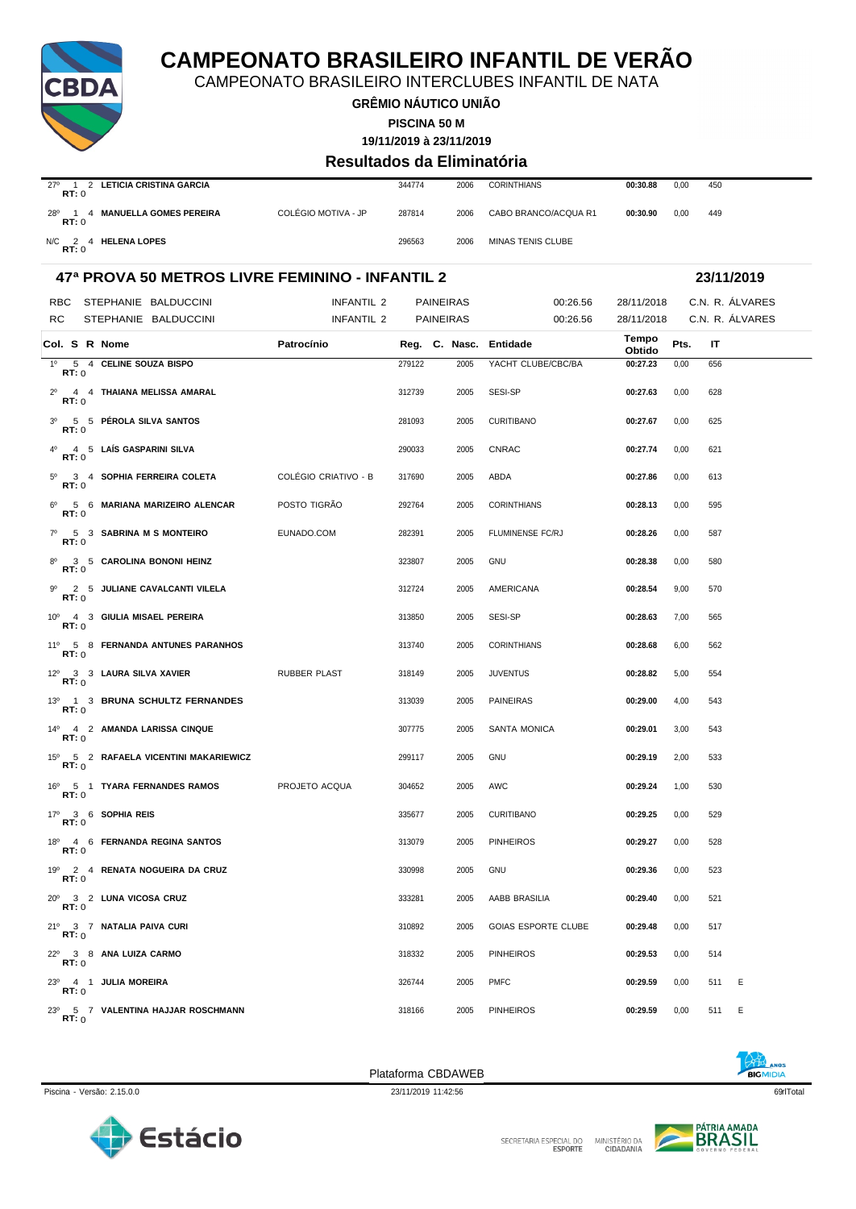# CAMPEONATO BRASILEIRO INFANTIL DE VERÃO

CAMPEONATO BRASILEIRO INTERCLUBES INFANTIL DE NATA

**GRÊMIO NÁUTICO UNIÃO**

**PISCINA 50 M**

**19/11/2019 à 23/11/2019**

## Resultados da Eliminatória

| Col. | S | R | Nome | Patrocínio | Reg. | C. Nasc. | Entidade | Tempo Obtido | Pts. | IT | |
|---|---|---|---|---|---|---|---|---|---|---|---|
| 27º | 1 | 2 | **LETICIA CRISTINA GARCIA** RT: 0 | | 344774 | 2006 | CORINTHIANS | **00:30.88** | 0,00 | 450 | |
| 28º | 1 | 4 | **MANUELLA GOMES PEREIRA** RT: 0 | COLÉGIO MOTIVA - JP | 287814 | 2006 | CABO BRANCO/ACQUA R1 | **00:30.90** | 0,00 | 449 | |
| N/C | 2 | 4 | **HELENA LOPES** RT: 0 | | 296563 | 2006 | MINAS TENIS CLUBE | | | | |

### 47ª PROVA 50 METROS LIVRE FEMININO - INFANTIL 2 — 23/11/2019

| | | | | | | |
|---|---|---|---|---|---|---|
| RBC | STEPHANIE BALDUCCINI | INFANTIL 2 | PAINEIRAS | 00:26.56 | 28/11/2018 | C.N. R. ÁLVARES |
| RC | STEPHANIE BALDUCCINI | INFANTIL 2 | PAINEIRAS | 00:26.56 | 28/11/2018 | C.N. R. ÁLVARES |

| Col. | S | R | Nome | Patrocínio | Reg. | C. Nasc. | Entidade | Tempo Obtido | Pts. | IT | |
|---|---|---|---|---|---|---|---|---|---|---|---|
| 1º | 5 | 4 | **CELINE SOUZA BISPO** RT: 0 | | 279122 | 2005 | YACHT CLUBE/CBC/BA | **00:27.23** | 0,00 | 656 | |
| 2º | 4 | 4 | **THAIANA MELISSA AMARAL** RT: 0 | | 312739 | 2005 | SESI-SP | **00:27.63** | 0,00 | 628 | |
| 3º | 5 | 5 | **PÉROLA SILVA SANTOS** RT: 0 | | 281093 | 2005 | CURITIBANO | **00:27.67** | 0,00 | 625 | |
| 4º | 4 | 5 | **LAÍS GASPARINI SILVA** RT: 0 | | 290033 | 2005 | CNRAC | **00:27.74** | 0,00 | 621 | |
| 5º | 3 | 4 | **SOPHIA FERREIRA COLETA** RT: 0 | COLÉGIO CRIATIVO - B | 317690 | 2005 | ABDA | **00:27.86** | 0,00 | 613 | |
| 6º | 5 | 6 | **MARIANA MARIZEIRO ALENCAR** RT: 0 | POSTO TIGRÃO | 292764 | 2005 | CORINTHIANS | **00:28.13** | 0,00 | 595 | |
| 7º | 5 | 3 | **SABRINA M S MONTEIRO** RT: 0 | EUNADO.COM | 282391 | 2005 | FLUMINENSE FC/RJ | **00:28.26** | 0,00 | 587 | |
| 8º | 3 | 5 | **CAROLINA BONONI HEINZ** RT: 0 | | 323807 | 2005 | GNU | **00:28.38** | 0,00 | 580 | |
| 9º | 2 | 5 | **JULIANE CAVALCANTI VILELA** RT: 0 | | 312724 | 2005 | AMERICANA | **00:28.54** | 9,00 | 570 | |
| 10º | 4 | 3 | **GIULIA MISAEL PEREIRA** RT: 0 | | 313850 | 2005 | SESI-SP | **00:28.63** | 7,00 | 565 | |
| 11º | 5 | 8 | **FERNANDA ANTUNES PARANHOS** RT: 0 | | 313740 | 2005 | CORINTHIANS | **00:28.68** | 6,00 | 562 | |
| 12º | 3 | 3 | **LAURA SILVA XAVIER** RT: 0 | RUBBER PLAST | 318149 | 2005 | JUVENTUS | **00:28.82** | 5,00 | 554 | |
| 13º | 1 | 3 | **BRUNA SCHULTZ FERNANDES** RT: 0 | | 313039 | 2005 | PAINEIRAS | **00:29.00** | 4,00 | 543 | |
| 14º | 4 | 2 | **AMANDA LARISSA CINQUE** RT: 0 | | 307775 | 2005 | SANTA MONICA | **00:29.01** | 3,00 | 543 | |
| 15º | 5 | 2 | **RAFAELA VICENTINI MAKARIEWICZ** RT: 0 | | 299117 | 2005 | GNU | **00:29.19** | 2,00 | 533 | |
| 16º | 5 | 1 | **TYARA FERNANDES RAMOS** RT: 0 | PROJETO ACQUA | 304652 | 2005 | AWC | **00:29.24** | 1,00 | 530 | |
| 17º | 3 | 6 | **SOPHIA REIS** RT: 0 | | 335677 | 2005 | CURITIBANO | **00:29.25** | 0,00 | 529 | |
| 18º | 4 | 6 | **FERNANDA REGINA SANTOS** RT: 0 | | 313079 | 2005 | PINHEIROS | **00:29.27** | 0,00 | 528 | |
| 19º | 2 | 4 | **RENATA NOGUEIRA DA CRUZ** RT: 0 | | 330998 | 2005 | GNU | **00:29.36** | 0,00 | 523 | |
| 20º | 3 | 2 | **LUNA VICOSA CRUZ** RT: 0 | | 333281 | 2005 | AABB BRASILIA | **00:29.40** | 0,00 | 521 | |
| 21º | 3 | 7 | **NATALIA PAIVA CURI** RT: 0 | | 310892 | 2005 | GOIAS ESPORTE CLUBE | **00:29.48** | 0,00 | 517 | |
| 22º | 3 | 8 | **ANA LUIZA CARMO** RT: 0 | | 318332 | 2005 | PINHEIROS | **00:29.53** | 0,00 | 514 | |
| 23º | 4 | 1 | **JULIA MOREIRA** RT: 0 | | 326744 | 2005 | PMFC | **00:29.59** | 0,00 | 511 | E |
| 23º | 5 | 7 | **VALENTINA HAJJAR ROSCHMANN** RT: 0 | | 318166 | 2005 | PINHEIROS | **00:29.59** | 0,00 | 511 | E |

Plataforma CBDAWEB

Piscina - Versão: 2.15.0.0 — 23/11/2019 11:42:56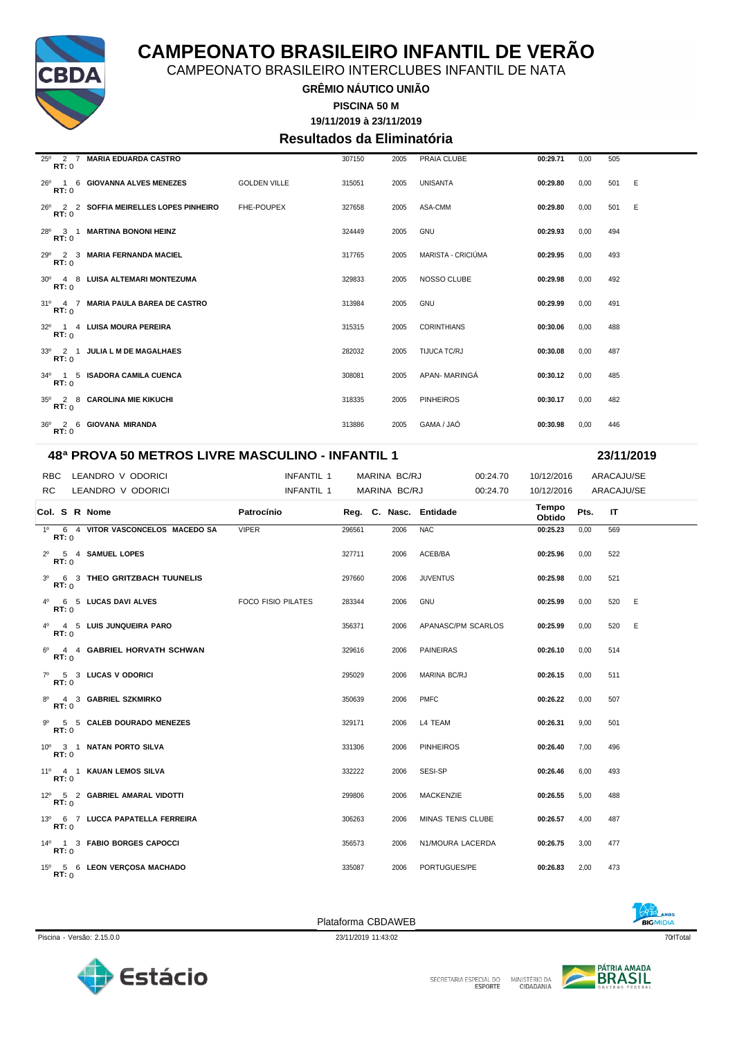# CAMPEONATO BRASILEIRO INFANTIL DE VERÃO

CAMPEONATO BRASILEIRO INTERCLUBES INFANTIL DE NATA

**GRÊMIO NÁUTICO UNIÃO**

**PISCINA 50 M**

**19/11/2019 à 23/11/2019**

## Resultados da Eliminatória

| Col. | S | R | Nome | Patrocínio | Reg. | C. Nasc. | Entidade | Tempo Obtido | Pts. | IT | |
|---|---|---|---|---|---|---|---|---|---|---|---|
| 25º | 2 | 7 | **MARIA EDUARDA CASTRO** RT: 0 | | 307150 | 2005 | PRAIA CLUBE | **00:29.71** | 0,00 | 505 | |
| 26º | 1 | 6 | **GIOVANNA ALVES MENEZES** RT: 0 | GOLDEN VILLE | 315051 | 2005 | UNISANTA | **00:29.80** | 0,00 | 501 | E |
| 26º | 2 | 2 | **SOFFIA MEIRELLES LOPES PINHEIRO** RT: 0 | FHE-POUPEX | 327658 | 2005 | ASA-CMM | **00:29.80** | 0,00 | 501 | E |
| 28º | 3 | 1 | **MARTINA BONONI HEINZ** RT: 0 | | 324449 | 2005 | GNU | **00:29.93** | 0,00 | 494 | |
| 29º | 2 | 3 | **MARIA FERNANDA MACIEL** RT: 0 | | 317765 | 2005 | MARISTA - CRICIÚMA | **00:29.95** | 0,00 | 493 | |
| 30º | 4 | 8 | **LUISA ALTEMARI MONTEZUMA** RT: 0 | | 329833 | 2005 | NOSSO CLUBE | **00:29.98** | 0,00 | 492 | |
| 31º | 4 | 7 | **MARIA PAULA BAREA DE CASTRO** RT: 0 | | 313984 | 2005 | GNU | **00:29.99** | 0,00 | 491 | |
| 32º | 1 | 4 | **LUISA MOURA PEREIRA** RT: 0 | | 315315 | 2005 | CORINTHIANS | **00:30.06** | 0,00 | 488 | |
| 33º | 2 | 1 | **JULIA L M DE MAGALHAES** RT: 0 | | 282032 | 2005 | TIJUCA TC/RJ | **00:30.08** | 0,00 | 487 | |
| 34º | 1 | 5 | **ISADORA CAMILA CUENCA** RT: 0 | | 308081 | 2005 | APAN- MARINGÁ | **00:30.12** | 0,00 | 485 | |
| 35º | 2 | 8 | **CAROLINA MIE KIKUCHI** RT: 0 | | 318335 | 2005 | PINHEIROS | **00:30.17** | 0,00 | 482 | |
| 36º | 2 | 6 | **GIOVANA MIRANDA** RT: 0 | | 313886 | 2005 | GAMA / JAÓ | **00:30.98** | 0,00 | 446 | |

## 48ª PROVA 50 METROS LIVRE MASCULINO - INFANTIL 1 — 23/11/2019

| | | | | | | |
|---|---|---|---|---|---|---|
| RBC | LEANDRO V ODORICI | INFANTIL 1 | MARINA BC/RJ | 00:24.70 | 10/12/2016 | ARACAJU/SE |
| RC | LEANDRO V ODORICI | INFANTIL 1 | MARINA BC/RJ | 00:24.70 | 10/12/2016 | ARACAJU/SE |

| Col. | S | R | Nome | Patrocínio | Reg. | C. Nasc. | Entidade | Tempo Obtido | Pts. | IT | |
|---|---|---|---|---|---|---|---|---|---|---|---|
| 1º | 6 | 4 | **VITOR VASCONCELOS MACEDO SA** RT: 0 | VIPER | 296561 | 2006 | NAC | **00:25.23** | 0,00 | 569 | |
| 2º | 5 | 4 | **SAMUEL LOPES** RT: 0 | | 327711 | 2006 | ACEB/BA | **00:25.96** | 0,00 | 522 | |
| 3º | 6 | 3 | **THEO GRITZBACH TUUNELIS** RT: 0 | | 297660 | 2006 | JUVENTUS | **00:25.98** | 0,00 | 521 | |
| 4º | 6 | 5 | **LUCAS DAVI ALVES** RT: 0 | FOCO FISIO PILATES | 283344 | 2006 | GNU | **00:25.99** | 0,00 | 520 | E |
| 4º | 4 | 5 | **LUIS JUNQUEIRA PARO** RT: 0 | | 356371 | 2006 | APANASC/PM SCARLOS | **00:25.99** | 0,00 | 520 | E |
| 6º | 4 | 4 | **GABRIEL HORVATH SCHWAN** RT: 0 | | 329616 | 2006 | PAINEIRAS | **00:26.10** | 0,00 | 514 | |
| 7º | 5 | 3 | **LUCAS V ODORICI** RT: 0 | | 295029 | 2006 | MARINA BC/RJ | **00:26.15** | 0,00 | 511 | |
| 8º | 4 | 3 | **GABRIEL SZKMIRKO** RT: 0 | | 350639 | 2006 | PMFC | **00:26.22** | 0,00 | 507 | |
| 9º | 5 | 5 | **CALEB DOURADO MENEZES** RT: 0 | | 329171 | 2006 | L4 TEAM | **00:26.31** | 9,00 | 501 | |
| 10º | 3 | 1 | **NATAN PORTO SILVA** RT: 0 | | 331306 | 2006 | PINHEIROS | **00:26.40** | 7,00 | 496 | |
| 11º | 4 | 1 | **KAUAN LEMOS SILVA** RT: 0 | | 332222 | 2006 | SESI-SP | **00:26.46** | 6,00 | 493 | |
| 12º | 5 | 2 | **GABRIEL AMARAL VIDOTTI** RT: 0 | | 299806 | 2006 | MACKENZIE | **00:26.55** | 5,00 | 488 | |
| 13º | 6 | 7 | **LUCCA PAPATELLA FERREIRA** RT: 0 | | 306263 | 2006 | MINAS TENIS CLUBE | **00:26.57** | 4,00 | 487 | |
| 14º | 1 | 3 | **FABIO BORGES CAPOCCI** RT: 0 | | 356573 | 2006 | N1/MOURA LACERDA | **00:26.75** | 3,00 | 477 | |
| 15º | 5 | 6 | **LEON VERÇOSA MACHADO** RT: 0 | | 335087 | 2006 | PORTUGUES/PE | **00:26.83** | 2,00 | 473 | |

Plataforma CBDAWEB

Piscina - Versão: 2.15.0.0 — 23/11/2019 11:43:02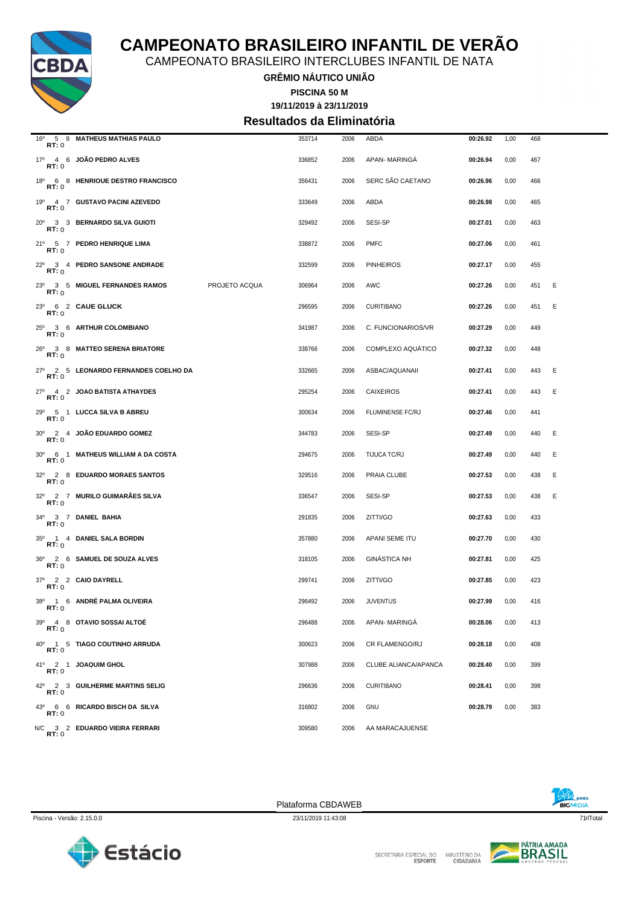# CAMPEONATO BRASILEIRO INFANTIL DE VERÃO

CAMPEONATO BRASILEIRO INTERCLUBES INFANTIL DE NATA

**GRÊMIO NÁUTICO UNIÃO**

**PISCINA 50 M**

**19/11/2019 à 23/11/2019**

## Resultados da Eliminatória

| Col. | Série | Raia | Nome | Equipe | Registro | Ano | Clube | Tempo | Pts | Índice | |
|---|---|---|---|---|---|---|---|---|---|---|---|
| 16º | 5 | 8 | **MATHEUS MATHIAS PAULO** RT: 0 | | 353714 | 2006 | ABDA | **00:26.92** | 1,00 | 468 | |
| 17º | 4 | 6 | **JOÃO PEDRO ALVES** RT: 0 | | 336852 | 2006 | APAN- MARINGÁ | **00:26.94** | 0,00 | 467 | |
| 18º | 6 | 8 | **HENRIOUE DESTRO FRANCISCO** RT: 0 | | 356431 | 2006 | SERC SÃO CAETANO | **00:26.96** | 0,00 | 466 | |
| 19º | 4 | 7 | **GUSTAVO PACINI AZEVEDO** RT: 0 | | 333649 | 2006 | ABDA | **00:26.98** | 0,00 | 465 | |
| 20º | 3 | 3 | **BERNARDO SILVA GUIOTI** RT: 0 | | 329492 | 2006 | SESI-SP | **00:27.01** | 0,00 | 463 | |
| 21º | 5 | 7 | **PEDRO HENRIQUE LIMA** RT: 0 | | 338872 | 2006 | PMFC | **00:27.06** | 0,00 | 461 | |
| 22º | 3 | 4 | **PEDRO SANSONE ANDRADE** RT: 0 | | 332599 | 2006 | PINHEIROS | **00:27.17** | 0,00 | 455 | |
| 23º | 3 | 5 | **MIGUEL FERNANDES RAMOS** RT: 0 | PROJETO ACQUA | 306964 | 2006 | AWC | **00:27.26** | 0,00 | 451 | E |
| 23º | 6 | 2 | **CAUE GLUCK** RT: 0 | | 296595 | 2006 | CURITIBANO | **00:27.26** | 0,00 | 451 | E |
| 25º | 3 | 6 | **ARTHUR COLOMBIANO** RT: 0 | | 341987 | 2006 | C. FUNCIONARIOS/VR | **00:27.29** | 0,00 | 449 | |
| 26º | 3 | 8 | **MATTEO SERENA BRIATORE** RT: 0 | | 338766 | 2006 | COMPLEXO AQUÁTICO | **00:27.32** | 0,00 | 448 | |
| 27º | 2 | 5 | **LEONARDO FERNANDES COELHO DA** RT: 0 | | 332665 | 2006 | ASBAC/AQUANAII | **00:27.41** | 0,00 | 443 | E |
| 27º | 4 | 2 | **JOAO BATISTA ATHAYDES** RT: 0 | | 295254 | 2006 | CAIXEIROS | **00:27.41** | 0,00 | 443 | E |
| 29º | 5 | 1 | **LUCCA SILVA B ABREU** RT: 0 | | 300634 | 2006 | FLUMINENSE FC/RJ | **00:27.46** | 0,00 | 441 | |
| 30º | 2 | 4 | **JOÃO EDUARDO GOMEZ** RT: 0 | | 344783 | 2006 | SESI-SP | **00:27.49** | 0,00 | 440 | E |
| 30º | 6 | 1 | **MATHEUS WILLIAM A DA COSTA** RT: 0 | | 294675 | 2006 | TIJUCA TC/RJ | **00:27.49** | 0,00 | 440 | E |
| 32º | 2 | 8 | **EDUARDO MORAES SANTOS** RT: 0 | | 329516 | 2006 | PRAIA CLUBE | **00:27.53** | 0,00 | 438 | E |
| 32º | 2 | 7 | **MURILO GUIMARÃES SILVA** RT: 0 | | 336547 | 2006 | SESI-SP | **00:27.53** | 0,00 | 438 | E |
| 34º | 3 | 7 | **DANIEL BAHIA** RT: 0 | | 291835 | 2006 | ZITTI/GO | **00:27.63** | 0,00 | 433 | |
| 35º | 1 | 4 | **DANIEL SALA BORDIN** RT: 0 | | 357880 | 2006 | APANI SEME ITU | **00:27.70** | 0,00 | 430 | |
| 36º | 2 | 6 | **SAMUEL DE SOUZA ALVES** RT: 0 | | 318105 | 2006 | GINÁSTICA NH | **00:27.81** | 0,00 | 425 | |
| 37º | 2 | 2 | **CAIO DAYRELL** RT: 0 | | 299741 | 2006 | ZITTI/GO | **00:27.85** | 0,00 | 423 | |
| 38º | 1 | 6 | **ANDRÉ PALMA OLIVEIRA** RT: 0 | | 296492 | 2006 | JUVENTUS | **00:27.99** | 0,00 | 416 | |
| 39º | 4 | 8 | **OTAVIO SOSSAI ALTOÉ** RT: 0 | | 296488 | 2006 | APAN- MARINGÁ | **00:28.06** | 0,00 | 413 | |
| 40º | 1 | 5 | **TIAGO COUTINHO ARRUDA** RT: 0 | | 300623 | 2006 | CR FLAMENGO/RJ | **00:28.18** | 0,00 | 408 | |
| 41º | 2 | 1 | **JOAQUIM GHOL** RT: 0 | | 307988 | 2006 | CLUBE ALIANCA/APANCA | **00:28.40** | 0,00 | 399 | |
| 42º | 2 | 3 | **GUILHERME MARTINS SELIG** RT: 0 | | 296636 | 2006 | CURITIBANO | **00:28.41** | 0,00 | 398 | |
| 43º | 6 | 6 | **RICARDO BISCH DA SILVA** RT: 0 | | 316802 | 2006 | GNU | **00:28.79** | 0,00 | 383 | |
| N/C | 3 | 2 | **EDUARDO VIEIRA FERRARI** RT: 0 | | 309580 | 2006 | AA MARACAJUENSE | | | | |

Plataforma CBDAWEB

Piscina - Versão: 2.15.0.0 — 23/11/2019 11:43:08 — 71rlTotal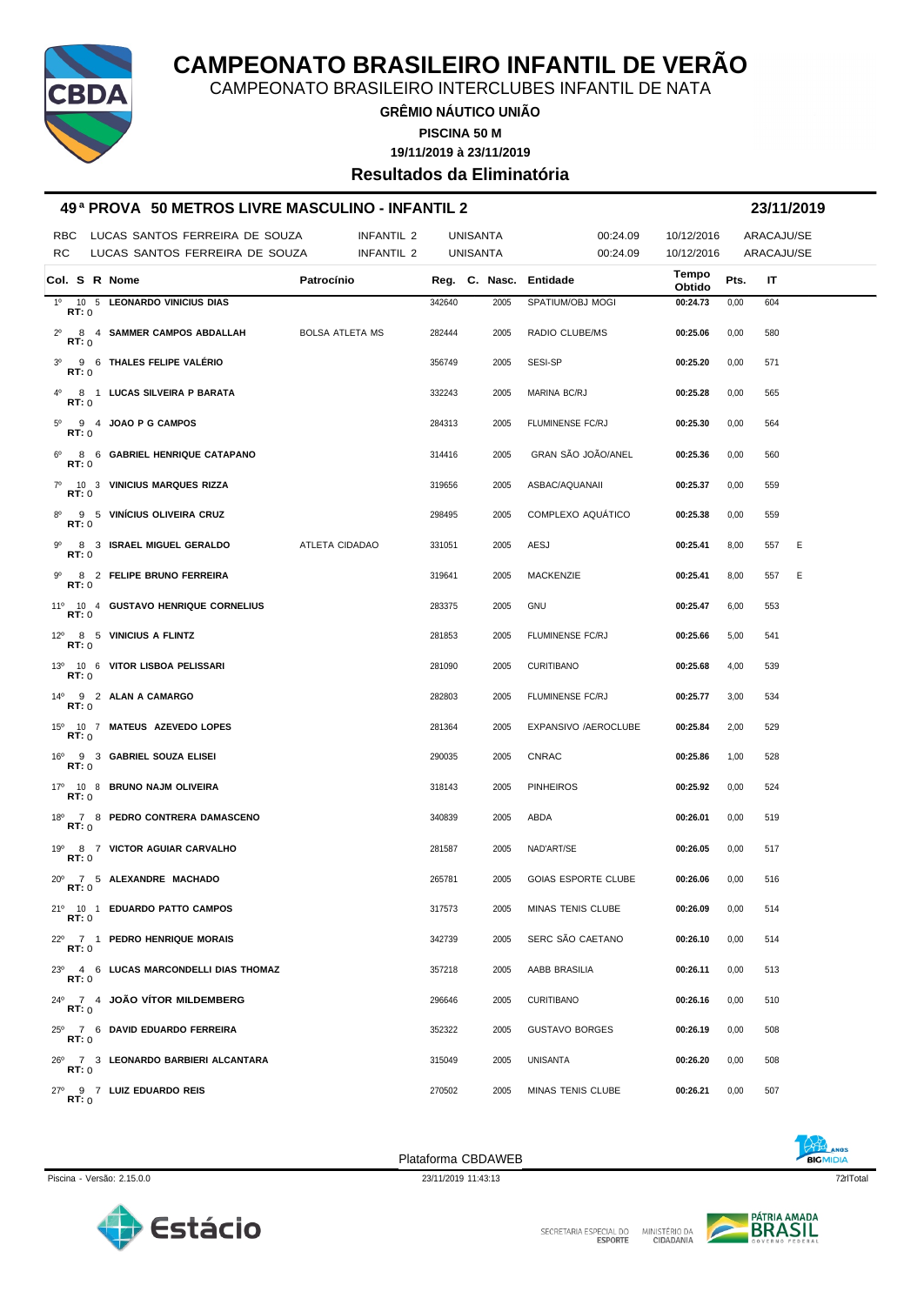# CAMPEONATO BRASILEIRO INFANTIL DE VERÃO

CAMPEONATO BRASILEIRO INTERCLUBES INFANTIL DE NATA

**GRÊMIO NÁUTICO UNIÃO**

**PISCINA 50 M**

**19/11/2019 à 23/11/2019**

## Resultados da Eliminatória

### 49ª PROVA 50 METROS LIVRE MASCULINO - INFANTIL 2 — 23/11/2019

| | | | | | | |
|---|---|---|---|---|---|---|
| RBC | LUCAS SANTOS FERREIRA DE SOUZA | INFANTIL 2 | UNISANTA | 00:24.09 | 10/12/2016 | ARACAJU/SE |
| RC | LUCAS SANTOS FERREIRA DE SOUZA | INFANTIL 2 | UNISANTA | 00:24.09 | 10/12/2016 | ARACAJU/SE |

| Col. | S | R | Nome | Patrocínio | Reg. | C. Nasc. | Entidade | Tempo Obtido | Pts. | IT | |
|---|---|---|---|---|---|---|---|---|---|---|---|
| 1º | 10 | 5 | **LEONARDO VINICIUS DIAS** RT: 0 | | 342640 | 2005 | SPATIUM/OBJ MOGI | **00:24.73** | 0,00 | 604 | |
| 2º | 8 | 4 | **SAMMER CAMPOS ABDALLAH** RT: 0 | BOLSA ATLETA MS | 282444 | 2005 | RADIO CLUBE/MS | **00:25.06** | 0,00 | 580 | |
| 3º | 9 | 6 | **THALES FELIPE VALÉRIO** RT: 0 | | 356749 | 2005 | SESI-SP | **00:25.20** | 0,00 | 571 | |
| 4º | 8 | 1 | **LUCAS SILVEIRA P BARATA** RT: 0 | | 332243 | 2005 | MARINA BC/RJ | **00:25.28** | 0,00 | 565 | |
| 5º | 9 | 4 | **JOAO P G CAMPOS** RT: 0 | | 284313 | 2005 | FLUMINENSE FC/RJ | **00:25.30** | 0,00 | 564 | |
| 6º | 8 | 6 | **GABRIEL HENRIQUE CATAPANO** RT: 0 | | 314416 | 2005 | GRAN SÃO JOÃO/ANEL | **00:25.36** | 0,00 | 560 | |
| 7º | 10 | 3 | **VINICIUS MARQUES RIZZA** RT: 0 | | 319656 | 2005 | ASBAC/AQUANAII | **00:25.37** | 0,00 | 559 | |
| 8º | 9 | 5 | **VINÍCIUS OLIVEIRA CRUZ** RT: 0 | | 298495 | 2005 | COMPLEXO AQUÁTICO | **00:25.38** | 0,00 | 559 | |
| 9º | 8 | 3 | **ISRAEL MIGUEL GERALDO** RT: 0 | ATLETA CIDADAO | 331051 | 2005 | AESJ | **00:25.41** | 8,00 | 557 | E |
| 9º | 8 | 2 | **FELIPE BRUNO FERREIRA** RT: 0 | | 319641 | 2005 | MACKENZIE | **00:25.41** | 8,00 | 557 | E |
| 11º | 10 | 4 | **GUSTAVO HENRIQUE CORNELIUS** RT: 0 | | 283375 | 2005 | GNU | **00:25.47** | 6,00 | 553 | |
| 12º | 8 | 5 | **VINICIUS A FLINTZ** RT: 0 | | 281853 | 2005 | FLUMINENSE FC/RJ | **00:25.66** | 5,00 | 541 | |
| 13º | 10 | 6 | **VITOR LISBOA PELISSARI** RT: 0 | | 281090 | 2005 | CURITIBANO | **00:25.68** | 4,00 | 539 | |
| 14º | 9 | 2 | **ALAN A CAMARGO** RT: 0 | | 282803 | 2005 | FLUMINENSE FC/RJ | **00:25.77** | 3,00 | 534 | |
| 15º | 10 | 7 | **MATEUS AZEVEDO LOPES** RT: 0 | | 281364 | 2005 | EXPANSIVO /AEROCLUBE | **00:25.84** | 2,00 | 529 | |
| 16º | 9 | 3 | **GABRIEL SOUZA ELISEI** RT: 0 | | 290035 | 2005 | CNRAC | **00:25.86** | 1,00 | 528 | |
| 17º | 10 | 8 | **BRUNO NAJM OLIVEIRA** RT: 0 | | 318143 | 2005 | PINHEIROS | **00:25.92** | 0,00 | 524 | |
| 18º | 7 | 8 | **PEDRO CONTRERA DAMASCENO** RT: 0 | | 340839 | 2005 | ABDA | **00:26.01** | 0,00 | 519 | |
| 19º | 8 | 7 | **VICTOR AGUIAR CARVALHO** RT: 0 | | 281587 | 2005 | NAD'ART/SE | **00:26.05** | 0,00 | 517 | |
| 20º | 7 | 5 | **ALEXANDRE MACHADO** RT: 0 | | 265781 | 2005 | GOIAS ESPORTE CLUBE | **00:26.06** | 0,00 | 516 | |
| 21º | 10 | 1 | **EDUARDO PATTO CAMPOS** RT: 0 | | 317573 | 2005 | MINAS TENIS CLUBE | **00:26.09** | 0,00 | 514 | |
| 22º | 7 | 1 | **PEDRO HENRIQUE MORAIS** RT: 0 | | 342739 | 2005 | SERC SÃO CAETANO | **00:26.10** | 0,00 | 514 | |
| 23º | 4 | 6 | **LUCAS MARCONDELLI DIAS THOMAZ** RT: 0 | | 357218 | 2005 | AABB BRASILIA | **00:26.11** | 0,00 | 513 | |
| 24º | 7 | 4 | **JOÃO VÍTOR MILDEMBERG** RT: 0 | | 296646 | 2005 | CURITIBANO | **00:26.16** | 0,00 | 510 | |
| 25º | 7 | 6 | **DAVID EDUARDO FERREIRA** RT: 0 | | 352322 | 2005 | GUSTAVO BORGES | **00:26.19** | 0,00 | 508 | |
| 26º | 7 | 3 | **LEONARDO BARBIERI ALCANTARA** RT: 0 | | 315049 | 2005 | UNISANTA | **00:26.20** | 0,00 | 508 | |
| 27º | 9 | 7 | **LUIZ EDUARDO REIS** RT: 0 | | 270502 | 2005 | MINAS TENIS CLUBE | **00:26.21** | 0,00 | 507 | |

Plataforma CBDAWEB

Piscina - Versão: 2.15.0.0 — 23/11/2019 11:43:13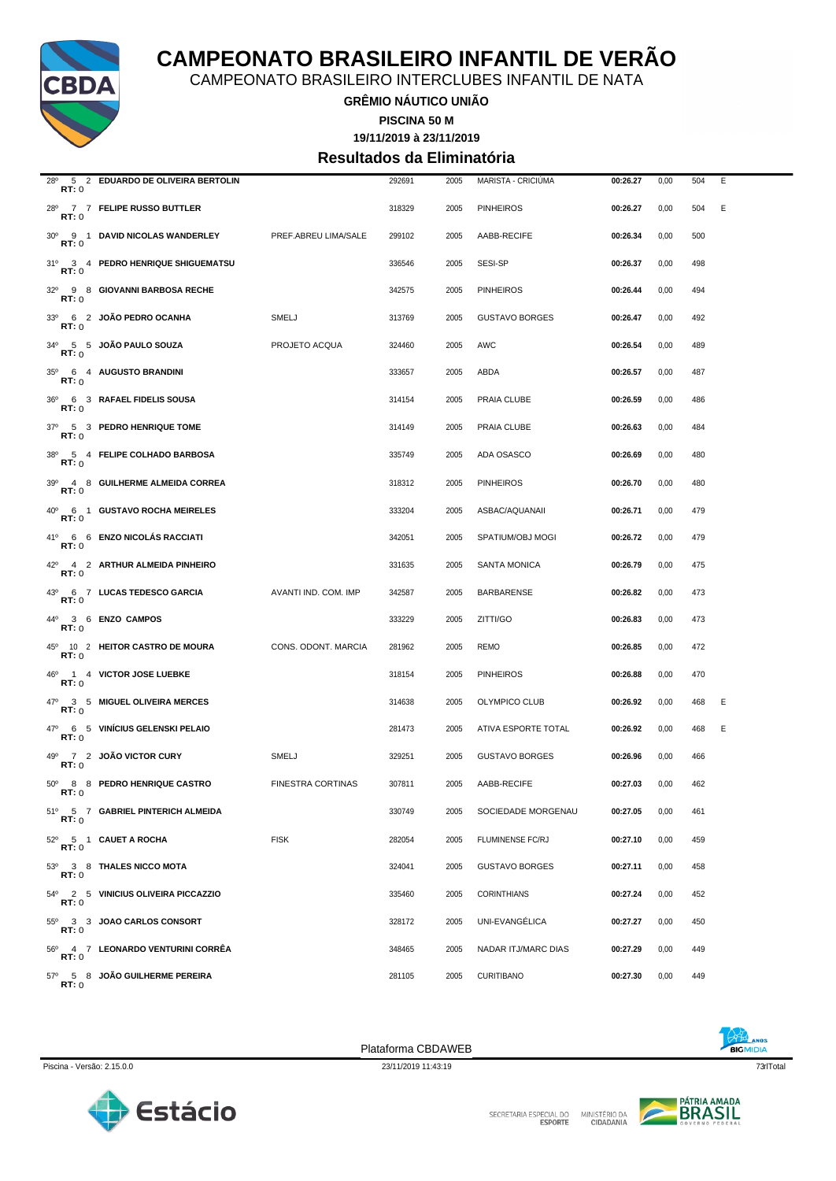# CAMPEONATO BRASILEIRO INFANTIL DE VERÃO

CAMPEONATO BRASILEIRO INTERCLUBES INFANTIL DE NATA

**GRÊMIO NÁUTICO UNIÃO**

**PISCINA 50 M**

**19/11/2019 à 23/11/2019**

## Resultados da Eliminatória

| Col. | Série | Raia | Nome | Patrocínio | Registro | Ano | Clube | Tempo | | Pontos | |
|---|---|---|---|---|---|---|---|---|---|---|---|
| 28º | 5 | 2 | **EDUARDO DE OLIVEIRA BERTOLIN** RT: 0 | | 292691 | 2005 | MARISTA - CRICIÚMA | **00:26.27** | 0,00 | 504 | E |
| 28º | 7 | 7 | **FELIPE RUSSO BUTTLER** RT: 0 | | 318329 | 2005 | PINHEIROS | **00:26.27** | 0,00 | 504 | E |
| 30º | 9 | 1 | **DAVID NICOLAS WANDERLEY** RT: 0 | PREF.ABREU LIMA/SALE | 299102 | 2005 | AABB-RECIFE | **00:26.34** | 0,00 | 500 | |
| 31º | 3 | 4 | **PEDRO HENRIQUE SHIGUEMATSU** RT: 0 | | 336546 | 2005 | SESI-SP | **00:26.37** | 0,00 | 498 | |
| 32º | 9 | 8 | **GIOVANNI BARBOSA RECHE** RT: 0 | | 342575 | 2005 | PINHEIROS | **00:26.44** | 0,00 | 494 | |
| 33º | 6 | 2 | **JOÃO PEDRO OCANHA** RT: 0 | SMELJ | 313769 | 2005 | GUSTAVO BORGES | **00:26.47** | 0,00 | 492 | |
| 34º | 5 | 5 | **JOÃO PAULO SOUZA** RT: 0 | PROJETO ACQUA | 324460 | 2005 | AWC | **00:26.54** | 0,00 | 489 | |
| 35º | 6 | 4 | **AUGUSTO BRANDINI** RT: 0 | | 333657 | 2005 | ABDA | **00:26.57** | 0,00 | 487 | |
| 36º | 6 | 3 | **RAFAEL FIDELIS SOUSA** RT: 0 | | 314154 | 2005 | PRAIA CLUBE | **00:26.59** | 0,00 | 486 | |
| 37º | 5 | 3 | **PEDRO HENRIQUE TOME** RT: 0 | | 314149 | 2005 | PRAIA CLUBE | **00:26.63** | 0,00 | 484 | |
| 38º | 5 | 4 | **FELIPE COLHADO BARBOSA** RT: 0 | | 335749 | 2005 | ADA OSASCO | **00:26.69** | 0,00 | 480 | |
| 39º | 4 | 8 | **GUILHERME ALMEIDA CORREA** RT: 0 | | 318312 | 2005 | PINHEIROS | **00:26.70** | 0,00 | 480 | |
| 40º | 6 | 1 | **GUSTAVO ROCHA MEIRELES** RT: 0 | | 333204 | 2005 | ASBAC/AQUANAII | **00:26.71** | 0,00 | 479 | |
| 41º | 6 | 6 | **ENZO NICOLÁS RACCIATI** RT: 0 | | 342051 | 2005 | SPATIUM/OBJ MOGI | **00:26.72** | 0,00 | 479 | |
| 42º | 4 | 2 | **ARTHUR ALMEIDA PINHEIRO** RT: 0 | | 331635 | 2005 | SANTA MONICA | **00:26.79** | 0,00 | 475 | |
| 43º | 6 | 7 | **LUCAS TEDESCO GARCIA** RT: 0 | AVANTI IND. COM. IMP | 342587 | 2005 | BARBARENSE | **00:26.82** | 0,00 | 473 | |
| 44º | 3 | 6 | **ENZO CAMPOS** RT: 0 | | 333229 | 2005 | ZITTI/GO | **00:26.83** | 0,00 | 473 | |
| 45º | 10 | 2 | **HEITOR CASTRO DE MOURA** RT: 0 | CONS. ODONT. MARCIA | 281962 | 2005 | REMO | **00:26.85** | 0,00 | 472 | |
| 46º | 1 | 4 | **VICTOR JOSE LUEBKE** RT: 0 | | 318154 | 2005 | PINHEIROS | **00:26.88** | 0,00 | 470 | |
| 47º | 3 | 5 | **MIGUEL OLIVEIRA MERCES** RT: 0 | | 314638 | 2005 | OLYMPICO CLUB | **00:26.92** | 0,00 | 468 | E |
| 47º | 6 | 5 | **VINÍCIUS GELENSKI PELAIO** RT: 0 | | 281473 | 2005 | ATIVA ESPORTE TOTAL | **00:26.92** | 0,00 | 468 | E |
| 49º | 7 | 2 | **JOÃO VICTOR CURY** RT: 0 | SMELJ | 329251 | 2005 | GUSTAVO BORGES | **00:26.96** | 0,00 | 466 | |
| 50º | 8 | 8 | **PEDRO HENRIQUE CASTRO** RT: 0 | FINESTRA CORTINAS | 307811 | 2005 | AABB-RECIFE | **00:27.03** | 0,00 | 462 | |
| 51º | 5 | 7 | **GABRIEL PINTERICH ALMEIDA** RT: 0 | | 330749 | 2005 | SOCIEDADE MORGENAU | **00:27.05** | 0,00 | 461 | |
| 52º | 5 | 1 | **CAUET A ROCHA** RT: 0 | FISK | 282054 | 2005 | FLUMINENSE FC/RJ | **00:27.10** | 0,00 | 459 | |
| 53º | 3 | 8 | **THALES NICCO MOTA** RT: 0 | | 324041 | 2005 | GUSTAVO BORGES | **00:27.11** | 0,00 | 458 | |
| 54º | 2 | 5 | **VINICIUS OLIVEIRA PICCAZZIO** RT: 0 | | 335460 | 2005 | CORINTHIANS | **00:27.24** | 0,00 | 452 | |
| 55º | 3 | 3 | **JOAO CARLOS CONSORT** RT: 0 | | 328172 | 2005 | UNI-EVANGÉLICA | **00:27.27** | 0,00 | 450 | |
| 56º | 4 | 7 | **LEONARDO VENTURINI CORRÊA** RT: 0 | | 348465 | 2005 | NADAR ITJ/MARC DIAS | **00:27.29** | 0,00 | 449 | |
| 57º | 5 | 8 | **JOÃO GUILHERME PEREIRA** RT: 0 | | 281105 | 2005 | CURITIBANO | **00:27.30** | 0,00 | 449 | |

Plataforma CBDAWEB

Piscina - Versão: 2.15.0.0 — 23/11/2019 11:43:19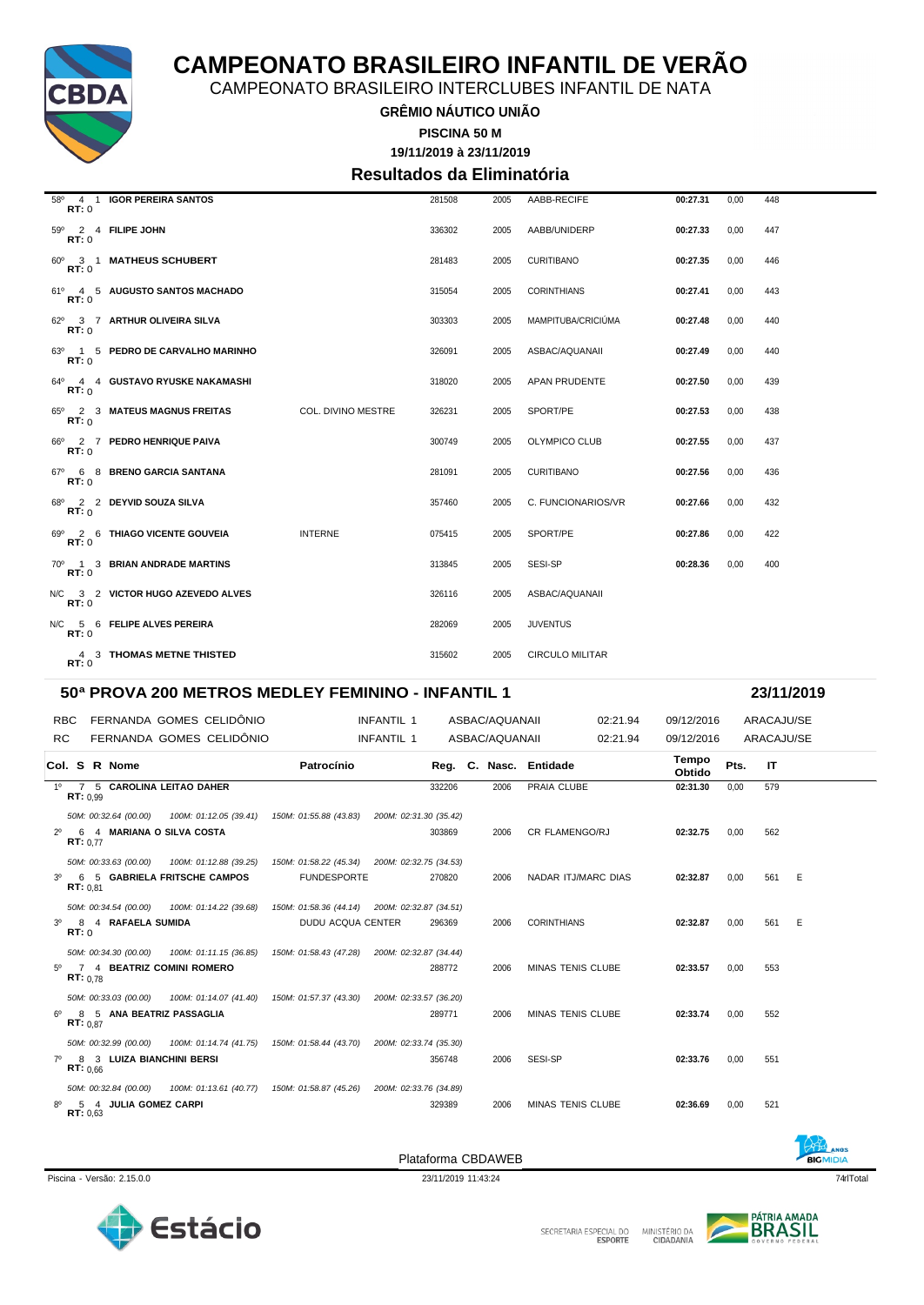# CAMPEONATO BRASILEIRO INFANTIL DE VERÃO

CAMPEONATO BRASILEIRO INTERCLUBES INFANTIL DE NATA

**GRÊMIO NÁUTICO UNIÃO**

**PISCINA 50 M**

**19/11/2019 à 23/11/2019**

## Resultados da Eliminatória

| Col. | S | R | Nome | Patrocínio | Reg. | C. Nasc. | Entidade | Tempo Obtido | Pts. | IT |
|---|---|---|---|---|---|---|---|---|---|---|
| 58º | 4 | 1 | **IGOR PEREIRA SANTOS** RT: 0 | | 281508 | 2005 | AABB-RECIFE | **00:27.31** | 0,00 | 448 |
| 59º | 2 | 4 | **FILIPE JOHN** RT: 0 | | 336302 | 2005 | AABB/UNIDERP | **00:27.33** | 0,00 | 447 |
| 60º | 3 | 1 | **MATHEUS SCHUBERT** RT: 0 | | 281483 | 2005 | CURITIBANO | **00:27.35** | 0,00 | 446 |
| 61º | 4 | 5 | **AUGUSTO SANTOS MACHADO** RT: 0 | | 315054 | 2005 | CORINTHIANS | **00:27.41** | 0,00 | 443 |
| 62º | 3 | 7 | **ARTHUR OLIVEIRA SILVA** RT: 0 | | 303303 | 2005 | MAMPITUBA/CRICIÚMA | **00:27.48** | 0,00 | 440 |
| 63º | 1 | 5 | **PEDRO DE CARVALHO MARINHO** RT: 0 | | 326091 | 2005 | ASBAC/AQUANAII | **00:27.49** | 0,00 | 440 |
| 64º | 4 | 4 | **GUSTAVO RYUSKE NAKAMASHI** RT: 0 | | 318020 | 2005 | APAN PRUDENTE | **00:27.50** | 0,00 | 439 |
| 65º | 2 | 3 | **MATEUS MAGNUS FREITAS** RT: 0 | COL. DIVINO MESTRE | 326231 | 2005 | SPORT/PE | **00:27.53** | 0,00 | 438 |
| 66º | 2 | 7 | **PEDRO HENRIQUE PAIVA** RT: 0 | | 300749 | 2005 | OLYMPICO CLUB | **00:27.55** | 0,00 | 437 |
| 67º | 6 | 8 | **BRENO GARCIA SANTANA** RT: 0 | | 281091 | 2005 | CURITIBANO | **00:27.56** | 0,00 | 436 |
| 68º | 2 | 2 | **DEYVID SOUZA SILVA** RT: 0 | | 357460 | 2005 | C. FUNCIONARIOS/VR | **00:27.66** | 0,00 | 432 |
| 69º | 2 | 6 | **THIAGO VICENTE GOUVEIA** RT: 0 | INTERNE | 075415 | 2005 | SPORT/PE | **00:27.86** | 0,00 | 422 |
| 70º | 1 | 3 | **BRIAN ANDRADE MARTINS** RT: 0 | | 313845 | 2005 | SESI-SP | **00:28.36** | 0,00 | 400 |
| N/C | 3 | 2 | **VICTOR HUGO AZEVEDO ALVES** RT: 0 | | 326116 | 2005 | ASBAC/AQUANAII | | | |
| N/C | 5 | 6 | **FELIPE ALVES PEREIRA** RT: 0 | | 282069 | 2005 | JUVENTUS | | | |
| | 4 | 3 | **THOMAS METNE THISTED** RT: 0 | | 315602 | 2005 | CIRCULO MILITAR | | | |

## 50ª PROVA 200 METROS MEDLEY FEMININO - INFANTIL 1 — 23/11/2019

| | | | | | | |
|---|---|---|---|---|---|---|
| RBC | FERNANDA GOMES CELIDÔNIO | INFANTIL 1 | ASBAC/AQUANAII | 02:21.94 | 09/12/2016 | ARACAJU/SE |
| RC | FERNANDA GOMES CELIDÔNIO | INFANTIL 1 | ASBAC/AQUANAII | 02:21.94 | 09/12/2016 | ARACAJU/SE |

| Col. | S | R | Nome | Patrocínio | Reg. | C. Nasc. | Entidade | Tempo Obtido | Pts. | IT | |
|---|---|---|---|---|---|---|---|---|---|---|---|
| 1º | 7 | 5 | **CAROLINA LEITAO DAHER** RT: 0,99 | | 332206 | 2006 | PRAIA CLUBE | **02:31.30** | 0,00 | 579 | |
| | | | *50M: 00:32.64 (00.00) 100M: 01:12.05 (39.41) 150M: 01:55.88 (43.83) 200M: 02:31.30 (35.42)* | | | | | | | | |
| 2º | 6 | 4 | **MARIANA O SILVA COSTA** RT: 0,77 | | 303869 | 2006 | CR FLAMENGO/RJ | **02:32.75** | 0,00 | 562 | |
| | | | *50M: 00:33.63 (00.00) 100M: 01:12.88 (39.25) 150M: 01:58.22 (45.34) 200M: 02:32.75 (34.53)* | | | | | | | | |
| 3º | 6 | 5 | **GABRIELA FRITSCHE CAMPOS** RT: 0,81 | FUNDESPORTE | 270820 | 2006 | NADAR ITJ/MARC DIAS | **02:32.87** | 0,00 | 561 | E |
| | | | *50M: 00:34.54 (00.00) 100M: 01:14.22 (39.68) 150M: 01:58.36 (44.14) 200M: 02:32.87 (34.51)* | | | | | | | | |
| 3º | 8 | 4 | **RAFAELA SUMIDA** RT: 0 | DUDU ACQUA CENTER | 296369 | 2006 | CORINTHIANS | **02:32.87** | 0,00 | 561 | E |
| | | | *50M: 00:34.30 (00.00) 100M: 01:11.15 (36.85) 150M: 01:58.43 (47.28) 200M: 02:32.87 (34.44)* | | | | | | | | |
| 5º | 7 | 4 | **BEATRIZ COMINI ROMERO** RT: 0,78 | | 288772 | 2006 | MINAS TENIS CLUBE | **02:33.57** | 0,00 | 553 | |
| | | | *50M: 00:33.03 (00.00) 100M: 01:14.07 (41.40) 150M: 01:57.37 (43.30) 200M: 02:33.57 (36.20)* | | | | | | | | |
| 6º | 8 | 5 | **ANA BEATRIZ PASSAGLIA** RT: 0,87 | | 289771 | 2006 | MINAS TENIS CLUBE | **02:33.74** | 0,00 | 552 | |
| | | | *50M: 00:32.99 (00.00) 100M: 01:14.74 (41.75) 150M: 01:58.44 (43.70) 200M: 02:33.74 (35.30)* | | | | | | | | |
| 7º | 8 | 3 | **LUIZA BIANCHINI BERSI** RT: 0,66 | | 356748 | 2006 | SESI-SP | **02:33.76** | 0,00 | 551 | |
| | | | *50M: 00:32.84 (00.00) 100M: 01:13.61 (40.77) 150M: 01:58.87 (45.26) 200M: 02:33.76 (34.89)* | | | | | | | | |
| 8º | 5 | 4 | **JULIA GOMEZ CARPI** RT: 0,63 | | 329389 | 2006 | MINAS TENIS CLUBE | **02:36.69** | 0,00 | 521 | |

Plataforma CBDAWEB

Piscina - Versão: 2.15.0.0 — 23/11/2019 11:43:24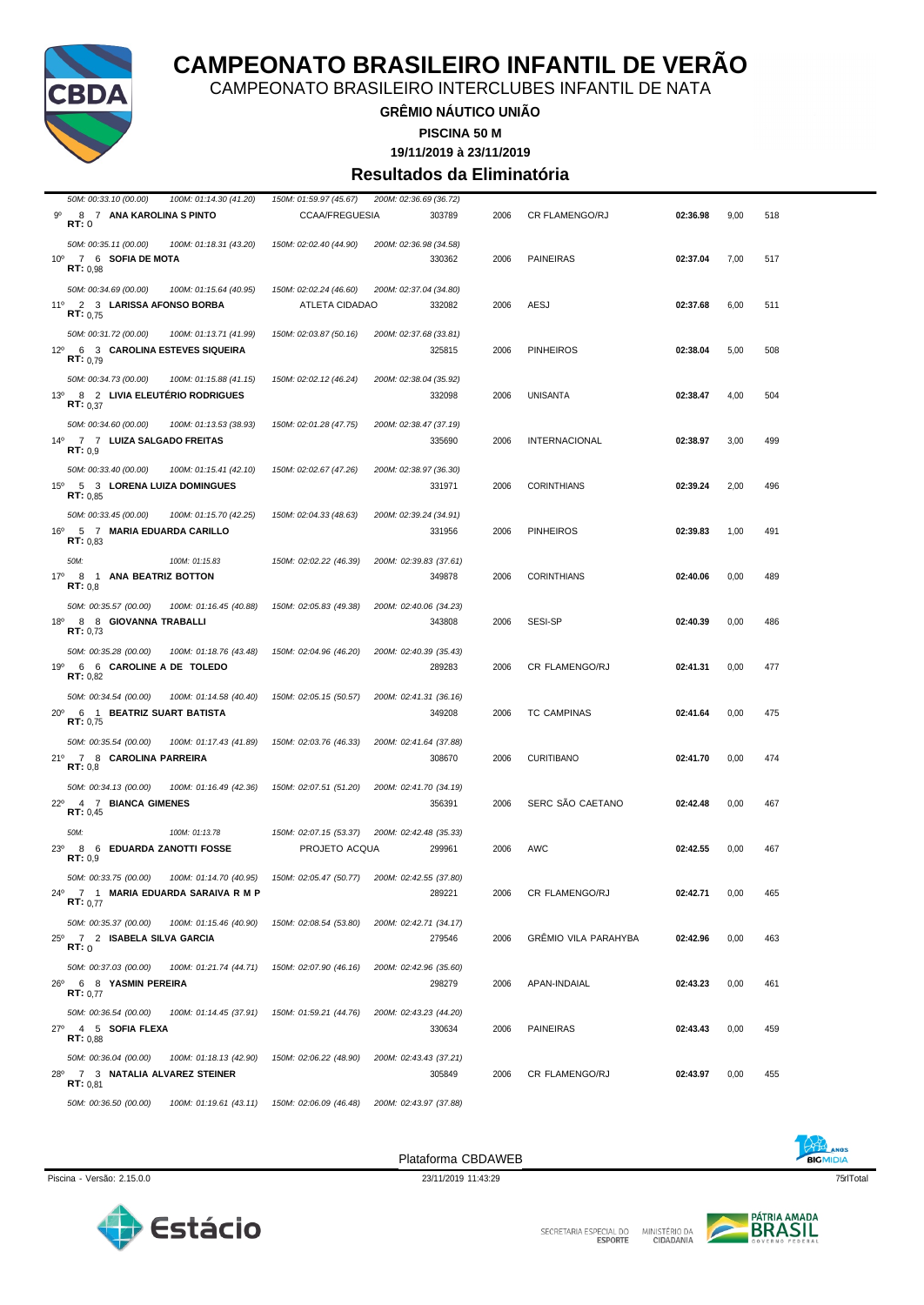# CAMPEONATO BRASILEIRO INFANTIL DE VERÃO

CAMPEONATO BRASILEIRO INTERCLUBES INFANTIL DE NATA

**GRÊMIO NÁUTICO UNIÃO**

**PISCINA 50 M**

**19/11/2019 à 23/11/2019**

## Resultados da Eliminatória

*50M: 00:33.10 (00.00) 100M: 01:14.30 (41.20) 150M: 01:59.97 (45.67) 200M: 02:36.69 (36.72)*

| Pos | Série | Raia | Nome | Patrocínio | Registro | Ano | Clube | Tempo | Pontos | Índice |
|---|---|---|---|---|---|---|---|---|---|---|
| 9º | 8 | 7 | **ANA KAROLINA S PINTO** (RT: 0) | CCAA/FREGUESIA | 303789 | 2006 | CR FLAMENGO/RJ | **02:36.98** | 9,00 | 518 |
| | | | *50M: 00:35.11 (00.00) 100M: 01:18.31 (43.20) 150M: 02:40.40 (44.90) 200M: 02:36.98 (34.58)* | | | | | | | |
| 10º | 7 | 6 | **SOFIA DE MOTA** (RT: 0,98) | | 330362 | 2006 | PAINEIRAS | **02:37.04** | 7,00 | 517 |
| | | | *50M: 00:34.69 (00.00) 100M: 01:15.64 (40.95) 150M: 02:02.24 (46.60) 200M: 02:37.04 (34.80)* | | | | | | | |
| 11º | 2 | 3 | **LARISSA AFONSO BORBA** (RT: 0,75) | ATLETA CIDADAO | 332082 | 2006 | AESJ | **02:37.68** | 6,00 | 511 |
| | | | *50M: 00:31.72 (00.00) 100M: 01:13.71 (41.99) 150M: 02:03.87 (50.16) 200M: 02:37.68 (33.81)* | | | | | | | |
| 12º | 6 | 3 | **CAROLINA ESTEVES SIQUEIRA** (RT: 0,79) | | 325815 | 2006 | PINHEIROS | **02:38.04** | 5,00 | 508 |
| | | | *50M: 00:34.73 (00.00) 100M: 01:15.88 (41.15) 150M: 02:02.12 (46.24) 200M: 02:38.04 (35.92)* | | | | | | | |
| 13º | 8 | 2 | **LIVIA ELEUTÉRIO RODRIGUES** (RT: 0,37) | | 332098 | 2006 | UNISANTA | **02:38.47** | 4,00 | 504 |
| | | | *50M: 00:34.60 (00.00) 100M: 01:13.53 (38.93) 150M: 02:01.28 (47.75) 200M: 02:38.47 (37.19)* | | | | | | | |
| 14º | 7 | 7 | **LUIZA SALGADO FREITAS** (RT: 0,9) | | 335690 | 2006 | INTERNACIONAL | **02:38.97** | 3,00 | 499 |
| | | | *50M: 00:33.40 (00.00) 100M: 01:15.41 (42.10) 150M: 02:02.67 (47.26) 200M: 02:38.97 (36.30)* | | | | | | | |
| 15º | 5 | 3 | **LORENA LUIZA DOMINGUES** (RT: 0,85) | | 331971 | 2006 | CORINTHIANS | **02:39.24** | 2,00 | 496 |
| | | | *50M: 00:33.45 (00.00) 100M: 01:15.70 (42.25) 150M: 02:04.33 (48.63) 200M: 02:39.24 (34.91)* | | | | | | | |
| 16º | 5 | 7 | **MARIA EDUARDA CARILLO** (RT: 0,83) | | 331956 | 2006 | PINHEIROS | **02:39.83** | 1,00 | 491 |
| | | | *50M: 100M: 01:15.83 150M: 02:02.22 (46.39) 200M: 02:39.83 (37.61)* | | | | | | | |
| 17º | 8 | 1 | **ANA BEATRIZ BOTTON** (RT: 0,8) | | 349878 | 2006 | CORINTHIANS | **02:40.06** | 0,00 | 489 |
| | | | *50M: 00:35.57 (00.00) 100M: 01:16.45 (40.88) 150M: 02:05.83 (49.38) 200M: 02:40.06 (34.23)* | | | | | | | |
| 18º | 8 | 8 | **GIOVANNA TRABALLI** (RT: 0,73) | | 343808 | 2006 | SESI-SP | **02:40.39** | 0,00 | 486 |
| | | | *50M: 00:35.28 (00.00) 100M: 01:18.76 (43.48) 150M: 02:04.96 (46.20) 200M: 02:40.39 (35.43)* | | | | | | | |
| 19º | 6 | 6 | **CAROLINE A DE TOLEDO** (RT: 0,82) | | 289283 | 2006 | CR FLAMENGO/RJ | **02:41.31** | 0,00 | 477 |
| | | | *50M: 00:34.54 (00.00) 100M: 01:14.58 (40.40) 150M: 02:05.15 (50.57) 200M: 02:41.31 (36.16)* | | | | | | | |
| 20º | 6 | 1 | **BEATRIZ SUART BATISTA** (RT: 0,75) | | 349208 | 2006 | TC CAMPINAS | **02:41.64** | 0,00 | 475 |
| | | | *50M: 00:35.54 (00.00) 100M: 01:17.43 (41.89) 150M: 02:03.76 (46.33) 200M: 02:41.64 (37.88)* | | | | | | | |
| 21º | 7 | 8 | **CAROLINA PARREIRA** (RT: 0,8) | | 308670 | 2006 | CURITIBANO | **02:41.70** | 0,00 | 474 |
| | | | *50M: 00:34.13 (00.00) 100M: 01:16.49 (42.36) 150M: 02:07.51 (51.20) 200M: 02:41.70 (34.19)* | | | | | | | |
| 22º | 4 | 7 | **BIANCA GIMENES** (RT: 0,45) | | 356391 | 2006 | SERC SÃO CAETANO | **02:42.48** | 0,00 | 467 |
| | | | *50M: 100M: 01:13.78 150M: 02:07.15 (53.37) 200M: 02:42.48 (35.33)* | | | | | | | |
| 23º | 8 | 6 | **EDUARDA ZANOTTI FOSSE** (RT: 0,9) | PROJETO ACQUA | 299961 | 2006 | AWC | **02:42.55** | 0,00 | 467 |
| | | | *50M: 00:33.75 (00.00) 100M: 01:14.70 (40.95) 150M: 02:05.47 (50.77) 200M: 02:42.55 (37.80)* | | | | | | | |
| 24º | 7 | 1 | **MARIA EDUARDA SARAIVA R M P** (RT: 0,77) | | 289221 | 2006 | CR FLAMENGO/RJ | **02:42.71** | 0,00 | 465 |
| | | | *50M: 00:35.37 (00.00) 100M: 01:15.46 (40.90) 150M: 02:08.54 (53.80) 200M: 02:42.71 (34.17)* | | | | | | | |
| 25º | 7 | 2 | **ISABELA SILVA GARCIA** (RT: 0) | | 279546 | 2006 | GRÊMIO VILA PARAHYBA | **02:42.96** | 0,00 | 463 |
| | | | *50M: 00:37.03 (00.00) 100M: 01:21.74 (44.71) 150M: 02:07.90 (46.16) 200M: 02:42.96 (35.60)* | | | | | | | |
| 26º | 6 | 8 | **YASMIN PEREIRA** (RT: 0,77) | | 298279 | 2006 | APAN-INDAIAL | **02:43.23** | 0,00 | 461 |
| | | | *50M: 00:36.54 (00.00) 100M: 01:14.45 (37.91) 150M: 01:59.21 (44.76) 200M: 02:43.23 (44.20)* | | | | | | | |
| 27º | 4 | 5 | **SOFIA FLEXA** (RT: 0,88) | | 330634 | 2006 | PAINEIRAS | **02:43.43** | 0,00 | 459 |
| | | | *50M: 00:36.04 (00.00) 100M: 01:18.13 (42.90) 150M: 02:06.22 (48.90) 200M: 02:43.43 (37.21)* | | | | | | | |
| 28º | 7 | 3 | **NATALIA ALVAREZ STEINER** (RT: 0,81) | | 305849 | 2006 | CR FLAMENGO/RJ | **02:43.97** | 0,00 | 455 |
| | | | *50M: 00:36.50 (00.00) 100M: 01:19.61 (43.11) 150M: 02:06.09 (46.48) 200M: 02:43.97 (37.88)* | | | | | | | |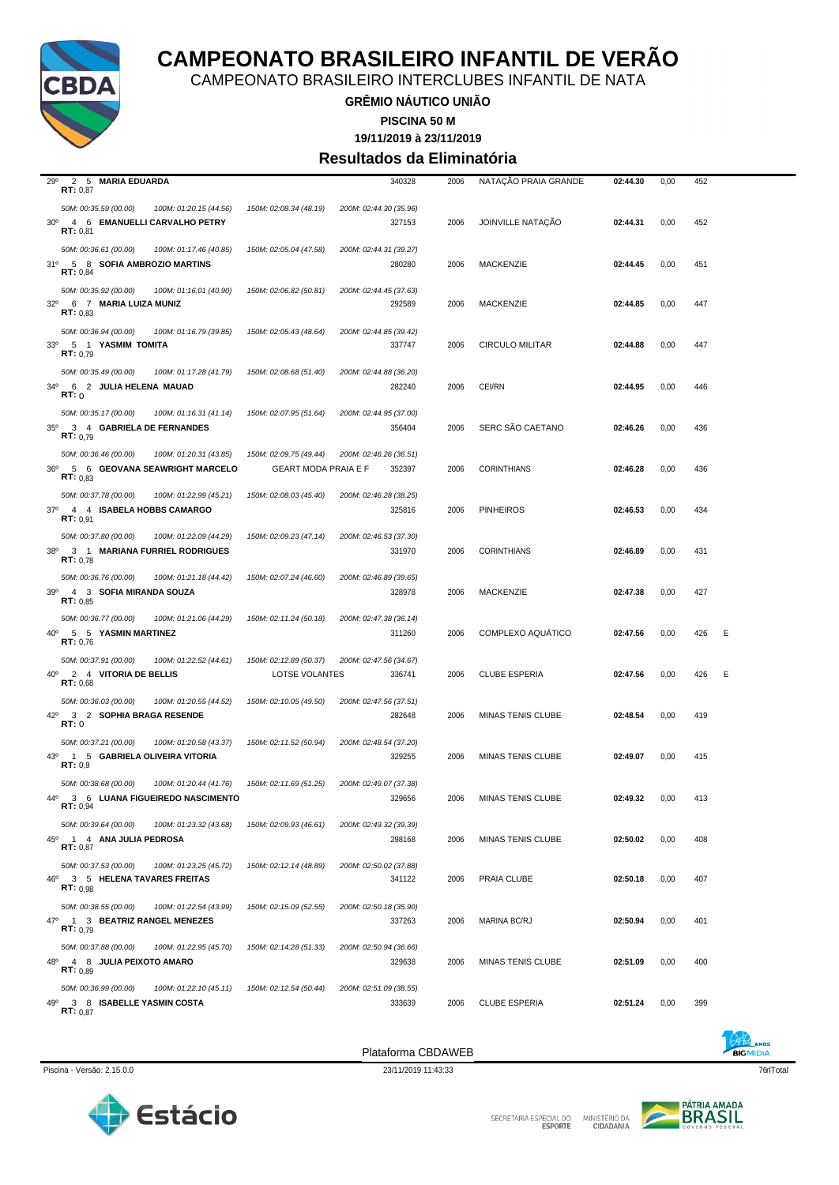# CAMPEONATO BRASILEIRO INFANTIL DE VERÃO

CAMPEONATO BRASILEIRO INTERCLUBES INFANTIL DE NATA

**GRÊMIO NÁUTICO UNIÃO**

**PISCINA 50 M**

**19/11/2019 à 23/11/2019**

## Resultados da Eliminatória

| Col. | S | R | Nome | | Registro | Ano | Clube | Tempo | | Pontos | |
|---|---|---|---|---|---|---|---|---|---|---|---|
| 29º | 2 | 5 | **MARIA EDUARDA** RT: 0,87 | | 340328 | 2006 | NATAÇÃO PRAIA GRANDE | **02:44.30** | 0,00 | 452 | |
| | | | 50M: 00:35.59 (00.00) 100M: 01:20.15 (44.56) | 150M: 02:08.34 (48.19) 200M: 02:44.30 (35.96) | | | | | | | |
| 30º | 4 | 6 | **EMANUELLI CARVALHO PETRY** RT: 0,81 | | 327153 | 2006 | JOINVILLE NATAÇÃO | **02:44.31** | 0,00 | 452 | |
| | | | 50M: 00:36.61 (00.00) 100M: 01:17.46 (40.85) | 150M: 02:05.04 (47.58) 200M: 02:44.31 (39.27) | | | | | | | |
| 31º | 5 | 8 | **SOFIA AMBROZIO MARTINS** RT: 0,84 | | 280280 | 2006 | MACKENZIE | **02:44.45** | 0,00 | 451 | |
| | | | 50M: 00:35.92 (00.00) 100M: 01:16.01 (40.90) | 150M: 02:06.82 (50.81) 200M: 02:44.45 (37.63) | | | | | | | |
| 32º | 6 | 7 | **MARIA LUIZA MUNIZ** RT: 0,83 | | 292589 | 2006 | MACKENZIE | **02:44.85** | 0,00 | 447 | |
| | | | 50M: 00:36.94 (00.00) 100M: 01:16.79 (39.85) | 150M: 02:05.43 (48.64) 200M: 02:44.85 (39.42) | | | | | | | |
| 33º | 5 | 1 | **YASMIM TOMITA** RT: 0,79 | | 337747 | 2006 | CIRCULO MILITAR | **02:44.88** | 0,00 | 447 | |
| | | | 50M: 00:35.49 (00.00) 100M: 01:17.28 (41.79) | 150M: 02:08.68 (51.40) 200M: 02:44.88 (36.20) | | | | | | | |
| 34º | 6 | 2 | **JULIA HELENA MAUAD** RT: 0 | | 282240 | 2006 | CEI/RN | **02:44.95** | 0,00 | 446 | |
| | | | 50M: 00:35.17 (00.00) 100M: 01:16.31 (41.14) | 150M: 02:07.95 (51.64) 200M: 02:44.95 (37.00) | | | | | | | |
| 35º | 3 | 4 | **GABRIELA DE FERNANDES** RT: 0,79 | | 356404 | 2006 | SERC SÃO CAETANO | **02:46.26** | 0,00 | 436 | |
| | | | 50M: 00:36.46 (00.00) 100M: 01:20.31 (43.85) | 150M: 02:09.75 (49.44) 200M: 02:46.26 (36.51) | | | | | | | |
| 36º | 5 | 6 | **GEOVANA SEAWRIGHT MARCELO** RT: 0,83 | GEART MODA PRAIA E F | 352397 | 2006 | CORINTHIANS | **02:46.28** | 0,00 | 436 | |
| | | | 50M: 00:37.78 (00.00) 100M: 01:22.99 (45.21) | 150M: 02:08.03 (45.40) 200M: 02:46.28 (38.25) | | | | | | | |
| 37º | 4 | 4 | **ISABELA HOBBS CAMARGO** RT: 0,91 | | 325816 | 2006 | PINHEIROS | **02:46.53** | 0,00 | 434 | |
| | | | 50M: 00:37.80 (00.00) 100M: 01:22.09 (44.29) | 150M: 02:09.23 (47.14) 200M: 02:46.53 (37.30) | | | | | | | |
| 38º | 3 | 1 | **MARIANA FURRIEL RODRIGUES** RT: 0,78 | | 331970 | 2006 | CORINTHIANS | **02:46.89** | 0,00 | 431 | |
| | | | 50M: 00:36.76 (00.00) 100M: 01:21.18 (44.42) | 150M: 02:07.24 (46.60) 200M: 02:46.89 (39.65) | | | | | | | |
| 39º | 4 | 3 | **SOFIA MIRANDA SOUZA** RT: 0,85 | | 328978 | 2006 | MACKENZIE | **02:47.38** | 0,00 | 427 | |
| | | | 50M: 00:36.77 (00.00) 100M: 01:21.06 (44.29) | 150M: 02:11.24 (50.18) 200M: 02:47.38 (36.14) | | | | | | | |
| 40º | 5 | 5 | **YASMIN MARTINEZ** RT: 0,76 | | 311260 | 2006 | COMPLEXO AQUÁTICO | **02:47.56** | 0,00 | 426 | E |
| | | | 50M: 00:37.91 (00.00) 100M: 01:22.52 (44.61) | 150M: 02:12.89 (50.37) 200M: 02:47.56 (34.67) | | | | | | | |
| 40º | 2 | 4 | **VITORIA DE BELLIS** RT: 0,68 | LOTSE VOLANTES | 336741 | 2006 | CLUBE ESPERIA | **02:47.56** | 0,00 | 426 | E |
| | | | 50M: 00:36.03 (00.00) 100M: 01:20.55 (44.52) | 150M: 02:10.05 (49.50) 200M: 02:47.56 (37.51) | | | | | | | |
| 42º | 3 | 2 | **SOPHIA BRAGA RESENDE** RT: 0 | | 282648 | 2006 | MINAS TENIS CLUBE | **02:48.54** | 0,00 | 419 | |
| | | | 50M: 00:37.21 (00.00) 100M: 01:20.58 (43.37) | 150M: 02:11.52 (50.94) 200M: 02:48.54 (37.20) | | | | | | | |
| 43º | 1 | 5 | **GABRIELA OLIVEIRA VITORIA** RT: 0,9 | | 329255 | 2006 | MINAS TENIS CLUBE | **02:49.07** | 0,00 | 415 | |
| | | | 50M: 00:38.68 (00.00) 100M: 01:20.44 (41.76) | 150M: 02:11.69 (51.25) 200M: 02:49.07 (37.38) | | | | | | | |
| 44º | 3 | 6 | **LUANA FIGUEIREDO NASCIMENTO** RT: 0,94 | | 329656 | 2006 | MINAS TENIS CLUBE | **02:49.32** | 0,00 | 413 | |
| | | | 50M: 00:39.64 (00.00) 100M: 01:23.32 (43.68) | 150M: 02:09.93 (46.61) 200M: 02:49.32 (39.39) | | | | | | | |
| 45º | 1 | 4 | **ANA JULIA PEDROSA** RT: 0,87 | | 298168 | 2006 | MINAS TENIS CLUBE | **02:50.02** | 0,00 | 408 | |
| | | | 50M: 00:37.53 (00.00) 100M: 01:23.25 (45.72) | 150M: 02:12.14 (48.89) 200M: 02:50.02 (37.88) | | | | | | | |
| 46º | 3 | 5 | **HELENA TAVARES FREITAS** RT: 0,98 | | 341122 | 2006 | PRAIA CLUBE | **02:50.18** | 0,00 | 407 | |
| | | | 50M: 00:38.55 (00.00) 100M: 01:22.54 (43.99) | 150M: 02:15.09 (52.55) 200M: 02:50.18 (35.90) | | | | | | | |
| 47º | 1 | 3 | **BEATRIZ RANGEL MENEZES** RT: 0,79 | | 337263 | 2006 | MARINA BC/RJ | **02:50.94** | 0,00 | 401 | |
| | | | 50M: 00:37.88 (00.00) 100M: 01:22.95 (45.70) | 150M: 02:14.28 (51.33) 200M: 02:50.94 (36.66) | | | | | | | |
| 48º | 4 | 8 | **JULIA PEIXOTO AMARO** RT: 0,89 | | 329638 | 2006 | MINAS TENIS CLUBE | **02:51.09** | 0,00 | 400 | |
| | | | 50M: 00:36.99 (00.00) 100M: 01:22.10 (45.11) | 150M: 02:12.54 (50.44) 200M: 02:51.09 (38.55) | | | | | | | |
| 49º | 3 | 8 | **ISABELLE YASMIN COSTA** RT: 0,87 | | 333639 | 2006 | CLUBE ESPERIA | **02:51.24** | 0,00 | 399 | |

Plataforma CBDAWEB

Piscina - Versão: 2.15.0.0 — 23/11/2019 11:43:33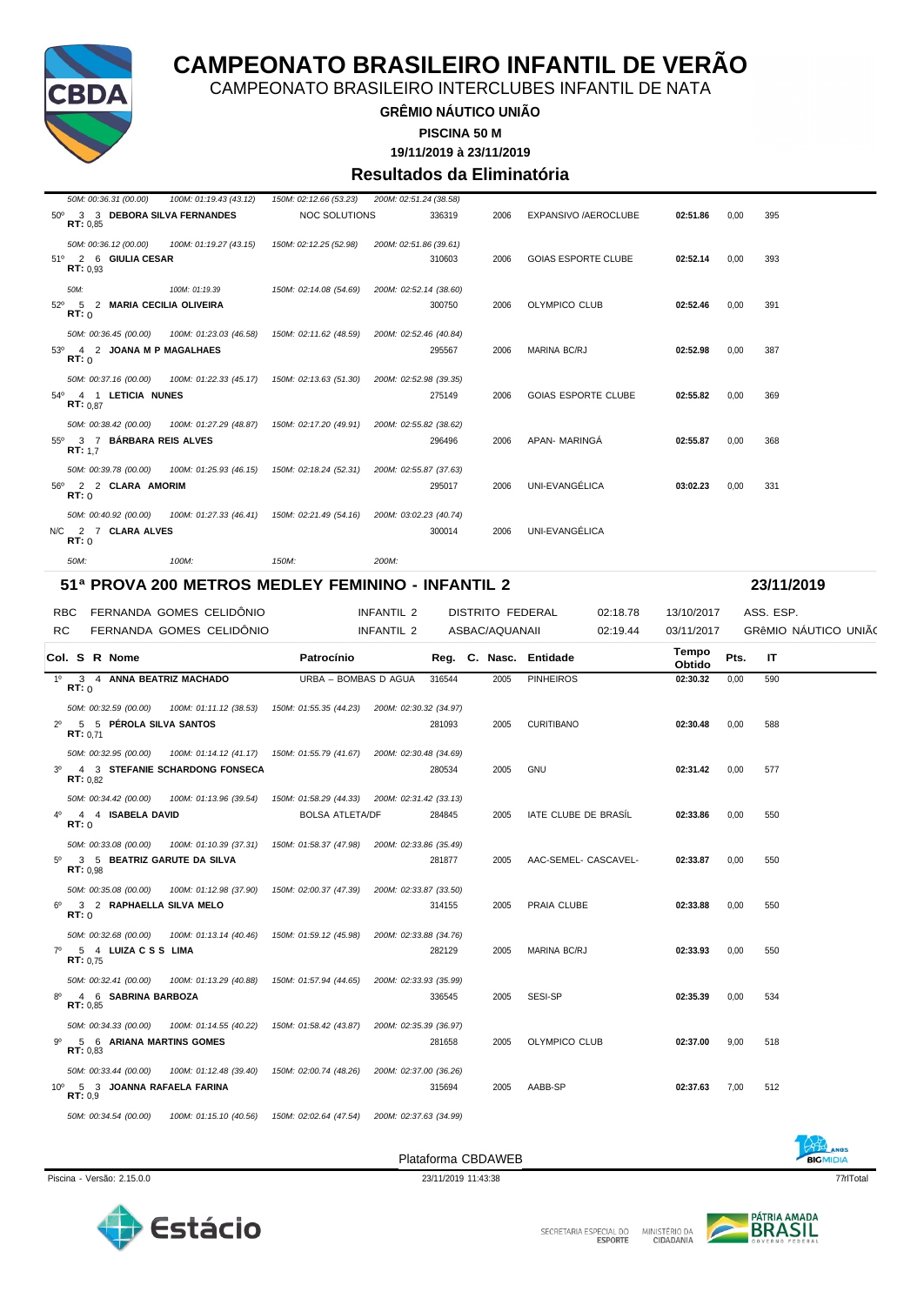# CAMPEONATO BRASILEIRO INFANTIL DE VERÃO

CAMPEONATO BRASILEIRO INTERCLUBES INFANTIL DE NATA

**GRÊMIO NÁUTICO UNIÃO**

**PISCINA 50 M**

**19/11/2019 à 23/11/2019**

## Resultados da Eliminatória

| Col. S R Nome | Patrocínio | Reg. | C. Nasc. | Entidade | Tempo Obtido | Pts. | IT |
|---|---|---|---|---|---|---|---|
| *50M: 00:36.31 (00.00) 100M: 01:19.43 (43.12) 150M: 02:12.66 (53.23) 200M: 02:51.24 (38.58)* | | | | | | | |
| 50º 3 3 **DEBORA SILVA FERNANDES** RT: 0,85 | NOC SOLUTIONS | 336319 | 2006 | EXPANSIVO /AEROCLUBE | **02:51.86** | 0,00 | 395 |
| *50M: 00:36.12 (00.00) 100M: 01:19.27 (43.15) 150M: 02:12.25 (52.98) 200M: 02:51.86 (39.61)* | | | | | | | |
| 51º 2 6 **GIULIA CESAR** RT: 0,93 | | 310603 | 2006 | GOIAS ESPORTE CLUBE | **02:52.14** | 0,00 | 393 |
| *50M: 100M: 01:19.39 150M: 02:14.08 (54.69) 200M: 02:52.14 (38.60)* | | | | | | | |
| 52º 5 2 **MARIA CECILIA OLIVEIRA** RT: 0 | | 300750 | 2006 | OLYMPICO CLUB | **02:52.46** | 0,00 | 391 |
| *50M: 00:36.45 (00.00) 100M: 01:23.03 (46.58) 150M: 02:11.62 (48.59) 200M: 02:52.46 (40.84)* | | | | | | | |
| 53º 4 2 **JOANA M P MAGALHAES** RT: 0 | | 295567 | 2006 | MARINA BC/RJ | **02:52.98** | 0,00 | 387 |
| *50M: 00:37.16 (00.00) 100M: 01:22.33 (45.17) 150M: 02:13.63 (51.30) 200M: 02:52.98 (39.35)* | | | | | | | |
| 54º 4 1 **LETICIA NUNES** RT: 0,87 | | 275149 | 2006 | GOIAS ESPORTE CLUBE | **02:55.82** | 0,00 | 369 |
| *50M: 00:38.42 (00.00) 100M: 01:27.29 (48.87) 150M: 02:17.20 (49.91) 200M: 02:55.82 (38.62)* | | | | | | | |
| 55º 3 7 **BÁRBARA REIS ALVES** RT: 1,7 | | 296496 | 2006 | APAN- MARINGÁ | **02:55.87** | 0,00 | 368 |
| *50M: 00:39.78 (00.00) 100M: 01:25.93 (46.15) 150M: 02:18.24 (52.31) 200M: 02:55.87 (37.63)* | | | | | | | |
| 56º 2 2 **CLARA AMORIM** RT: 0 | | 295017 | 2006 | UNI-EVANGÉLICA | **03:02.23** | 0,00 | 331 |
| *50M: 00:40.92 (00.00) 100M: 01:27.33 (46.41) 150M: 02:21.49 (54.16) 200M: 03:02.23 (40.74)* | | | | | | | |
| N/C 2 7 **CLARA ALVES** RT: 0 | | 300014 | 2006 | UNI-EVANGÉLICA | | | |
| *50M: 100M: 150M: 200M:* | | | | | | | |

## 51ª PROVA 200 METROS MEDLEY FEMININO - INFANTIL 2 — 23/11/2019

| | | | | | | |
|---|---|---|---|---|---|---|
| RBC | FERNANDA GOMES CELIDÔNIO | INFANTIL 2 | DISTRITO FEDERAL | 02:18.78 | 13/10/2017 | ASS. ESP. |
| RC | FERNANDA GOMES CELIDÔNIO | INFANTIL 2 | ASBAC/AQUANAII | 02:19.44 | 03/11/2017 | GRêMIO NÁUTICO UNIÃC |

| Col. S R Nome | Patrocínio | Reg. | C. Nasc. | Entidade | Tempo Obtido | Pts. | IT |
|---|---|---|---|---|---|---|---|
| 1º 3 4 **ANNA BEATRIZ MACHADO** RT: 0 | URBA – BOMBAS D AGUA | 316544 | 2005 | PINHEIROS | **02:30.32** | 0,00 | 590 |
| *50M: 00:32.59 (00.00) 100M: 01:11.12 (38.53) 150M: 01:55.35 (44.23) 200M: 02:30.32 (34.97)* | | | | | | | |
| 2º 5 5 **PÉROLA SILVA SANTOS** RT: 0,71 | | 281093 | 2005 | CURITIBANO | **02:30.48** | 0,00 | 588 |
| *50M: 00:32.95 (00.00) 100M: 01:14.12 (41.17) 150M: 01:55.79 (41.67) 200M: 02:30.48 (34.69)* | | | | | | | |
| 3º 4 3 **STEFANIE SCHARDONG FONSECA** RT: 0,82 | | 280534 | 2005 | GNU | **02:31.42** | 0,00 | 577 |
| *50M: 00:34.42 (00.00) 100M: 01:13.96 (39.54) 150M: 01:58.29 (44.33) 200M: 02:31.42 (33.13)* | | | | | | | |
| 4º 4 4 **ISABELA DAVID** RT: 0 | BOLSA ATLETA/DF | 284845 | 2005 | IATE CLUBE DE BRASÍL | **02:33.86** | 0,00 | 550 |
| *50M: 00:33.08 (00.00) 100M: 01:10.39 (37.31) 150M: 01:58.37 (47.98) 200M: 02:33.86 (35.49)* | | | | | | | |
| 5º 3 5 **BEATRIZ GARUTE DA SILVA** RT: 0,98 | | 281877 | 2005 | AAC-SEMEL- CASCAVEL- | **02:33.87** | 0,00 | 550 |
| *50M: 00:35.08 (00.00) 100M: 01:12.98 (37.90) 150M: 02:00.37 (47.39) 200M: 02:33.87 (33.50)* | | | | | | | |
| 6º 3 2 **RAPHAELLA SILVA MELO** RT: 0 | | 314155 | 2005 | PRAIA CLUBE | **02:33.88** | 0,00 | 550 |
| *50M: 00:32.68 (00.00) 100M: 01:13.14 (40.46) 150M: 01:59.12 (45.98) 200M: 02:33.88 (34.76)* | | | | | | | |
| 7º 5 4 **LUIZA C S S LIMA** RT: 0,75 | | 282129 | 2005 | MARINA BC/RJ | **02:33.93** | 0,00 | 550 |
| *50M: 00:32.41 (00.00) 100M: 01:13.29 (40.88) 150M: 01:57.94 (44.65) 200M: 02:33.93 (35.99)* | | | | | | | |
| 8º 4 6 **SABRINA BARBOZA** RT: 0,85 | | 336545 | 2005 | SESI-SP | **02:35.39** | 0,00 | 534 |
| *50M: 00:34.33 (00.00) 100M: 01:14.55 (40.22) 150M: 01:58.42 (43.87) 200M: 02:35.39 (36.97)* | | | | | | | |
| 9º 5 6 **ARIANA MARTINS GOMES** RT: 0,83 | | 281658 | 2005 | OLYMPICO CLUB | **02:37.00** | 9,00 | 518 |
| *50M: 00:33.44 (00.00) 100M: 01:12.48 (39.40) 150M: 02:00.74 (48.26) 200M: 02:37.00 (36.26)* | | | | | | | |
| 10º 5 3 **JOANNA RAFAELA FARINA** RT: 0,9 | | 315694 | 2005 | AABB-SP | **02:37.63** | 7,00 | 512 |
| *50M: 00:34.54 (00.00) 100M: 01:15.10 (40.56) 150M: 02:02.64 (47.54) 200M: 02:37.63 (34.99)* | | | | | | | |

Plataforma CBDAWEB

Piscina - Versão: 2.15.0.0 — 23/11/2019 11:43:38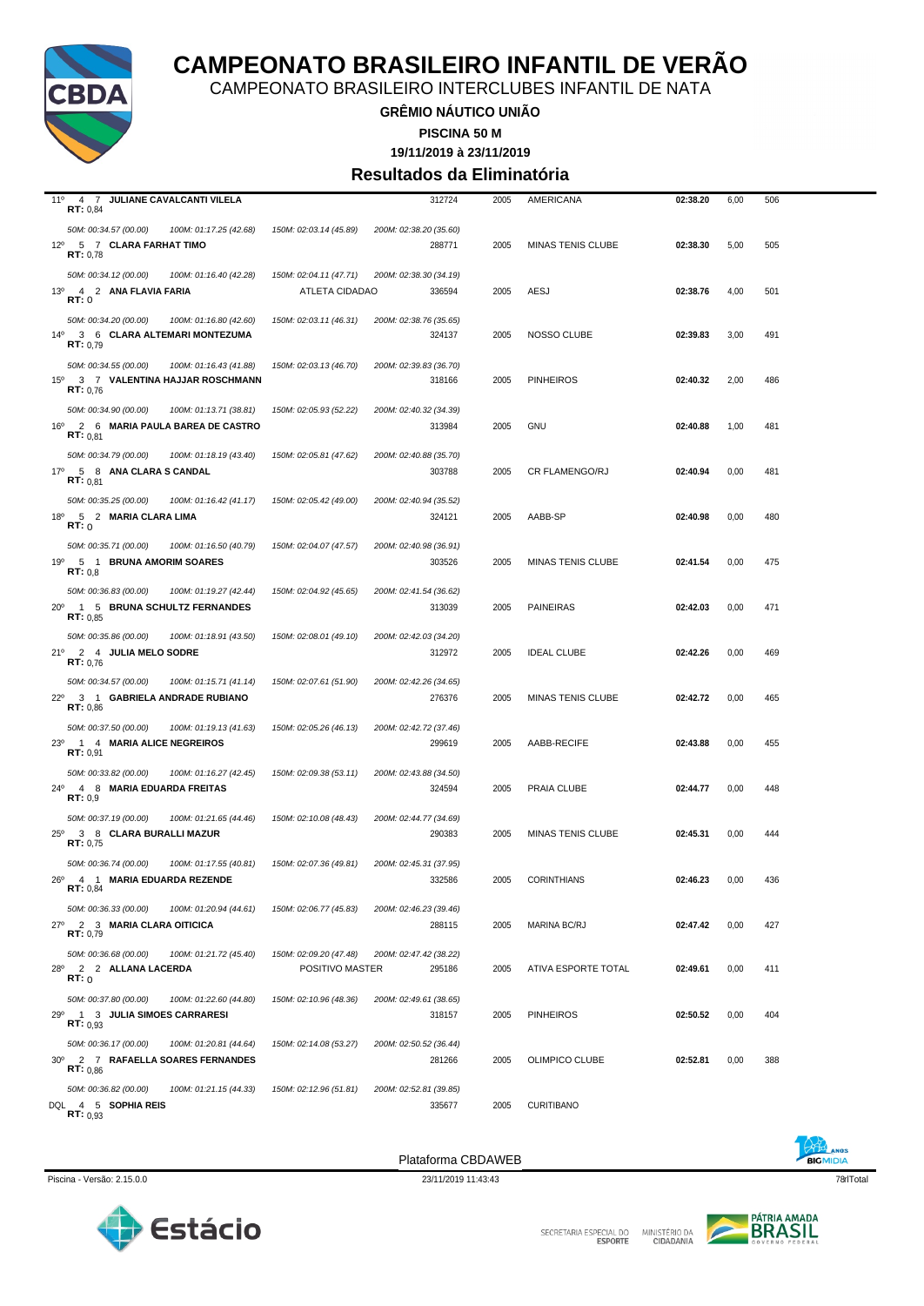# CAMPEONATO BRASILEIRO INFANTIL DE VERÃO

CAMPEONATO BRASILEIRO INTERCLUBES INFANTIL DE NATA

**GRÊMIO NÁUTICO UNIÃO**

**PISCINA 50 M**

**19/11/2019 à 23/11/2019**

## Resultados da Eliminatória

| Col | Série | Raia | Nome | | Registro | Nasc. | Clube | Tempo | Pontos | Índice |
|---|---|---|---|---|---|---|---|---|---|---|
| 11º | 4 | 7 | **JULIANE CAVALCANTI VILELA** RT: 0,84 | | 312724 | 2005 | AMERICANA | **02:38.20** | 6,00 | 506 |
| | | | *50M: 00:34.57 (00.00)* | *100M: 01:17.25 (42.68)* | *150M: 02:03.14 (45.89)* | *200M: 02:38.20 (35.60)* | | | | |
| 12º | 5 | 7 | **CLARA FARHAT TIMO** RT: 0,78 | | 288771 | 2005 | MINAS TENIS CLUBE | **02:38.30** | 5,00 | 505 |
| | | | *50M: 00:34.12 (00.00)* | *100M: 01:16.40 (42.28)* | *150M: 02:04.11 (47.71)* | *200M: 02:38.30 (34.19)* | | | | |
| 13º | 4 | 2 | **ANA FLAVIA FARIA** RT: 0 | ATLETA CIDADAO | 336594 | 2005 | AESJ | **02:38.76** | 4,00 | 501 |
| | | | *50M: 00:34.20 (00.00)* | *100M: 01:16.80 (42.60)* | *150M: 02:03.11 (46.31)* | *200M: 02:38.76 (35.65)* | | | | |
| 14º | 3 | 6 | **CLARA ALTEMARI MONTEZUMA** RT: 0,79 | | 324137 | 2005 | NOSSO CLUBE | **02:39.83** | 3,00 | 491 |
| | | | *50M: 00:34.55 (00.00)* | *100M: 01:16.43 (41.88)* | *150M: 02:03.13 (46.70)* | *200M: 02:39.83 (36.70)* | | | | |
| 15º | 3 | 7 | **VALENTINA HAJJAR ROSCHMANN** RT: 0,76 | | 318166 | 2005 | PINHEIROS | **02:40.32** | 2,00 | 486 |
| | | | *50M: 00:34.90 (00.00)* | *100M: 01:13.71 (38.81)* | *150M: 02:05.93 (52.22)* | *200M: 02:40.32 (34.39)* | | | | |
| 16º | 2 | 6 | **MARIA PAULA BAREA DE CASTRO** RT: 0,81 | | 313984 | 2005 | GNU | **02:40.88** | 1,00 | 481 |
| | | | *50M: 00:34.79 (00.00)* | *100M: 01:18.19 (43.40)* | *150M: 02:05.81 (47.62)* | *200M: 02:40.88 (35.70)* | | | | |
| 17º | 5 | 8 | **ANA CLARA S CANDAL** RT: 0,81 | | 303788 | 2005 | CR FLAMENGO/RJ | **02:40.94** | 0,00 | 481 |
| | | | *50M: 00:35.25 (00.00)* | *100M: 01:16.42 (41.17)* | *150M: 02:05.42 (49.00)* | *200M: 02:40.94 (35.52)* | | | | |
| 18º | 5 | 2 | **MARIA CLARA LIMA** RT: 0 | | 324121 | 2005 | AABB-SP | **02:40.98** | 0,00 | 480 |
| | | | *50M: 00:35.71 (00.00)* | *100M: 01:16.50 (40.79)* | *150M: 02:04.07 (47.57)* | *200M: 02:40.98 (36.91)* | | | | |
| 19º | 5 | 1 | **BRUNA AMORIM SOARES** RT: 0,8 | | 303526 | 2005 | MINAS TENIS CLUBE | **02:41.54** | 0,00 | 475 |
| | | | *50M: 00:36.83 (00.00)* | *100M: 01:19.27 (42.44)* | *150M: 02:04.92 (45.65)* | *200M: 02:41.54 (36.62)* | | | | |
| 20º | 1 | 5 | **BRUNA SCHULTZ FERNANDES** RT: 0,85 | | 313039 | 2005 | PAINEIRAS | **02:42.03** | 0,00 | 471 |
| | | | *50M: 00:35.86 (00.00)* | *100M: 01:18.91 (43.50)* | *150M: 02:08.01 (49.10)* | *200M: 02:42.03 (34.20)* | | | | |
| 21º | 2 | 4 | **JULIA MELO SODRE** RT: 0,76 | | 312972 | 2005 | IDEAL CLUBE | **02:42.26** | 0,00 | 469 |
| | | | *50M: 00:34.57 (00.00)* | *100M: 01:15.71 (41.14)* | *150M: 02:07.61 (51.90)* | *200M: 02:42.26 (34.65)* | | | | |
| 22º | 3 | 1 | **GABRIELA ANDRADE RUBIANO** RT: 0,86 | | 276376 | 2005 | MINAS TENIS CLUBE | **02:42.72** | 0,00 | 465 |
| | | | *50M: 00:37.50 (00.00)* | *100M: 01:19.13 (41.63)* | *150M: 02:05.26 (46.13)* | *200M: 02:42.72 (37.46)* | | | | |
| 23º | 1 | 4 | **MARIA ALICE NEGREIROS** RT: 0,91 | | 299619 | 2005 | AABB-RECIFE | **02:43.88** | 0,00 | 455 |
| | | | *50M: 00:33.82 (00.00)* | *100M: 01:16.27 (42.45)* | *150M: 02:09.38 (53.11)* | *200M: 02:43.88 (34.50)* | | | | |
| 24º | 4 | 8 | **MARIA EDUARDA FREITAS** RT: 0,9 | | 324594 | 2005 | PRAIA CLUBE | **02:44.77** | 0,00 | 448 |
| | | | *50M: 00:37.19 (00.00)* | *100M: 01:21.65 (44.46)* | *150M: 02:10.08 (48.43)* | *200M: 02:44.77 (34.69)* | | | | |
| 25º | 3 | 8 | **CLARA BURALLI MAZUR** RT: 0,75 | | 290383 | 2005 | MINAS TENIS CLUBE | **02:45.31** | 0,00 | 444 |
| | | | *50M: 00:36.74 (00.00)* | *100M: 01:17.55 (40.81)* | *150M: 02:07.36 (49.81)* | *200M: 02:45.31 (37.95)* | | | | |
| 26º | 4 | 1 | **MARIA EDUARDA REZENDE** RT: 0,84 | | 332586 | 2005 | CORINTHIANS | **02:46.23** | 0,00 | 436 |
| | | | *50M: 00:36.33 (00.00)* | *100M: 01:20.94 (44.61)* | *150M: 02:06.77 (45.83)* | *200M: 02:46.23 (39.46)* | | | | |
| 27º | 2 | 3 | **MARIA CLARA OITICICA** RT: 0,79 | | 288115 | 2005 | MARINA BC/RJ | **02:47.42** | 0,00 | 427 |
| | | | *50M: 00:36.68 (00.00)* | *100M: 01:21.72 (45.40)* | *150M: 02:09.20 (47.48)* | *200M: 02:47.42 (38.22)* | | | | |
| 28º | 2 | 2 | **ALLANA LACERDA** RT: 0 | POSITIVO MASTER | 295186 | 2005 | ATIVA ESPORTE TOTAL | **02:49.61** | 0,00 | 411 |
| | | | *50M: 00:37.80 (00.00)* | *100M: 01:22.60 (44.80)* | *150M: 02:10.96 (48.36)* | *200M: 02:49.61 (38.65)* | | | | |
| 29º | 1 | 3 | **JULIA SIMOES CARRARESI** RT: 0,93 | | 318157 | 2005 | PINHEIROS | **02:50.52** | 0,00 | 404 |
| | | | *50M: 00:36.17 (00.00)* | *100M: 01:20.81 (44.64)* | *150M: 02:14.08 (53.27)* | *200M: 02:50.52 (36.44)* | | | | |
| 30º | 2 | 7 | **RAFAELLA SOARES FERNANDES** RT: 0,86 | | 281266 | 2005 | OLIMPICO CLUBE | **02:52.81** | 0,00 | 388 |
| | | | *50M: 00:36.82 (00.00)* | *100M: 01:21.15 (44.33)* | *150M: 02:12.96 (51.81)* | *200M: 02:52.81 (39.85)* | | | | |
| DQL | 4 | 5 | **SOPHIA REIS** RT: 0,93 | | 335677 | 2005 | CURITIBANO | | | |

Plataforma CBDAWEB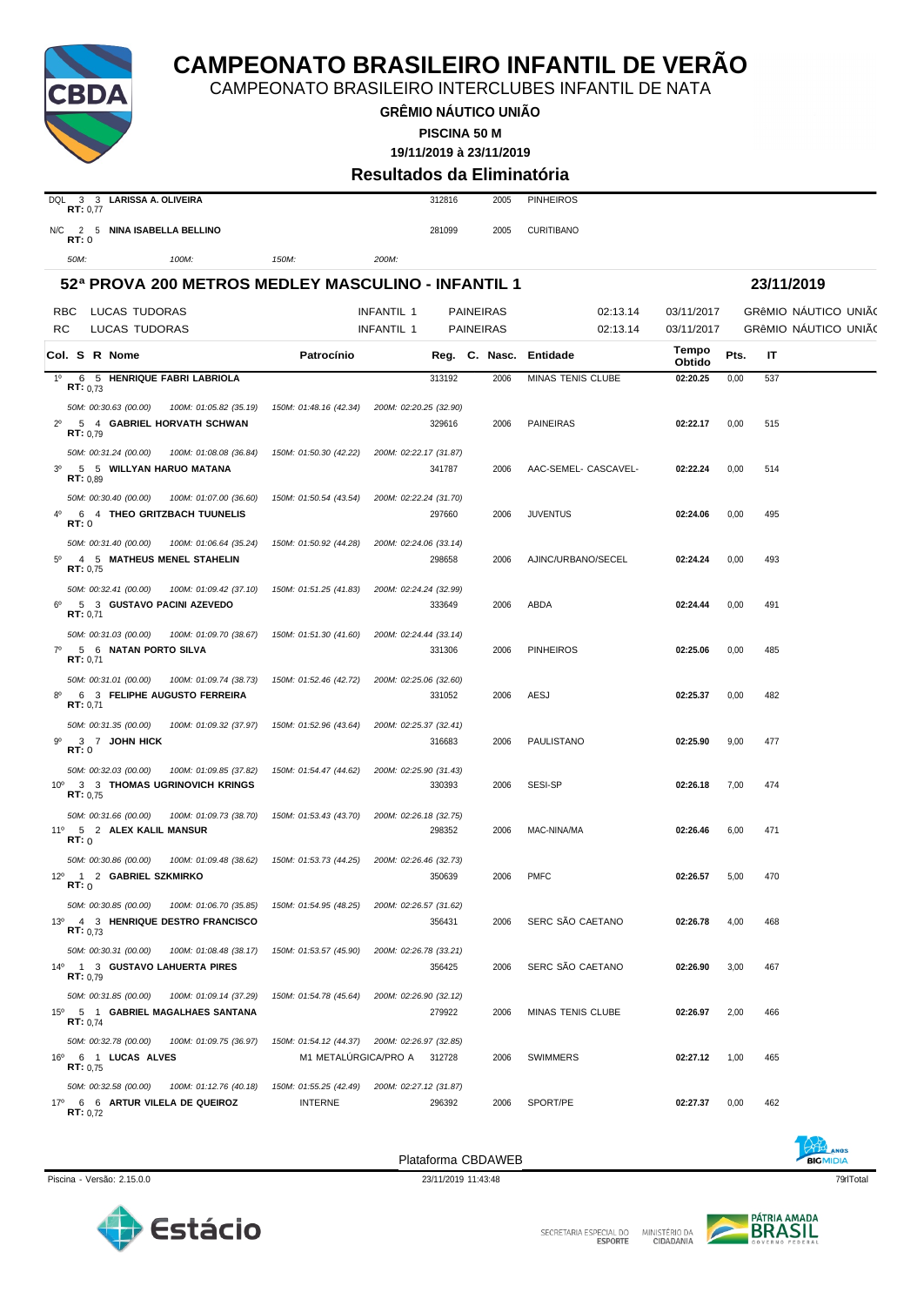# CAMPEONATO BRASILEIRO INFANTIL DE VERÃO

CAMPEONATO BRASILEIRO INTERCLUBES INFANTIL DE NATA

**GRÊMIO NÁUTICO UNIÃO**

**PISCINA 50 M**

**19/11/2019 à 23/11/2019**

### Resultados da Eliminatória

| | | | | | | |
|---|---|---|---|---|---|---|
| DQL 3 3 | **LARISSA A. OLIVEIRA** RT: 0,77 | | 312816 | 2005 | PINHEIROS | |
| N/C 2 5 | **NINA ISABELLA BELLINO** RT: 0 | | 281099 | 2005 | CURITIBANO | |

*50M: 100M: 150M: 200M:*

## 52ª PROVA 200 METROS MEDLEY MASCULINO - INFANTIL 1 — 23/11/2019

| | | | | | | |
|---|---|---|---|---|---|---|
| RBC | LUCAS TUDORAS | INFANTIL 1 | PAINEIRAS | 02:13.14 | 03/11/2017 | GRêMIO NÁUTICO UNIÃO |
| RC | LUCAS TUDORAS | INFANTIL 1 | PAINEIRAS | 02:13.14 | 03/11/2017 | GRêMIO NÁUTICO UNIÃO |

| Col. | S | R | Nome | Patrocínio | Reg. | C. Nasc. | Entidade | Tempo Obtido | Pts. | IT |
|---|---|---|---|---|---|---|---|---|---|---|
| 1º | 6 | 5 | **HENRIQUE FABRI LABRIOLA** RT: 0,73 | | 313192 | 2006 | MINAS TENIS CLUBE | **02:20.25** | 0,00 | 537 |
| | | | *50M: 00:30.63 (00.00) 100M: 01:05.82 (35.19) 150M: 01:48.16 (42.34) 200M: 02:20.25 (32.90)* | | | | | | | |
| 2º | 5 | 4 | **GABRIEL HORVATH SCHWAN** RT: 0,79 | | 329616 | 2006 | PAINEIRAS | **02:22.17** | 0,00 | 515 |
| | | | *50M: 00:31.24 (00.00) 100M: 01:08.08 (36.84) 150M: 01:50.30 (42.22) 200M: 02:22.17 (31.87)* | | | | | | | |
| 3º | 5 | 5 | **WILLYAN HARUO MATANA** RT: 0,89 | | 341787 | 2006 | AAC-SEMEL- CASCAVEL- | **02:22.24** | 0,00 | 514 |
| | | | *50M: 00:30.40 (00.00) 100M: 01:07.00 (36.60) 150M: 01:50.54 (43.54) 200M: 02:22.24 (31.70)* | | | | | | | |
| 4º | 6 | 4 | **THEO GRITZBACH TUUNELIS** RT: 0 | | 297660 | 2006 | JUVENTUS | **02:24.06** | 0,00 | 495 |
| | | | *50M: 00:31.40 (00.00) 100M: 01:06.64 (35.24) 150M: 01:50.92 (44.28) 200M: 02:24.06 (33.14)* | | | | | | | |
| 5º | 4 | 5 | **MATHEUS MENEL STAHELIN** RT: 0,75 | | 298658 | 2006 | AJINC/URBANO/SECEL | **02:24.24** | 0,00 | 493 |
| | | | *50M: 00:32.41 (00.00) 100M: 01:09.42 (37.10) 150M: 01:51.25 (41.83) 200M: 02:24.24 (32.99)* | | | | | | | |
| 6º | 5 | 3 | **GUSTAVO PACINI AZEVEDO** RT: 0,71 | | 333649 | 2006 | ABDA | **02:24.44** | 0,00 | 491 |
| | | | *50M: 00:31.03 (00.00) 100M: 01:09.70 (38.67) 150M: 01:51.30 (41.60) 200M: 02:24.44 (33.14)* | | | | | | | |
| 7º | 5 | 6 | **NATAN PORTO SILVA** RT: 0,71 | | 331306 | 2006 | PINHEIROS | **02:25.06** | 0,00 | 485 |
| | | | *50M: 00:31.01 (00.00) 100M: 01:09.74 (38.73) 150M: 01:52.46 (42.72) 200M: 02:25.06 (32.60)* | | | | | | | |
| 8º | 6 | 3 | **FELIPHE AUGUSTO FERREIRA** RT: 0,71 | | 331052 | 2006 | AESJ | **02:25.37** | 0,00 | 482 |
| | | | *50M: 00:31.35 (00.00) 100M: 01:09.32 (37.97) 150M: 01:52.96 (43.64) 200M: 02:25.37 (32.41)* | | | | | | | |
| 9º | 3 | 7 | **JOHN HICK** RT: 0 | | 316683 | 2006 | PAULISTANO | **02:25.90** | 9,00 | 477 |
| | | | *50M: 00:32.03 (00.00) 100M: 01:09.85 (37.82) 150M: 01:54.47 (44.62) 200M: 02:25.90 (31.43)* | | | | | | | |
| 10º | 3 | 3 | **THOMAS UGRINOVICH KRINGS** RT: 0,75 | | 330393 | 2006 | SESI-SP | **02:26.18** | 7,00 | 474 |
| | | | *50M: 00:31.66 (00.00) 100M: 01:09.73 (38.70) 150M: 01:53.43 (43.70) 200M: 02:26.18 (32.75)* | | | | | | | |
| 11º | 5 | 2 | **ALEX KALIL MANSUR** RT: 0 | | 298352 | 2006 | MAC-NINA/MA | **02:26.46** | 6,00 | 471 |
| | | | *50M: 00:30.86 (00.00) 100M: 01:09.48 (38.62) 150M: 01:53.73 (44.25) 200M: 02:26.46 (32.73)* | | | | | | | |
| 12º | 1 | 2 | **GABRIEL SZKMIRKO** RT: 0 | | 350639 | 2006 | PMFC | **02:26.57** | 5,00 | 470 |
| | | | *50M: 00:30.85 (00.00) 100M: 01:06.70 (35.85) 150M: 01:54.95 (48.25) 200M: 02:26.57 (31.62)* | | | | | | | |
| 13º | 4 | 3 | **HENRIQUE DESTRO FRANCISCO** RT: 0,73 | | 356431 | 2006 | SERC SÃO CAETANO | **02:26.78** | 4,00 | 468 |
| | | | *50M: 00:30.31 (00.00) 100M: 01:08.48 (38.17) 150M: 01:53.57 (45.90) 200M: 02:26.78 (33.21)* | | | | | | | |
| 14º | 1 | 3 | **GUSTAVO LAHUERTA PIRES** RT: 0,79 | | 356425 | 2006 | SERC SÃO CAETANO | **02:26.90** | 3,00 | 467 |
| | | | *50M: 00:31.85 (00.00) 100M: 01:09.14 (37.29) 150M: 01:54.78 (45.64) 200M: 02:26.90 (32.12)* | | | | | | | |
| 15º | 5 | 1 | **GABRIEL MAGALHAES SANTANA** RT: 0,74 | | 279922 | 2006 | MINAS TENIS CLUBE | **02:26.97** | 2,00 | 466 |
| | | | *50M: 00:32.78 (00.00) 100M: 01:09.75 (36.97) 150M: 01:54.12 (44.37) 200M: 02:26.97 (32.85)* | | | | | | | |
| 16º | 6 | 1 | **LUCAS ALVES** RT: 0,75 | M1 METALÚRGICA/PRO A | 312728 | 2006 | SWIMMERS | **02:27.12** | 1,00 | 465 |
| | | | *50M: 00:32.58 (00.00) 100M: 01:12.76 (40.18) 150M: 01:55.25 (42.49) 200M: 02:27.12 (31.87)* | | | | | | | |
| 17º | 6 | 6 | **ARTUR VILELA DE QUEIROZ** RT: 0,72 | INTERNE | 296392 | 2006 | SPORT/PE | **02:27.37** | 0,00 | 462 |

Plataforma CBDAWEB

Piscina - Versão: 2.15.0.0 — 23/11/2019 11:43:48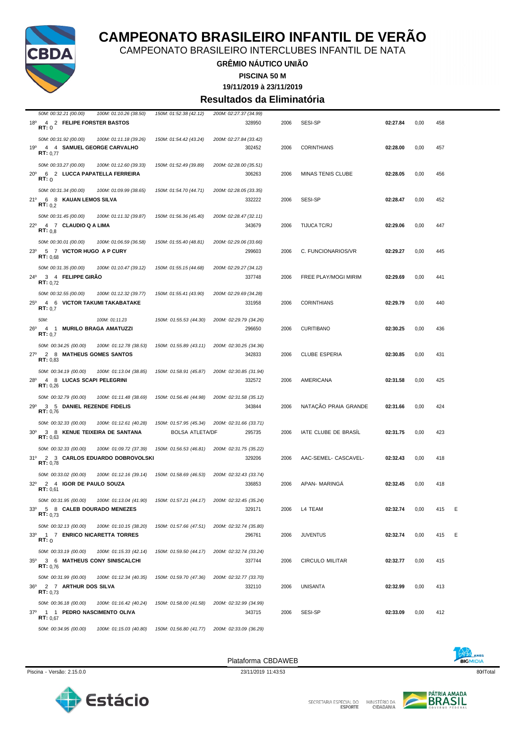# CAMPEONATO BRASILEIRO INFANTIL DE VERÃO

CAMPEONATO BRASILEIRO INTERCLUBES INFANTIL DE NATA

**GRÊMIO NÁUTICO UNIÃO**

**PISCINA 50 M**

**19/11/2019 à 23/11/2019**

## Resultados da Eliminatória

*50M: 00:32.21 (00.00) 100M: 01:10.26 (38.50) 150M: 01:52.38 (42.12) 200M: 02:27.37 (34.99)*

| Pos | Série | Raia | Nome | Registro | Ano | Clube | Tempo | | Pontos | |
|---|---|---|---|---|---|---|---|---|---|---|
| 18º | 4 | 2 | **FELIPE FORSTER BASTOS** RT: 0 | 328950 | 2006 | SESI-SP | **02:27.84** | 0,00 | 458 | |
| | | | *50M: 00:31.92 (00.00) 100M: 01:11.18 (39.26) 150M: 01:54.42 (43.24) 200M: 02:27.84 (33.42)* | | | | | | | |
| 19º | 4 | 4 | **SAMUEL GEORGE CARVALHO** RT: 0,77 | 302452 | 2006 | CORINTHIANS | **02:28.00** | 0,00 | 457 | |
| | | | *50M: 00:33.27 (00.00) 100M: 01:12.60 (39.33) 150M: 01:52.49 (39.89) 200M: 02:28.00 (35.51)* | | | | | | | |
| 20º | 6 | 2 | **LUCCA PAPATELLA FERREIRA** RT: 0 | 306263 | 2006 | MINAS TENIS CLUBE | **02:28.05** | 0,00 | 456 | |
| | | | *50M: 00:31.34 (00.00) 100M: 01:09.99 (38.65) 150M: 01:54.70 (44.71) 200M: 02:28.05 (33.35)* | | | | | | | |
| 21º | 6 | 8 | **KAUAN LEMOS SILVA** RT: 0,2 | 332222 | 2006 | SESI-SP | **02:28.47** | 0,00 | 452 | |
| | | | *50M: 00:31.45 (00.00) 100M: 01:11.32 (39.87) 150M: 01:56.36 (45.40) 200M: 02:28.47 (32.11)* | | | | | | | |
| 22º | 4 | 7 | **CLAUDIO Q A LIMA** RT: 0,8 | 343679 | 2006 | TIJUCA TC/RJ | **02:29.06** | 0,00 | 447 | |
| | | | *50M: 00:30.01 (00.00) 100M: 01:06.59 (36.58) 150M: 01:55.40 (48.81) 200M: 02:29.06 (33.66)* | | | | | | | |
| 23º | 5 | 7 | **VICTOR HUGO A P CURY** RT: 0,68 | 299603 | 2006 | C. FUNCIONARIOS/VR | **02:29.27** | 0,00 | 445 | |
| | | | *50M: 00:31.35 (00.00) 100M: 01:10.47 (39.12) 150M: 01:55.15 (44.68) 200M: 02:29.27 (34.12)* | | | | | | | |
| 24º | 3 | 4 | **FELIPPE GIRÃO** RT: 0,72 | 337748 | 2006 | FREE PLAY/MOGI MIRIM | **02:29.69** | 0,00 | 441 | |
| | | | *50M: 00:32.55 (00.00) 100M: 01:12.32 (39.77) 150M: 01:55.41 (43.90) 200M: 02:29.69 (34.28)* | | | | | | | |
| 25º | 4 | 6 | **VICTOR TAKUMI TAKABATAKE** RT: 0,7 | 331958 | 2006 | CORINTHIANS | **02:29.79** | 0,00 | 440 | |
| | | | *50M: 100M: 01:11.23 150M: 01:55.53 (44.30) 200M: 02:29.79 (34.26)* | | | | | | | |
| 26º | 4 | 1 | **MURILO BRAGA AMATUZZI** RT: 0,7 | 296650 | 2006 | CURITIBANO | **02:30.25** | 0,00 | 436 | |
| | | | *50M: 00:34.25 (00.00) 100M: 01:12.78 (38.53) 150M: 01:55.89 (43.11) 200M: 02:30.25 (34.36)* | | | | | | | |
| 27º | 2 | 8 | **MATHEUS GOMES SANTOS** RT: 0,83 | 342833 | 2006 | CLUBE ESPERIA | **02:30.85** | 0,00 | 431 | |
| | | | *50M: 00:34.19 (00.00) 100M: 01:13.04 (38.85) 150M: 01:58.91 (45.87) 200M: 02:30.85 (31.94)* | | | | | | | |
| 28º | 4 | 8 | **LUCAS SCAPI PELEGRINI** RT: 0,26 | 332572 | 2006 | AMERICANA | **02:31.58** | 0,00 | 425 | |
| | | | *50M: 00:32.79 (00.00) 100M: 01:11.48 (38.69) 150M: 01:56.46 (44.98) 200M: 02:31.58 (35.12)* | | | | | | | |
| 29º | 3 | 5 | **DANIEL REZENDE FIDELIS** RT: 0,76 | 343844 | 2006 | NATAÇÃO PRAIA GRANDE | **02:31.66** | 0,00 | 424 | |
| | | | *50M: 00:32.33 (00.00) 100M: 01:12.61 (40.28) 150M: 01:57.95 (45.34) 200M: 02:31.66 (33.71)* | | | | | | | |
| 30º | 3 | 8 | **KENUE TEIXEIRA DE SANTANA** RT: 0,63 BOLSA ATLETA/DF | 295735 | 2006 | IATE CLUBE DE BRASÍL | **02:31.75** | 0,00 | 423 | |
| | | | *50M: 00:32.33 (00.00) 100M: 01:09.72 (37.39) 150M: 01:56.53 (46.81) 200M: 02:31.75 (35.22)* | | | | | | | |
| 31º | 2 | 3 | **CARLOS EDUARDO DOBROVOLSKI** RT: 0,78 | 329206 | 2006 | AAC-SEMEL- CASCAVEL- | **02:32.43** | 0,00 | 418 | |
| | | | *50M: 00:33.02 (00.00) 100M: 01:12.16 (39.14) 150M: 01:58.69 (46.53) 200M: 02:32.43 (33.74)* | | | | | | | |
| 32º | 2 | 4 | **IGOR DE PAULO SOUZA** RT: 0,61 | 336853 | 2006 | APAN- MARINGÁ | **02:32.45** | 0,00 | 418 | |
| | | | *50M: 00:31.95 (00.00) 100M: 01:13.04 (41.90) 150M: 01:57.21 (44.17) 200M: 02:32.45 (35.24)* | | | | | | | |
| 33º | 5 | 8 | **CALEB DOURADO MENEZES** RT: 0,73 | 329171 | 2006 | L4 TEAM | **02:32.74** | 0,00 | 415 | E |
| | | | *50M: 00:32.13 (00.00) 100M: 01:10.15 (38.20) 150M: 01:57.66 (47.51) 200M: 02:32.74 (35.80)* | | | | | | | |
| 33º | 1 | 7 | **ENRICO NICARETTA TORRES** RT: 0 | 296761 | 2006 | JUVENTUS | **02:32.74** | 0,00 | 415 | E |
| | | | *50M: 00:33.19 (00.00) 100M: 01:15.33 (42.14) 150M: 01:59.50 (44.17) 200M: 02:32.74 (33.24)* | | | | | | | |
| 35º | 3 | 6 | **MATHEUS CONY SINISCALCHI** RT: 0,76 | 337744 | 2006 | CIRCULO MILITAR | **02:32.77** | 0,00 | 415 | |
| | | | *50M: 00:31.99 (00.00) 100M: 01:12.34 (40.35) 150M: 01:59.70 (47.36) 200M: 02:32.77 (33.70)* | | | | | | | |
| 36º | 2 | 7 | **ARTHUR DOS SILVA** RT: 0,73 | 332110 | 2006 | UNISANTA | **02:32.99** | 0,00 | 413 | |
| | | | *50M: 00:36.18 (00.00) 100M: 01:16.42 (40.24) 150M: 01:58.00 (41.58) 200M: 02:32.99 (34.99)* | | | | | | | |
| 37º | 1 | 1 | **PEDRO NASCIMENTO OLIVA** RT: 0,67 | 343715 | 2006 | SESI-SP | **02:33.09** | 0,00 | 412 | |
| | | | *50M: 00:34.95 (00.00) 100M: 01:15.03 (40.80) 150M: 01:56.80 (41.77) 200M: 02:33.09 (36.29)* | | | | | | | |

Plataforma CBDAWEB

Piscina - Versão: 2.15.0.0 — 23/11/2019 11:43:53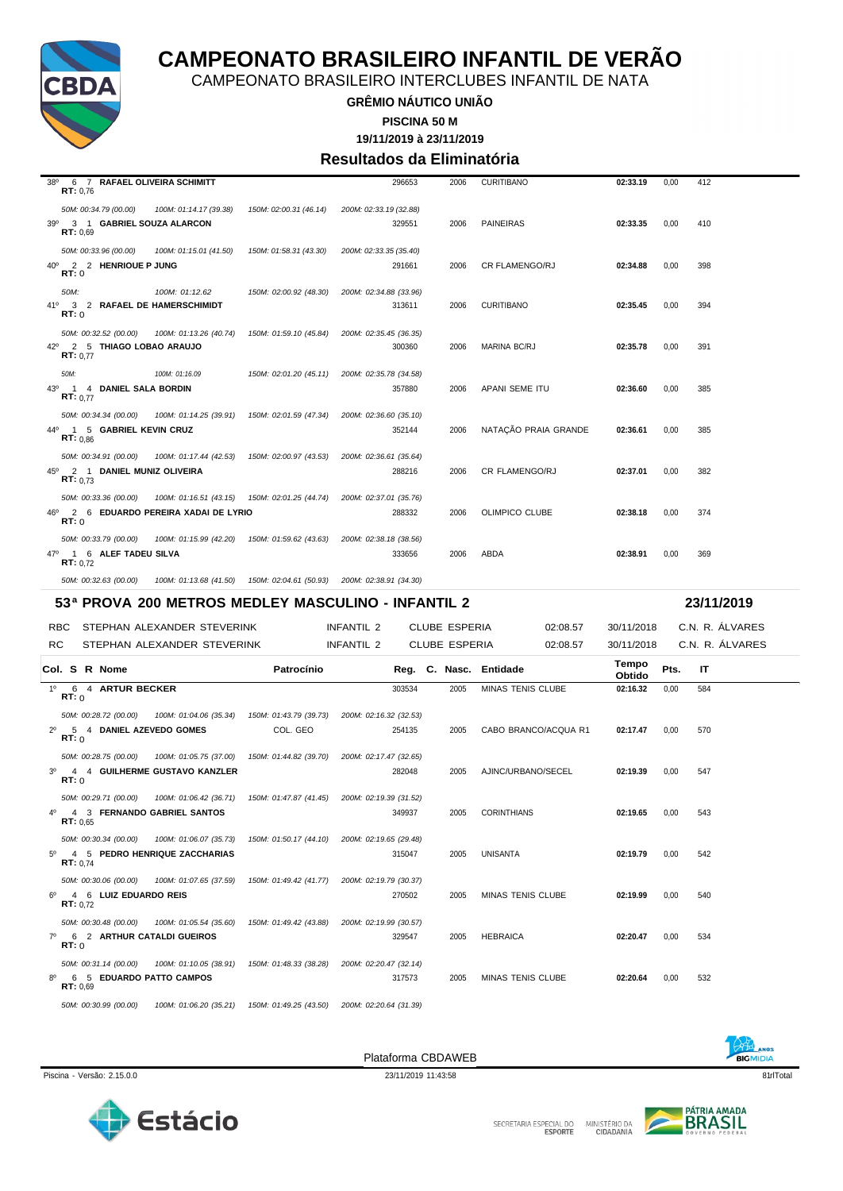# CAMPEONATO BRASILEIRO INFANTIL DE VERÃO

CAMPEONATO BRASILEIRO INTERCLUBES INFANTIL DE NATA

**GRÊMIO NÁUTICO UNIÃO**

**PISCINA 50 M**

**19/11/2019 à 23/11/2019**

## Resultados da Eliminatória

| Col. | S | R | Nome | Patrocínio | Reg. | C. Nasc. | Entidade | Tempo Obtido | Pts. | IT |
|---|---|---|---|---|---|---|---|---|---|---|
| 38º | 6 | 7 | **RAFAEL OLIVEIRA SCHIMITT** RT: 0,76 | | 296653 | 2006 | CURITIBANO | 02:33.19 | 0,00 | 412 |
| | | | *50M: 00:34.79 (00.00) 100M: 01:14.17 (39.38) 150M: 02:00.31 (46.14) 200M: 02:33.19 (32.88)* | | | | | | | |
| 39º | 3 | 1 | **GABRIEL SOUZA ALARCON** RT: 0,69 | | 329551 | 2006 | PAINEIRAS | 02:33.35 | 0,00 | 410 |
| | | | *50M: 00:33.96 (00.00) 100M: 01:15.01 (41.50) 150M: 01:58.31 (43.30) 200M: 02:33.35 (35.40)* | | | | | | | |
| 40º | 2 | 2 | **HENRIQUE P JUNG** RT: 0 | | 291661 | 2006 | CR FLAMENGO/RJ | 02:34.88 | 0,00 | 398 |
| | | | *50M: 100M: 01:12.62 150M: 02:00.92 (48.30) 200M: 02:34.88 (33.96)* | | | | | | | |
| 41º | 3 | 2 | **RAFAEL DE HAMERSCHIMIDT** RT: 0 | | 313611 | 2006 | CURITIBANO | 02:35.45 | 0,00 | 394 |
| | | | *50M: 00:32.52 (00.00) 100M: 01:13.26 (40.74) 150M: 01:59.10 (45.84) 200M: 02:35.45 (36.35)* | | | | | | | |
| 42º | 2 | 5 | **THIAGO LOBAO ARAUJO** RT: 0,77 | | 300360 | 2006 | MARINA BC/RJ | 02:35.78 | 0,00 | 391 |
| | | | *50M: 100M: 01:16.09 150M: 02:01.20 (45.11) 200M: 02:35.78 (34.58)* | | | | | | | |
| 43º | 1 | 4 | **DANIEL SALA BORDIN** RT: 0,77 | | 357880 | 2006 | APANI SEME ITU | 02:36.60 | 0,00 | 385 |
| | | | *50M: 00:34.34 (00.00) 100M: 01:14.25 (39.91) 150M: 02:01.59 (47.34) 200M: 02:36.60 (35.10)* | | | | | | | |
| 44º | 1 | 5 | **GABRIEL KEVIN CRUZ** RT: 0,86 | | 352144 | 2006 | NATAÇÃO PRAIA GRANDE | 02:36.61 | 0,00 | 385 |
| | | | *50M: 00:34.91 (00.00) 100M: 01:17.44 (42.53) 150M: 02:00.97 (43.53) 200M: 02:36.61 (35.64)* | | | | | | | |
| 45º | 2 | 1 | **DANIEL MUNIZ OLIVEIRA** RT: 0,73 | | 288216 | 2006 | CR FLAMENGO/RJ | 02:37.01 | 0,00 | 382 |
| | | | *50M: 00:33.36 (00.00) 100M: 01:16.51 (43.15) 150M: 02:01.25 (44.74) 200M: 02:37.01 (35.76)* | | | | | | | |
| 46º | 2 | 6 | **EDUARDO PEREIRA XADAI DE LYRIO** RT: 0 | | 288332 | 2006 | OLIMPICO CLUBE | 02:38.18 | 0,00 | 374 |
| | | | *50M: 00:33.79 (00.00) 100M: 01:15.99 (42.20) 150M: 01:59.62 (43.63) 200M: 02:38.18 (38.56)* | | | | | | | |
| 47º | 1 | 6 | **ALEF TADEU SILVA** RT: 0,72 | | 333656 | 2006 | ABDA | 02:38.91 | 0,00 | 369 |
| | | | *50M: 00:32.63 (00.00) 100M: 01:13.68 (41.50) 150M: 02:04.61 (50.93) 200M: 02:38.91 (34.30)* | | | | | | | |

### 53ª PROVA 200 METROS MEDLEY MASCULINO - INFANTIL 2 — 23/11/2019

| | | | | | | |
|---|---|---|---|---|---|---|
| RBC | STEPHAN ALEXANDER STEVERINK | INFANTIL 2 | CLUBE ESPERIA | 02:08.57 | 30/11/2018 | C.N. R. ÁLVARES |
| RC | STEPHAN ALEXANDER STEVERINK | INFANTIL 2 | CLUBE ESPERIA | 02:08.57 | 30/11/2018 | C.N. R. ÁLVARES |

| Col. | S | R | Nome | Patrocínio | Reg. | C. Nasc. | Entidade | Tempo Obtido | Pts. | IT |
|---|---|---|---|---|---|---|---|---|---|---|
| 1º | 6 | 4 | **ARTUR BECKER** RT: 0 | | 303534 | 2005 | MINAS TENIS CLUBE | 02:16.32 | 0,00 | 584 |
| | | | *50M: 00:28.72 (00.00) 100M: 01:04.06 (35.34) 150M: 01:43.79 (39.73) 200M: 02:16.32 (32.53)* | | | | | | | |
| 2º | 5 | 4 | **DANIEL AZEVEDO GOMES** RT: 0 | COL. GEO | 254135 | 2005 | CABO BRANCO/ACQUA R1 | 02:17.47 | 0,00 | 570 |
| | | | *50M: 00:28.75 (00.00) 100M: 01:05.75 (37.00) 150M: 01:44.82 (39.70) 200M: 02:17.47 (32.65)* | | | | | | | |
| 3º | 4 | 4 | **GUILHERME GUSTAVO KANZLER** RT: 0 | | 282048 | 2005 | AJINC/URBANO/SECEL | 02:19.39 | 0,00 | 547 |
| | | | *50M: 00:29.71 (00.00) 100M: 01:06.42 (36.71) 150M: 01:47.87 (41.45) 200M: 02:19.39 (31.52)* | | | | | | | |
| 4º | 4 | 3 | **FERNANDO GABRIEL SANTOS** RT: 0,65 | | 349937 | 2005 | CORINTHIANS | 02:19.65 | 0,00 | 543 |
| | | | *50M: 00:30.34 (00.00) 100M: 01:06.07 (35.73) 150M: 01:50.17 (44.10) 200M: 02:19.65 (29.48)* | | | | | | | |
| 5º | 4 | 5 | **PEDRO HENRIQUE ZACCHARIAS** RT: 0,74 | | 315047 | 2005 | UNISANTA | 02:19.79 | 0,00 | 542 |
| | | | *50M: 00:30.06 (00.00) 100M: 01:07.65 (37.59) 150M: 01:49.42 (41.77) 200M: 02:19.79 (30.37)* | | | | | | | |
| 6º | 4 | 6 | **LUIZ EDUARDO REIS** RT: 0,72 | | 270502 | 2005 | MINAS TENIS CLUBE | 02:19.99 | 0,00 | 540 |
| | | | *50M: 00:30.48 (00.00) 100M: 01:05.54 (35.60) 150M: 01:49.42 (43.88) 200M: 02:19.99 (30.57)* | | | | | | | |
| 7º | 6 | 2 | **ARTHUR CATALDI GUEIROS** RT: 0 | | 329547 | 2005 | HEBRAICA | 02:20.47 | 0,00 | 534 |
| | | | *50M: 00:31.14 (00.00) 100M: 01:10.05 (38.91) 150M: 01:48.33 (38.28) 200M: 02:20.47 (32.14)* | | | | | | | |
| 8º | 6 | 5 | **EDUARDO PATTO CAMPOS** RT: 0,69 | | 317573 | 2005 | MINAS TENIS CLUBE | 02:20.64 | 0,00 | 532 |
| | | | *50M: 00:30.99 (00.00) 100M: 01:06.20 (35.21) 150M: 01:49.25 (43.50) 200M: 02:20.64 (31.39)* | | | | | | | |

Plataforma CBDAWEB

Piscina - Versão: 2.15.0.0 — 23/11/2019 11:43:58 — 81rlTotal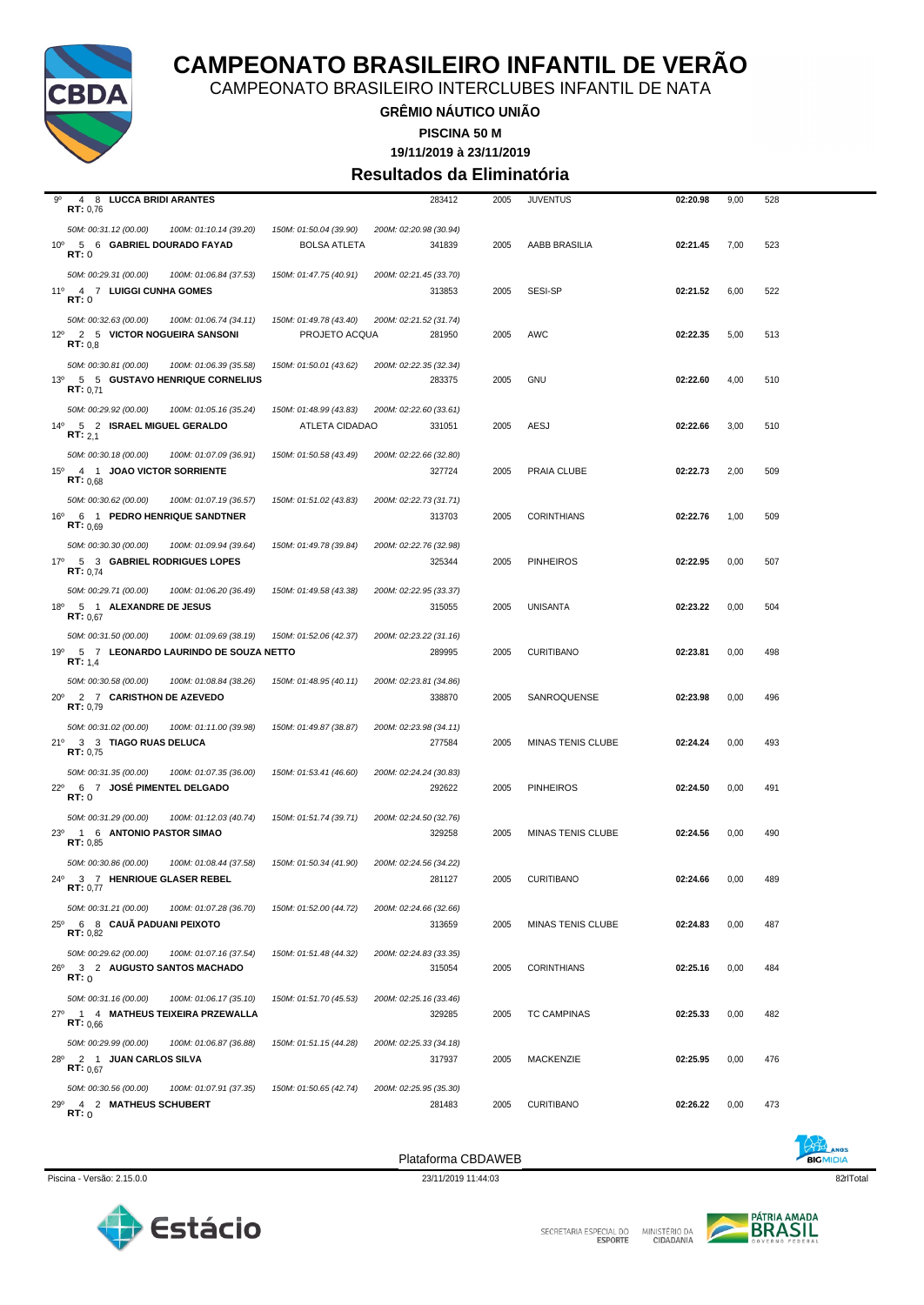# CAMPEONATO BRASILEIRO INFANTIL DE VERÃO

CAMPEONATO BRASILEIRO INTERCLUBES INFANTIL DE NATA

**GRÊMIO NÁUTICO UNIÃO**

**PISCINA 50 M**

**19/11/2019 à 23/11/2019**

## Resultados da Eliminatória

| Col | Série | Raia | Nome | Registro | Ano | Clube | Tempo | Pontos | Índice |
|---|---|---|---|---|---|---|---|---|---|
| 9º | 4 | 8 | **LUCCA BRIDI ARANTES** RT: 0,76 | 283412 | 2005 | JUVENTUS | **02:20.98** | 9,00 | 528 |
| | | | *50M: 00:31.12 (00.00) 100M: 01:10.14 (39.20) 150M: 01:50.04 (39.90) 200M: 02:20.98 (30.94)* | | | | | | |
| 10º | 5 | 6 | **GABRIEL DOURADO FAYAD** BOLSA ATLETA RT: 0 | 341839 | 2005 | AABB BRASILIA | **02:21.45** | 7,00 | 523 |
| | | | *50M: 00:29.31 (00.00) 100M: 01:06.84 (37.53) 150M: 01:47.75 (40.91) 200M: 02:21.45 (33.70)* | | | | | | |
| 11º | 4 | 7 | **LUIGGI CUNHA GOMES** RT: 0 | 313853 | 2005 | SESI-SP | **02:21.52** | 6,00 | 522 |
| | | | *50M: 00:32.63 (00.00) 100M: 01:06.74 (34.11) 150M: 01:49.78 (43.40) 200M: 02:21.52 (31.74)* | | | | | | |
| 12º | 2 | 5 | **VICTOR NOGUEIRA SANSONI** PROJETO ACQUA RT: 0,8 | 281950 | 2005 | AWC | **02:22.35** | 5,00 | 513 |
| | | | *50M: 00:30.81 (00.00) 100M: 01:06.39 (35.58) 150M: 01:50.01 (43.62) 200M: 02:22.35 (32.34)* | | | | | | |
| 13º | 5 | 5 | **GUSTAVO HENRIQUE CORNELIUS** RT: 0,71 | 283375 | 2005 | GNU | **02:22.60** | 4,00 | 510 |
| | | | *50M: 00:29.92 (00.00) 100M: 01:05.16 (35.24) 150M: 01:48.99 (43.83) 200M: 02:22.60 (33.61)* | | | | | | |
| 14º | 5 | 2 | **ISRAEL MIGUEL GERALDO** ATLETA CIDADAO RT: 2,1 | 331051 | 2005 | AESJ | **02:22.66** | 3,00 | 510 |
| | | | *50M: 00:30.18 (00.00) 100M: 01:07.09 (36.91) 150M: 01:50.58 (43.49) 200M: 02:22.66 (32.80)* | | | | | | |
| 15º | 4 | 1 | **JOAO VICTOR SORRIENTE** RT: 0,68 | 327724 | 2005 | PRAIA CLUBE | **02:22.73** | 2,00 | 509 |
| | | | *50M: 00:30.62 (00.00) 100M: 01:07.19 (36.57) 150M: 01:51.02 (43.83) 200M: 02:22.73 (31.71)* | | | | | | |
| 16º | 6 | 1 | **PEDRO HENRIQUE SANDTNER** RT: 0,69 | 313703 | 2005 | CORINTHIANS | **02:22.76** | 1,00 | 509 |
| | | | *50M: 00:30.30 (00.00) 100M: 01:09.94 (39.64) 150M: 01:49.78 (39.84) 200M: 02:22.76 (32.98)* | | | | | | |
| 17º | 5 | 3 | **GABRIEL RODRIGUES LOPES** RT: 0,74 | 325344 | 2005 | PINHEIROS | **02:22.95** | 0,00 | 507 |
| | | | *50M: 00:29.71 (00.00) 100M: 01:06.20 (36.49) 150M: 01:49.58 (43.38) 200M: 02:22.95 (33.37)* | | | | | | |
| 18º | 5 | 1 | **ALEXANDRE DE JESUS** RT: 0,67 | 315055 | 2005 | UNISANTA | **02:23.22** | 0,00 | 504 |
| | | | *50M: 00:31.50 (00.00) 100M: 01:09.69 (38.19) 150M: 01:52.06 (42.37) 200M: 02:23.22 (31.16)* | | | | | | |
| 19º | 5 | 7 | **LEONARDO LAURINDO DE SOUZA NETTO** RT: 1,4 | 289995 | 2005 | CURITIBANO | **02:23.81** | 0,00 | 498 |
| | | | *50M: 00:30.58 (00.00) 100M: 01:08.84 (38.26) 150M: 01:48.95 (40.11) 200M: 02:23.81 (34.86)* | | | | | | |
| 20º | 2 | 7 | **CARISTHON DE AZEVEDO** RT: 0,79 | 338870 | 2005 | SANROQUENSE | **02:23.98** | 0,00 | 496 |
| | | | *50M: 00:31.02 (00.00) 100M: 01:11.00 (39.98) 150M: 01:49.87 (38.87) 200M: 02:23.98 (34.11)* | | | | | | |
| 21º | 3 | 3 | **TIAGO RUAS DELUCA** RT: 0,75 | 277584 | 2005 | MINAS TENIS CLUBE | **02:24.24** | 0,00 | 493 |
| | | | *50M: 00:31.35 (00.00) 100M: 01:07.35 (36.00) 150M: 01:53.41 (46.60) 200M: 02:24.24 (30.83)* | | | | | | |
| 22º | 6 | 7 | **JOSÉ PIMENTEL DELGADO** RT: 0 | 292622 | 2005 | PINHEIROS | **02:24.50** | 0,00 | 491 |
| | | | *50M: 00:31.29 (00.00) 100M: 01:12.03 (40.74) 150M: 01:51.74 (39.71) 200M: 02:24.50 (32.76)* | | | | | | |
| 23º | 1 | 6 | **ANTONIO PASTOR SIMAO** RT: 0,85 | 329258 | 2005 | MINAS TENIS CLUBE | **02:24.56** | 0,00 | 490 |
| | | | *50M: 00:30.86 (00.00) 100M: 01:08.44 (37.58) 150M: 01:50.34 (41.90) 200M: 02:24.56 (34.22)* | | | | | | |
| 24º | 3 | 7 | **HENRIQUE GLASER REBEL** RT: 0,77 | 281127 | 2005 | CURITIBANO | **02:24.66** | 0,00 | 489 |
| | | | *50M: 00:31.21 (00.00) 100M: 01:07.28 (36.70) 150M: 01:52.00 (44.72) 200M: 02:24.66 (32.66)* | | | | | | |
| 25º | 6 | 8 | **CAUÃ PADUANI PEIXOTO** RT: 0,82 | 313659 | 2005 | MINAS TENIS CLUBE | **02:24.83** | 0,00 | 487 |
| | | | *50M: 00:29.62 (00.00) 100M: 01:07.16 (37.54) 150M: 01:51.48 (44.32) 200M: 02:24.83 (33.35)* | | | | | | |
| 26º | 3 | 2 | **AUGUSTO SANTOS MACHADO** RT: 0 | 315054 | 2005 | CORINTHIANS | **02:25.16** | 0,00 | 484 |
| | | | *50M: 00:31.16 (00.00) 100M: 01:06.17 (35.10) 150M: 01:51.70 (45.53) 200M: 02:25.16 (33.46)* | | | | | | |
| 27º | 1 | 4 | **MATHEUS TEIXEIRA PRZEWALLA** RT: 0,66 | 329285 | 2005 | TC CAMPINAS | **02:25.33** | 0,00 | 482 |
| | | | *50M: 00:29.99 (00.00) 100M: 01:06.87 (36.88) 150M: 01:51.15 (44.28) 200M: 02:25.33 (34.18)* | | | | | | |
| 28º | 2 | 1 | **JUAN CARLOS SILVA** RT: 0,67 | 317937 | 2005 | MACKENZIE | **02:25.95** | 0,00 | 476 |
| | | | *50M: 00:30.56 (00.00) 100M: 01:07.91 (37.35) 150M: 01:50.65 (42.74) 200M: 02:25.95 (35.30)* | | | | | | |
| 29º | 4 | 2 | **MATHEUS SCHUBERT** RT: 0 | 281483 | 2005 | CURITIBANO | **02:26.22** | 0,00 | 473 |

Plataforma CBDAWEB

Piscina - Versão: 2.15.0.0 — 23/11/2019 11:44:03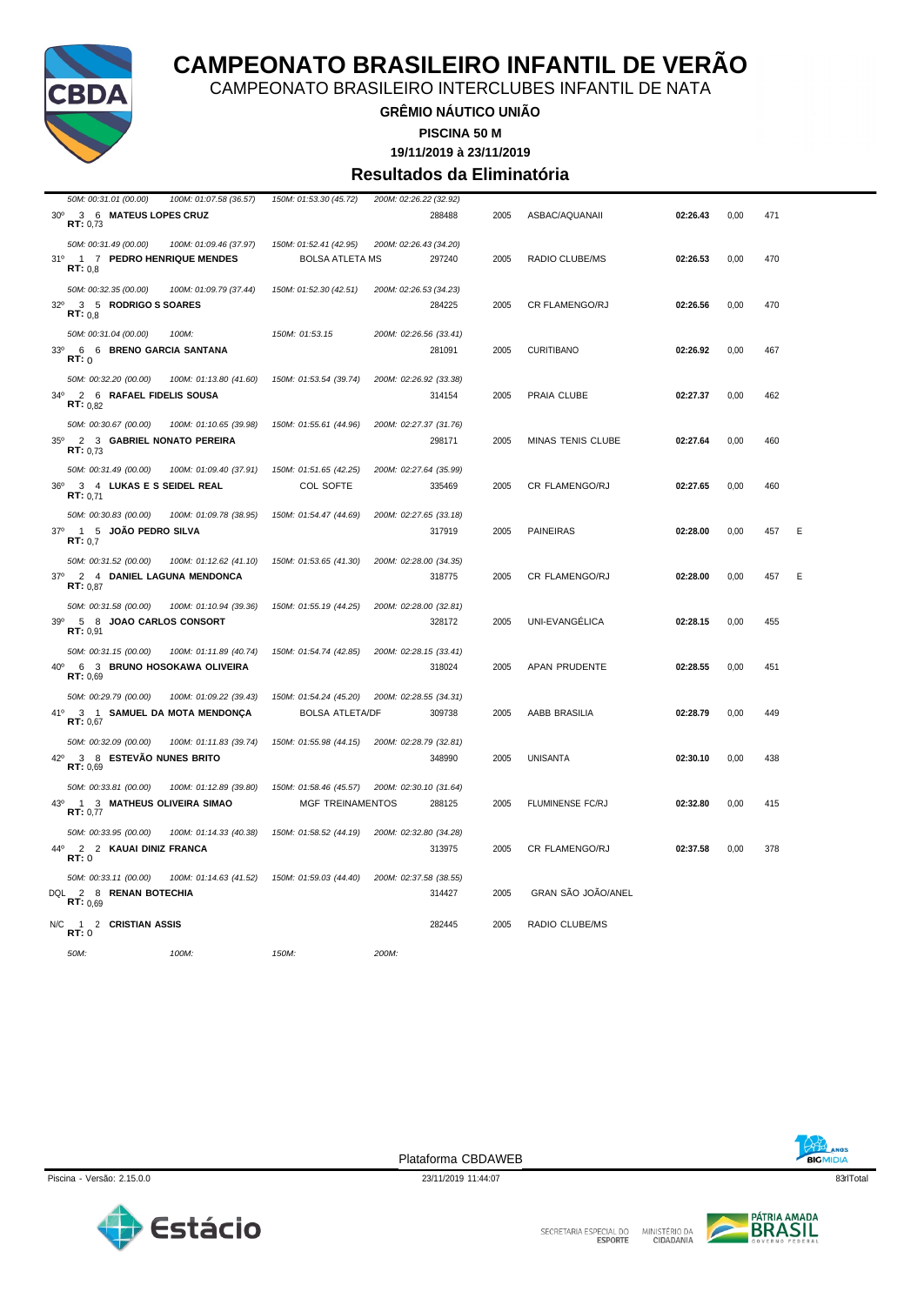# CAMPEONATO BRASILEIRO INFANTIL DE VERÃO

CAMPEONATO BRASILEIRO INTERCLUBES INFANTIL DE NATA

**GRÊMIO NÁUTICO UNIÃO**

**PISCINA 50 M**

**19/11/2019 à 23/11/2019**

## Resultados da Eliminatória

| Col. | S | R | Nome | Patrocínio | Registro | Ano | Clube | Tempo | | Pontos | |
|---|---|---|---|---|---|---|---|---|---|---|---|
| | | | *50M: 00:31.01 (00.00) 100M: 01:07.58 (36.57) 150M: 01:53.30 (45.72) 200M: 02:26.22 (32.92)* | | | | | | | | |
| 30º | 3 | 6 | **MATEUS LOPES CRUZ** RT: 0,73 | | 288488 | 2005 | ASBAC/AQUANAII | **02:26.43** | 0,00 | 471 | |
| | | | *50M: 00:31.49 (00.00) 100M: 01:09.46 (37.97) 150M: 01:52.41 (42.95) 200M: 02:26.43 (34.20)* | | | | | | | | |
| 31º | 1 | 7 | **PEDRO HENRIQUE MENDES** RT: 0,8 | BOLSA ATLETA MS | 297240 | 2005 | RADIO CLUBE/MS | **02:26.53** | 0,00 | 470 | |
| | | | *50M: 00:32.35 (00.00) 100M: 01:09.79 (37.44) 150M: 01:52.30 (42.51) 200M: 02:26.53 (34.23)* | | | | | | | | |
| 32º | 3 | 5 | **RODRIGO S SOARES** RT: 0,8 | | 284225 | 2005 | CR FLAMENGO/RJ | **02:26.56** | 0,00 | 470 | |
| | | | *50M: 00:31.04 (00.00) 100M: 150M: 01:53.15 200M: 02:26.56 (33.41)* | | | | | | | | |
| 33º | 6 | 6 | **BRENO GARCIA SANTANA** RT: 0 | | 281091 | 2005 | CURITIBANO | **02:26.92** | 0,00 | 467 | |
| | | | *50M: 00:32.20 (00.00) 100M: 01:13.80 (41.60) 150M: 01:53.54 (39.74) 200M: 02:26.92 (33.38)* | | | | | | | | |
| 34º | 2 | 6 | **RAFAEL FIDELIS SOUSA** RT: 0,82 | | 314154 | 2005 | PRAIA CLUBE | **02:27.37** | 0,00 | 462 | |
| | | | *50M: 00:30.67 (00.00) 100M: 01:10.65 (39.98) 150M: 01:55.61 (44.96) 200M: 02:27.37 (31.76)* | | | | | | | | |
| 35º | 2 | 3 | **GABRIEL NONATO PEREIRA** RT: 0,73 | | 298171 | 2005 | MINAS TENIS CLUBE | **02:27.64** | 0,00 | 460 | |
| | | | *50M: 00:31.49 (00.00) 100M: 01:09.40 (37.91) 150M: 01:51.65 (42.25) 200M: 02:27.64 (35.99)* | | | | | | | | |
| 36º | 3 | 4 | **LUKAS E S SEIDEL REAL** RT: 0,71 | COL SOFTE | 335469 | 2005 | CR FLAMENGO/RJ | **02:27.65** | 0,00 | 460 | |
| | | | *50M: 00:30.83 (00.00) 100M: 01:09.78 (38.95) 150M: 01:54.47 (44.69) 200M: 02:27.65 (33.18)* | | | | | | | | |
| 37º | 1 | 5 | **JOÃO PEDRO SILVA** RT: 0,7 | | 317919 | 2005 | PAINEIRAS | **02:28.00** | 0,00 | 457 | E |
| | | | *50M: 00:31.52 (00.00) 100M: 01:12.62 (41.10) 150M: 01:53.65 (41.30) 200M: 02:28.00 (34.35)* | | | | | | | | |
| 37º | 2 | 4 | **DANIEL LAGUNA MENDONCA** RT: 0,87 | | 318775 | 2005 | CR FLAMENGO/RJ | **02:28.00** | 0,00 | 457 | E |
| | | | *50M: 00:31.58 (00.00) 100M: 01:10.94 (39.36) 150M: 01:55.19 (44.25) 200M: 02:28.00 (32.81)* | | | | | | | | |
| 39º | 5 | 8 | **JOAO CARLOS CONSORT** RT: 0,91 | | 328172 | 2005 | UNI-EVANGÉLICA | **02:28.15** | 0,00 | 455 | |
| | | | *50M: 00:31.15 (00.00) 100M: 01:11.89 (40.74) 150M: 01:54.74 (42.85) 200M: 02:28.15 (33.41)* | | | | | | | | |
| 40º | 6 | 3 | **BRUNO HOSOKAWA OLIVEIRA** RT: 0,69 | | 318024 | 2005 | APAN PRUDENTE | **02:28.55** | 0,00 | 451 | |
| | | | *50M: 00:29.79 (00.00) 100M: 01:09.22 (39.43) 150M: 01:54.24 (45.20) 200M: 02:28.55 (34.31)* | | | | | | | | |
| 41º | 3 | 1 | **SAMUEL DA MOTA MENDONÇA** RT: 0,67 | BOLSA ATLETA/DF | 309738 | 2005 | AABB BRASILIA | **02:28.79** | 0,00 | 449 | |
| | | | *50M: 00:32.09 (00.00) 100M: 01:11.83 (39.74) 150M: 01:55.98 (44.15) 200M: 02:28.79 (32.81)* | | | | | | | | |
| 42º | 3 | 8 | **ESTEVÃO NUNES BRITO** RT: 0,69 | | 348990 | 2005 | UNISANTA | **02:30.10** | 0,00 | 438 | |
| | | | *50M: 00:33.81 (00.00) 100M: 01:12.89 (39.80) 150M: 01:58.46 (45.57) 200M: 02:30.10 (31.64)* | | | | | | | | |
| 43º | 1 | 3 | **MATHEUS OLIVEIRA SIMAO** RT: 0,77 | MGF TREINAMENTOS | 288125 | 2005 | FLUMINENSE FC/RJ | **02:32.80** | 0,00 | 415 | |
| | | | *50M: 00:33.95 (00.00) 100M: 01:14.33 (40.38) 150M: 01:58.52 (44.19) 200M: 02:32.80 (34.28)* | | | | | | | | |
| 44º | 2 | 2 | **KAUAI DINIZ FRANCA** RT: 0 | | 313975 | 2005 | CR FLAMENGO/RJ | **02:37.58** | 0,00 | 378 | |
| | | | *50M: 00:33.11 (00.00) 100M: 01:14.63 (41.52) 150M: 01:59.03 (44.40) 200M: 02:37.58 (38.55)* | | | | | | | | |
| DQL | 2 | 8 | **RENAN BOTECHIA** RT: 0,69 | | 314427 | 2005 | GRAN SÃO JOÃO/ANEL | | | | |
| N/C | 1 | 2 | **CRISTIAN ASSIS** RT: 0 | | 282445 | 2005 | RADIO CLUBE/MS | | | | |
| | | | *50M: 100M: 150M: 200M:* | | | | | | | | |

Plataforma CBDAWEB

Piscina - Versão: 2.15.0.0 — 23/11/2019 11:44:07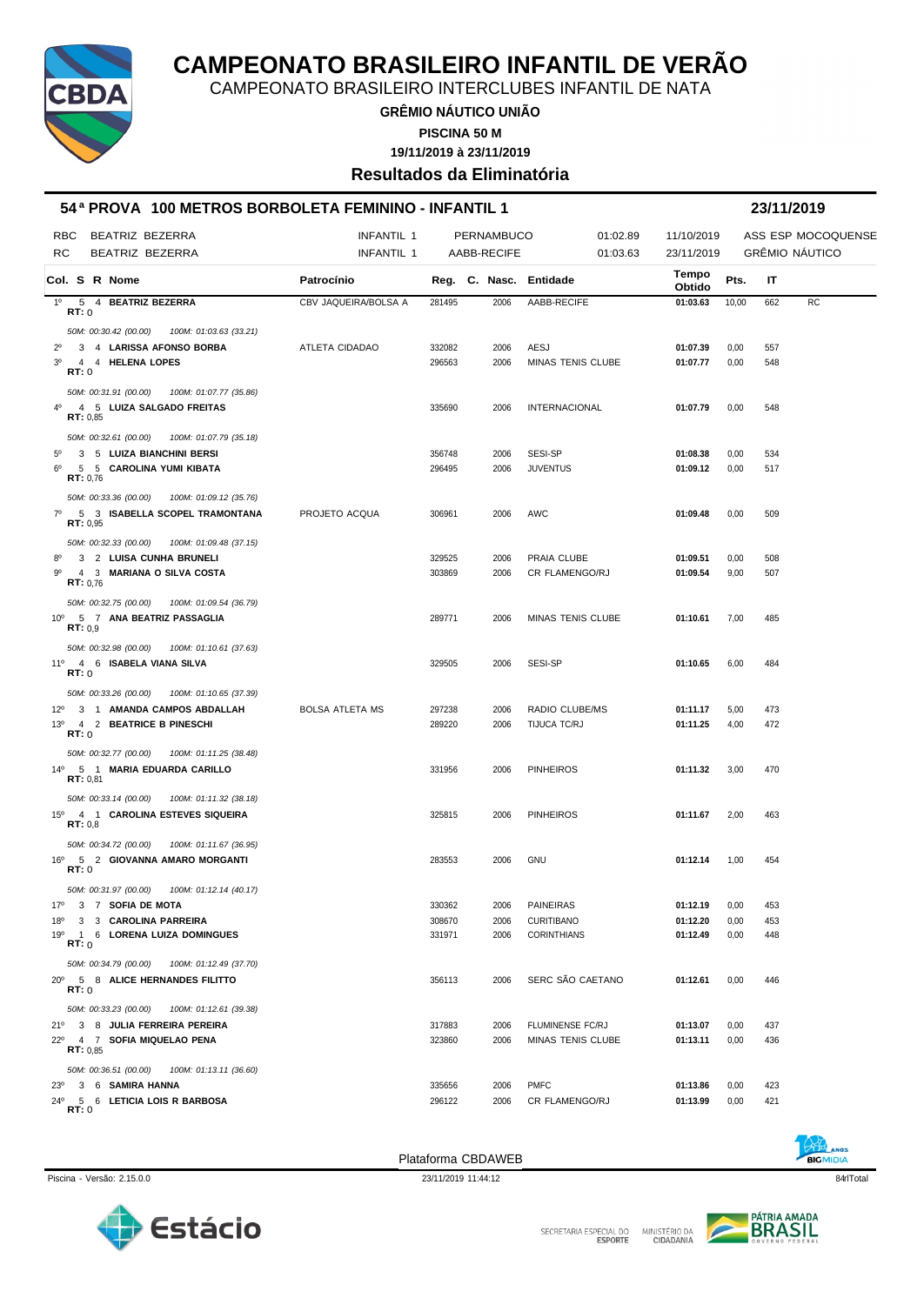# CAMPEONATO BRASILEIRO INFANTIL DE VERÃO

CAMPEONATO BRASILEIRO INTERCLUBES INFANTIL DE NATA

**GRÊMIO NÁUTICO UNIÃO**

**PISCINA 50 M**

**19/11/2019 à 23/11/2019**

## Resultados da Eliminatória

### 54ª PROVA 100 METROS BORBOLETA FEMININO - INFANTIL 1 — 23/11/2019

| | | | | | | |
|---|---|---|---|---|---|---|
| RBC | BEATRIZ BEZERRA | INFANTIL 1 | PERNAMBUCO | 01:02.89 | 11/10/2019 | ASS ESP MOCOQUENSE |
| RC | BEATRIZ BEZERRA | INFANTIL 1 | AABB-RECIFE | 01:03.63 | 23/11/2019 | GRÊMIO NÁUTICO |

| Col. | S | R | Nome | Patrocínio | Reg. | C. Nasc. | Entidade | Tempo Obtido | Pts. | IT | |
|---|---|---|---|---|---|---|---|---|---|---|---|
| 1º | 5 | 4 | **BEATRIZ BEZERRA** RT: 0 | CBV JAQUEIRA/BOLSA A | 281495 | 2006 | AABB-RECIFE | **01:03.63** | 10,00 | 662 | RC |
| | | | *50M: 00:30.42 (00.00) 100M: 01:03.63 (33.21)* | | | | | | | | |
| 2º | 3 | 4 | **LARISSA AFONSO BORBA** | ATLETA CIDADAO | 332082 | 2006 | AESJ | **01:07.39** | 0,00 | 557 | |
| 3º | 4 | 4 | **HELENA LOPES** RT: 0 | | 296563 | 2006 | MINAS TENIS CLUBE | **01:07.77** | 0,00 | 548 | |
| | | | *50M: 00:31.91 (00.00) 100M: 01:07.77 (35.86)* | | | | | | | | |
| 4º | 4 | 5 | **LUIZA SALGADO FREITAS** RT: 0,85 | | 335690 | 2006 | INTERNACIONAL | **01:07.79** | 0,00 | 548 | |
| | | | *50M: 00:32.61 (00.00) 100M: 01:07.79 (35.18)* | | | | | | | | |
| 5º | 3 | 5 | **LUIZA BIANCHINI BERSI** | | 356748 | 2006 | SESI-SP | **01:08.38** | 0,00 | 534 | |
| 6º | 5 | 5 | **CAROLINA YUMI KIBATA** RT: 0,76 | | 296495 | 2006 | JUVENTUS | **01:09.12** | 0,00 | 517 | |
| | | | *50M: 00:33.36 (00.00) 100M: 01:09.12 (35.76)* | | | | | | | | |
| 7º | 5 | 3 | **ISABELLA SCOPEL TRAMONTANA** RT: 0,95 | PROJETO ACQUA | 306961 | 2006 | AWC | **01:09.48** | 0,00 | 509 | |
| | | | *50M: 00:32.33 (00.00) 100M: 01:09.48 (37.15)* | | | | | | | | |
| 8º | 3 | 2 | **LUISA CUNHA BRUNELI** | | 329525 | 2006 | PRAIA CLUBE | **01:09.51** | 0,00 | 508 | |
| 9º | 4 | 3 | **MARIANA O SILVA COSTA** RT: 0,76 | | 303869 | 2006 | CR FLAMENGO/RJ | **01:09.54** | 9,00 | 507 | |
| | | | *50M: 00:32.75 (00.00) 100M: 01:09.54 (36.79)* | | | | | | | | |
| 10º | 5 | 7 | **ANA BEATRIZ PASSAGLIA** RT: 0,9 | | 289771 | 2006 | MINAS TENIS CLUBE | **01:10.61** | 7,00 | 485 | |
| | | | *50M: 00:32.98 (00.00) 100M: 01:10.61 (37.63)* | | | | | | | | |
| 11º | 4 | 6 | **ISABELA VIANA SILVA** RT: 0 | | 329505 | 2006 | SESI-SP | **01:10.65** | 6,00 | 484 | |
| | | | *50M: 00:33.26 (00.00) 100M: 01:10.65 (37.39)* | | | | | | | | |
| 12º | 3 | 1 | **AMANDA CAMPOS ABDALLAH** | BOLSA ATLETA MS | 297238 | 2006 | RADIO CLUBE/MS | **01:11.17** | 5,00 | 473 | |
| 13º | 4 | 2 | **BEATRICE B PINESCHI** RT: 0 | | 289220 | 2006 | TIJUCA TC/RJ | **01:11.25** | 4,00 | 472 | |
| | | | *50M: 00:32.77 (00.00) 100M: 01:11.25 (38.48)* | | | | | | | | |
| 14º | 5 | 1 | **MARIA EDUARDA CARILLO** RT: 0,81 | | 331956 | 2006 | PINHEIROS | **01:11.32** | 3,00 | 470 | |
| | | | *50M: 00:33.14 (00.00) 100M: 01:11.32 (38.18)* | | | | | | | | |
| 15º | 4 | 1 | **CAROLINA ESTEVES SIQUEIRA** RT: 0,8 | | 325815 | 2006 | PINHEIROS | **01:11.67** | 2,00 | 463 | |
| | | | *50M: 00:34.72 (00.00) 100M: 01:11.67 (36.95)* | | | | | | | | |
| 16º | 5 | 2 | **GIOVANNA AMARO MORGANTI** RT: 0 | | 283553 | 2006 | GNU | **01:12.14** | 1,00 | 454 | |
| | | | *50M: 00:31.97 (00.00) 100M: 01:12.14 (40.17)* | | | | | | | | |
| 17º | 3 | 7 | **SOFIA DE MOTA** | | 330362 | 2006 | PAINEIRAS | **01:12.19** | 0,00 | 453 | |
| 18º | 3 | 3 | **CAROLINA PARREIRA** | | 308670 | 2006 | CURITIBANO | **01:12.20** | 0,00 | 453 | |
| 19º | 1 | 6 | **LORENA LUIZA DOMINGUES** RT: 0 | | 331971 | 2006 | CORINTHIANS | **01:12.49** | 0,00 | 448 | |
| | | | *50M: 00:34.79 (00.00) 100M: 01:12.49 (37.70)* | | | | | | | | |
| 20º | 5 | 8 | **ALICE HERNANDES FILITTO** RT: 0 | | 356113 | 2006 | SERC SÃO CAETANO | **01:12.61** | 0,00 | 446 | |
| | | | *50M: 00:33.23 (00.00) 100M: 01:12.61 (39.38)* | | | | | | | | |
| 21º | 3 | 8 | **JULIA FERREIRA PEREIRA** | | 317883 | 2006 | FLUMINENSE FC/RJ | **01:13.07** | 0,00 | 437 | |
| 22º | 4 | 7 | **SOFIA MIQUELAO PENA** RT: 0,85 | | 323860 | 2006 | MINAS TENIS CLUBE | **01:13.11** | 0,00 | 436 | |
| | | | *50M: 00:36.51 (00.00) 100M: 01:13.11 (36.60)* | | | | | | | | |
| 23º | 3 | 6 | **SAMIRA HANNA** | | 335656 | 2006 | PMFC | **01:13.86** | 0,00 | 423 | |
| 24º | 5 | 6 | **LETICIA LOIS R BARBOSA** RT: 0 | | 296122 | 2006 | CR FLAMENGO/RJ | **01:13.99** | 0,00 | 421 | |

Plataforma CBDAWEB

Piscina - Versão: 2.15.0.0 — 23/11/2019 11:44:12 — 84rlTotal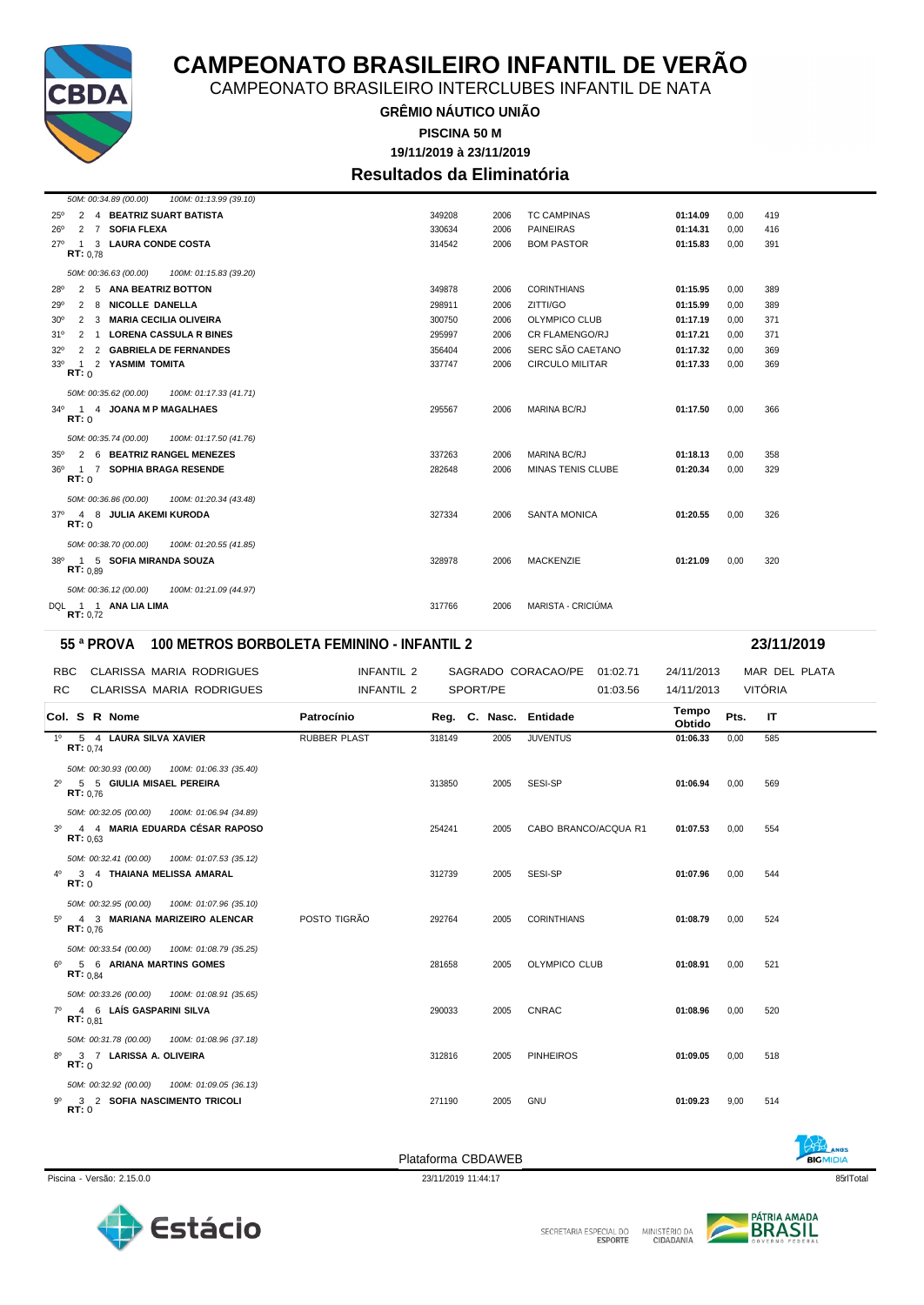# CAMPEONATO BRASILEIRO INFANTIL DE VERÃO

CAMPEONATO BRASILEIRO INTERCLUBES INFANTIL DE NATA

**GRÊMIO NÁUTICO UNIÃO**

**PISCINA 50 M**

**19/11/2019 à 23/11/2019**

## Resultados da Eliminatória

*50M: 00:34.89 (00.00) 100M: 01:13.99 (39.10)*

| Col. | S | R | Nome | Patrocínio | Reg. | C. Nasc. | Entidade | Tempo Obtido | Pts. | IT |
|---|---|---|---|---|---|---|---|---|---|---|
| 25º | 2 | 4 | **BEATRIZ SUART BATISTA** | | 349208 | 2006 | TC CAMPINAS | **01:14.09** | 0,00 | 419 |
| 26º | 2 | 7 | **SOFIA FLEXA** | | 330634 | 2006 | PAINEIRAS | **01:14.31** | 0,00 | 416 |
| 27º | 1 | 3 | **LAURA CONDE COSTA** RT: 0,78 | | 314542 | 2006 | BOM PASTOR | **01:15.83** | 0,00 | 391 |
| | | | *50M: 00:36.63 (00.00) 100M: 01:15.83 (39.20)* | | | | | | | |
| 28º | 2 | 5 | **ANA BEATRIZ BOTTON** | | 349878 | 2006 | CORINTHIANS | **01:15.95** | 0,00 | 389 |
| 29º | 2 | 8 | **NICOLLE DANELLA** | | 298911 | 2006 | ZITTI/GO | **01:15.99** | 0,00 | 389 |
| 30º | 2 | 3 | **MARIA CECILIA OLIVEIRA** | | 300750 | 2006 | OLYMPICO CLUB | **01:17.19** | 0,00 | 371 |
| 31º | 2 | 1 | **LORENA CASSULA R BINES** | | 295997 | 2006 | CR FLAMENGO/RJ | **01:17.21** | 0,00 | 371 |
| 32º | 2 | 2 | **GABRIELA DE FERNANDES** | | 356404 | 2006 | SERC SÃO CAETANO | **01:17.32** | 0,00 | 369 |
| 33º | 1 | 2 | **YASMIM TOMITA** RT: 0 | | 337747 | 2006 | CIRCULO MILITAR | **01:17.33** | 0,00 | 369 |
| | | | *50M: 00:35.62 (00.00) 100M: 01:17.33 (41.71)* | | | | | | | |
| 34º | 1 | 4 | **JOANA M P MAGALHAES** RT: 0 | | 295567 | 2006 | MARINA BC/RJ | **01:17.50** | 0,00 | 366 |
| | | | *50M: 00:35.74 (00.00) 100M: 01:17.50 (41.76)* | | | | | | | |
| 35º | 2 | 6 | **BEATRIZ RANGEL MENEZES** | | 337263 | 2006 | MARINA BC/RJ | **01:18.13** | 0,00 | 358 |
| 36º | 1 | 7 | **SOPHIA BRAGA RESENDE** RT: 0 | | 282648 | 2006 | MINAS TENIS CLUBE | **01:20.34** | 0,00 | 329 |
| | | | *50M: 00:36.86 (00.00) 100M: 01:20.34 (43.48)* | | | | | | | |
| 37º | 4 | 8 | **JULIA AKEMI KURODA** RT: 0 | | 327334 | 2006 | SANTA MONICA | **01:20.55** | 0,00 | 326 |
| | | | *50M: 00:38.70 (00.00) 100M: 01:20.55 (41.85)* | | | | | | | |
| 38º | 1 | 5 | **SOFIA MIRANDA SOUZA** RT: 0,89 | | 328978 | 2006 | MACKENZIE | **01:21.09** | 0,00 | 320 |
| | | | *50M: 00:36.12 (00.00) 100M: 01:21.09 (44.97)* | | | | | | | |
| DQL | 1 | 1 | **ANA LIA LIMA** RT: 0,72 | | 317766 | 2006 | MARISTA - CRICIÚMA | | | |

## 55 ª PROVA 100 METROS BORBOLETA FEMININO - INFANTIL 2 — 23/11/2019

| | | | | | | |
|---|---|---|---|---|---|---|
| RBC | CLARISSA MARIA RODRIGUES | INFANTIL 2 | SAGRADO CORACAO/PE | 01:02.71 | 24/11/2013 | MAR DEL PLATA |
| RC | CLARISSA MARIA RODRIGUES | INFANTIL 2 | SPORT/PE | 01:03.56 | 14/11/2013 | VITÓRIA |

| Col. | S | R | Nome | Patrocínio | Reg. | C. Nasc. | Entidade | Tempo Obtido | Pts. | IT |
|---|---|---|---|---|---|---|---|---|---|---|
| 1º | 5 | 4 | **LAURA SILVA XAVIER** RT: 0,74 | RUBBER PLAST | 318149 | 2005 | JUVENTUS | **01:06.33** | 0,00 | 585 |
| | | | *50M: 00:30.93 (00.00) 100M: 01:06.33 (35.40)* | | | | | | | |
| 2º | 5 | 5 | **GIULIA MISAEL PEREIRA** RT: 0,76 | | 313850 | 2005 | SESI-SP | **01:06.94** | 0,00 | 569 |
| | | | *50M: 00:32.05 (00.00) 100M: 01:06.94 (34.89)* | | | | | | | |
| 3º | 4 | 4 | **MARIA EDUARDA CÉSAR RAPOSO** RT: 0,63 | | 254241 | 2005 | CABO BRANCO/ACQUA R1 | **01:07.53** | 0,00 | 554 |
| | | | *50M: 00:32.41 (00.00) 100M: 01:07.53 (35.12)* | | | | | | | |
| 4º | 3 | 4 | **THAIANA MELISSA AMARAL** RT: 0 | | 312739 | 2005 | SESI-SP | **01:07.96** | 0,00 | 544 |
| | | | *50M: 00:32.95 (00.00) 100M: 01:07.96 (35.10)* | | | | | | | |
| 5º | 4 | 3 | **MARIANA MARIZEIRO ALENCAR** RT: 0,76 | POSTO TIGRÃO | 292764 | 2005 | CORINTHIANS | **01:08.79** | 0,00 | 524 |
| | | | *50M: 00:33.54 (00.00) 100M: 01:08.79 (35.25)* | | | | | | | |
| 6º | 5 | 6 | **ARIANA MARTINS GOMES** RT: 0,84 | | 281658 | 2005 | OLYMPICO CLUB | **01:08.91** | 0,00 | 521 |
| | | | *50M: 00:33.26 (00.00) 100M: 01:08.91 (35.65)* | | | | | | | |
| 7º | 4 | 6 | **LAÍS GASPARINI SILVA** RT: 0,81 | | 290033 | 2005 | CNRAC | **01:08.96** | 0,00 | 520 |
| | | | *50M: 00:31.78 (00.00) 100M: 01:08.96 (37.18)* | | | | | | | |
| 8º | 3 | 7 | **LARISSA A. OLIVEIRA** RT: 0 | | 312816 | 2005 | PINHEIROS | **01:09.05** | 0,00 | 518 |
| | | | *50M: 00:32.92 (00.00) 100M: 01:09.05 (36.13)* | | | | | | | |
| 9º | 3 | 2 | **SOFIA NASCIMENTO TRICOLI** RT: 0 | | 271190 | 2005 | GNU | **01:09.23** | 9,00 | 514 |

Plataforma CBDAWEB

Piscina - Versão: 2.15.0.0 — 23/11/2019 11:44:17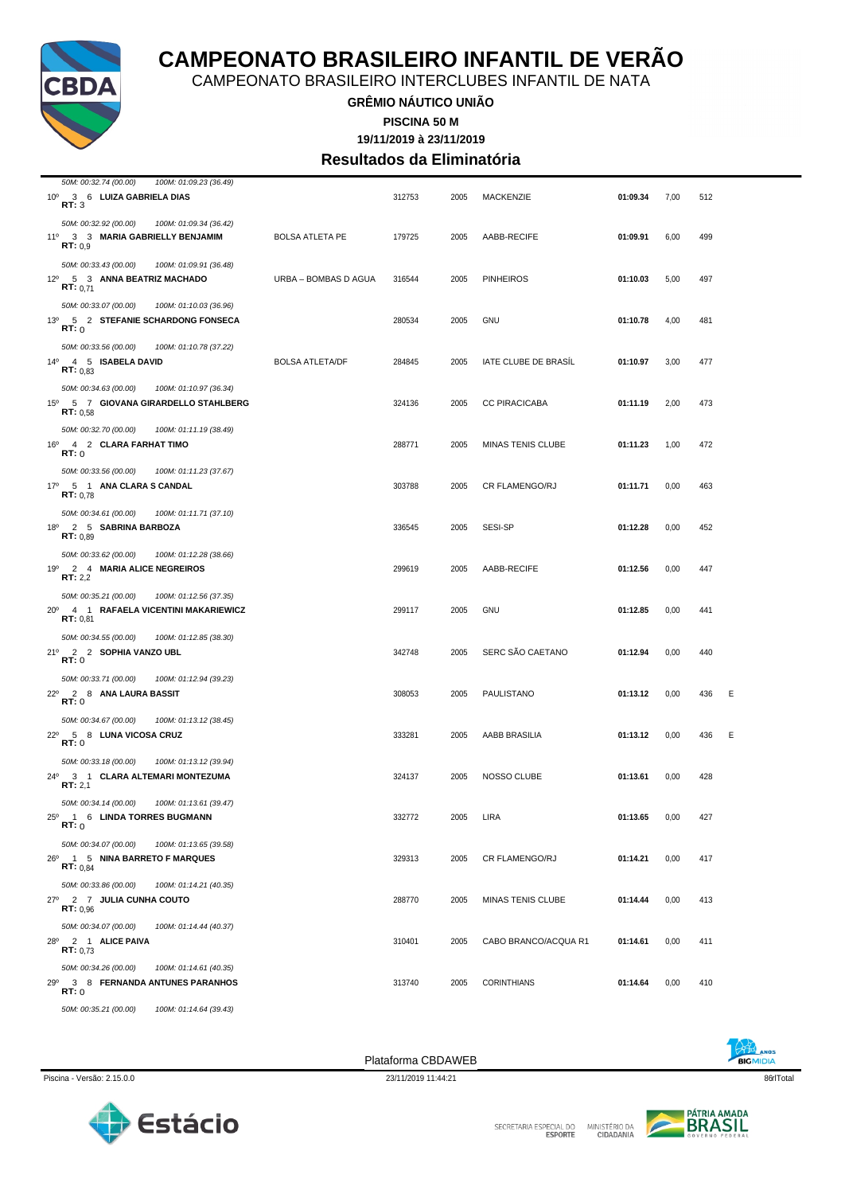# CAMPEONATO BRASILEIRO INFANTIL DE VERÃO

CAMPEONATO BRASILEIRO INTERCLUBES INFANTIL DE NATA

**GRÊMIO NÁUTICO UNIÃO**

**PISCINA 50 M**

**19/11/2019 à 23/11/2019**

## Resultados da Eliminatória

*50M: 00:32.74 (00.00) 100M: 01:09.23 (36.49)*

| Col. | Série | Raia | Nome | Obs. | Registro | Ano | Clube | Tempo | Pontos | Índice | |
|---|---|---|---|---|---|---|---|---|---|---|---|
| 10º | 3 | 6 | **LUIZA GABRIELA DIAS** | | 312753 | 2005 | MACKENZIE | **01:09.34** | 7,00 | 512 | |
| | | | **RT:** 3 — *50M: 00:32.92 (00.00) 100M: 01:09.34 (36.42)* | | | | | | | | |
| 11º | 3 | 3 | **MARIA GABRIELLY BENJAMIM** | BOLSA ATLETA PE | 179725 | 2005 | AABB-RECIFE | **01:09.91** | 6,00 | 499 | |
| | | | **RT:** 0,9 — *50M: 00:33.43 (00.00) 100M: 01:09.91 (36.48)* | | | | | | | | |
| 12º | 5 | 3 | **ANNA BEATRIZ MACHADO** | URBA – BOMBAS D AGUA | 316544 | 2005 | PINHEIROS | **01:10.03** | 5,00 | 497 | |
| | | | **RT:** 0,71 — *50M: 00:33.07 (00.00) 100M: 01:10.03 (36.96)* | | | | | | | | |
| 13º | 5 | 2 | **STEFANIE SCHARDONG FONSECA** | | 280534 | 2005 | GNU | **01:10.78** | 4,00 | 481 | |
| | | | **RT:** 0 — *50M: 00:33.56 (00.00) 100M: 01:10.78 (37.22)* | | | | | | | | |
| 14º | 4 | 5 | **ISABELA DAVID** | BOLSA ATLETA/DF | 284845 | 2005 | IATE CLUBE DE BRASÍL | **01:10.97** | 3,00 | 477 | |
| | | | **RT:** 0,83 — *50M: 00:34.63 (00.00) 100M: 01:10.97 (36.34)* | | | | | | | | |
| 15º | 5 | 7 | **GIOVANA GIRARDELLO STAHLBERG** | | 324136 | 2005 | CC PIRACICABA | **01:11.19** | 2,00 | 473 | |
| | | | **RT:** 0,58 — *50M: 00:32.70 (00.00) 100M: 01:11.19 (38.49)* | | | | | | | | |
| 16º | 4 | 2 | **CLARA FARHAT TIMO** | | 288771 | 2005 | MINAS TENIS CLUBE | **01:11.23** | 1,00 | 472 | |
| | | | **RT:** 0 — *50M: 00:33.56 (00.00) 100M: 01:11.23 (37.67)* | | | | | | | | |
| 17º | 5 | 1 | **ANA CLARA S CANDAL** | | 303788 | 2005 | CR FLAMENGO/RJ | **01:11.71** | 0,00 | 463 | |
| | | | **RT:** 0,78 — *50M: 00:34.61 (00.00) 100M: 01:11.71 (37.10)* | | | | | | | | |
| 18º | 2 | 5 | **SABRINA BARBOZA** | | 336545 | 2005 | SESI-SP | **01:12.28** | 0,00 | 452 | |
| | | | **RT:** 0,89 — *50M: 00:33.62 (00.00) 100M: 01:12.28 (38.66)* | | | | | | | | |
| 19º | 2 | 4 | **MARIA ALICE NEGREIROS** | | 299619 | 2005 | AABB-RECIFE | **01:12.56** | 0,00 | 447 | |
| | | | **RT:** 2,2 — *50M: 00:35.21 (00.00) 100M: 01:12.56 (37.35)* | | | | | | | | |
| 20º | 4 | 1 | **RAFAELA VICENTINI MAKARIEWICZ** | | 299117 | 2005 | GNU | **01:12.85** | 0,00 | 441 | |
| | | | **RT:** 0,81 — *50M: 00:34.55 (00.00) 100M: 01:12.85 (38.30)* | | | | | | | | |
| 21º | 2 | 2 | **SOPHIA VANZO UBL** | | 342748 | 2005 | SERC SÃO CAETANO | **01:12.94** | 0,00 | 440 | |
| | | | **RT:** 0 — *50M: 00:33.71 (00.00) 100M: 01:12.94 (39.23)* | | | | | | | | |
| 22º | 2 | 8 | **ANA LAURA BASSIT** | | 308053 | 2005 | PAULISTANO | **01:13.12** | 0,00 | 436 | E |
| | | | **RT:** 0 — *50M: 00:34.67 (00.00) 100M: 01:13.12 (38.45)* | | | | | | | | |
| 22º | 5 | 8 | **LUNA VICOSA CRUZ** | | 333281 | 2005 | AABB BRASILIA | **01:13.12** | 0,00 | 436 | E |
| | | | **RT:** 0 — *50M: 00:33.18 (00.00) 100M: 01:13.12 (39.94)* | | | | | | | | |
| 24º | 3 | 1 | **CLARA ALTEMARI MONTEZUMA** | | 324137 | 2005 | NOSSO CLUBE | **01:13.61** | 0,00 | 428 | |
| | | | **RT:** 2,1 — *50M: 00:34.14 (00.00) 100M: 01:13.61 (39.47)* | | | | | | | | |
| 25º | 1 | 6 | **LINDA TORRES BUGMANN** | | 332772 | 2005 | LIRA | **01:13.65** | 0,00 | 427 | |
| | | | **RT:** 0 — *50M: 00:34.07 (00.00) 100M: 01:13.65 (39.58)* | | | | | | | | |
| 26º | 1 | 5 | **NINA BARRETO F MARQUES** | | 329313 | 2005 | CR FLAMENGO/RJ | **01:14.21** | 0,00 | 417 | |
| | | | **RT:** 0,84 — *50M: 00:33.86 (00.00) 100M: 01:14.21 (40.35)* | | | | | | | | |
| 27º | 2 | 7 | **JULIA CUNHA COUTO** | | 288770 | 2005 | MINAS TENIS CLUBE | **01:14.44** | 0,00 | 413 | |
| | | | **RT:** 0,96 — *50M: 00:34.07 (00.00) 100M: 01:14.44 (40.37)* | | | | | | | | |
| 28º | 2 | 1 | **ALICE PAIVA** | | 310401 | 2005 | CABO BRANCO/ACQUA R1 | **01:14.61** | 0,00 | 411 | |
| | | | **RT:** 0,73 — *50M: 00:34.26 (00.00) 100M: 01:14.61 (40.35)* | | | | | | | | |
| 29º | 3 | 8 | **FERNANDA ANTUNES PARANHOS** | | 313740 | 2005 | CORINTHIANS | **01:14.64** | 0,00 | 410 | |
| | | | **RT:** 0 — *50M: 00:35.21 (00.00) 100M: 01:14.64 (39.43)* | | | | | | | | |

Plataforma CBDAWEB

Piscina - Versão: 2.15.0.0 — 23/11/2019 11:44:21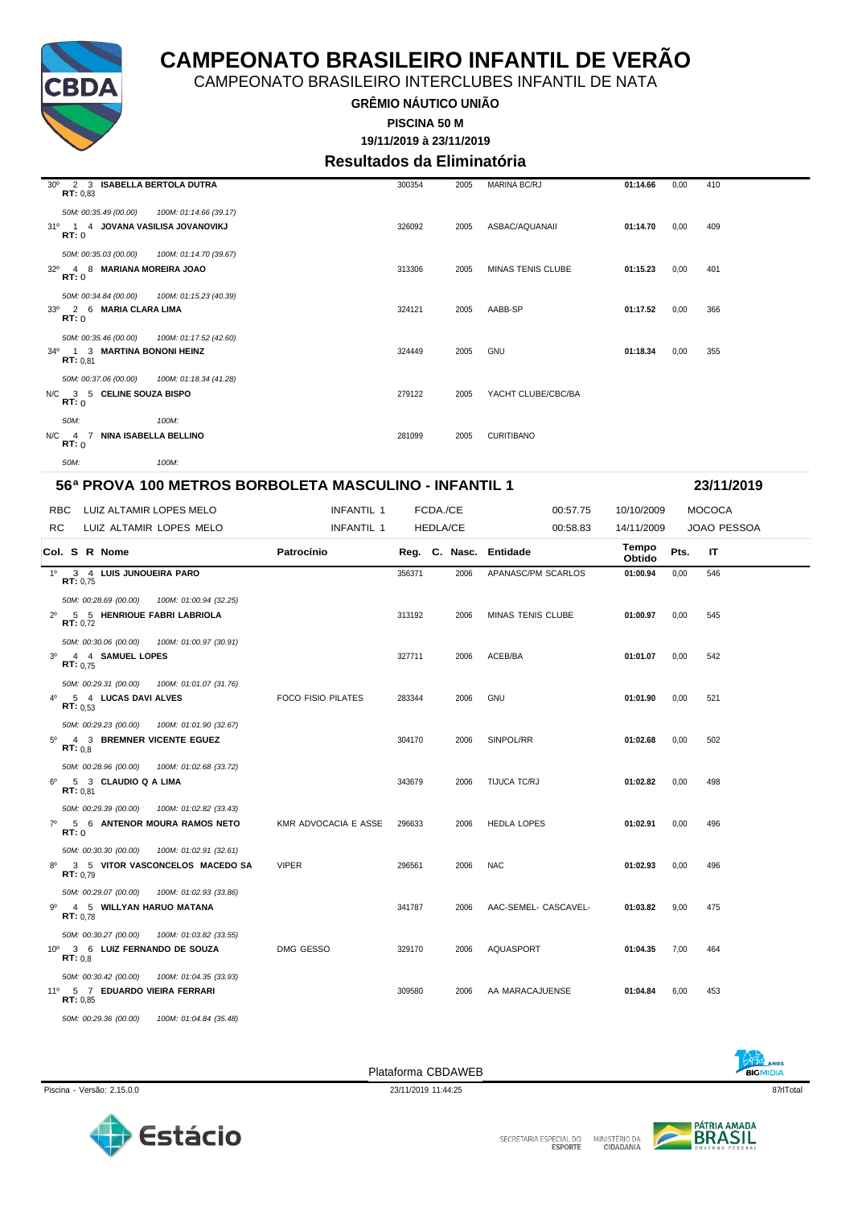# CAMPEONATO BRASILEIRO INFANTIL DE VERÃO

CAMPEONATO BRASILEIRO INTERCLUBES INFANTIL DE NATA

**GRÊMIO NÁUTICO UNIÃO**

**PISCINA 50 M**

**19/11/2019 à 23/11/2019**

### Resultados da Eliminatória

| Col. | S | R | Nome | Patrocínio | Reg. | C. | Nasc. | Entidade | Tempo Obtido | Pts. | IT |
|---|---|---|---|---|---|---|---|---|---|---|---|
| 30º | 2 | 3 | **ISABELLA BERTOLA DUTRA** RT: 0,83 | | 300354 | | 2005 | MARINA BC/RJ | **01:14.66** | 0,00 | 410 |
| | | | *50M: 00:35.49 (00.00) 100M: 01:14.66 (39.17)* | | | | | | | | |
| 31º | 1 | 4 | **JOVANA VASILISA JOVANOVIKJ** RT: 0 | | 326092 | | 2005 | ASBAC/AQUANAII | **01:14.70** | 0,00 | 409 |
| | | | *50M: 00:35.03 (00.00) 100M: 01:14.70 (39.67)* | | | | | | | | |
| 32º | 4 | 8 | **MARIANA MOREIRA JOAO** RT: 0 | | 313306 | | 2005 | MINAS TENIS CLUBE | **01:15.23** | 0,00 | 401 |
| | | | *50M: 00:34.84 (00.00) 100M: 01:15.23 (40.39)* | | | | | | | | |
| 33º | 2 | 6 | **MARIA CLARA LIMA** RT: 0 | | 324121 | | 2005 | AABB-SP | **01:17.52** | 0,00 | 366 |
| | | | *50M: 00:35.46 (00.00) 100M: 01:17.52 (42.60)* | | | | | | | | |
| 34º | 1 | 3 | **MARTINA BONONI HEINZ** RT: 0,81 | | 324449 | | 2005 | GNU | **01:18.34** | 0,00 | 355 |
| | | | *50M: 00:37.06 (00.00) 100M: 01:18.34 (41.28)* | | | | | | | | |
| N/C | 3 | 5 | **CELINE SOUZA BISPO** RT: 0 | | 279122 | | 2005 | YACHT CLUBE/CBC/BA | | | |
| | | | *50M: 100M:* | | | | | | | | |
| N/C | 4 | 7 | **NINA ISABELLA BELLINO** RT: 0 | | 281099 | | 2005 | CURITIBANO | | | |
| | | | *50M: 100M:* | | | | | | | | |

## 56ª PROVA 100 METROS BORBOLETA MASCULINO - INFANTIL 1 — 23/11/2019

| | | | | | | |
|---|---|---|---|---|---|---|
| RBC | LUIZ ALTAMIR LOPES MELO | INFANTIL 1 | FCDA./CE | 00:57.75 | 10/10/2009 | MOCOCA |
| RC | LUIZ ALTAMIR LOPES MELO | INFANTIL 1 | HEDLA/CE | 00:58.83 | 14/11/2009 | JOAO PESSOA |

| Col. | S | R | Nome | Patrocínio | Reg. | C. | Nasc. | Entidade | Tempo Obtido | Pts. | IT |
|---|---|---|---|---|---|---|---|---|---|---|---|
| 1º | 3 | 4 | **LUIS JUNQUEIRA PARO** RT: 0,75 | | 356371 | | 2006 | APANASC/PM SCARLOS | **01:00.94** | 0,00 | 546 |
| | | | *50M: 00:28.69 (00.00) 100M: 01:00.94 (32.25)* | | | | | | | | |
| 2º | 5 | 5 | **HENRIQUE FABRI LABRIOLA** RT: 0,72 | | 313192 | | 2006 | MINAS TENIS CLUBE | **01:00.97** | 0,00 | 545 |
| | | | *50M: 00:30.06 (00.00) 100M: 01:00.97 (30.91)* | | | | | | | | |
| 3º | 4 | 4 | **SAMUEL LOPES** RT: 0,75 | | 327711 | | 2006 | ACEB/BA | **01:01.07** | 0,00 | 542 |
| | | | *50M: 00:29.31 (00.00) 100M: 01:01.07 (31.76)* | | | | | | | | |
| 4º | 5 | 4 | **LUCAS DAVI ALVES** RT: 0,53 | FOCO FISIO PILATES | 283344 | | 2006 | GNU | **01:01.90** | 0,00 | 521 |
| | | | *50M: 00:29.23 (00.00) 100M: 01:01.90 (32.67)* | | | | | | | | |
| 5º | 4 | 3 | **BREMNER VICENTE EGUEZ** RT: 0,8 | | 304170 | | 2006 | SINPOL/RR | **01:02.68** | 0,00 | 502 |
| | | | *50M: 00:28.96 (00.00) 100M: 01:02.68 (33.72)* | | | | | | | | |
| 6º | 5 | 3 | **CLAUDIO Q A LIMA** RT: 0,81 | | 343679 | | 2006 | TIJUCA TC/RJ | **01:02.82** | 0,00 | 498 |
| | | | *50M: 00:29.39 (00.00) 100M: 01:02.82 (33.43)* | | | | | | | | |
| 7º | 5 | 6 | **ANTENOR MOURA RAMOS NETO** RT: 0 | KMR ADVOCACIA E ASSE | 296633 | | 2006 | HEDLA LOPES | **01:02.91** | 0,00 | 496 |
| | | | *50M: 00:30.30 (00.00) 100M: 01:02.91 (32.61)* | | | | | | | | |
| 8º | 3 | 5 | **VITOR VASCONCELOS MACEDO SA** RT: 0,79 | VIPER | 296561 | | 2006 | NAC | **01:02.93** | 0,00 | 496 |
| | | | *50M: 00:29.07 (00.00) 100M: 01:02.93 (33.86)* | | | | | | | | |
| 9º | 4 | 5 | **WILLYAN HARUO MATANA** RT: 0,78 | | 341787 | | 2006 | AAC-SEMEL- CASCAVEL- | **01:03.82** | 9,00 | 475 |
| | | | *50M: 00:30.27 (00.00) 100M: 01:03.82 (33.55)* | | | | | | | | |
| 10º | 3 | 6 | **LUIZ FERNANDO DE SOUZA** RT: 0,8 | DMG GESSO | 329170 | | 2006 | AQUASPORT | **01:04.35** | 7,00 | 464 |
| | | | *50M: 00:30.42 (00.00) 100M: 01:04.35 (33.93)* | | | | | | | | |
| 11º | 5 | 7 | **EDUARDO VIEIRA FERRARI** RT: 0,85 | | 309580 | | 2006 | AA MARACAJUENSE | **01:04.84** | 6,00 | 453 |
| | | | *50M: 00:29.36 (00.00) 100M: 01:04.84 (35.48)* | | | | | | | | |

Plataforma CBDAWEB

Piscina - Versão: 2.15.0.0 — 23/11/2019 11:44:25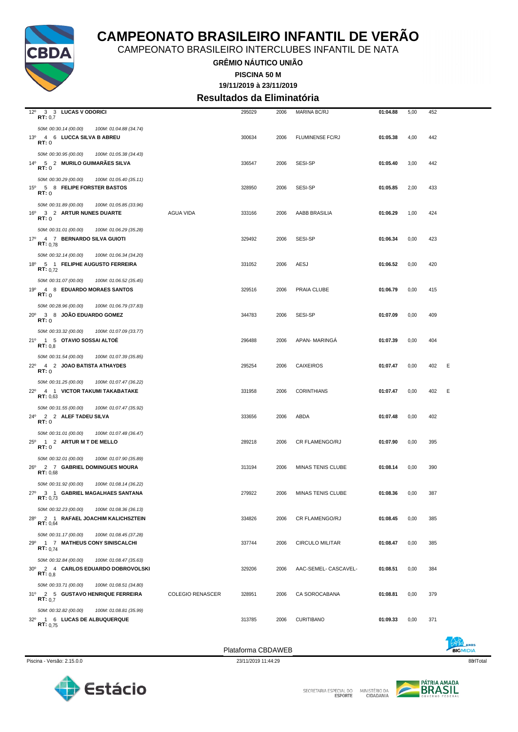# CAMPEONATO BRASILEIRO INFANTIL DE VERÃO

CAMPEONATO BRASILEIRO INTERCLUBES INFANTIL DE NATA

**GRÊMIO NÁUTICO UNIÃO**

**PISCINA 50 M**

**19/11/2019 à 23/11/2019**

## Resultados da Eliminatória

| Col. | Série | Raia | Nome | Escola | Registro | Ano | Clube | Tempo | Pontos | Índice | Obs |
|---|---|---|---|---|---|---|---|---|---|---|---|
| 12º | 3 | 3 | **LUCAS V ODORICI** RT: 0,7 | | 295029 | 2006 | MARINA BC/RJ | **01:04.88** | 5,00 | 452 | |
| | | | *50M: 00:30.14 (00.00) 100M: 01:04.88 (34.74)* | | | | | | | | |
| 13º | 4 | 6 | **LUCCA SILVA B ABREU** RT: 0 | | 300634 | 2006 | FLUMINENSE FC/RJ | **01:05.38** | 4,00 | 442 | |
| | | | *50M: 00:30.95 (00.00) 100M: 01:05.38 (34.43)* | | | | | | | | |
| 14º | 5 | 2 | **MURILO GUIMARÃES SILVA** RT: 0 | | 336547 | 2006 | SESI-SP | **01:05.40** | 3,00 | 442 | |
| | | | *50M: 00:30.29 (00.00) 100M: 01:05.40 (35.11)* | | | | | | | | |
| 15º | 5 | 8 | **FELIPE FORSTER BASTOS** RT: 0 | | 328950 | 2006 | SESI-SP | **01:05.85** | 2,00 | 433 | |
| | | | *50M: 00:31.89 (00.00) 100M: 01:05.85 (33.96)* | | | | | | | | |
| 16º | 3 | 2 | **ARTUR NUNES DUARTE** RT: 0 | AGUA VIDA | 333166 | 2006 | AABB BRASILIA | **01:06.29** | 1,00 | 424 | |
| | | | *50M: 00:31.01 (00.00) 100M: 01:06.29 (35.28)* | | | | | | | | |
| 17º | 4 | 7 | **BERNARDO SILVA GUIOTI** RT: 0,78 | | 329492 | 2006 | SESI-SP | **01:06.34** | 0,00 | 423 | |
| | | | *50M: 00:32.14 (00.00) 100M: 01:06.34 (34.20)* | | | | | | | | |
| 18º | 5 | 1 | **FELIPHE AUGUSTO FERREIRA** RT: 0,72 | | 331052 | 2006 | AESJ | **01:06.52** | 0,00 | 420 | |
| | | | *50M: 00:31.07 (00.00) 100M: 01:06.52 (35.45)* | | | | | | | | |
| 19º | 4 | 8 | **EDUARDO MORAES SANTOS** RT: 0 | | 329516 | 2006 | PRAIA CLUBE | **01:06.79** | 0,00 | 415 | |
| | | | *50M: 00:28.96 (00.00) 100M: 01:06.79 (37.83)* | | | | | | | | |
| 20º | 3 | 8 | **JOÃO EDUARDO GOMEZ** RT: 0 | | 344783 | 2006 | SESI-SP | **01:07.09** | 0,00 | 409 | |
| | | | *50M: 00:33.32 (00.00) 100M: 01:07.09 (33.77)* | | | | | | | | |
| 21º | 1 | 5 | **OTAVIO SOSSAI ALTOÉ** RT: 0,8 | | 296488 | 2006 | APAN- MARINGÁ | **01:07.39** | 0,00 | 404 | |
| | | | *50M: 00:31.54 (00.00) 100M: 01:07.39 (35.85)* | | | | | | | | |
| 22º | 4 | 2 | **JOAO BATISTA ATHAYDES** RT: 0 | | 295254 | 2006 | CAIXEIROS | **01:07.47** | 0,00 | 402 | E |
| | | | *50M: 00:31.25 (00.00) 100M: 01:07.47 (36.22)* | | | | | | | | |
| 22º | 4 | 1 | **VICTOR TAKUMI TAKABATAKE** RT: 0,63 | | 331958 | 2006 | CORINTHIANS | **01:07.47** | 0,00 | 402 | E |
| | | | *50M: 00:31.55 (00.00) 100M: 01:07.47 (35.92)* | | | | | | | | |
| 24º | 2 | 2 | **ALEF TADEU SILVA** RT: 0 | | 333656 | 2006 | ABDA | **01:07.48** | 0,00 | 402 | |
| | | | *50M: 00:31.01 (00.00) 100M: 01:07.48 (36.47)* | | | | | | | | |
| 25º | 1 | 2 | **ARTUR M T DE MELLO** RT: 0 | | 289218 | 2006 | CR FLAMENGO/RJ | **01:07.90** | 0,00 | 395 | |
| | | | *50M: 00:32.01 (00.00) 100M: 01:07.90 (35.89)* | | | | | | | | |
| 26º | 2 | 7 | **GABRIEL DOMINGUES MOURA** RT: 0,68 | | 313194 | 2006 | MINAS TENIS CLUBE | **01:08.14** | 0,00 | 390 | |
| | | | *50M: 00:31.92 (00.00) 100M: 01:08.14 (36.22)* | | | | | | | | |
| 27º | 3 | 1 | **GABRIEL MAGALHAES SANTANA** RT: 0,73 | | 279922 | 2006 | MINAS TENIS CLUBE | **01:08.36** | 0,00 | 387 | |
| | | | *50M: 00:32.23 (00.00) 100M: 01:08.36 (36.13)* | | | | | | | | |
| 28º | 2 | 1 | **RAFAEL JOACHIM KALICHSZTEIN** RT: 0,64 | | 334826 | 2006 | CR FLAMENGO/RJ | **01:08.45** | 0,00 | 385 | |
| | | | *50M: 00:31.17 (00.00) 100M: 01:08.45 (37.28)* | | | | | | | | |
| 29º | 1 | 7 | **MATHEUS CONY SINISCALCHI** RT: 0,74 | | 337744 | 2006 | CIRCULO MILITAR | **01:08.47** | 0,00 | 385 | |
| | | | *50M: 00:32.84 (00.00) 100M: 01:08.47 (35.63)* | | | | | | | | |
| 30º | 2 | 4 | **CARLOS EDUARDO DOBROVOLSKI** RT: 0,8 | | 329206 | 2006 | AAC-SEMEL- CASCAVEL- | **01:08.51** | 0,00 | 384 | |
| | | | *50M: 00:33.71 (00.00) 100M: 01:08.51 (34.80)* | | | | | | | | |
| 31º | 2 | 5 | **GUSTAVO HENRIQUE FERREIRA** RT: 0,7 | COLEGIO RENASCER | 328951 | 2006 | CA SOROCABANA | **01:08.81** | 0,00 | 379 | |
| | | | *50M: 00:32.82 (00.00) 100M: 01:08.81 (35.99)* | | | | | | | | |
| 32º | 1 | 6 | **LUCAS DE ALBUQUERQUE** RT: 0,75 | | 313785 | 2006 | CURITIBANO | **01:09.33** | 0,00 | 371 | |

Plataforma CBDAWEB

Piscina - Versão: 2.15.0.0 — 23/11/2019 11:44:29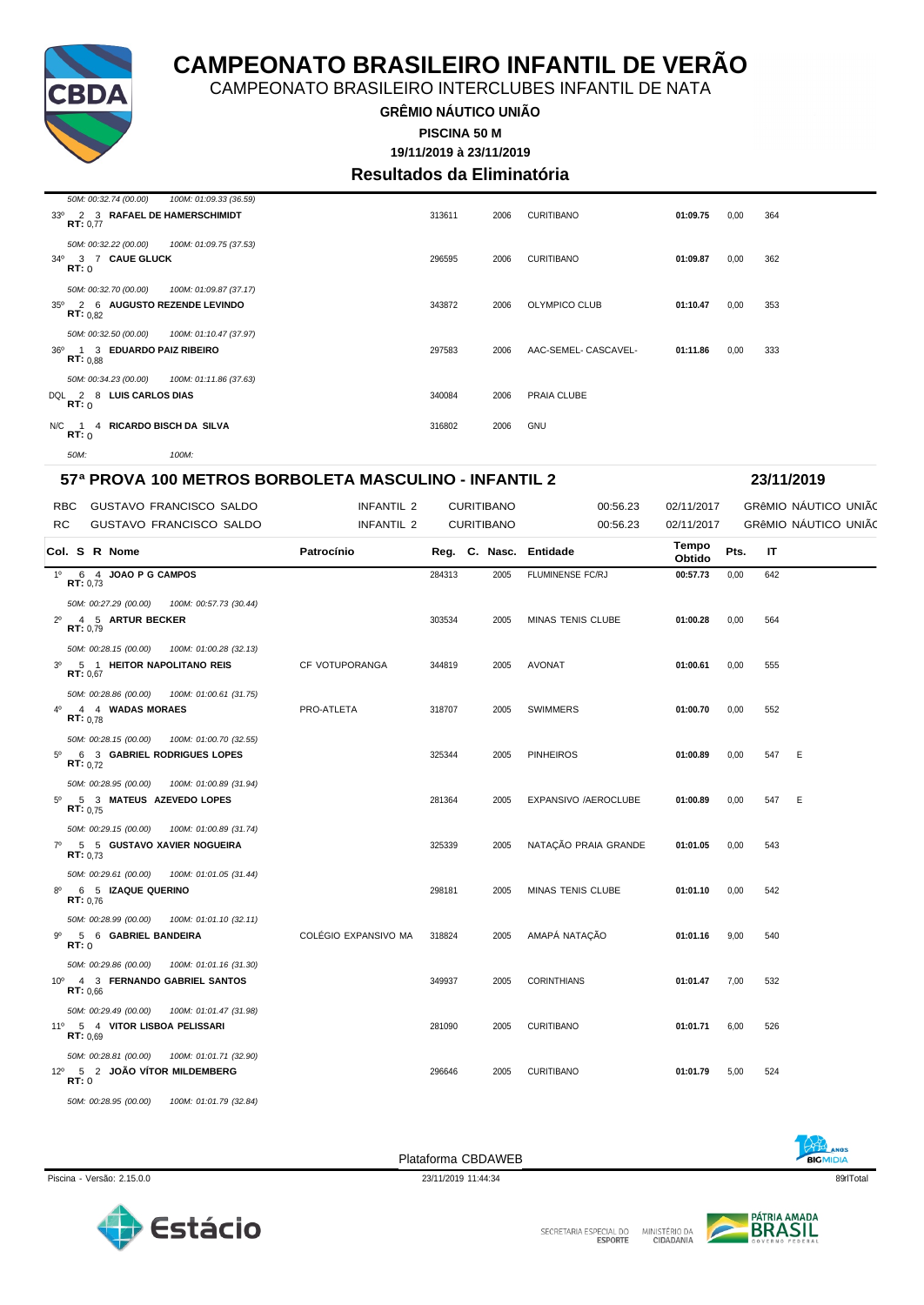# CAMPEONATO BRASILEIRO INFANTIL DE VERÃO

CAMPEONATO BRASILEIRO INTERCLUBES INFANTIL DE NATA

**GRÊMIO NÁUTICO UNIÃO**

**PISCINA 50 M**

**19/11/2019 à 23/11/2019**

## Resultados da Eliminatória

| Col. S R Nome | Patrocínio | Reg. | C. Nasc. | Entidade | Tempo Obtido | Pts. | IT |
|---|---|---|---|---|---|---|---|
| *50M: 00:32.74 (00.00) 100M: 01:09.33 (36.59)* | | | | | | | |
| 33º 2 3 **RAFAEL DE HAMERSCHIMIDT** RT: 0,77 | | 313611 | 2006 | CURITIBANO | **01:09.75** | 0,00 | 364 |
| *50M: 00:32.22 (00.00) 100M: 01:09.75 (37.53)* | | | | | | | |
| 34º 3 7 **CAUE GLUCK** RT: 0 | | 296595 | 2006 | CURITIBANO | **01:09.87** | 0,00 | 362 |
| *50M: 00:32.70 (00.00) 100M: 01:09.87 (37.17)* | | | | | | | |
| 35º 2 6 **AUGUSTO REZENDE LEVINDO** RT: 0,82 | | 343872 | 2006 | OLYMPICO CLUB | **01:10.47** | 0,00 | 353 |
| *50M: 00:32.50 (00.00) 100M: 01:10.47 (37.97)* | | | | | | | |
| 36º 1 3 **EDUARDO PAIZ RIBEIRO** RT: 0,88 | | 297583 | 2006 | AAC-SEMEL- CASCAVEL- | **01:11.86** | 0,00 | 333 |
| *50M: 00:34.23 (00.00) 100M: 01:11.86 (37.63)* | | | | | | | |
| DQL 2 8 **LUIS CARLOS DIAS** RT: 0 | | 340084 | 2006 | PRAIA CLUBE | | | |
| N/C 1 4 **RICARDO BISCH DA SILVA** RT: 0 | | 316802 | 2006 | GNU | | | |
| *50M: 100M:* | | | | | | | |

## 57ª PROVA 100 METROS BORBOLETA MASCULINO - INFANTIL 2 — 23/11/2019

| | | | | | | |
|---|---|---|---|---|---|---|
| RBC | GUSTAVO FRANCISCO SALDO | INFANTIL 2 | CURITIBANO | 00:56.23 | 02/11/2017 | GRêMIO NÁUTICO UNIÃO |
| RC | GUSTAVO FRANCISCO SALDO | INFANTIL 2 | CURITIBANO | 00:56.23 | 02/11/2017 | GRêMIO NÁUTICO UNIÃO |

| Col. S R Nome | Patrocínio | Reg. | C. Nasc. | Entidade | Tempo Obtido | Pts. | IT | |
|---|---|---|---|---|---|---|---|---|
| 1º 6 4 **JOAO P G CAMPOS** RT: 0,73 | | 284313 | 2005 | FLUMINENSE FC/RJ | **00:57.73** | 0,00 | 642 | |
| *50M: 00:27.29 (00.00) 100M: 00:57.73 (30.44)* | | | | | | | | |
| 2º 4 5 **ARTUR BECKER** RT: 0,79 | | 303534 | 2005 | MINAS TENIS CLUBE | **01:00.28** | 0,00 | 564 | |
| *50M: 00:28.15 (00.00) 100M: 01:00.28 (32.13)* | | | | | | | | |
| 3º 5 1 **HEITOR NAPOLITANO REIS** RT: 0,67 | CF VOTUPORANGA | 344819 | 2005 | AVONAT | **01:00.61** | 0,00 | 555 | |
| *50M: 00:28.86 (00.00) 100M: 01:00.61 (31.75)* | | | | | | | | |
| 4º 4 4 **WADAS MORAES** RT: 0,78 | PRO-ATLETA | 318707 | 2005 | SWIMMERS | **01:00.70** | 0,00 | 552 | |
| *50M: 00:28.15 (00.00) 100M: 01:00.70 (32.55)* | | | | | | | | |
| 5º 6 3 **GABRIEL RODRIGUES LOPES** RT: 0,72 | | 325344 | 2005 | PINHEIROS | **01:00.89** | 0,00 | 547 | E |
| *50M: 00:28.95 (00.00) 100M: 01:00.89 (31.94)* | | | | | | | | |
| 5º 5 3 **MATEUS AZEVEDO LOPES** RT: 0,75 | | 281364 | 2005 | EXPANSIVO /AEROCLUBE | **01:00.89** | 0,00 | 547 | E |
| *50M: 00:29.15 (00.00) 100M: 01:00.89 (31.74)* | | | | | | | | |
| 7º 5 5 **GUSTAVO XAVIER NOGUEIRA** RT: 0,73 | | 325339 | 2005 | NATAÇÃO PRAIA GRANDE | **01:01.05** | 0,00 | 543 | |
| *50M: 00:29.61 (00.00) 100M: 01:01.05 (31.44)* | | | | | | | | |
| 8º 6 5 **IZAQUE QUERINO** RT: 0,76 | | 298181 | 2005 | MINAS TENIS CLUBE | **01:01.10** | 0,00 | 542 | |
| *50M: 00:28.99 (00.00) 100M: 01:01.10 (32.11)* | | | | | | | | |
| 9º 5 6 **GABRIEL BANDEIRA** RT: 0 | COLÉGIO EXPANSIVO MA | 318824 | 2005 | AMAPÁ NATAÇÃO | **01:01.16** | 9,00 | 540 | |
| *50M: 00:29.86 (00.00) 100M: 01:01.16 (31.30)* | | | | | | | | |
| 10º 4 3 **FERNANDO GABRIEL SANTOS** RT: 0,66 | | 349937 | 2005 | CORINTHIANS | **01:01.47** | 7,00 | 532 | |
| *50M: 00:29.49 (00.00) 100M: 01:01.47 (31.98)* | | | | | | | | |
| 11º 5 4 **VITOR LISBOA PELISSARI** RT: 0,69 | | 281090 | 2005 | CURITIBANO | **01:01.71** | 6,00 | 526 | |
| *50M: 00:28.81 (00.00) 100M: 01:01.71 (32.90)* | | | | | | | | |
| 12º 5 2 **JOÃO VÍTOR MILDEMBERG** RT: 0 | | 296646 | 2005 | CURITIBANO | **01:01.79** | 5,00 | 524 | |
| *50M: 00:28.95 (00.00) 100M: 01:01.79 (32.84)* | | | | | | | | |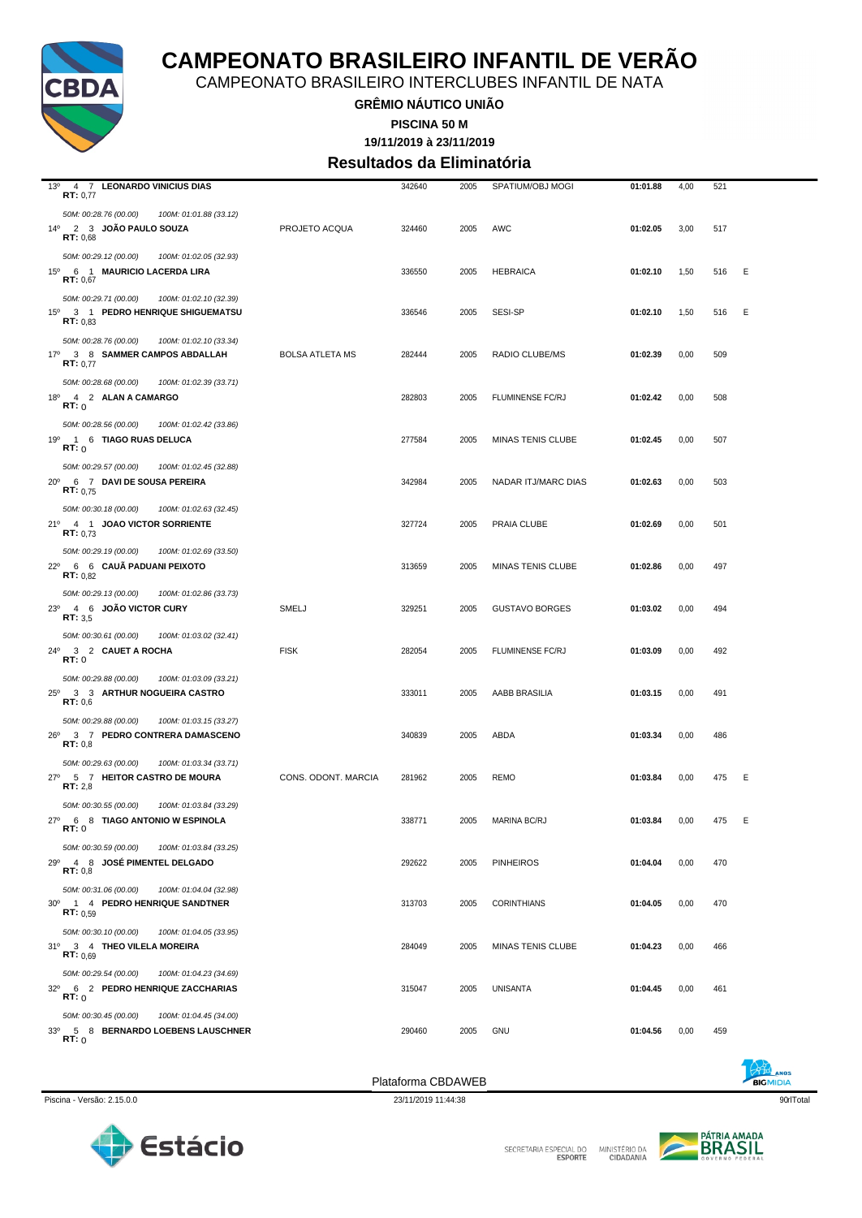# CAMPEONATO BRASILEIRO INFANTIL DE VERÃO

CAMPEONATO BRASILEIRO INTERCLUBES INFANTIL DE NATA

**GRÊMIO NÁUTICO UNIÃO**

**PISCINA 50 M**

**19/11/2019 à 23/11/2019**

## Resultados da Eliminatória

| Col | S | R | Nome | Patrocínio | Registro | Ano | Clube | Tempo | Pts | Índice | |
|---|---|---|---|---|---|---|---|---|---|---|---|
| 13º | 4 | 7 | **LEONARDO VINICIUS DIAS** (RT: 0,77) | | 342640 | 2005 | SPATIUM/OBJ MOGI | **01:01.88** | 4,00 | 521 | |
| | | | *50M: 00:28.76 (00.00) 100M: 01:01.88 (33.12)* | | | | | | | | |
| 14º | 2 | 3 | **JOÃO PAULO SOUZA** (RT: 0,68) | PROJETO ACQUA | 324460 | 2005 | AWC | **01:02.05** | 3,00 | 517 | |
| | | | *50M: 00:29.12 (00.00) 100M: 01:02.05 (32.93)* | | | | | | | | |
| 15º | 6 | 1 | **MAURICIO LACERDA LIRA** (RT: 0,67) | | 336550 | 2005 | HEBRAICA | **01:02.10** | 1,50 | 516 | E |
| | | | *50M: 00:29.71 (00.00) 100M: 01:02.10 (32.39)* | | | | | | | | |
| 15º | 3 | 1 | **PEDRO HENRIQUE SHIGUEMATSU** (RT: 0,83) | | 336546 | 2005 | SESI-SP | **01:02.10** | 1,50 | 516 | E |
| | | | *50M: 00:28.76 (00.00) 100M: 01:02.10 (33.34)* | | | | | | | | |
| 17º | 3 | 8 | **SAMMER CAMPOS ABDALLAH** (RT: 0,77) | BOLSA ATLETA MS | 282444 | 2005 | RADIO CLUBE/MS | **01:02.39** | 0,00 | 509 | |
| | | | *50M: 00:28.68 (00.00) 100M: 01:02.39 (33.71)* | | | | | | | | |
| 18º | 4 | 2 | **ALAN A CAMARGO** (RT: 0) | | 282803 | 2005 | FLUMINENSE FC/RJ | **01:02.42** | 0,00 | 508 | |
| | | | *50M: 00:28.56 (00.00) 100M: 01:02.42 (33.86)* | | | | | | | | |
| 19º | 1 | 6 | **TIAGO RUAS DELUCA** (RT: 0) | | 277584 | 2005 | MINAS TENIS CLUBE | **01:02.45** | 0,00 | 507 | |
| | | | *50M: 00:29.57 (00.00) 100M: 01:02.45 (32.88)* | | | | | | | | |
| 20º | 6 | 7 | **DAVI DE SOUSA PEREIRA** (RT: 0,75) | | 342984 | 2005 | NADAR ITJ/MARC DIAS | **01:02.63** | 0,00 | 503 | |
| | | | *50M: 00:30.18 (00.00) 100M: 01:02.63 (32.45)* | | | | | | | | |
| 21º | 4 | 1 | **JOAO VICTOR SORRIENTE** (RT: 0,73) | | 327724 | 2005 | PRAIA CLUBE | **01:02.69** | 0,00 | 501 | |
| | | | *50M: 00:29.19 (00.00) 100M: 01:02.69 (33.50)* | | | | | | | | |
| 22º | 6 | 6 | **CAUÃ PADUANI PEIXOTO** (RT: 0,82) | | 313659 | 2005 | MINAS TENIS CLUBE | **01:02.86** | 0,00 | 497 | |
| | | | *50M: 00:29.13 (00.00) 100M: 01:02.86 (33.73)* | | | | | | | | |
| 23º | 4 | 6 | **JOÃO VICTOR CURY** (RT: 3,5) | SMELJ | 329251 | 2005 | GUSTAVO BORGES | **01:03.02** | 0,00 | 494 | |
| | | | *50M: 00:30.61 (00.00) 100M: 01:03.02 (32.41)* | | | | | | | | |
| 24º | 3 | 2 | **CAUET A ROCHA** (RT: 0) | FISK | 282054 | 2005 | FLUMINENSE FC/RJ | **01:03.09** | 0,00 | 492 | |
| | | | *50M: 00:29.88 (00.00) 100M: 01:03.09 (33.21)* | | | | | | | | |
| 25º | 3 | 3 | **ARTHUR NOGUEIRA CASTRO** (RT: 0,6) | | 333011 | 2005 | AABB BRASILIA | **01:03.15** | 0,00 | 491 | |
| | | | *50M: 00:29.88 (00.00) 100M: 01:03.15 (33.27)* | | | | | | | | |
| 26º | 3 | 7 | **PEDRO CONTRERA DAMASCENO** (RT: 0,8) | | 340839 | 2005 | ABDA | **01:03.34** | 0,00 | 486 | |
| | | | *50M: 00:29.63 (00.00) 100M: 01:03.34 (33.71)* | | | | | | | | |
| 27º | 5 | 7 | **HEITOR CASTRO DE MOURA** (RT: 2,8) | CONS. ODONT. MARCIA | 281962 | 2005 | REMO | **01:03.84** | 0,00 | 475 | E |
| | | | *50M: 00:30.55 (00.00) 100M: 01:03.84 (33.29)* | | | | | | | | |
| 27º | 6 | 8 | **TIAGO ANTONIO W ESPINOLA** (RT: 0) | | 338771 | 2005 | MARINA BC/RJ | **01:03.84** | 0,00 | 475 | E |
| | | | *50M: 00:30.59 (00.00) 100M: 01:03.84 (33.25)* | | | | | | | | |
| 29º | 4 | 8 | **JOSÉ PIMENTEL DELGADO** (RT: 0,8) | | 292622 | 2005 | PINHEIROS | **01:04.04** | 0,00 | 470 | |
| | | | *50M: 00:31.06 (00.00) 100M: 01:04.04 (32.98)* | | | | | | | | |
| 30º | 1 | 4 | **PEDRO HENRIQUE SANDTNER** (RT: 0,59) | | 313703 | 2005 | CORINTHIANS | **01:04.05** | 0,00 | 470 | |
| | | | *50M: 00:30.10 (00.00) 100M: 01:04.05 (33.95)* | | | | | | | | |
| 31º | 3 | 4 | **THEO VILELA MOREIRA** (RT: 0,69) | | 284049 | 2005 | MINAS TENIS CLUBE | **01:04.23** | 0,00 | 466 | |
| | | | *50M: 00:29.54 (00.00) 100M: 01:04.23 (34.69)* | | | | | | | | |
| 32º | 6 | 2 | **PEDRO HENRIQUE ZACCHARIAS** (RT: 0) | | 315047 | 2005 | UNISANTA | **01:04.45** | 0,00 | 461 | |
| | | | *50M: 00:30.45 (00.00) 100M: 01:04.45 (34.00)* | | | | | | | | |
| 33º | 5 | 8 | **BERNARDO LOEBENS LAUSCHNER** (RT: 0) | | 290460 | 2005 | GNU | **01:04.56** | 0,00 | 459 | |

Plataforma CBDAWEB

Piscina - Versão: 2.15.0.0 — 23/11/2019 11:44:38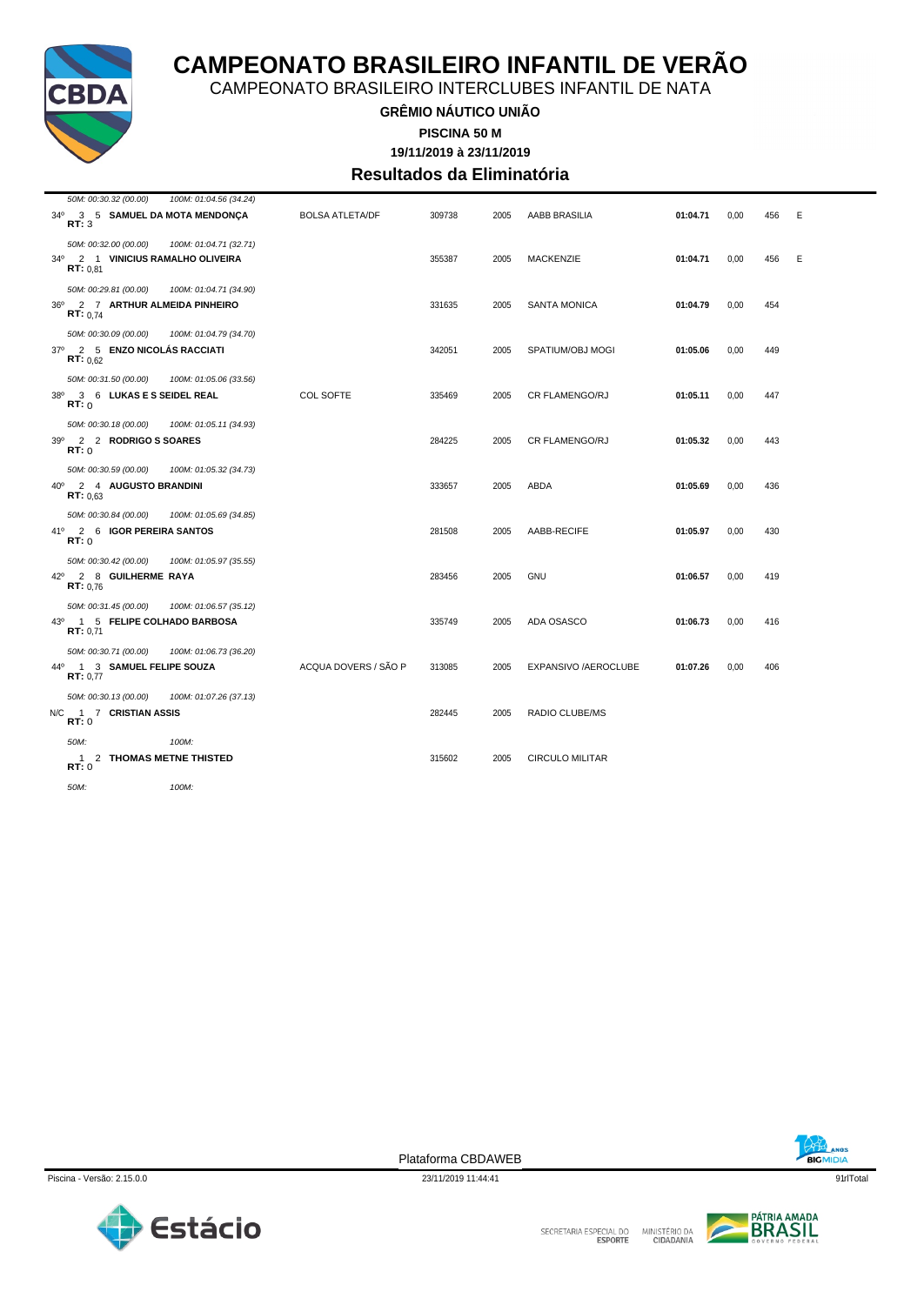# CAMPEONATO BRASILEIRO INFANTIL DE VERÃO

CAMPEONATO BRASILEIRO INTERCLUBES INFANTIL DE NATA

**GRÊMIO NÁUTICO UNIÃO**

**PISCINA 50 M**

**19/11/2019 à 23/11/2019**

## Resultados da Eliminatória

*50M: 00:30.32 (00.00) 100M: 01:04.56 (34.24)*

| | | | | | | | | | |
|---|---|---|---|---|---|---|---|---|---|
| 34º | 3 5 **SAMUEL DA MOTA MENDONÇA** RT: 3 | BOLSA ATLETA/DF | 309738 | 2005 | AABB BRASILIA | **01:04.71** | 0,00 | 456 | E |
| | *50M: 00:32.00 (00.00) 100M: 01:04.71 (32.71)* | | | | | | | | |
| 34º | 2 1 **VINICIUS RAMALHO OLIVEIRA** RT: 0,81 | | 355387 | 2005 | MACKENZIE | **01:04.71** | 0,00 | 456 | E |
| | *50M: 00:29.81 (00.00) 100M: 01:04.71 (34.90)* | | | | | | | | |
| 36º | 2 7 **ARTHUR ALMEIDA PINHEIRO** RT: 0,74 | | 331635 | 2005 | SANTA MONICA | **01:04.79** | 0,00 | 454 | |
| | *50M: 00:30.09 (00.00) 100M: 01:04.79 (34.70)* | | | | | | | | |
| 37º | 2 5 **ENZO NICOLÁS RACCIATI** RT: 0,62 | | 342051 | 2005 | SPATIUM/OBJ MOGI | **01:05.06** | 0,00 | 449 | |
| | *50M: 00:31.50 (00.00) 100M: 01:05.06 (33.56)* | | | | | | | | |
| 38º | 3 6 **LUKAS E S SEIDEL REAL** RT: 0 | COL SOFTE | 335469 | 2005 | CR FLAMENGO/RJ | **01:05.11** | 0,00 | 447 | |
| | *50M: 00:30.18 (00.00) 100M: 01:05.11 (34.93)* | | | | | | | | |
| 39º | 2 2 **RODRIGO S SOARES** RT: 0 | | 284225 | 2005 | CR FLAMENGO/RJ | **01:05.32** | 0,00 | 443 | |
| | *50M: 00:30.59 (00.00) 100M: 01:05.32 (34.73)* | | | | | | | | |
| 40º | 2 4 **AUGUSTO BRANDINI** RT: 0,63 | | 333657 | 2005 | ABDA | **01:05.69** | 0,00 | 436 | |
| | *50M: 00:30.84 (00.00) 100M: 01:05.69 (34.85)* | | | | | | | | |
| 41º | 2 6 **IGOR PEREIRA SANTOS** RT: 0 | | 281508 | 2005 | AABB-RECIFE | **01:05.97** | 0,00 | 430 | |
| | *50M: 00:30.42 (00.00) 100M: 01:05.97 (35.55)* | | | | | | | | |
| 42º | 2 8 **GUILHERME RAYA** RT: 0,76 | | 283456 | 2005 | GNU | **01:06.57** | 0,00 | 419 | |
| | *50M: 00:31.45 (00.00) 100M: 01:06.57 (35.12)* | | | | | | | | |
| 43º | 1 5 **FELIPE COLHADO BARBOSA** RT: 0,71 | | 335749 | 2005 | ADA OSASCO | **01:06.73** | 0,00 | 416 | |
| | *50M: 00:30.71 (00.00) 100M: 01:06.73 (36.20)* | | | | | | | | |
| 44º | 1 3 **SAMUEL FELIPE SOUZA** RT: 0,77 | ACQUA DOVERS / SÃO P | 313085 | 2005 | EXPANSIVO /AEROCLUBE | **01:07.26** | 0,00 | 406 | |
| | *50M: 00:30.13 (00.00) 100M: 01:07.26 (37.13)* | | | | | | | | |
| N/C | 1 7 **CRISTIAN ASSIS** RT: 0 | | 282445 | 2005 | RADIO CLUBE/MS | | | | |
| | *50M: 100M:* | | | | | | | | |
| | 1 2 **THOMAS METNE THISTED** RT: 0 | | 315602 | 2005 | CIRCULO MILITAR | | | | |
| | *50M: 100M:* | | | | | | | | |

Plataforma CBDAWEB

Piscina - Versão: 2.15.0.0 — 23/11/2019 11:44:41 — 91rlTotal